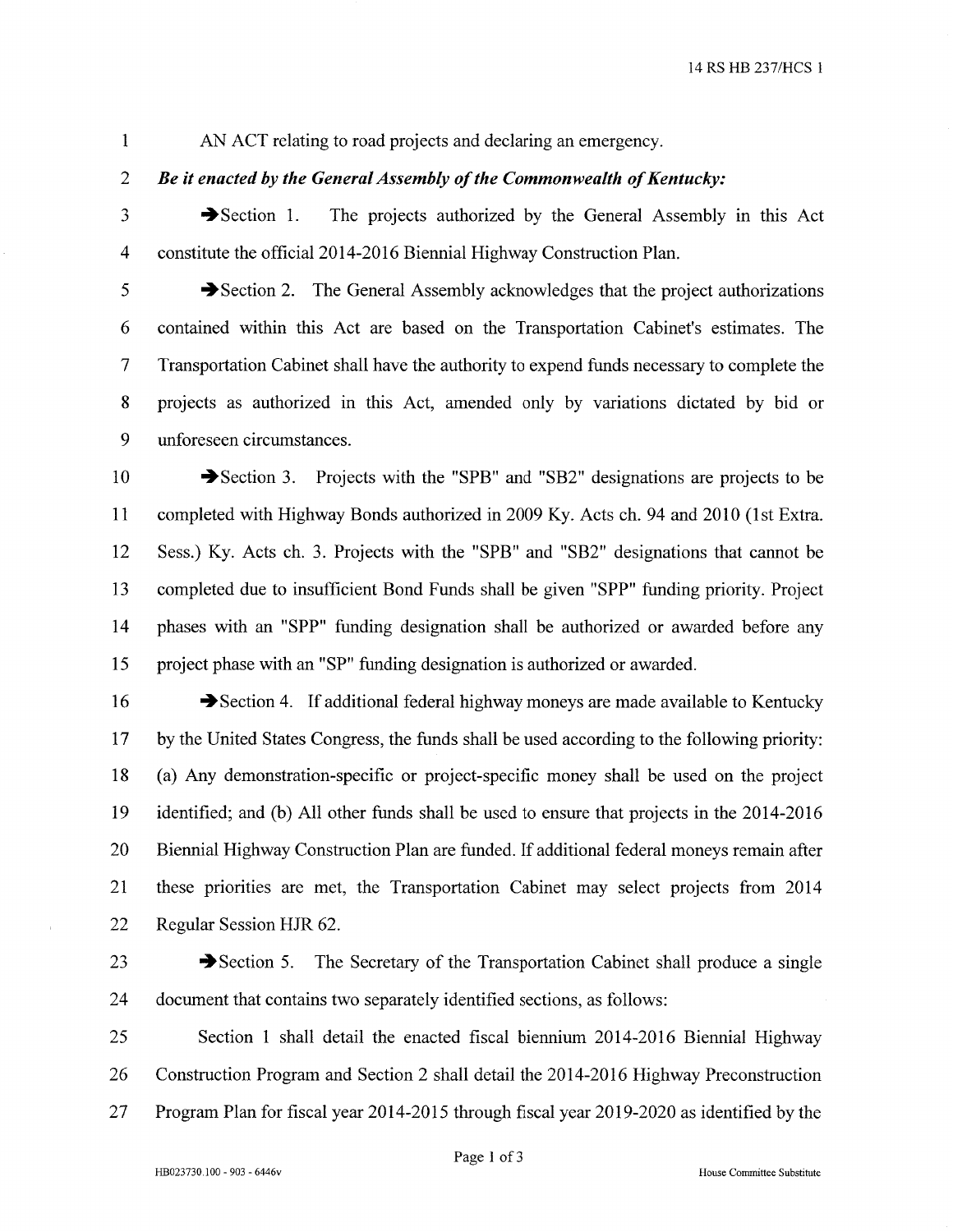AN ACT relating to road projects and declaring an emergency.

***Be it enacted by the General Assembly of the Commonwealth of Kentucky:***

➔Section 1. The projects authorized by the General Assembly in this Act constitute the official 2014-2016 Biennial Highway Construction Plan.

➔Section 2. The General Assembly acknowledges that the project authorizations contained within this Act are based on the Transportation Cabinet's estimates. The Transportation Cabinet shall have the authority to expend funds necessary to complete the projects as authorized in this Act, amended only by variations dictated by bid or unforeseen circumstances.

➔Section 3. Projects with the "SPB" and "SB2" designations are projects to be completed with Highway Bonds authorized in 2009 Ky. Acts ch. 94 and 2010 (1st Extra. Sess.) Ky. Acts ch. 3. Projects with the "SPB" and "SB2" designations that cannot be completed due to insufficient Bond Funds shall be given "SPP" funding priority. Project phases with an "SPP" funding designation shall be authorized or awarded before any project phase with an "SP" funding designation is authorized or awarded.

➔Section 4. If additional federal highway moneys are made available to Kentucky by the United States Congress, the funds shall be used according to the following priority: (a) Any demonstration-specific or project-specific money shall be used on the project identified; and (b) All other funds shall be used to ensure that projects in the 2014-2016 Biennial Highway Construction Plan are funded. If additional federal moneys remain after these priorities are met, the Transportation Cabinet may select projects from 2014 Regular Session HJR 62.

➔Section 5. The Secretary of the Transportation Cabinet shall produce a single document that contains two separately identified sections, as follows:

Section 1 shall detail the enacted fiscal biennium 2014-2016 Biennial Highway Construction Program and Section 2 shall detail the 2014-2016 Highway Preconstruction Program Plan for fiscal year 2014-2015 through fiscal year 2019-2020 as identified by the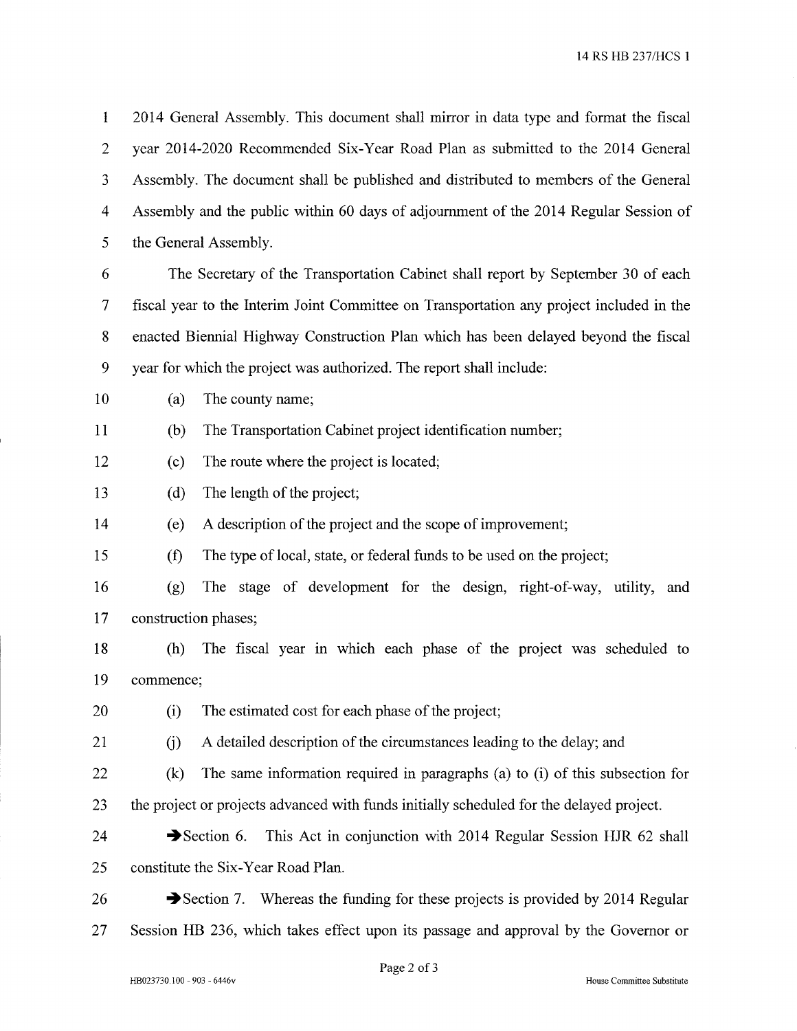2014 General Assembly. This document shall mirror in data type and format the fiscal year 2014-2020 Recommended Six-Year Road Plan as submitted to the 2014 General Assembly. The document shall be published and distributed to members of the General Assembly and the public within 60 days of adjournment of the 2014 Regular Session of the General Assembly.

The Secretary of the Transportation Cabinet shall report by September 30 of each fiscal year to the Interim Joint Committee on Transportation any project included in the enacted Biennial Highway Construction Plan which has been delayed beyond the fiscal year for which the project was authorized. The report shall include:

(a) The county name;

(b) The Transportation Cabinet project identification number;

(c) The route where the project is located;

(d) The length of the project;

(e) A description of the project and the scope of improvement;

(f) The type of local, state, or federal funds to be used on the project;

(g) The stage of development for the design, right-of-way, utility, and construction phases;

(h) The fiscal year in which each phase of the project was scheduled to commence;

(i) The estimated cost for each phase of the project;

(j) A detailed description of the circumstances leading to the delay; and

(k) The same information required in paragraphs (a) to (i) of this subsection for the project or projects advanced with funds initially scheduled for the delayed project.

➔Section 6. This Act in conjunction with 2014 Regular Session HJR 62 shall constitute the Six-Year Road Plan.

➔Section 7. Whereas the funding for these projects is provided by 2014 Regular Session HB 236, which takes effect upon its passage and approval by the Governor or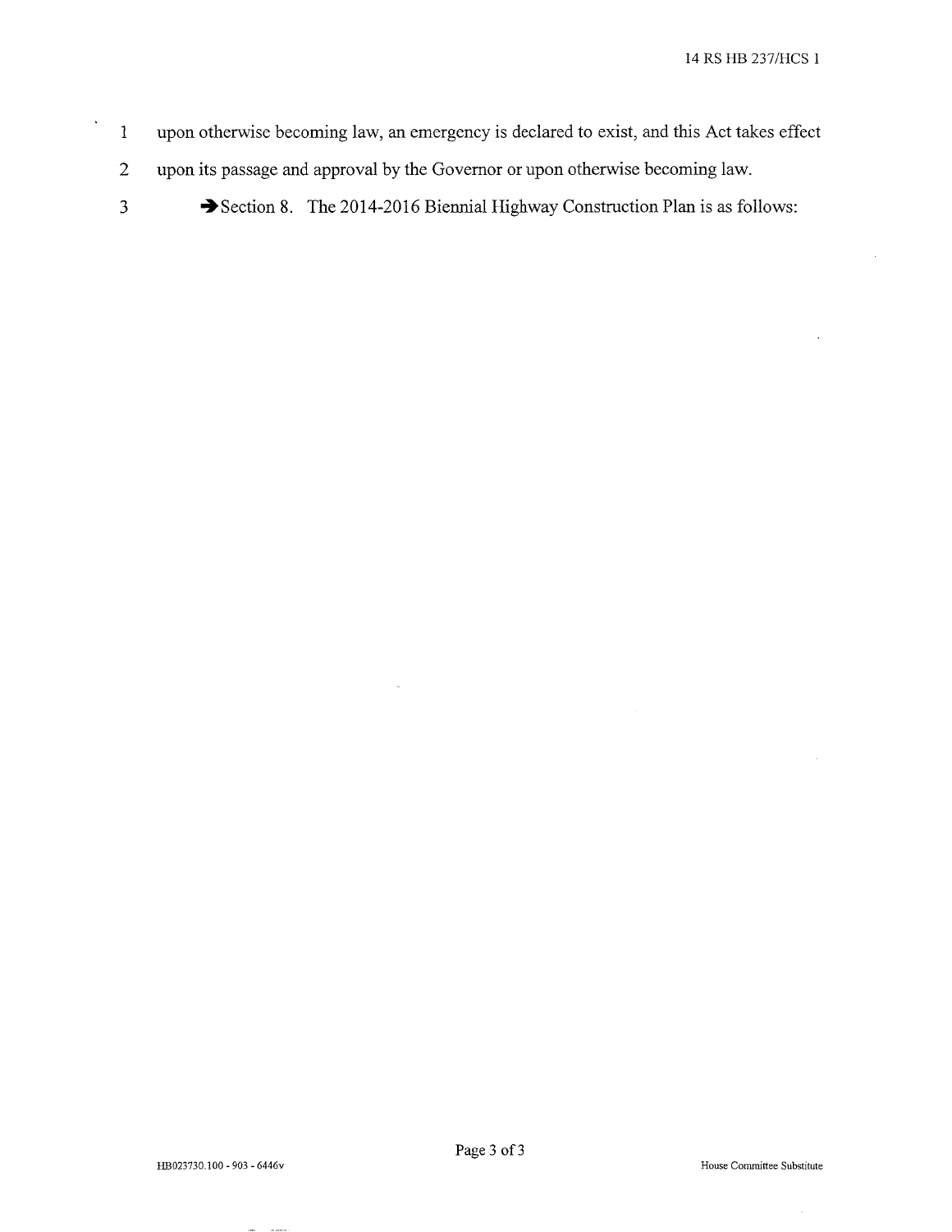upon otherwise becoming law, an emergency is declared to exist, and this Act takes effect upon its passage and approval by the Governor or upon otherwise becoming law.

➔Section 8. The 2014-2016 Biennial Highway Construction Plan is as follows: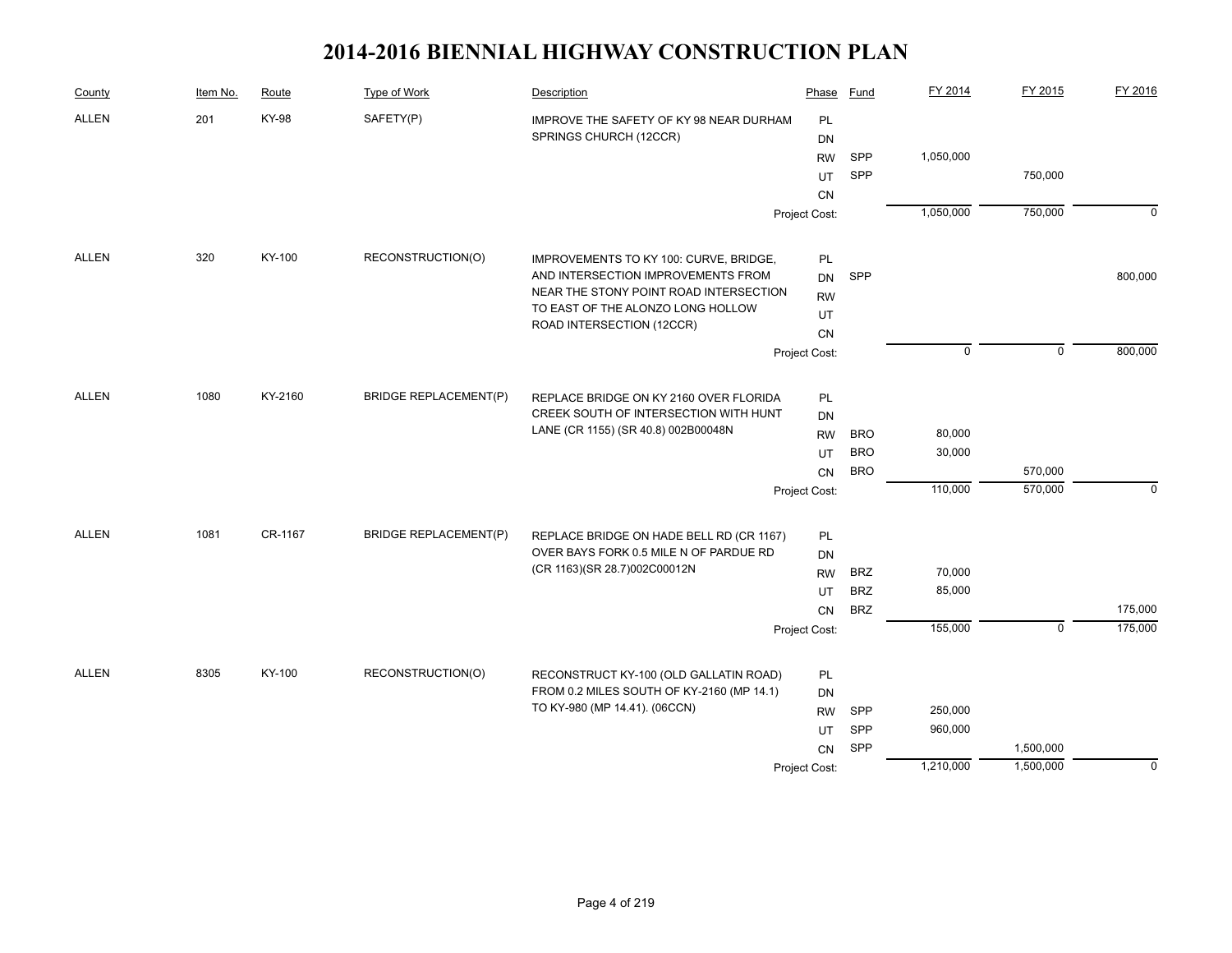# 2014-2016 BIENNIAL HIGHWAY CONSTRUCTION PLAN

| County | Item No. | Route | Type of Work | Description | Phase | Fund | FY 2014 | FY 2015 | FY 2016 |
|---|---|---|---|---|---|---|---|---|---|
| ALLEN | 201 | KY-98 | SAFETY(P) | IMPROVE THE SAFETY OF KY 98 NEAR DURHAM SPRINGS CHURCH (12CCR) | PL | | | | |
| | | | | | DN | | | | |
| | | | | | RW | SPP | 1,050,000 | | |
| | | | | | UT | SPP | | 750,000 | |
| | | | | | CN | | | | |
| | | | | | Project Cost: | | 1,050,000 | 750,000 | 0 |
| ALLEN | 320 | KY-100 | RECONSTRUCTION(O) | IMPROVEMENTS TO KY 100: CURVE, BRIDGE, AND INTERSECTION IMPROVEMENTS FROM NEAR THE STONY POINT ROAD INTERSECTION TO EAST OF THE ALONZO LONG HOLLOW ROAD INTERSECTION (12CCR) | PL | | | | |
| | | | | | DN | SPP | | | 800,000 |
| | | | | | RW | | | | |
| | | | | | UT | | | | |
| | | | | | CN | | | | |
| | | | | | Project Cost: | | 0 | 0 | 800,000 |
| ALLEN | 1080 | KY-2160 | BRIDGE REPLACEMENT(P) | REPLACE BRIDGE ON KY 2160 OVER FLORIDA CREEK SOUTH OF INTERSECTION WITH HUNT LANE (CR 1155) (SR 40.8) 002B00048N | PL | | | | |
| | | | | | DN | | | | |
| | | | | | RW | BRO | 80,000 | | |
| | | | | | UT | BRO | 30,000 | | |
| | | | | | CN | BRO | | 570,000 | |
| | | | | | Project Cost: | | 110,000 | 570,000 | 0 |
| ALLEN | 1081 | CR-1167 | BRIDGE REPLACEMENT(P) | REPLACE BRIDGE ON HADE BELL RD (CR 1167) OVER BAYS FORK 0.5 MILE N OF PARDUE RD (CR 1163)(SR 28.7)002C00012N | PL | | | | |
| | | | | | DN | | | | |
| | | | | | RW | BRZ | 70,000 | | |
| | | | | | UT | BRZ | 85,000 | | |
| | | | | | CN | BRZ | | | 175,000 |
| | | | | | Project Cost: | | 155,000 | 0 | 175,000 |
| ALLEN | 8305 | KY-100 | RECONSTRUCTION(O) | RECONSTRUCT KY-100 (OLD GALLATIN ROAD) FROM 0.2 MILES SOUTH OF KY-2160 (MP 14.1) TO KY-980 (MP 14.41). (06CCN) | PL | | | | |
| | | | | | DN | | | | |
| | | | | | RW | SPP | 250,000 | | |
| | | | | | UT | SPP | 960,000 | | |
| | | | | | CN | SPP | | 1,500,000 | |
| | | | | | Project Cost: | | 1,210,000 | 1,500,000 | 0 |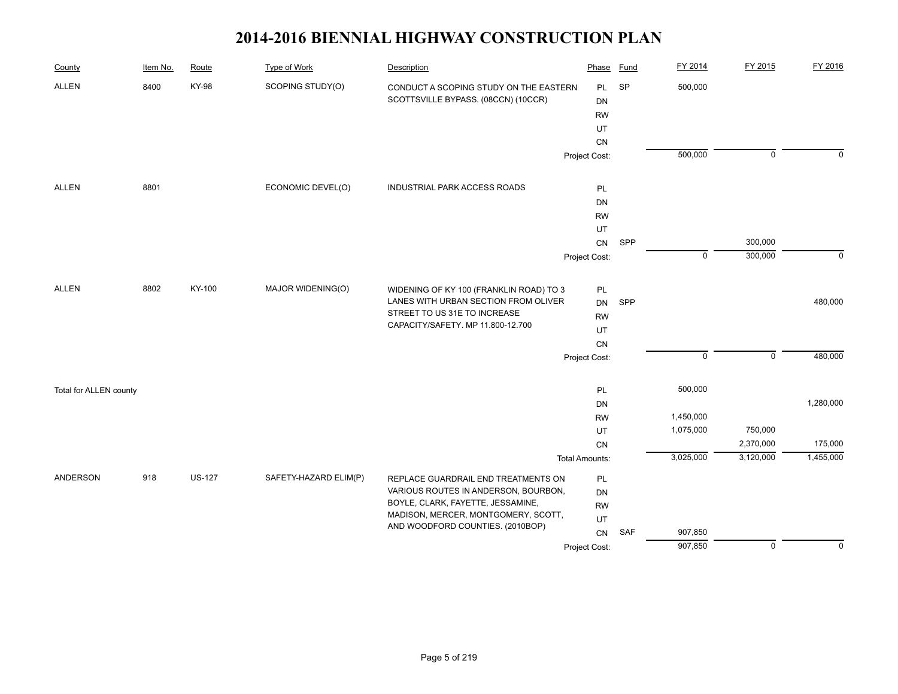# 2014-2016 BIENNIAL HIGHWAY CONSTRUCTION PLAN

| County | Item No. | Route | Type of Work | Description | Phase | Fund | FY 2014 | FY 2015 | FY 2016 |
|---|---|---|---|---|---|---|---|---|---|
| ALLEN | 8400 | KY-98 | SCOPING STUDY(O) | CONDUCT A SCOPING STUDY ON THE EASTERN SCOTTSVILLE BYPASS. (08CCN) (10CCR) | PL | SP | 500,000 | | |
| | | | | | DN | | | | |
| | | | | | RW | | | | |
| | | | | | UT | | | | |
| | | | | | CN | | | | |
| | | | | | Project Cost: | | 500,000 | 0 | 0 |
| ALLEN | 8801 | | ECONOMIC DEVEL(O) | INDUSTRIAL PARK ACCESS ROADS | PL | | | | |
| | | | | | DN | | | | |
| | | | | | RW | | | | |
| | | | | | UT | | | | |
| | | | | | CN | SPP | | 300,000 | |
| | | | | | Project Cost: | | 0 | 300,000 | 0 |
| ALLEN | 8802 | KY-100 | MAJOR WIDENING(O) | WIDENING OF KY 100 (FRANKLIN ROAD) TO 3 LANES WITH URBAN SECTION FROM OLIVER STREET TO US 31E TO INCREASE CAPACITY/SAFETY. MP 11.800-12.700 | PL | | | | |
| | | | | | DN | SPP | | | 480,000 |
| | | | | | RW | | | | |
| | | | | | UT | | | | |
| | | | | | CN | | | | |
| | | | | | Project Cost: | | 0 | 0 | 480,000 |
| Total for ALLEN county | | | | | PL | | 500,000 | | |
| | | | | | DN | | | | 1,280,000 |
| | | | | | RW | | 1,450,000 | | |
| | | | | | UT | | 1,075,000 | 750,000 | |
| | | | | | CN | | | 2,370,000 | 175,000 |
| | | | | | Total Amounts: | | 3,025,000 | 3,120,000 | 1,455,000 |
| ANDERSON | 918 | US-127 | SAFETY-HAZARD ELIM(P) | REPLACE GUARDRAIL END TREATMENTS ON VARIOUS ROUTES IN ANDERSON, BOURBON, BOYLE, CLARK, FAYETTE, JESSAMINE, MADISON, MERCER, MONTGOMERY, SCOTT, AND WOODFORD COUNTIES. (2010BOP) | PL | | | | |
| | | | | | DN | | | | |
| | | | | | RW | | | | |
| | | | | | UT | | | | |
| | | | | | CN | SAF | 907,850 | | |
| | | | | | Project Cost: | | 907,850 | 0 | 0 |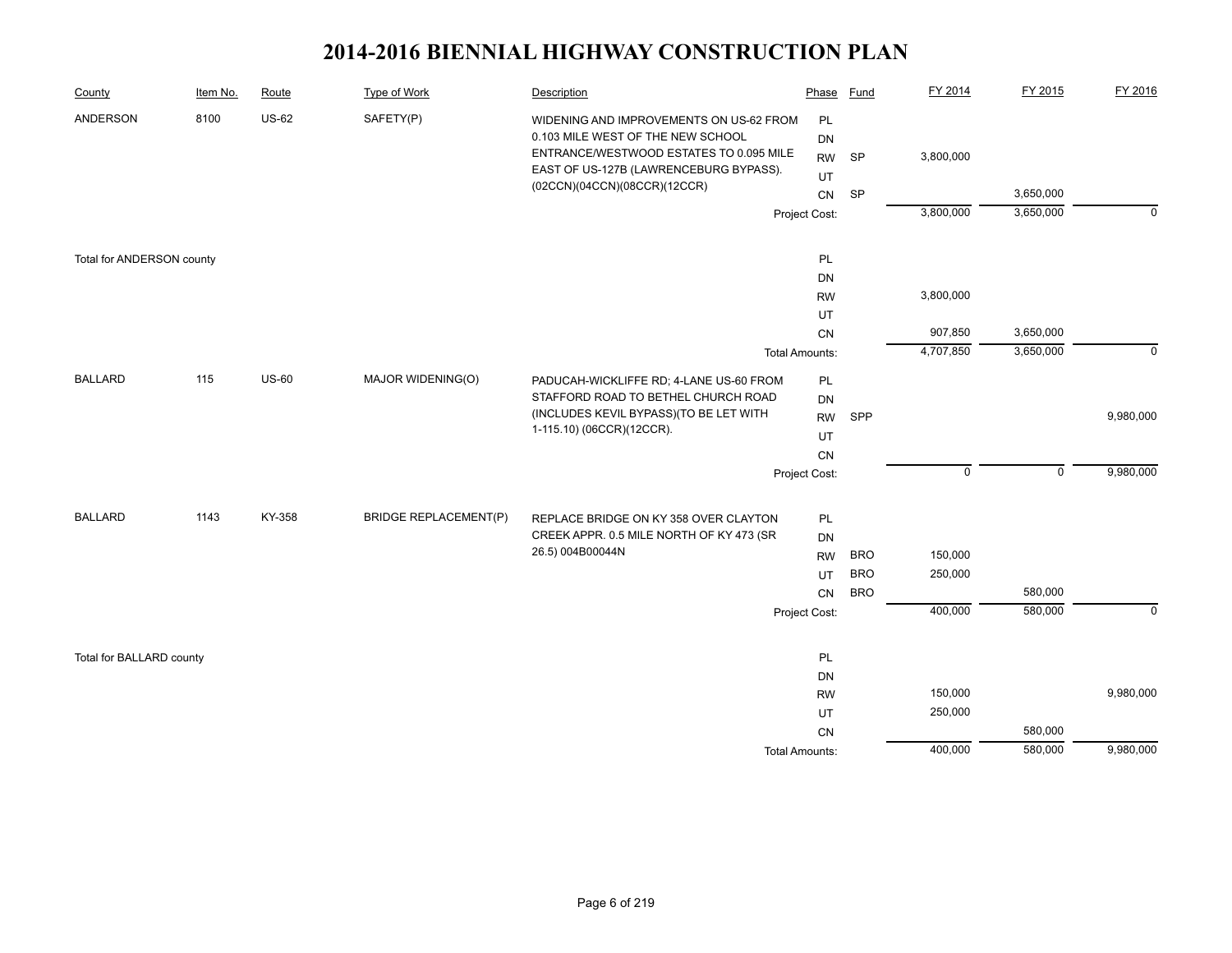# 2014-2016 BIENNIAL HIGHWAY CONSTRUCTION PLAN

| County | Item No. | Route | Type of Work | Description | Phase | Fund | FY 2014 | FY 2015 | FY 2016 |
|---|---|---|---|---|---|---|---|---|---|
| ANDERSON | 8100 | US-62 | SAFETY(P) | WIDENING AND IMPROVEMENTS ON US-62 FROM 0.103 MILE WEST OF THE NEW SCHOOL ENTRANCE/WESTWOOD ESTATES TO 0.095 MILE EAST OF US-127B (LAWRENCEBURG BYPASS). (02CCN)(04CCN)(08CCR)(12CCR) | PL | | | | |
| | | | | | DN | | | | |
| | | | | | RW | SP | 3,800,000 | | |
| | | | | | UT | | | | |
| | | | | | CN | SP | | 3,650,000 | |
| | | | | | Project Cost: | | 3,800,000 | 3,650,000 | 0 |
| Total for ANDERSON county | | | | | PL | | | | |
| | | | | | DN | | | | |
| | | | | | RW | | 3,800,000 | | |
| | | | | | UT | | | | |
| | | | | | CN | | 907,850 | 3,650,000 | |
| | | | | | Total Amounts: | | 4,707,850 | 3,650,000 | 0 |
| BALLARD | 115 | US-60 | MAJOR WIDENING(O) | PADUCAH-WICKLIFFE RD; 4-LANE US-60 FROM STAFFORD ROAD TO BETHEL CHURCH ROAD (INCLUDES KEVIL BYPASS)(TO BE LET WITH 1-115.10) (06CCR)(12CCR). | PL | | | | |
| | | | | | DN | | | | |
| | | | | | RW | SPP | | | 9,980,000 |
| | | | | | UT | | | | |
| | | | | | CN | | | | |
| | | | | | Project Cost: | | 0 | 0 | 9,980,000 |
| BALLARD | 1143 | KY-358 | BRIDGE REPLACEMENT(P) | REPLACE BRIDGE ON KY 358 OVER CLAYTON CREEK APPR. 0.5 MILE NORTH OF KY 473 (SR 26.5) 004B00044N | PL | | | | |
| | | | | | DN | | | | |
| | | | | | RW | BRO | 150,000 | | |
| | | | | | UT | BRO | 250,000 | | |
| | | | | | CN | BRO | | 580,000 | |
| | | | | | Project Cost: | | 400,000 | 580,000 | 0 |
| Total for BALLARD county | | | | | PL | | | | |
| | | | | | DN | | | | |
| | | | | | RW | | 150,000 | | 9,980,000 |
| | | | | | UT | | 250,000 | | |
| | | | | | CN | | | 580,000 | |
| | | | | | Total Amounts: | | 400,000 | 580,000 | 9,980,000 |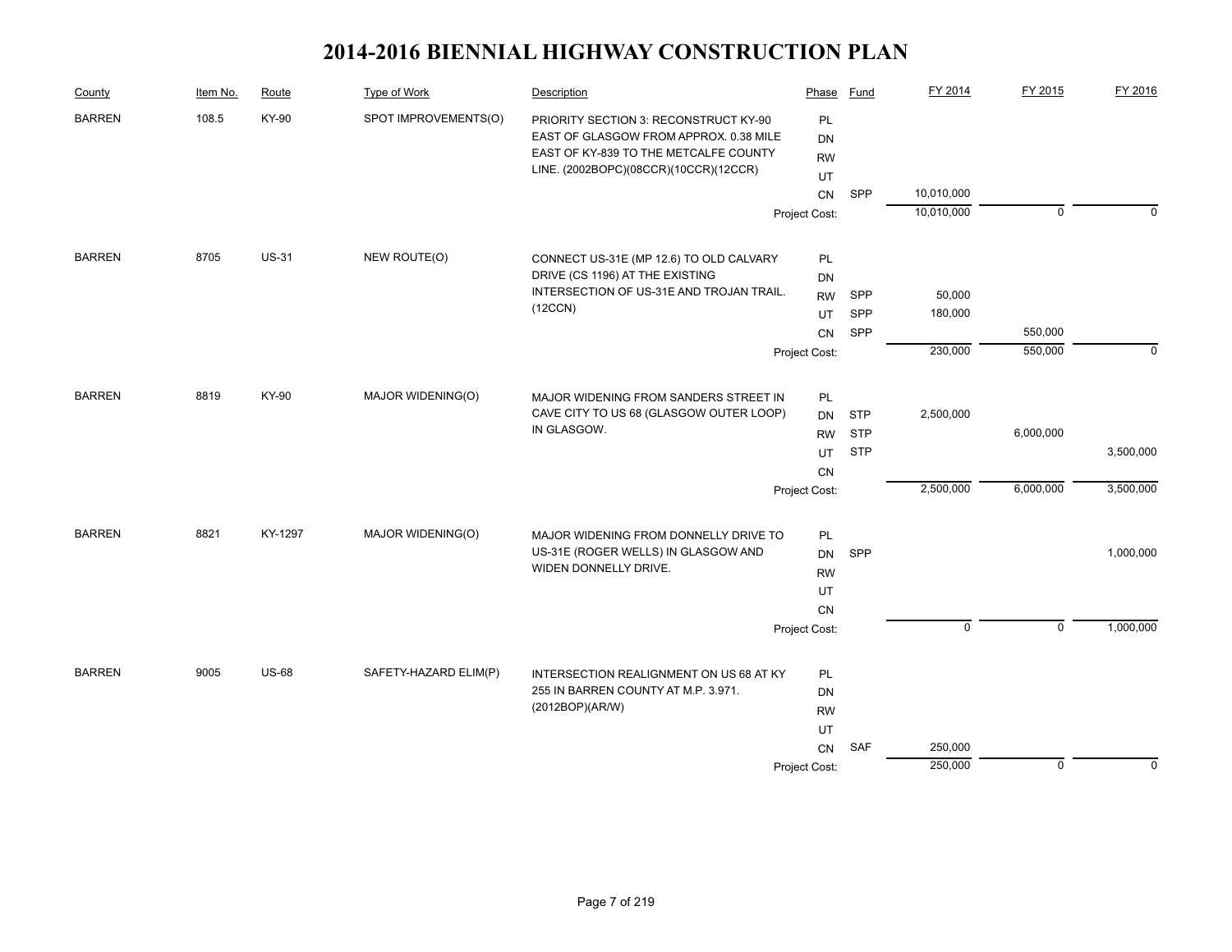# 2014-2016 BIENNIAL HIGHWAY CONSTRUCTION PLAN

| County | Item No. | Route | Type of Work | Description | Phase | Fund | FY 2014 | FY 2015 | FY 2016 |
|---|---|---|---|---|---|---|---|---|---|
| BARREN | 108.5 | KY-90 | SPOT IMPROVEMENTS(O) | PRIORITY SECTION 3: RECONSTRUCT KY-90 EAST OF GLASGOW FROM APPROX. 0.38 MILE EAST OF KY-839 TO THE METCALFE COUNTY LINE. (2002BOPC)(08CCR)(10CCR)(12CCR) | PL | | | | |
| | | | | | DN | | | | |
| | | | | | RW | | | | |
| | | | | | UT | | | | |
| | | | | | CN | SPP | 10,010,000 | | |
| | | | | | Project Cost: | | 10,010,000 | 0 | 0 |
| BARREN | 8705 | US-31 | NEW ROUTE(O) | CONNECT US-31E (MP 12.6) TO OLD CALVARY DRIVE (CS 1196) AT THE EXISTING INTERSECTION OF US-31E AND TROJAN TRAIL. (12CCN) | PL | | | | |
| | | | | | DN | | | | |
| | | | | | RW | SPP | 50,000 | | |
| | | | | | UT | SPP | 180,000 | | |
| | | | | | CN | SPP | | 550,000 | |
| | | | | | Project Cost: | | 230,000 | 550,000 | 0 |
| BARREN | 8819 | KY-90 | MAJOR WIDENING(O) | MAJOR WIDENING FROM SANDERS STREET IN CAVE CITY TO US 68 (GLASGOW OUTER LOOP) IN GLASGOW. | PL | | | | |
| | | | | | DN | STP | 2,500,000 | | |
| | | | | | RW | STP | | 6,000,000 | |
| | | | | | UT | STP | | | 3,500,000 |
| | | | | | CN | | | | |
| | | | | | Project Cost: | | 2,500,000 | 6,000,000 | 3,500,000 |
| BARREN | 8821 | KY-1297 | MAJOR WIDENING(O) | MAJOR WIDENING FROM DONNELLY DRIVE TO US-31E (ROGER WELLS) IN GLASGOW AND WIDEN DONNELLY DRIVE. | PL | | | | |
| | | | | | DN | SPP | | | 1,000,000 |
| | | | | | RW | | | | |
| | | | | | UT | | | | |
| | | | | | CN | | | | |
| | | | | | Project Cost: | | 0 | 0 | 1,000,000 |
| BARREN | 9005 | US-68 | SAFETY-HAZARD ELIM(P) | INTERSECTION REALIGNMENT ON US 68 AT KY 255 IN BARREN COUNTY AT M.P. 3.971. (2012BOP)(AR/W) | PL | | | | |
| | | | | | DN | | | | |
| | | | | | RW | | | | |
| | | | | | UT | | | | |
| | | | | | CN | SAF | 250,000 | | |
| | | | | | Project Cost: | | 250,000 | 0 | 0 |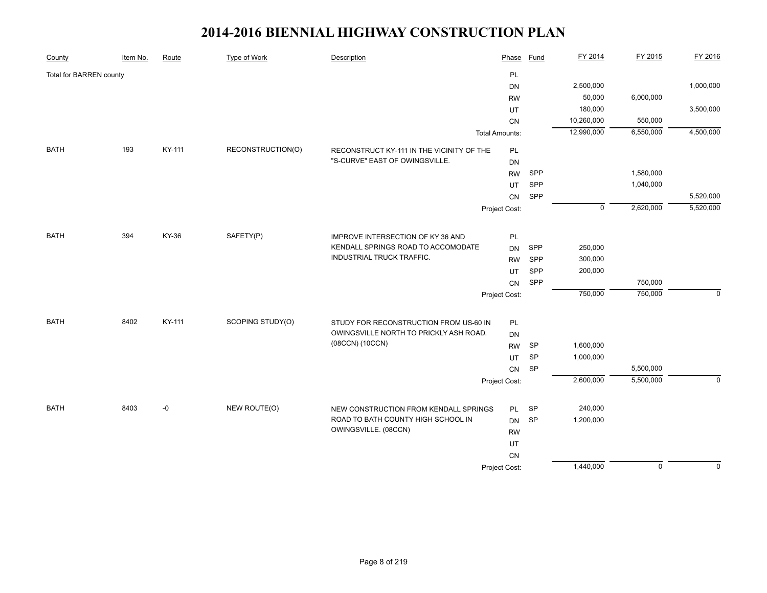# 2014-2016 BIENNIAL HIGHWAY CONSTRUCTION PLAN

| County | Item No. | Route | Type of Work | Description | Phase | Fund | FY 2014 | FY 2015 | FY 2016 |
|---|---|---|---|---|---|---|---|---|---|
| Total for BARREN county | | | | | PL | | | | |
| | | | | | DN | | 2,500,000 | | 1,000,000 |
| | | | | | RW | | 50,000 | 6,000,000 | |
| | | | | | UT | | 180,000 | | 3,500,000 |
| | | | | | CN | | 10,260,000 | 550,000 | |
| | | | | | Total Amounts: | | 12,990,000 | 6,550,000 | 4,500,000 |
| BATH | 193 | KY-111 | RECONSTRUCTION(O) | RECONSTRUCT KY-111 IN THE VICINITY OF THE "S-CURVE" EAST OF OWINGSVILLE. | PL | | | | |
| | | | | | DN | | | | |
| | | | | | RW | SPP | | 1,580,000 | |
| | | | | | UT | SPP | | 1,040,000 | |
| | | | | | CN | SPP | | | 5,520,000 |
| | | | | | Project Cost: | | 0 | 2,620,000 | 5,520,000 |
| BATH | 394 | KY-36 | SAFETY(P) | IMPROVE INTERSECTION OF KY 36 AND KENDALL SPRINGS ROAD TO ACCOMODATE INDUSTRIAL TRUCK TRAFFIC. | PL | | | | |
| | | | | | DN | SPP | 250,000 | | |
| | | | | | RW | SPP | 300,000 | | |
| | | | | | UT | SPP | 200,000 | | |
| | | | | | CN | SPP | | 750,000 | |
| | | | | | Project Cost: | | 750,000 | 750,000 | 0 |
| BATH | 8402 | KY-111 | SCOPING STUDY(O) | STUDY FOR RECONSTRUCTION FROM US-60 IN OWINGSVILLE NORTH TO PRICKLY ASH ROAD. (08CCN) (10CCN) | PL | | | | |
| | | | | | DN | | | | |
| | | | | | RW | SP | 1,600,000 | | |
| | | | | | UT | SP | 1,000,000 | | |
| | | | | | CN | SP | | 5,500,000 | |
| | | | | | Project Cost: | | 2,600,000 | 5,500,000 | 0 |
| BATH | 8403 | -0 | NEW ROUTE(O) | NEW CONSTRUCTION FROM KENDALL SPRINGS ROAD TO BATH COUNTY HIGH SCHOOL IN OWINGSVILLE. (08CCN) | PL | SP | 240,000 | | |
| | | | | | DN | SP | 1,200,000 | | |
| | | | | | RW | | | | |
| | | | | | UT | | | | |
| | | | | | CN | | | | |
| | | | | | Project Cost: | | 1,440,000 | 0 | 0 |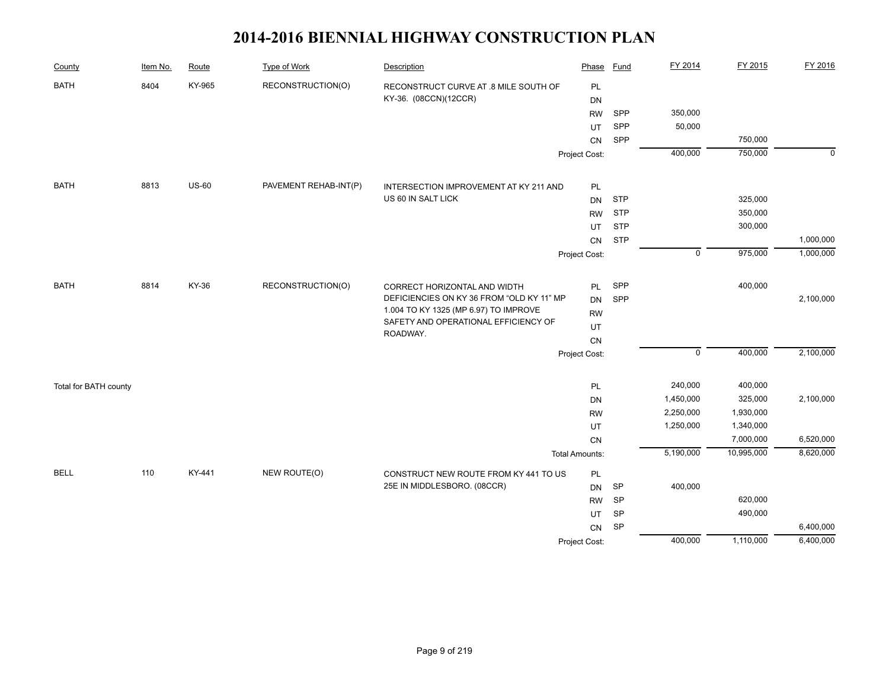# 2014-2016 BIENNIAL HIGHWAY CONSTRUCTION PLAN

| County | Item No. | Route | Type of Work | Description | Phase | Fund | FY 2014 | FY 2015 | FY 2016 |
|---|---|---|---|---|---|---|---|---|---|
| BATH | 8404 | KY-965 | RECONSTRUCTION(O) | RECONSTRUCT CURVE AT .8 MILE SOUTH OF KY-36. (08CCN)(12CCR) | PL | | | | |
| | | | | | DN | | | | |
| | | | | | RW | SPP | 350,000 | | |
| | | | | | UT | SPP | 50,000 | | |
| | | | | | CN | SPP | | 750,000 | |
| | | | | | Project Cost: | | 400,000 | 750,000 | 0 |
| BATH | 8813 | US-60 | PAVEMENT REHAB-INT(P) | INTERSECTION IMPROVEMENT AT KY 211 AND US 60 IN SALT LICK | PL | | | | |
| | | | | | DN | STP | | 325,000 | |
| | | | | | RW | STP | | 350,000 | |
| | | | | | UT | STP | | 300,000 | |
| | | | | | CN | STP | | | 1,000,000 |
| | | | | | Project Cost: | | 0 | 975,000 | 1,000,000 |
| BATH | 8814 | KY-36 | RECONSTRUCTION(O) | CORRECT HORIZONTAL AND WIDTH DEFICIENCIES ON KY 36 FROM "OLD KY 11" MP 1.004 TO KY 1325 (MP 6.97) TO IMPROVE SAFETY AND OPERATIONAL EFFICIENCY OF ROADWAY. | PL | SPP | | 400,000 | |
| | | | | | DN | SPP | | | 2,100,000 |
| | | | | | RW | | | | |
| | | | | | UT | | | | |
| | | | | | CN | | | | |
| | | | | | Project Cost: | | 0 | 400,000 | 2,100,000 |
| Total for BATH county | | | | | PL | | 240,000 | 400,000 | |
| | | | | | DN | | 1,450,000 | 325,000 | 2,100,000 |
| | | | | | RW | | 2,250,000 | 1,930,000 | |
| | | | | | UT | | 1,250,000 | 1,340,000 | |
| | | | | | CN | | | 7,000,000 | 6,520,000 |
| | | | | | Total Amounts: | | 5,190,000 | 10,995,000 | 8,620,000 |
| BELL | 110 | KY-441 | NEW ROUTE(O) | CONSTRUCT NEW ROUTE FROM KY 441 TO US 25E IN MIDDLESBORO. (08CCR) | PL | | | | |
| | | | | | DN | SP | 400,000 | | |
| | | | | | RW | SP | | 620,000 | |
| | | | | | UT | SP | | 490,000 | |
| | | | | | CN | SP | | | 6,400,000 |
| | | | | | Project Cost: | | 400,000 | 1,110,000 | 6,400,000 |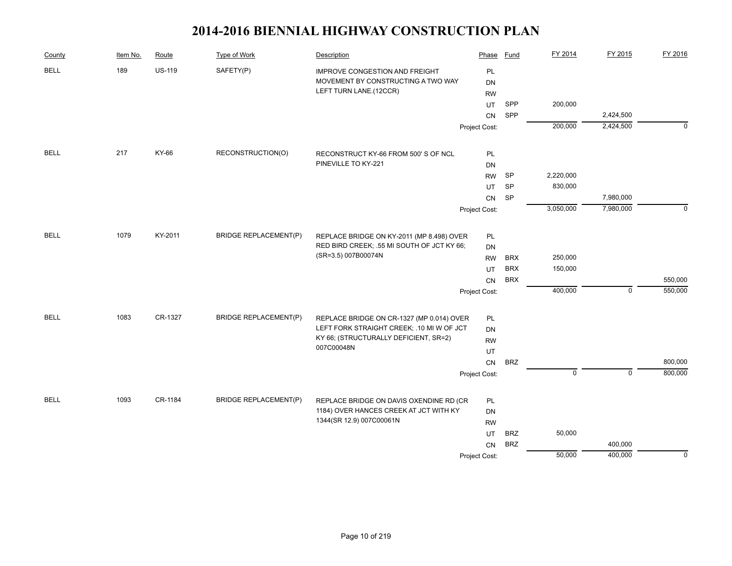# 2014-2016 BIENNIAL HIGHWAY CONSTRUCTION PLAN

| County | Item No. | Route | Type of Work | Description | Phase | Fund | FY 2014 | FY 2015 | FY 2016 |
|---|---|---|---|---|---|---|---|---|---|
| BELL | 189 | US-119 | SAFETY(P) | IMPROVE CONGESTION AND FREIGHT MOVEMENT BY CONSTRUCTING A TWO WAY LEFT TURN LANE.(12CCR) | PL | | | | |
| | | | | | DN | | | | |
| | | | | | RW | | | | |
| | | | | | UT | SPP | 200,000 | | |
| | | | | | CN | SPP | | 2,424,500 | |
| | | | | | Project Cost: | | 200,000 | 2,424,500 | 0 |
| BELL | 217 | KY-66 | RECONSTRUCTION(O) | RECONSTRUCT KY-66 FROM 500' S OF NCL PINEVILLE TO KY-221 | PL | | | | |
| | | | | | DN | | | | |
| | | | | | RW | SP | 2,220,000 | | |
| | | | | | UT | SP | 830,000 | | |
| | | | | | CN | SP | | 7,980,000 | |
| | | | | | Project Cost: | | 3,050,000 | 7,980,000 | 0 |
| BELL | 1079 | KY-2011 | BRIDGE REPLACEMENT(P) | REPLACE BRIDGE ON KY-2011 (MP 8.498) OVER RED BIRD CREEK; .55 MI SOUTH OF JCT KY 66; (SR=3.5) 007B00074N | PL | | | | |
| | | | | | DN | | | | |
| | | | | | RW | BRX | 250,000 | | |
| | | | | | UT | BRX | 150,000 | | |
| | | | | | CN | BRX | | | 550,000 |
| | | | | | Project Cost: | | 400,000 | 0 | 550,000 |
| BELL | 1083 | CR-1327 | BRIDGE REPLACEMENT(P) | REPLACE BRIDGE ON CR-1327 (MP 0.014) OVER LEFT FORK STRAIGHT CREEK; .10 MI W OF JCT KY 66; (STRUCTURALLY DEFICIENT, SR=2) 007C00048N | PL | | | | |
| | | | | | DN | | | | |
| | | | | | RW | | | | |
| | | | | | UT | | | | |
| | | | | | CN | BRZ | | | 800,000 |
| | | | | | Project Cost: | | 0 | 0 | 800,000 |
| BELL | 1093 | CR-1184 | BRIDGE REPLACEMENT(P) | REPLACE BRIDGE ON DAVIS OXENDINE RD (CR 1184) OVER HANCES CREEK AT JCT WITH KY 1344(SR 12.9) 007C00061N | PL | | | | |
| | | | | | DN | | | | |
| | | | | | RW | | | | |
| | | | | | UT | BRZ | 50,000 | | |
| | | | | | CN | BRZ | | 400,000 | |
| | | | | | Project Cost: | | 50,000 | 400,000 | 0 |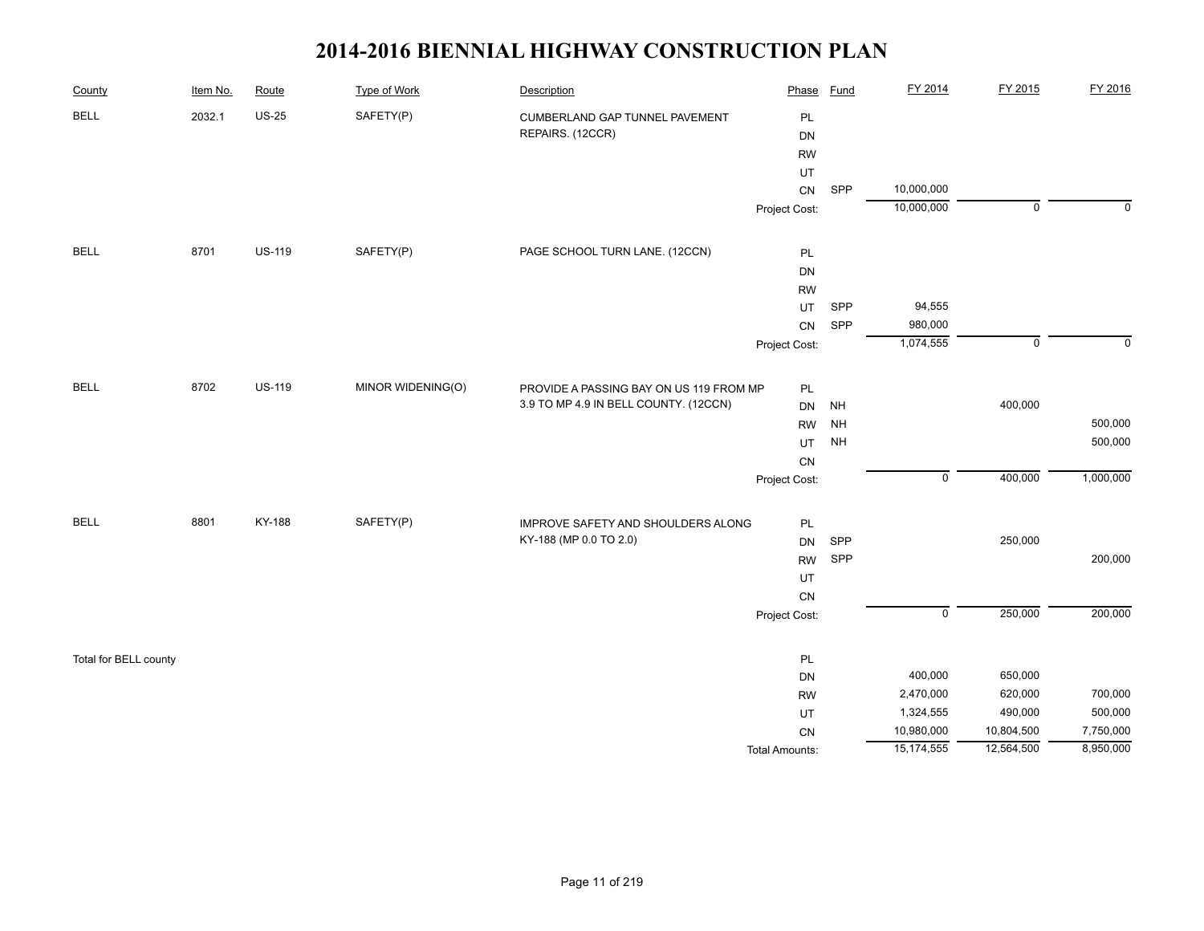# 2014-2016 BIENNIAL HIGHWAY CONSTRUCTION PLAN

| County | Item No. | Route | Type of Work | Description | Phase | Fund | FY 2014 | FY 2015 | FY 2016 |
|---|---|---|---|---|---|---|---|---|---|
| BELL | 2032.1 | US-25 | SAFETY(P) | CUMBERLAND GAP TUNNEL PAVEMENT REPAIRS. (12CCR) | PL | | | | |
| | | | | | DN | | | | |
| | | | | | RW | | | | |
| | | | | | UT | | | | |
| | | | | | CN | SPP | 10,000,000 | | |
| | | | | | Project Cost: | | 10,000,000 | 0 | 0 |
| BELL | 8701 | US-119 | SAFETY(P) | PAGE SCHOOL TURN LANE. (12CCN) | PL | | | | |
| | | | | | DN | | | | |
| | | | | | RW | | | | |
| | | | | | UT | SPP | 94,555 | | |
| | | | | | CN | SPP | 980,000 | | |
| | | | | | Project Cost: | | 1,074,555 | 0 | 0 |
| BELL | 8702 | US-119 | MINOR WIDENING(O) | PROVIDE A PASSING BAY ON US 119 FROM MP 3.9 TO MP 4.9 IN BELL COUNTY. (12CCN) | PL | | | | |
| | | | | | DN | NH | | 400,000 | |
| | | | | | RW | NH | | | 500,000 |
| | | | | | UT | NH | | | 500,000 |
| | | | | | CN | | | | |
| | | | | | Project Cost: | | 0 | 400,000 | 1,000,000 |
| BELL | 8801 | KY-188 | SAFETY(P) | IMPROVE SAFETY AND SHOULDERS ALONG KY-188 (MP 0.0 TO 2.0) | PL | | | | |
| | | | | | DN | SPP | | 250,000 | |
| | | | | | RW | SPP | | | 200,000 |
| | | | | | UT | | | | |
| | | | | | CN | | | | |
| | | | | | Project Cost: | | 0 | 250,000 | 200,000 |
| Total for BELL county | | | | | PL | | | | |
| | | | | | DN | | 400,000 | 650,000 | |
| | | | | | RW | | 2,470,000 | 620,000 | 700,000 |
| | | | | | UT | | 1,324,555 | 490,000 | 500,000 |
| | | | | | CN | | 10,980,000 | 10,804,500 | 7,750,000 |
| | | | | | Total Amounts: | | 15,174,555 | 12,564,500 | 8,950,000 |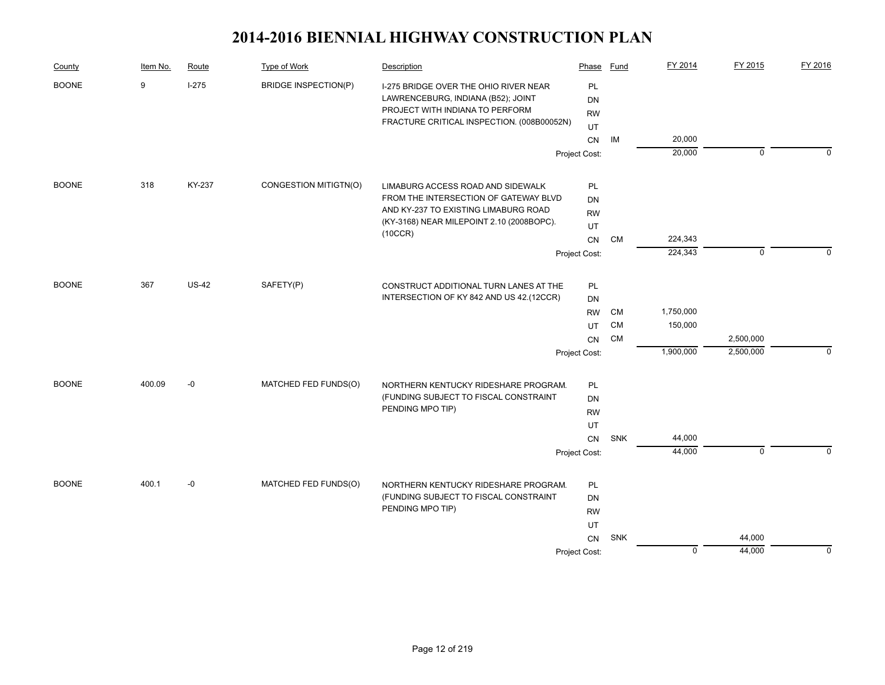# 2014-2016 BIENNIAL HIGHWAY CONSTRUCTION PLAN

| County | Item No. | Route | Type of Work | Description | Phase | Fund | FY 2014 | FY 2015 | FY 2016 |
|---|---|---|---|---|---|---|---|---|---|
| BOONE | 9 | I-275 | BRIDGE INSPECTION(P) | I-275 BRIDGE OVER THE OHIO RIVER NEAR LAWRENCEBURG, INDIANA (B52); JOINT PROJECT WITH INDIANA TO PERFORM FRACTURE CRITICAL INSPECTION. (008B00052N) | PL | | | | |
| | | | | | DN | | | | |
| | | | | | RW | | | | |
| | | | | | UT | | | | |
| | | | | | CN | IM | 20,000 | | |
| | | | | | Project Cost: | | 20,000 | 0 | 0 |
| BOONE | 318 | KY-237 | CONGESTION MITIGTN(O) | LIMABURG ACCESS ROAD AND SIDEWALK FROM THE INTERSECTION OF GATEWAY BLVD AND KY-237 TO EXISTING LIMABURG ROAD (KY-3168) NEAR MILEPOINT 2.10 (2008BOPC). (10CCR) | PL | | | | |
| | | | | | DN | | | | |
| | | | | | RW | | | | |
| | | | | | UT | | | | |
| | | | | | CN | CM | 224,343 | | |
| | | | | | Project Cost: | | 224,343 | 0 | 0 |
| BOONE | 367 | US-42 | SAFETY(P) | CONSTRUCT ADDITIONAL TURN LANES AT THE INTERSECTION OF KY 842 AND US 42.(12CCR) | PL | | | | |
| | | | | | DN | | | | |
| | | | | | RW | CM | 1,750,000 | | |
| | | | | | UT | CM | 150,000 | | |
| | | | | | CN | CM | | 2,500,000 | |
| | | | | | Project Cost: | | 1,900,000 | 2,500,000 | 0 |
| BOONE | 400.09 | -0 | MATCHED FED FUNDS(O) | NORTHERN KENTUCKY RIDESHARE PROGRAM. (FUNDING SUBJECT TO FISCAL CONSTRAINT PENDING MPO TIP) | PL | | | | |
| | | | | | DN | | | | |
| | | | | | RW | | | | |
| | | | | | UT | | | | |
| | | | | | CN | SNK | 44,000 | | |
| | | | | | Project Cost: | | 44,000 | 0 | 0 |
| BOONE | 400.1 | -0 | MATCHED FED FUNDS(O) | NORTHERN KENTUCKY RIDESHARE PROGRAM. (FUNDING SUBJECT TO FISCAL CONSTRAINT PENDING MPO TIP) | PL | | | | |
| | | | | | DN | | | | |
| | | | | | RW | | | | |
| | | | | | UT | | | | |
| | | | | | CN | SNK | | 44,000 | |
| | | | | | Project Cost: | | 0 | 44,000 | 0 |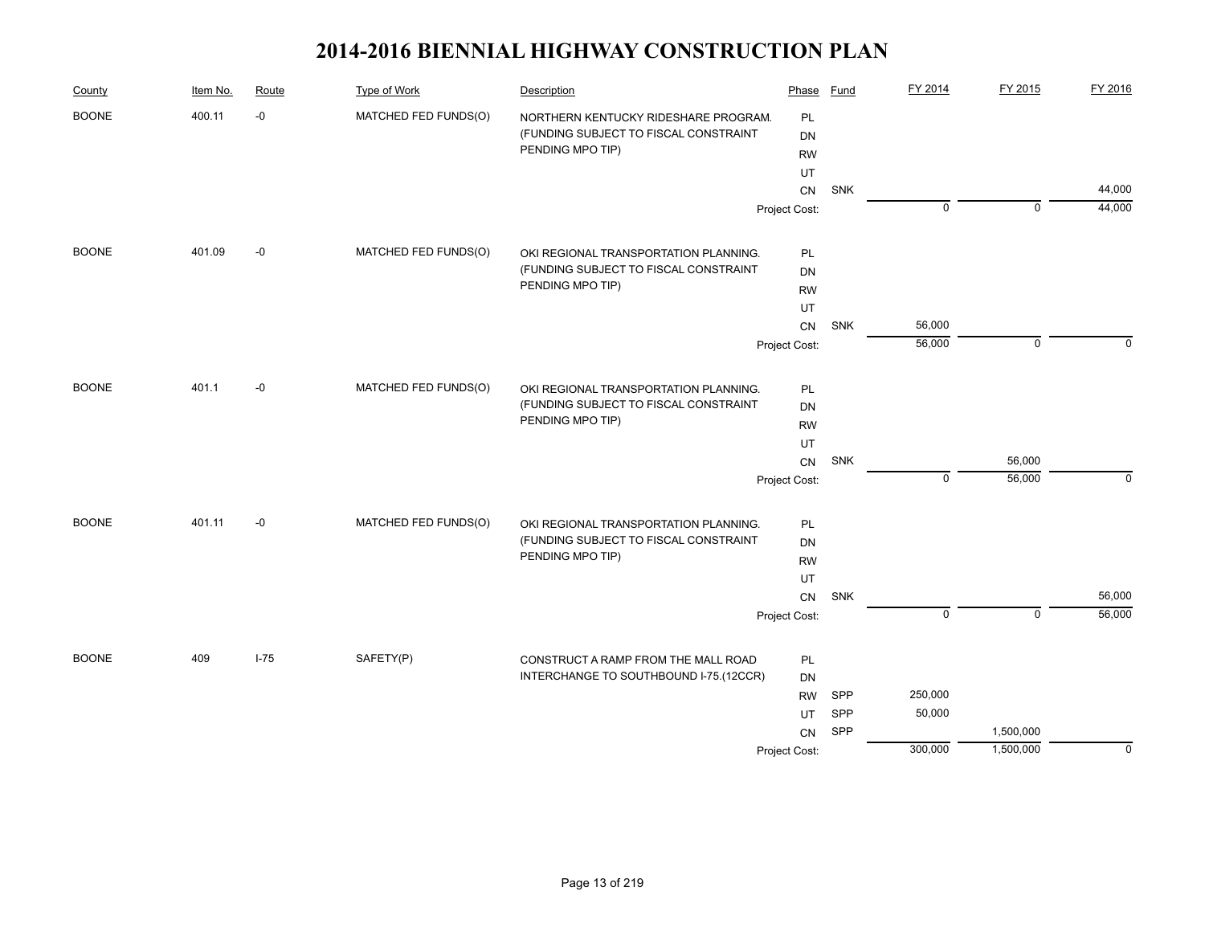# 2014-2016 BIENNIAL HIGHWAY CONSTRUCTION PLAN

| County | Item No. | Route | Type of Work | Description | Phase | Fund | FY 2014 | FY 2015 | FY 2016 |
|---|---|---|---|---|---|---|---|---|---|
| BOONE | 400.11 | -0 | MATCHED FED FUNDS(O) | NORTHERN KENTUCKY RIDESHARE PROGRAM. (FUNDING SUBJECT TO FISCAL CONSTRAINT PENDING MPO TIP) | PL | | | | |
| | | | | | DN | | | | |
| | | | | | RW | | | | |
| | | | | | UT | | | | |
| | | | | | CN | SNK | | | 44,000 |
| | | | | | Project Cost: | | 0 | 0 | 44,000 |
| BOONE | 401.09 | -0 | MATCHED FED FUNDS(O) | OKI REGIONAL TRANSPORTATION PLANNING. (FUNDING SUBJECT TO FISCAL CONSTRAINT PENDING MPO TIP) | PL | | | | |
| | | | | | DN | | | | |
| | | | | | RW | | | | |
| | | | | | UT | | | | |
| | | | | | CN | SNK | 56,000 | | |
| | | | | | Project Cost: | | 56,000 | 0 | 0 |
| BOONE | 401.1 | -0 | MATCHED FED FUNDS(O) | OKI REGIONAL TRANSPORTATION PLANNING. (FUNDING SUBJECT TO FISCAL CONSTRAINT PENDING MPO TIP) | PL | | | | |
| | | | | | DN | | | | |
| | | | | | RW | | | | |
| | | | | | UT | | | | |
| | | | | | CN | SNK | | 56,000 | |
| | | | | | Project Cost: | | 0 | 56,000 | 0 |
| BOONE | 401.11 | -0 | MATCHED FED FUNDS(O) | OKI REGIONAL TRANSPORTATION PLANNING. (FUNDING SUBJECT TO FISCAL CONSTRAINT PENDING MPO TIP) | PL | | | | |
| | | | | | DN | | | | |
| | | | | | RW | | | | |
| | | | | | UT | | | | |
| | | | | | CN | SNK | | | 56,000 |
| | | | | | Project Cost: | | 0 | 0 | 56,000 |
| BOONE | 409 | I-75 | SAFETY(P) | CONSTRUCT A RAMP FROM THE MALL ROAD INTERCHANGE TO SOUTHBOUND I-75.(12CCR) | PL | | | | |
| | | | | | DN | | | | |
| | | | | | RW | SPP | 250,000 | | |
| | | | | | UT | SPP | 50,000 | | |
| | | | | | CN | SPP | | 1,500,000 | |
| | | | | | Project Cost: | | 300,000 | 1,500,000 | 0 |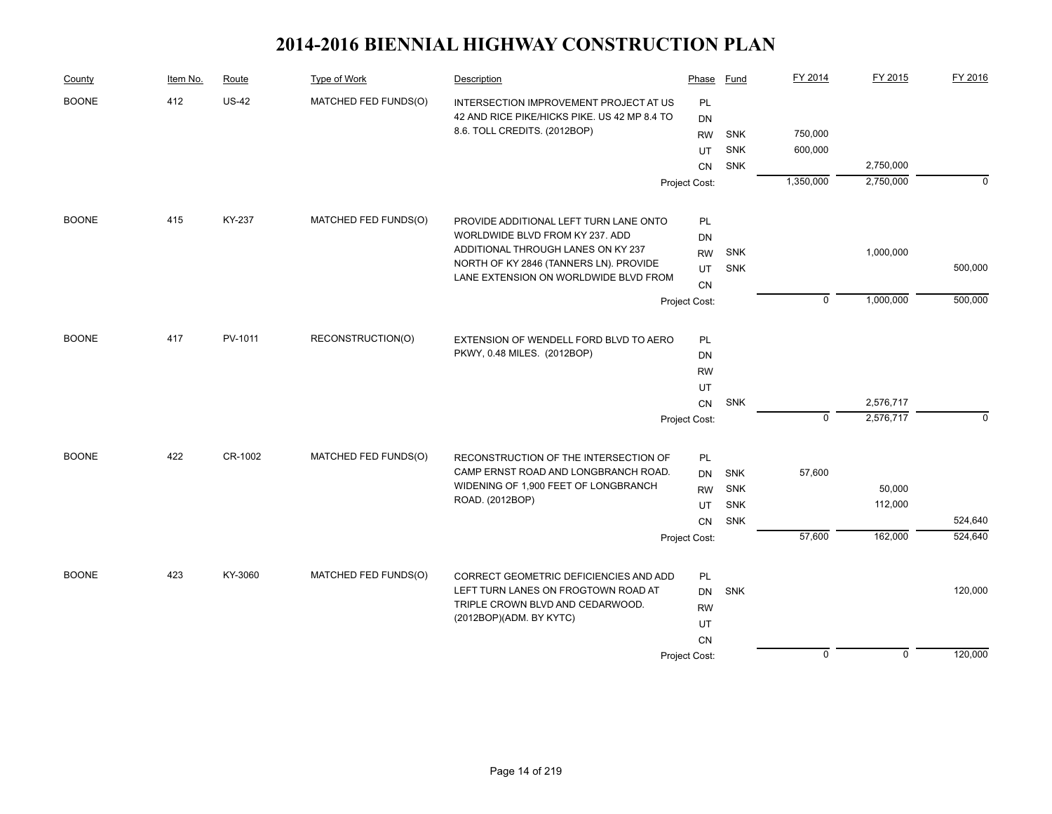# 2014-2016 BIENNIAL HIGHWAY CONSTRUCTION PLAN

| County | Item No. | Route | Type of Work | Description | Phase | Fund | FY 2014 | FY 2015 | FY 2016 |
|---|---|---|---|---|---|---|---|---|---|
| BOONE | 412 | US-42 | MATCHED FED FUNDS(O) | INTERSECTION IMPROVEMENT PROJECT AT US 42 AND RICE PIKE/HICKS PIKE. US 42 MP 8.4 TO 8.6. TOLL CREDITS. (2012BOP) | PL | | | | |
| | | | | | DN | | | | |
| | | | | | RW | SNK | 750,000 | | |
| | | | | | UT | SNK | 600,000 | | |
| | | | | | CN | SNK | | 2,750,000 | |
| | | | | | Project Cost: | | 1,350,000 | 2,750,000 | 0 |
| BOONE | 415 | KY-237 | MATCHED FED FUNDS(O) | PROVIDE ADDITIONAL LEFT TURN LANE ONTO WORLDWIDE BLVD FROM KY 237. ADD ADDITIONAL THROUGH LANES ON KY 237 NORTH OF KY 2846 (TANNERS LN). PROVIDE LANE EXTENSION ON WORLDWIDE BLVD FROM | PL | | | | |
| | | | | | DN | | | | |
| | | | | | RW | SNK | | 1,000,000 | |
| | | | | | UT | SNK | | | 500,000 |
| | | | | | CN | | | | |
| | | | | | Project Cost: | | 0 | 1,000,000 | 500,000 |
| BOONE | 417 | PV-1011 | RECONSTRUCTION(O) | EXTENSION OF WENDELL FORD BLVD TO AERO PKWY, 0.48 MILES. (2012BOP) | PL | | | | |
| | | | | | DN | | | | |
| | | | | | RW | | | | |
| | | | | | UT | | | | |
| | | | | | CN | SNK | | 2,576,717 | |
| | | | | | Project Cost: | | 0 | 2,576,717 | 0 |
| BOONE | 422 | CR-1002 | MATCHED FED FUNDS(O) | RECONSTRUCTION OF THE INTERSECTION OF CAMP ERNST ROAD AND LONGBRANCH ROAD. WIDENING OF 1,900 FEET OF LONGBRANCH ROAD. (2012BOP) | PL | | | | |
| | | | | | DN | SNK | 57,600 | | |
| | | | | | RW | SNK | | 50,000 | |
| | | | | | UT | SNK | | 112,000 | |
| | | | | | CN | SNK | | | 524,640 |
| | | | | | Project Cost: | | 57,600 | 162,000 | 524,640 |
| BOONE | 423 | KY-3060 | MATCHED FED FUNDS(O) | CORRECT GEOMETRIC DEFICIENCIES AND ADD LEFT TURN LANES ON FROGTOWN ROAD AT TRIPLE CROWN BLVD AND CEDARWOOD. (2012BOP)(ADM. BY KYTC) | PL | | | | |
| | | | | | DN | SNK | | | 120,000 |
| | | | | | RW | | | | |
| | | | | | UT | | | | |
| | | | | | CN | | | | |
| | | | | | Project Cost: | | 0 | 0 | 120,000 |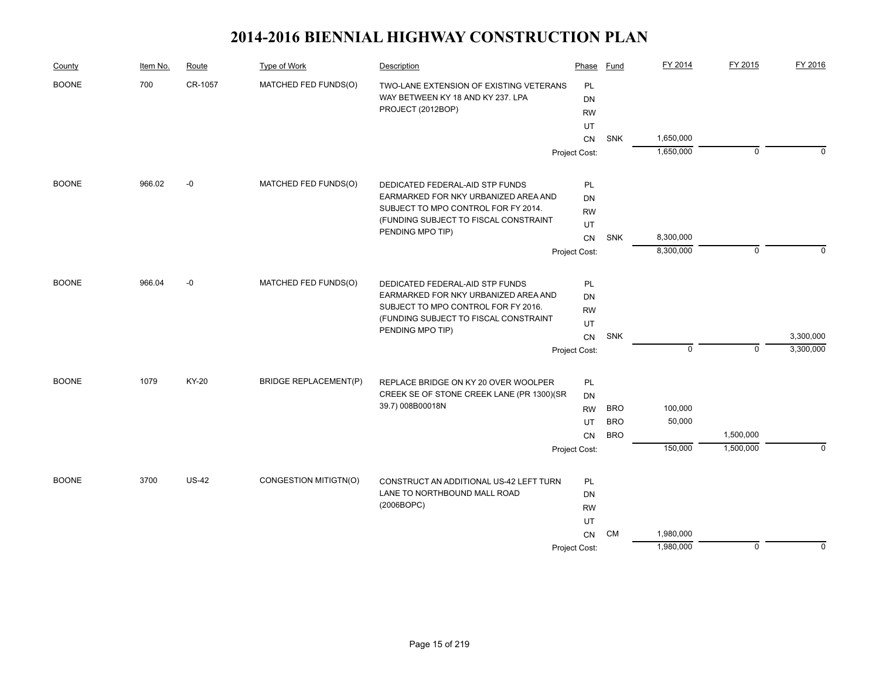# 2014-2016 BIENNIAL HIGHWAY CONSTRUCTION PLAN

| County | Item No. | Route | Type of Work | Description | Phase | Fund | FY 2014 | FY 2015 | FY 2016 |
|---|---|---|---|---|---|---|---|---|---|
| BOONE | 700 | CR-1057 | MATCHED FED FUNDS(O) | TWO-LANE EXTENSION OF EXISTING VETERANS WAY BETWEEN KY 18 AND KY 237. LPA PROJECT (2012BOP) | PL | | | | |
| | | | | | DN | | | | |
| | | | | | RW | | | | |
| | | | | | UT | | | | |
| | | | | | CN | SNK | 1,650,000 | | |
| | | | | | Project Cost: | | 1,650,000 | 0 | 0 |
| BOONE | 966.02 | -0 | MATCHED FED FUNDS(O) | DEDICATED FEDERAL-AID STP FUNDS EARMARKED FOR NKY URBANIZED AREA AND SUBJECT TO MPO CONTROL FOR FY 2014. (FUNDING SUBJECT TO FISCAL CONSTRAINT PENDING MPO TIP) | PL | | | | |
| | | | | | DN | | | | |
| | | | | | RW | | | | |
| | | | | | UT | | | | |
| | | | | | CN | SNK | 8,300,000 | | |
| | | | | | Project Cost: | | 8,300,000 | 0 | 0 |
| BOONE | 966.04 | -0 | MATCHED FED FUNDS(O) | DEDICATED FEDERAL-AID STP FUNDS EARMARKED FOR NKY URBANIZED AREA AND SUBJECT TO MPO CONTROL FOR FY 2016. (FUNDING SUBJECT TO FISCAL CONSTRAINT PENDING MPO TIP) | PL | | | | |
| | | | | | DN | | | | |
| | | | | | RW | | | | |
| | | | | | UT | | | | |
| | | | | | CN | SNK | | | 3,300,000 |
| | | | | | Project Cost: | | 0 | 0 | 3,300,000 |
| BOONE | 1079 | KY-20 | BRIDGE REPLACEMENT(P) | REPLACE BRIDGE ON KY 20 OVER WOOLPER CREEK SE OF STONE CREEK LANE (PR 1300)(SR 39.7) 008B00018N | PL | | | | |
| | | | | | DN | | | | |
| | | | | | RW | BRO | 100,000 | | |
| | | | | | UT | BRO | 50,000 | | |
| | | | | | CN | BRO | | 1,500,000 | |
| | | | | | Project Cost: | | 150,000 | 1,500,000 | 0 |
| BOONE | 3700 | US-42 | CONGESTION MITIGTN(O) | CONSTRUCT AN ADDITIONAL US-42 LEFT TURN LANE TO NORTHBOUND MALL ROAD (2006BOPC) | PL | | | | |
| | | | | | DN | | | | |
| | | | | | RW | | | | |
| | | | | | UT | | | | |
| | | | | | CN | CM | 1,980,000 | | |
| | | | | | Project Cost: | | 1,980,000 | 0 | 0 |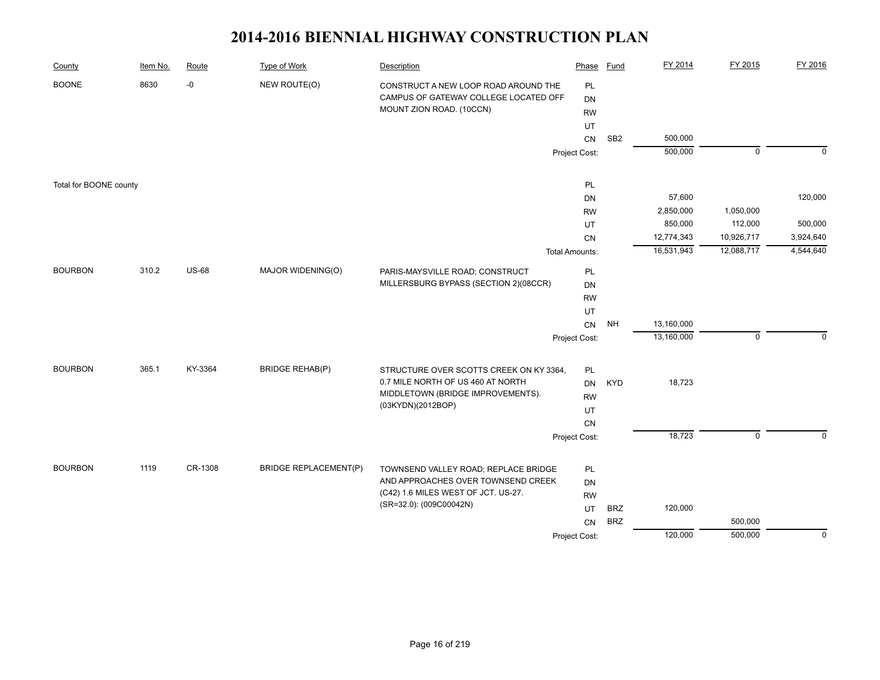# 2014-2016 BIENNIAL HIGHWAY CONSTRUCTION PLAN

| County | Item No. | Route | Type of Work | Description | Phase | Fund | FY 2014 | FY 2015 | FY 2016 |
|---|---|---|---|---|---|---|---|---|---|
| BOONE | 8630 | -0 | NEW ROUTE(O) | CONSTRUCT A NEW LOOP ROAD AROUND THE CAMPUS OF GATEWAY COLLEGE LOCATED OFF MOUNT ZION ROAD. (10CCN) | PL | | | | |
| | | | | | DN | | | | |
| | | | | | RW | | | | |
| | | | | | UT | | | | |
| | | | | | CN | SB2 | 500,000 | | |
| | | | | | Project Cost: | | 500,000 | 0 | 0 |
| Total for BOONE county | | | | | PL | | | | |
| | | | | | DN | | 57,600 | | 120,000 |
| | | | | | RW | | 2,850,000 | 1,050,000 | |
| | | | | | UT | | 850,000 | 112,000 | 500,000 |
| | | | | | CN | | 12,774,343 | 10,926,717 | 3,924,640 |
| | | | | | Total Amounts: | | 16,531,943 | 12,088,717 | 4,544,640 |
| BOURBON | 310.2 | US-68 | MAJOR WIDENING(O) | PARIS-MAYSVILLE ROAD; CONSTRUCT MILLERSBURG BYPASS (SECTION 2)(08CCR) | PL | | | | |
| | | | | | DN | | | | |
| | | | | | RW | | | | |
| | | | | | UT | | | | |
| | | | | | CN | NH | 13,160,000 | | |
| | | | | | Project Cost: | | 13,160,000 | 0 | 0 |
| BOURBON | 365.1 | KY-3364 | BRIDGE REHAB(P) | STRUCTURE OVER SCOTTS CREEK ON KY 3364, 0.7 MILE NORTH OF US 460 AT NORTH MIDDLETOWN (BRIDGE IMPROVEMENTS). (03KYDN)(2012BOP) | PL | | | | |
| | | | | | DN | KYD | 18,723 | | |
| | | | | | RW | | | | |
| | | | | | UT | | | | |
| | | | | | CN | | | | |
| | | | | | Project Cost: | | 18,723 | 0 | 0 |
| BOURBON | 1119 | CR-1308 | BRIDGE REPLACEMENT(P) | TOWNSEND VALLEY ROAD; REPLACE BRIDGE AND APPROACHES OVER TOWNSEND CREEK (C42) 1.6 MILES WEST OF JCT. US-27. (SR=32.0): (009C00042N) | PL | | | | |
| | | | | | DN | | | | |
| | | | | | RW | | | | |
| | | | | | UT | BRZ | 120,000 | | |
| | | | | | CN | BRZ | | 500,000 | |
| | | | | | Project Cost: | | 120,000 | 500,000 | 0 |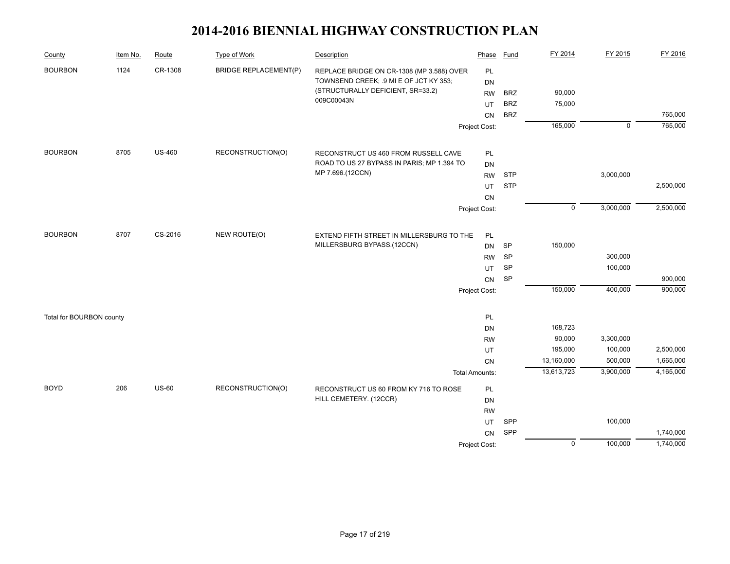# 2014-2016 BIENNIAL HIGHWAY CONSTRUCTION PLAN

| County | Item No. | Route | Type of Work | Description | Phase | Fund | FY 2014 | FY 2015 | FY 2016 |
|---|---|---|---|---|---|---|---|---|---|
| BOURBON | 1124 | CR-1308 | BRIDGE REPLACEMENT(P) | REPLACE BRIDGE ON CR-1308 (MP 3.588) OVER TOWNSEND CREEK; .9 MI E OF JCT KY 353; (STRUCTURALLY DEFICIENT, SR=33.2) 009C00043N | PL | | | | |
| | | | | | DN | | | | |
| | | | | | RW | BRZ | 90,000 | | |
| | | | | | UT | BRZ | 75,000 | | |
| | | | | | CN | BRZ | | | 765,000 |
| | | | | | Project Cost: | | 165,000 | 0 | 765,000 |
| BOURBON | 8705 | US-460 | RECONSTRUCTION(O) | RECONSTRUCT US 460 FROM RUSSELL CAVE ROAD TO US 27 BYPASS IN PARIS; MP 1.394 TO MP 7.696.(12CCN) | PL | | | | |
| | | | | | DN | | | | |
| | | | | | RW | STP | | 3,000,000 | |
| | | | | | UT | STP | | | 2,500,000 |
| | | | | | CN | | | | |
| | | | | | Project Cost: | | 0 | 3,000,000 | 2,500,000 |
| BOURBON | 8707 | CS-2016 | NEW ROUTE(O) | EXTEND FIFTH STREET IN MILLERSBURG TO THE MILLERSBURG BYPASS.(12CCN) | PL | | | | |
| | | | | | DN | SP | 150,000 | | |
| | | | | | RW | SP | | 300,000 | |
| | | | | | UT | SP | | 100,000 | |
| | | | | | CN | SP | | | 900,000 |
| | | | | | Project Cost: | | 150,000 | 400,000 | 900,000 |
| Total for BOURBON county | | | | | PL | | | | |
| | | | | | DN | | 168,723 | | |
| | | | | | RW | | 90,000 | 3,300,000 | |
| | | | | | UT | | 195,000 | 100,000 | 2,500,000 |
| | | | | | CN | | 13,160,000 | 500,000 | 1,665,000 |
| | | | | | Total Amounts: | | 13,613,723 | 3,900,000 | 4,165,000 |
| BOYD | 206 | US-60 | RECONSTRUCTION(O) | RECONSTRUCT US 60 FROM KY 716 TO ROSE HILL CEMETERY. (12CCR) | PL | | | | |
| | | | | | DN | | | | |
| | | | | | RW | | | | |
| | | | | | UT | SPP | | 100,000 | |
| | | | | | CN | SPP | | | 1,740,000 |
| | | | | | Project Cost: | | 0 | 100,000 | 1,740,000 |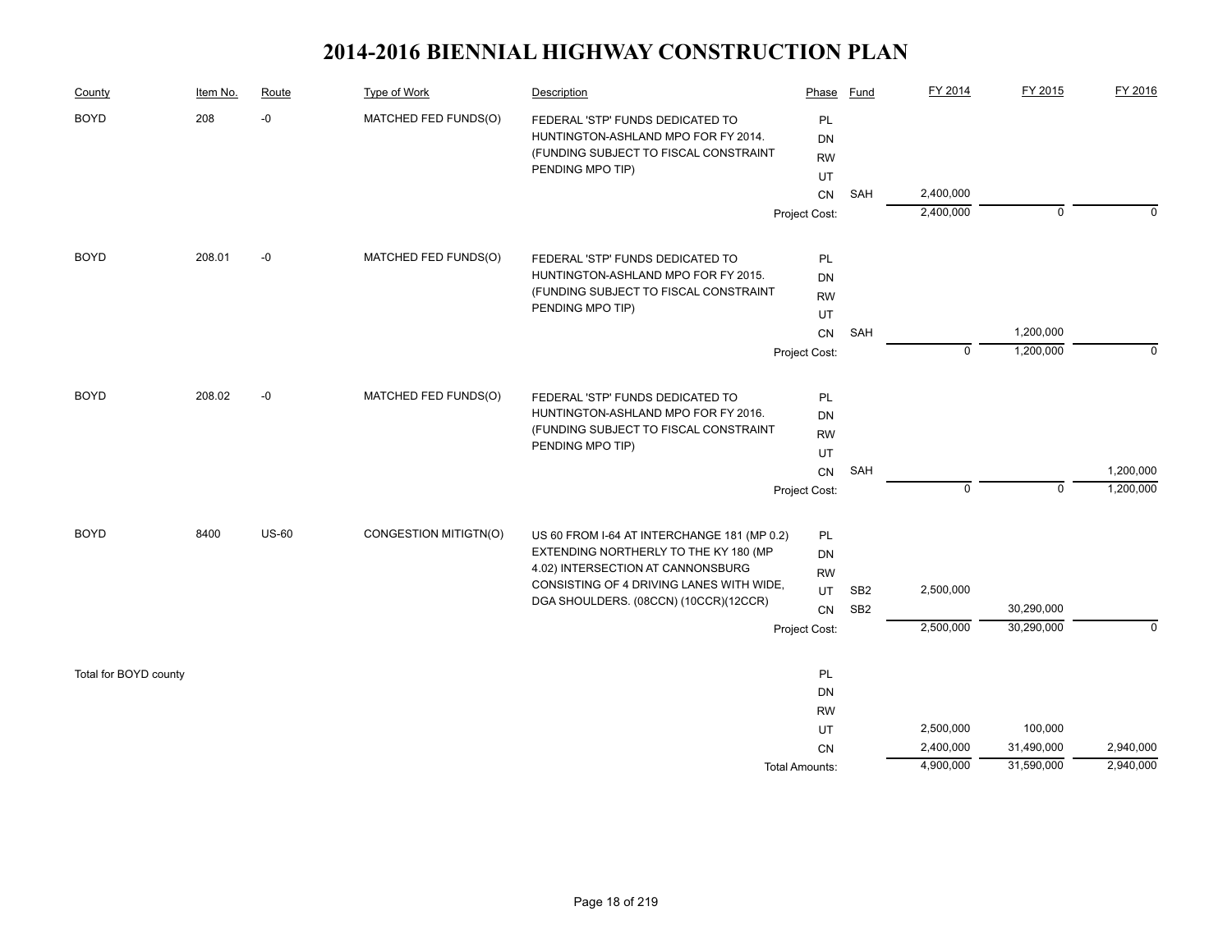# 2014-2016 BIENNIAL HIGHWAY CONSTRUCTION PLAN

| County | Item No. | Route | Type of Work | Description | Phase | Fund | FY 2014 | FY 2015 | FY 2016 |
|---|---|---|---|---|---|---|---|---|---|
| BOYD | 208 | -0 | MATCHED FED FUNDS(O) | FEDERAL 'STP' FUNDS DEDICATED TO HUNTINGTON-ASHLAND MPO FOR FY 2014. (FUNDING SUBJECT TO FISCAL CONSTRAINT PENDING MPO TIP) | PL | | | | |
| | | | | | DN | | | | |
| | | | | | RW | | | | |
| | | | | | UT | | | | |
| | | | | | CN | SAH | 2,400,000 | | |
| | | | | | Project Cost: | | 2,400,000 | 0 | 0 |
| BOYD | 208.01 | -0 | MATCHED FED FUNDS(O) | FEDERAL 'STP' FUNDS DEDICATED TO HUNTINGTON-ASHLAND MPO FOR FY 2015. (FUNDING SUBJECT TO FISCAL CONSTRAINT PENDING MPO TIP) | PL | | | | |
| | | | | | DN | | | | |
| | | | | | RW | | | | |
| | | | | | UT | | | | |
| | | | | | CN | SAH | | 1,200,000 | |
| | | | | | Project Cost: | | 0 | 1,200,000 | 0 |
| BOYD | 208.02 | -0 | MATCHED FED FUNDS(O) | FEDERAL 'STP' FUNDS DEDICATED TO HUNTINGTON-ASHLAND MPO FOR FY 2016. (FUNDING SUBJECT TO FISCAL CONSTRAINT PENDING MPO TIP) | PL | | | | |
| | | | | | DN | | | | |
| | | | | | RW | | | | |
| | | | | | UT | | | | |
| | | | | | CN | SAH | | | 1,200,000 |
| | | | | | Project Cost: | | 0 | 0 | 1,200,000 |
| BOYD | 8400 | US-60 | CONGESTION MITIGTN(O) | US 60 FROM I-64 AT INTERCHANGE 181 (MP 0.2) EXTENDING NORTHERLY TO THE KY 180 (MP 4.02) INTERSECTION AT CANNONSBURG CONSISTING OF 4 DRIVING LANES WITH WIDE, DGA SHOULDERS. (08CCN) (10CCR)(12CCR) | PL | | | | |
| | | | | | DN | | | | |
| | | | | | RW | | | | |
| | | | | | UT | SB2 | 2,500,000 | | |
| | | | | | CN | SB2 | | 30,290,000 | |
| | | | | | Project Cost: | | 2,500,000 | 30,290,000 | 0 |
| Total for BOYD county | | | | | PL | | | | |
| | | | | | DN | | | | |
| | | | | | RW | | | | |
| | | | | | UT | | 2,500,000 | 100,000 | |
| | | | | | CN | | 2,400,000 | 31,490,000 | 2,940,000 |
| | | | | | Total Amounts: | | 4,900,000 | 31,590,000 | 2,940,000 |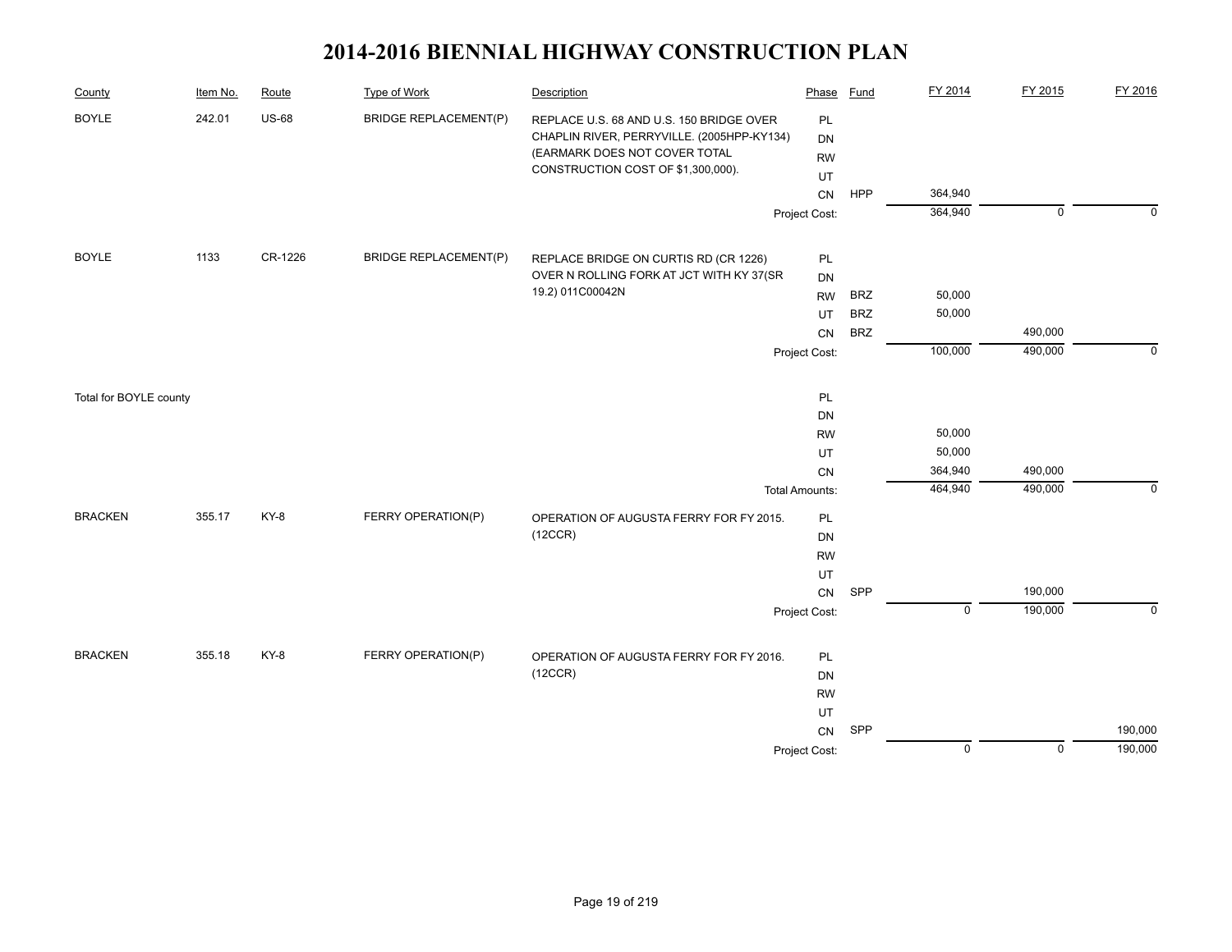# 2014-2016 BIENNIAL HIGHWAY CONSTRUCTION PLAN

| County | Item No. | Route | Type of Work | Description | Phase | Fund | FY 2014 | FY 2015 | FY 2016 |
|---|---|---|---|---|---|---|---|---|---|
| BOYLE | 242.01 | US-68 | BRIDGE REPLACEMENT(P) | REPLACE U.S. 68 AND U.S. 150 BRIDGE OVER CHAPLIN RIVER, PERRYVILLE. (2005HPP-KY134) (EARMARK DOES NOT COVER TOTAL CONSTRUCTION COST OF $1,300,000). | PL | | | | |
| | | | | | DN | | | | |
| | | | | | RW | | | | |
| | | | | | UT | | | | |
| | | | | | CN | HPP | 364,940 | | |
| | | | | | Project Cost: | | 364,940 | 0 | 0 |
| BOYLE | 1133 | CR-1226 | BRIDGE REPLACEMENT(P) | REPLACE BRIDGE ON CURTIS RD (CR 1226) OVER N ROLLING FORK AT JCT WITH KY 37(SR 19.2) 011C00042N | PL | | | | |
| | | | | | DN | | | | |
| | | | | | RW | BRZ | 50,000 | | |
| | | | | | UT | BRZ | 50,000 | | |
| | | | | | CN | BRZ | | 490,000 | |
| | | | | | Project Cost: | | 100,000 | 490,000 | 0 |
| Total for BOYLE county | | | | | PL | | | | |
| | | | | | DN | | | | |
| | | | | | RW | | 50,000 | | |
| | | | | | UT | | 50,000 | | |
| | | | | | CN | | 364,940 | 490,000 | |
| | | | | | Total Amounts: | | 464,940 | 490,000 | 0 |
| BRACKEN | 355.17 | KY-8 | FERRY OPERATION(P) | OPERATION OF AUGUSTA FERRY FOR FY 2015. (12CCR) | PL | | | | |
| | | | | | DN | | | | |
| | | | | | RW | | | | |
| | | | | | UT | | | | |
| | | | | | CN | SPP | | 190,000 | |
| | | | | | Project Cost: | | 0 | 190,000 | 0 |
| BRACKEN | 355.18 | KY-8 | FERRY OPERATION(P) | OPERATION OF AUGUSTA FERRY FOR FY 2016. (12CCR) | PL | | | | |
| | | | | | DN | | | | |
| | | | | | RW | | | | |
| | | | | | UT | | | | |
| | | | | | CN | SPP | | | 190,000 |
| | | | | | Project Cost: | | 0 | 0 | 190,000 |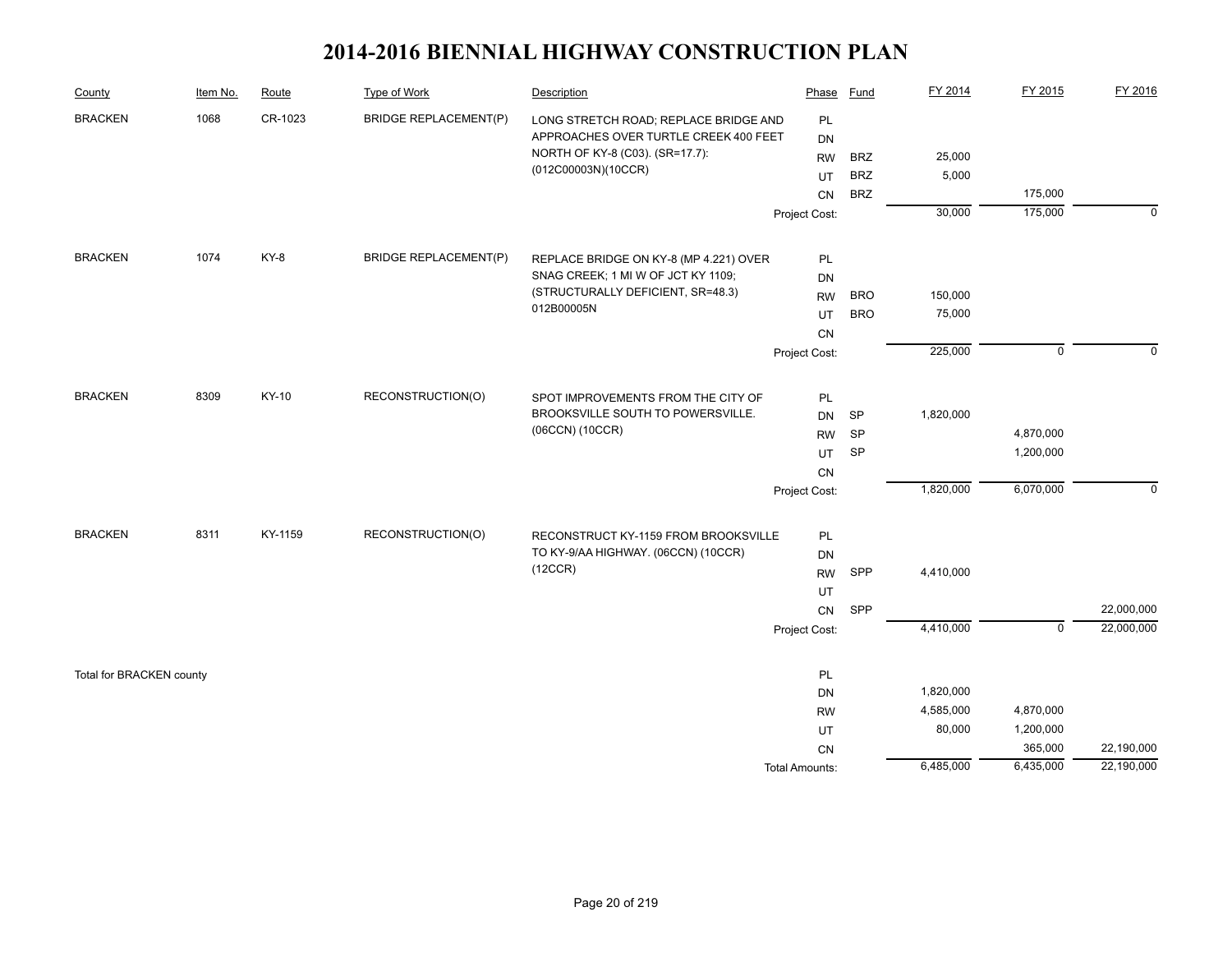# 2014-2016 BIENNIAL HIGHWAY CONSTRUCTION PLAN

| County | Item No. | Route | Type of Work | Description | Phase | Fund | FY 2014 | FY 2015 | FY 2016 |
|---|---|---|---|---|---|---|---|---|---|
| BRACKEN | 1068 | CR-1023 | BRIDGE REPLACEMENT(P) | LONG STRETCH ROAD; REPLACE BRIDGE AND APPROACHES OVER TURTLE CREEK 400 FEET NORTH OF KY-8 (C03). (SR=17.7): (012C00003N)(10CCR) | PL | | | | |
| | | | | | DN | | | | |
| | | | | | RW | BRZ | 25,000 | | |
| | | | | | UT | BRZ | 5,000 | | |
| | | | | | CN | BRZ | | 175,000 | |
| | | | | | Project Cost: | | 30,000 | 175,000 | 0 |
| BRACKEN | 1074 | KY-8 | BRIDGE REPLACEMENT(P) | REPLACE BRIDGE ON KY-8 (MP 4.221) OVER SNAG CREEK; 1 MI W OF JCT KY 1109; (STRUCTURALLY DEFICIENT, SR=48.3) 012B00005N | PL | | | | |
| | | | | | DN | | | | |
| | | | | | RW | BRO | 150,000 | | |
| | | | | | UT | BRO | 75,000 | | |
| | | | | | CN | | | | |
| | | | | | Project Cost: | | 225,000 | 0 | 0 |
| BRACKEN | 8309 | KY-10 | RECONSTRUCTION(O) | SPOT IMPROVEMENTS FROM THE CITY OF BROOKSVILLE SOUTH TO POWERSVILLE. (06CCN) (10CCR) | PL | | | | |
| | | | | | DN | SP | 1,820,000 | | |
| | | | | | RW | SP | | 4,870,000 | |
| | | | | | UT | SP | | 1,200,000 | |
| | | | | | CN | | | | |
| | | | | | Project Cost: | | 1,820,000 | 6,070,000 | 0 |
| BRACKEN | 8311 | KY-1159 | RECONSTRUCTION(O) | RECONSTRUCT KY-1159 FROM BROOKSVILLE TO KY-9/AA HIGHWAY. (06CCN) (10CCR) (12CCR) | PL | | | | |
| | | | | | DN | | | | |
| | | | | | RW | SPP | 4,410,000 | | |
| | | | | | UT | | | | |
| | | | | | CN | SPP | | | 22,000,000 |
| | | | | | Project Cost: | | 4,410,000 | 0 | 22,000,000 |
| Total for BRACKEN county | | | | | PL | | | | |
| | | | | | DN | | 1,820,000 | | |
| | | | | | RW | | 4,585,000 | 4,870,000 | |
| | | | | | UT | | 80,000 | 1,200,000 | |
| | | | | | CN | | | 365,000 | 22,190,000 |
| | | | | | Total Amounts: | | 6,485,000 | 6,435,000 | 22,190,000 |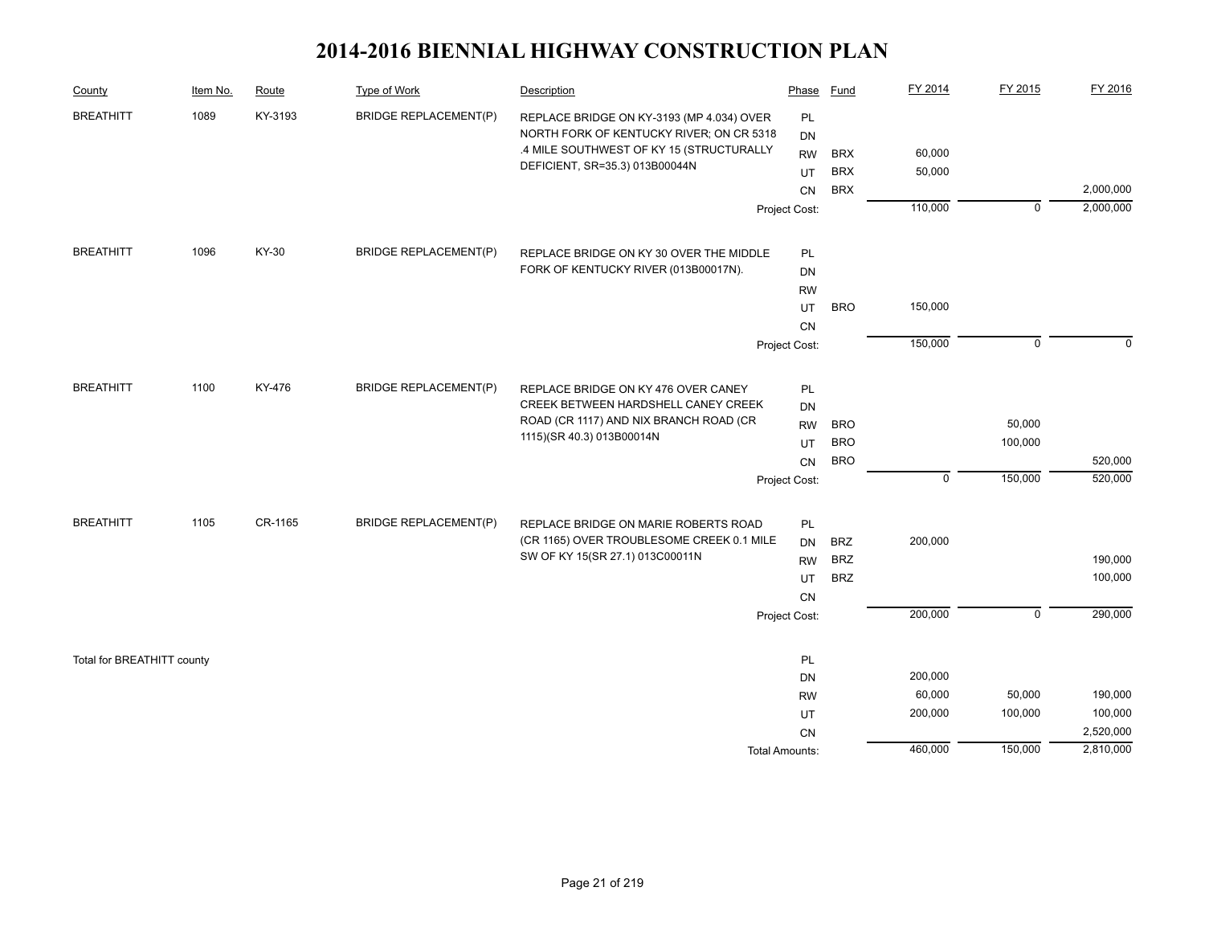# 2014-2016 BIENNIAL HIGHWAY CONSTRUCTION PLAN

| County | Item No. | Route | Type of Work | Description | Phase | Fund | FY 2014 | FY 2015 | FY 2016 |
|---|---|---|---|---|---|---|---|---|---|
| BREATHITT | 1089 | KY-3193 | BRIDGE REPLACEMENT(P) | REPLACE BRIDGE ON KY-3193 (MP 4.034) OVER NORTH FORK OF KENTUCKY RIVER; ON CR 5318 .4 MILE SOUTHWEST OF KY 15 (STRUCTURALLY DEFICIENT, SR=35.3) 013B00044N | PL | | | | |
| | | | | | DN | | | | |
| | | | | | RW | BRX | 60,000 | | |
| | | | | | UT | BRX | 50,000 | | |
| | | | | | CN | BRX | | | 2,000,000 |
| | | | | | Project Cost: | | 110,000 | 0 | 2,000,000 |
| BREATHITT | 1096 | KY-30 | BRIDGE REPLACEMENT(P) | REPLACE BRIDGE ON KY 30 OVER THE MIDDLE FORK OF KENTUCKY RIVER (013B00017N). | PL | | | | |
| | | | | | DN | | | | |
| | | | | | RW | | | | |
| | | | | | UT | BRO | 150,000 | | |
| | | | | | CN | | | | |
| | | | | | Project Cost: | | 150,000 | 0 | 0 |
| BREATHITT | 1100 | KY-476 | BRIDGE REPLACEMENT(P) | REPLACE BRIDGE ON KY 476 OVER CANEY CREEK BETWEEN HARDSHELL CANEY CREEK ROAD (CR 1117) AND NIX BRANCH ROAD (CR 1115)(SR 40.3) 013B00014N | PL | | | | |
| | | | | | DN | | | | |
| | | | | | RW | BRO | | 50,000 | |
| | | | | | UT | BRO | | 100,000 | |
| | | | | | CN | BRO | | | 520,000 |
| | | | | | Project Cost: | | 0 | 150,000 | 520,000 |
| BREATHITT | 1105 | CR-1165 | BRIDGE REPLACEMENT(P) | REPLACE BRIDGE ON MARIE ROBERTS ROAD (CR 1165) OVER TROUBLESOME CREEK 0.1 MILE SW OF KY 15(SR 27.1) 013C00011N | PL | | | | |
| | | | | | DN | BRZ | 200,000 | | |
| | | | | | RW | BRZ | | | 190,000 |
| | | | | | UT | BRZ | | | 100,000 |
| | | | | | CN | | | | |
| | | | | | Project Cost: | | 200,000 | 0 | 290,000 |
| Total for BREATHITT county | | | | | PL | | | | |
| | | | | | DN | | 200,000 | | |
| | | | | | RW | | 60,000 | 50,000 | 190,000 |
| | | | | | UT | | 200,000 | 100,000 | 100,000 |
| | | | | | CN | | | | 2,520,000 |
| | | | | | Total Amounts: | | 460,000 | 150,000 | 2,810,000 |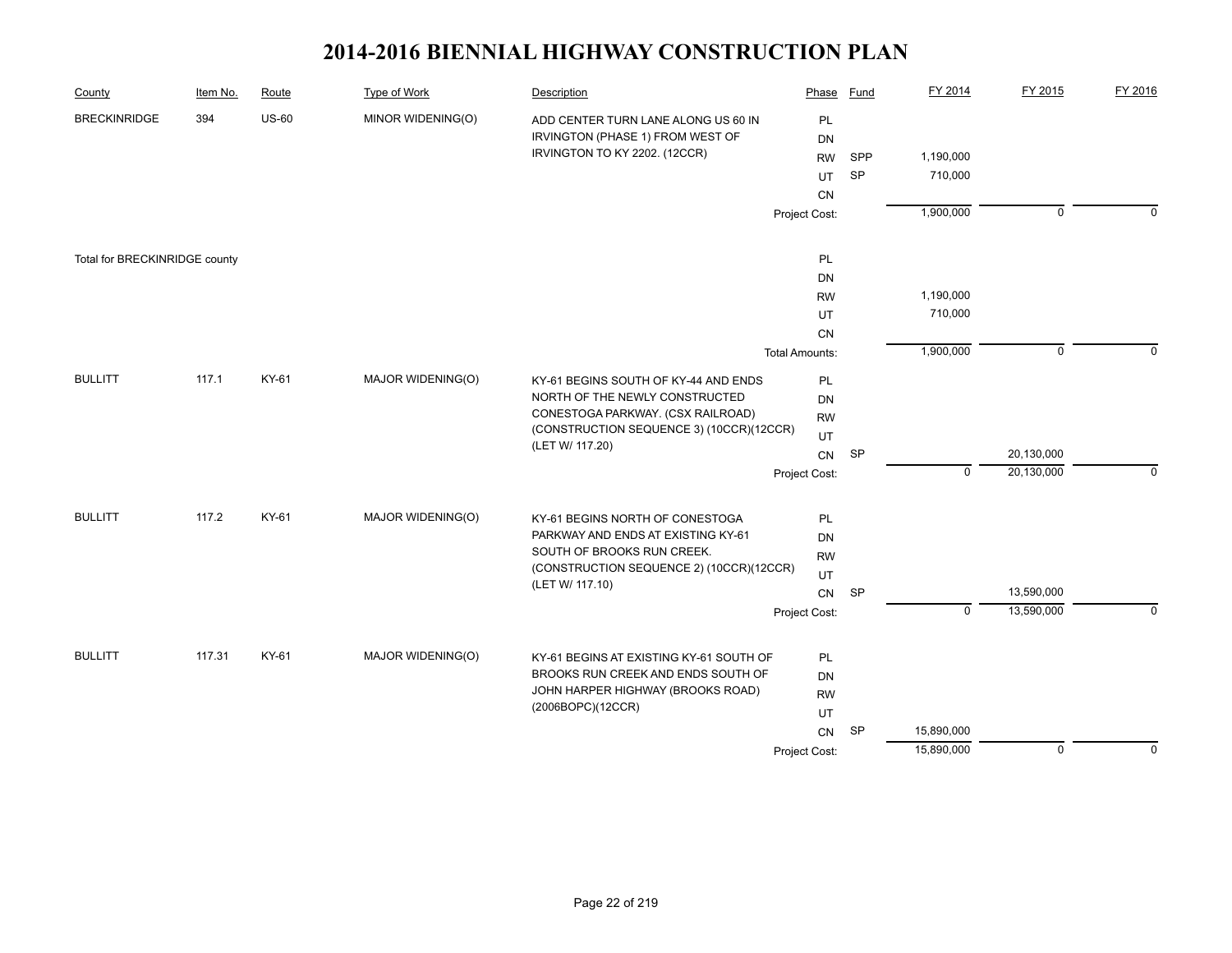# 2014-2016 BIENNIAL HIGHWAY CONSTRUCTION PLAN

| County | Item No. | Route | Type of Work | Description | Phase | Fund | FY 2014 | FY 2015 | FY 2016 |
|---|---|---|---|---|---|---|---|---|---|
| BRECKINRIDGE | 394 | US-60 | MINOR WIDENING(O) | ADD CENTER TURN LANE ALONG US 60 IN IRVINGTON (PHASE 1) FROM WEST OF IRVINGTON TO KY 2202. (12CCR) | PL | | | | |
| | | | | | DN | | | | |
| | | | | | RW | SPP | 1,190,000 | | |
| | | | | | UT | SP | 710,000 | | |
| | | | | | CN | | | | |
| | | | | | Project Cost: | | 1,900,000 | 0 | 0 |
| Total for BRECKINRIDGE county | | | | | PL | | | | |
| | | | | | DN | | | | |
| | | | | | RW | | 1,190,000 | | |
| | | | | | UT | | 710,000 | | |
| | | | | | CN | | | | |
| | | | | | Total Amounts: | | 1,900,000 | 0 | 0 |
| BULLITT | 117.1 | KY-61 | MAJOR WIDENING(O) | KY-61 BEGINS SOUTH OF KY-44 AND ENDS NORTH OF THE NEWLY CONSTRUCTED CONESTOGA PARKWAY. (CSX RAILROAD) (CONSTRUCTION SEQUENCE 3) (10CCR)(12CCR) (LET W/ 117.20) | PL | | | | |
| | | | | | DN | | | | |
| | | | | | RW | | | | |
| | | | | | UT | | | | |
| | | | | | CN | SP | | 20,130,000 | |
| | | | | | Project Cost: | | 0 | 20,130,000 | 0 |
| BULLITT | 117.2 | KY-61 | MAJOR WIDENING(O) | KY-61 BEGINS NORTH OF CONESTOGA PARKWAY AND ENDS AT EXISTING KY-61 SOUTH OF BROOKS RUN CREEK. (CONSTRUCTION SEQUENCE 2) (10CCR)(12CCR) (LET W/ 117.10) | PL | | | | |
| | | | | | DN | | | | |
| | | | | | RW | | | | |
| | | | | | UT | | | | |
| | | | | | CN | SP | | 13,590,000 | |
| | | | | | Project Cost: | | 0 | 13,590,000 | 0 |
| BULLITT | 117.31 | KY-61 | MAJOR WIDENING(O) | KY-61 BEGINS AT EXISTING KY-61 SOUTH OF BROOKS RUN CREEK AND ENDS SOUTH OF JOHN HARPER HIGHWAY (BROOKS ROAD) (2006BOPC)(12CCR) | PL | | | | |
| | | | | | DN | | | | |
| | | | | | RW | | | | |
| | | | | | UT | | | | |
| | | | | | CN | SP | 15,890,000 | | |
| | | | | | Project Cost: | | 15,890,000 | 0 | 0 |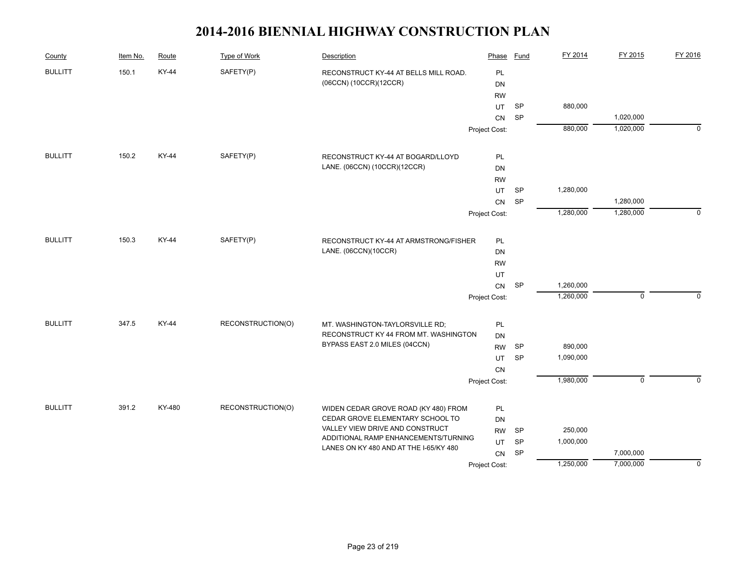# 2014-2016 BIENNIAL HIGHWAY CONSTRUCTION PLAN

| County | Item No. | Route | Type of Work | Description | Phase | Fund | FY 2014 | FY 2015 | FY 2016 |
|---|---|---|---|---|---|---|---|---|---|
| BULLITT | 150.1 | KY-44 | SAFETY(P) | RECONSTRUCT KY-44 AT BELLS MILL ROAD. (06CCN) (10CCR)(12CCR) | PL | | | | |
| | | | | | DN | | | | |
| | | | | | RW | | | | |
| | | | | | UT | SP | 880,000 | | |
| | | | | | CN | SP | | 1,020,000 | |
| | | | | | Project Cost: | | 880,000 | 1,020,000 | 0 |
| BULLITT | 150.2 | KY-44 | SAFETY(P) | RECONSTRUCT KY-44 AT BOGARD/LLOYD LANE. (06CCN) (10CCR)(12CCR) | PL | | | | |
| | | | | | DN | | | | |
| | | | | | RW | | | | |
| | | | | | UT | SP | 1,280,000 | | |
| | | | | | CN | SP | | 1,280,000 | |
| | | | | | Project Cost: | | 1,280,000 | 1,280,000 | 0 |
| BULLITT | 150.3 | KY-44 | SAFETY(P) | RECONSTRUCT KY-44 AT ARMSTRONG/FISHER LANE. (06CCN)(10CCR) | PL | | | | |
| | | | | | DN | | | | |
| | | | | | RW | | | | |
| | | | | | UT | | | | |
| | | | | | CN | SP | 1,260,000 | | |
| | | | | | Project Cost: | | 1,260,000 | 0 | 0 |
| BULLITT | 347.5 | KY-44 | RECONSTRUCTION(O) | MT. WASHINGTON-TAYLORSVILLE RD; RECONSTRUCT KY 44 FROM MT. WASHINGTON BYPASS EAST 2.0 MILES (04CCN) | PL | | | | |
| | | | | | DN | | | | |
| | | | | | RW | SP | 890,000 | | |
| | | | | | UT | SP | 1,090,000 | | |
| | | | | | CN | | | | |
| | | | | | Project Cost: | | 1,980,000 | 0 | 0 |
| BULLITT | 391.2 | KY-480 | RECONSTRUCTION(O) | WIDEN CEDAR GROVE ROAD (KY 480) FROM CEDAR GROVE ELEMENTARY SCHOOL TO VALLEY VIEW DRIVE AND CONSTRUCT ADDITIONAL RAMP ENHANCEMENTS/TURNING LANES ON KY 480 AND AT THE I-65/KY 480 | PL | | | | |
| | | | | | DN | | | | |
| | | | | | RW | SP | 250,000 | | |
| | | | | | UT | SP | 1,000,000 | | |
| | | | | | CN | SP | | 7,000,000 | |
| | | | | | Project Cost: | | 1,250,000 | 7,000,000 | 0 |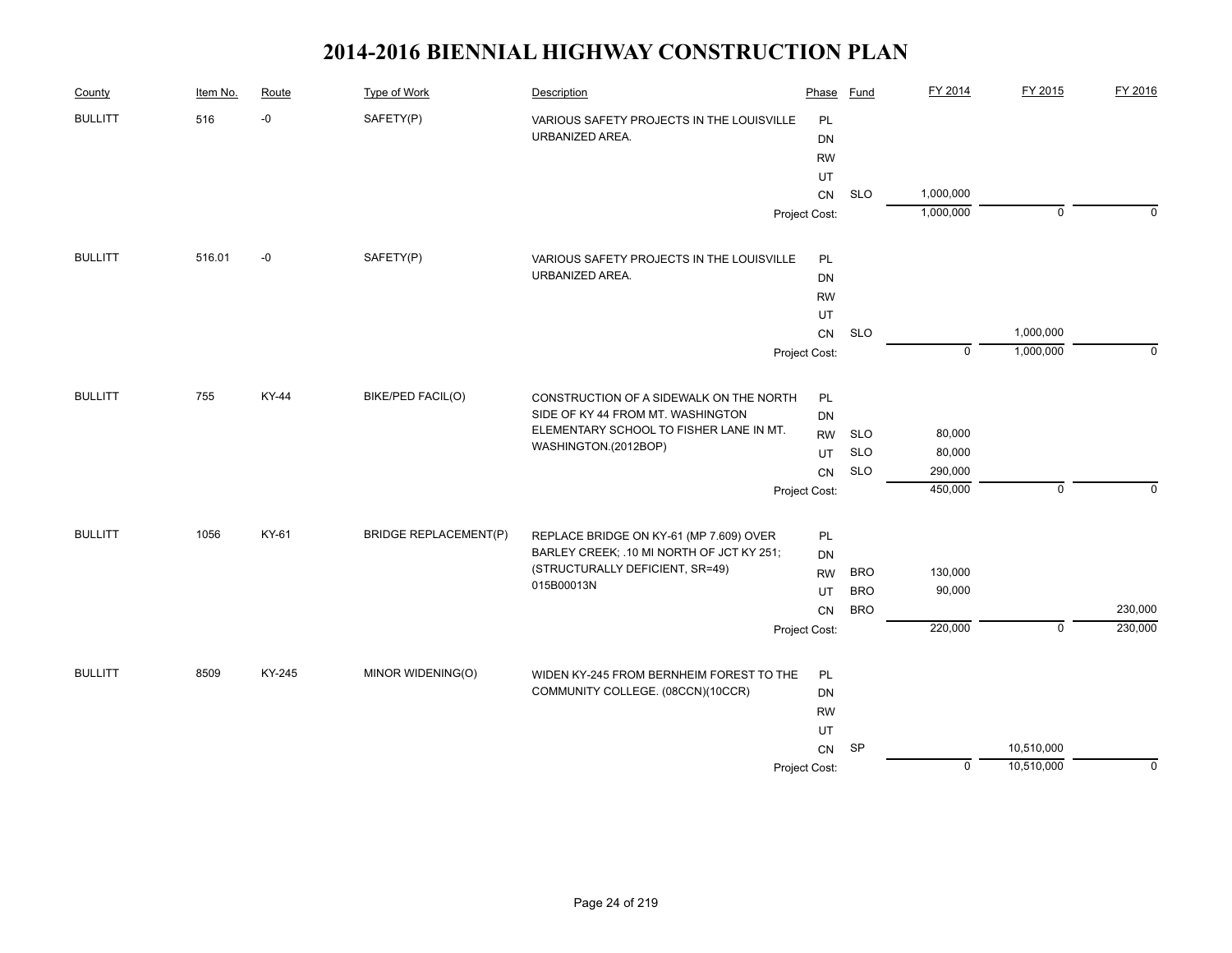# 2014-2016 BIENNIAL HIGHWAY CONSTRUCTION PLAN

| County | Item No. | Route | Type of Work | Description | Phase | Fund | FY 2014 | FY 2015 | FY 2016 |
|---|---|---|---|---|---|---|---|---|---|
| BULLITT | 516 | -0 | SAFETY(P) | VARIOUS SAFETY PROJECTS IN THE LOUISVILLE URBANIZED AREA. | PL | | | | |
| | | | | | DN | | | | |
| | | | | | RW | | | | |
| | | | | | UT | | | | |
| | | | | | CN | SLO | 1,000,000 | | |
| | | | | | Project Cost: | | 1,000,000 | 0 | 0 |
| BULLITT | 516.01 | -0 | SAFETY(P) | VARIOUS SAFETY PROJECTS IN THE LOUISVILLE URBANIZED AREA. | PL | | | | |
| | | | | | DN | | | | |
| | | | | | RW | | | | |
| | | | | | UT | | | | |
| | | | | | CN | SLO | | 1,000,000 | |
| | | | | | Project Cost: | | 0 | 1,000,000 | 0 |
| BULLITT | 755 | KY-44 | BIKE/PED FACIL(O) | CONSTRUCTION OF A SIDEWALK ON THE NORTH SIDE OF KY 44 FROM MT. WASHINGTON ELEMENTARY SCHOOL TO FISHER LANE IN MT. WASHINGTON.(2012BOP) | PL | | | | |
| | | | | | DN | | | | |
| | | | | | RW | SLO | 80,000 | | |
| | | | | | UT | SLO | 80,000 | | |
| | | | | | CN | SLO | 290,000 | | |
| | | | | | Project Cost: | | 450,000 | 0 | 0 |
| BULLITT | 1056 | KY-61 | BRIDGE REPLACEMENT(P) | REPLACE BRIDGE ON KY-61 (MP 7.609) OVER BARLEY CREEK; .10 MI NORTH OF JCT KY 251; (STRUCTURALLY DEFICIENT, SR=49) 015B00013N | PL | | | | |
| | | | | | DN | | | | |
| | | | | | RW | BRO | 130,000 | | |
| | | | | | UT | BRO | 90,000 | | |
| | | | | | CN | BRO | | | 230,000 |
| | | | | | Project Cost: | | 220,000 | 0 | 230,000 |
| BULLITT | 8509 | KY-245 | MINOR WIDENING(O) | WIDEN KY-245 FROM BERNHEIM FOREST TO THE COMMUNITY COLLEGE. (08CCN)(10CCR) | PL | | | | |
| | | | | | DN | | | | |
| | | | | | RW | | | | |
| | | | | | UT | | | | |
| | | | | | CN | SP | | 10,510,000 | |
| | | | | | Project Cost: | | 0 | 10,510,000 | 0 |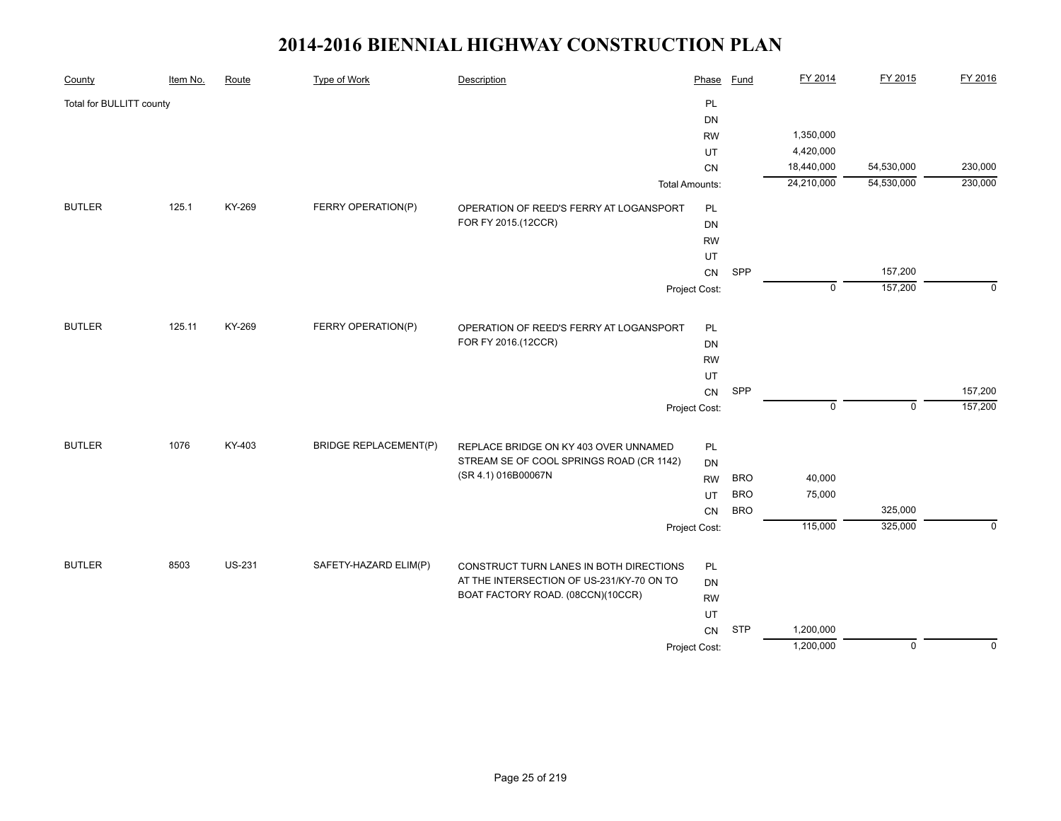# 2014-2016 BIENNIAL HIGHWAY CONSTRUCTION PLAN

| County | Item No. | Route | Type of Work | Description | Phase | Fund | FY 2014 | FY 2015 | FY 2016 |
|---|---|---|---|---|---|---|---|---|---|
| Total for BULLITT county | | | | | PL | | | | |
| | | | | | DN | | | | |
| | | | | | RW | | 1,350,000 | | |
| | | | | | UT | | 4,420,000 | | |
| | | | | | CN | | 18,440,000 | 54,530,000 | 230,000 |
| | | | | | Total Amounts: | | 24,210,000 | 54,530,000 | 230,000 |
| BUTLER | 125.1 | KY-269 | FERRY OPERATION(P) | OPERATION OF REED'S FERRY AT LOGANSPORT FOR FY 2015.(12CCR) | PL | | | | |
| | | | | | DN | | | | |
| | | | | | RW | | | | |
| | | | | | UT | | | | |
| | | | | | CN | SPP | | 157,200 | |
| | | | | | Project Cost: | | 0 | 157,200 | 0 |
| BUTLER | 125.11 | KY-269 | FERRY OPERATION(P) | OPERATION OF REED'S FERRY AT LOGANSPORT FOR FY 2016.(12CCR) | PL | | | | |
| | | | | | DN | | | | |
| | | | | | RW | | | | |
| | | | | | UT | | | | |
| | | | | | CN | SPP | | | 157,200 |
| | | | | | Project Cost: | | 0 | 0 | 157,200 |
| BUTLER | 1076 | KY-403 | BRIDGE REPLACEMENT(P) | REPLACE BRIDGE ON KY 403 OVER UNNAMED STREAM SE OF COOL SPRINGS ROAD (CR 1142) (SR 4.1) 016B00067N | PL | | | | |
| | | | | | DN | | | | |
| | | | | | RW | BRO | 40,000 | | |
| | | | | | UT | BRO | 75,000 | | |
| | | | | | CN | BRO | | 325,000 | |
| | | | | | Project Cost: | | 115,000 | 325,000 | 0 |
| BUTLER | 8503 | US-231 | SAFETY-HAZARD ELIM(P) | CONSTRUCT TURN LANES IN BOTH DIRECTIONS AT THE INTERSECTION OF US-231/KY-70 ON TO BOAT FACTORY ROAD. (08CCN)(10CCR) | PL | | | | |
| | | | | | DN | | | | |
| | | | | | RW | | | | |
| | | | | | UT | | | | |
| | | | | | CN | STP | 1,200,000 | | |
| | | | | | Project Cost: | | 1,200,000 | 0 | 0 |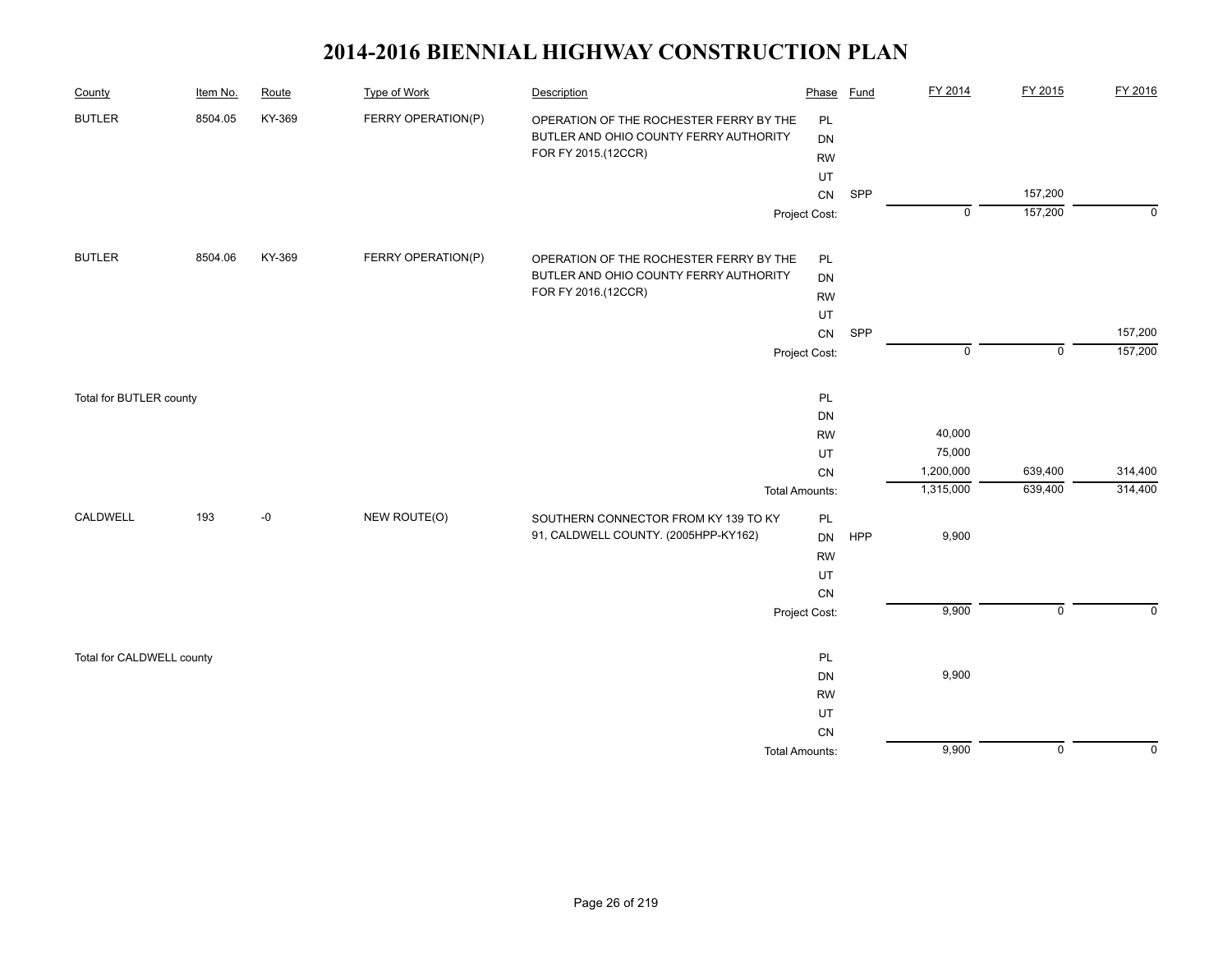# 2014-2016 BIENNIAL HIGHWAY CONSTRUCTION PLAN

| County | Item No. | Route | Type of Work | Description | Phase | Fund | FY 2014 | FY 2015 | FY 2016 |
|---|---|---|---|---|---|---|---|---|---|
| BUTLER | 8504.05 | KY-369 | FERRY OPERATION(P) | OPERATION OF THE ROCHESTER FERRY BY THE BUTLER AND OHIO COUNTY FERRY AUTHORITY FOR FY 2015.(12CCR) | PL | | | | |
| | | | | | DN | | | | |
| | | | | | RW | | | | |
| | | | | | UT | | | | |
| | | | | | CN | SPP | | 157,200 | |
| | | | | | Project Cost: | | 0 | 157,200 | 0 |
| BUTLER | 8504.06 | KY-369 | FERRY OPERATION(P) | OPERATION OF THE ROCHESTER FERRY BY THE BUTLER AND OHIO COUNTY FERRY AUTHORITY FOR FY 2016.(12CCR) | PL | | | | |
| | | | | | DN | | | | |
| | | | | | RW | | | | |
| | | | | | UT | | | | |
| | | | | | CN | SPP | | | 157,200 |
| | | | | | Project Cost: | | 0 | 0 | 157,200 |
| Total for BUTLER county | | | | | PL | | | | |
| | | | | | DN | | | | |
| | | | | | RW | | 40,000 | | |
| | | | | | UT | | 75,000 | | |
| | | | | | CN | | 1,200,000 | 639,400 | 314,400 |
| | | | | | Total Amounts: | | 1,315,000 | 639,400 | 314,400 |
| CALDWELL | 193 | -0 | NEW ROUTE(O) | SOUTHERN CONNECTOR FROM KY 139 TO KY 91, CALDWELL COUNTY. (2005HPP-KY162) | PL | | | | |
| | | | | | DN | HPP | 9,900 | | |
| | | | | | RW | | | | |
| | | | | | UT | | | | |
| | | | | | CN | | | | |
| | | | | | Project Cost: | | 9,900 | 0 | 0 |
| Total for CALDWELL county | | | | | PL | | | | |
| | | | | | DN | | 9,900 | | |
| | | | | | RW | | | | |
| | | | | | UT | | | | |
| | | | | | CN | | | | |
| | | | | | Total Amounts: | | 9,900 | 0 | 0 |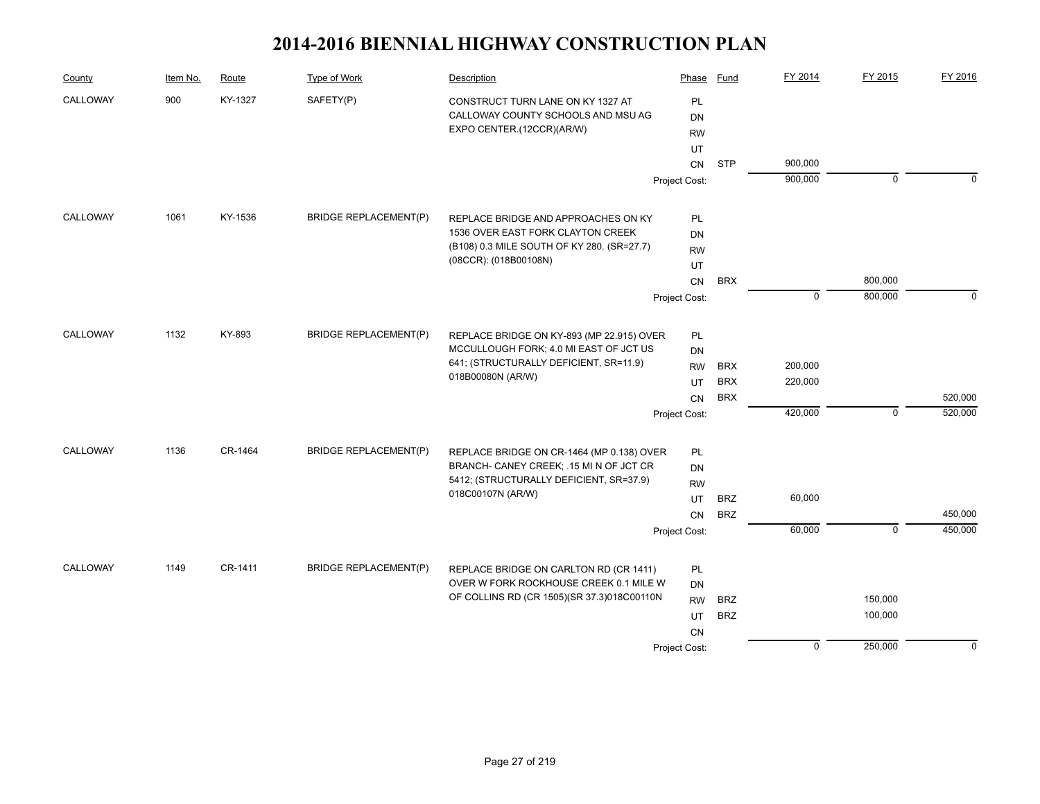# 2014-2016 BIENNIAL HIGHWAY CONSTRUCTION PLAN

| County | Item No. | Route | Type of Work | Description | Phase | Fund | FY 2014 | FY 2015 | FY 2016 |
|---|---|---|---|---|---|---|---|---|---|
| CALLOWAY | 900 | KY-1327 | SAFETY(P) | CONSTRUCT TURN LANE ON KY 1327 AT CALLOWAY COUNTY SCHOOLS AND MSU AG EXPO CENTER.(12CCR)(AR/W) | PL | | | | |
| | | | | | DN | | | | |
| | | | | | RW | | | | |
| | | | | | UT | | | | |
| | | | | | CN | STP | 900,000 | | |
| | | | | | Project Cost: | | 900,000 | 0 | 0 |
| CALLOWAY | 1061 | KY-1536 | BRIDGE REPLACEMENT(P) | REPLACE BRIDGE AND APPROACHES ON KY 1536 OVER EAST FORK CLAYTON CREEK (B108) 0.3 MILE SOUTH OF KY 280. (SR=27.7) (08CCR): (018B00108N) | PL | | | | |
| | | | | | DN | | | | |
| | | | | | RW | | | | |
| | | | | | UT | | | | |
| | | | | | CN | BRX | | 800,000 | |
| | | | | | Project Cost: | | 0 | 800,000 | 0 |
| CALLOWAY | 1132 | KY-893 | BRIDGE REPLACEMENT(P) | REPLACE BRIDGE ON KY-893 (MP 22.915) OVER MCCULLOUGH FORK; 4.0 MI EAST OF JCT US 641; (STRUCTURALLY DEFICIENT, SR=11.9) 018B00080N (AR/W) | PL | | | | |
| | | | | | DN | | | | |
| | | | | | RW | BRX | 200,000 | | |
| | | | | | UT | BRX | 220,000 | | |
| | | | | | CN | BRX | | | 520,000 |
| | | | | | Project Cost: | | 420,000 | 0 | 520,000 |
| CALLOWAY | 1136 | CR-1464 | BRIDGE REPLACEMENT(P) | REPLACE BRIDGE ON CR-1464 (MP 0.138) OVER BRANCH- CANEY CREEK; .15 MI N OF JCT CR 5412; (STRUCTURALLY DEFICIENT, SR=37.9) 018C00107N (AR/W) | PL | | | | |
| | | | | | DN | | | | |
| | | | | | RW | | | | |
| | | | | | UT | BRZ | 60,000 | | |
| | | | | | CN | BRZ | | | 450,000 |
| | | | | | Project Cost: | | 60,000 | 0 | 450,000 |
| CALLOWAY | 1149 | CR-1411 | BRIDGE REPLACEMENT(P) | REPLACE BRIDGE ON CARLTON RD (CR 1411) OVER W FORK ROCKHOUSE CREEK 0.1 MILE W OF COLLINS RD (CR 1505)(SR 37.3)018C00110N | PL | | | | |
| | | | | | DN | | | | |
| | | | | | RW | BRZ | | 150,000 | |
| | | | | | UT | BRZ | | 100,000 | |
| | | | | | CN | | | | |
| | | | | | Project Cost: | | 0 | 250,000 | 0 |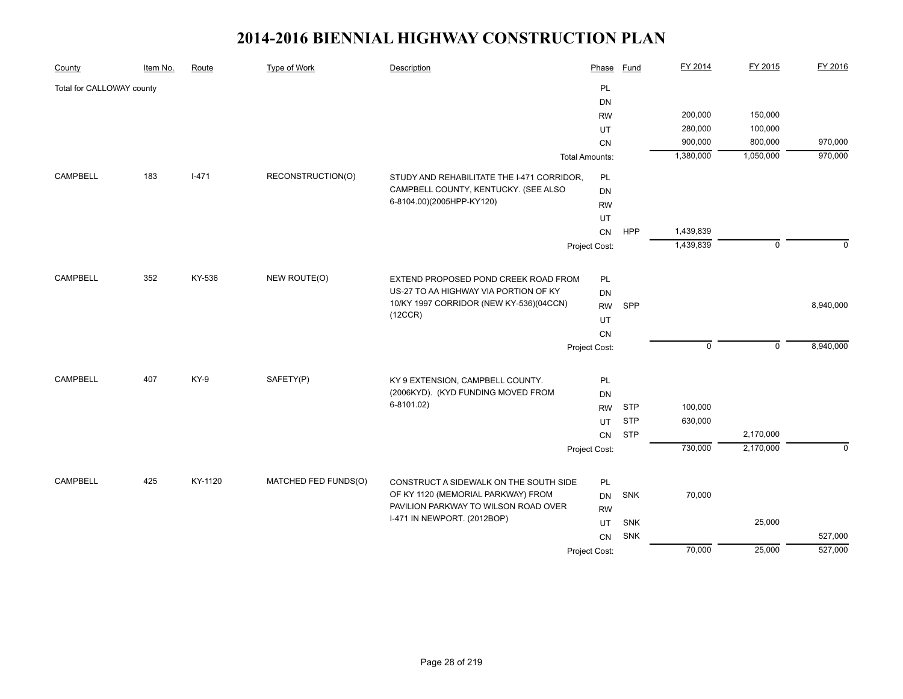# 2014-2016 BIENNIAL HIGHWAY CONSTRUCTION PLAN

| County | Item No. | Route | Type of Work | Description | Phase | Fund | FY 2014 | FY 2015 | FY 2016 |
|---|---|---|---|---|---|---|---|---|---|
| Total for CALLOWAY county | | | | | PL | | | | |
| | | | | | DN | | | | |
| | | | | | RW | | 200,000 | 150,000 | |
| | | | | | UT | | 280,000 | 100,000 | |
| | | | | | CN | | 900,000 | 800,000 | 970,000 |
| | | | | | Total Amounts: | | 1,380,000 | 1,050,000 | 970,000 |
| CAMPBELL | 183 | I-471 | RECONSTRUCTION(O) | STUDY AND REHABILITATE THE I-471 CORRIDOR, CAMPBELL COUNTY, KENTUCKY. (SEE ALSO 6-8104.00)(2005HPP-KY120) | PL | | | | |
| | | | | | DN | | | | |
| | | | | | RW | | | | |
| | | | | | UT | | | | |
| | | | | | CN | HPP | 1,439,839 | | |
| | | | | | Project Cost: | | 1,439,839 | 0 | 0 |
| CAMPBELL | 352 | KY-536 | NEW ROUTE(O) | EXTEND PROPOSED POND CREEK ROAD FROM US-27 TO AA HIGHWAY VIA PORTION OF KY 10/KY 1997 CORRIDOR (NEW KY-536)(04CCN)(12CCR) | PL | | | | |
| | | | | | DN | | | | |
| | | | | | RW | SPP | | | 8,940,000 |
| | | | | | UT | | | | |
| | | | | | CN | | | | |
| | | | | | Project Cost: | | 0 | 0 | 8,940,000 |
| CAMPBELL | 407 | KY-9 | SAFETY(P) | KY 9 EXTENSION, CAMPBELL COUNTY. (2006KYD). (KYD FUNDING MOVED FROM 6-8101.02) | PL | | | | |
| | | | | | DN | | | | |
| | | | | | RW | STP | 100,000 | | |
| | | | | | UT | STP | 630,000 | | |
| | | | | | CN | STP | | 2,170,000 | |
| | | | | | Project Cost: | | 730,000 | 2,170,000 | 0 |
| CAMPBELL | 425 | KY-1120 | MATCHED FED FUNDS(O) | CONSTRUCT A SIDEWALK ON THE SOUTH SIDE OF KY 1120 (MEMORIAL PARKWAY) FROM PAVILION PARKWAY TO WILSON ROAD OVER I-471 IN NEWPORT. (2012BOP) | PL | | | | |
| | | | | | DN | SNK | 70,000 | | |
| | | | | | RW | | | | |
| | | | | | UT | SNK | | 25,000 | |
| | | | | | CN | SNK | | | 527,000 |
| | | | | | Project Cost: | | 70,000 | 25,000 | 527,000 |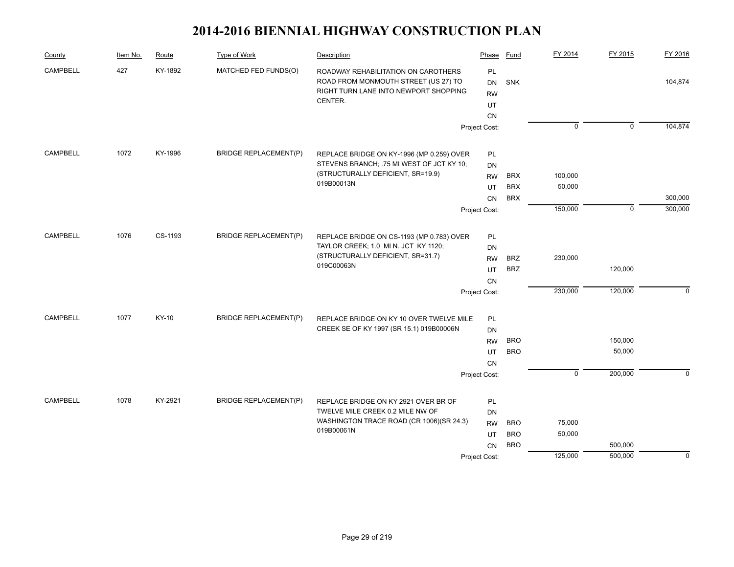# 2014-2016 BIENNIAL HIGHWAY CONSTRUCTION PLAN

| County | Item No. | Route | Type of Work | Description | Phase | Fund | FY 2014 | FY 2015 | FY 2016 |
|---|---|---|---|---|---|---|---|---|---|
| CAMPBELL | 427 | KY-1892 | MATCHED FED FUNDS(O) | ROADWAY REHABILITATION ON CAROTHERS ROAD FROM MONMOUTH STREET (US 27) TO RIGHT TURN LANE INTO NEWPORT SHOPPING CENTER. | PL | | | | |
| | | | | | DN | SNK | | | 104,874 |
| | | | | | RW | | | | |
| | | | | | UT | | | | |
| | | | | | CN | | | | |
| | | | | | Project Cost: | | 0 | 0 | 104,874 |
| CAMPBELL | 1072 | KY-1996 | BRIDGE REPLACEMENT(P) | REPLACE BRIDGE ON KY-1996 (MP 0.259) OVER STEVENS BRANCH; .75 MI WEST OF JCT KY 10; (STRUCTURALLY DEFICIENT, SR=19.9) 019B00013N | PL | | | | |
| | | | | | DN | | | | |
| | | | | | RW | BRX | 100,000 | | |
| | | | | | UT | BRX | 50,000 | | |
| | | | | | CN | BRX | | | 300,000 |
| | | | | | Project Cost: | | 150,000 | 0 | 300,000 |
| CAMPBELL | 1076 | CS-1193 | BRIDGE REPLACEMENT(P) | REPLACE BRIDGE ON CS-1193 (MP 0.783) OVER TAYLOR CREEK; 1.0 MI N. JCT KY 1120; (STRUCTURALLY DEFICIENT, SR=31.7) 019C00063N | PL | | | | |
| | | | | | DN | | | | |
| | | | | | RW | BRZ | 230,000 | | |
| | | | | | UT | BRZ | | 120,000 | |
| | | | | | CN | | | | |
| | | | | | Project Cost: | | 230,000 | 120,000 | 0 |
| CAMPBELL | 1077 | KY-10 | BRIDGE REPLACEMENT(P) | REPLACE BRIDGE ON KY 10 OVER TWELVE MILE CREEK SE OF KY 1997 (SR 15.1) 019B00006N | PL | | | | |
| | | | | | DN | | | | |
| | | | | | RW | BRO | | 150,000 | |
| | | | | | UT | BRO | | 50,000 | |
| | | | | | CN | | | | |
| | | | | | Project Cost: | | 0 | 200,000 | 0 |
| CAMPBELL | 1078 | KY-2921 | BRIDGE REPLACEMENT(P) | REPLACE BRIDGE ON KY 2921 OVER BR OF TWELVE MILE CREEK 0.2 MILE NW OF WASHINGTON TRACE ROAD (CR 1006)(SR 24.3) 019B00061N | PL | | | | |
| | | | | | DN | | | | |
| | | | | | RW | BRO | 75,000 | | |
| | | | | | UT | BRO | 50,000 | | |
| | | | | | CN | BRO | | 500,000 | |
| | | | | | Project Cost: | | 125,000 | 500,000 | 0 |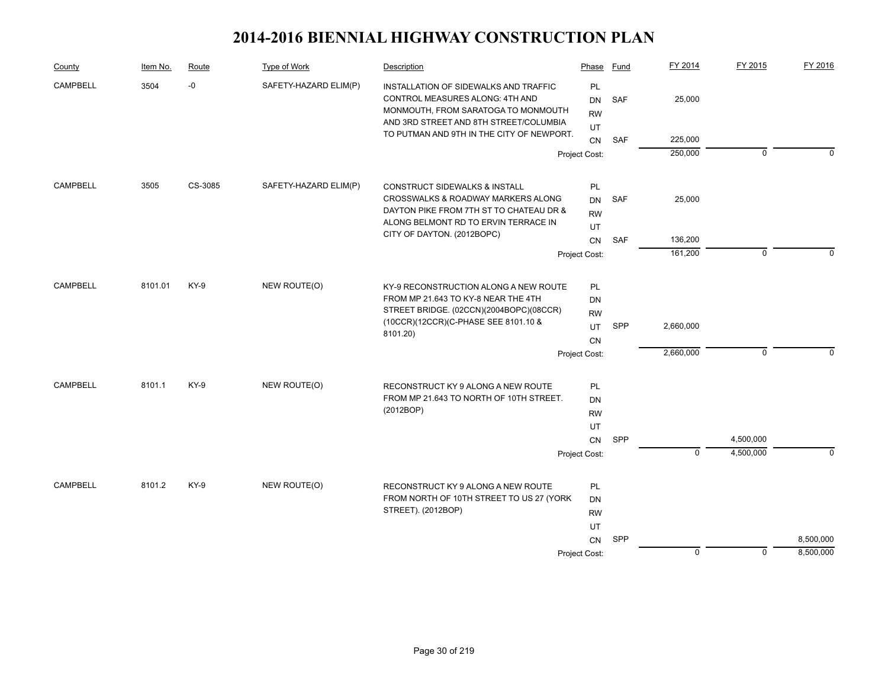# 2014-2016 BIENNIAL HIGHWAY CONSTRUCTION PLAN

| County | Item No. | Route | Type of Work | Description | Phase | Fund | FY 2014 | FY 2015 | FY 2016 |
|---|---|---|---|---|---|---|---|---|---|
| CAMPBELL | 3504 | -0 | SAFETY-HAZARD ELIM(P) | INSTALLATION OF SIDEWALKS AND TRAFFIC CONTROL MEASURES ALONG: 4TH AND MONMOUTH, FROM SARATOGA TO MONMOUTH AND 3RD STREET AND 8TH STREET/COLUMBIA TO PUTMAN AND 9TH IN THE CITY OF NEWPORT. | PL | | | | |
| | | | | | DN | SAF | 25,000 | | |
| | | | | | RW | | | | |
| | | | | | UT | | | | |
| | | | | | CN | SAF | 225,000 | | |
| | | | | | Project Cost: | | 250,000 | 0 | 0 |
| CAMPBELL | 3505 | CS-3085 | SAFETY-HAZARD ELIM(P) | CONSTRUCT SIDEWALKS & INSTALL CROSSWALKS & ROADWAY MARKERS ALONG DAYTON PIKE FROM 7TH ST TO CHATEAU DR & ALONG BELMONT RD TO ERVIN TERRACE IN CITY OF DAYTON. (2012BOPC) | PL | | | | |
| | | | | | DN | SAF | 25,000 | | |
| | | | | | RW | | | | |
| | | | | | UT | | | | |
| | | | | | CN | SAF | 136,200 | | |
| | | | | | Project Cost: | | 161,200 | 0 | 0 |
| CAMPBELL | 8101.01 | KY-9 | NEW ROUTE(O) | KY-9 RECONSTRUCTION ALONG A NEW ROUTE FROM MP 21.643 TO KY-8 NEAR THE 4TH STREET BRIDGE. (02CCN)(2004BOPC)(08CCR)(10CCR)(12CCR)(C-PHASE SEE 8101.10 & 8101.20) | PL | | | | |
| | | | | | DN | | | | |
| | | | | | RW | | | | |
| | | | | | UT | SPP | 2,660,000 | | |
| | | | | | CN | | | | |
| | | | | | Project Cost: | | 2,660,000 | 0 | 0 |
| CAMPBELL | 8101.1 | KY-9 | NEW ROUTE(O) | RECONSTRUCT KY 9 ALONG A NEW ROUTE FROM MP 21.643 TO NORTH OF 10TH STREET. (2012BOP) | PL | | | | |
| | | | | | DN | | | | |
| | | | | | RW | | | | |
| | | | | | UT | | | | |
| | | | | | CN | SPP | | 4,500,000 | |
| | | | | | Project Cost: | | 0 | 4,500,000 | 0 |
| CAMPBELL | 8101.2 | KY-9 | NEW ROUTE(O) | RECONSTRUCT KY 9 ALONG A NEW ROUTE FROM NORTH OF 10TH STREET TO US 27 (YORK STREET). (2012BOP) | PL | | | | |
| | | | | | DN | | | | |
| | | | | | RW | | | | |
| | | | | | UT | | | | |
| | | | | | CN | SPP | | | 8,500,000 |
| | | | | | Project Cost: | | 0 | 0 | 8,500,000 |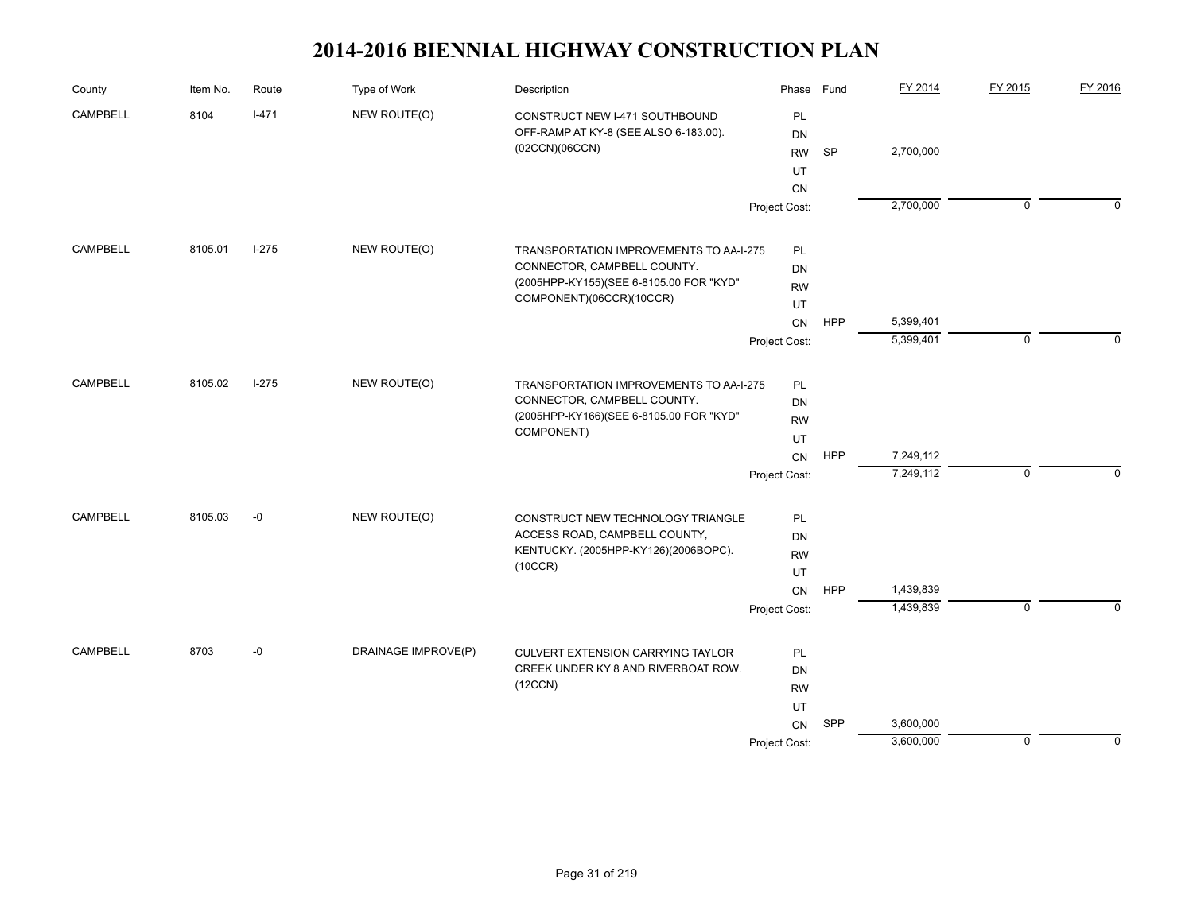# 2014-2016 BIENNIAL HIGHWAY CONSTRUCTION PLAN

| County | Item No. | Route | Type of Work | Description | Phase | Fund | FY 2014 | FY 2015 | FY 2016 |
|---|---|---|---|---|---|---|---|---|---|
| CAMPBELL | 8104 | I-471 | NEW ROUTE(O) | CONSTRUCT NEW I-471 SOUTHBOUND OFF-RAMP AT KY-8 (SEE ALSO 6-183.00). (02CCN)(06CCN) | PL | | | | |
| | | | | | DN | | | | |
| | | | | | RW | SP | 2,700,000 | | |
| | | | | | UT | | | | |
| | | | | | CN | | | | |
| | | | | | Project Cost: | | 2,700,000 | 0 | 0 |
| CAMPBELL | 8105.01 | I-275 | NEW ROUTE(O) | TRANSPORTATION IMPROVEMENTS TO AA-I-275 CONNECTOR, CAMPBELL COUNTY. (2005HPP-KY155)(SEE 6-8105.00 FOR "KYD" COMPONENT)(06CCR)(10CCR) | PL | | | | |
| | | | | | DN | | | | |
| | | | | | RW | | | | |
| | | | | | UT | | | | |
| | | | | | CN | HPP | 5,399,401 | | |
| | | | | | Project Cost: | | 5,399,401 | 0 | 0 |
| CAMPBELL | 8105.02 | I-275 | NEW ROUTE(O) | TRANSPORTATION IMPROVEMENTS TO AA-I-275 CONNECTOR, CAMPBELL COUNTY. (2005HPP-KY166)(SEE 6-8105.00 FOR "KYD" COMPONENT) | PL | | | | |
| | | | | | DN | | | | |
| | | | | | RW | | | | |
| | | | | | UT | | | | |
| | | | | | CN | HPP | 7,249,112 | | |
| | | | | | Project Cost: | | 7,249,112 | 0 | 0 |
| CAMPBELL | 8105.03 | -0 | NEW ROUTE(O) | CONSTRUCT NEW TECHNOLOGY TRIANGLE ACCESS ROAD, CAMPBELL COUNTY, KENTUCKY. (2005HPP-KY126)(2006BOPC). (10CCR) | PL | | | | |
| | | | | | DN | | | | |
| | | | | | RW | | | | |
| | | | | | UT | | | | |
| | | | | | CN | HPP | 1,439,839 | | |
| | | | | | Project Cost: | | 1,439,839 | 0 | 0 |
| CAMPBELL | 8703 | -0 | DRAINAGE IMPROVE(P) | CULVERT EXTENSION CARRYING TAYLOR CREEK UNDER KY 8 AND RIVERBOAT ROW. (12CCN) | PL | | | | |
| | | | | | DN | | | | |
| | | | | | RW | | | | |
| | | | | | UT | | | | |
| | | | | | CN | SPP | 3,600,000 | | |
| | | | | | Project Cost: | | 3,600,000 | 0 | 0 |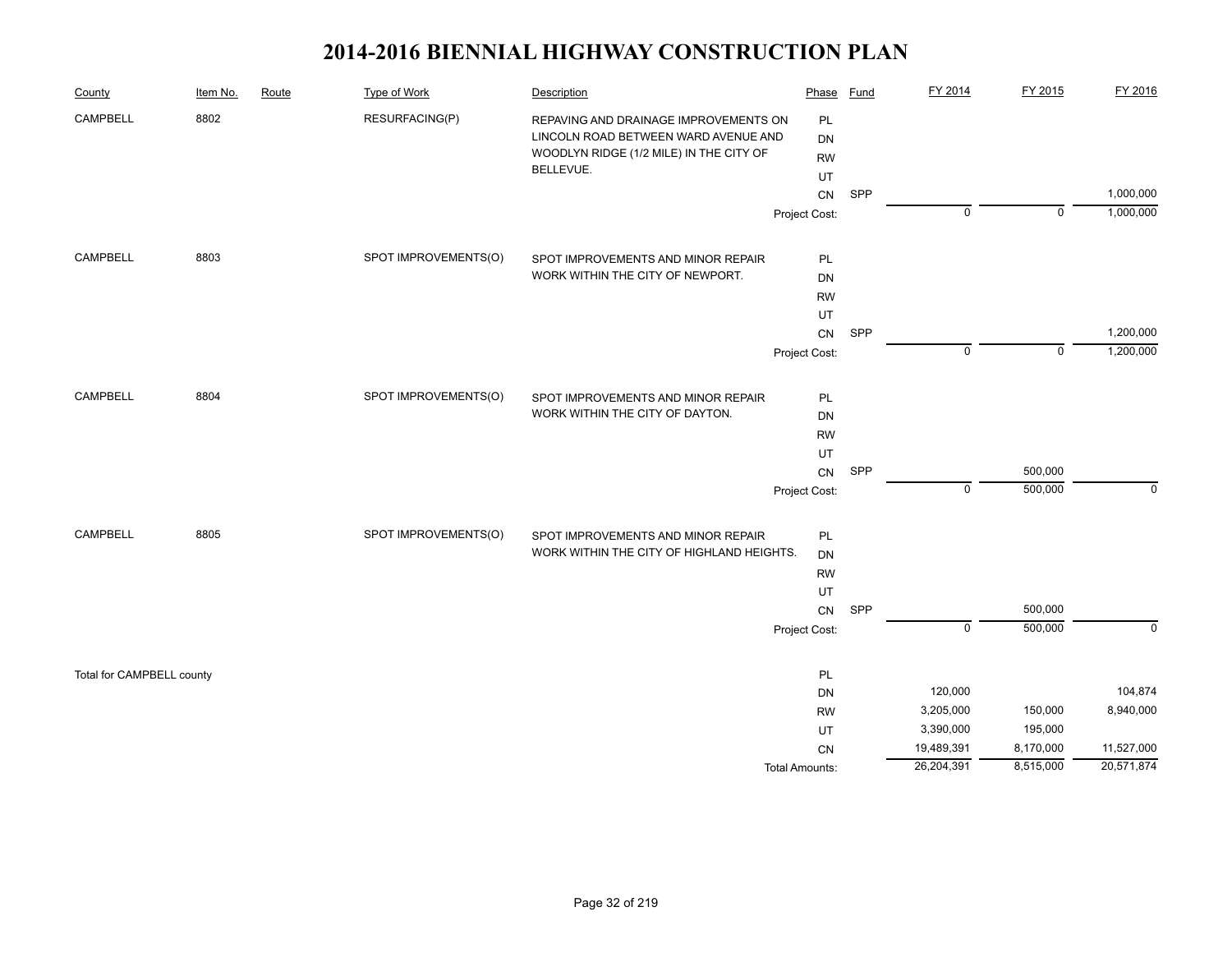# 2014-2016 BIENNIAL HIGHWAY CONSTRUCTION PLAN

| County | Item No. | Route | Type of Work | Description | Phase | Fund | FY 2014 | FY 2015 | FY 2016 |
|---|---|---|---|---|---|---|---|---|---|
| CAMPBELL | 8802 | | RESURFACING(P) | REPAVING AND DRAINAGE IMPROVEMENTS ON LINCOLN ROAD BETWEEN WARD AVENUE AND WOODLYN RIDGE (1/2 MILE) IN THE CITY OF BELLEVUE. | PL | | | | |
| | | | | | DN | | | | |
| | | | | | RW | | | | |
| | | | | | UT | | | | |
| | | | | | CN | SPP | | | 1,000,000 |
| | | | | | Project Cost: | | 0 | 0 | 1,000,000 |
| CAMPBELL | 8803 | | SPOT IMPROVEMENTS(O) | SPOT IMPROVEMENTS AND MINOR REPAIR WORK WITHIN THE CITY OF NEWPORT. | PL | | | | |
| | | | | | DN | | | | |
| | | | | | RW | | | | |
| | | | | | UT | | | | |
| | | | | | CN | SPP | | | 1,200,000 |
| | | | | | Project Cost: | | 0 | 0 | 1,200,000 |
| CAMPBELL | 8804 | | SPOT IMPROVEMENTS(O) | SPOT IMPROVEMENTS AND MINOR REPAIR WORK WITHIN THE CITY OF DAYTON. | PL | | | | |
| | | | | | DN | | | | |
| | | | | | RW | | | | |
| | | | | | UT | | | | |
| | | | | | CN | SPP | | 500,000 | |
| | | | | | Project Cost: | | 0 | 500,000 | 0 |
| CAMPBELL | 8805 | | SPOT IMPROVEMENTS(O) | SPOT IMPROVEMENTS AND MINOR REPAIR WORK WITHIN THE CITY OF HIGHLAND HEIGHTS. | PL | | | | |
| | | | | | DN | | | | |
| | | | | | RW | | | | |
| | | | | | UT | | | | |
| | | | | | CN | SPP | | 500,000 | |
| | | | | | Project Cost: | | 0 | 500,000 | 0 |
| Total for CAMPBELL county | | | | | PL | | | | |
| | | | | | DN | | 120,000 | | 104,874 |
| | | | | | RW | | 3,205,000 | 150,000 | 8,940,000 |
| | | | | | UT | | 3,390,000 | 195,000 | |
| | | | | | CN | | 19,489,391 | 8,170,000 | 11,527,000 |
| | | | | | Total Amounts: | | 26,204,391 | 8,515,000 | 20,571,874 |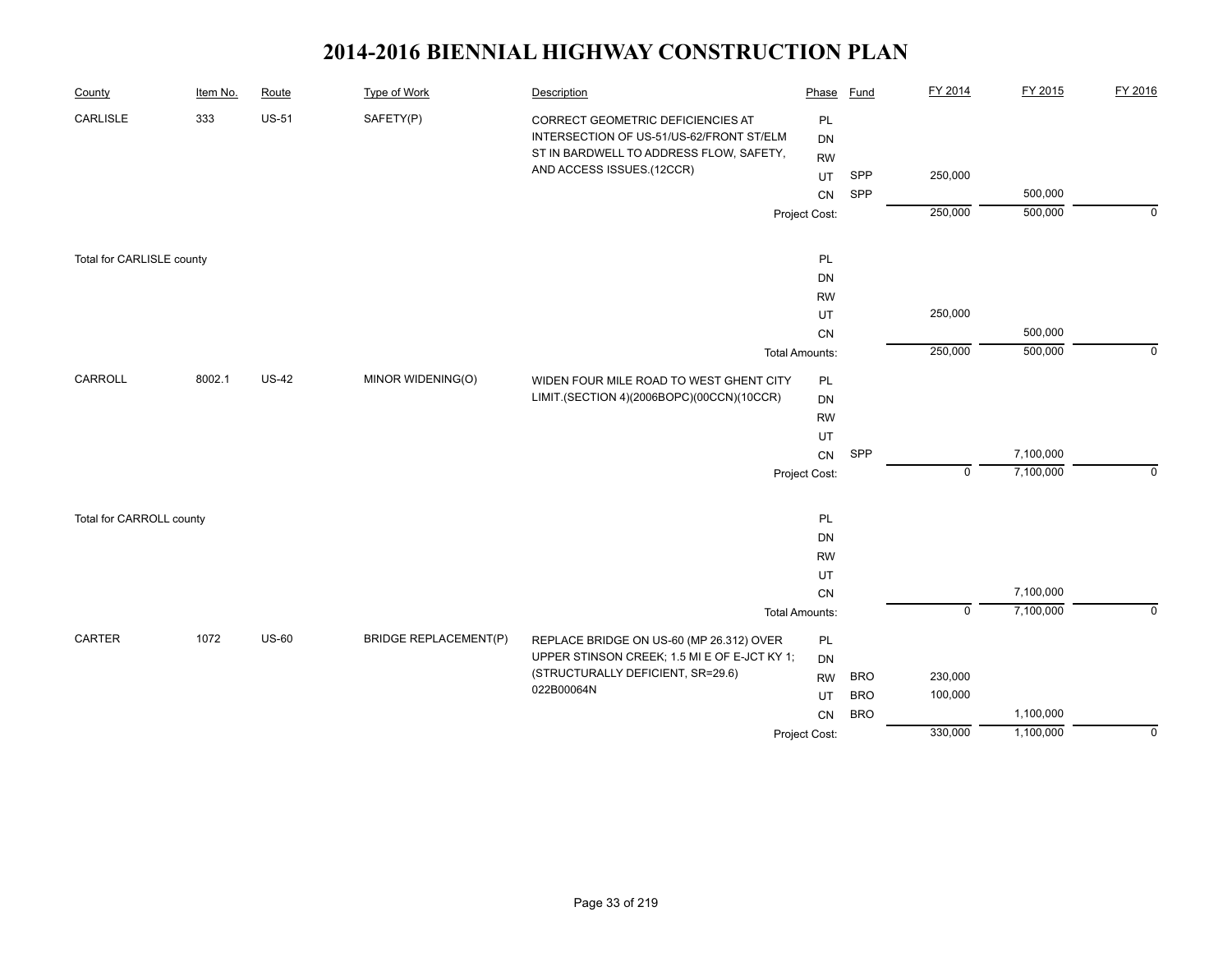# 2014-2016 BIENNIAL HIGHWAY CONSTRUCTION PLAN

| County | Item No. | Route | Type of Work | Description | Phase | Fund | FY 2014 | FY 2015 | FY 2016 |
|---|---|---|---|---|---|---|---|---|---|
| CARLISLE | 333 | US-51 | SAFETY(P) | CORRECT GEOMETRIC DEFICIENCIES AT INTERSECTION OF US-51/US-62/FRONT ST/ELM ST IN BARDWELL TO ADDRESS FLOW, SAFETY, AND ACCESS ISSUES.(12CCR) | PL | | | | |
| | | | | | DN | | | | |
| | | | | | RW | | | | |
| | | | | | UT | SPP | 250,000 | | |
| | | | | | CN | SPP | | 500,000 | |
| | | | | | Project Cost: | | 250,000 | 500,000 | 0 |
| Total for CARLISLE county | | | | | PL | | | | |
| | | | | | DN | | | | |
| | | | | | RW | | | | |
| | | | | | UT | | 250,000 | | |
| | | | | | CN | | | 500,000 | |
| | | | | | Total Amounts: | | 250,000 | 500,000 | 0 |
| CARROLL | 8002.1 | US-42 | MINOR WIDENING(O) | WIDEN FOUR MILE ROAD TO WEST GHENT CITY LIMIT.(SECTION 4)(2006BOPC)(00CCN)(10CCR) | PL | | | | |
| | | | | | DN | | | | |
| | | | | | RW | | | | |
| | | | | | UT | | | | |
| | | | | | CN | SPP | | 7,100,000 | |
| | | | | | Project Cost: | | 0 | 7,100,000 | 0 |
| Total for CARROLL county | | | | | PL | | | | |
| | | | | | DN | | | | |
| | | | | | RW | | | | |
| | | | | | UT | | | | |
| | | | | | CN | | | 7,100,000 | |
| | | | | | Total Amounts: | | 0 | 7,100,000 | 0 |
| CARTER | 1072 | US-60 | BRIDGE REPLACEMENT(P) | REPLACE BRIDGE ON US-60 (MP 26.312) OVER UPPER STINSON CREEK; 1.5 MI E OF E-JCT KY 1; (STRUCTURALLY DEFICIENT, SR=29.6) 022B00064N | PL | | | | |
| | | | | | DN | | | | |
| | | | | | RW | BRO | 230,000 | | |
| | | | | | UT | BRO | 100,000 | | |
| | | | | | CN | BRO | | 1,100,000 | |
| | | | | | Project Cost: | | 330,000 | 1,100,000 | 0 |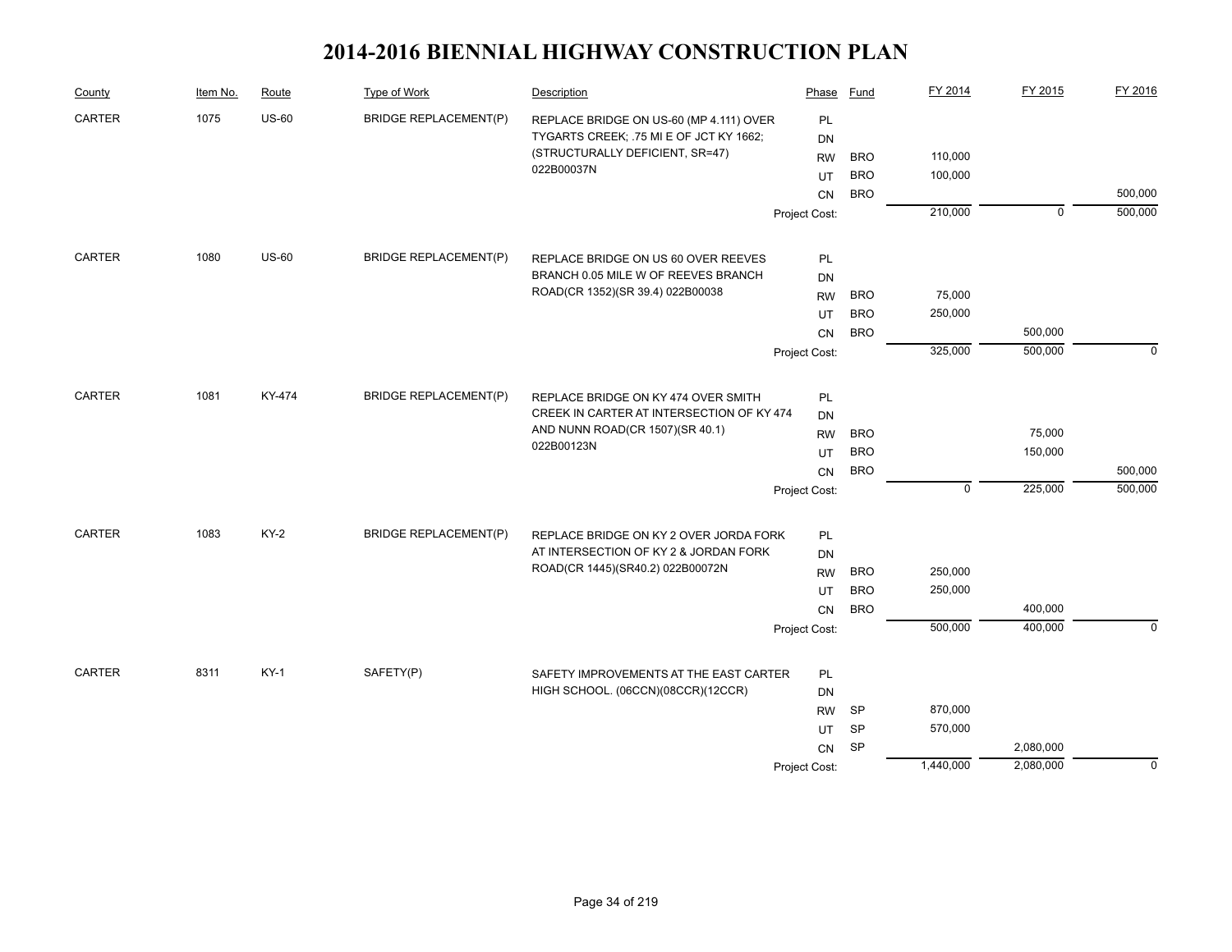# 2014-2016 BIENNIAL HIGHWAY CONSTRUCTION PLAN

| County | Item No. | Route | Type of Work | Description | Phase | Fund | FY 2014 | FY 2015 | FY 2016 |
|---|---|---|---|---|---|---|---|---|---|
| CARTER | 1075 | US-60 | BRIDGE REPLACEMENT(P) | REPLACE BRIDGE ON US-60 (MP 4.111) OVER TYGARTS CREEK; .75 MI E OF JCT KY 1662; (STRUCTURALLY DEFICIENT, SR=47) 022B00037N | PL | | | | |
| | | | | | DN | | | | |
| | | | | | RW | BRO | 110,000 | | |
| | | | | | UT | BRO | 100,000 | | |
| | | | | | CN | BRO | | | 500,000 |
| | | | | | Project Cost: | | 210,000 | 0 | 500,000 |
| CARTER | 1080 | US-60 | BRIDGE REPLACEMENT(P) | REPLACE BRIDGE ON US 60 OVER REEVES BRANCH 0.05 MILE W OF REEVES BRANCH ROAD(CR 1352)(SR 39.4) 022B00038 | PL | | | | |
| | | | | | DN | | | | |
| | | | | | RW | BRO | 75,000 | | |
| | | | | | UT | BRO | 250,000 | | |
| | | | | | CN | BRO | | 500,000 | |
| | | | | | Project Cost: | | 325,000 | 500,000 | 0 |
| CARTER | 1081 | KY-474 | BRIDGE REPLACEMENT(P) | REPLACE BRIDGE ON KY 474 OVER SMITH CREEK IN CARTER AT INTERSECTION OF KY 474 AND NUNN ROAD(CR 1507)(SR 40.1) 022B00123N | PL | | | | |
| | | | | | DN | | | | |
| | | | | | RW | BRO | | 75,000 | |
| | | | | | UT | BRO | | 150,000 | |
| | | | | | CN | BRO | | | 500,000 |
| | | | | | Project Cost: | | 0 | 225,000 | 500,000 |
| CARTER | 1083 | KY-2 | BRIDGE REPLACEMENT(P) | REPLACE BRIDGE ON KY 2 OVER JORDA FORK AT INTERSECTION OF KY 2 & JORDAN FORK ROAD(CR 1445)(SR40.2) 022B00072N | PL | | | | |
| | | | | | DN | | | | |
| | | | | | RW | BRO | 250,000 | | |
| | | | | | UT | BRO | 250,000 | | |
| | | | | | CN | BRO | | 400,000 | |
| | | | | | Project Cost: | | 500,000 | 400,000 | 0 |
| CARTER | 8311 | KY-1 | SAFETY(P) | SAFETY IMPROVEMENTS AT THE EAST CARTER HIGH SCHOOL. (06CCN)(08CCR)(12CCR) | PL | | | | |
| | | | | | DN | | | | |
| | | | | | RW | SP | 870,000 | | |
| | | | | | UT | SP | 570,000 | | |
| | | | | | CN | SP | | 2,080,000 | |
| | | | | | Project Cost: | | 1,440,000 | 2,080,000 | 0 |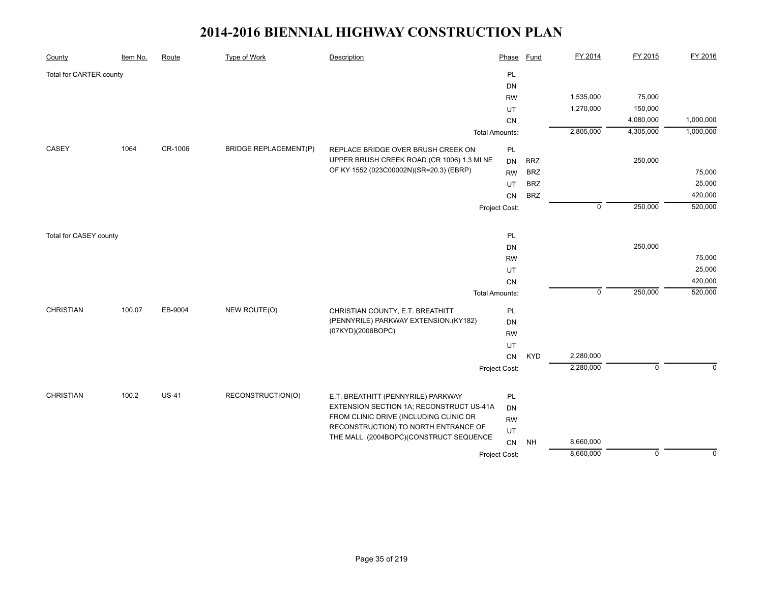# 2014-2016 BIENNIAL HIGHWAY CONSTRUCTION PLAN

| County | Item No. | Route | Type of Work | Description | Phase | Fund | FY 2014 | FY 2015 | FY 2016 |
|---|---|---|---|---|---|---|---|---|---|
| Total for CARTER county | | | | | PL | | | | |
| | | | | | DN | | | | |
| | | | | | RW | | 1,535,000 | 75,000 | |
| | | | | | UT | | 1,270,000 | 150,000 | |
| | | | | | CN | | | 4,080,000 | 1,000,000 |
| | | | | | Total Amounts: | | 2,805,000 | 4,305,000 | 1,000,000 |
| CASEY | 1064 | CR-1006 | BRIDGE REPLACEMENT(P) | REPLACE BRIDGE OVER BRUSH CREEK ON UPPER BRUSH CREEK ROAD (CR 1006) 1.3 MI NE OF KY 1552 (023C00002N)(SR=20.3) (EBRP) | PL | | | | |
| | | | | | DN | BRZ | | 250,000 | |
| | | | | | RW | BRZ | | | 75,000 |
| | | | | | UT | BRZ | | | 25,000 |
| | | | | | CN | BRZ | | | 420,000 |
| | | | | | Project Cost: | | 0 | 250,000 | 520,000 |
| Total for CASEY county | | | | | PL | | | | |
| | | | | | DN | | | 250,000 | |
| | | | | | RW | | | | 75,000 |
| | | | | | UT | | | | 25,000 |
| | | | | | CN | | | | 420,000 |
| | | | | | Total Amounts: | | 0 | 250,000 | 520,000 |
| CHRISTIAN | 100.07 | EB-9004 | NEW ROUTE(O) | CHRISTIAN COUNTY, E.T. BREATHITT (PENNYRILE) PARKWAY EXTENSION.(KY182) (07KYD)(2006BOPC) | PL | | | | |
| | | | | | DN | | | | |
| | | | | | RW | | | | |
| | | | | | UT | | | | |
| | | | | | CN | KYD | 2,280,000 | | |
| | | | | | Project Cost: | | 2,280,000 | 0 | 0 |
| CHRISTIAN | 100.2 | US-41 | RECONSTRUCTION(O) | E.T. BREATHITT (PENNYRILE) PARKWAY EXTENSION SECTION 1A; RECONSTRUCT US-41A FROM CLINIC DRIVE (INCLUDING CLINIC DR RECONSTRUCTION) TO NORTH ENTRANCE OF THE MALL. (2004BOPC)(CONSTRUCT SEQUENCE | PL | | | | |
| | | | | | DN | | | | |
| | | | | | RW | | | | |
| | | | | | UT | | | | |
| | | | | | CN | NH | 8,660,000 | | |
| | | | | | Project Cost: | | 8,660,000 | 0 | 0 |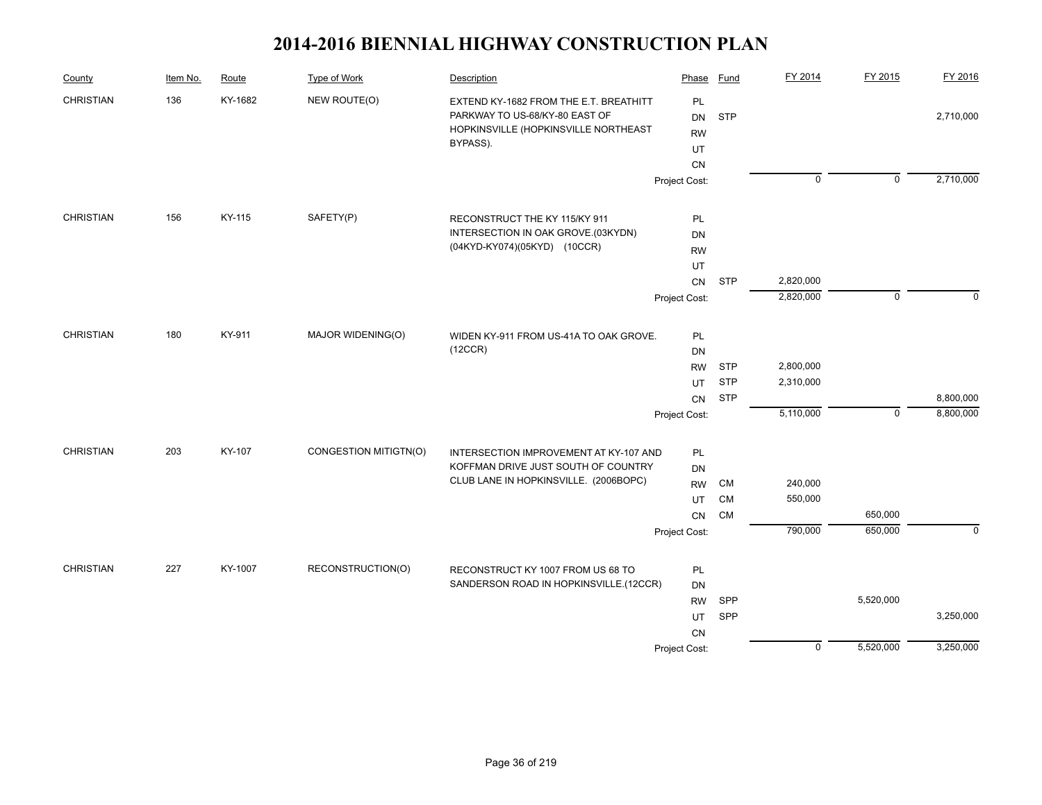# 2014-2016 BIENNIAL HIGHWAY CONSTRUCTION PLAN

| County | Item No. | Route | Type of Work | Description | Phase | Fund | FY 2014 | FY 2015 | FY 2016 |
|---|---|---|---|---|---|---|---|---|---|
| CHRISTIAN | 136 | KY-1682 | NEW ROUTE(O) | EXTEND KY-1682 FROM THE E.T. BREATHITT PARKWAY TO US-68/KY-80 EAST OF HOPKINSVILLE (HOPKINSVILLE NORTHEAST BYPASS). | PL | | | | |
| | | | | | DN | STP | | | 2,710,000 |
| | | | | | RW | | | | |
| | | | | | UT | | | | |
| | | | | | CN | | | | |
| | | | | | Project Cost: | | 0 | 0 | 2,710,000 |
| CHRISTIAN | 156 | KY-115 | SAFETY(P) | RECONSTRUCT THE KY 115/KY 911 INTERSECTION IN OAK GROVE.(03KYDN)(04KYD-KY074)(05KYD) (10CCR) | PL | | | | |
| | | | | | DN | | | | |
| | | | | | RW | | | | |
| | | | | | UT | | | | |
| | | | | | CN | STP | 2,820,000 | | |
| | | | | | Project Cost: | | 2,820,000 | 0 | 0 |
| CHRISTIAN | 180 | KY-911 | MAJOR WIDENING(O) | WIDEN KY-911 FROM US-41A TO OAK GROVE. (12CCR) | PL | | | | |
| | | | | | DN | | | | |
| | | | | | RW | STP | 2,800,000 | | |
| | | | | | UT | STP | 2,310,000 | | |
| | | | | | CN | STP | | | 8,800,000 |
| | | | | | Project Cost: | | 5,110,000 | 0 | 8,800,000 |
| CHRISTIAN | 203 | KY-107 | CONGESTION MITIGTN(O) | INTERSECTION IMPROVEMENT AT KY-107 AND KOFFMAN DRIVE JUST SOUTH OF COUNTRY CLUB LANE IN HOPKINSVILLE. (2006BOPC) | PL | | | | |
| | | | | | DN | | | | |
| | | | | | RW | CM | 240,000 | | |
| | | | | | UT | CM | 550,000 | | |
| | | | | | CN | CM | | 650,000 | |
| | | | | | Project Cost: | | 790,000 | 650,000 | 0 |
| CHRISTIAN | 227 | KY-1007 | RECONSTRUCTION(O) | RECONSTRUCT KY 1007 FROM US 68 TO SANDERSON ROAD IN HOPKINSVILLE.(12CCR) | PL | | | | |
| | | | | | DN | | | | |
| | | | | | RW | SPP | | 5,520,000 | |
| | | | | | UT | SPP | | | 3,250,000 |
| | | | | | CN | | | | |
| | | | | | Project Cost: | | 0 | 5,520,000 | 3,250,000 |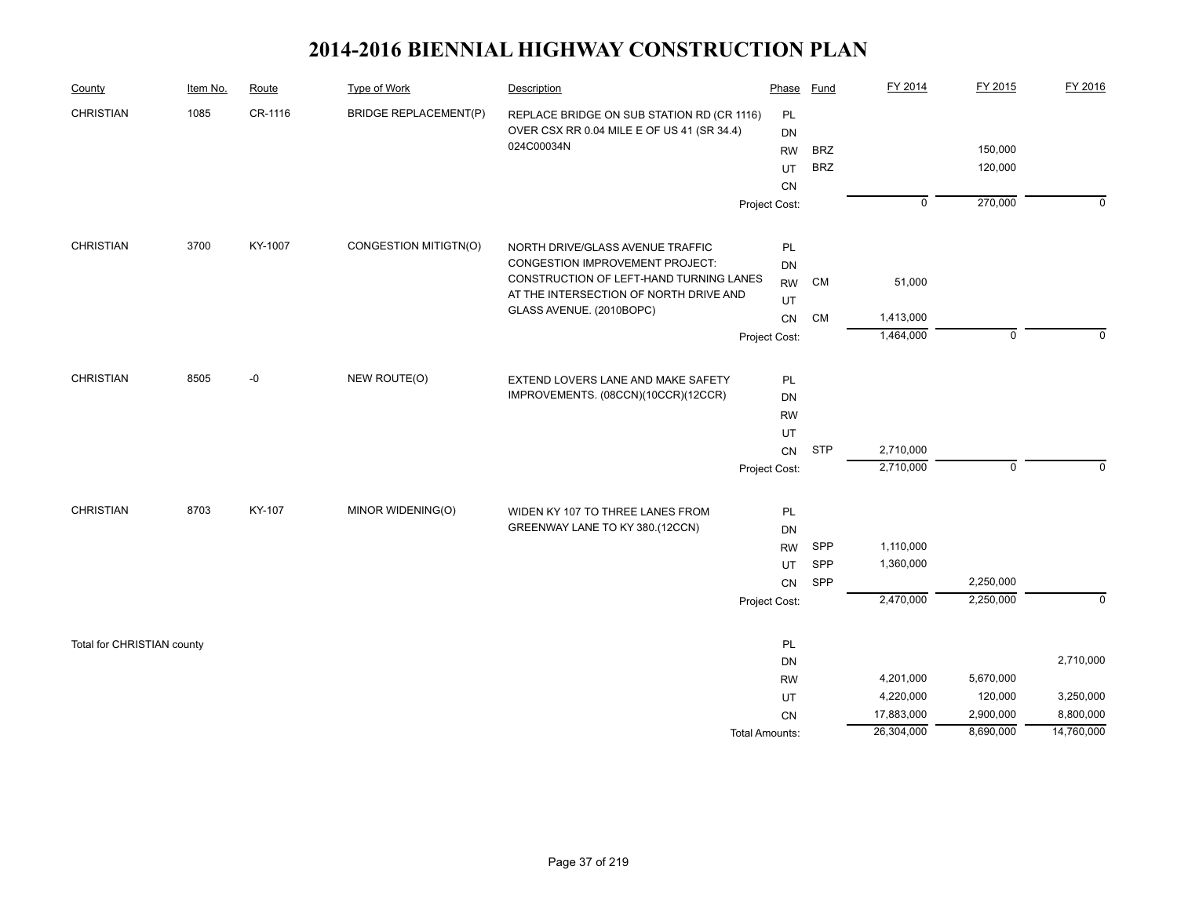# 2014-2016 BIENNIAL HIGHWAY CONSTRUCTION PLAN

| County | Item No. | Route | Type of Work | Description | Phase | Fund | FY 2014 | FY 2015 | FY 2016 |
|---|---|---|---|---|---|---|---|---|---|
| CHRISTIAN | 1085 | CR-1116 | BRIDGE REPLACEMENT(P) | REPLACE BRIDGE ON SUB STATION RD (CR 1116) OVER CSX RR 0.04 MILE E OF US 41 (SR 34.4) 024C00034N | PL | | | | |
| | | | | | DN | | | | |
| | | | | | RW | BRZ | | 150,000 | |
| | | | | | UT | BRZ | | 120,000 | |
| | | | | | CN | | | | |
| | | | | | Project Cost: | | 0 | 270,000 | 0 |
| CHRISTIAN | 3700 | KY-1007 | CONGESTION MITIGTN(O) | NORTH DRIVE/GLASS AVENUE TRAFFIC CONGESTION IMPROVEMENT PROJECT: CONSTRUCTION OF LEFT-HAND TURNING LANES AT THE INTERSECTION OF NORTH DRIVE AND GLASS AVENUE. (2010BOPC) | PL | | | | |
| | | | | | DN | | | | |
| | | | | | RW | CM | 51,000 | | |
| | | | | | UT | | | | |
| | | | | | CN | CM | 1,413,000 | | |
| | | | | | Project Cost: | | 1,464,000 | 0 | 0 |
| CHRISTIAN | 8505 | -0 | NEW ROUTE(O) | EXTEND LOVERS LANE AND MAKE SAFETY IMPROVEMENTS. (08CCN)(10CCR)(12CCR) | PL | | | | |
| | | | | | DN | | | | |
| | | | | | RW | | | | |
| | | | | | UT | | | | |
| | | | | | CN | STP | 2,710,000 | | |
| | | | | | Project Cost: | | 2,710,000 | 0 | 0 |
| CHRISTIAN | 8703 | KY-107 | MINOR WIDENING(O) | WIDEN KY 107 TO THREE LANES FROM GREENWAY LANE TO KY 380.(12CCN) | PL | | | | |
| | | | | | DN | | | | |
| | | | | | RW | SPP | 1,110,000 | | |
| | | | | | UT | SPP | 1,360,000 | | |
| | | | | | CN | SPP | | 2,250,000 | |
| | | | | | Project Cost: | | 2,470,000 | 2,250,000 | 0 |
| Total for CHRISTIAN county | | | | | PL | | | | |
| | | | | | DN | | | | 2,710,000 |
| | | | | | RW | | 4,201,000 | 5,670,000 | |
| | | | | | UT | | 4,220,000 | 120,000 | 3,250,000 |
| | | | | | CN | | 17,883,000 | 2,900,000 | 8,800,000 |
| | | | | | Total Amounts: | | 26,304,000 | 8,690,000 | 14,760,000 |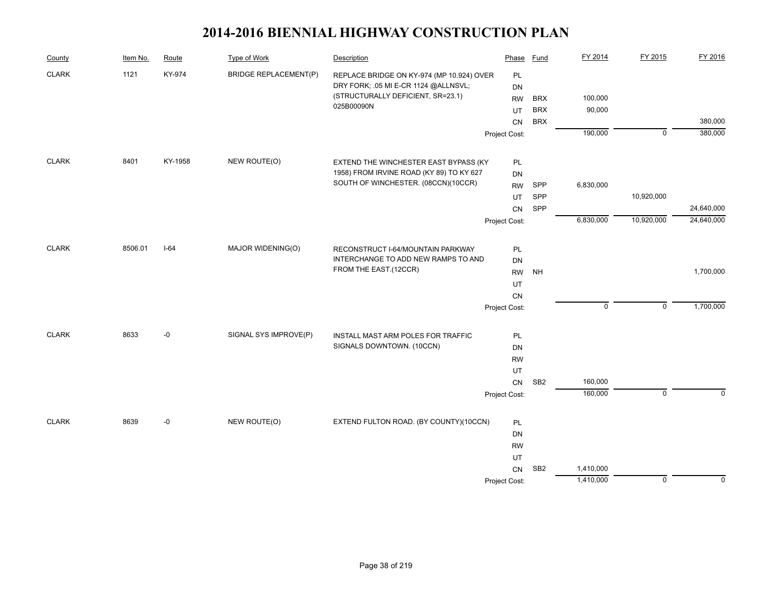# 2014-2016 BIENNIAL HIGHWAY CONSTRUCTION PLAN

| County | Item No. | Route | Type of Work | Description | Phase | Fund | FY 2014 | FY 2015 | FY 2016 |
|---|---|---|---|---|---|---|---|---|---|
| CLARK | 1121 | KY-974 | BRIDGE REPLACEMENT(P) | REPLACE BRIDGE ON KY-974 (MP 10.924) OVER DRY FORK; .05 MI E-CR 1124 @ALLNSVL; (STRUCTURALLY DEFICIENT, SR=23.1) 025B00090N | PL | | | | |
| | | | | | DN | | | | |
| | | | | | RW | BRX | 100,000 | | |
| | | | | | UT | BRX | 90,000 | | |
| | | | | | CN | BRX | | | 380,000 |
| | | | | | Project Cost: | | 190,000 | 0 | 380,000 |
| CLARK | 8401 | KY-1958 | NEW ROUTE(O) | EXTEND THE WINCHESTER EAST BYPASS (KY 1958) FROM IRVINE ROAD (KY 89) TO KY 627 SOUTH OF WINCHESTER. (08CCN)(10CCR) | PL | | | | |
| | | | | | DN | | | | |
| | | | | | RW | SPP | 6,830,000 | | |
| | | | | | UT | SPP | | 10,920,000 | |
| | | | | | CN | SPP | | | 24,640,000 |
| | | | | | Project Cost: | | 6,830,000 | 10,920,000 | 24,640,000 |
| CLARK | 8506.01 | I-64 | MAJOR WIDENING(O) | RECONSTRUCT I-64/MOUNTAIN PARKWAY INTERCHANGE TO ADD NEW RAMPS TO AND FROM THE EAST.(12CCR) | PL | | | | |
| | | | | | DN | | | | |
| | | | | | RW | NH | | | 1,700,000 |
| | | | | | UT | | | | |
| | | | | | CN | | | | |
| | | | | | Project Cost: | | 0 | 0 | 1,700,000 |
| CLARK | 8633 | -0 | SIGNAL SYS IMPROVE(P) | INSTALL MAST ARM POLES FOR TRAFFIC SIGNALS DOWNTOWN. (10CCN) | PL | | | | |
| | | | | | DN | | | | |
| | | | | | RW | | | | |
| | | | | | UT | | | | |
| | | | | | CN | SB2 | 160,000 | | |
| | | | | | Project Cost: | | 160,000 | 0 | 0 |
| CLARK | 8639 | -0 | NEW ROUTE(O) | EXTEND FULTON ROAD. (BY COUNTY)(10CCN) | PL | | | | |
| | | | | | DN | | | | |
| | | | | | RW | | | | |
| | | | | | UT | | | | |
| | | | | | CN | SB2 | 1,410,000 | | |
| | | | | | Project Cost: | | 1,410,000 | 0 | 0 |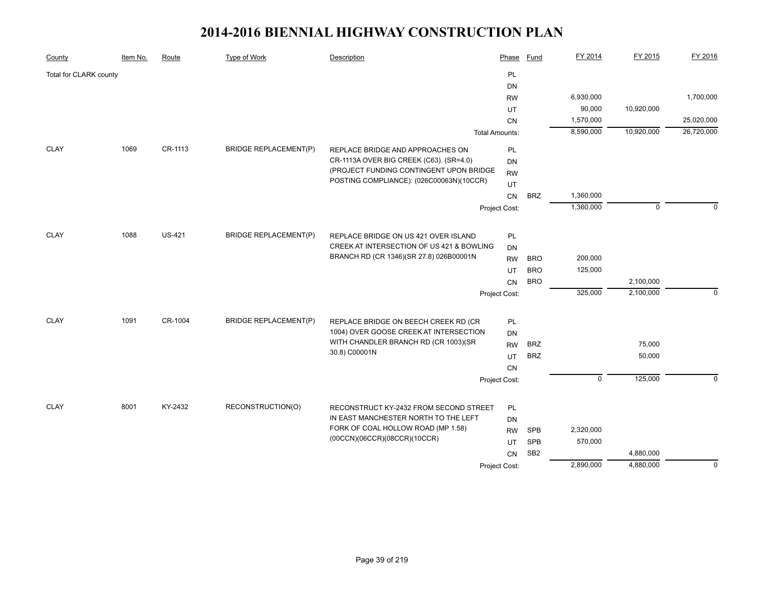# 2014-2016 BIENNIAL HIGHWAY CONSTRUCTION PLAN

| County | Item No. | Route | Type of Work | Description | Phase | Fund | FY 2014 | FY 2015 | FY 2016 |
|---|---|---|---|---|---|---|---|---|---|
| Total for CLARK county | | | | | PL | | | | |
| | | | | | DN | | | | |
| | | | | | RW | | 6,930,000 | | 1,700,000 |
| | | | | | UT | | 90,000 | 10,920,000 | |
| | | | | | CN | | 1,570,000 | | 25,020,000 |
| | | | | Total Amounts: | | | 8,590,000 | 10,920,000 | 26,720,000 |
| CLAY | 1069 | CR-1113 | BRIDGE REPLACEMENT(P) | REPLACE BRIDGE AND APPROACHES ON CR-1113A OVER BIG CREEK (C63). (SR=4.0) (PROJECT FUNDING CONTINGENT UPON BRIDGE POSTING COMPLIANCE): (026C00063N)(10CCR) | PL | | | | |
| | | | | | DN | | | | |
| | | | | | RW | | | | |
| | | | | | UT | | | | |
| | | | | | CN | BRZ | 1,360,000 | | |
| | | | | Project Cost: | | | 1,360,000 | 0 | 0 |
| CLAY | 1088 | US-421 | BRIDGE REPLACEMENT(P) | REPLACE BRIDGE ON US 421 OVER ISLAND CREEK AT INTERSECTION OF US 421 & BOWLING BRANCH RD (CR 1346)(SR 27.8) 026B00001N | PL | | | | |
| | | | | | DN | | | | |
| | | | | | RW | BRO | 200,000 | | |
| | | | | | UT | BRO | 125,000 | | |
| | | | | | CN | BRO | | 2,100,000 | |
| | | | | Project Cost: | | | 325,000 | 2,100,000 | 0 |
| CLAY | 1091 | CR-1004 | BRIDGE REPLACEMENT(P) | REPLACE BRIDGE ON BEECH CREEK RD (CR 1004) OVER GOOSE CREEK AT INTERSECTION WITH CHANDLER BRANCH RD (CR 1003)(SR 30.8) C00001N | PL | | | | |
| | | | | | DN | | | | |
| | | | | | RW | BRZ | | 75,000 | |
| | | | | | UT | BRZ | | 50,000 | |
| | | | | | CN | | | | |
| | | | | Project Cost: | | | 0 | 125,000 | 0 |
| CLAY | 8001 | KY-2432 | RECONSTRUCTION(O) | RECONSTRUCT KY-2432 FROM SECOND STREET IN EAST MANCHESTER NORTH TO THE LEFT FORK OF COAL HOLLOW ROAD (MP 1.58) (00CCN)(06CCR)(08CCR)(10CCR) | PL | | | | |
| | | | | | DN | | | | |
| | | | | | RW | SPB | 2,320,000 | | |
| | | | | | UT | SPB | 570,000 | | |
| | | | | | CN | SB2 | | 4,880,000 | |
| | | | | Project Cost: | | | 2,890,000 | 4,880,000 | 0 |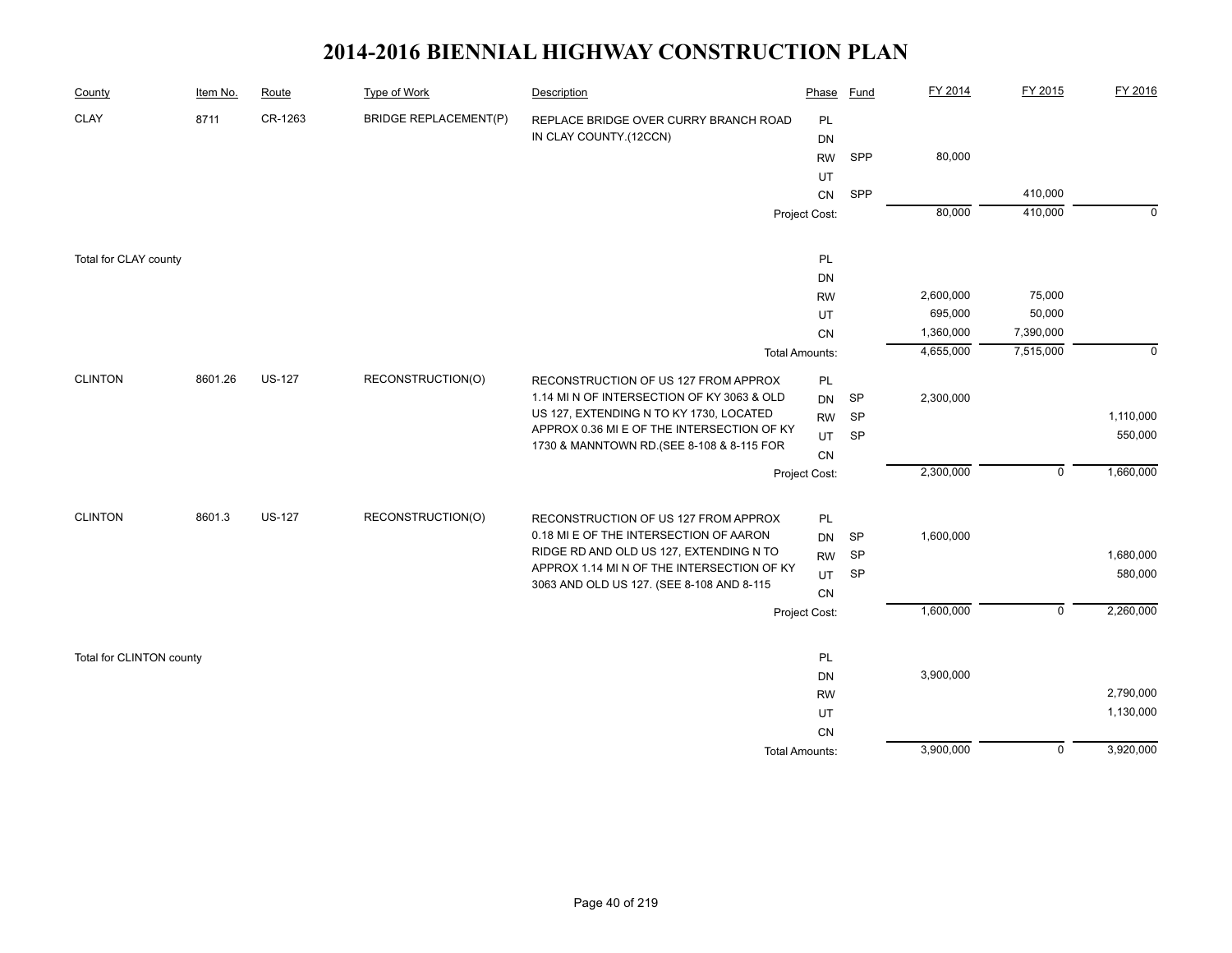# 2014-2016 BIENNIAL HIGHWAY CONSTRUCTION PLAN

| County | Item No. | Route | Type of Work | Description | Phase | Fund | FY 2014 | FY 2015 | FY 2016 |
|---|---|---|---|---|---|---|---|---|---|
| CLAY | 8711 | CR-1263 | BRIDGE REPLACEMENT(P) | REPLACE BRIDGE OVER CURRY BRANCH ROAD IN CLAY COUNTY.(12CCN) | PL | | | | |
| | | | | | DN | | | | |
| | | | | | RW | SPP | 80,000 | | |
| | | | | | UT | | | | |
| | | | | | CN | SPP | | 410,000 | |
| | | | | | Project Cost: | | 80,000 | 410,000 | 0 |
| Total for CLAY county | | | | | PL | | | | |
| | | | | | DN | | | | |
| | | | | | RW | | 2,600,000 | 75,000 | |
| | | | | | UT | | 695,000 | 50,000 | |
| | | | | | CN | | 1,360,000 | 7,390,000 | |
| | | | | | Total Amounts: | | 4,655,000 | 7,515,000 | 0 |
| CLINTON | 8601.26 | US-127 | RECONSTRUCTION(O) | RECONSTRUCTION OF US 127 FROM APPROX 1.14 MI N OF INTERSECTION OF KY 3063 & OLD US 127, EXTENDING N TO KY 1730, LOCATED APPROX 0.36 MI E OF THE INTERSECTION OF KY 1730 & MANNTOWN RD.(SEE 8-108 & 8-115 FOR | PL | | | | |
| | | | | | DN | SP | 2,300,000 | | |
| | | | | | RW | SP | | | 1,110,000 |
| | | | | | UT | SP | | | 550,000 |
| | | | | | CN | | | | |
| | | | | | Project Cost: | | 2,300,000 | 0 | 1,660,000 |
| CLINTON | 8601.3 | US-127 | RECONSTRUCTION(O) | RECONSTRUCTION OF US 127 FROM APPROX 0.18 MI E OF THE INTERSECTION OF AARON RIDGE RD AND OLD US 127, EXTENDING N TO APPROX 1.14 MI N OF THE INTERSECTION OF KY 3063 AND OLD US 127. (SEE 8-108 AND 8-115 | PL | | | | |
| | | | | | DN | SP | 1,600,000 | | |
| | | | | | RW | SP | | | 1,680,000 |
| | | | | | UT | SP | | | 580,000 |
| | | | | | CN | | | | |
| | | | | | Project Cost: | | 1,600,000 | 0 | 2,260,000 |
| Total for CLINTON county | | | | | PL | | | | |
| | | | | | DN | | 3,900,000 | | |
| | | | | | RW | | | | 2,790,000 |
| | | | | | UT | | | | 1,130,000 |
| | | | | | CN | | | | |
| | | | | | Total Amounts: | | 3,900,000 | 0 | 3,920,000 |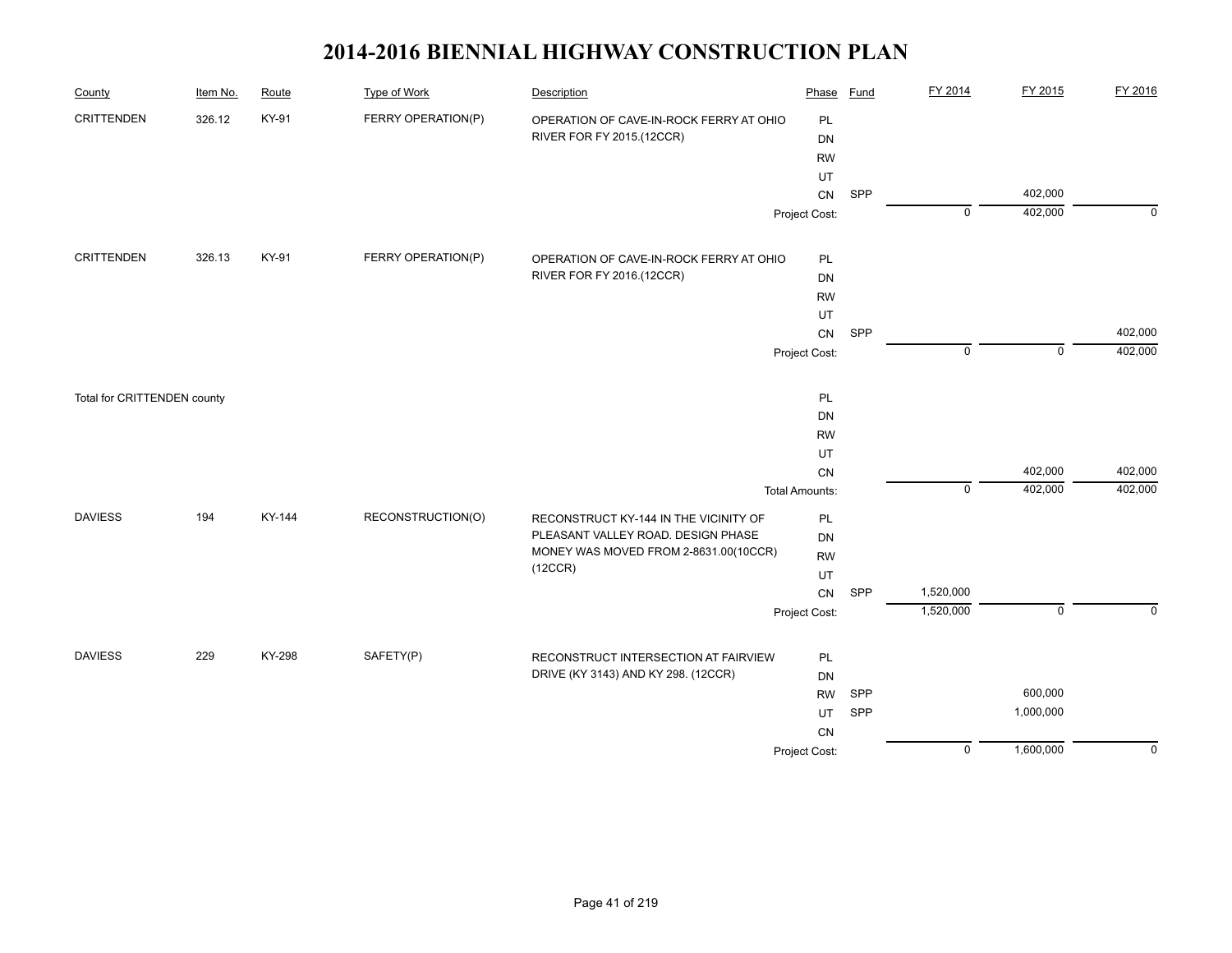# 2014-2016 BIENNIAL HIGHWAY CONSTRUCTION PLAN

| County | Item No. | Route | Type of Work | Description | Phase | Fund | FY 2014 | FY 2015 | FY 2016 |
|---|---|---|---|---|---|---|---|---|---|
| CRITTENDEN | 326.12 | KY-91 | FERRY OPERATION(P) | OPERATION OF CAVE-IN-ROCK FERRY AT OHIO RIVER FOR FY 2015.(12CCR) | PL | | | | |
| | | | | | DN | | | | |
| | | | | | RW | | | | |
| | | | | | UT | | | | |
| | | | | | CN | SPP | | 402,000 | |
| | | | | | Project Cost: | | 0 | 402,000 | 0 |
| CRITTENDEN | 326.13 | KY-91 | FERRY OPERATION(P) | OPERATION OF CAVE-IN-ROCK FERRY AT OHIO RIVER FOR FY 2016.(12CCR) | PL | | | | |
| | | | | | DN | | | | |
| | | | | | RW | | | | |
| | | | | | UT | | | | |
| | | | | | CN | SPP | | | 402,000 |
| | | | | | Project Cost: | | 0 | 0 | 402,000 |
| Total for CRITTENDEN county | | | | | PL | | | | |
| | | | | | DN | | | | |
| | | | | | RW | | | | |
| | | | | | UT | | | | |
| | | | | | CN | | | 402,000 | 402,000 |
| | | | | | Total Amounts: | | 0 | 402,000 | 402,000 |
| DAVIESS | 194 | KY-144 | RECONSTRUCTION(O) | RECONSTRUCT KY-144 IN THE VICINITY OF PLEASANT VALLEY ROAD. DESIGN PHASE MONEY WAS MOVED FROM 2-8631.00(10CCR)(12CCR) | PL | | | | |
| | | | | | DN | | | | |
| | | | | | RW | | | | |
| | | | | | UT | | | | |
| | | | | | CN | SPP | 1,520,000 | | |
| | | | | | Project Cost: | | 1,520,000 | 0 | 0 |
| DAVIESS | 229 | KY-298 | SAFETY(P) | RECONSTRUCT INTERSECTION AT FAIRVIEW DRIVE (KY 3143) AND KY 298. (12CCR) | PL | | | | |
| | | | | | DN | | | | |
| | | | | | RW | SPP | | 600,000 | |
| | | | | | UT | SPP | | 1,000,000 | |
| | | | | | CN | | | | |
| | | | | | Project Cost: | | 0 | 1,600,000 | 0 |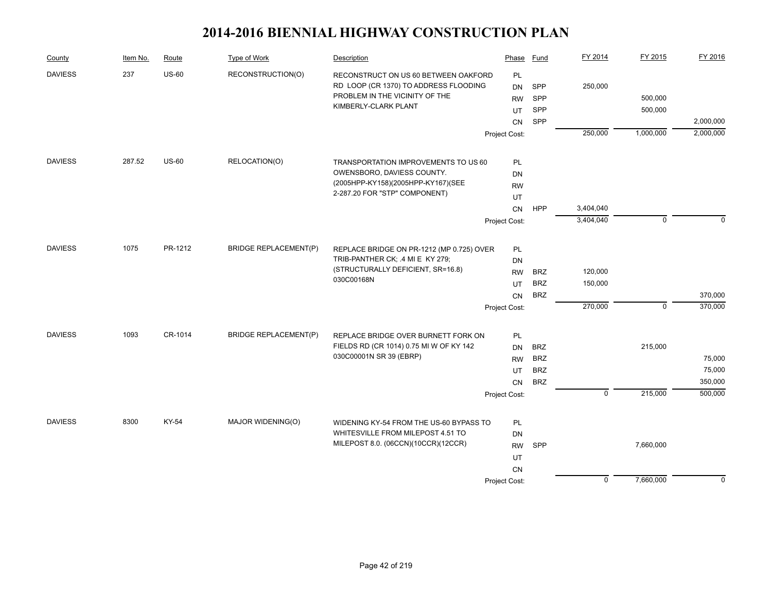# 2014-2016 BIENNIAL HIGHWAY CONSTRUCTION PLAN

| County | Item No. | Route | Type of Work | Description | Phase | Fund | FY 2014 | FY 2015 | FY 2016 |
|---|---|---|---|---|---|---|---|---|---|
| DAVIESS | 237 | US-60 | RECONSTRUCTION(O) | RECONSTRUCT ON US 60 BETWEEN OAKFORD RD LOOP (CR 1370) TO ADDRESS FLOODING PROBLEM IN THE VICINITY OF THE KIMBERLY-CLARK PLANT | PL | | | | |
| | | | | | DN | SPP | 250,000 | | |
| | | | | | RW | SPP | | 500,000 | |
| | | | | | UT | SPP | | 500,000 | |
| | | | | | CN | SPP | | | 2,000,000 |
| | | | | | Project Cost: | | 250,000 | 1,000,000 | 2,000,000 |
| DAVIESS | 287.52 | US-60 | RELOCATION(O) | TRANSPORTATION IMPROVEMENTS TO US 60 OWENSBORO, DAVIESS COUNTY. (2005HPP-KY158)(2005HPP-KY167)(SEE 2-287.20 FOR "STP" COMPONENT) | PL | | | | |
| | | | | | DN | | | | |
| | | | | | RW | | | | |
| | | | | | UT | | | | |
| | | | | | CN | HPP | 3,404,040 | | |
| | | | | | Project Cost: | | 3,404,040 | 0 | 0 |
| DAVIESS | 1075 | PR-1212 | BRIDGE REPLACEMENT(P) | REPLACE BRIDGE ON PR-1212 (MP 0.725) OVER TRIB-PANTHER CK; .4 MI E KY 279; (STRUCTURALLY DEFICIENT, SR=16.8) 030C00168N | PL | | | | |
| | | | | | DN | | | | |
| | | | | | RW | BRZ | 120,000 | | |
| | | | | | UT | BRZ | 150,000 | | |
| | | | | | CN | BRZ | | | 370,000 |
| | | | | | Project Cost: | | 270,000 | 0 | 370,000 |
| DAVIESS | 1093 | CR-1014 | BRIDGE REPLACEMENT(P) | REPLACE BRIDGE OVER BURNETT FORK ON FIELDS RD (CR 1014) 0.75 MI W OF KY 142 030C00001N SR 39 (EBRP) | PL | | | | |
| | | | | | DN | BRZ | | 215,000 | |
| | | | | | RW | BRZ | | | 75,000 |
| | | | | | UT | BRZ | | | 75,000 |
| | | | | | CN | BRZ | | | 350,000 |
| | | | | | Project Cost: | | 0 | 215,000 | 500,000 |
| DAVIESS | 8300 | KY-54 | MAJOR WIDENING(O) | WIDENING KY-54 FROM THE US-60 BYPASS TO WHITESVILLE FROM MILEPOST 4.51 TO MILEPOST 8.0. (06CCN)(10CCR)(12CCR) | PL | | | | |
| | | | | | DN | | | | |
| | | | | | RW | SPP | | 7,660,000 | |
| | | | | | UT | | | | |
| | | | | | CN | | | | |
| | | | | | Project Cost: | | 0 | 7,660,000 | 0 |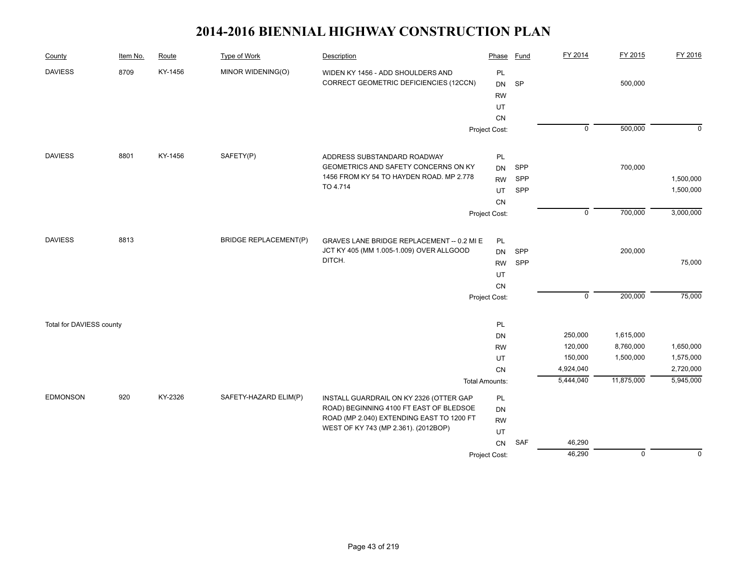# 2014-2016 BIENNIAL HIGHWAY CONSTRUCTION PLAN

| County | Item No. | Route | Type of Work | Description | Phase | Fund | FY 2014 | FY 2015 | FY 2016 |
|---|---|---|---|---|---|---|---|---|---|
| DAVIESS | 8709 | KY-1456 | MINOR WIDENING(O) | WIDEN KY 1456 - ADD SHOULDERS AND CORRECT GEOMETRIC DEFICIENCIES (12CCN) | PL | | | | |
| | | | | | DN | SP | | 500,000 | |
| | | | | | RW | | | | |
| | | | | | UT | | | | |
| | | | | | CN | | | | |
| | | | | | Project Cost: | | 0 | 500,000 | 0 |
| DAVIESS | 8801 | KY-1456 | SAFETY(P) | ADDRESS SUBSTANDARD ROADWAY GEOMETRICS AND SAFETY CONCERNS ON KY 1456 FROM KY 54 TO HAYDEN ROAD. MP 2.778 TO 4.714 | PL | | | | |
| | | | | | DN | SPP | | 700,000 | |
| | | | | | RW | SPP | | | 1,500,000 |
| | | | | | UT | SPP | | | 1,500,000 |
| | | | | | CN | | | | |
| | | | | | Project Cost: | | 0 | 700,000 | 3,000,000 |
| DAVIESS | 8813 | | BRIDGE REPLACEMENT(P) | GRAVES LANE BRIDGE REPLACEMENT -- 0.2 MI E JCT KY 405 (MM 1.005-1.009) OVER ALLGOOD DITCH. | PL | | | | |
| | | | | | DN | SPP | | 200,000 | |
| | | | | | RW | SPP | | | 75,000 |
| | | | | | UT | | | | |
| | | | | | CN | | | | |
| | | | | | Project Cost: | | 0 | 200,000 | 75,000 |
| Total for DAVIESS county | | | | | PL | | | | |
| | | | | | DN | | 250,000 | 1,615,000 | |
| | | | | | RW | | 120,000 | 8,760,000 | 1,650,000 |
| | | | | | UT | | 150,000 | 1,500,000 | 1,575,000 |
| | | | | | CN | | 4,924,040 | | 2,720,000 |
| | | | | | Total Amounts: | | 5,444,040 | 11,875,000 | 5,945,000 |
| EDMONSON | 920 | KY-2326 | SAFETY-HAZARD ELIM(P) | INSTALL GUARDRAIL ON KY 2326 (OTTER GAP ROAD) BEGINNING 4100 FT EAST OF BLEDSOE ROAD (MP 2.040) EXTENDING EAST TO 1200 FT WEST OF KY 743 (MP 2.361). (2012BOP) | PL | | | | |
| | | | | | DN | | | | |
| | | | | | RW | | | | |
| | | | | | UT | | | | |
| | | | | | CN | SAF | 46,290 | | |
| | | | | | Project Cost: | | 46,290 | 0 | 0 |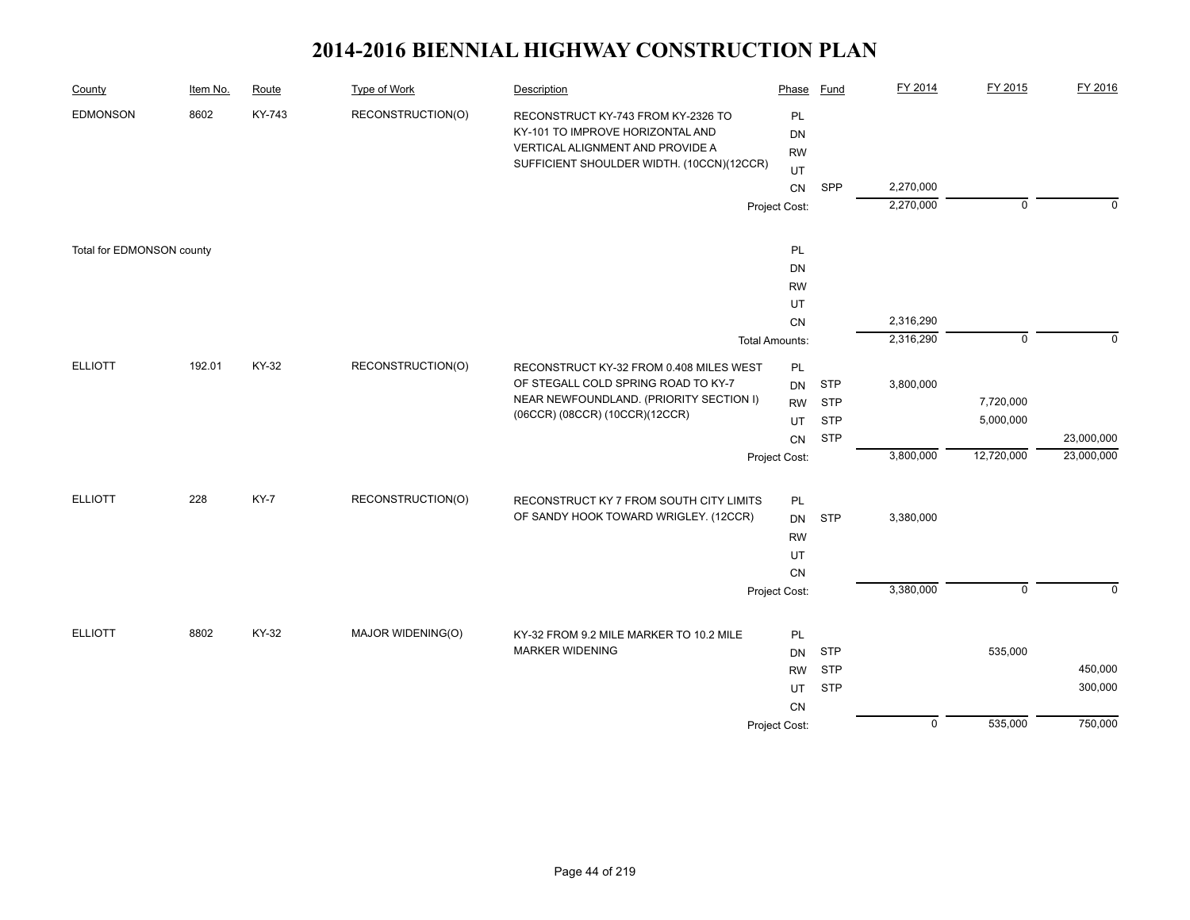# 2014-2016 BIENNIAL HIGHWAY CONSTRUCTION PLAN

| County | Item No. | Route | Type of Work | Description | Phase | Fund | FY 2014 | FY 2015 | FY 2016 |
|---|---|---|---|---|---|---|---|---|---|
| EDMONSON | 8602 | KY-743 | RECONSTRUCTION(O) | RECONSTRUCT KY-743 FROM KY-2326 TO KY-101 TO IMPROVE HORIZONTAL AND VERTICAL ALIGNMENT AND PROVIDE A SUFFICIENT SHOULDER WIDTH. (10CCN)(12CCR) | PL | | | | |
| | | | | | DN | | | | |
| | | | | | RW | | | | |
| | | | | | UT | | | | |
| | | | | | CN | SPP | 2,270,000 | | |
| | | | | | Project Cost: | | 2,270,000 | 0 | 0 |
| Total for EDMONSON county | | | | | PL | | | | |
| | | | | | DN | | | | |
| | | | | | RW | | | | |
| | | | | | UT | | | | |
| | | | | | CN | | 2,316,290 | | |
| | | | | | Total Amounts: | | 2,316,290 | 0 | 0 |
| ELLIOTT | 192.01 | KY-32 | RECONSTRUCTION(O) | RECONSTRUCT KY-32 FROM 0.408 MILES WEST OF STEGALL COLD SPRING ROAD TO KY-7 NEAR NEWFOUNDLAND. (PRIORITY SECTION I) (06CCR) (08CCR) (10CCR)(12CCR) | PL | | | | |
| | | | | | DN | STP | 3,800,000 | | |
| | | | | | RW | STP | | 7,720,000 | |
| | | | | | UT | STP | | 5,000,000 | |
| | | | | | CN | STP | | | 23,000,000 |
| | | | | | Project Cost: | | 3,800,000 | 12,720,000 | 23,000,000 |
| ELLIOTT | 228 | KY-7 | RECONSTRUCTION(O) | RECONSTRUCT KY 7 FROM SOUTH CITY LIMITS OF SANDY HOOK TOWARD WRIGLEY. (12CCR) | PL | | | | |
| | | | | | DN | STP | 3,380,000 | | |
| | | | | | RW | | | | |
| | | | | | UT | | | | |
| | | | | | CN | | | | |
| | | | | | Project Cost: | | 3,380,000 | 0 | 0 |
| ELLIOTT | 8802 | KY-32 | MAJOR WIDENING(O) | KY-32 FROM 9.2 MILE MARKER TO 10.2 MILE MARKER WIDENING | PL | | | | |
| | | | | | DN | STP | | 535,000 | |
| | | | | | RW | STP | | | 450,000 |
| | | | | | UT | STP | | | 300,000 |
| | | | | | CN | | | | |
| | | | | | Project Cost: | | 0 | 535,000 | 750,000 |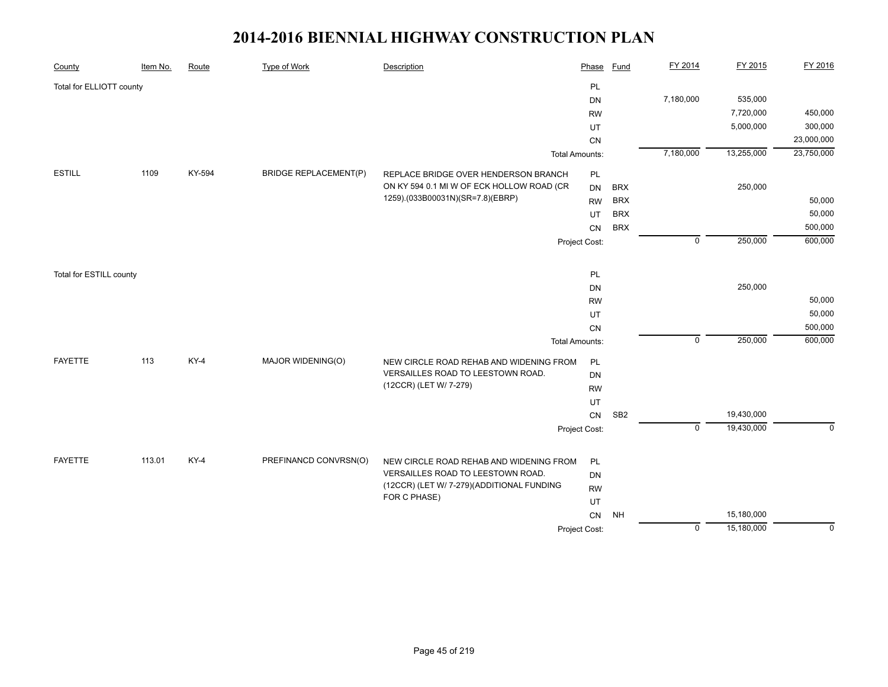# 2014-2016 BIENNIAL HIGHWAY CONSTRUCTION PLAN

| County | Item No. | Route | Type of Work | Description | Phase | Fund | FY 2014 | FY 2015 | FY 2016 |
|---|---|---|---|---|---|---|---|---|---|
| Total for ELLIOTT county | | | | | PL | | | | |
| | | | | | DN | | 7,180,000 | 535,000 | |
| | | | | | RW | | | 7,720,000 | 450,000 |
| | | | | | UT | | | 5,000,000 | 300,000 |
| | | | | | CN | | | | 23,000,000 |
| | | | | Total Amounts: | | | 7,180,000 | 13,255,000 | 23,750,000 |
| ESTILL | 1109 | KY-594 | BRIDGE REPLACEMENT(P) | REPLACE BRIDGE OVER HENDERSON BRANCH ON KY 594 0.1 MI W OF ECK HOLLOW ROAD (CR 1259).(033B00031N)(SR=7.8)(EBRP) | PL | | | | |
| | | | | | DN | BRX | | 250,000 | |
| | | | | | RW | BRX | | | 50,000 |
| | | | | | UT | BRX | | | 50,000 |
| | | | | | CN | BRX | | | 500,000 |
| | | | | Project Cost: | | | 0 | 250,000 | 600,000 |
| Total for ESTILL county | | | | | PL | | | | |
| | | | | | DN | | | 250,000 | |
| | | | | | RW | | | | 50,000 |
| | | | | | UT | | | | 50,000 |
| | | | | | CN | | | | 500,000 |
| | | | | Total Amounts: | | | 0 | 250,000 | 600,000 |
| FAYETTE | 113 | KY-4 | MAJOR WIDENING(O) | NEW CIRCLE ROAD REHAB AND WIDENING FROM VERSAILLES ROAD TO LEESTOWN ROAD. (12CCR) (LET W/ 7-279) | PL | | | | |
| | | | | | DN | | | | |
| | | | | | RW | | | | |
| | | | | | UT | | | | |
| | | | | | CN | SB2 | | 19,430,000 | |
| | | | | Project Cost: | | | 0 | 19,430,000 | 0 |
| FAYETTE | 113.01 | KY-4 | PREFINANCD CONVRSN(O) | NEW CIRCLE ROAD REHAB AND WIDENING FROM VERSAILLES ROAD TO LEESTOWN ROAD. (12CCR) (LET W/ 7-279)(ADDITIONAL FUNDING FOR C PHASE) | PL | | | | |
| | | | | | DN | | | | |
| | | | | | RW | | | | |
| | | | | | UT | | | | |
| | | | | | CN | NH | | 15,180,000 | |
| | | | | Project Cost: | | | 0 | 15,180,000 | 0 |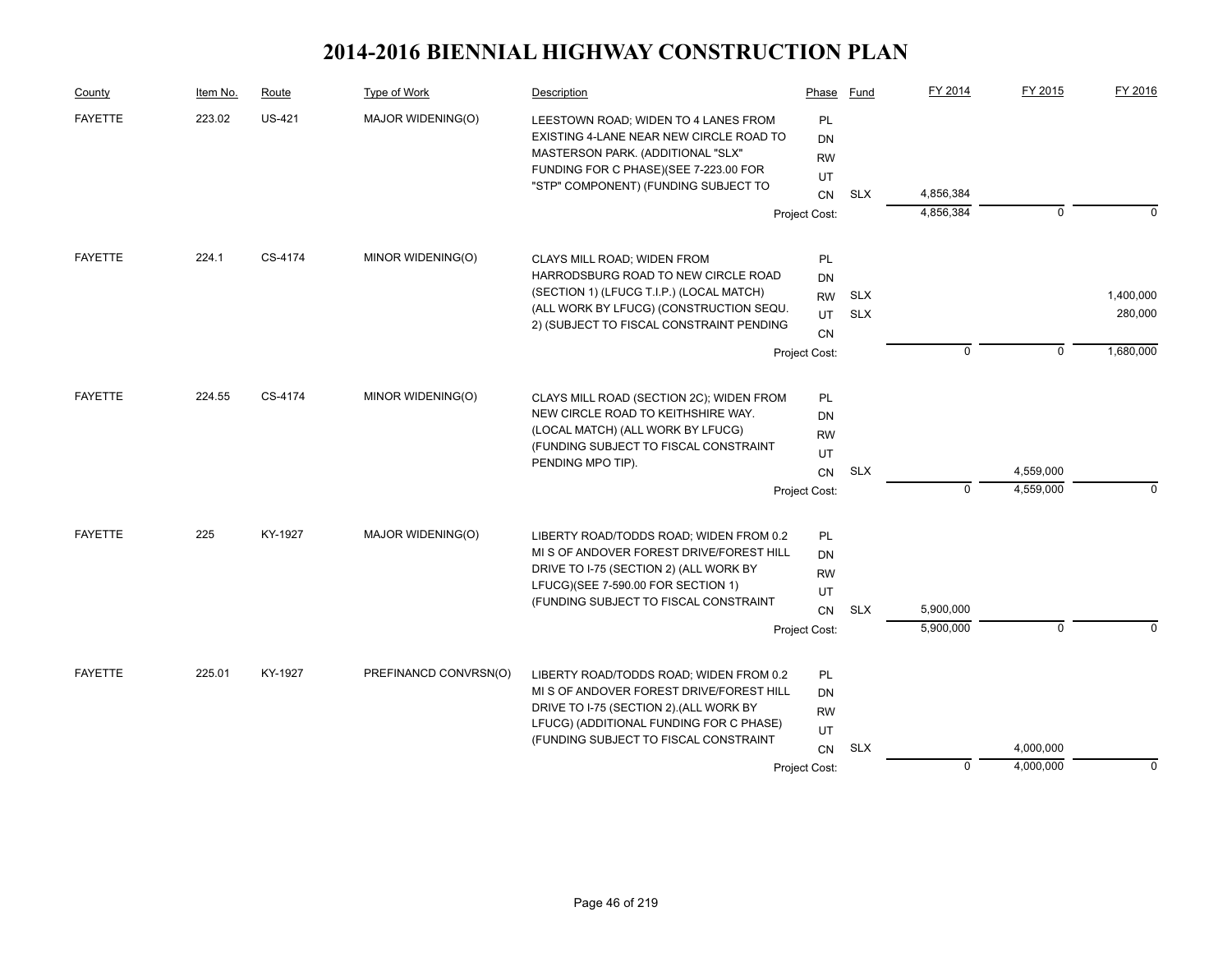# 2014-2016 BIENNIAL HIGHWAY CONSTRUCTION PLAN

| County | Item No. | Route | Type of Work | Description | Phase | Fund | FY 2014 | FY 2015 | FY 2016 |
|---|---|---|---|---|---|---|---|---|---|
| FAYETTE | 223.02 | US-421 | MAJOR WIDENING(O) | LEESTOWN ROAD; WIDEN TO 4 LANES FROM EXISTING 4-LANE NEAR NEW CIRCLE ROAD TO MASTERSON PARK. (ADDITIONAL "SLX" FUNDING FOR C PHASE)(SEE 7-223.00 FOR "STP" COMPONENT) (FUNDING SUBJECT TO | PL | | | | |
| | | | | | DN | | | | |
| | | | | | RW | | | | |
| | | | | | UT | | | | |
| | | | | | CN | SLX | 4,856,384 | | |
| | | | | | Project Cost: | | 4,856,384 | 0 | 0 |
| FAYETTE | 224.1 | CS-4174 | MINOR WIDENING(O) | CLAYS MILL ROAD; WIDEN FROM HARRODSBURG ROAD TO NEW CIRCLE ROAD (SECTION 1) (LFUCG T.I.P.) (LOCAL MATCH) (ALL WORK BY LFUCG) (CONSTRUCTION SEQU. 2) (SUBJECT TO FISCAL CONSTRAINT PENDING | PL | | | | |
| | | | | | DN | | | | |
| | | | | | RW | SLX | | | 1,400,000 |
| | | | | | UT | SLX | | | 280,000 |
| | | | | | CN | | | | |
| | | | | | Project Cost: | | 0 | 0 | 1,680,000 |
| FAYETTE | 224.55 | CS-4174 | MINOR WIDENING(O) | CLAYS MILL ROAD (SECTION 2C); WIDEN FROM NEW CIRCLE ROAD TO KEITHSHIRE WAY. (LOCAL MATCH) (ALL WORK BY LFUCG) (FUNDING SUBJECT TO FISCAL CONSTRAINT PENDING MPO TIP). | PL | | | | |
| | | | | | DN | | | | |
| | | | | | RW | | | | |
| | | | | | UT | | | | |
| | | | | | CN | SLX | | 4,559,000 | |
| | | | | | Project Cost: | | 0 | 4,559,000 | 0 |
| FAYETTE | 225 | KY-1927 | MAJOR WIDENING(O) | LIBERTY ROAD/TODDS ROAD; WIDEN FROM 0.2 MI S OF ANDOVER FOREST DRIVE/FOREST HILL DRIVE TO I-75 (SECTION 2) (ALL WORK BY LFUCG)(SEE 7-590.00 FOR SECTION 1) (FUNDING SUBJECT TO FISCAL CONSTRAINT | PL | | | | |
| | | | | | DN | | | | |
| | | | | | RW | | | | |
| | | | | | UT | | | | |
| | | | | | CN | SLX | 5,900,000 | | |
| | | | | | Project Cost: | | 5,900,000 | 0 | 0 |
| FAYETTE | 225.01 | KY-1927 | PREFINANCD CONVRSN(O) | LIBERTY ROAD/TODDS ROAD; WIDEN FROM 0.2 MI S OF ANDOVER FOREST DRIVE/FOREST HILL DRIVE TO I-75 (SECTION 2).(ALL WORK BY LFUCG) (ADDITIONAL FUNDING FOR C PHASE) (FUNDING SUBJECT TO FISCAL CONSTRAINT | PL | | | | |
| | | | | | DN | | | | |
| | | | | | RW | | | | |
| | | | | | UT | | | | |
| | | | | | CN | SLX | | 4,000,000 | |
| | | | | | Project Cost: | | 0 | 4,000,000 | 0 |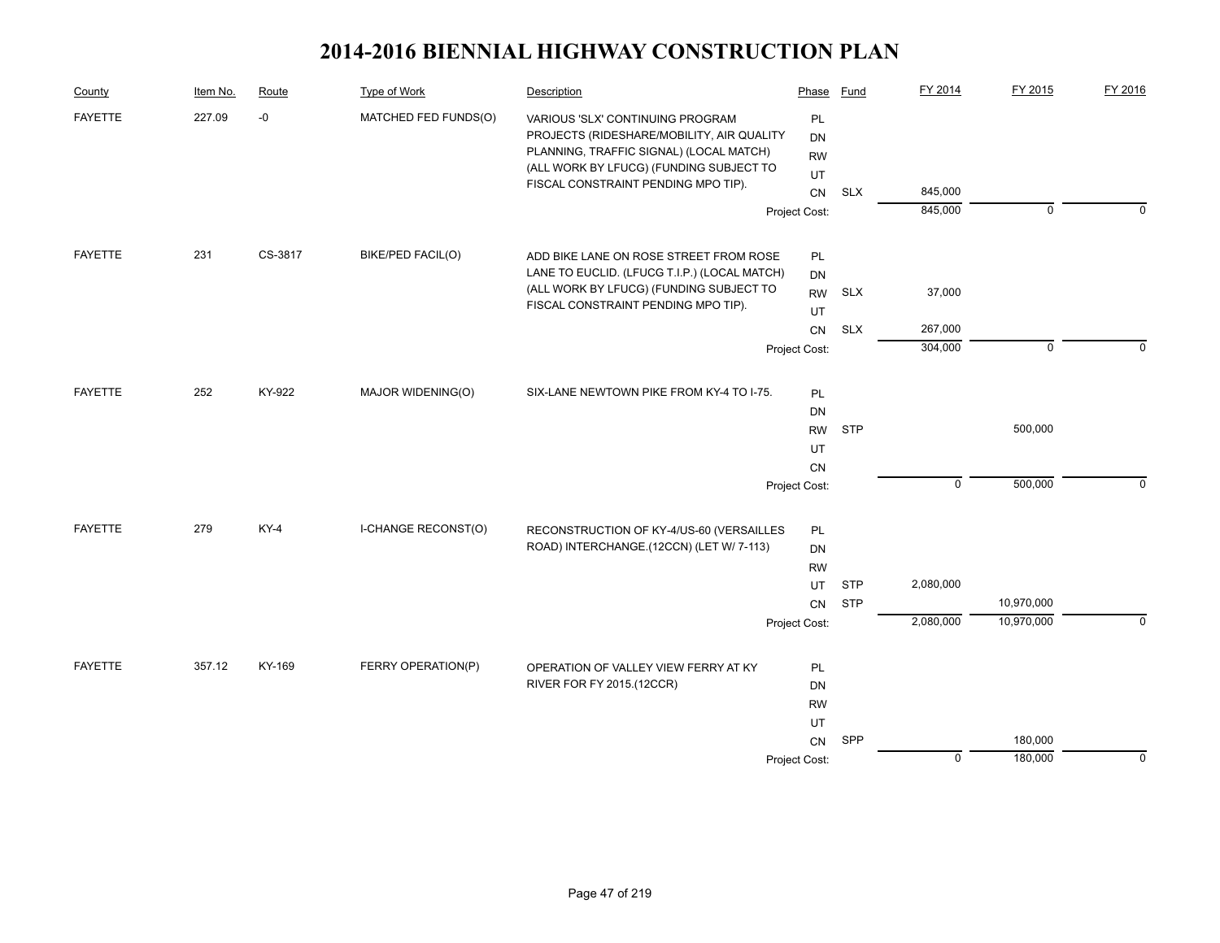# 2014-2016 BIENNIAL HIGHWAY CONSTRUCTION PLAN

| County | Item No. | Route | Type of Work | Description | Phase | Fund | FY 2014 | FY 2015 | FY 2016 |
|---|---|---|---|---|---|---|---|---|---|
| FAYETTE | 227.09 | -0 | MATCHED FED FUNDS(O) | VARIOUS 'SLX' CONTINUING PROGRAM PROJECTS (RIDESHARE/MOBILITY, AIR QUALITY PLANNING, TRAFFIC SIGNAL) (LOCAL MATCH) (ALL WORK BY LFUCG) (FUNDING SUBJECT TO FISCAL CONSTRAINT PENDING MPO TIP). | PL | | | | |
| | | | | | DN | | | | |
| | | | | | RW | | | | |
| | | | | | UT | | | | |
| | | | | | CN | SLX | 845,000 | | |
| | | | | | Project Cost: | | 845,000 | 0 | 0 |
| FAYETTE | 231 | CS-3817 | BIKE/PED FACIL(O) | ADD BIKE LANE ON ROSE STREET FROM ROSE LANE TO EUCLID. (LFUCG T.I.P.) (LOCAL MATCH) (ALL WORK BY LFUCG) (FUNDING SUBJECT TO FISCAL CONSTRAINT PENDING MPO TIP). | PL | | | | |
| | | | | | DN | | | | |
| | | | | | RW | SLX | 37,000 | | |
| | | | | | UT | | | | |
| | | | | | CN | SLX | 267,000 | | |
| | | | | | Project Cost: | | 304,000 | 0 | 0 |
| FAYETTE | 252 | KY-922 | MAJOR WIDENING(O) | SIX-LANE NEWTOWN PIKE FROM KY-4 TO I-75. | PL | | | | |
| | | | | | DN | | | | |
| | | | | | RW | STP | | 500,000 | |
| | | | | | UT | | | | |
| | | | | | CN | | | | |
| | | | | | Project Cost: | | 0 | 500,000 | 0 |
| FAYETTE | 279 | KY-4 | I-CHANGE RECONST(O) | RECONSTRUCTION OF KY-4/US-60 (VERSAILLES ROAD) INTERCHANGE.(12CCN) (LET W/ 7-113) | PL | | | | |
| | | | | | DN | | | | |
| | | | | | RW | | | | |
| | | | | | UT | STP | 2,080,000 | | |
| | | | | | CN | STP | | 10,970,000 | |
| | | | | | Project Cost: | | 2,080,000 | 10,970,000 | 0 |
| FAYETTE | 357.12 | KY-169 | FERRY OPERATION(P) | OPERATION OF VALLEY VIEW FERRY AT KY RIVER FOR FY 2015.(12CCR) | PL | | | | |
| | | | | | DN | | | | |
| | | | | | RW | | | | |
| | | | | | UT | | | | |
| | | | | | CN | SPP | | 180,000 | |
| | | | | | Project Cost: | | 0 | 180,000 | 0 |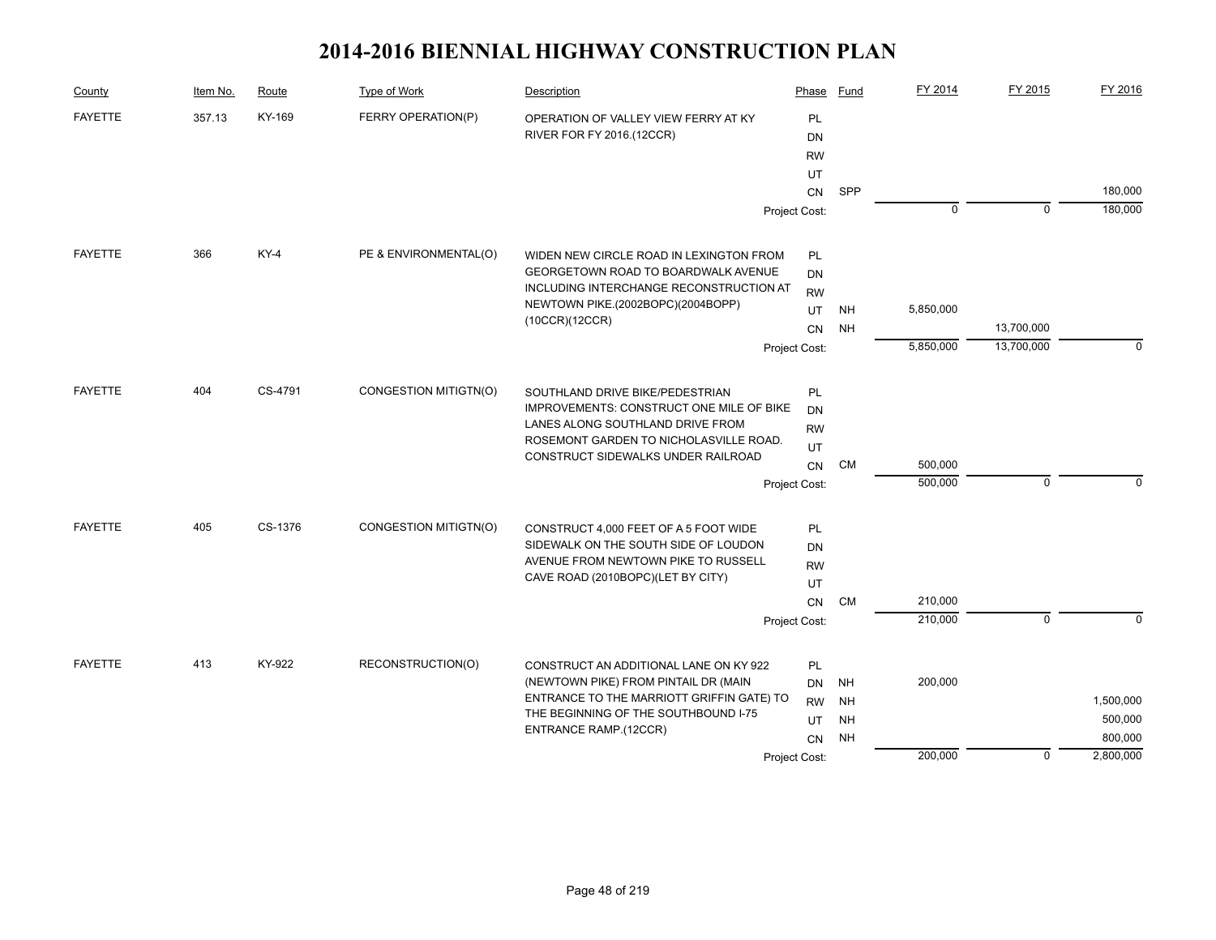# 2014-2016 BIENNIAL HIGHWAY CONSTRUCTION PLAN

| County | Item No. | Route | Type of Work | Description | Phase | Fund | FY 2014 | FY 2015 | FY 2016 |
|---|---|---|---|---|---|---|---|---|---|
| FAYETTE | 357.13 | KY-169 | FERRY OPERATION(P) | OPERATION OF VALLEY VIEW FERRY AT KY RIVER FOR FY 2016.(12CCR) | PL | | | | |
| | | | | | DN | | | | |
| | | | | | RW | | | | |
| | | | | | UT | | | | |
| | | | | | CN | SPP | | | 180,000 |
| | | | | | Project Cost: | | 0 | 0 | 180,000 |
| FAYETTE | 366 | KY-4 | PE & ENVIRONMENTAL(O) | WIDEN NEW CIRCLE ROAD IN LEXINGTON FROM GEORGETOWN ROAD TO BOARDWALK AVENUE INCLUDING INTERCHANGE RECONSTRUCTION AT NEWTOWN PIKE.(2002BOPC)(2004BOPP)(10CCR)(12CCR) | PL | | | | |
| | | | | | DN | | | | |
| | | | | | RW | | | | |
| | | | | | UT | NH | 5,850,000 | | |
| | | | | | CN | NH | | 13,700,000 | |
| | | | | | Project Cost: | | 5,850,000 | 13,700,000 | 0 |
| FAYETTE | 404 | CS-4791 | CONGESTION MITIGTN(O) | SOUTHLAND DRIVE BIKE/PEDESTRIAN IMPROVEMENTS: CONSTRUCT ONE MILE OF BIKE LANES ALONG SOUTHLAND DRIVE FROM ROSEMONT GARDEN TO NICHOLASVILLE ROAD. CONSTRUCT SIDEWALKS UNDER RAILROAD | PL | | | | |
| | | | | | DN | | | | |
| | | | | | RW | | | | |
| | | | | | UT | | | | |
| | | | | | CN | CM | 500,000 | | |
| | | | | | Project Cost: | | 500,000 | 0 | 0 |
| FAYETTE | 405 | CS-1376 | CONGESTION MITIGTN(O) | CONSTRUCT 4,000 FEET OF A 5 FOOT WIDE SIDEWALK ON THE SOUTH SIDE OF LOUDON AVENUE FROM NEWTOWN PIKE TO RUSSELL CAVE ROAD (2010BOPC)(LET BY CITY) | PL | | | | |
| | | | | | DN | | | | |
| | | | | | RW | | | | |
| | | | | | UT | | | | |
| | | | | | CN | CM | 210,000 | | |
| | | | | | Project Cost: | | 210,000 | 0 | 0 |
| FAYETTE | 413 | KY-922 | RECONSTRUCTION(O) | CONSTRUCT AN ADDITIONAL LANE ON KY 922 (NEWTOWN PIKE) FROM PINTAIL DR (MAIN ENTRANCE TO THE MARRIOTT GRIFFIN GATE) TO THE BEGINNING OF THE SOUTHBOUND I-75 ENTRANCE RAMP.(12CCR) | PL | | | | |
| | | | | | DN | NH | 200,000 | | |
| | | | | | RW | NH | | | 1,500,000 |
| | | | | | UT | NH | | | 500,000 |
| | | | | | CN | NH | | | 800,000 |
| | | | | | Project Cost: | | 200,000 | 0 | 2,800,000 |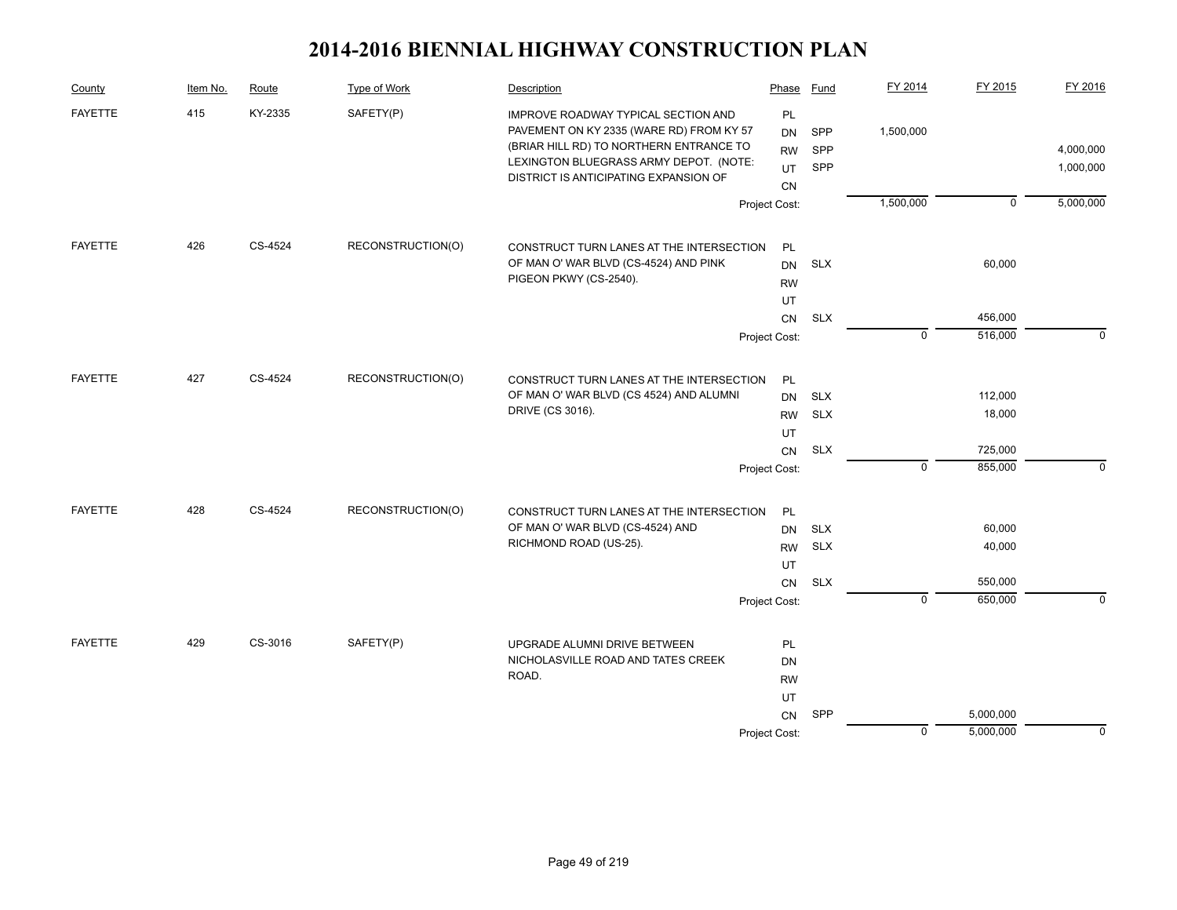# 2014-2016 BIENNIAL HIGHWAY CONSTRUCTION PLAN

| County | Item No. | Route | Type of Work | Description | Phase | Fund | FY 2014 | FY 2015 | FY 2016 |
|---|---|---|---|---|---|---|---|---|---|
| FAYETTE | 415 | KY-2335 | SAFETY(P) | IMPROVE ROADWAY TYPICAL SECTION AND PAVEMENT ON KY 2335 (WARE RD) FROM KY 57 (BRIAR HILL RD) TO NORTHERN ENTRANCE TO LEXINGTON BLUEGRASS ARMY DEPOT. (NOTE: DISTRICT IS ANTICIPATING EXPANSION OF | PL | | | | |
| | | | | | DN | SPP | 1,500,000 | | |
| | | | | | RW | SPP | | | 4,000,000 |
| | | | | | UT | SPP | | | 1,000,000 |
| | | | | | CN | | | | |
| | | | | | Project Cost: | | 1,500,000 | 0 | 5,000,000 |
| FAYETTE | 426 | CS-4524 | RECONSTRUCTION(O) | CONSTRUCT TURN LANES AT THE INTERSECTION OF MAN O' WAR BLVD (CS-4524) AND PINK PIGEON PKWY (CS-2540). | PL | | | | |
| | | | | | DN | SLX | | 60,000 | |
| | | | | | RW | | | | |
| | | | | | UT | | | | |
| | | | | | CN | SLX | | 456,000 | |
| | | | | | Project Cost: | | 0 | 516,000 | 0 |
| FAYETTE | 427 | CS-4524 | RECONSTRUCTION(O) | CONSTRUCT TURN LANES AT THE INTERSECTION OF MAN O' WAR BLVD (CS 4524) AND ALUMNI DRIVE (CS 3016). | PL | | | | |
| | | | | | DN | SLX | | 112,000 | |
| | | | | | RW | SLX | | 18,000 | |
| | | | | | UT | | | | |
| | | | | | CN | SLX | | 725,000 | |
| | | | | | Project Cost: | | 0 | 855,000 | 0 |
| FAYETTE | 428 | CS-4524 | RECONSTRUCTION(O) | CONSTRUCT TURN LANES AT THE INTERSECTION OF MAN O' WAR BLVD (CS-4524) AND RICHMOND ROAD (US-25). | PL | | | | |
| | | | | | DN | SLX | | 60,000 | |
| | | | | | RW | SLX | | 40,000 | |
| | | | | | UT | | | | |
| | | | | | CN | SLX | | 550,000 | |
| | | | | | Project Cost: | | 0 | 650,000 | 0 |
| FAYETTE | 429 | CS-3016 | SAFETY(P) | UPGRADE ALUMNI DRIVE BETWEEN NICHOLASVILLE ROAD AND TATES CREEK ROAD. | PL | | | | |
| | | | | | DN | | | | |
| | | | | | RW | | | | |
| | | | | | UT | | | | |
| | | | | | CN | SPP | | 5,000,000 | |
| | | | | | Project Cost: | | 0 | 5,000,000 | 0 |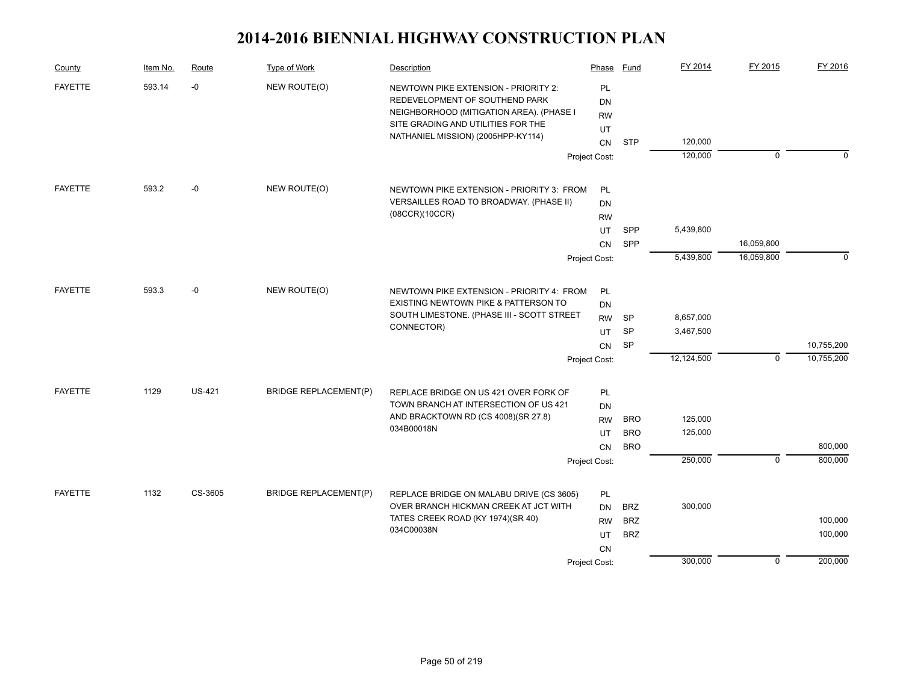# 2014-2016 BIENNIAL HIGHWAY CONSTRUCTION PLAN

| County | Item No. | Route | Type of Work | Description | Phase | Fund | FY 2014 | FY 2015 | FY 2016 |
|---|---|---|---|---|---|---|---|---|---|
| FAYETTE | 593.14 | -0 | NEW ROUTE(O) | NEWTOWN PIKE EXTENSION - PRIORITY 2: REDEVELOPMENT OF SOUTHEND PARK NEIGHBORHOOD (MITIGATION AREA). (PHASE I SITE GRADING AND UTILITIES FOR THE NATHANIEL MISSION) (2005HPP-KY114) | PL | | | | |
| | | | | | DN | | | | |
| | | | | | RW | | | | |
| | | | | | UT | | | | |
| | | | | | CN | STP | 120,000 | | |
| | | | | | Project Cost: | | 120,000 | 0 | 0 |
| FAYETTE | 593.2 | -0 | NEW ROUTE(O) | NEWTOWN PIKE EXTENSION - PRIORITY 3: FROM VERSAILLES ROAD TO BROADWAY. (PHASE II) (08CCR)(10CCR) | PL | | | | |
| | | | | | DN | | | | |
| | | | | | RW | | | | |
| | | | | | UT | SPP | 5,439,800 | | |
| | | | | | CN | SPP | | 16,059,800 | |
| | | | | | Project Cost: | | 5,439,800 | 16,059,800 | 0 |
| FAYETTE | 593.3 | -0 | NEW ROUTE(O) | NEWTOWN PIKE EXTENSION - PRIORITY 4: FROM EXISTING NEWTOWN PIKE & PATTERSON TO SOUTH LIMESTONE. (PHASE III - SCOTT STREET CONNECTOR) | PL | | | | |
| | | | | | DN | | | | |
| | | | | | RW | SP | 8,657,000 | | |
| | | | | | UT | SP | 3,467,500 | | |
| | | | | | CN | SP | | | 10,755,200 |
| | | | | | Project Cost: | | 12,124,500 | 0 | 10,755,200 |
| FAYETTE | 1129 | US-421 | BRIDGE REPLACEMENT(P) | REPLACE BRIDGE ON US 421 OVER FORK OF TOWN BRANCH AT INTERSECTION OF US 421 AND BRACKTOWN RD (CS 4008)(SR 27.8) 034B00018N | PL | | | | |
| | | | | | DN | | | | |
| | | | | | RW | BRO | 125,000 | | |
| | | | | | UT | BRO | 125,000 | | |
| | | | | | CN | BRO | | | 800,000 |
| | | | | | Project Cost: | | 250,000 | 0 | 800,000 |
| FAYETTE | 1132 | CS-3605 | BRIDGE REPLACEMENT(P) | REPLACE BRIDGE ON MALABU DRIVE (CS 3605) OVER BRANCH HICKMAN CREEK AT JCT WITH TATES CREEK ROAD (KY 1974)(SR 40) 034C00038N | PL | | | | |
| | | | | | DN | BRZ | 300,000 | | |
| | | | | | RW | BRZ | | | 100,000 |
| | | | | | UT | BRZ | | | 100,000 |
| | | | | | CN | | | | |
| | | | | | Project Cost: | | 300,000 | 0 | 200,000 |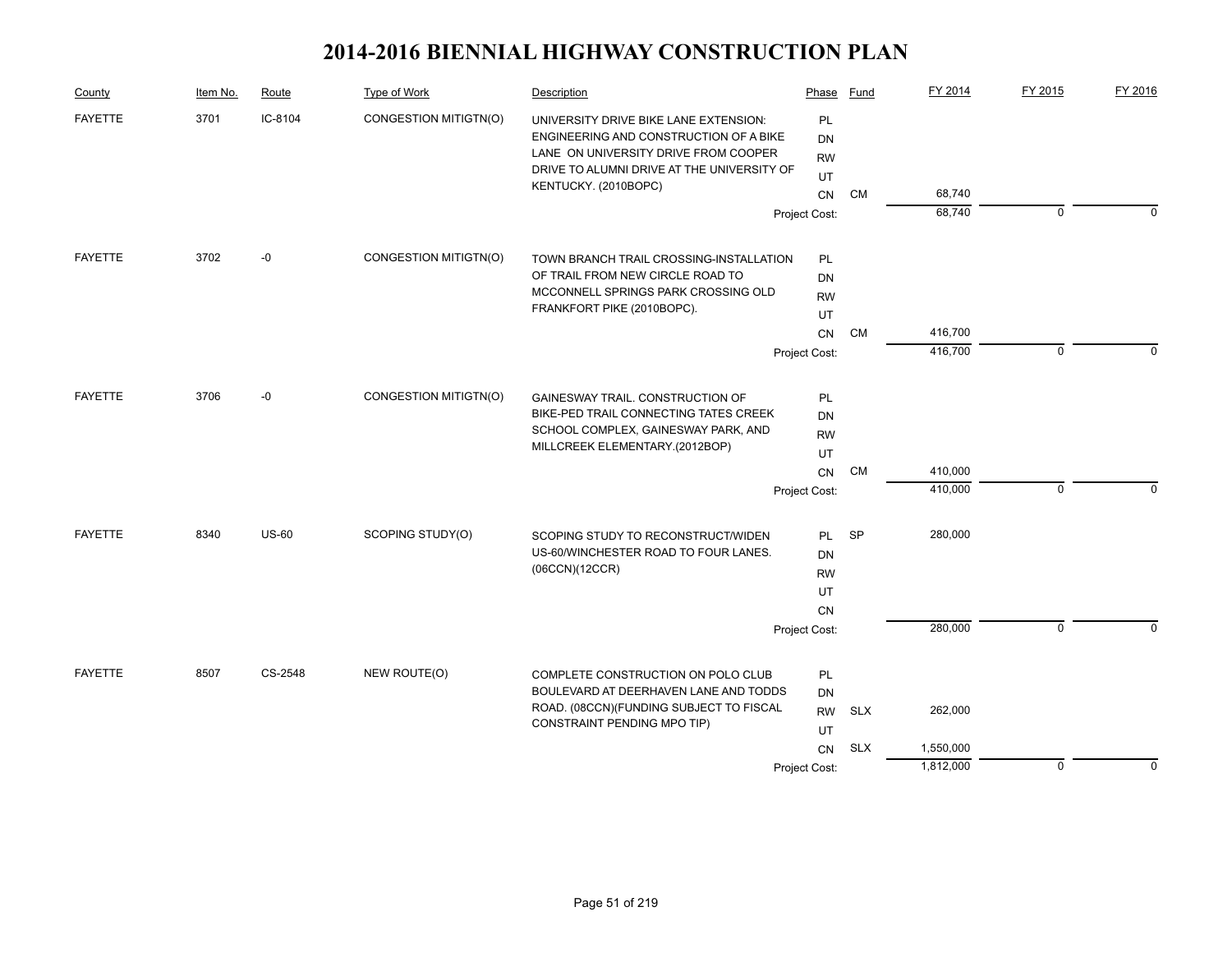# 2014-2016 BIENNIAL HIGHWAY CONSTRUCTION PLAN

| County | Item No. | Route | Type of Work | Description | Phase | Fund | FY 2014 | FY 2015 | FY 2016 |
|---|---|---|---|---|---|---|---|---|---|
| FAYETTE | 3701 | IC-8104 | CONGESTION MITIGTN(O) | UNIVERSITY DRIVE BIKE LANE EXTENSION: ENGINEERING AND CONSTRUCTION OF A BIKE LANE ON UNIVERSITY DRIVE FROM COOPER DRIVE TO ALUMNI DRIVE AT THE UNIVERSITY OF KENTUCKY. (2010BOPC) | PL | | | | |
| | | | | | DN | | | | |
| | | | | | RW | | | | |
| | | | | | UT | | | | |
| | | | | | CN | CM | 68,740 | | |
| | | | | | Project Cost: | | 68,740 | 0 | 0 |
| FAYETTE | 3702 | -0 | CONGESTION MITIGTN(O) | TOWN BRANCH TRAIL CROSSING-INSTALLATION OF TRAIL FROM NEW CIRCLE ROAD TO MCCONNELL SPRINGS PARK CROSSING OLD FRANKFORT PIKE (2010BOPC). | PL | | | | |
| | | | | | DN | | | | |
| | | | | | RW | | | | |
| | | | | | UT | | | | |
| | | | | | CN | CM | 416,700 | | |
| | | | | | Project Cost: | | 416,700 | 0 | 0 |
| FAYETTE | 3706 | -0 | CONGESTION MITIGTN(O) | GAINESWAY TRAIL. CONSTRUCTION OF BIKE-PED TRAIL CONNECTING TATES CREEK SCHOOL COMPLEX, GAINESWAY PARK, AND MILLCREEK ELEMENTARY.(2012BOP) | PL | | | | |
| | | | | | DN | | | | |
| | | | | | RW | | | | |
| | | | | | UT | | | | |
| | | | | | CN | CM | 410,000 | | |
| | | | | | Project Cost: | | 410,000 | 0 | 0 |
| FAYETTE | 8340 | US-60 | SCOPING STUDY(O) | SCOPING STUDY TO RECONSTRUCT/WIDEN US-60/WINCHESTER ROAD TO FOUR LANES. (06CCN)(12CCR) | PL | SP | 280,000 | | |
| | | | | | DN | | | | |
| | | | | | RW | | | | |
| | | | | | UT | | | | |
| | | | | | CN | | | | |
| | | | | | Project Cost: | | 280,000 | 0 | 0 |
| FAYETTE | 8507 | CS-2548 | NEW ROUTE(O) | COMPLETE CONSTRUCTION ON POLO CLUB BOULEVARD AT DEERHAVEN LANE AND TODDS ROAD. (08CCN)(FUNDING SUBJECT TO FISCAL CONSTRAINT PENDING MPO TIP) | PL | | | | |
| | | | | | DN | | | | |
| | | | | | RW | SLX | 262,000 | | |
| | | | | | UT | | | | |
| | | | | | CN | SLX | 1,550,000 | | |
| | | | | | Project Cost: | | 1,812,000 | 0 | 0 |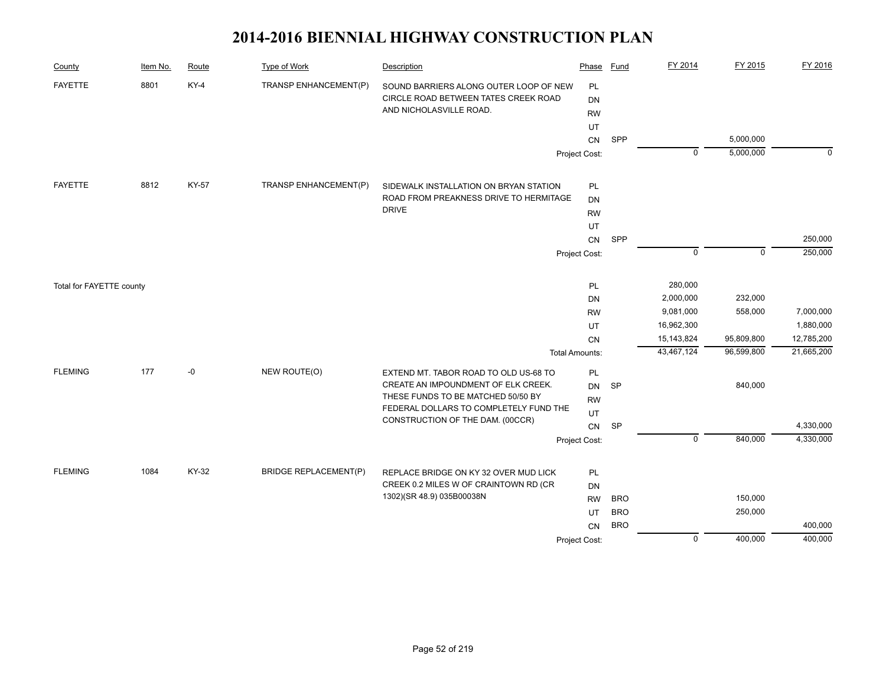# 2014-2016 BIENNIAL HIGHWAY CONSTRUCTION PLAN

| County | Item No. | Route | Type of Work | Description | Phase | Fund | FY 2014 | FY 2015 | FY 2016 |
|---|---|---|---|---|---|---|---|---|---|
| FAYETTE | 8801 | KY-4 | TRANSP ENHANCEMENT(P) | SOUND BARRIERS ALONG OUTER LOOP OF NEW CIRCLE ROAD BETWEEN TATES CREEK ROAD AND NICHOLASVILLE ROAD. | PL | | | | |
| | | | | | DN | | | | |
| | | | | | RW | | | | |
| | | | | | UT | | | | |
| | | | | | CN | SPP | | 5,000,000 | |
| | | | | | Project Cost: | | 0 | 5,000,000 | 0 |
| FAYETTE | 8812 | KY-57 | TRANSP ENHANCEMENT(P) | SIDEWALK INSTALLATION ON BRYAN STATION ROAD FROM PREAKNESS DRIVE TO HERMITAGE DRIVE | PL | | | | |
| | | | | | DN | | | | |
| | | | | | RW | | | | |
| | | | | | UT | | | | |
| | | | | | CN | SPP | | | 250,000 |
| | | | | | Project Cost: | | 0 | 0 | 250,000 |
| Total for FAYETTE county | | | | | PL | | 280,000 | | |
| | | | | | DN | | 2,000,000 | 232,000 | |
| | | | | | RW | | 9,081,000 | 558,000 | 7,000,000 |
| | | | | | UT | | 16,962,300 | | 1,880,000 |
| | | | | | CN | | 15,143,824 | 95,809,800 | 12,785,200 |
| | | | | | Total Amounts: | | 43,467,124 | 96,599,800 | 21,665,200 |
| FLEMING | 177 | -0 | NEW ROUTE(O) | EXTEND MT. TABOR ROAD TO OLD US-68 TO CREATE AN IMPOUNDMENT OF ELK CREEK. THESE FUNDS TO BE MATCHED 50/50 BY FEDERAL DOLLARS TO COMPLETELY FUND THE CONSTRUCTION OF THE DAM. (00CCR) | PL | | | | |
| | | | | | DN | SP | | 840,000 | |
| | | | | | RW | | | | |
| | | | | | UT | | | | |
| | | | | | CN | SP | | | 4,330,000 |
| | | | | | Project Cost: | | 0 | 840,000 | 4,330,000 |
| FLEMING | 1084 | KY-32 | BRIDGE REPLACEMENT(P) | REPLACE BRIDGE ON KY 32 OVER MUD LICK CREEK 0.2 MILES W OF CRAINTOWN RD (CR 1302)(SR 48.9) 035B00038N | PL | | | | |
| | | | | | DN | | | | |
| | | | | | RW | BRO | | 150,000 | |
| | | | | | UT | BRO | | 250,000 | |
| | | | | | CN | BRO | | | 400,000 |
| | | | | | Project Cost: | | 0 | 400,000 | 400,000 |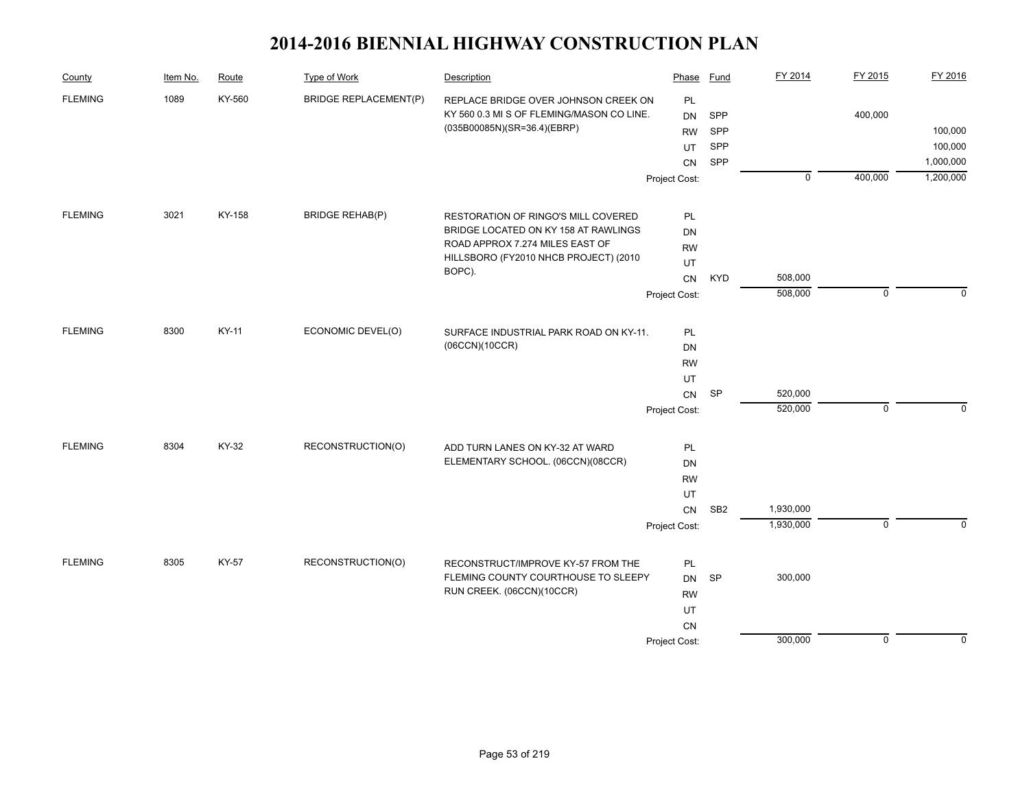# 2014-2016 BIENNIAL HIGHWAY CONSTRUCTION PLAN

| County | Item No. | Route | Type of Work | Description | Phase | Fund | FY 2014 | FY 2015 | FY 2016 |
|---|---|---|---|---|---|---|---|---|---|
| FLEMING | 1089 | KY-560 | BRIDGE REPLACEMENT(P) | REPLACE BRIDGE OVER JOHNSON CREEK ON KY 560 0.3 MI S OF FLEMING/MASON CO LINE. (035B00085N)(SR=36.4)(EBRP) | PL | | | | |
| | | | | | DN | SPP | | 400,000 | |
| | | | | | RW | SPP | | | 100,000 |
| | | | | | UT | SPP | | | 100,000 |
| | | | | | CN | SPP | | | 1,000,000 |
| | | | | | Project Cost: | | 0 | 400,000 | 1,200,000 |
| FLEMING | 3021 | KY-158 | BRIDGE REHAB(P) | RESTORATION OF RINGO'S MILL COVERED BRIDGE LOCATED ON KY 158 AT RAWLINGS ROAD APPROX 7.274 MILES EAST OF HILLSBORO (FY2010 NHCB PROJECT) (2010 BOPC). | PL | | | | |
| | | | | | DN | | | | |
| | | | | | RW | | | | |
| | | | | | UT | | | | |
| | | | | | CN | KYD | 508,000 | | |
| | | | | | Project Cost: | | 508,000 | 0 | 0 |
| FLEMING | 8300 | KY-11 | ECONOMIC DEVEL(O) | SURFACE INDUSTRIAL PARK ROAD ON KY-11. (06CCN)(10CCR) | PL | | | | |
| | | | | | DN | | | | |
| | | | | | RW | | | | |
| | | | | | UT | | | | |
| | | | | | CN | SP | 520,000 | | |
| | | | | | Project Cost: | | 520,000 | 0 | 0 |
| FLEMING | 8304 | KY-32 | RECONSTRUCTION(O) | ADD TURN LANES ON KY-32 AT WARD ELEMENTARY SCHOOL. (06CCN)(08CCR) | PL | | | | |
| | | | | | DN | | | | |
| | | | | | RW | | | | |
| | | | | | UT | | | | |
| | | | | | CN | SB2 | 1,930,000 | | |
| | | | | | Project Cost: | | 1,930,000 | 0 | 0 |
| FLEMING | 8305 | KY-57 | RECONSTRUCTION(O) | RECONSTRUCT/IMPROVE KY-57 FROM THE FLEMING COUNTY COURTHOUSE TO SLEEPY RUN CREEK. (06CCN)(10CCR) | PL | | | | |
| | | | | | DN | SP | 300,000 | | |
| | | | | | RW | | | | |
| | | | | | UT | | | | |
| | | | | | CN | | | | |
| | | | | | Project Cost: | | 300,000 | 0 | 0 |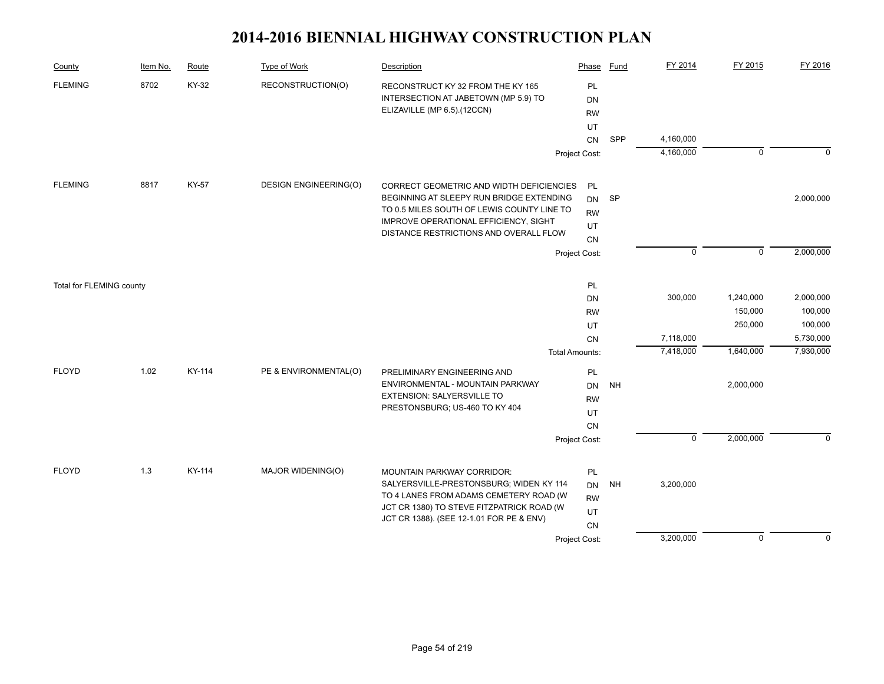# 2014-2016 BIENNIAL HIGHWAY CONSTRUCTION PLAN

| County | Item No. | Route | Type of Work | Description | Phase | Fund | FY 2014 | FY 2015 | FY 2016 |
|---|---|---|---|---|---|---|---|---|---|
| FLEMING | 8702 | KY-32 | RECONSTRUCTION(O) | RECONSTRUCT KY 32 FROM THE KY 165 INTERSECTION AT JABETOWN (MP 5.9) TO ELIZAVILLE (MP 6.5).(12CCN) | PL | | | | |
| | | | | | DN | | | | |
| | | | | | RW | | | | |
| | | | | | UT | | | | |
| | | | | | CN | SPP | 4,160,000 | | |
| | | | | | Project Cost: | | 4,160,000 | 0 | 0 |
| FLEMING | 8817 | KY-57 | DESIGN ENGINEERING(O) | CORRECT GEOMETRIC AND WIDTH DEFICIENCIES BEGINNING AT SLEEPY RUN BRIDGE EXTENDING TO 0.5 MILES SOUTH OF LEWIS COUNTY LINE TO IMPROVE OPERATIONAL EFFICIENCY, SIGHT DISTANCE RESTRICTIONS AND OVERALL FLOW | PL | | | | |
| | | | | | DN | SP | | | 2,000,000 |
| | | | | | RW | | | | |
| | | | | | UT | | | | |
| | | | | | CN | | | | |
| | | | | | Project Cost: | | 0 | 0 | 2,000,000 |
| Total for FLEMING county | | | | | PL | | | | |
| | | | | | DN | | 300,000 | 1,240,000 | 2,000,000 |
| | | | | | RW | | | 150,000 | 100,000 |
| | | | | | UT | | | 250,000 | 100,000 |
| | | | | | CN | | 7,118,000 | | 5,730,000 |
| | | | | | Total Amounts: | | 7,418,000 | 1,640,000 | 7,930,000 |
| FLOYD | 1.02 | KY-114 | PE & ENVIRONMENTAL(O) | PRELIMINARY ENGINEERING AND ENVIRONMENTAL - MOUNTAIN PARKWAY EXTENSION: SALYERSVILLE TO PRESTONSBURG; US-460 TO KY 404 | PL | | | | |
| | | | | | DN | NH | | 2,000,000 | |
| | | | | | RW | | | | |
| | | | | | UT | | | | |
| | | | | | CN | | | | |
| | | | | | Project Cost: | | 0 | 2,000,000 | 0 |
| FLOYD | 1.3 | KY-114 | MAJOR WIDENING(O) | MOUNTAIN PARKWAY CORRIDOR: SALYERSVILLE-PRESTONSBURG; WIDEN KY 114 TO 4 LANES FROM ADAMS CEMETERY ROAD (W JCT CR 1380) TO STEVE FITZPATRICK ROAD (W JCT CR 1388). (SEE 12-1.01 FOR PE & ENV) | PL | | | | |
| | | | | | DN | NH | 3,200,000 | | |
| | | | | | RW | | | | |
| | | | | | UT | | | | |
| | | | | | CN | | | | |
| | | | | | Project Cost: | | 3,200,000 | 0 | 0 |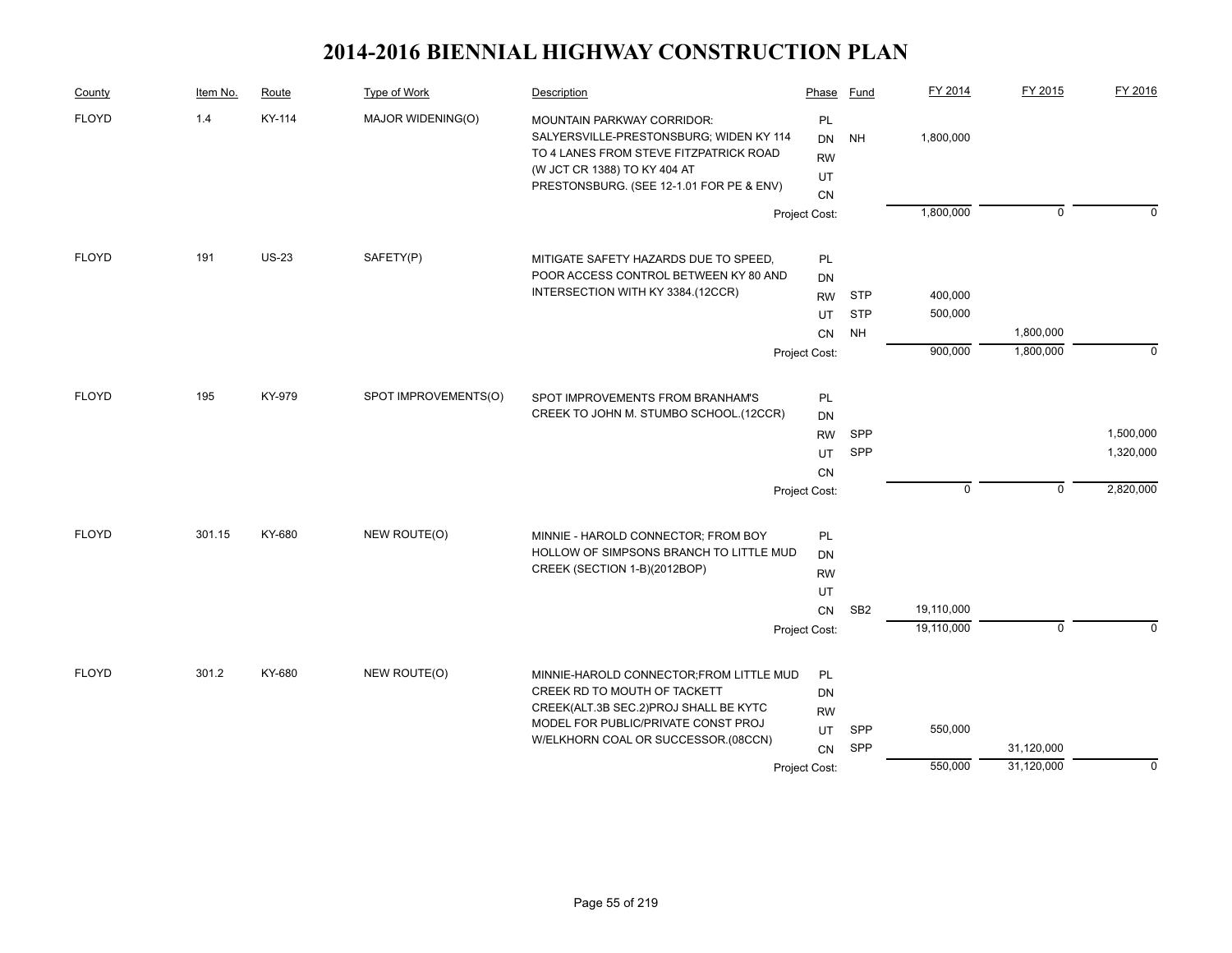# 2014-2016 BIENNIAL HIGHWAY CONSTRUCTION PLAN

| County | Item No. | Route | Type of Work | Description | Phase | Fund | FY 2014 | FY 2015 | FY 2016 |
|---|---|---|---|---|---|---|---|---|---|
| FLOYD | 1.4 | KY-114 | MAJOR WIDENING(O) | MOUNTAIN PARKWAY CORRIDOR: SALYERSVILLE-PRESTONSBURG; WIDEN KY 114 TO 4 LANES FROM STEVE FITZPATRICK ROAD (W JCT CR 1388) TO KY 404 AT PRESTONSBURG. (SEE 12-1.01 FOR PE & ENV) | PL | | | | |
| | | | | | DN | NH | 1,800,000 | | |
| | | | | | RW | | | | |
| | | | | | UT | | | | |
| | | | | | CN | | | | |
| | | | | | Project Cost: | | 1,800,000 | 0 | 0 |
| FLOYD | 191 | US-23 | SAFETY(P) | MITIGATE SAFETY HAZARDS DUE TO SPEED, POOR ACCESS CONTROL BETWEEN KY 80 AND INTERSECTION WITH KY 3384.(12CCR) | PL | | | | |
| | | | | | DN | | | | |
| | | | | | RW | STP | 400,000 | | |
| | | | | | UT | STP | 500,000 | | |
| | | | | | CN | NH | | 1,800,000 | |
| | | | | | Project Cost: | | 900,000 | 1,800,000 | 0 |
| FLOYD | 195 | KY-979 | SPOT IMPROVEMENTS(O) | SPOT IMPROVEMENTS FROM BRANHAM'S CREEK TO JOHN M. STUMBO SCHOOL.(12CCR) | PL | | | | |
| | | | | | DN | | | | |
| | | | | | RW | SPP | | | 1,500,000 |
| | | | | | UT | SPP | | | 1,320,000 |
| | | | | | CN | | | | |
| | | | | | Project Cost: | | 0 | 0 | 2,820,000 |
| FLOYD | 301.15 | KY-680 | NEW ROUTE(O) | MINNIE - HAROLD CONNECTOR; FROM BOY HOLLOW OF SIMPSONS BRANCH TO LITTLE MUD CREEK (SECTION 1-B)(2012BOP) | PL | | | | |
| | | | | | DN | | | | |
| | | | | | RW | | | | |
| | | | | | UT | | | | |
| | | | | | CN | SB2 | 19,110,000 | | |
| | | | | | Project Cost: | | 19,110,000 | 0 | 0 |
| FLOYD | 301.2 | KY-680 | NEW ROUTE(O) | MINNIE-HAROLD CONNECTOR;FROM LITTLE MUD CREEK RD TO MOUTH OF TACKETT CREEK(ALT.3B SEC.2)PROJ SHALL BE KYTC MODEL FOR PUBLIC/PRIVATE CONST PROJ W/ELKHORN COAL OR SUCCESSOR.(08CCN) | PL | | | | |
| | | | | | DN | | | | |
| | | | | | RW | | | | |
| | | | | | UT | SPP | 550,000 | | |
| | | | | | CN | SPP | | 31,120,000 | |
| | | | | | Project Cost: | | 550,000 | 31,120,000 | 0 |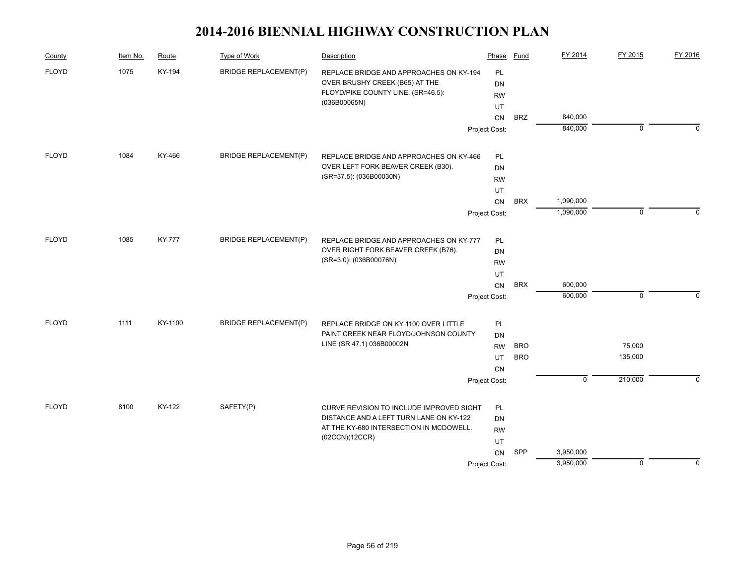# 2014-2016 BIENNIAL HIGHWAY CONSTRUCTION PLAN

| County | Item No. | Route | Type of Work | Description | Phase | Fund | FY 2014 | FY 2015 | FY 2016 |
|---|---|---|---|---|---|---|---|---|---|
| FLOYD | 1075 | KY-194 | BRIDGE REPLACEMENT(P) | REPLACE BRIDGE AND APPROACHES ON KY-194 OVER BRUSHY CREEK (B65) AT THE FLOYD/PIKE COUNTY LINE. (SR=46.5): (036B00065N) | PL | | | | |
| | | | | | DN | | | | |
| | | | | | RW | | | | |
| | | | | | UT | | | | |
| | | | | | CN | BRZ | 840,000 | | |
| | | | | | Project Cost: | | 840,000 | 0 | 0 |
| FLOYD | 1084 | KY-466 | BRIDGE REPLACEMENT(P) | REPLACE BRIDGE AND APPROACHES ON KY-466 OVER LEFT FORK BEAVER CREEK (B30). (SR=37.5): (036B00030N) | PL | | | | |
| | | | | | DN | | | | |
| | | | | | RW | | | | |
| | | | | | UT | | | | |
| | | | | | CN | BRX | 1,090,000 | | |
| | | | | | Project Cost: | | 1,090,000 | 0 | 0 |
| FLOYD | 1085 | KY-777 | BRIDGE REPLACEMENT(P) | REPLACE BRIDGE AND APPROACHES ON KY-777 OVER RIGHT FORK BEAVER CREEK (B76). (SR=3.0): (036B00076N) | PL | | | | |
| | | | | | DN | | | | |
| | | | | | RW | | | | |
| | | | | | UT | | | | |
| | | | | | CN | BRX | 600,000 | | |
| | | | | | Project Cost: | | 600,000 | 0 | 0 |
| FLOYD | 1111 | KY-1100 | BRIDGE REPLACEMENT(P) | REPLACE BRIDGE ON KY 1100 OVER LITTLE PAINT CREEK NEAR FLOYD/JOHNSON COUNTY LINE (SR 47.1) 036B00002N | PL | | | | |
| | | | | | DN | | | | |
| | | | | | RW | BRO | | 75,000 | |
| | | | | | UT | BRO | | 135,000 | |
| | | | | | CN | | | | |
| | | | | | Project Cost: | | 0 | 210,000 | 0 |
| FLOYD | 8100 | KY-122 | SAFETY(P) | CURVE REVISION TO INCLUDE IMPROVED SIGHT DISTANCE AND A LEFT TURN LANE ON KY-122 AT THE KY-680 INTERSECTION IN MCDOWELL. (02CCN)(12CCR) | PL | | | | |
| | | | | | DN | | | | |
| | | | | | RW | | | | |
| | | | | | UT | | | | |
| | | | | | CN | SPP | 3,950,000 | | |
| | | | | | Project Cost: | | 3,950,000 | 0 | 0 |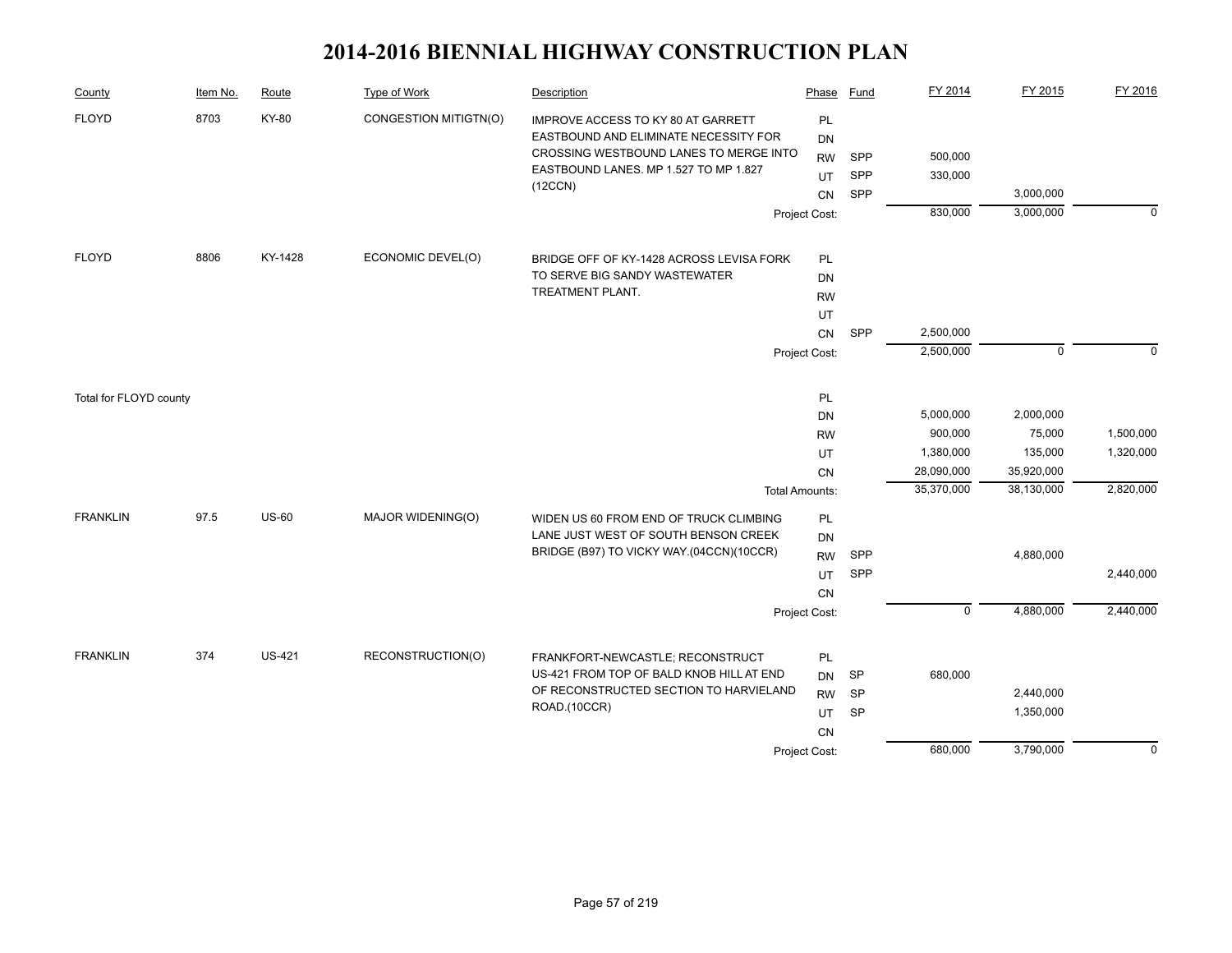# 2014-2016 BIENNIAL HIGHWAY CONSTRUCTION PLAN

| County | Item No. | Route | Type of Work | Description | Phase | Fund | FY 2014 | FY 2015 | FY 2016 |
|---|---|---|---|---|---|---|---|---|---|
| FLOYD | 8703 | KY-80 | CONGESTION MITIGTN(O) | IMPROVE ACCESS TO KY 80 AT GARRETT EASTBOUND AND ELIMINATE NECESSITY FOR CROSSING WESTBOUND LANES TO MERGE INTO EASTBOUND LANES. MP 1.527 TO MP 1.827 (12CCN) | PL | | | | |
| | | | | | DN | | | | |
| | | | | | RW | SPP | 500,000 | | |
| | | | | | UT | SPP | 330,000 | | |
| | | | | | CN | SPP | | 3,000,000 | |
| | | | | | Project Cost: | | 830,000 | 3,000,000 | 0 |
| FLOYD | 8806 | KY-1428 | ECONOMIC DEVEL(O) | BRIDGE OFF OF KY-1428 ACROSS LEVISA FORK TO SERVE BIG SANDY WASTEWATER TREATMENT PLANT. | PL | | | | |
| | | | | | DN | | | | |
| | | | | | RW | | | | |
| | | | | | UT | | | | |
| | | | | | CN | SPP | 2,500,000 | | |
| | | | | | Project Cost: | | 2,500,000 | 0 | 0 |
| Total for FLOYD county | | | | | PL | | | | |
| | | | | | DN | | 5,000,000 | 2,000,000 | |
| | | | | | RW | | 900,000 | 75,000 | 1,500,000 |
| | | | | | UT | | 1,380,000 | 135,000 | 1,320,000 |
| | | | | | CN | | 28,090,000 | 35,920,000 | |
| | | | | | Total Amounts: | | 35,370,000 | 38,130,000 | 2,820,000 |
| FRANKLIN | 97.5 | US-60 | MAJOR WIDENING(O) | WIDEN US 60 FROM END OF TRUCK CLIMBING LANE JUST WEST OF SOUTH BENSON CREEK BRIDGE (B97) TO VICKY WAY.(04CCN)(10CCR) | PL | | | | |
| | | | | | DN | | | | |
| | | | | | RW | SPP | | 4,880,000 | |
| | | | | | UT | SPP | | | 2,440,000 |
| | | | | | CN | | | | |
| | | | | | Project Cost: | | 0 | 4,880,000 | 2,440,000 |
| FRANKLIN | 374 | US-421 | RECONSTRUCTION(O) | FRANKFORT-NEWCASTLE; RECONSTRUCT US-421 FROM TOP OF BALD KNOB HILL AT END OF RECONSTRUCTED SECTION TO HARVIELAND ROAD.(10CCR) | PL | | | | |
| | | | | | DN | SP | 680,000 | | |
| | | | | | RW | SP | | 2,440,000 | |
| | | | | | UT | SP | | 1,350,000 | |
| | | | | | CN | | | | |
| | | | | | Project Cost: | | 680,000 | 3,790,000 | 0 |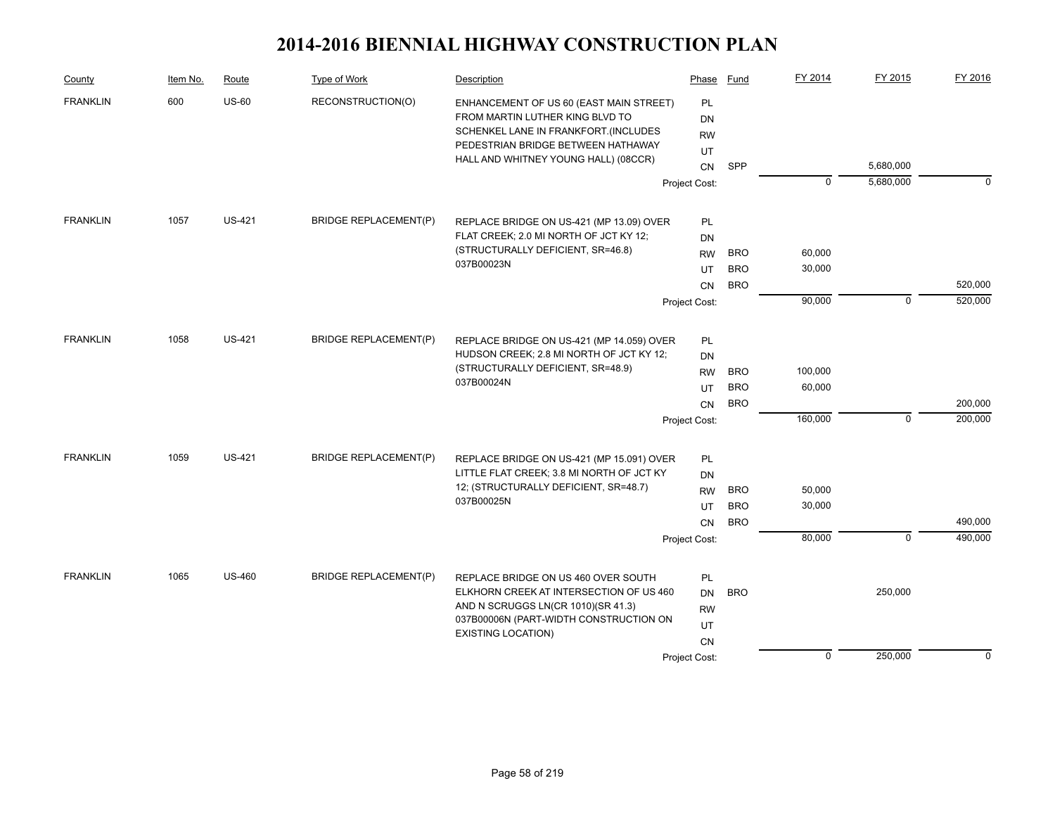# 2014-2016 BIENNIAL HIGHWAY CONSTRUCTION PLAN

| County | Item No. | Route | Type of Work | Description | Phase | Fund | FY 2014 | FY 2015 | FY 2016 |
|---|---|---|---|---|---|---|---|---|---|
| FRANKLIN | 600 | US-60 | RECONSTRUCTION(O) | ENHANCEMENT OF US 60 (EAST MAIN STREET) FROM MARTIN LUTHER KING BLVD TO SCHENKEL LANE IN FRANKFORT.(INCLUDES PEDESTRIAN BRIDGE BETWEEN HATHAWAY HALL AND WHITNEY YOUNG HALL) (08CCR) | PL | | | | |
| | | | | | DN | | | | |
| | | | | | RW | | | | |
| | | | | | UT | | | | |
| | | | | | CN | SPP | | 5,680,000 | |
| | | | | | Project Cost: | | 0 | 5,680,000 | 0 |
| FRANKLIN | 1057 | US-421 | BRIDGE REPLACEMENT(P) | REPLACE BRIDGE ON US-421 (MP 13.09) OVER FLAT CREEK; 2.0 MI NORTH OF JCT KY 12; (STRUCTURALLY DEFICIENT, SR=46.8) 037B00023N | PL | | | | |
| | | | | | DN | | | | |
| | | | | | RW | BRO | 60,000 | | |
| | | | | | UT | BRO | 30,000 | | |
| | | | | | CN | BRO | | | 520,000 |
| | | | | | Project Cost: | | 90,000 | 0 | 520,000 |
| FRANKLIN | 1058 | US-421 | BRIDGE REPLACEMENT(P) | REPLACE BRIDGE ON US-421 (MP 14.059) OVER HUDSON CREEK; 2.8 MI NORTH OF JCT KY 12; (STRUCTURALLY DEFICIENT, SR=48.9) 037B00024N | PL | | | | |
| | | | | | DN | | | | |
| | | | | | RW | BRO | 100,000 | | |
| | | | | | UT | BRO | 60,000 | | |
| | | | | | CN | BRO | | | 200,000 |
| | | | | | Project Cost: | | 160,000 | 0 | 200,000 |
| FRANKLIN | 1059 | US-421 | BRIDGE REPLACEMENT(P) | REPLACE BRIDGE ON US-421 (MP 15.091) OVER LITTLE FLAT CREEK; 3.8 MI NORTH OF JCT KY 12; (STRUCTURALLY DEFICIENT, SR=48.7) 037B00025N | PL | | | | |
| | | | | | DN | | | | |
| | | | | | RW | BRO | 50,000 | | |
| | | | | | UT | BRO | 30,000 | | |
| | | | | | CN | BRO | | | 490,000 |
| | | | | | Project Cost: | | 80,000 | 0 | 490,000 |
| FRANKLIN | 1065 | US-460 | BRIDGE REPLACEMENT(P) | REPLACE BRIDGE ON US 460 OVER SOUTH ELKHORN CREEK AT INTERSECTION OF US 460 AND N SCRUGGS LN(CR 1010)(SR 41.3) 037B00006N (PART-WIDTH CONSTRUCTION ON EXISTING LOCATION) | PL | | | | |
| | | | | | DN | BRO | | 250,000 | |
| | | | | | RW | | | | |
| | | | | | UT | | | | |
| | | | | | CN | | | | |
| | | | | | Project Cost: | | 0 | 250,000 | 0 |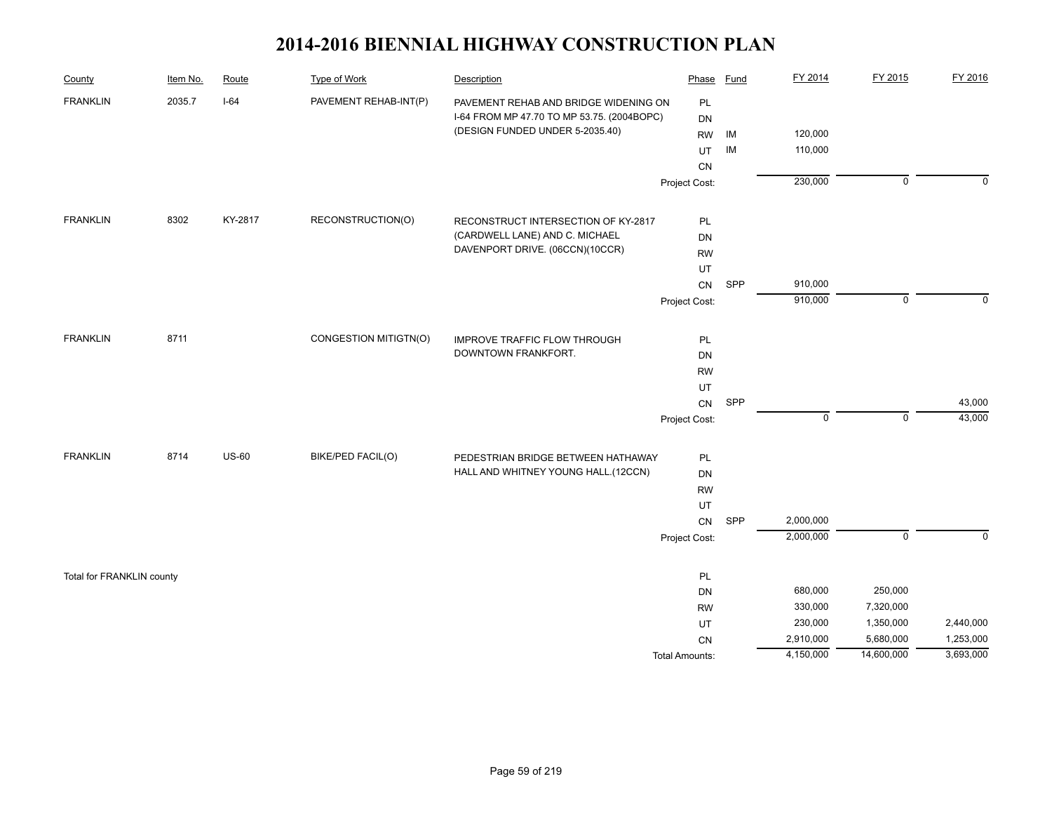# 2014-2016 BIENNIAL HIGHWAY CONSTRUCTION PLAN

| County | Item No. | Route | Type of Work | Description | Phase | Fund | FY 2014 | FY 2015 | FY 2016 |
|---|---|---|---|---|---|---|---|---|---|
| FRANKLIN | 2035.7 | I-64 | PAVEMENT REHAB-INT(P) | PAVEMENT REHAB AND BRIDGE WIDENING ON I-64 FROM MP 47.70 TO MP 53.75. (2004BOPC) (DESIGN FUNDED UNDER 5-2035.40) | PL | | | | |
| | | | | | DN | | | | |
| | | | | | RW | IM | 120,000 | | |
| | | | | | UT | IM | 110,000 | | |
| | | | | | CN | | | | |
| | | | | | Project Cost: | | 230,000 | 0 | 0 |
| FRANKLIN | 8302 | KY-2817 | RECONSTRUCTION(O) | RECONSTRUCT INTERSECTION OF KY-2817 (CARDWELL LANE) AND C. MICHAEL DAVENPORT DRIVE. (06CCN)(10CCR) | PL | | | | |
| | | | | | DN | | | | |
| | | | | | RW | | | | |
| | | | | | UT | | | | |
| | | | | | CN | SPP | 910,000 | | |
| | | | | | Project Cost: | | 910,000 | 0 | 0 |
| FRANKLIN | 8711 | | CONGESTION MITIGTN(O) | IMPROVE TRAFFIC FLOW THROUGH DOWNTOWN FRANKFORT. | PL | | | | |
| | | | | | DN | | | | |
| | | | | | RW | | | | |
| | | | | | UT | | | | |
| | | | | | CN | SPP | | | 43,000 |
| | | | | | Project Cost: | | 0 | 0 | 43,000 |
| FRANKLIN | 8714 | US-60 | BIKE/PED FACIL(O) | PEDESTRIAN BRIDGE BETWEEN HATHAWAY HALL AND WHITNEY YOUNG HALL.(12CCN) | PL | | | | |
| | | | | | DN | | | | |
| | | | | | RW | | | | |
| | | | | | UT | | | | |
| | | | | | CN | SPP | 2,000,000 | | |
| | | | | | Project Cost: | | 2,000,000 | 0 | 0 |
| Total for FRANKLIN county | | | | | PL | | | | |
| | | | | | DN | | 680,000 | 250,000 | |
| | | | | | RW | | 330,000 | 7,320,000 | |
| | | | | | UT | | 230,000 | 1,350,000 | 2,440,000 |
| | | | | | CN | | 2,910,000 | 5,680,000 | 1,253,000 |
| | | | | | Total Amounts: | | 4,150,000 | 14,600,000 | 3,693,000 |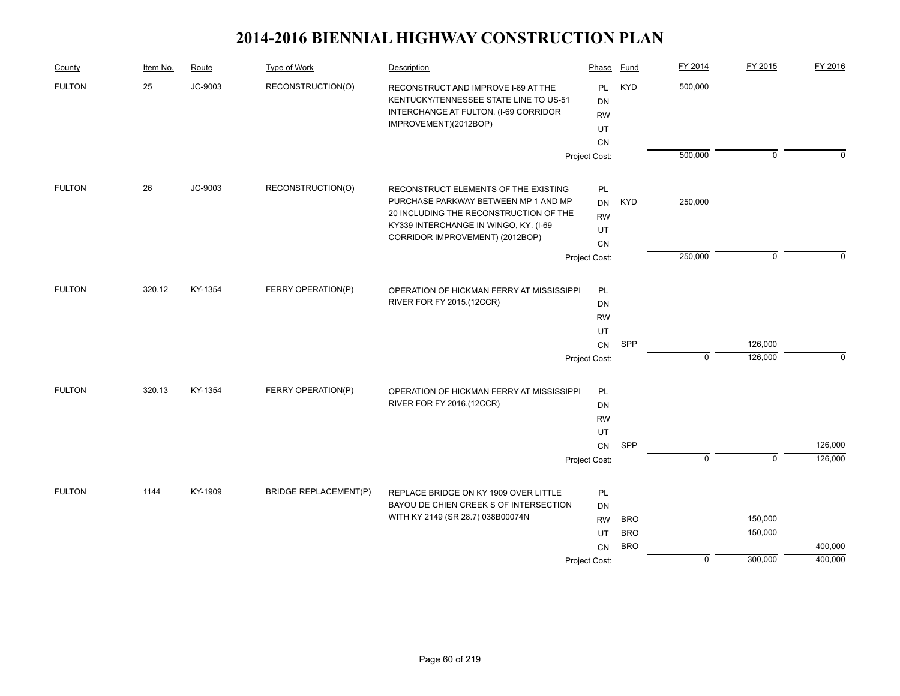# 2014-2016 BIENNIAL HIGHWAY CONSTRUCTION PLAN

| County | Item No. | Route | Type of Work | Description | Phase | Fund | FY 2014 | FY 2015 | FY 2016 |
|---|---|---|---|---|---|---|---|---|---|
| FULTON | 25 | JC-9003 | RECONSTRUCTION(O) | RECONSTRUCT AND IMPROVE I-69 AT THE KENTUCKY/TENNESSEE STATE LINE TO US-51 INTERCHANGE AT FULTON. (I-69 CORRIDOR IMPROVEMENT)(2012BOP) | PL | KYD | 500,000 | | |
| | | | | | DN | | | | |
| | | | | | RW | | | | |
| | | | | | UT | | | | |
| | | | | | CN | | | | |
| | | | | | Project Cost: | | 500,000 | 0 | 0 |
| FULTON | 26 | JC-9003 | RECONSTRUCTION(O) | RECONSTRUCT ELEMENTS OF THE EXISTING PURCHASE PARKWAY BETWEEN MP 1 AND MP 20 INCLUDING THE RECONSTRUCTION OF THE KY339 INTERCHANGE IN WINGO, KY. (I-69 CORRIDOR IMPROVEMENT) (2012BOP) | PL | | | | |
| | | | | | DN | KYD | 250,000 | | |
| | | | | | RW | | | | |
| | | | | | UT | | | | |
| | | | | | CN | | | | |
| | | | | | Project Cost: | | 250,000 | 0 | 0 |
| FULTON | 320.12 | KY-1354 | FERRY OPERATION(P) | OPERATION OF HICKMAN FERRY AT MISSISSIPPI RIVER FOR FY 2015.(12CCR) | PL | | | | |
| | | | | | DN | | | | |
| | | | | | RW | | | | |
| | | | | | UT | | | | |
| | | | | | CN | SPP | | 126,000 | |
| | | | | | Project Cost: | | 0 | 126,000 | 0 |
| FULTON | 320.13 | KY-1354 | FERRY OPERATION(P) | OPERATION OF HICKMAN FERRY AT MISSISSIPPI RIVER FOR FY 2016.(12CCR) | PL | | | | |
| | | | | | DN | | | | |
| | | | | | RW | | | | |
| | | | | | UT | | | | |
| | | | | | CN | SPP | | | 126,000 |
| | | | | | Project Cost: | | 0 | 0 | 126,000 |
| FULTON | 1144 | KY-1909 | BRIDGE REPLACEMENT(P) | REPLACE BRIDGE ON KY 1909 OVER LITTLE BAYOU DE CHIEN CREEK S OF INTERSECTION WITH KY 2149 (SR 28.7) 038B00074N | PL | | | | |
| | | | | | DN | | | | |
| | | | | | RW | BRO | | 150,000 | |
| | | | | | UT | BRO | | 150,000 | |
| | | | | | CN | BRO | | | 400,000 |
| | | | | | Project Cost: | | 0 | 300,000 | 400,000 |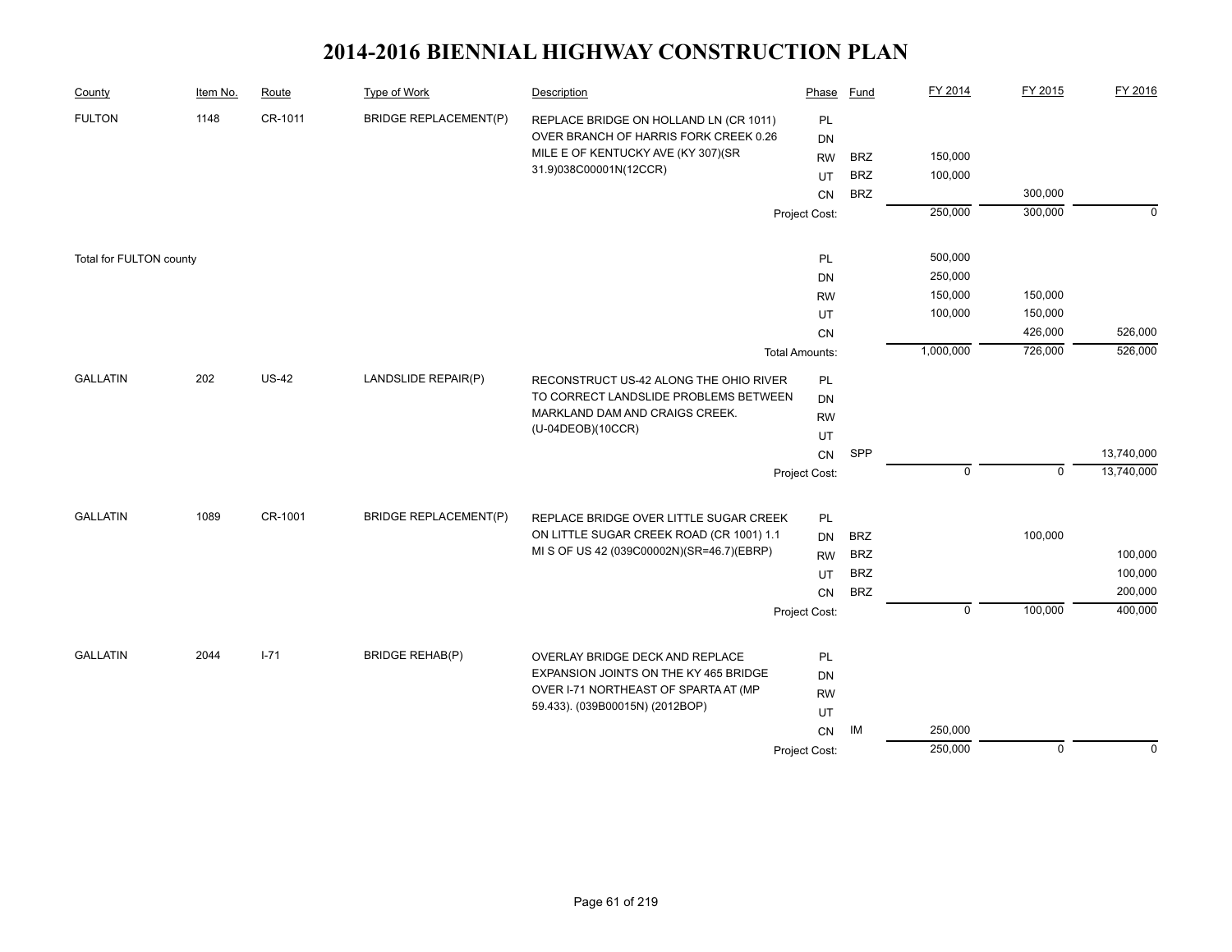# 2014-2016 BIENNIAL HIGHWAY CONSTRUCTION PLAN

| County | Item No. | Route | Type of Work | Description | Phase | Fund | FY 2014 | FY 2015 | FY 2016 |
|---|---|---|---|---|---|---|---|---|---|
| FULTON | 1148 | CR-1011 | BRIDGE REPLACEMENT(P) | REPLACE BRIDGE ON HOLLAND LN (CR 1011) OVER BRANCH OF HARRIS FORK CREEK 0.26 MILE E OF KENTUCKY AVE (KY 307)(SR 31.9)038C00001N(12CCR) | PL | | | | |
| | | | | | DN | | | | |
| | | | | | RW | BRZ | 150,000 | | |
| | | | | | UT | BRZ | 100,000 | | |
| | | | | | CN | BRZ | | 300,000 | |
| | | | | | Project Cost: | | 250,000 | 300,000 | 0 |
| Total for FULTON county | | | | | PL | | 500,000 | | |
| | | | | | DN | | 250,000 | | |
| | | | | | RW | | 150,000 | 150,000 | |
| | | | | | UT | | 100,000 | 150,000 | |
| | | | | | CN | | | 426,000 | 526,000 |
| | | | | | Total Amounts: | | 1,000,000 | 726,000 | 526,000 |
| GALLATIN | 202 | US-42 | LANDSLIDE REPAIR(P) | RECONSTRUCT US-42 ALONG THE OHIO RIVER TO CORRECT LANDSLIDE PROBLEMS BETWEEN MARKLAND DAM AND CRAIGS CREEK. (U-04DEOB)(10CCR) | PL | | | | |
| | | | | | DN | | | | |
| | | | | | RW | | | | |
| | | | | | UT | | | | |
| | | | | | CN | SPP | | | 13,740,000 |
| | | | | | Project Cost: | | 0 | 0 | 13,740,000 |
| GALLATIN | 1089 | CR-1001 | BRIDGE REPLACEMENT(P) | REPLACE BRIDGE OVER LITTLE SUGAR CREEK ON LITTLE SUGAR CREEK ROAD (CR 1001) 1.1 MI S OF US 42 (039C00002N)(SR=46.7)(EBRP) | PL | | | | |
| | | | | | DN | BRZ | | 100,000 | |
| | | | | | RW | BRZ | | | 100,000 |
| | | | | | UT | BRZ | | | 100,000 |
| | | | | | CN | BRZ | | | 200,000 |
| | | | | | Project Cost: | | 0 | 100,000 | 400,000 |
| GALLATIN | 2044 | I-71 | BRIDGE REHAB(P) | OVERLAY BRIDGE DECK AND REPLACE EXPANSION JOINTS ON THE KY 465 BRIDGE OVER I-71 NORTHEAST OF SPARTA AT (MP 59.433). (039B00015N) (2012BOP) | PL | | | | |
| | | | | | DN | | | | |
| | | | | | RW | | | | |
| | | | | | UT | | | | |
| | | | | | CN | IM | 250,000 | | |
| | | | | | Project Cost: | | 250,000 | 0 | 0 |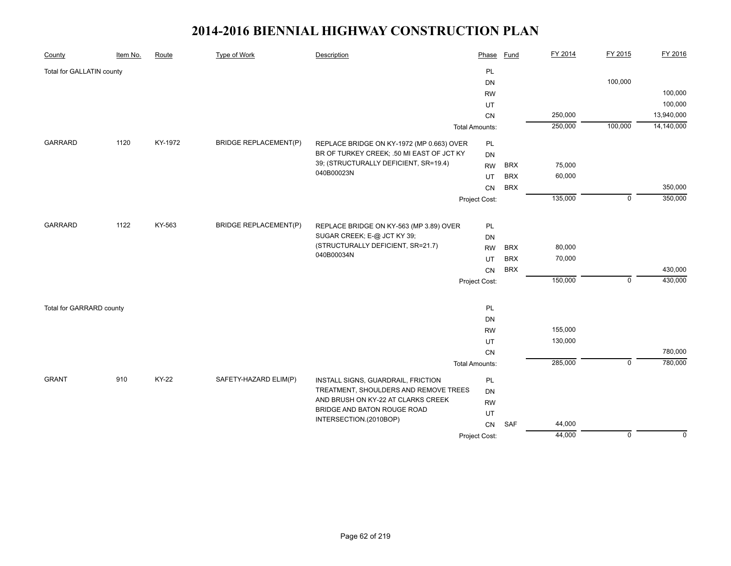# 2014-2016 BIENNIAL HIGHWAY CONSTRUCTION PLAN

| County | Item No. | Route | Type of Work | Description | Phase | Fund | FY 2014 | FY 2015 | FY 2016 |
|---|---|---|---|---|---|---|---|---|---|
| Total for GALLATIN county | | | | | PL | | | | |
| | | | | | DN | | | 100,000 | |
| | | | | | RW | | | | 100,000 |
| | | | | | UT | | | | 100,000 |
| | | | | | CN | | 250,000 | | 13,940,000 |
| | | | | Total Amounts: | | | 250,000 | 100,000 | 14,140,000 |
| GARRARD | 1120 | KY-1972 | BRIDGE REPLACEMENT(P) | REPLACE BRIDGE ON KY-1972 (MP 0.663) OVER BR OF TURKEY CREEK; .50 MI EAST OF JCT KY 39; (STRUCTURALLY DEFICIENT, SR=19.4) 040B00023N | PL | | | | |
| | | | | | DN | | | | |
| | | | | | RW | BRX | 75,000 | | |
| | | | | | UT | BRX | 60,000 | | |
| | | | | | CN | BRX | | | 350,000 |
| | | | | Project Cost: | | | 135,000 | 0 | 350,000 |
| GARRARD | 1122 | KY-563 | BRIDGE REPLACEMENT(P) | REPLACE BRIDGE ON KY-563 (MP 3.89) OVER SUGAR CREEK; E-@ JCT KY 39; (STRUCTURALLY DEFICIENT, SR=21.7) 040B00034N | PL | | | | |
| | | | | | DN | | | | |
| | | | | | RW | BRX | 80,000 | | |
| | | | | | UT | BRX | 70,000 | | |
| | | | | | CN | BRX | | | 430,000 |
| | | | | Project Cost: | | | 150,000 | 0 | 430,000 |
| Total for GARRARD county | | | | | PL | | | | |
| | | | | | DN | | | | |
| | | | | | RW | | 155,000 | | |
| | | | | | UT | | 130,000 | | |
| | | | | | CN | | | | 780,000 |
| | | | | Total Amounts: | | | 285,000 | 0 | 780,000 |
| GRANT | 910 | KY-22 | SAFETY-HAZARD ELIM(P) | INSTALL SIGNS, GUARDRAIL, FRICTION TREATMENT, SHOULDERS AND REMOVE TREES AND BRUSH ON KY-22 AT CLARKS CREEK BRIDGE AND BATON ROUGE ROAD INTERSECTION.(2010BOP) | PL | | | | |
| | | | | | DN | | | | |
| | | | | | RW | | | | |
| | | | | | UT | | | | |
| | | | | | CN | SAF | 44,000 | | |
| | | | | Project Cost: | | | 44,000 | 0 | 0 |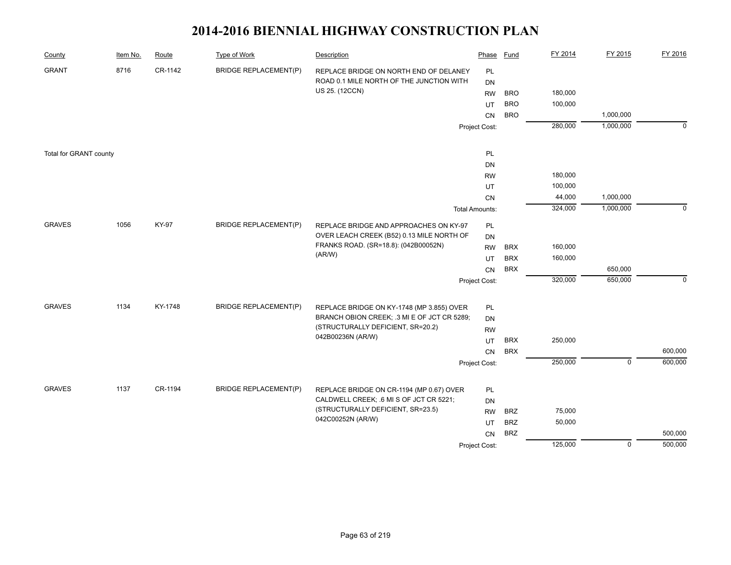# 2014-2016 BIENNIAL HIGHWAY CONSTRUCTION PLAN

| County | Item No. | Route | Type of Work | Description | Phase | Fund | FY 2014 | FY 2015 | FY 2016 |
|---|---|---|---|---|---|---|---|---|---|
| GRANT | 8716 | CR-1142 | BRIDGE REPLACEMENT(P) | REPLACE BRIDGE ON NORTH END OF DELANEY ROAD 0.1 MILE NORTH OF THE JUNCTION WITH US 25. (12CCN) | PL | | | | |
| | | | | | DN | | | | |
| | | | | | RW | BRO | 180,000 | | |
| | | | | | UT | BRO | 100,000 | | |
| | | | | | CN | BRO | | 1,000,000 | |
| | | | | | Project Cost: | | 280,000 | 1,000,000 | 0 |
| Total for GRANT county | | | | | PL | | | | |
| | | | | | DN | | | | |
| | | | | | RW | | 180,000 | | |
| | | | | | UT | | 100,000 | | |
| | | | | | CN | | 44,000 | 1,000,000 | |
| | | | | | Total Amounts: | | 324,000 | 1,000,000 | 0 |
| GRAVES | 1056 | KY-97 | BRIDGE REPLACEMENT(P) | REPLACE BRIDGE AND APPROACHES ON KY-97 OVER LEACH CREEK (B52) 0.13 MILE NORTH OF FRANKS ROAD. (SR=18.8): (042B00052N) (AR/W) | PL | | | | |
| | | | | | DN | | | | |
| | | | | | RW | BRX | 160,000 | | |
| | | | | | UT | BRX | 160,000 | | |
| | | | | | CN | BRX | | 650,000 | |
| | | | | | Project Cost: | | 320,000 | 650,000 | 0 |
| GRAVES | 1134 | KY-1748 | BRIDGE REPLACEMENT(P) | REPLACE BRIDGE ON KY-1748 (MP 3.855) OVER BRANCH OBION CREEK; .3 MI E OF JCT CR 5289; (STRUCTURALLY DEFICIENT, SR=20.2) 042B00236N (AR/W) | PL | | | | |
| | | | | | DN | | | | |
| | | | | | RW | | | | |
| | | | | | UT | BRX | 250,000 | | |
| | | | | | CN | BRX | | | 600,000 |
| | | | | | Project Cost: | | 250,000 | 0 | 600,000 |
| GRAVES | 1137 | CR-1194 | BRIDGE REPLACEMENT(P) | REPLACE BRIDGE ON CR-1194 (MP 0.67) OVER CALDWELL CREEK; .6 MI S OF JCT CR 5221; (STRUCTURALLY DEFICIENT, SR=23.5) 042C00252N (AR/W) | PL | | | | |
| | | | | | DN | | | | |
| | | | | | RW | BRZ | 75,000 | | |
| | | | | | UT | BRZ | 50,000 | | |
| | | | | | CN | BRZ | | | 500,000 |
| | | | | | Project Cost: | | 125,000 | 0 | 500,000 |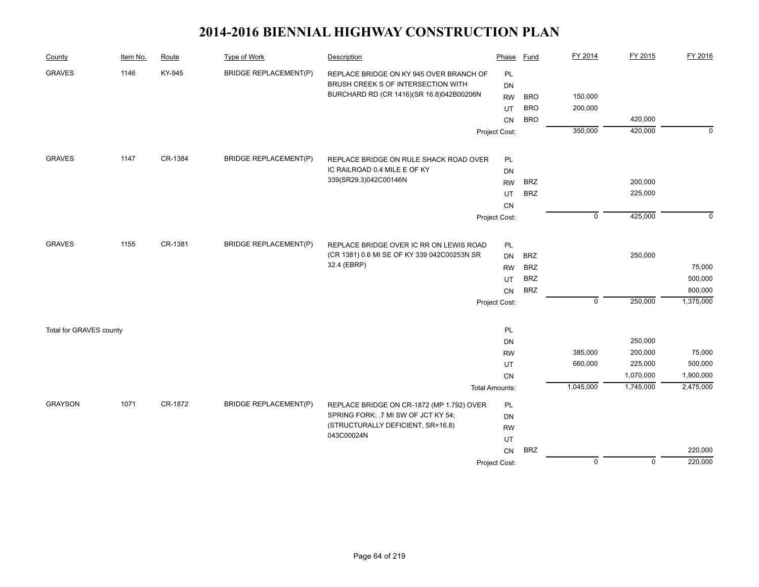# 2014-2016 BIENNIAL HIGHWAY CONSTRUCTION PLAN

| County | Item No. | Route | Type of Work | Description | Phase | Fund | FY 2014 | FY 2015 | FY 2016 |
|---|---|---|---|---|---|---|---|---|---|
| GRAVES | 1146 | KY-945 | BRIDGE REPLACEMENT(P) | REPLACE BRIDGE ON KY 945 OVER BRANCH OF BRUSH CREEK S OF INTERSECTION WITH BURCHARD RD (CR 1416)(SR 16.8)042B00206N | PL | | | | |
| | | | | | DN | | | | |
| | | | | | RW | BRO | 150,000 | | |
| | | | | | UT | BRO | 200,000 | | |
| | | | | | CN | BRO | | 420,000 | |
| | | | | | Project Cost: | | 350,000 | 420,000 | 0 |
| GRAVES | 1147 | CR-1384 | BRIDGE REPLACEMENT(P) | REPLACE BRIDGE ON RULE SHACK ROAD OVER IC RAILROAD 0.4 MILE E OF KY 339(SR29.3)042C00146N | PL | | | | |
| | | | | | DN | | | | |
| | | | | | RW | BRZ | | 200,000 | |
| | | | | | UT | BRZ | | 225,000 | |
| | | | | | CN | | | | |
| | | | | | Project Cost: | | 0 | 425,000 | 0 |
| GRAVES | 1155 | CR-1381 | BRIDGE REPLACEMENT(P) | REPLACE BRIDGE OVER IC RR ON LEWIS ROAD (CR 1381) 0.6 MI SE OF KY 339 042C00253N SR 32.4 (EBRP) | PL | | | | |
| | | | | | DN | BRZ | | 250,000 | |
| | | | | | RW | BRZ | | | 75,000 |
| | | | | | UT | BRZ | | | 500,000 |
| | | | | | CN | BRZ | | | 800,000 |
| | | | | | Project Cost: | | 0 | 250,000 | 1,375,000 |
| Total for GRAVES county | | | | | PL | | | | |
| | | | | | DN | | | 250,000 | |
| | | | | | RW | | 385,000 | 200,000 | 75,000 |
| | | | | | UT | | 660,000 | 225,000 | 500,000 |
| | | | | | CN | | | 1,070,000 | 1,900,000 |
| | | | | | Total Amounts: | | 1,045,000 | 1,745,000 | 2,475,000 |
| GRAYSON | 1071 | CR-1872 | BRIDGE REPLACEMENT(P) | REPLACE BRIDGE ON CR-1872 (MP 1.792) OVER SPRING FORK; .7 MI SW OF JCT KY 54; (STRUCTURALLY DEFICIENT, SR=16.8) 043C00024N | PL | | | | |
| | | | | | DN | | | | |
| | | | | | RW | | | | |
| | | | | | UT | | | | |
| | | | | | CN | BRZ | | | 220,000 |
| | | | | | Project Cost: | | 0 | 0 | 220,000 |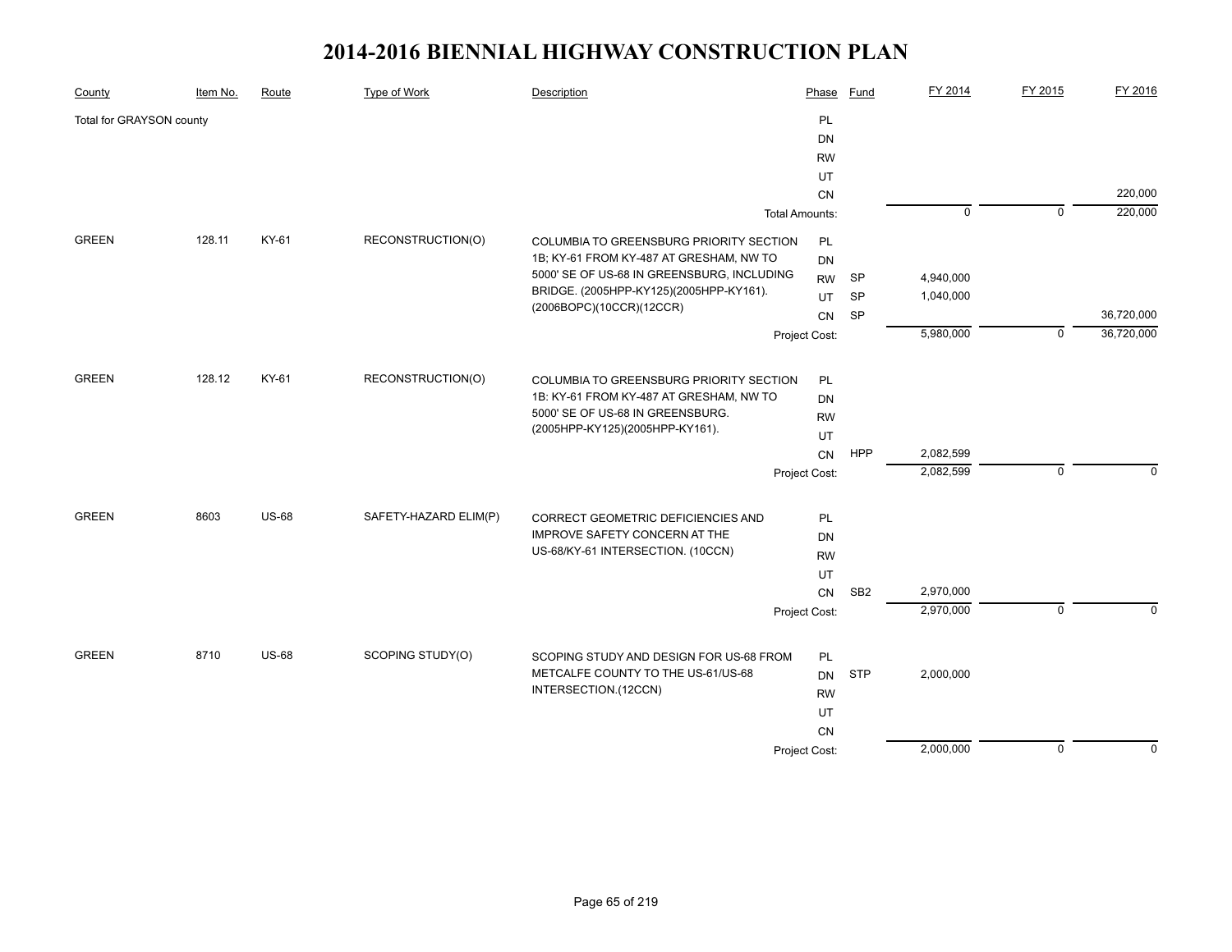# 2014-2016 BIENNIAL HIGHWAY CONSTRUCTION PLAN

| County | Item No. | Route | Type of Work | Description | Phase | Fund | FY 2014 | FY 2015 | FY 2016 |
|---|---|---|---|---|---|---|---|---|---|
| Total for GRAYSON county | | | | | PL | | | | |
| | | | | | DN | | | | |
| | | | | | RW | | | | |
| | | | | | UT | | | | |
| | | | | | CN | | | | 220,000 |
| | | | | | Total Amounts: | | 0 | 0 | 220,000 |
| GREEN | 128.11 | KY-61 | RECONSTRUCTION(O) | COLUMBIA TO GREENSBURG PRIORITY SECTION 1B; KY-61 FROM KY-487 AT GRESHAM, NW TO 5000' SE OF US-68 IN GREENSBURG, INCLUDING BRIDGE. (2005HPP-KY125)(2005HPP-KY161). (2006BOPC)(10CCR)(12CCR) | PL | | | | |
| | | | | | DN | | | | |
| | | | | | RW | SP | 4,940,000 | | |
| | | | | | UT | SP | 1,040,000 | | |
| | | | | | CN | SP | | | 36,720,000 |
| | | | | | Project Cost: | | 5,980,000 | 0 | 36,720,000 |
| GREEN | 128.12 | KY-61 | RECONSTRUCTION(O) | COLUMBIA TO GREENSBURG PRIORITY SECTION 1B: KY-61 FROM KY-487 AT GRESHAM, NW TO 5000' SE OF US-68 IN GREENSBURG. (2005HPP-KY125)(2005HPP-KY161). | PL | | | | |
| | | | | | DN | | | | |
| | | | | | RW | | | | |
| | | | | | UT | | | | |
| | | | | | CN | HPP | 2,082,599 | | |
| | | | | | Project Cost: | | 2,082,599 | 0 | 0 |
| GREEN | 8603 | US-68 | SAFETY-HAZARD ELIM(P) | CORRECT GEOMETRIC DEFICIENCIES AND IMPROVE SAFETY CONCERN AT THE US-68/KY-61 INTERSECTION. (10CCN) | PL | | | | |
| | | | | | DN | | | | |
| | | | | | RW | | | | |
| | | | | | UT | | | | |
| | | | | | CN | SB2 | 2,970,000 | | |
| | | | | | Project Cost: | | 2,970,000 | 0 | 0 |
| GREEN | 8710 | US-68 | SCOPING STUDY(O) | SCOPING STUDY AND DESIGN FOR US-68 FROM METCALFE COUNTY TO THE US-61/US-68 INTERSECTION.(12CCN) | PL | | | | |
| | | | | | DN | STP | 2,000,000 | | |
| | | | | | RW | | | | |
| | | | | | UT | | | | |
| | | | | | CN | | | | |
| | | | | | Project Cost: | | 2,000,000 | 0 | 0 |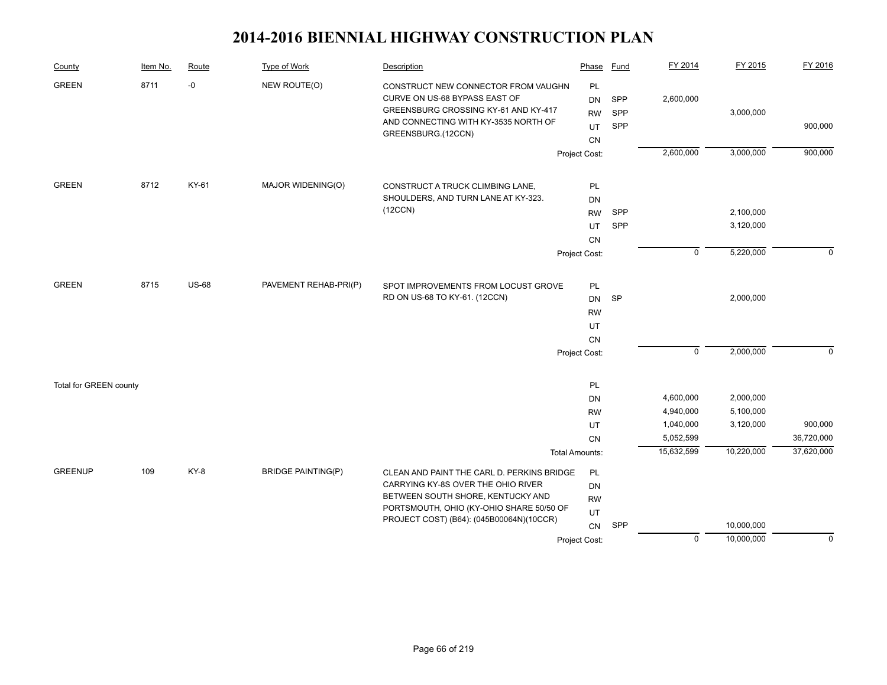# 2014-2016 BIENNIAL HIGHWAY CONSTRUCTION PLAN

| County | Item No. | Route | Type of Work | Description | Phase | Fund | FY 2014 | FY 2015 | FY 2016 |
|---|---|---|---|---|---|---|---|---|---|
| GREEN | 8711 | -0 | NEW ROUTE(O) | CONSTRUCT NEW CONNECTOR FROM VAUGHN CURVE ON US-68 BYPASS EAST OF GREENSBURG CROSSING KY-61 AND KY-417 AND CONNECTING WITH KY-3535 NORTH OF GREENSBURG.(12CCN) | PL | | | | |
| | | | | | DN | SPP | 2,600,000 | | |
| | | | | | RW | SPP | | 3,000,000 | |
| | | | | | UT | SPP | | | 900,000 |
| | | | | | CN | | | | |
| | | | | | Project Cost: | | 2,600,000 | 3,000,000 | 900,000 |
| GREEN | 8712 | KY-61 | MAJOR WIDENING(O) | CONSTRUCT A TRUCK CLIMBING LANE, SHOULDERS, AND TURN LANE AT KY-323. (12CCN) | PL | | | | |
| | | | | | DN | | | | |
| | | | | | RW | SPP | | 2,100,000 | |
| | | | | | UT | SPP | | 3,120,000 | |
| | | | | | CN | | | | |
| | | | | | Project Cost: | | 0 | 5,220,000 | 0 |
| GREEN | 8715 | US-68 | PAVEMENT REHAB-PRI(P) | SPOT IMPROVEMENTS FROM LOCUST GROVE RD ON US-68 TO KY-61. (12CCN) | PL | | | | |
| | | | | | DN | SP | | 2,000,000 | |
| | | | | | RW | | | | |
| | | | | | UT | | | | |
| | | | | | CN | | | | |
| | | | | | Project Cost: | | 0 | 2,000,000 | 0 |
| Total for GREEN county | | | | | PL | | | | |
| | | | | | DN | | 4,600,000 | 2,000,000 | |
| | | | | | RW | | 4,940,000 | 5,100,000 | |
| | | | | | UT | | 1,040,000 | 3,120,000 | 900,000 |
| | | | | | CN | | 5,052,599 | | 36,720,000 |
| | | | | | Total Amounts: | | 15,632,599 | 10,220,000 | 37,620,000 |
| GREENUP | 109 | KY-8 | BRIDGE PAINTING(P) | CLEAN AND PAINT THE CARL D. PERKINS BRIDGE CARRYING KY-8S OVER THE OHIO RIVER BETWEEN SOUTH SHORE, KENTUCKY AND PORTSMOUTH, OHIO (KY-OHIO SHARE 50/50 OF PROJECT COST) (B64): (045B00064N)(10CCR) | PL | | | | |
| | | | | | DN | | | | |
| | | | | | RW | | | | |
| | | | | | UT | | | | |
| | | | | | CN | SPP | | 10,000,000 | |
| | | | | | Project Cost: | | 0 | 10,000,000 | 0 |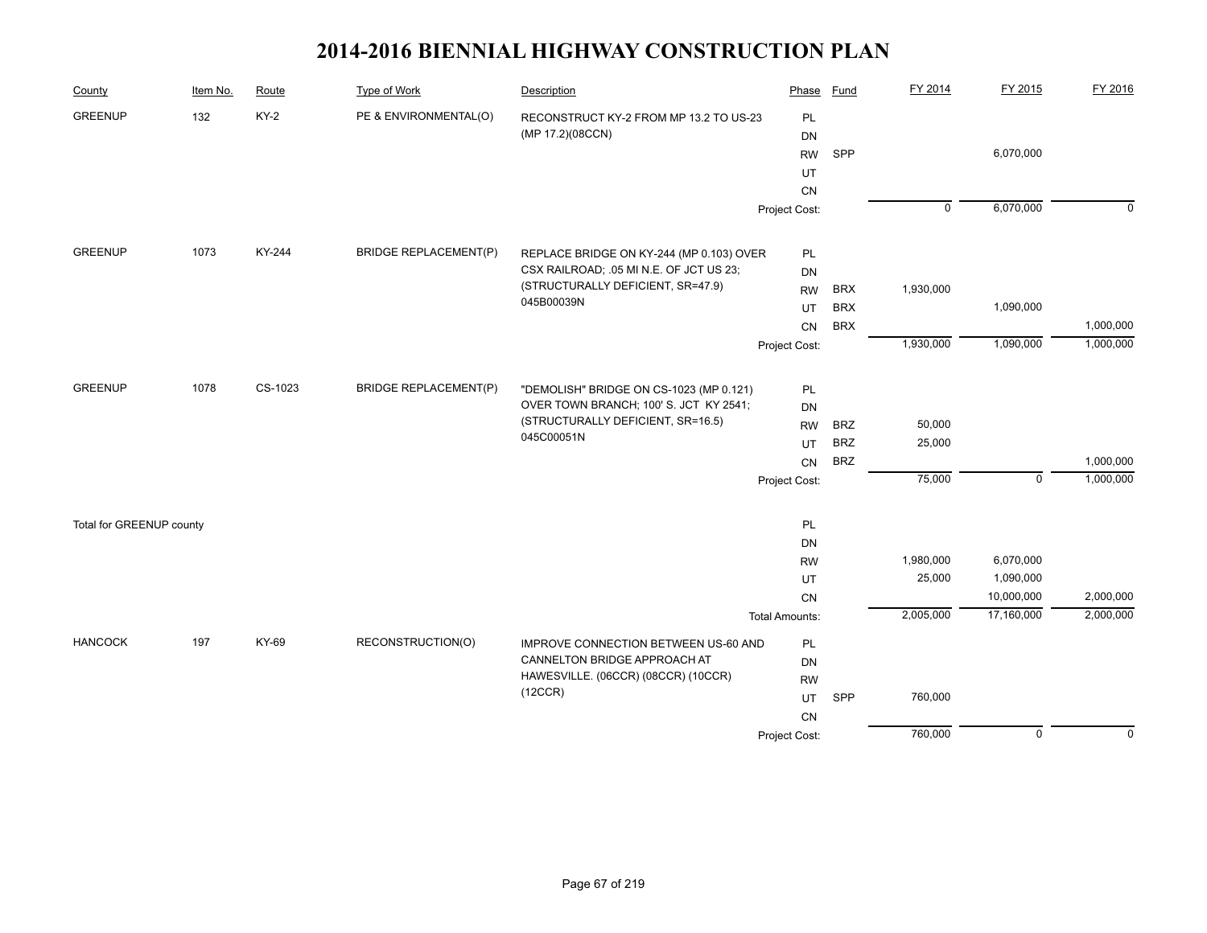# 2014-2016 BIENNIAL HIGHWAY CONSTRUCTION PLAN

| County | Item No. | Route | Type of Work | Description | Phase | Fund | FY 2014 | FY 2015 | FY 2016 |
|---|---|---|---|---|---|---|---|---|---|
| GREENUP | 132 | KY-2 | PE & ENVIRONMENTAL(O) | RECONSTRUCT KY-2 FROM MP 13.2 TO US-23 (MP 17.2)(08CCN) | PL | | | | |
| | | | | | DN | | | | |
| | | | | | RW | SPP | | 6,070,000 | |
| | | | | | UT | | | | |
| | | | | | CN | | | | |
| | | | | | Project Cost: | | 0 | 6,070,000 | 0 |
| GREENUP | 1073 | KY-244 | BRIDGE REPLACEMENT(P) | REPLACE BRIDGE ON KY-244 (MP 0.103) OVER CSX RAILROAD; .05 MI N.E. OF JCT US 23; (STRUCTURALLY DEFICIENT, SR=47.9) 045B00039N | PL | | | | |
| | | | | | DN | | | | |
| | | | | | RW | BRX | 1,930,000 | | |
| | | | | | UT | BRX | | 1,090,000 | |
| | | | | | CN | BRX | | | 1,000,000 |
| | | | | | Project Cost: | | 1,930,000 | 1,090,000 | 1,000,000 |
| GREENUP | 1078 | CS-1023 | BRIDGE REPLACEMENT(P) | "DEMOLISH" BRIDGE ON CS-1023 (MP 0.121) OVER TOWN BRANCH; 100' S. JCT KY 2541; (STRUCTURALLY DEFICIENT, SR=16.5) 045C00051N | PL | | | | |
| | | | | | DN | | | | |
| | | | | | RW | BRZ | 50,000 | | |
| | | | | | UT | BRZ | 25,000 | | |
| | | | | | CN | BRZ | | | 1,000,000 |
| | | | | | Project Cost: | | 75,000 | 0 | 1,000,000 |
| Total for GREENUP county | | | | | PL | | | | |
| | | | | | DN | | | | |
| | | | | | RW | | 1,980,000 | 6,070,000 | |
| | | | | | UT | | 25,000 | 1,090,000 | |
| | | | | | CN | | | 10,000,000 | 2,000,000 |
| | | | | | Total Amounts: | | 2,005,000 | 17,160,000 | 2,000,000 |
| HANCOCK | 197 | KY-69 | RECONSTRUCTION(O) | IMPROVE CONNECTION BETWEEN US-60 AND CANNELTON BRIDGE APPROACH AT HAWESVILLE. (06CCR) (08CCR) (10CCR) (12CCR) | PL | | | | |
| | | | | | DN | | | | |
| | | | | | RW | | | | |
| | | | | | UT | SPP | 760,000 | | |
| | | | | | CN | | | | |
| | | | | | Project Cost: | | 760,000 | 0 | 0 |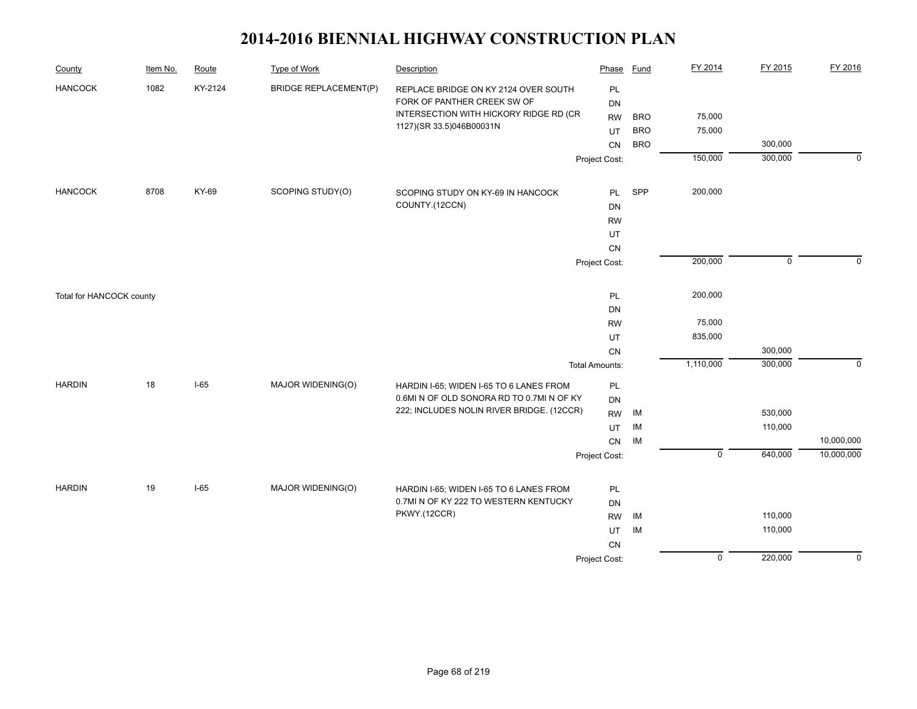# 2014-2016 BIENNIAL HIGHWAY CONSTRUCTION PLAN

| County | Item No. | Route | Type of Work | Description | Phase | Fund | FY 2014 | FY 2015 | FY 2016 |
|---|---|---|---|---|---|---|---|---|---|
| HANCOCK | 1082 | KY-2124 | BRIDGE REPLACEMENT(P) | REPLACE BRIDGE ON KY 2124 OVER SOUTH FORK OF PANTHER CREEK SW OF INTERSECTION WITH HICKORY RIDGE RD (CR 1127)(SR 33.5)046B00031N | PL | | | | |
| | | | | | DN | | | | |
| | | | | | RW | BRO | 75,000 | | |
| | | | | | UT | BRO | 75,000 | | |
| | | | | | CN | BRO | | 300,000 | |
| | | | | | Project Cost: | | 150,000 | 300,000 | 0 |
| HANCOCK | 8708 | KY-69 | SCOPING STUDY(O) | SCOPING STUDY ON KY-69 IN HANCOCK COUNTY.(12CCN) | PL | SPP | 200,000 | | |
| | | | | | DN | | | | |
| | | | | | RW | | | | |
| | | | | | UT | | | | |
| | | | | | CN | | | | |
| | | | | | Project Cost: | | 200,000 | 0 | 0 |
| Total for HANCOCK county | | | | | PL | | 200,000 | | |
| | | | | | DN | | | | |
| | | | | | RW | | 75,000 | | |
| | | | | | UT | | 835,000 | | |
| | | | | | CN | | | 300,000 | |
| | | | | | Total Amounts: | | 1,110,000 | 300,000 | 0 |
| HARDIN | 18 | I-65 | MAJOR WIDENING(O) | HARDIN I-65; WIDEN I-65 TO 6 LANES FROM 0.6MI N OF OLD SONORA RD TO 0.7MI N OF KY 222; INCLUDES NOLIN RIVER BRIDGE. (12CCR) | PL | | | | |
| | | | | | DN | | | | |
| | | | | | RW | IM | | 530,000 | |
| | | | | | UT | IM | | 110,000 | |
| | | | | | CN | IM | | | 10,000,000 |
| | | | | | Project Cost: | | 0 | 640,000 | 10,000,000 |
| HARDIN | 19 | I-65 | MAJOR WIDENING(O) | HARDIN I-65; WIDEN I-65 TO 6 LANES FROM 0.7MI N OF KY 222 TO WESTERN KENTUCKY PKWY.(12CCR) | PL | | | | |
| | | | | | DN | | | | |
| | | | | | RW | IM | | 110,000 | |
| | | | | | UT | IM | | 110,000 | |
| | | | | | CN | | | | |
| | | | | | Project Cost: | | 0 | 220,000 | 0 |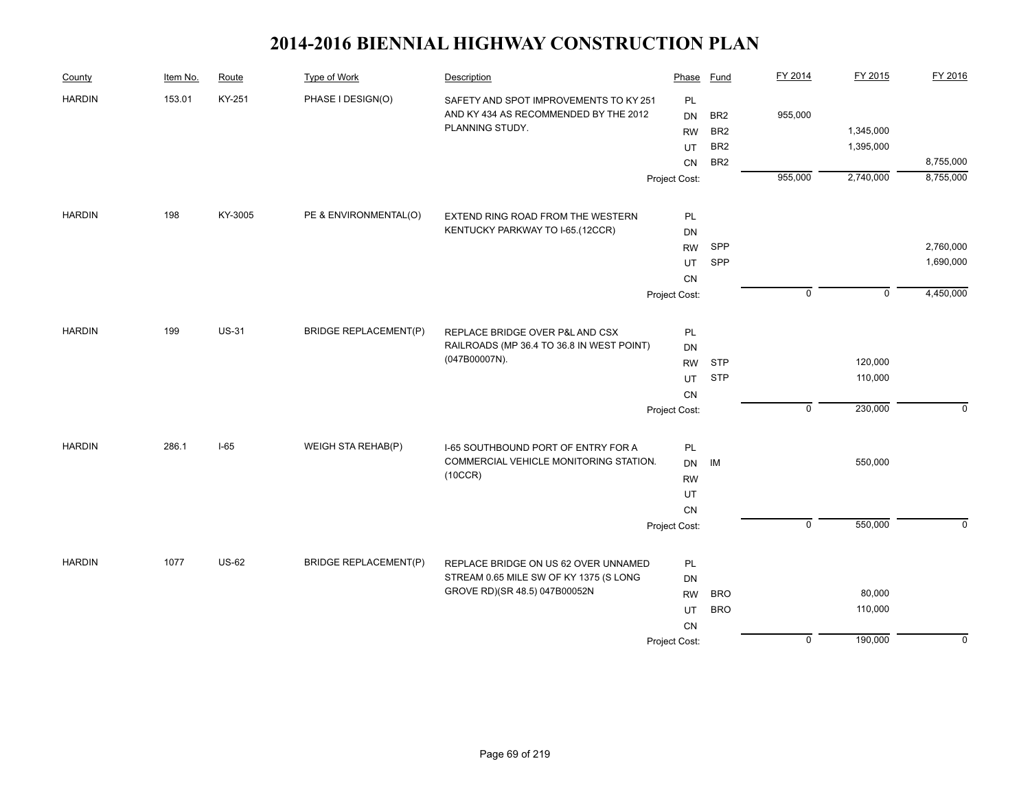# 2014-2016 BIENNIAL HIGHWAY CONSTRUCTION PLAN

| County | Item No. | Route | Type of Work | Description | Phase | Fund | FY 2014 | FY 2015 | FY 2016 |
|---|---|---|---|---|---|---|---|---|---|
| HARDIN | 153.01 | KY-251 | PHASE I DESIGN(O) | SAFETY AND SPOT IMPROVEMENTS TO KY 251 AND KY 434 AS RECOMMENDED BY THE 2012 PLANNING STUDY. | PL | | | | |
| | | | | | DN | BR2 | 955,000 | | |
| | | | | | RW | BR2 | | 1,345,000 | |
| | | | | | UT | BR2 | | 1,395,000 | |
| | | | | | CN | BR2 | | | 8,755,000 |
| | | | | | Project Cost: | | 955,000 | 2,740,000 | 8,755,000 |
| HARDIN | 198 | KY-3005 | PE & ENVIRONMENTAL(O) | EXTEND RING ROAD FROM THE WESTERN KENTUCKY PARKWAY TO I-65.(12CCR) | PL | | | | |
| | | | | | DN | | | | |
| | | | | | RW | SPP | | | 2,760,000 |
| | | | | | UT | SPP | | | 1,690,000 |
| | | | | | CN | | | | |
| | | | | | Project Cost: | | 0 | 0 | 4,450,000 |
| HARDIN | 199 | US-31 | BRIDGE REPLACEMENT(P) | REPLACE BRIDGE OVER P&L AND CSX RAILROADS (MP 36.4 TO 36.8 IN WEST POINT) (047B00007N). | PL | | | | |
| | | | | | DN | | | | |
| | | | | | RW | STP | | 120,000 | |
| | | | | | UT | STP | | 110,000 | |
| | | | | | CN | | | | |
| | | | | | Project Cost: | | 0 | 230,000 | 0 |
| HARDIN | 286.1 | I-65 | WEIGH STA REHAB(P) | I-65 SOUTHBOUND PORT OF ENTRY FOR A COMMERCIAL VEHICLE MONITORING STATION. (10CCR) | PL | | | | |
| | | | | | DN | IM | | 550,000 | |
| | | | | | RW | | | | |
| | | | | | UT | | | | |
| | | | | | CN | | | | |
| | | | | | Project Cost: | | 0 | 550,000 | 0 |
| HARDIN | 1077 | US-62 | BRIDGE REPLACEMENT(P) | REPLACE BRIDGE ON US 62 OVER UNNAMED STREAM 0.65 MILE SW OF KY 1375 (S LONG GROVE RD)(SR 48.5) 047B00052N | PL | | | | |
| | | | | | DN | | | | |
| | | | | | RW | BRO | | 80,000 | |
| | | | | | UT | BRO | | 110,000 | |
| | | | | | CN | | | | |
| | | | | | Project Cost: | | 0 | 190,000 | 0 |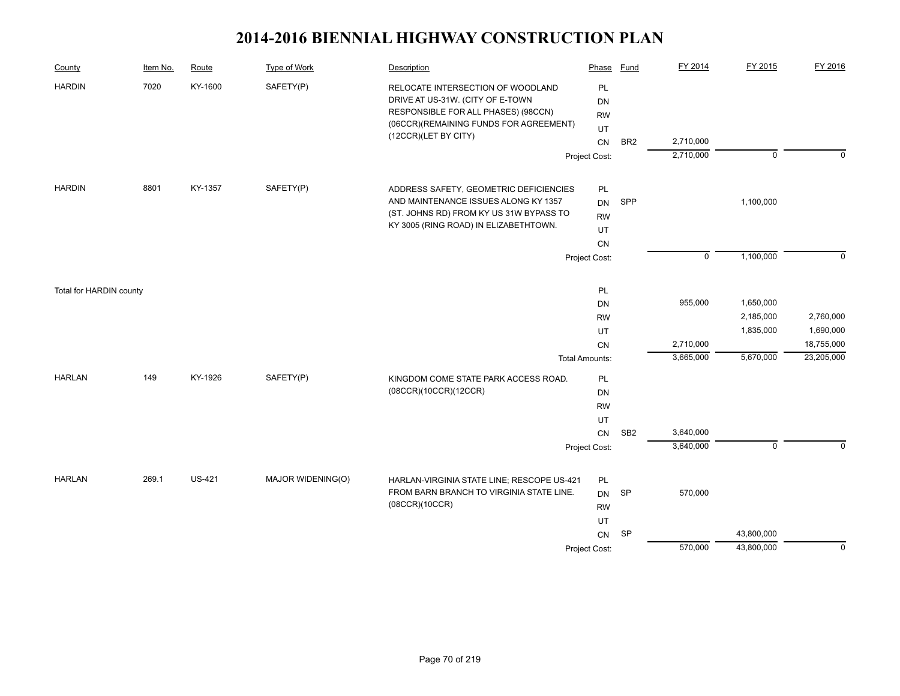# 2014-2016 BIENNIAL HIGHWAY CONSTRUCTION PLAN

| County | Item No. | Route | Type of Work | Description | Phase | Fund | FY 2014 | FY 2015 | FY 2016 |
|---|---|---|---|---|---|---|---|---|---|
| HARDIN | 7020 | KY-1600 | SAFETY(P) | RELOCATE INTERSECTION OF WOODLAND DRIVE AT US-31W. (CITY OF E-TOWN RESPONSIBLE FOR ALL PHASES) (98CCN) (06CCR)(REMAINING FUNDS FOR AGREEMENT) (12CCR)(LET BY CITY) | PL | | | | |
| | | | | | DN | | | | |
| | | | | | RW | | | | |
| | | | | | UT | | | | |
| | | | | | CN | BR2 | 2,710,000 | | |
| | | | | | Project Cost: | | 2,710,000 | 0 | 0 |
| HARDIN | 8801 | KY-1357 | SAFETY(P) | ADDRESS SAFETY, GEOMETRIC DEFICIENCIES AND MAINTENANCE ISSUES ALONG KY 1357 (ST. JOHNS RD) FROM KY US 31W BYPASS TO KY 3005 (RING ROAD) IN ELIZABETHTOWN. | PL | | | | |
| | | | | | DN | SPP | | 1,100,000 | |
| | | | | | RW | | | | |
| | | | | | UT | | | | |
| | | | | | CN | | | | |
| | | | | | Project Cost: | | 0 | 1,100,000 | 0 |
| Total for HARDIN county | | | | | PL | | | | |
| | | | | | DN | | 955,000 | 1,650,000 | |
| | | | | | RW | | | 2,185,000 | 2,760,000 |
| | | | | | UT | | | 1,835,000 | 1,690,000 |
| | | | | | CN | | 2,710,000 | | 18,755,000 |
| | | | | | Total Amounts: | | 3,665,000 | 5,670,000 | 23,205,000 |
| HARLAN | 149 | KY-1926 | SAFETY(P) | KINGDOM COME STATE PARK ACCESS ROAD. (08CCR)(10CCR)(12CCR) | PL | | | | |
| | | | | | DN | | | | |
| | | | | | RW | | | | |
| | | | | | UT | | | | |
| | | | | | CN | SB2 | 3,640,000 | | |
| | | | | | Project Cost: | | 3,640,000 | 0 | 0 |
| HARLAN | 269.1 | US-421 | MAJOR WIDENING(O) | HARLAN-VIRGINIA STATE LINE; RESCOPE US-421 FROM BARN BRANCH TO VIRGINIA STATE LINE. (08CCR)(10CCR) | PL | | | | |
| | | | | | DN | SP | 570,000 | | |
| | | | | | RW | | | | |
| | | | | | UT | | | | |
| | | | | | CN | SP | | 43,800,000 | |
| | | | | | Project Cost: | | 570,000 | 43,800,000 | 0 |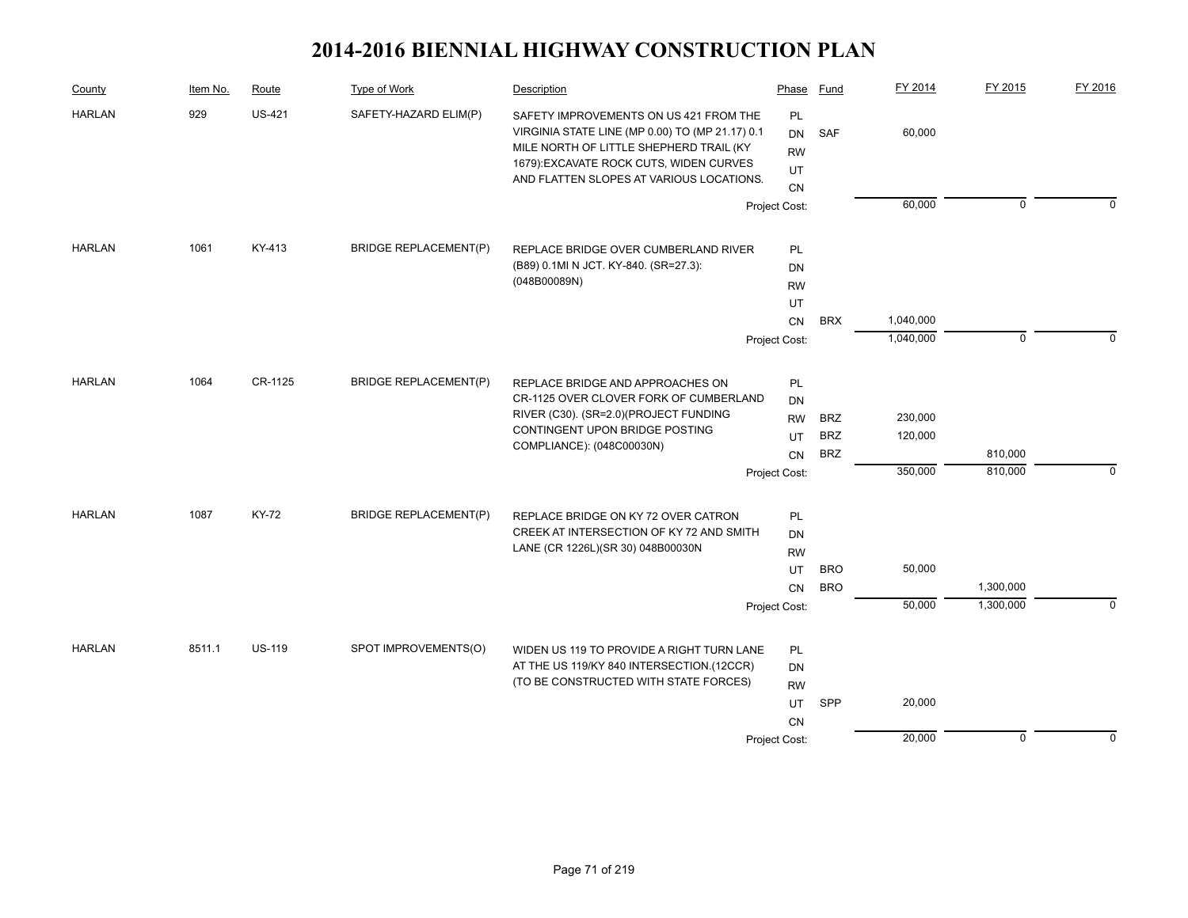# 2014-2016 BIENNIAL HIGHWAY CONSTRUCTION PLAN

| County | Item No. | Route | Type of Work | Description | Phase | Fund | FY 2014 | FY 2015 | FY 2016 |
|---|---|---|---|---|---|---|---|---|---|
| HARLAN | 929 | US-421 | SAFETY-HAZARD ELIM(P) | SAFETY IMPROVEMENTS ON US 421 FROM THE VIRGINIA STATE LINE (MP 0.00) TO (MP 21.17) 0.1 MILE NORTH OF LITTLE SHEPHERD TRAIL (KY 1679):EXCAVATE ROCK CUTS, WIDEN CURVES AND FLATTEN SLOPES AT VARIOUS LOCATIONS. | PL | | | | |
| | | | | | DN | SAF | 60,000 | | |
| | | | | | RW | | | | |
| | | | | | UT | | | | |
| | | | | | CN | | | | |
| | | | | | Project Cost: | | 60,000 | 0 | 0 |
| HARLAN | 1061 | KY-413 | BRIDGE REPLACEMENT(P) | REPLACE BRIDGE OVER CUMBERLAND RIVER (B89) 0.1MI N JCT. KY-840. (SR=27.3): (048B00089N) | PL | | | | |
| | | | | | DN | | | | |
| | | | | | RW | | | | |
| | | | | | UT | | | | |
| | | | | | CN | BRX | 1,040,000 | | |
| | | | | | Project Cost: | | 1,040,000 | 0 | 0 |
| HARLAN | 1064 | CR-1125 | BRIDGE REPLACEMENT(P) | REPLACE BRIDGE AND APPROACHES ON CR-1125 OVER CLOVER FORK OF CUMBERLAND RIVER (C30). (SR=2.0)(PROJECT FUNDING CONTINGENT UPON BRIDGE POSTING COMPLIANCE): (048C00030N) | PL | | | | |
| | | | | | DN | | | | |
| | | | | | RW | BRZ | 230,000 | | |
| | | | | | UT | BRZ | 120,000 | | |
| | | | | | CN | BRZ | | 810,000 | |
| | | | | | Project Cost: | | 350,000 | 810,000 | 0 |
| HARLAN | 1087 | KY-72 | BRIDGE REPLACEMENT(P) | REPLACE BRIDGE ON KY 72 OVER CATRON CREEK AT INTERSECTION OF KY 72 AND SMITH LANE (CR 1226L)(SR 30) 048B00030N | PL | | | | |
| | | | | | DN | | | | |
| | | | | | RW | | | | |
| | | | | | UT | BRO | 50,000 | | |
| | | | | | CN | BRO | | 1,300,000 | |
| | | | | | Project Cost: | | 50,000 | 1,300,000 | 0 |
| HARLAN | 8511.1 | US-119 | SPOT IMPROVEMENTS(O) | WIDEN US 119 TO PROVIDE A RIGHT TURN LANE AT THE US 119/KY 840 INTERSECTION.(12CCR) (TO BE CONSTRUCTED WITH STATE FORCES) | PL | | | | |
| | | | | | DN | | | | |
| | | | | | RW | | | | |
| | | | | | UT | SPP | 20,000 | | |
| | | | | | CN | | | | |
| | | | | | Project Cost: | | 20,000 | 0 | 0 |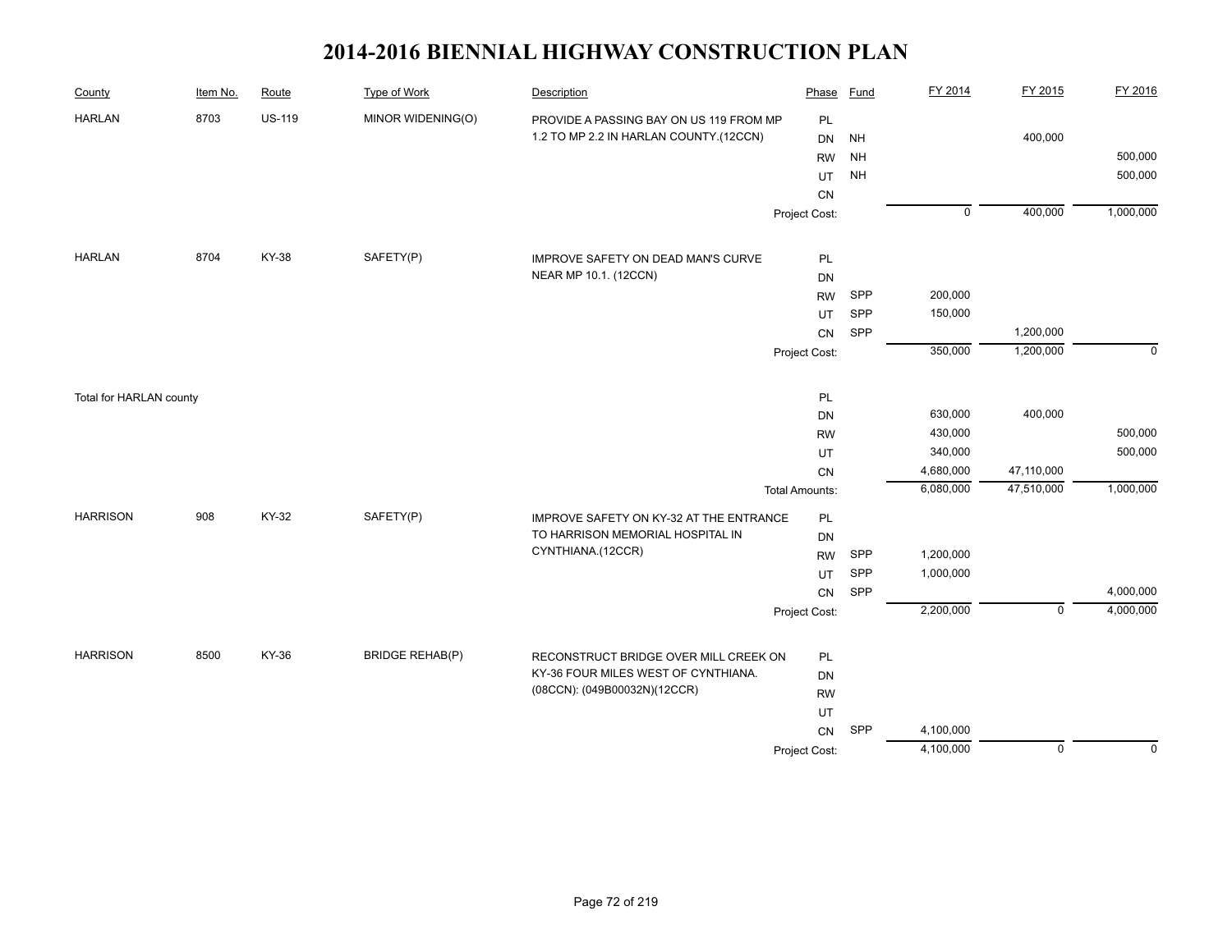# 2014-2016 BIENNIAL HIGHWAY CONSTRUCTION PLAN

| County | Item No. | Route | Type of Work | Description | Phase | Fund | FY 2014 | FY 2015 | FY 2016 |
|---|---|---|---|---|---|---|---|---|---|
| HARLAN | 8703 | US-119 | MINOR WIDENING(O) | PROVIDE A PASSING BAY ON US 119 FROM MP 1.2 TO MP 2.2 IN HARLAN COUNTY.(12CCN) | PL | | | | |
| | | | | | DN | NH | | 400,000 | |
| | | | | | RW | NH | | | 500,000 |
| | | | | | UT | NH | | | 500,000 |
| | | | | | CN | | | | |
| | | | | | Project Cost: | | 0 | 400,000 | 1,000,000 |
| HARLAN | 8704 | KY-38 | SAFETY(P) | IMPROVE SAFETY ON DEAD MAN'S CURVE NEAR MP 10.1. (12CCN) | PL | | | | |
| | | | | | DN | | | | |
| | | | | | RW | SPP | 200,000 | | |
| | | | | | UT | SPP | 150,000 | | |
| | | | | | CN | SPP | | 1,200,000 | |
| | | | | | Project Cost: | | 350,000 | 1,200,000 | 0 |
| Total for HARLAN county | | | | | PL | | | | |
| | | | | | DN | | 630,000 | 400,000 | |
| | | | | | RW | | 430,000 | | 500,000 |
| | | | | | UT | | 340,000 | | 500,000 |
| | | | | | CN | | 4,680,000 | 47,110,000 | |
| | | | | | Total Amounts: | | 6,080,000 | 47,510,000 | 1,000,000 |
| HARRISON | 908 | KY-32 | SAFETY(P) | IMPROVE SAFETY ON KY-32 AT THE ENTRANCE TO HARRISON MEMORIAL HOSPITAL IN CYNTHIANA.(12CCR) | PL | | | | |
| | | | | | DN | | | | |
| | | | | | RW | SPP | 1,200,000 | | |
| | | | | | UT | SPP | 1,000,000 | | |
| | | | | | CN | SPP | | | 4,000,000 |
| | | | | | Project Cost: | | 2,200,000 | 0 | 4,000,000 |
| HARRISON | 8500 | KY-36 | BRIDGE REHAB(P) | RECONSTRUCT BRIDGE OVER MILL CREEK ON KY-36 FOUR MILES WEST OF CYNTHIANA. (08CCN): (049B00032N)(12CCR) | PL | | | | |
| | | | | | DN | | | | |
| | | | | | RW | | | | |
| | | | | | UT | | | | |
| | | | | | CN | SPP | 4,100,000 | | |
| | | | | | Project Cost: | | 4,100,000 | 0 | 0 |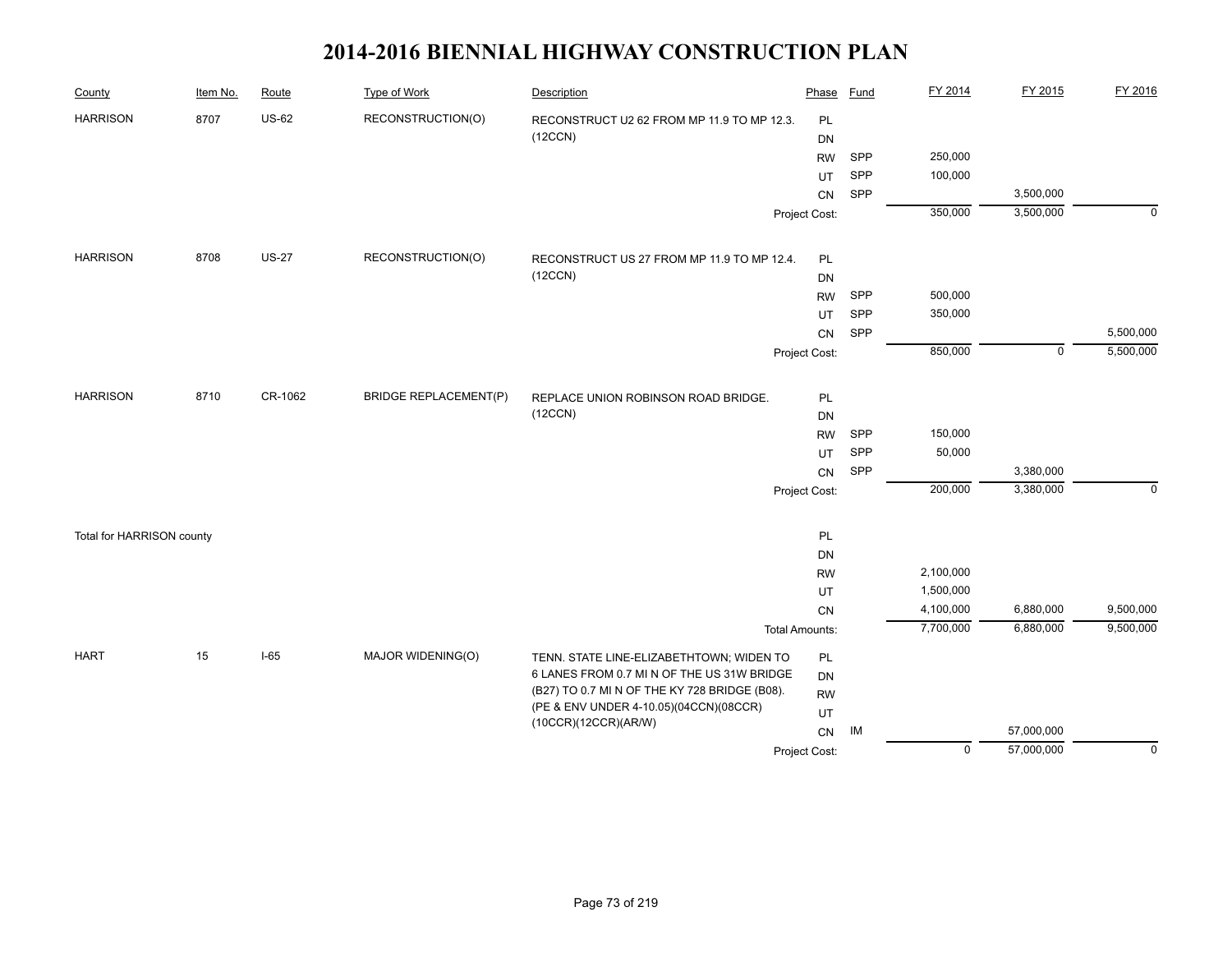# 2014-2016 BIENNIAL HIGHWAY CONSTRUCTION PLAN

| County | Item No. | Route | Type of Work | Description | Phase | Fund | FY 2014 | FY 2015 | FY 2016 |
|---|---|---|---|---|---|---|---|---|---|
| HARRISON | 8707 | US-62 | RECONSTRUCTION(O) | RECONSTRUCT U2 62 FROM MP 11.9 TO MP 12.3. (12CCN) | PL | | | | |
| | | | | | DN | | | | |
| | | | | | RW | SPP | 250,000 | | |
| | | | | | UT | SPP | 100,000 | | |
| | | | | | CN | SPP | | 3,500,000 | |
| | | | | | Project Cost: | | 350,000 | 3,500,000 | 0 |
| HARRISON | 8708 | US-27 | RECONSTRUCTION(O) | RECONSTRUCT US 27 FROM MP 11.9 TO MP 12.4. (12CCN) | PL | | | | |
| | | | | | DN | | | | |
| | | | | | RW | SPP | 500,000 | | |
| | | | | | UT | SPP | 350,000 | | |
| | | | | | CN | SPP | | | 5,500,000 |
| | | | | | Project Cost: | | 850,000 | 0 | 5,500,000 |
| HARRISON | 8710 | CR-1062 | BRIDGE REPLACEMENT(P) | REPLACE UNION ROBINSON ROAD BRIDGE. (12CCN) | PL | | | | |
| | | | | | DN | | | | |
| | | | | | RW | SPP | 150,000 | | |
| | | | | | UT | SPP | 50,000 | | |
| | | | | | CN | SPP | | 3,380,000 | |
| | | | | | Project Cost: | | 200,000 | 3,380,000 | 0 |
| Total for HARRISON county | | | | | PL | | | | |
| | | | | | DN | | | | |
| | | | | | RW | | 2,100,000 | | |
| | | | | | UT | | 1,500,000 | | |
| | | | | | CN | | 4,100,000 | 6,880,000 | 9,500,000 |
| | | | | | Total Amounts: | | 7,700,000 | 6,880,000 | 9,500,000 |
| HART | 15 | I-65 | MAJOR WIDENING(O) | TENN. STATE LINE-ELIZABETHTOWN; WIDEN TO 6 LANES FROM 0.7 MI N OF THE US 31W BRIDGE (B27) TO 0.7 MI N OF THE KY 728 BRIDGE (B08). (PE & ENV UNDER 4-10.05)(04CCN)(08CCR)(10CCR)(12CCR)(AR/W) | PL | | | | |
| | | | | | DN | | | | |
| | | | | | RW | | | | |
| | | | | | UT | | | | |
| | | | | | CN | IM | | 57,000,000 | |
| | | | | | Project Cost: | | 0 | 57,000,000 | 0 |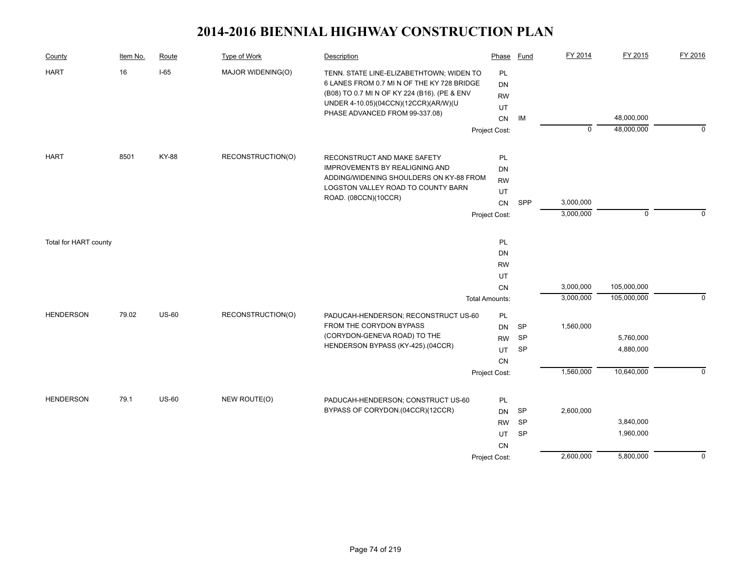# 2014-2016 BIENNIAL HIGHWAY CONSTRUCTION PLAN

| County | Item No. | Route | Type of Work | Description | Phase | Fund | FY 2014 | FY 2015 | FY 2016 |
|---|---|---|---|---|---|---|---|---|---|
| HART | 16 | I-65 | MAJOR WIDENING(O) | TENN. STATE LINE-ELIZABETHTOWN; WIDEN TO 6 LANES FROM 0.7 MI N OF THE KY 728 BRIDGE (B08) TO 0.7 MI N OF KY 224 (B16). (PE & ENV UNDER 4-10.05)(04CCN)(12CCR)(AR/W)(U PHASE ADVANCED FROM 99-337.08) | PL | | | | |
| | | | | | DN | | | | |
| | | | | | RW | | | | |
| | | | | | UT | | | | |
| | | | | | CN | IM | | 48,000,000 | |
| | | | | | Project Cost: | | 0 | 48,000,000 | 0 |
| HART | 8501 | KY-88 | RECONSTRUCTION(O) | RECONSTRUCT AND MAKE SAFETY IMPROVEMENTS BY REALIGNING AND ADDING/WIDENING SHOULDERS ON KY-88 FROM LOGSTON VALLEY ROAD TO COUNTY BARN ROAD. (08CCN)(10CCR) | PL | | | | |
| | | | | | DN | | | | |
| | | | | | RW | | | | |
| | | | | | UT | | | | |
| | | | | | CN | SPP | 3,000,000 | | |
| | | | | | Project Cost: | | 3,000,000 | 0 | 0 |
| Total for HART county | | | | | PL | | | | |
| | | | | | DN | | | | |
| | | | | | RW | | | | |
| | | | | | UT | | | | |
| | | | | | CN | | 3,000,000 | 105,000,000 | |
| | | | | | Total Amounts: | | 3,000,000 | 105,000,000 | 0 |
| HENDERSON | 79.02 | US-60 | RECONSTRUCTION(O) | PADUCAH-HENDERSON; RECONSTRUCT US-60 FROM THE CORYDON BYPASS (CORYDON-GENEVA ROAD) TO THE HENDERSON BYPASS (KY-425).(04CCR) | PL | | | | |
| | | | | | DN | SP | 1,560,000 | | |
| | | | | | RW | SP | | 5,760,000 | |
| | | | | | UT | SP | | 4,880,000 | |
| | | | | | CN | | | | |
| | | | | | Project Cost: | | 1,560,000 | 10,640,000 | 0 |
| HENDERSON | 79.1 | US-60 | NEW ROUTE(O) | PADUCAH-HENDERSON; CONSTRUCT US-60 BYPASS OF CORYDON.(04CCR)(12CCR) | PL | | | | |
| | | | | | DN | SP | 2,600,000 | | |
| | | | | | RW | SP | | 3,840,000 | |
| | | | | | UT | SP | | 1,960,000 | |
| | | | | | CN | | | | |
| | | | | | Project Cost: | | 2,600,000 | 5,800,000 | 0 |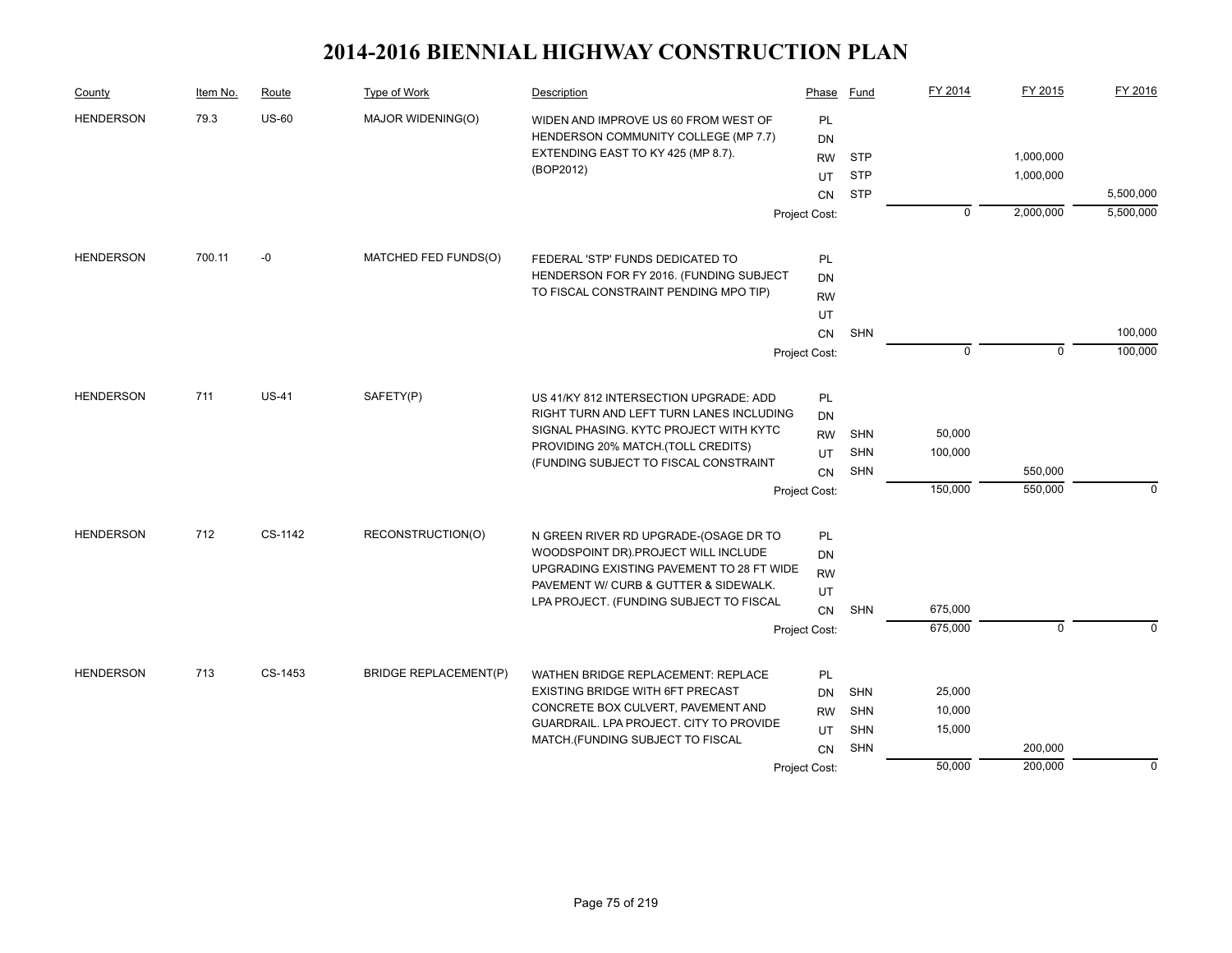# 2014-2016 BIENNIAL HIGHWAY CONSTRUCTION PLAN

| County | Item No. | Route | Type of Work | Description | Phase | Fund | FY 2014 | FY 2015 | FY 2016 |
|---|---|---|---|---|---|---|---|---|---|
| HENDERSON | 79.3 | US-60 | MAJOR WIDENING(O) | WIDEN AND IMPROVE US 60 FROM WEST OF HENDERSON COMMUNITY COLLEGE (MP 7.7) EXTENDING EAST TO KY 425 (MP 8.7). (BOP2012) | PL | | | | |
| | | | | | DN | | | | |
| | | | | | RW | STP | | 1,000,000 | |
| | | | | | UT | STP | | 1,000,000 | |
| | | | | | CN | STP | | | 5,500,000 |
| | | | | | Project Cost: | | 0 | 2,000,000 | 5,500,000 |
| HENDERSON | 700.11 | -0 | MATCHED FED FUNDS(O) | FEDERAL 'STP' FUNDS DEDICATED TO HENDERSON FOR FY 2016. (FUNDING SUBJECT TO FISCAL CONSTRAINT PENDING MPO TIP) | PL | | | | |
| | | | | | DN | | | | |
| | | | | | RW | | | | |
| | | | | | UT | | | | |
| | | | | | CN | SHN | | | 100,000 |
| | | | | | Project Cost: | | 0 | 0 | 100,000 |
| HENDERSON | 711 | US-41 | SAFETY(P) | US 41/KY 812 INTERSECTION UPGRADE: ADD RIGHT TURN AND LEFT TURN LANES INCLUDING SIGNAL PHASING. KYTC PROJECT WITH KYTC PROVIDING 20% MATCH.(TOLL CREDITS) (FUNDING SUBJECT TO FISCAL CONSTRAINT | PL | | | | |
| | | | | | DN | | | | |
| | | | | | RW | SHN | 50,000 | | |
| | | | | | UT | SHN | 100,000 | | |
| | | | | | CN | SHN | | 550,000 | |
| | | | | | Project Cost: | | 150,000 | 550,000 | 0 |
| HENDERSON | 712 | CS-1142 | RECONSTRUCTION(O) | N GREEN RIVER RD UPGRADE-(OSAGE DR TO WOODSPOINT DR).PROJECT WILL INCLUDE UPGRADING EXISTING PAVEMENT TO 28 FT WIDE PAVEMENT W/ CURB & GUTTER & SIDEWALK. LPA PROJECT. (FUNDING SUBJECT TO FISCAL | PL | | | | |
| | | | | | DN | | | | |
| | | | | | RW | | | | |
| | | | | | UT | | | | |
| | | | | | CN | SHN | 675,000 | | |
| | | | | | Project Cost: | | 675,000 | 0 | 0 |
| HENDERSON | 713 | CS-1453 | BRIDGE REPLACEMENT(P) | WATHEN BRIDGE REPLACEMENT: REPLACE EXISTING BRIDGE WITH 6FT PRECAST CONCRETE BOX CULVERT, PAVEMENT AND GUARDRAIL. LPA PROJECT. CITY TO PROVIDE MATCH.(FUNDING SUBJECT TO FISCAL | PL | | | | |
| | | | | | DN | SHN | 25,000 | | |
| | | | | | RW | SHN | 10,000 | | |
| | | | | | UT | SHN | 15,000 | | |
| | | | | | CN | SHN | | 200,000 | |
| | | | | | Project Cost: | | 50,000 | 200,000 | 0 |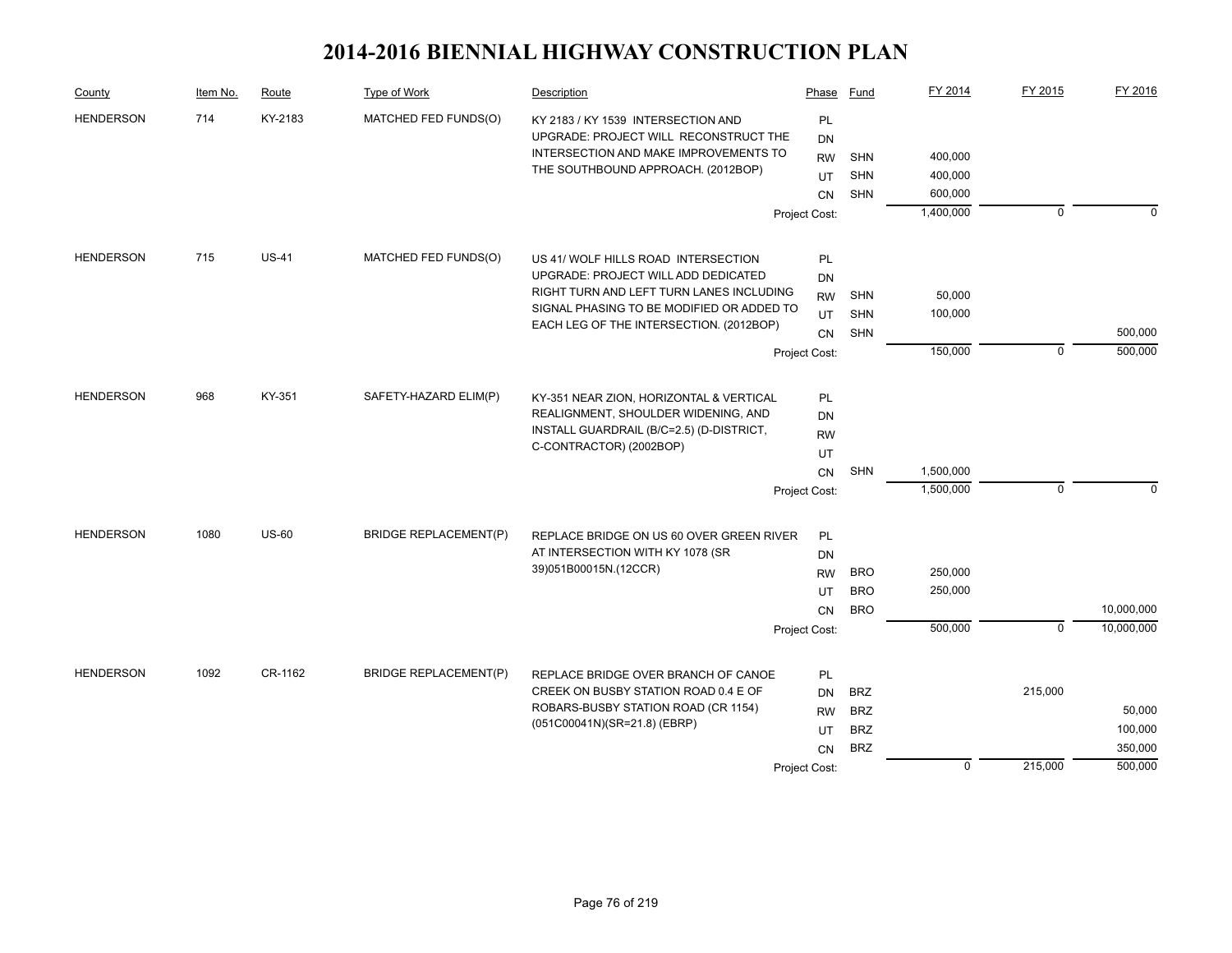# 2014-2016 BIENNIAL HIGHWAY CONSTRUCTION PLAN

| County | Item No. | Route | Type of Work | Description | Phase | Fund | FY 2014 | FY 2015 | FY 2016 |
|---|---|---|---|---|---|---|---|---|---|
| HENDERSON | 714 | KY-2183 | MATCHED FED FUNDS(O) | KY 2183 / KY 1539 INTERSECTION AND UPGRADE: PROJECT WILL RECONSTRUCT THE INTERSECTION AND MAKE IMPROVEMENTS TO THE SOUTHBOUND APPROACH. (2012BOP) | PL | | | | |
| | | | | | DN | | | | |
| | | | | | RW | SHN | 400,000 | | |
| | | | | | UT | SHN | 400,000 | | |
| | | | | | CN | SHN | 600,000 | | |
| | | | | | Project Cost: | | 1,400,000 | 0 | 0 |
| HENDERSON | 715 | US-41 | MATCHED FED FUNDS(O) | US 41/ WOLF HILLS ROAD INTERSECTION UPGRADE: PROJECT WILL ADD DEDICATED RIGHT TURN AND LEFT TURN LANES INCLUDING SIGNAL PHASING TO BE MODIFIED OR ADDED TO EACH LEG OF THE INTERSECTION. (2012BOP) | PL | | | | |
| | | | | | DN | | | | |
| | | | | | RW | SHN | 50,000 | | |
| | | | | | UT | SHN | 100,000 | | |
| | | | | | CN | SHN | | | 500,000 |
| | | | | | Project Cost: | | 150,000 | 0 | 500,000 |
| HENDERSON | 968 | KY-351 | SAFETY-HAZARD ELIM(P) | KY-351 NEAR ZION, HORIZONTAL & VERTICAL REALIGNMENT, SHOULDER WIDENING, AND INSTALL GUARDRAIL (B/C=2.5) (D-DISTRICT, C-CONTRACTOR) (2002BOP) | PL | | | | |
| | | | | | DN | | | | |
| | | | | | RW | | | | |
| | | | | | UT | | | | |
| | | | | | CN | SHN | 1,500,000 | | |
| | | | | | Project Cost: | | 1,500,000 | 0 | 0 |
| HENDERSON | 1080 | US-60 | BRIDGE REPLACEMENT(P) | REPLACE BRIDGE ON US 60 OVER GREEN RIVER AT INTERSECTION WITH KY 1078 (SR 39)051B00015N.(12CCR) | PL | | | | |
| | | | | | DN | | | | |
| | | | | | RW | BRO | 250,000 | | |
| | | | | | UT | BRO | 250,000 | | |
| | | | | | CN | BRO | | | 10,000,000 |
| | | | | | Project Cost: | | 500,000 | 0 | 10,000,000 |
| HENDERSON | 1092 | CR-1162 | BRIDGE REPLACEMENT(P) | REPLACE BRIDGE OVER BRANCH OF CANOE CREEK ON BUSBY STATION ROAD 0.4 E OF ROBARS-BUSBY STATION ROAD (CR 1154) (051C00041N)(SR=21.8) (EBRP) | PL | | | | |
| | | | | | DN | BRZ | | 215,000 | |
| | | | | | RW | BRZ | | | 50,000 |
| | | | | | UT | BRZ | | | 100,000 |
| | | | | | CN | BRZ | | | 350,000 |
| | | | | | Project Cost: | | 0 | 215,000 | 500,000 |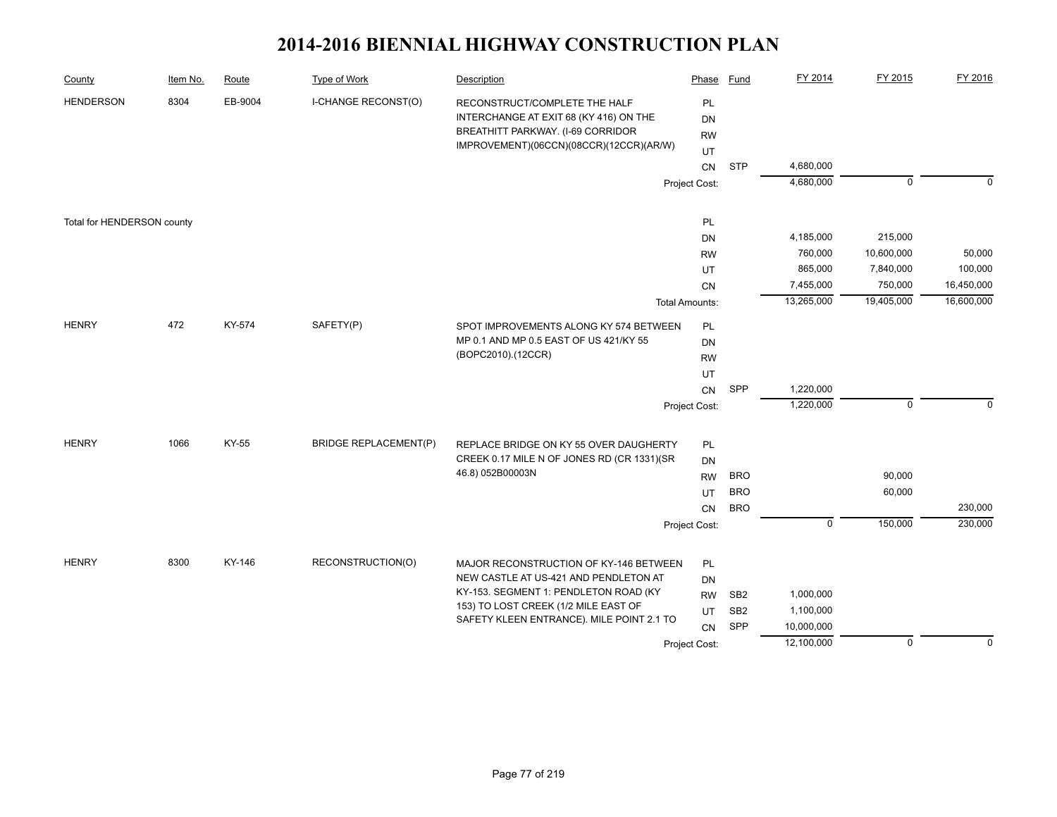# 2014-2016 BIENNIAL HIGHWAY CONSTRUCTION PLAN

| County | Item No. | Route | Type of Work | Description | Phase | Fund | FY 2014 | FY 2015 | FY 2016 |
|---|---|---|---|---|---|---|---|---|---|
| HENDERSON | 8304 | EB-9004 | I-CHANGE RECONST(O) | RECONSTRUCT/COMPLETE THE HALF INTERCHANGE AT EXIT 68 (KY 416) ON THE BREATHITT PARKWAY. (I-69 CORRIDOR IMPROVEMENT)(06CCN)(08CCR)(12CCR)(AR/W) | PL | | | | |
| | | | | | DN | | | | |
| | | | | | RW | | | | |
| | | | | | UT | | | | |
| | | | | | CN | STP | 4,680,000 | | |
| | | | | | Project Cost: | | 4,680,000 | 0 | 0 |
| Total for HENDERSON county | | | | | PL | | | | |
| | | | | | DN | | 4,185,000 | 215,000 | |
| | | | | | RW | | 760,000 | 10,600,000 | 50,000 |
| | | | | | UT | | 865,000 | 7,840,000 | 100,000 |
| | | | | | CN | | 7,455,000 | 750,000 | 16,450,000 |
| | | | | | Total Amounts: | | 13,265,000 | 19,405,000 | 16,600,000 |
| HENRY | 472 | KY-574 | SAFETY(P) | SPOT IMPROVEMENTS ALONG KY 574 BETWEEN MP 0.1 AND MP 0.5 EAST OF US 421/KY 55 (BOPC2010).(12CCR) | PL | | | | |
| | | | | | DN | | | | |
| | | | | | RW | | | | |
| | | | | | UT | | | | |
| | | | | | CN | SPP | 1,220,000 | | |
| | | | | | Project Cost: | | 1,220,000 | 0 | 0 |
| HENRY | 1066 | KY-55 | BRIDGE REPLACEMENT(P) | REPLACE BRIDGE ON KY 55 OVER DAUGHERTY CREEK 0.17 MILE N OF JONES RD (CR 1331)(SR 46.8) 052B00003N | PL | | | | |
| | | | | | DN | | | | |
| | | | | | RW | BRO | | 90,000 | |
| | | | | | UT | BRO | | 60,000 | |
| | | | | | CN | BRO | | | 230,000 |
| | | | | | Project Cost: | | 0 | 150,000 | 230,000 |
| HENRY | 8300 | KY-146 | RECONSTRUCTION(O) | MAJOR RECONSTRUCTION OF KY-146 BETWEEN NEW CASTLE AT US-421 AND PENDLETON AT KY-153. SEGMENT 1: PENDLETON ROAD (KY 153) TO LOST CREEK (1/2 MILE EAST OF SAFETY KLEEN ENTRANCE). MILE POINT 2.1 TO | PL | | | | |
| | | | | | DN | | | | |
| | | | | | RW | SB2 | 1,000,000 | | |
| | | | | | UT | SB2 | 1,100,000 | | |
| | | | | | CN | SPP | 10,000,000 | | |
| | | | | | Project Cost: | | 12,100,000 | 0 | 0 |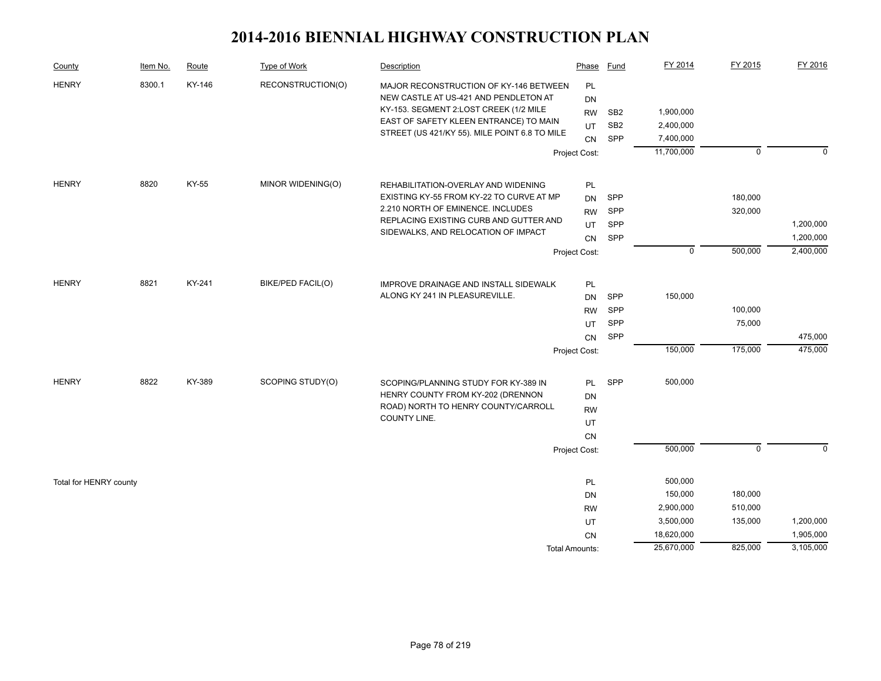# 2014-2016 BIENNIAL HIGHWAY CONSTRUCTION PLAN

| County | Item No. | Route | Type of Work | Description | Phase | Fund | FY 2014 | FY 2015 | FY 2016 |
|---|---|---|---|---|---|---|---|---|---|
| HENRY | 8300.1 | KY-146 | RECONSTRUCTION(O) | MAJOR RECONSTRUCTION OF KY-146 BETWEEN NEW CASTLE AT US-421 AND PENDLETON AT KY-153. SEGMENT 2:LOST CREEK (1/2 MILE EAST OF SAFETY KLEEN ENTRANCE) TO MAIN STREET (US 421/KY 55). MILE POINT 6.8 TO MILE | PL | | | | |
| | | | | | DN | | | | |
| | | | | | RW | SB2 | 1,900,000 | | |
| | | | | | UT | SB2 | 2,400,000 | | |
| | | | | | CN | SPP | 7,400,000 | | |
| | | | | | Project Cost: | | 11,700,000 | 0 | 0 |
| HENRY | 8820 | KY-55 | MINOR WIDENING(O) | REHABILITATION-OVERLAY AND WIDENING EXISTING KY-55 FROM KY-22 TO CURVE AT MP 2.210 NORTH OF EMINENCE. INCLUDES REPLACING EXISTING CURB AND GUTTER AND SIDEWALKS, AND RELOCATION OF IMPACT | PL | | | | |
| | | | | | DN | SPP | | 180,000 | |
| | | | | | RW | SPP | | 320,000 | |
| | | | | | UT | SPP | | | 1,200,000 |
| | | | | | CN | SPP | | | 1,200,000 |
| | | | | | Project Cost: | | 0 | 500,000 | 2,400,000 |
| HENRY | 8821 | KY-241 | BIKE/PED FACIL(O) | IMPROVE DRAINAGE AND INSTALL SIDEWALK ALONG KY 241 IN PLEASUREVILLE. | PL | | | | |
| | | | | | DN | SPP | 150,000 | | |
| | | | | | RW | SPP | | 100,000 | |
| | | | | | UT | SPP | | 75,000 | |
| | | | | | CN | SPP | | | 475,000 |
| | | | | | Project Cost: | | 150,000 | 175,000 | 475,000 |
| HENRY | 8822 | KY-389 | SCOPING STUDY(O) | SCOPING/PLANNING STUDY FOR KY-389 IN HENRY COUNTY FROM KY-202 (DRENNON ROAD) NORTH TO HENRY COUNTY/CARROLL COUNTY LINE. | PL | SPP | 500,000 | | |
| | | | | | DN | | | | |
| | | | | | RW | | | | |
| | | | | | UT | | | | |
| | | | | | CN | | | | |
| | | | | | Project Cost: | | 500,000 | 0 | 0 |
| Total for HENRY county | | | | | PL | | 500,000 | | |
| | | | | | DN | | 150,000 | 180,000 | |
| | | | | | RW | | 2,900,000 | 510,000 | |
| | | | | | UT | | 3,500,000 | 135,000 | 1,200,000 |
| | | | | | CN | | 18,620,000 | | 1,905,000 |
| | | | | | Total Amounts: | | 25,670,000 | 825,000 | 3,105,000 |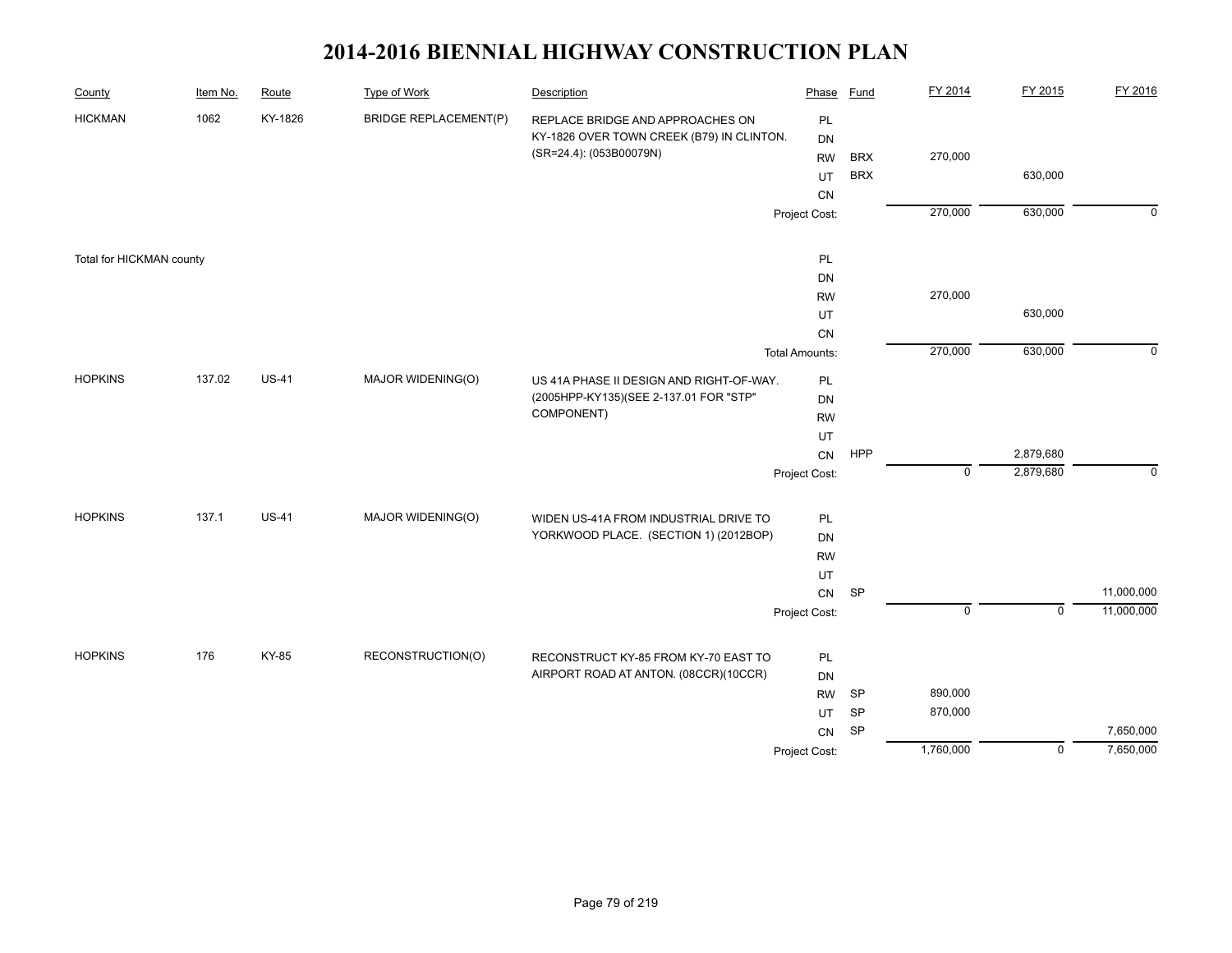# 2014-2016 BIENNIAL HIGHWAY CONSTRUCTION PLAN

| County | Item No. | Route | Type of Work | Description | Phase | Fund | FY 2014 | FY 2015 | FY 2016 |
|---|---|---|---|---|---|---|---|---|---|
| HICKMAN | 1062 | KY-1826 | BRIDGE REPLACEMENT(P) | REPLACE BRIDGE AND APPROACHES ON KY-1826 OVER TOWN CREEK (B79) IN CLINTON. (SR=24.4): (053B00079N) | PL | | | | |
| | | | | | DN | | | | |
| | | | | | RW | BRX | 270,000 | | |
| | | | | | UT | BRX | | 630,000 | |
| | | | | | CN | | | | |
| | | | | | Project Cost: | | 270,000 | 630,000 | 0 |
| Total for HICKMAN county | | | | | PL | | | | |
| | | | | | DN | | | | |
| | | | | | RW | | 270,000 | | |
| | | | | | UT | | | 630,000 | |
| | | | | | CN | | | | |
| | | | | | Total Amounts: | | 270,000 | 630,000 | 0 |
| HOPKINS | 137.02 | US-41 | MAJOR WIDENING(O) | US 41A PHASE II DESIGN AND RIGHT-OF-WAY. (2005HPP-KY135)(SEE 2-137.01 FOR "STP" COMPONENT) | PL | | | | |
| | | | | | DN | | | | |
| | | | | | RW | | | | |
| | | | | | UT | | | | |
| | | | | | CN | HPP | | 2,879,680 | |
| | | | | | Project Cost: | | 0 | 2,879,680 | 0 |
| HOPKINS | 137.1 | US-41 | MAJOR WIDENING(O) | WIDEN US-41A FROM INDUSTRIAL DRIVE TO YORKWOOD PLACE. (SECTION 1) (2012BOP) | PL | | | | |
| | | | | | DN | | | | |
| | | | | | RW | | | | |
| | | | | | UT | | | | |
| | | | | | CN | SP | | | 11,000,000 |
| | | | | | Project Cost: | | 0 | 0 | 11,000,000 |
| HOPKINS | 176 | KY-85 | RECONSTRUCTION(O) | RECONSTRUCT KY-85 FROM KY-70 EAST TO AIRPORT ROAD AT ANTON. (08CCR)(10CCR) | PL | | | | |
| | | | | | DN | | | | |
| | | | | | RW | SP | 890,000 | | |
| | | | | | UT | SP | 870,000 | | |
| | | | | | CN | SP | | | 7,650,000 |
| | | | | | Project Cost: | | 1,760,000 | 0 | 7,650,000 |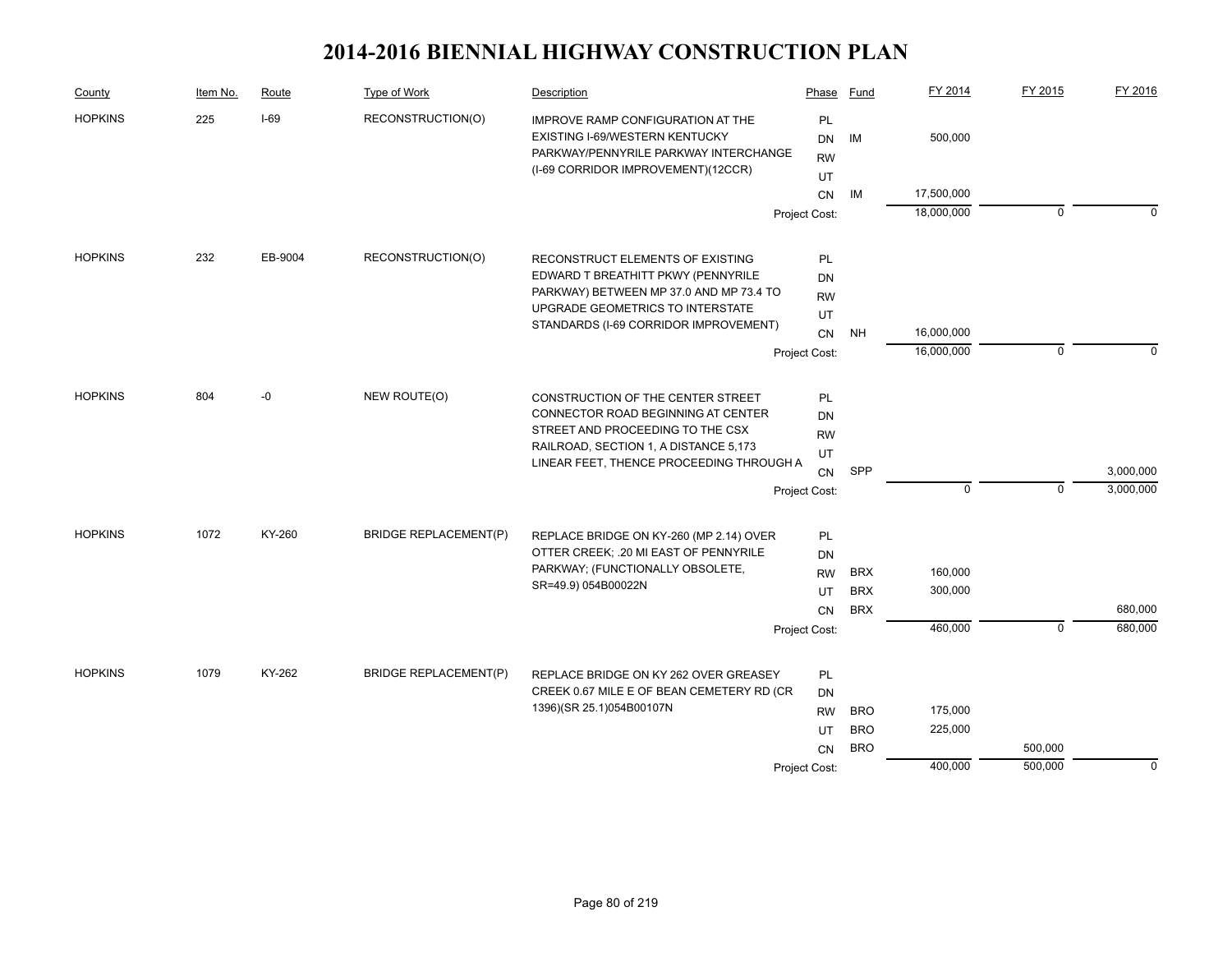# 2014-2016 BIENNIAL HIGHWAY CONSTRUCTION PLAN

| County | Item No. | Route | Type of Work | Description | Phase | Fund | FY 2014 | FY 2015 | FY 2016 |
|---|---|---|---|---|---|---|---|---|---|
| HOPKINS | 225 | I-69 | RECONSTRUCTION(O) | IMPROVE RAMP CONFIGURATION AT THE EXISTING I-69/WESTERN KENTUCKY PARKWAY/PENNYRILE PARKWAY INTERCHANGE (I-69 CORRIDOR IMPROVEMENT)(12CCR) | PL | | | | |
| | | | | | DN | IM | 500,000 | | |
| | | | | | RW | | | | |
| | | | | | UT | | | | |
| | | | | | CN | IM | 17,500,000 | | |
| | | | | | Project Cost: | | 18,000,000 | 0 | 0 |
| HOPKINS | 232 | EB-9004 | RECONSTRUCTION(O) | RECONSTRUCT ELEMENTS OF EXISTING EDWARD T BREATHITT PKWY (PENNYRILE PARKWAY) BETWEEN MP 37.0 AND MP 73.4 TO UPGRADE GEOMETRICS TO INTERSTATE STANDARDS (I-69 CORRIDOR IMPROVEMENT) | PL | | | | |
| | | | | | DN | | | | |
| | | | | | RW | | | | |
| | | | | | UT | | | | |
| | | | | | CN | NH | 16,000,000 | | |
| | | | | | Project Cost: | | 16,000,000 | 0 | 0 |
| HOPKINS | 804 | -0 | NEW ROUTE(O) | CONSTRUCTION OF THE CENTER STREET CONNECTOR ROAD BEGINNING AT CENTER STREET AND PROCEEDING TO THE CSX RAILROAD, SECTION 1, A DISTANCE 5,173 LINEAR FEET, THENCE PROCEEDING THROUGH A | PL | | | | |
| | | | | | DN | | | | |
| | | | | | RW | | | | |
| | | | | | UT | | | | |
| | | | | | CN | SPP | | | 3,000,000 |
| | | | | | Project Cost: | | 0 | 0 | 3,000,000 |
| HOPKINS | 1072 | KY-260 | BRIDGE REPLACEMENT(P) | REPLACE BRIDGE ON KY-260 (MP 2.14) OVER OTTER CREEK; .20 MI EAST OF PENNYRILE PARKWAY; (FUNCTIONALLY OBSOLETE, SR=49.9) 054B00022N | PL | | | | |
| | | | | | DN | | | | |
| | | | | | RW | BRX | 160,000 | | |
| | | | | | UT | BRX | 300,000 | | |
| | | | | | CN | BRX | | | 680,000 |
| | | | | | Project Cost: | | 460,000 | 0 | 680,000 |
| HOPKINS | 1079 | KY-262 | BRIDGE REPLACEMENT(P) | REPLACE BRIDGE ON KY 262 OVER GREASEY CREEK 0.67 MILE E OF BEAN CEMETERY RD (CR 1396)(SR 25.1)054B00107N | PL | | | | |
| | | | | | DN | | | | |
| | | | | | RW | BRO | 175,000 | | |
| | | | | | UT | BRO | 225,000 | | |
| | | | | | CN | BRO | | 500,000 | |
| | | | | | Project Cost: | | 400,000 | 500,000 | 0 |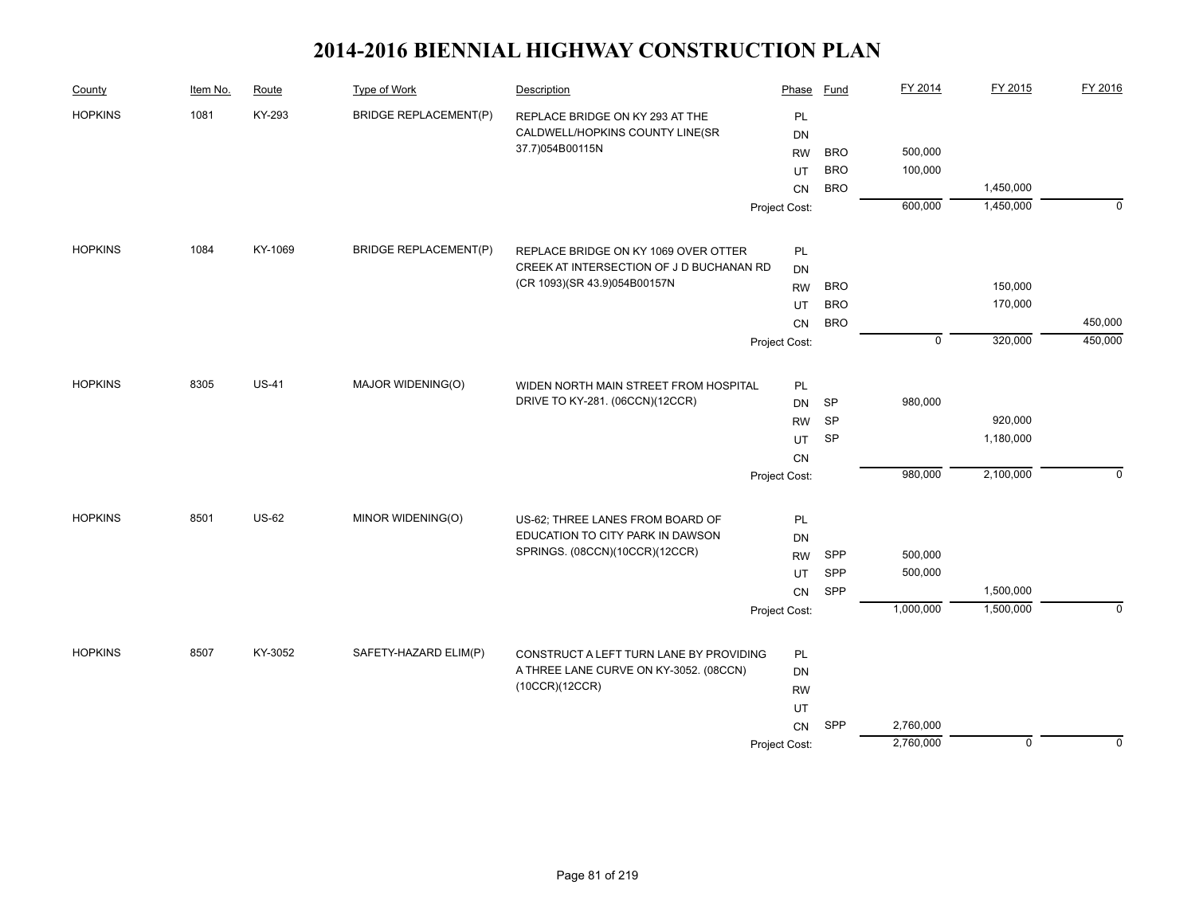# 2014-2016 BIENNIAL HIGHWAY CONSTRUCTION PLAN

| County | Item No. | Route | Type of Work | Description | Phase | Fund | FY 2014 | FY 2015 | FY 2016 |
|---|---|---|---|---|---|---|---|---|---|
| HOPKINS | 1081 | KY-293 | BRIDGE REPLACEMENT(P) | REPLACE BRIDGE ON KY 293 AT THE CALDWELL/HOPKINS COUNTY LINE(SR 37.7)054B00115N | PL | | | | |
| | | | | | DN | | | | |
| | | | | | RW | BRO | 500,000 | | |
| | | | | | UT | BRO | 100,000 | | |
| | | | | | CN | BRO | | 1,450,000 | |
| | | | | | Project Cost: | | 600,000 | 1,450,000 | 0 |
| HOPKINS | 1084 | KY-1069 | BRIDGE REPLACEMENT(P) | REPLACE BRIDGE ON KY 1069 OVER OTTER CREEK AT INTERSECTION OF J D BUCHANAN RD (CR 1093)(SR 43.9)054B00157N | PL | | | | |
| | | | | | DN | | | | |
| | | | | | RW | BRO | | 150,000 | |
| | | | | | UT | BRO | | 170,000 | |
| | | | | | CN | BRO | | | 450,000 |
| | | | | | Project Cost: | | 0 | 320,000 | 450,000 |
| HOPKINS | 8305 | US-41 | MAJOR WIDENING(O) | WIDEN NORTH MAIN STREET FROM HOSPITAL DRIVE TO KY-281. (06CCN)(12CCR) | PL | | | | |
| | | | | | DN | SP | 980,000 | | |
| | | | | | RW | SP | | 920,000 | |
| | | | | | UT | SP | | 1,180,000 | |
| | | | | | CN | | | | |
| | | | | | Project Cost: | | 980,000 | 2,100,000 | 0 |
| HOPKINS | 8501 | US-62 | MINOR WIDENING(O) | US-62; THREE LANES FROM BOARD OF EDUCATION TO CITY PARK IN DAWSON SPRINGS. (08CCN)(10CCR)(12CCR) | PL | | | | |
| | | | | | DN | | | | |
| | | | | | RW | SPP | 500,000 | | |
| | | | | | UT | SPP | 500,000 | | |
| | | | | | CN | SPP | | 1,500,000 | |
| | | | | | Project Cost: | | 1,000,000 | 1,500,000 | 0 |
| HOPKINS | 8507 | KY-3052 | SAFETY-HAZARD ELIM(P) | CONSTRUCT A LEFT TURN LANE BY PROVIDING A THREE LANE CURVE ON KY-3052. (08CCN)(10CCR)(12CCR) | PL | | | | |
| | | | | | DN | | | | |
| | | | | | RW | | | | |
| | | | | | UT | | | | |
| | | | | | CN | SPP | 2,760,000 | | |
| | | | | | Project Cost: | | 2,760,000 | 0 | 0 |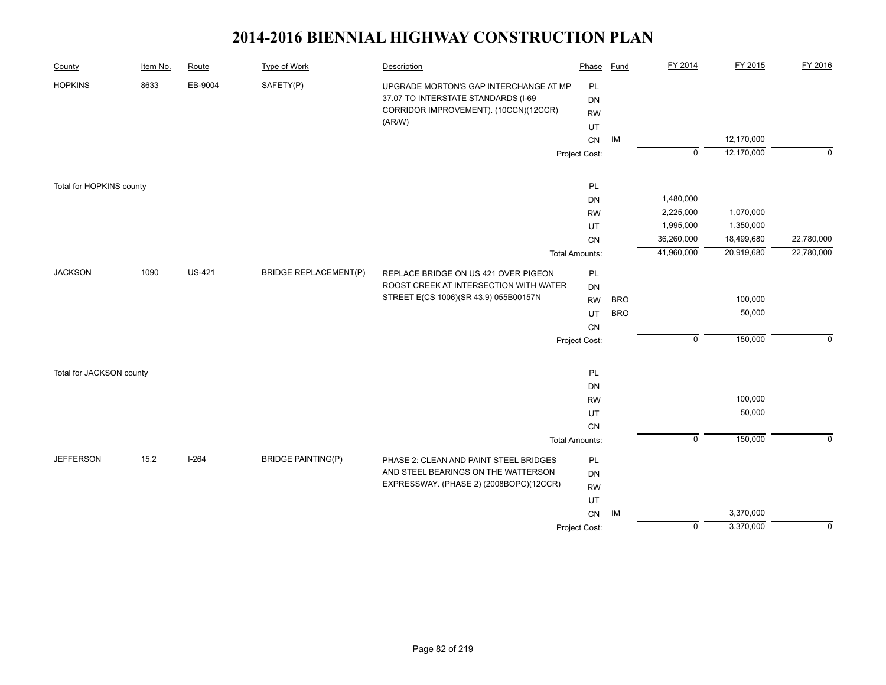# 2014-2016 BIENNIAL HIGHWAY CONSTRUCTION PLAN

| County | Item No. | Route | Type of Work | Description | Phase | Fund | FY 2014 | FY 2015 | FY 2016 |
|---|---|---|---|---|---|---|---|---|---|
| HOPKINS | 8633 | EB-9004 | SAFETY(P) | UPGRADE MORTON'S GAP INTERCHANGE AT MP 37.07 TO INTERSTATE STANDARDS (I-69 CORRIDOR IMPROVEMENT). (10CCN)(12CCR)(AR/W) | PL | | | | |
| | | | | | DN | | | | |
| | | | | | RW | | | | |
| | | | | | UT | | | | |
| | | | | | CN | IM | | 12,170,000 | |
| | | | | | Project Cost: | | 0 | 12,170,000 | 0 |
| Total for HOPKINS county | | | | | PL | | | | |
| | | | | | DN | | 1,480,000 | | |
| | | | | | RW | | 2,225,000 | 1,070,000 | |
| | | | | | UT | | 1,995,000 | 1,350,000 | |
| | | | | | CN | | 36,260,000 | 18,499,680 | 22,780,000 |
| | | | | | Total Amounts: | | 41,960,000 | 20,919,680 | 22,780,000 |
| JACKSON | 1090 | US-421 | BRIDGE REPLACEMENT(P) | REPLACE BRIDGE ON US 421 OVER PIGEON ROOST CREEK AT INTERSECTION WITH WATER STREET E(CS 1006)(SR 43.9) 055B00157N | PL | | | | |
| | | | | | DN | | | | |
| | | | | | RW | BRO | | 100,000 | |
| | | | | | UT | BRO | | 50,000 | |
| | | | | | CN | | | | |
| | | | | | Project Cost: | | 0 | 150,000 | 0 |
| Total for JACKSON county | | | | | PL | | | | |
| | | | | | DN | | | | |
| | | | | | RW | | | 100,000 | |
| | | | | | UT | | | 50,000 | |
| | | | | | CN | | | | |
| | | | | | Total Amounts: | | 0 | 150,000 | 0 |
| JEFFERSON | 15.2 | I-264 | BRIDGE PAINTING(P) | PHASE 2: CLEAN AND PAINT STEEL BRIDGES AND STEEL BEARINGS ON THE WATTERSON EXPRESSWAY. (PHASE 2) (2008BOPC)(12CCR) | PL | | | | |
| | | | | | DN | | | | |
| | | | | | RW | | | | |
| | | | | | UT | | | | |
| | | | | | CN | IM | | 3,370,000 | |
| | | | | | Project Cost: | | 0 | 3,370,000 | 0 |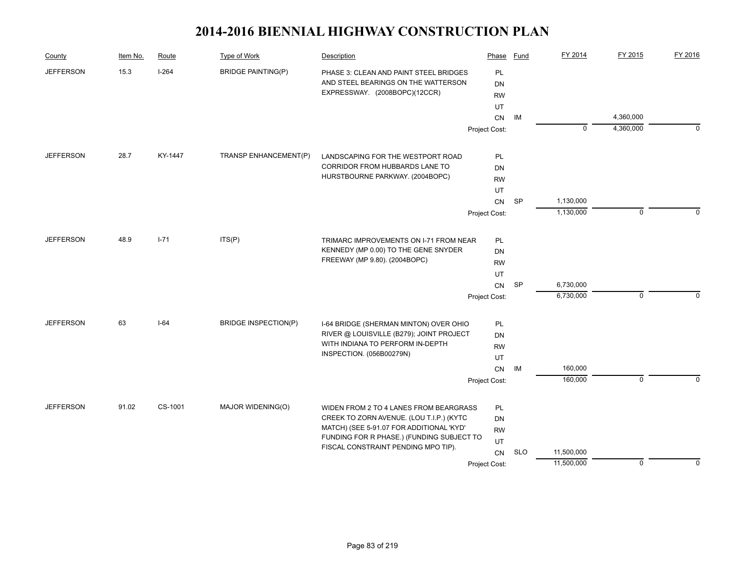# 2014-2016 BIENNIAL HIGHWAY CONSTRUCTION PLAN

| County | Item No. | Route | Type of Work | Description | Phase | Fund | FY 2014 | FY 2015 | FY 2016 |
|---|---|---|---|---|---|---|---|---|---|
| JEFFERSON | 15.3 | I-264 | BRIDGE PAINTING(P) | PHASE 3: CLEAN AND PAINT STEEL BRIDGES AND STEEL BEARINGS ON THE WATTERSON EXPRESSWAY. (2008BOPC)(12CCR) | PL | | | | |
| | | | | | DN | | | | |
| | | | | | RW | | | | |
| | | | | | UT | | | | |
| | | | | | CN | IM | | 4,360,000 | |
| | | | | | Project Cost: | | 0 | 4,360,000 | 0 |
| JEFFERSON | 28.7 | KY-1447 | TRANSP ENHANCEMENT(P) | LANDSCAPING FOR THE WESTPORT ROAD CORRIDOR FROM HUBBARDS LANE TO HURSTBOURNE PARKWAY. (2004BOPC) | PL | | | | |
| | | | | | DN | | | | |
| | | | | | RW | | | | |
| | | | | | UT | | | | |
| | | | | | CN | SP | 1,130,000 | | |
| | | | | | Project Cost: | | 1,130,000 | 0 | 0 |
| JEFFERSON | 48.9 | I-71 | ITS(P) | TRIMARC IMPROVEMENTS ON I-71 FROM NEAR KENNEDY (MP 0.00) TO THE GENE SNYDER FREEWAY (MP 9.80). (2004BOPC) | PL | | | | |
| | | | | | DN | | | | |
| | | | | | RW | | | | |
| | | | | | UT | | | | |
| | | | | | CN | SP | 6,730,000 | | |
| | | | | | Project Cost: | | 6,730,000 | 0 | 0 |
| JEFFERSON | 63 | I-64 | BRIDGE INSPECTION(P) | I-64 BRIDGE (SHERMAN MINTON) OVER OHIO RIVER @ LOUISVILLE (B279); JOINT PROJECT WITH INDIANA TO PERFORM IN-DEPTH INSPECTION. (056B00279N) | PL | | | | |
| | | | | | DN | | | | |
| | | | | | RW | | | | |
| | | | | | UT | | | | |
| | | | | | CN | IM | 160,000 | | |
| | | | | | Project Cost: | | 160,000 | 0 | 0 |
| JEFFERSON | 91.02 | CS-1001 | MAJOR WIDENING(O) | WIDEN FROM 2 TO 4 LANES FROM BEARGRASS CREEK TO ZORN AVENUE. (LOU T.I.P.) (KYTC MATCH) (SEE 5-91.07 FOR ADDITIONAL 'KYD' FUNDING FOR R PHASE.) (FUNDING SUBJECT TO FISCAL CONSTRAINT PENDING MPO TIP). | PL | | | | |
| | | | | | DN | | | | |
| | | | | | RW | | | | |
| | | | | | UT | | | | |
| | | | | | CN | SLO | 11,500,000 | | |
| | | | | | Project Cost: | | 11,500,000 | 0 | 0 |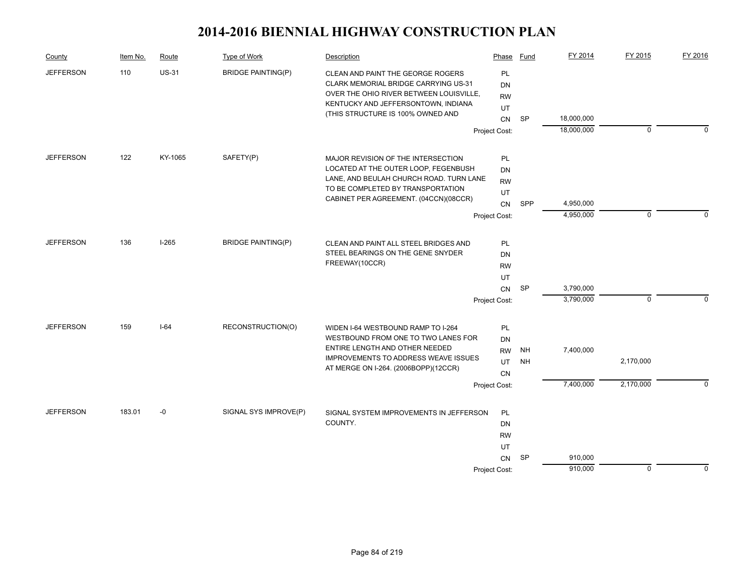# 2014-2016 BIENNIAL HIGHWAY CONSTRUCTION PLAN

| County | Item No. | Route | Type of Work | Description | Phase | Fund | FY 2014 | FY 2015 | FY 2016 |
|---|---|---|---|---|---|---|---|---|---|
| JEFFERSON | 110 | US-31 | BRIDGE PAINTING(P) | CLEAN AND PAINT THE GEORGE ROGERS CLARK MEMORIAL BRIDGE CARRYING US-31 OVER THE OHIO RIVER BETWEEN LOUISVILLE, KENTUCKY AND JEFFERSONTOWN, INDIANA (THIS STRUCTURE IS 100% OWNED AND | PL | | | | |
| | | | | | DN | | | | |
| | | | | | RW | | | | |
| | | | | | UT | | | | |
| | | | | | CN | SP | 18,000,000 | | |
| | | | | | Project Cost: | | 18,000,000 | 0 | 0 |
| JEFFERSON | 122 | KY-1065 | SAFETY(P) | MAJOR REVISION OF THE INTERSECTION LOCATED AT THE OUTER LOOP, FEGENBUSH LANE, AND BEULAH CHURCH ROAD. TURN LANE TO BE COMPLETED BY TRANSPORTATION CABINET PER AGREEMENT. (04CCN)(08CCR) | PL | | | | |
| | | | | | DN | | | | |
| | | | | | RW | | | | |
| | | | | | UT | | | | |
| | | | | | CN | SPP | 4,950,000 | | |
| | | | | | Project Cost: | | 4,950,000 | 0 | 0 |
| JEFFERSON | 136 | I-265 | BRIDGE PAINTING(P) | CLEAN AND PAINT ALL STEEL BRIDGES AND STEEL BEARINGS ON THE GENE SNYDER FREEWAY(10CCR) | PL | | | | |
| | | | | | DN | | | | |
| | | | | | RW | | | | |
| | | | | | UT | | | | |
| | | | | | CN | SP | 3,790,000 | | |
| | | | | | Project Cost: | | 3,790,000 | 0 | 0 |
| JEFFERSON | 159 | I-64 | RECONSTRUCTION(O) | WIDEN I-64 WESTBOUND RAMP TO I-264 WESTBOUND FROM ONE TO TWO LANES FOR ENTIRE LENGTH AND OTHER NEEDED IMPROVEMENTS TO ADDRESS WEAVE ISSUES AT MERGE ON I-264. (2006BOPP)(12CCR) | PL | | | | |
| | | | | | DN | | | | |
| | | | | | RW | NH | 7,400,000 | | |
| | | | | | UT | NH | | 2,170,000 | |
| | | | | | CN | | | | |
| | | | | | Project Cost: | | 7,400,000 | 2,170,000 | 0 |
| JEFFERSON | 183.01 | -0 | SIGNAL SYS IMPROVE(P) | SIGNAL SYSTEM IMPROVEMENTS IN JEFFERSON COUNTY. | PL | | | | |
| | | | | | DN | | | | |
| | | | | | RW | | | | |
| | | | | | UT | | | | |
| | | | | | CN | SP | 910,000 | | |
| | | | | | Project Cost: | | 910,000 | 0 | 0 |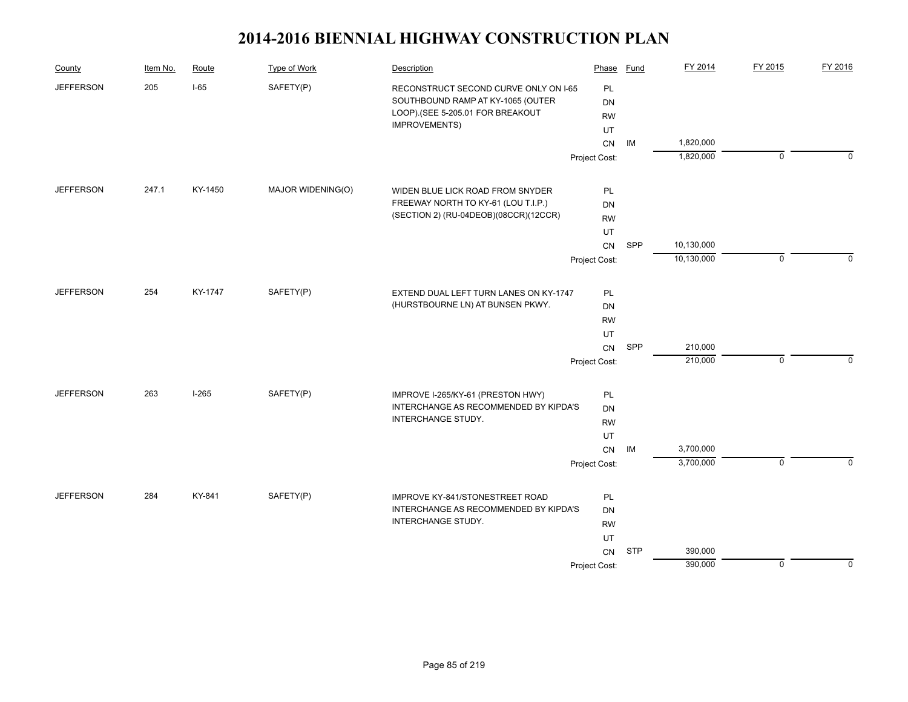# 2014-2016 BIENNIAL HIGHWAY CONSTRUCTION PLAN

| County | Item No. | Route | Type of Work | Description | Phase | Fund | FY 2014 | FY 2015 | FY 2016 |
|---|---|---|---|---|---|---|---|---|---|
| JEFFERSON | 205 | I-65 | SAFETY(P) | RECONSTRUCT SECOND CURVE ONLY ON I-65 SOUTHBOUND RAMP AT KY-1065 (OUTER LOOP).(SEE 5-205.01 FOR BREAKOUT IMPROVEMENTS) | PL | | | | |
| | | | | | DN | | | | |
| | | | | | RW | | | | |
| | | | | | UT | | | | |
| | | | | | CN | IM | 1,820,000 | | |
| | | | | | Project Cost: | | 1,820,000 | 0 | 0 |
| JEFFERSON | 247.1 | KY-1450 | MAJOR WIDENING(O) | WIDEN BLUE LICK ROAD FROM SNYDER FREEWAY NORTH TO KY-61 (LOU T.I.P.) (SECTION 2) (RU-04DEOB)(08CCR)(12CCR) | PL | | | | |
| | | | | | DN | | | | |
| | | | | | RW | | | | |
| | | | | | UT | | | | |
| | | | | | CN | SPP | 10,130,000 | | |
| | | | | | Project Cost: | | 10,130,000 | 0 | 0 |
| JEFFERSON | 254 | KY-1747 | SAFETY(P) | EXTEND DUAL LEFT TURN LANES ON KY-1747 (HURSTBOURNE LN) AT BUNSEN PKWY. | PL | | | | |
| | | | | | DN | | | | |
| | | | | | RW | | | | |
| | | | | | UT | | | | |
| | | | | | CN | SPP | 210,000 | | |
| | | | | | Project Cost: | | 210,000 | 0 | 0 |
| JEFFERSON | 263 | I-265 | SAFETY(P) | IMPROVE I-265/KY-61 (PRESTON HWY) INTERCHANGE AS RECOMMENDED BY KIPDA'S INTERCHANGE STUDY. | PL | | | | |
| | | | | | DN | | | | |
| | | | | | RW | | | | |
| | | | | | UT | | | | |
| | | | | | CN | IM | 3,700,000 | | |
| | | | | | Project Cost: | | 3,700,000 | 0 | 0 |
| JEFFERSON | 284 | KY-841 | SAFETY(P) | IMPROVE KY-841/STONESTREET ROAD INTERCHANGE AS RECOMMENDED BY KIPDA'S INTERCHANGE STUDY. | PL | | | | |
| | | | | | DN | | | | |
| | | | | | RW | | | | |
| | | | | | UT | | | | |
| | | | | | CN | STP | 390,000 | | |
| | | | | | Project Cost: | | 390,000 | 0 | 0 |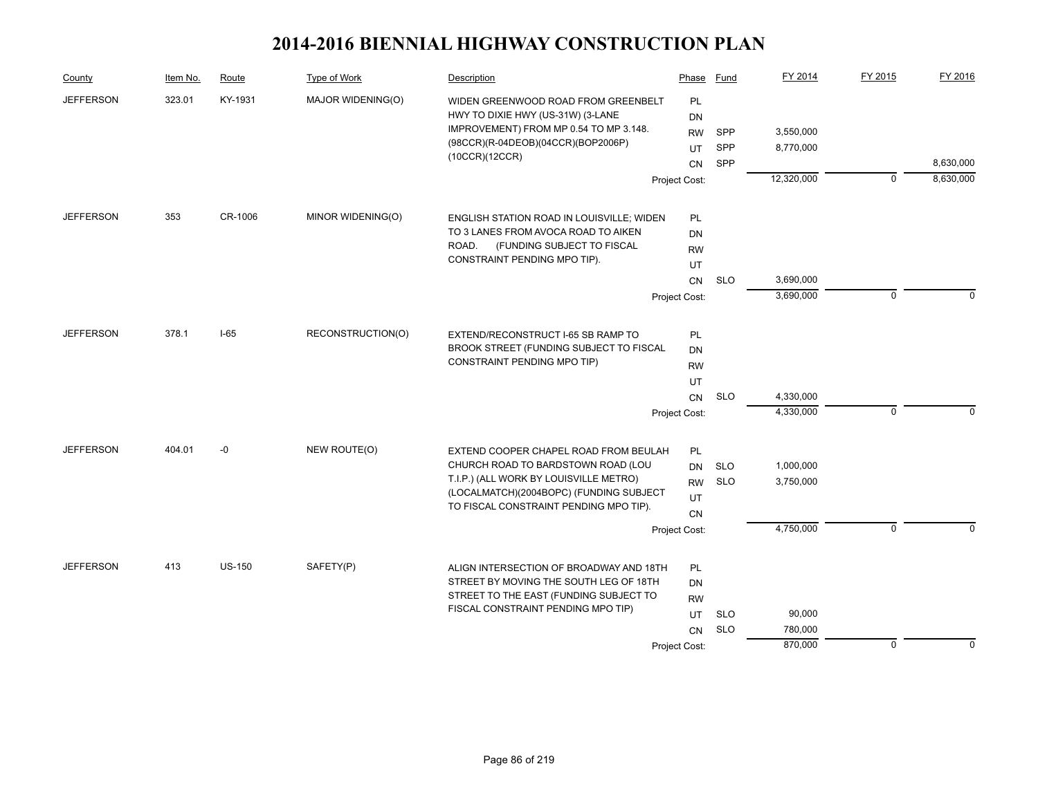# 2014-2016 BIENNIAL HIGHWAY CONSTRUCTION PLAN

| County | Item No. | Route | Type of Work | Description | Phase | Fund | FY 2014 | FY 2015 | FY 2016 |
|---|---|---|---|---|---|---|---|---|---|
| JEFFERSON | 323.01 | KY-1931 | MAJOR WIDENING(O) | WIDEN GREENWOOD ROAD FROM GREENBELT HWY TO DIXIE HWY (US-31W) (3-LANE IMPROVEMENT) FROM MP 0.54 TO MP 3.148. (98CCR)(R-04DEOB)(04CCR)(BOP2006P)(10CCR)(12CCR) | PL | | | | |
| | | | | | DN | | | | |
| | | | | | RW | SPP | 3,550,000 | | |
| | | | | | UT | SPP | 8,770,000 | | |
| | | | | | CN | SPP | | | 8,630,000 |
| | | | | | Project Cost: | | 12,320,000 | 0 | 8,630,000 |
| JEFFERSON | 353 | CR-1006 | MINOR WIDENING(O) | ENGLISH STATION ROAD IN LOUISVILLE; WIDEN TO 3 LANES FROM AVOCA ROAD TO AIKEN ROAD. (FUNDING SUBJECT TO FISCAL CONSTRAINT PENDING MPO TIP). | PL | | | | |
| | | | | | DN | | | | |
| | | | | | RW | | | | |
| | | | | | UT | | | | |
| | | | | | CN | SLO | 3,690,000 | | |
| | | | | | Project Cost: | | 3,690,000 | 0 | 0 |
| JEFFERSON | 378.1 | I-65 | RECONSTRUCTION(O) | EXTEND/RECONSTRUCT I-65 SB RAMP TO BROOK STREET (FUNDING SUBJECT TO FISCAL CONSTRAINT PENDING MPO TIP) | PL | | | | |
| | | | | | DN | | | | |
| | | | | | RW | | | | |
| | | | | | UT | | | | |
| | | | | | CN | SLO | 4,330,000 | | |
| | | | | | Project Cost: | | 4,330,000 | 0 | 0 |
| JEFFERSON | 404.01 | -0 | NEW ROUTE(O) | EXTEND COOPER CHAPEL ROAD FROM BEULAH CHURCH ROAD TO BARDSTOWN ROAD (LOU T.I.P.) (ALL WORK BY LOUISVILLE METRO) (LOCALMATCH)(2004BOPC) (FUNDING SUBJECT TO FISCAL CONSTRAINT PENDING MPO TIP). | PL | | | | |
| | | | | | DN | SLO | 1,000,000 | | |
| | | | | | RW | SLO | 3,750,000 | | |
| | | | | | UT | | | | |
| | | | | | CN | | | | |
| | | | | | Project Cost: | | 4,750,000 | 0 | 0 |
| JEFFERSON | 413 | US-150 | SAFETY(P) | ALIGN INTERSECTION OF BROADWAY AND 18TH STREET BY MOVING THE SOUTH LEG OF 18TH STREET TO THE EAST (FUNDING SUBJECT TO FISCAL CONSTRAINT PENDING MPO TIP) | PL | | | | |
| | | | | | DN | | | | |
| | | | | | RW | | | | |
| | | | | | UT | SLO | 90,000 | | |
| | | | | | CN | SLO | 780,000 | | |
| | | | | | Project Cost: | | 870,000 | 0 | 0 |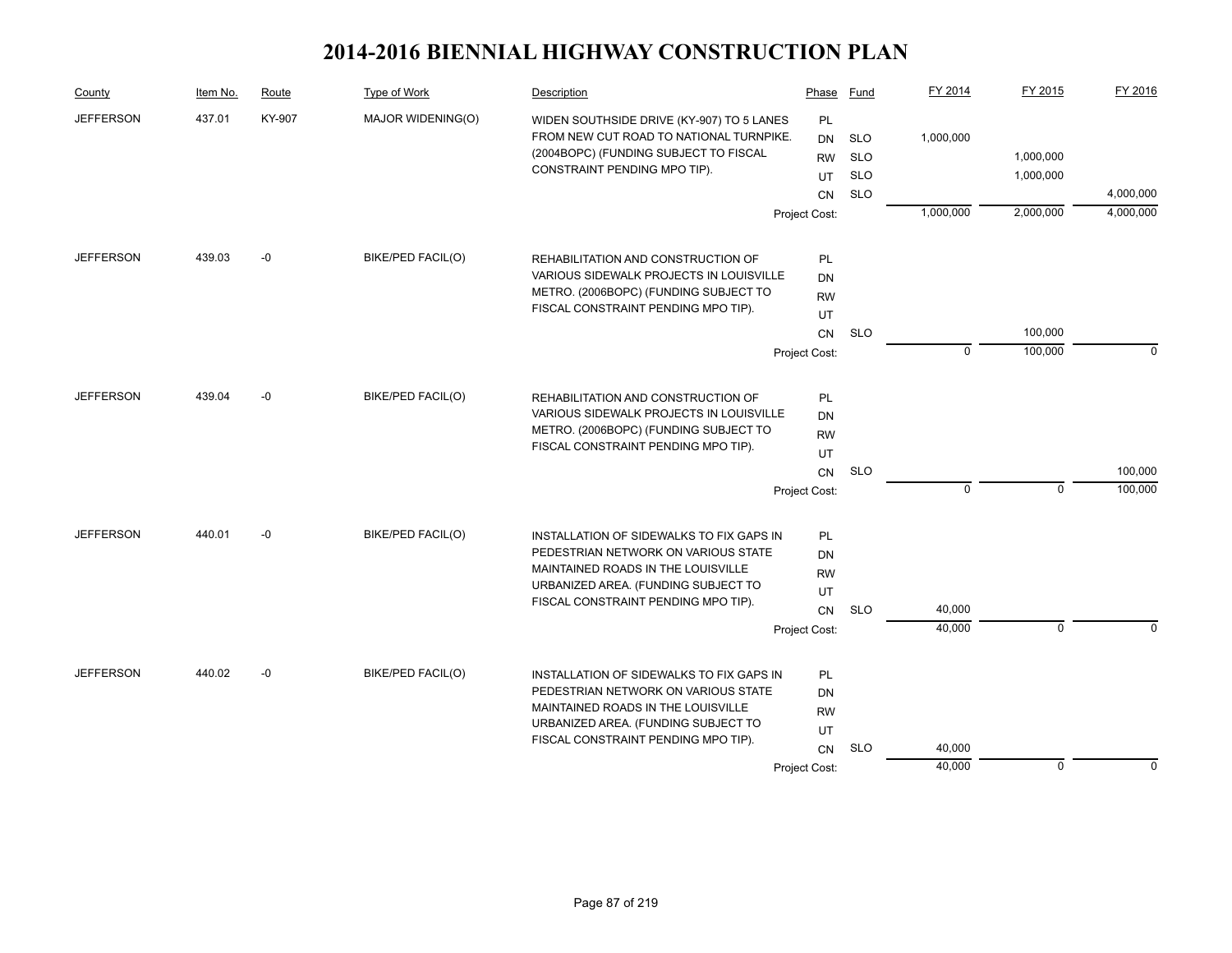# 2014-2016 BIENNIAL HIGHWAY CONSTRUCTION PLAN

| County | Item No. | Route | Type of Work | Description | Phase | Fund | FY 2014 | FY 2015 | FY 2016 |
|---|---|---|---|---|---|---|---|---|---|
| JEFFERSON | 437.01 | KY-907 | MAJOR WIDENING(O) | WIDEN SOUTHSIDE DRIVE (KY-907) TO 5 LANES FROM NEW CUT ROAD TO NATIONAL TURNPIKE. (2004BOPC) (FUNDING SUBJECT TO FISCAL CONSTRAINT PENDING MPO TIP). | PL | | | | |
| | | | | | DN | SLO | 1,000,000 | | |
| | | | | | RW | SLO | | 1,000,000 | |
| | | | | | UT | SLO | | 1,000,000 | |
| | | | | | CN | SLO | | | 4,000,000 |
| | | | | | Project Cost: | | 1,000,000 | 2,000,000 | 4,000,000 |
| JEFFERSON | 439.03 | -0 | BIKE/PED FACIL(O) | REHABILITATION AND CONSTRUCTION OF VARIOUS SIDEWALK PROJECTS IN LOUISVILLE METRO. (2006BOPC) (FUNDING SUBJECT TO FISCAL CONSTRAINT PENDING MPO TIP). | PL | | | | |
| | | | | | DN | | | | |
| | | | | | RW | | | | |
| | | | | | UT | | | | |
| | | | | | CN | SLO | | 100,000 | |
| | | | | | Project Cost: | | 0 | 100,000 | 0 |
| JEFFERSON | 439.04 | -0 | BIKE/PED FACIL(O) | REHABILITATION AND CONSTRUCTION OF VARIOUS SIDEWALK PROJECTS IN LOUISVILLE METRO. (2006BOPC) (FUNDING SUBJECT TO FISCAL CONSTRAINT PENDING MPO TIP). | PL | | | | |
| | | | | | DN | | | | |
| | | | | | RW | | | | |
| | | | | | UT | | | | |
| | | | | | CN | SLO | | | 100,000 |
| | | | | | Project Cost: | | 0 | 0 | 100,000 |
| JEFFERSON | 440.01 | -0 | BIKE/PED FACIL(O) | INSTALLATION OF SIDEWALKS TO FIX GAPS IN PEDESTRIAN NETWORK ON VARIOUS STATE MAINTAINED ROADS IN THE LOUISVILLE URBANIZED AREA. (FUNDING SUBJECT TO FISCAL CONSTRAINT PENDING MPO TIP). | PL | | | | |
| | | | | | DN | | | | |
| | | | | | RW | | | | |
| | | | | | UT | | | | |
| | | | | | CN | SLO | 40,000 | | |
| | | | | | Project Cost: | | 40,000 | 0 | 0 |
| JEFFERSON | 440.02 | -0 | BIKE/PED FACIL(O) | INSTALLATION OF SIDEWALKS TO FIX GAPS IN PEDESTRIAN NETWORK ON VARIOUS STATE MAINTAINED ROADS IN THE LOUISVILLE URBANIZED AREA. (FUNDING SUBJECT TO FISCAL CONSTRAINT PENDING MPO TIP). | PL | | | | |
| | | | | | DN | | | | |
| | | | | | RW | | | | |
| | | | | | UT | | | | |
| | | | | | CN | SLO | 40,000 | | |
| | | | | | Project Cost: | | 40,000 | 0 | 0 |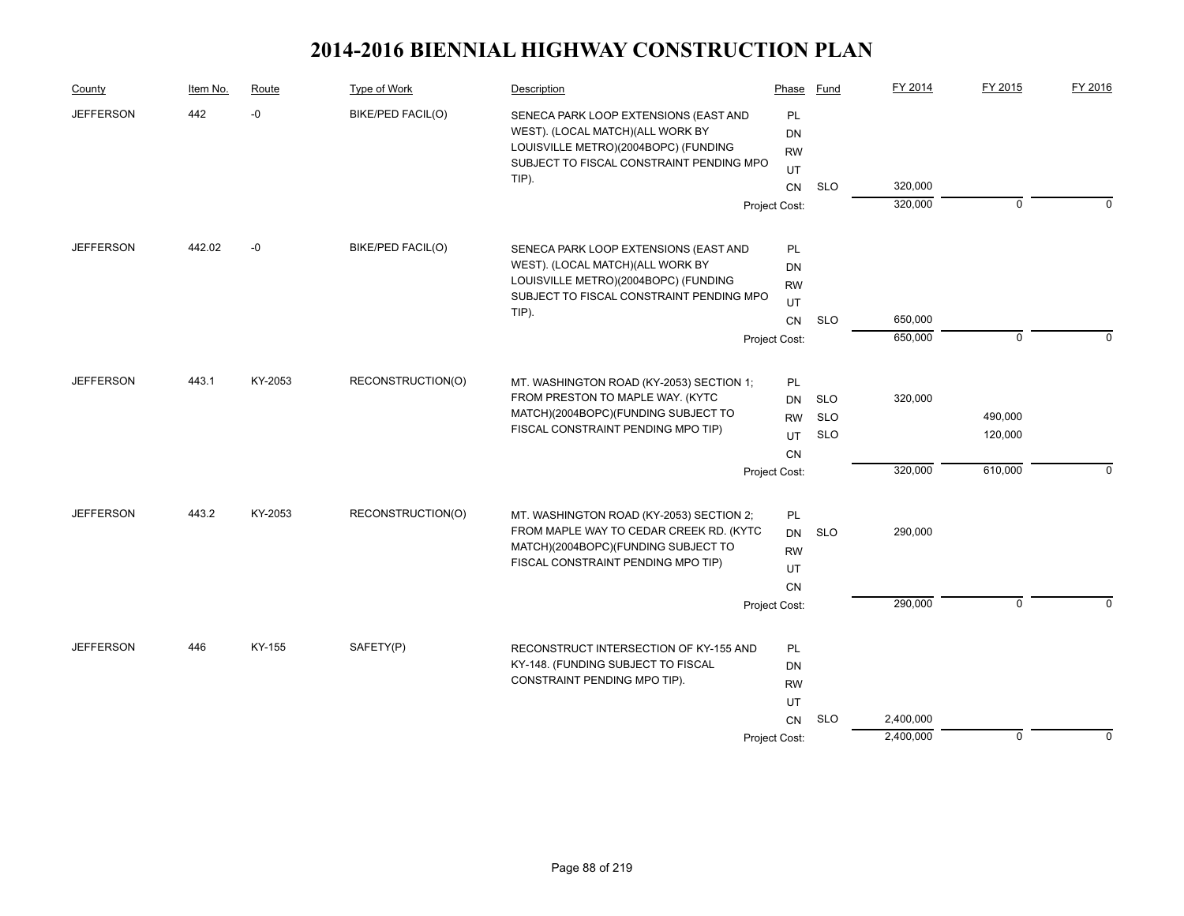# 2014-2016 BIENNIAL HIGHWAY CONSTRUCTION PLAN

| County | Item No. | Route | Type of Work | Description | Phase | Fund | FY 2014 | FY 2015 | FY 2016 |
|---|---|---|---|---|---|---|---|---|---|
| JEFFERSON | 442 | -0 | BIKE/PED FACIL(O) | SENECA PARK LOOP EXTENSIONS (EAST AND WEST). (LOCAL MATCH)(ALL WORK BY LOUISVILLE METRO)(2004BOPC) (FUNDING SUBJECT TO FISCAL CONSTRAINT PENDING MPO TIP). | PL | | | | |
| | | | | | DN | | | | |
| | | | | | RW | | | | |
| | | | | | UT | | | | |
| | | | | | CN | SLO | 320,000 | | |
| | | | | | Project Cost: | | 320,000 | 0 | 0 |
| JEFFERSON | 442.02 | -0 | BIKE/PED FACIL(O) | SENECA PARK LOOP EXTENSIONS (EAST AND WEST). (LOCAL MATCH)(ALL WORK BY LOUISVILLE METRO)(2004BOPC) (FUNDING SUBJECT TO FISCAL CONSTRAINT PENDING MPO TIP). | PL | | | | |
| | | | | | DN | | | | |
| | | | | | RW | | | | |
| | | | | | UT | | | | |
| | | | | | CN | SLO | 650,000 | | |
| | | | | | Project Cost: | | 650,000 | 0 | 0 |
| JEFFERSON | 443.1 | KY-2053 | RECONSTRUCTION(O) | MT. WASHINGTON ROAD (KY-2053) SECTION 1; FROM PRESTON TO MAPLE WAY. (KYTC MATCH)(2004BOPC)(FUNDING SUBJECT TO FISCAL CONSTRAINT PENDING MPO TIP) | PL | | | | |
| | | | | | DN | SLO | 320,000 | | |
| | | | | | RW | SLO | | 490,000 | |
| | | | | | UT | SLO | | 120,000 | |
| | | | | | CN | | | | |
| | | | | | Project Cost: | | 320,000 | 610,000 | 0 |
| JEFFERSON | 443.2 | KY-2053 | RECONSTRUCTION(O) | MT. WASHINGTON ROAD (KY-2053) SECTION 2; FROM MAPLE WAY TO CEDAR CREEK RD. (KYTC MATCH)(2004BOPC)(FUNDING SUBJECT TO FISCAL CONSTRAINT PENDING MPO TIP) | PL | | | | |
| | | | | | DN | SLO | 290,000 | | |
| | | | | | RW | | | | |
| | | | | | UT | | | | |
| | | | | | CN | | | | |
| | | | | | Project Cost: | | 290,000 | 0 | 0 |
| JEFFERSON | 446 | KY-155 | SAFETY(P) | RECONSTRUCT INTERSECTION OF KY-155 AND KY-148. (FUNDING SUBJECT TO FISCAL CONSTRAINT PENDING MPO TIP). | PL | | | | |
| | | | | | DN | | | | |
| | | | | | RW | | | | |
| | | | | | UT | | | | |
| | | | | | CN | SLO | 2,400,000 | | |
| | | | | | Project Cost: | | 2,400,000 | 0 | 0 |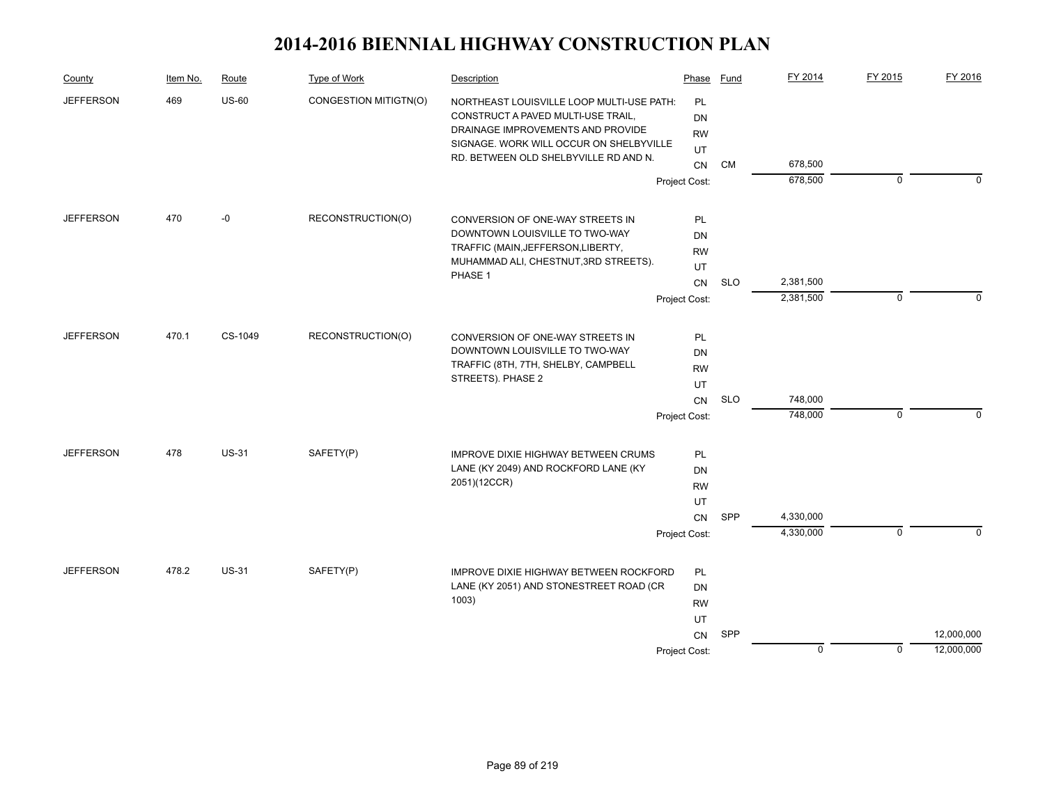# 2014-2016 BIENNIAL HIGHWAY CONSTRUCTION PLAN

| County | Item No. | Route | Type of Work | Description | Phase | Fund | FY 2014 | FY 2015 | FY 2016 |
|---|---|---|---|---|---|---|---|---|---|
| JEFFERSON | 469 | US-60 | CONGESTION MITIGTN(O) | NORTHEAST LOUISVILLE LOOP MULTI-USE PATH: CONSTRUCT A PAVED MULTI-USE TRAIL, DRAINAGE IMPROVEMENTS AND PROVIDE SIGNAGE. WORK WILL OCCUR ON SHELBYVILLE RD. BETWEEN OLD SHELBYVILLE RD AND N. | PL | | | | |
| | | | | | DN | | | | |
| | | | | | RW | | | | |
| | | | | | UT | | | | |
| | | | | | CN | CM | 678,500 | | |
| | | | | | Project Cost: | | 678,500 | 0 | 0 |
| JEFFERSON | 470 | -0 | RECONSTRUCTION(O) | CONVERSION OF ONE-WAY STREETS IN DOWNTOWN LOUISVILLE TO TWO-WAY TRAFFIC (MAIN,JEFFERSON,LIBERTY, MUHAMMAD ALI, CHESTNUT,3RD STREETS). PHASE 1 | PL | | | | |
| | | | | | DN | | | | |
| | | | | | RW | | | | |
| | | | | | UT | | | | |
| | | | | | CN | SLO | 2,381,500 | | |
| | | | | | Project Cost: | | 2,381,500 | 0 | 0 |
| JEFFERSON | 470.1 | CS-1049 | RECONSTRUCTION(O) | CONVERSION OF ONE-WAY STREETS IN DOWNTOWN LOUISVILLE TO TWO-WAY TRAFFIC (8TH, 7TH, SHELBY, CAMPBELL STREETS). PHASE 2 | PL | | | | |
| | | | | | DN | | | | |
| | | | | | RW | | | | |
| | | | | | UT | | | | |
| | | | | | CN | SLO | 748,000 | | |
| | | | | | Project Cost: | | 748,000 | 0 | 0 |
| JEFFERSON | 478 | US-31 | SAFETY(P) | IMPROVE DIXIE HIGHWAY BETWEEN CRUMS LANE (KY 2049) AND ROCKFORD LANE (KY 2051)(12CCR) | PL | | | | |
| | | | | | DN | | | | |
| | | | | | RW | | | | |
| | | | | | UT | | | | |
| | | | | | CN | SPP | 4,330,000 | | |
| | | | | | Project Cost: | | 4,330,000 | 0 | 0 |
| JEFFERSON | 478.2 | US-31 | SAFETY(P) | IMPROVE DIXIE HIGHWAY BETWEEN ROCKFORD LANE (KY 2051) AND STONESTREET ROAD (CR 1003) | PL | | | | |
| | | | | | DN | | | | |
| | | | | | RW | | | | |
| | | | | | UT | | | | |
| | | | | | CN | SPP | | | 12,000,000 |
| | | | | | Project Cost: | | 0 | 0 | 12,000,000 |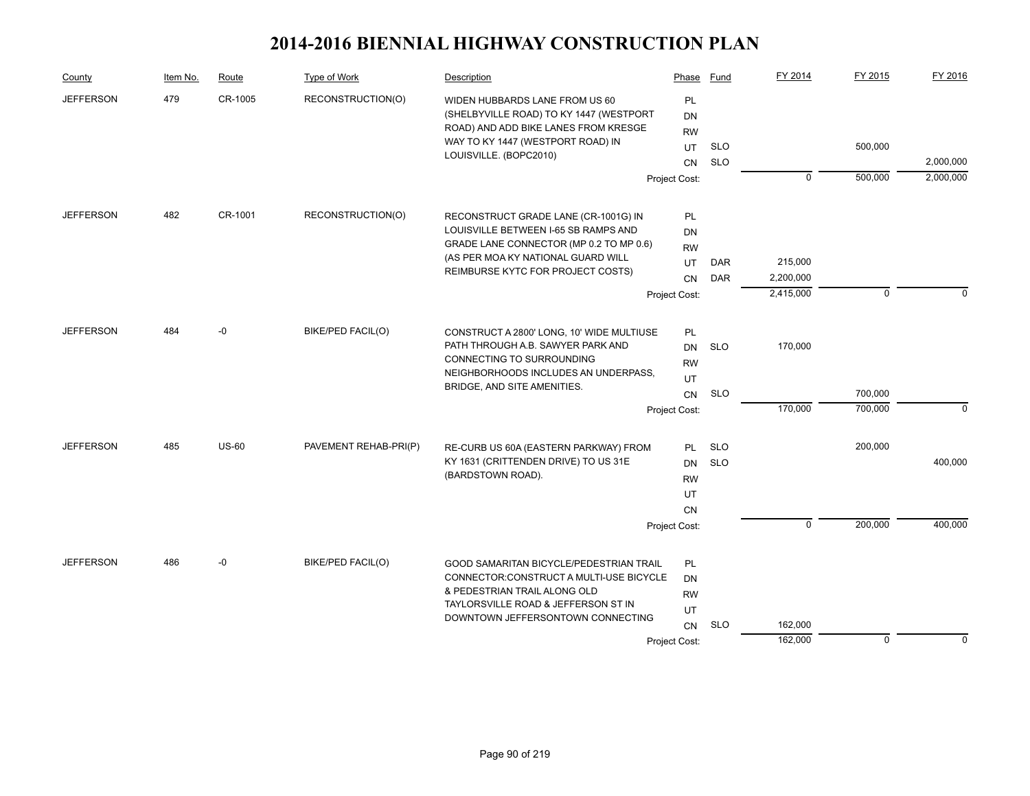# 2014-2016 BIENNIAL HIGHWAY CONSTRUCTION PLAN

| County | Item No. | Route | Type of Work | Description | Phase | Fund | FY 2014 | FY 2015 | FY 2016 |
|---|---|---|---|---|---|---|---|---|---|
| JEFFERSON | 479 | CR-1005 | RECONSTRUCTION(O) | WIDEN HUBBARDS LANE FROM US 60 (SHELBYVILLE ROAD) TO KY 1447 (WESTPORT ROAD) AND ADD BIKE LANES FROM KRESGE WAY TO KY 1447 (WESTPORT ROAD) IN LOUISVILLE. (BOPC2010) | PL | | | | |
| | | | | | DN | | | | |
| | | | | | RW | | | | |
| | | | | | UT | SLO | | 500,000 | |
| | | | | | CN | SLO | | | 2,000,000 |
| | | | | | Project Cost: | | 0 | 500,000 | 2,000,000 |
| JEFFERSON | 482 | CR-1001 | RECONSTRUCTION(O) | RECONSTRUCT GRADE LANE (CR-1001G) IN LOUISVILLE BETWEEN I-65 SB RAMPS AND GRADE LANE CONNECTOR (MP 0.2 TO MP 0.6) (AS PER MOA KY NATIONAL GUARD WILL REIMBURSE KYTC FOR PROJECT COSTS) | PL | | | | |
| | | | | | DN | | | | |
| | | | | | RW | | | | |
| | | | | | UT | DAR | 215,000 | | |
| | | | | | CN | DAR | 2,200,000 | | |
| | | | | | Project Cost: | | 2,415,000 | 0 | 0 |
| JEFFERSON | 484 | -0 | BIKE/PED FACIL(O) | CONSTRUCT A 2800' LONG, 10' WIDE MULTIUSE PATH THROUGH A.B. SAWYER PARK AND CONNECTING TO SURROUNDING NEIGHBORHOODS INCLUDES AN UNDERPASS, BRIDGE, AND SITE AMENITIES. | PL | | | | |
| | | | | | DN | SLO | 170,000 | | |
| | | | | | RW | | | | |
| | | | | | UT | | | | |
| | | | | | CN | SLO | | 700,000 | |
| | | | | | Project Cost: | | 170,000 | 700,000 | 0 |
| JEFFERSON | 485 | US-60 | PAVEMENT REHAB-PRI(P) | RE-CURB US 60A (EASTERN PARKWAY) FROM KY 1631 (CRITTENDEN DRIVE) TO US 31E (BARDSTOWN ROAD). | PL | SLO | | 200,000 | |
| | | | | | DN | SLO | | | 400,000 |
| | | | | | RW | | | | |
| | | | | | UT | | | | |
| | | | | | CN | | | | |
| | | | | | Project Cost: | | 0 | 200,000 | 400,000 |
| JEFFERSON | 486 | -0 | BIKE/PED FACIL(O) | GOOD SAMARITAN BICYCLE/PEDESTRIAN TRAIL CONNECTOR:CONSTRUCT A MULTI-USE BICYCLE & PEDESTRIAN TRAIL ALONG OLD TAYLORSVILLE ROAD & JEFFERSON ST IN DOWNTOWN JEFFERSONTOWN CONNECTING | PL | | | | |
| | | | | | DN | | | | |
| | | | | | RW | | | | |
| | | | | | UT | | | | |
| | | | | | CN | SLO | 162,000 | | |
| | | | | | Project Cost: | | 162,000 | 0 | 0 |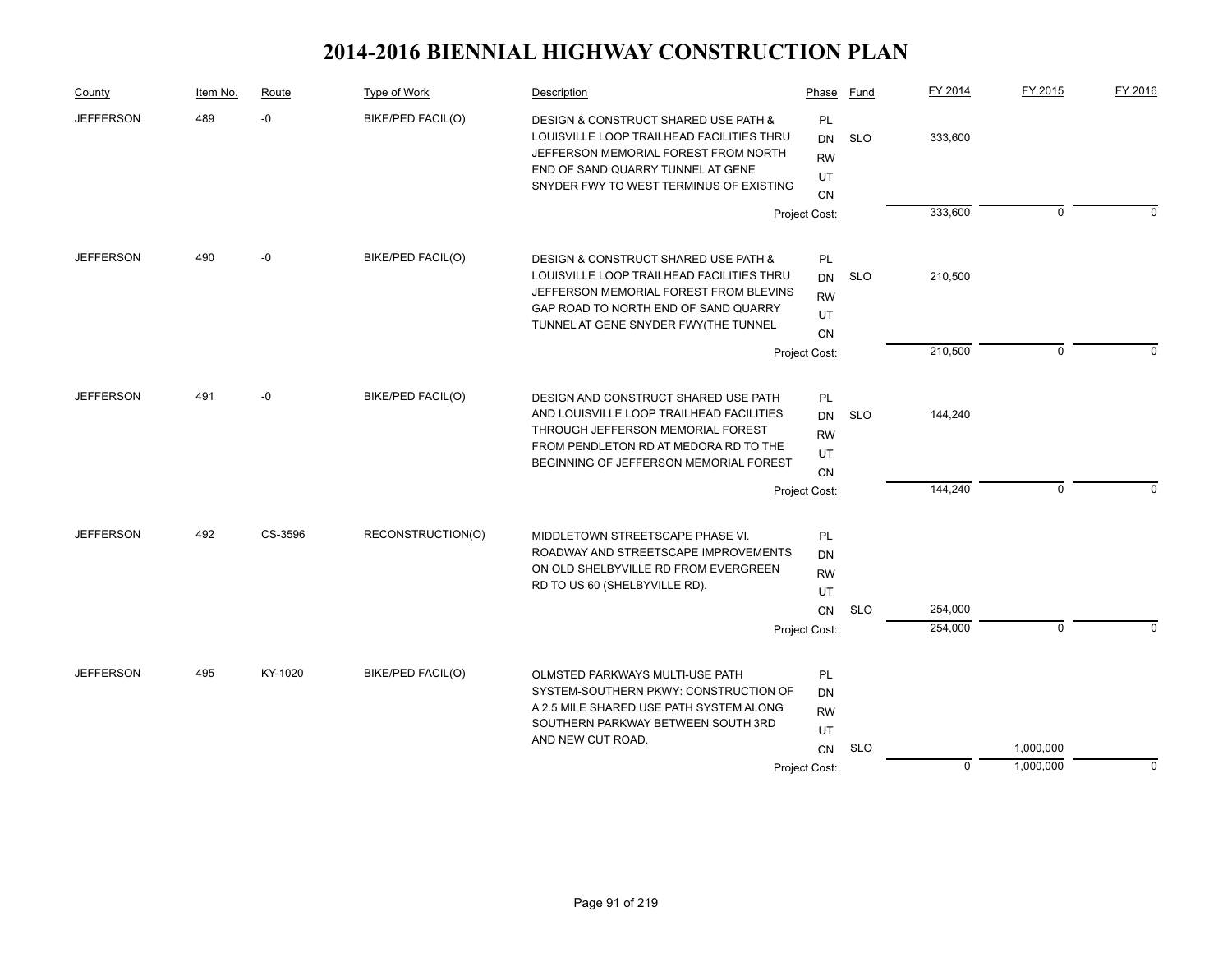# 2014-2016 BIENNIAL HIGHWAY CONSTRUCTION PLAN

| County | Item No. | Route | Type of Work | Description | Phase | Fund | FY 2014 | FY 2015 | FY 2016 |
|---|---|---|---|---|---|---|---|---|---|
| JEFFERSON | 489 | -0 | BIKE/PED FACIL(O) | DESIGN & CONSTRUCT SHARED USE PATH & LOUISVILLE LOOP TRAILHEAD FACILITIES THRU JEFFERSON MEMORIAL FOREST FROM NORTH END OF SAND QUARRY TUNNEL AT GENE SNYDER FWY TO WEST TERMINUS OF EXISTING | PL | | | | |
| | | | | | DN | SLO | 333,600 | | |
| | | | | | RW | | | | |
| | | | | | UT | | | | |
| | | | | | CN | | | | |
| | | | | | Project Cost: | | 333,600 | 0 | 0 |
| JEFFERSON | 490 | -0 | BIKE/PED FACIL(O) | DESIGN & CONSTRUCT SHARED USE PATH & LOUISVILLE LOOP TRAILHEAD FACILITIES THRU JEFFERSON MEMORIAL FOREST FROM BLEVINS GAP ROAD TO NORTH END OF SAND QUARRY TUNNEL AT GENE SNYDER FWY(THE TUNNEL | PL | | | | |
| | | | | | DN | SLO | 210,500 | | |
| | | | | | RW | | | | |
| | | | | | UT | | | | |
| | | | | | CN | | | | |
| | | | | | Project Cost: | | 210,500 | 0 | 0 |
| JEFFERSON | 491 | -0 | BIKE/PED FACIL(O) | DESIGN AND CONSTRUCT SHARED USE PATH AND LOUISVILLE LOOP TRAILHEAD FACILITIES THROUGH JEFFERSON MEMORIAL FOREST FROM PENDLETON RD AT MEDORA RD TO THE BEGINNING OF JEFFERSON MEMORIAL FOREST | PL | | | | |
| | | | | | DN | SLO | 144,240 | | |
| | | | | | RW | | | | |
| | | | | | UT | | | | |
| | | | | | CN | | | | |
| | | | | | Project Cost: | | 144,240 | 0 | 0 |
| JEFFERSON | 492 | CS-3596 | RECONSTRUCTION(O) | MIDDLETOWN STREETSCAPE PHASE VI. ROADWAY AND STREETSCAPE IMPROVEMENTS ON OLD SHELBYVILLE RD FROM EVERGREEN RD TO US 60 (SHELBYVILLE RD). | PL | | | | |
| | | | | | DN | | | | |
| | | | | | RW | | | | |
| | | | | | UT | | | | |
| | | | | | CN | SLO | 254,000 | | |
| | | | | | Project Cost: | | 254,000 | 0 | 0 |
| JEFFERSON | 495 | KY-1020 | BIKE/PED FACIL(O) | OLMSTED PARKWAYS MULTI-USE PATH SYSTEM-SOUTHERN PKWY: CONSTRUCTION OF A 2.5 MILE SHARED USE PATH SYSTEM ALONG SOUTHERN PARKWAY BETWEEN SOUTH 3RD AND NEW CUT ROAD. | PL | | | | |
| | | | | | DN | | | | |
| | | | | | RW | | | | |
| | | | | | UT | | | | |
| | | | | | CN | SLO | | 1,000,000 | |
| | | | | | Project Cost: | | 0 | 1,000,000 | 0 |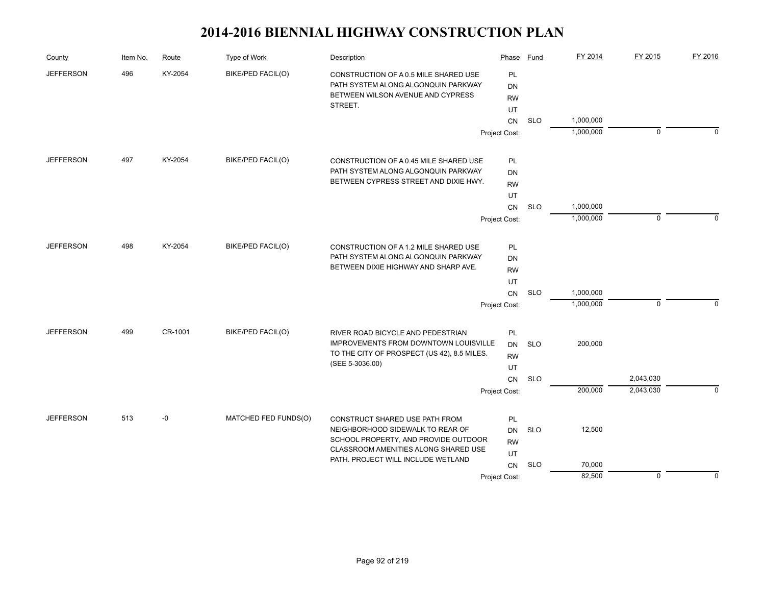# 2014-2016 BIENNIAL HIGHWAY CONSTRUCTION PLAN

| County | Item No. | Route | Type of Work | Description | Phase | Fund | FY 2014 | FY 2015 | FY 2016 |
|---|---|---|---|---|---|---|---|---|---|
| JEFFERSON | 496 | KY-2054 | BIKE/PED FACIL(O) | CONSTRUCTION OF A 0.5 MILE SHARED USE PATH SYSTEM ALONG ALGONQUIN PARKWAY BETWEEN WILSON AVENUE AND CYPRESS STREET. | PL | | | | |
| | | | | | DN | | | | |
| | | | | | RW | | | | |
| | | | | | UT | | | | |
| | | | | | CN | SLO | 1,000,000 | | |
| | | | | | Project Cost: | | 1,000,000 | 0 | 0 |
| JEFFERSON | 497 | KY-2054 | BIKE/PED FACIL(O) | CONSTRUCTION OF A 0.45 MILE SHARED USE PATH SYSTEM ALONG ALGONQUIN PARKWAY BETWEEN CYPRESS STREET AND DIXIE HWY. | PL | | | | |
| | | | | | DN | | | | |
| | | | | | RW | | | | |
| | | | | | UT | | | | |
| | | | | | CN | SLO | 1,000,000 | | |
| | | | | | Project Cost: | | 1,000,000 | 0 | 0 |
| JEFFERSON | 498 | KY-2054 | BIKE/PED FACIL(O) | CONSTRUCTION OF A 1.2 MILE SHARED USE PATH SYSTEM ALONG ALGONQUIN PARKWAY BETWEEN DIXIE HIGHWAY AND SHARP AVE. | PL | | | | |
| | | | | | DN | | | | |
| | | | | | RW | | | | |
| | | | | | UT | | | | |
| | | | | | CN | SLO | 1,000,000 | | |
| | | | | | Project Cost: | | 1,000,000 | 0 | 0 |
| JEFFERSON | 499 | CR-1001 | BIKE/PED FACIL(O) | RIVER ROAD BICYCLE AND PEDESTRIAN IMPROVEMENTS FROM DOWNTOWN LOUISVILLE TO THE CITY OF PROSPECT (US 42), 8.5 MILES. (SEE 5-3036.00) | PL | | | | |
| | | | | | DN | SLO | 200,000 | | |
| | | | | | RW | | | | |
| | | | | | UT | | | | |
| | | | | | CN | SLO | | 2,043,030 | |
| | | | | | Project Cost: | | 200,000 | 2,043,030 | 0 |
| JEFFERSON | 513 | -0 | MATCHED FED FUNDS(O) | CONSTRUCT SHARED USE PATH FROM NEIGHBORHOOD SIDEWALK TO REAR OF SCHOOL PROPERTY, AND PROVIDE OUTDOOR CLASSROOM AMENITIES ALONG SHARED USE PATH. PROJECT WILL INCLUDE WETLAND | PL | | | | |
| | | | | | DN | SLO | 12,500 | | |
| | | | | | RW | | | | |
| | | | | | UT | | | | |
| | | | | | CN | SLO | 70,000 | | |
| | | | | | Project Cost: | | 82,500 | 0 | 0 |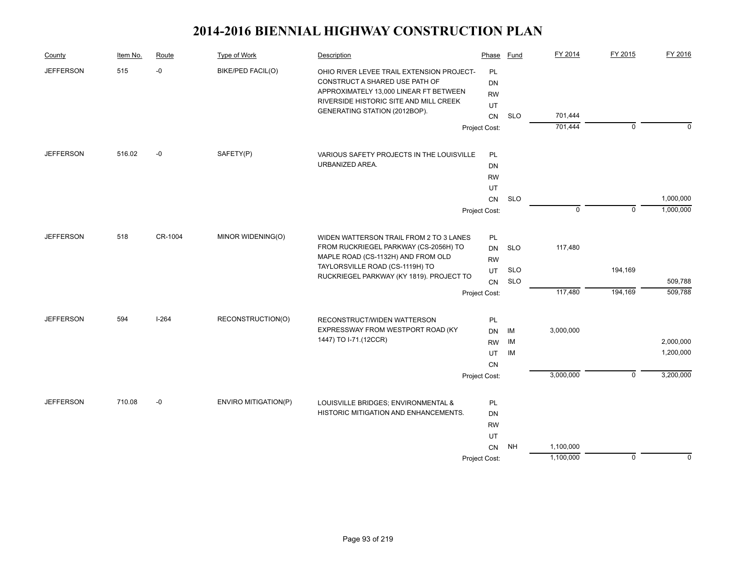# 2014-2016 BIENNIAL HIGHWAY CONSTRUCTION PLAN

| County | Item No. | Route | Type of Work | Description | Phase | Fund | FY 2014 | FY 2015 | FY 2016 |
|---|---|---|---|---|---|---|---|---|---|
| JEFFERSON | 515 | -0 | BIKE/PED FACIL(O) | OHIO RIVER LEVEE TRAIL EXTENSION PROJECT-CONSTRUCT A SHARED USE PATH OF APPROXIMATELY 13,000 LINEAR FT BETWEEN RIVERSIDE HISTORIC SITE AND MILL CREEK GENERATING STATION (2012BOP). | PL | | | | |
| | | | | | DN | | | | |
| | | | | | RW | | | | |
| | | | | | UT | | | | |
| | | | | | CN | SLO | 701,444 | | |
| | | | | | Project Cost: | | 701,444 | 0 | 0 |
| JEFFERSON | 516.02 | -0 | SAFETY(P) | VARIOUS SAFETY PROJECTS IN THE LOUISVILLE URBANIZED AREA. | PL | | | | |
| | | | | | DN | | | | |
| | | | | | RW | | | | |
| | | | | | UT | | | | |
| | | | | | CN | SLO | | | 1,000,000 |
| | | | | | Project Cost: | | 0 | 0 | 1,000,000 |
| JEFFERSON | 518 | CR-1004 | MINOR WIDENING(O) | WIDEN WATTERSON TRAIL FROM 2 TO 3 LANES FROM RUCKRIEGEL PARKWAY (CS-2056H) TO MAPLE ROAD (CS-1132H) AND FROM OLD TAYLORSVILLE ROAD (CS-1119H) TO RUCKRIEGEL PARKWAY (KY 1819). PROJECT TO | PL | | | | |
| | | | | | DN | SLO | 117,480 | | |
| | | | | | RW | | | | |
| | | | | | UT | SLO | | 194,169 | |
| | | | | | CN | SLO | | | 509,788 |
| | | | | | Project Cost: | | 117,480 | 194,169 | 509,788 |
| JEFFERSON | 594 | I-264 | RECONSTRUCTION(O) | RECONSTRUCT/WIDEN WATTERSON EXPRESSWAY FROM WESTPORT ROAD (KY 1447) TO I-71.(12CCR) | PL | | | | |
| | | | | | DN | IM | 3,000,000 | | |
| | | | | | RW | IM | | | 2,000,000 |
| | | | | | UT | IM | | | 1,200,000 |
| | | | | | CN | | | | |
| | | | | | Project Cost: | | 3,000,000 | 0 | 3,200,000 |
| JEFFERSON | 710.08 | -0 | ENVIRO MITIGATION(P) | LOUISVILLE BRIDGES; ENVIRONMENTAL & HISTORIC MITIGATION AND ENHANCEMENTS. | PL | | | | |
| | | | | | DN | | | | |
| | | | | | RW | | | | |
| | | | | | UT | | | | |
| | | | | | CN | NH | 1,100,000 | | |
| | | | | | Project Cost: | | 1,100,000 | 0 | 0 |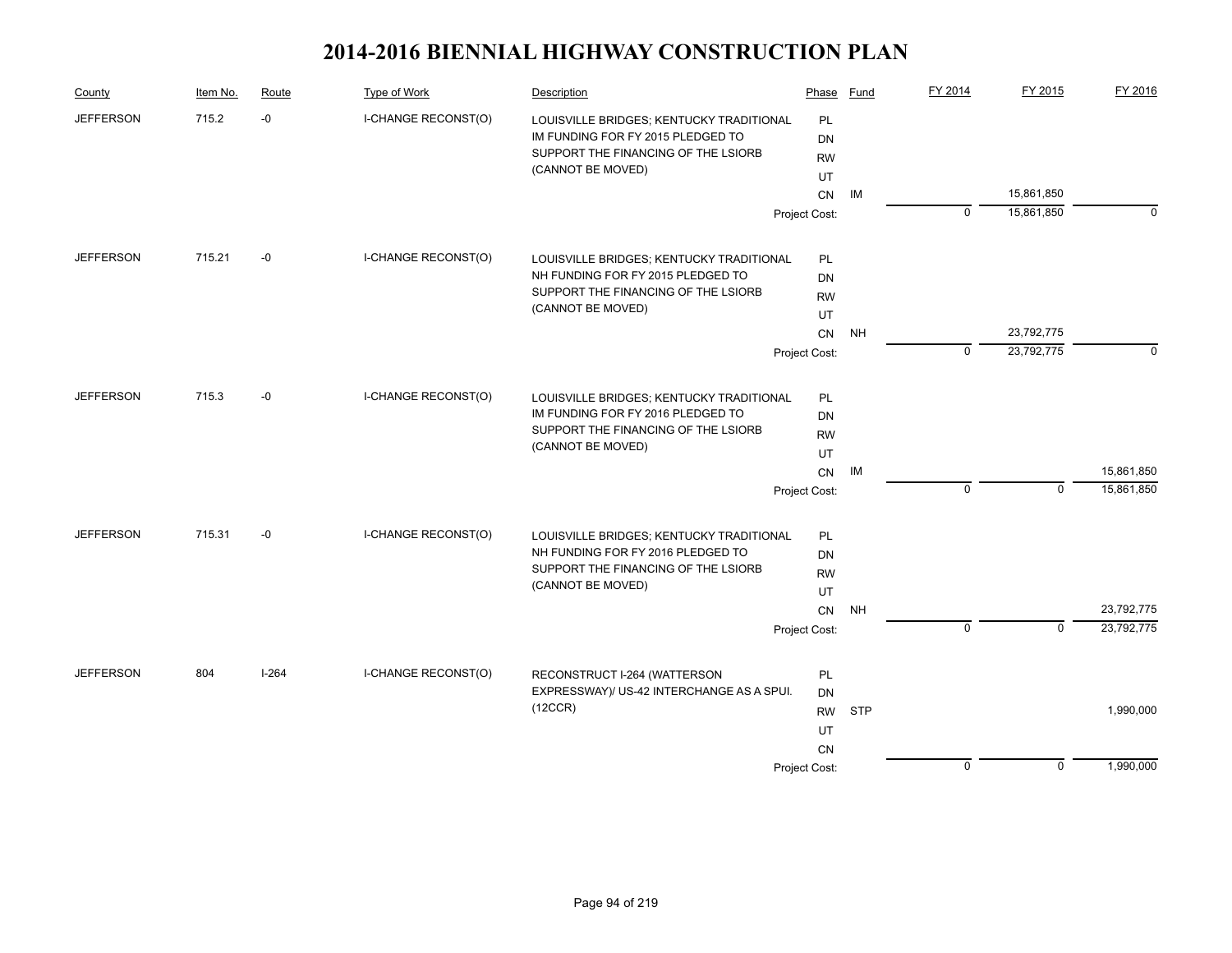# 2014-2016 BIENNIAL HIGHWAY CONSTRUCTION PLAN

| County | Item No. | Route | Type of Work | Description | Phase | Fund | FY 2014 | FY 2015 | FY 2016 |
|---|---|---|---|---|---|---|---|---|---|
| JEFFERSON | 715.2 | -0 | I-CHANGE RECONST(O) | LOUISVILLE BRIDGES; KENTUCKY TRADITIONAL IM FUNDING FOR FY 2015 PLEDGED TO SUPPORT THE FINANCING OF THE LSIORB (CANNOT BE MOVED) | PL | | | | |
| | | | | | DN | | | | |
| | | | | | RW | | | | |
| | | | | | UT | | | | |
| | | | | | CN | IM | | 15,861,850 | |
| | | | | | Project Cost: | | 0 | 15,861,850 | 0 |
| JEFFERSON | 715.21 | -0 | I-CHANGE RECONST(O) | LOUISVILLE BRIDGES; KENTUCKY TRADITIONAL NH FUNDING FOR FY 2015 PLEDGED TO SUPPORT THE FINANCING OF THE LSIORB (CANNOT BE MOVED) | PL | | | | |
| | | | | | DN | | | | |
| | | | | | RW | | | | |
| | | | | | UT | | | | |
| | | | | | CN | NH | | 23,792,775 | |
| | | | | | Project Cost: | | 0 | 23,792,775 | 0 |
| JEFFERSON | 715.3 | -0 | I-CHANGE RECONST(O) | LOUISVILLE BRIDGES; KENTUCKY TRADITIONAL IM FUNDING FOR FY 2016 PLEDGED TO SUPPORT THE FINANCING OF THE LSIORB (CANNOT BE MOVED) | PL | | | | |
| | | | | | DN | | | | |
| | | | | | RW | | | | |
| | | | | | UT | | | | |
| | | | | | CN | IM | | | 15,861,850 |
| | | | | | Project Cost: | | 0 | 0 | 15,861,850 |
| JEFFERSON | 715.31 | -0 | I-CHANGE RECONST(O) | LOUISVILLE BRIDGES; KENTUCKY TRADITIONAL NH FUNDING FOR FY 2016 PLEDGED TO SUPPORT THE FINANCING OF THE LSIORB (CANNOT BE MOVED) | PL | | | | |
| | | | | | DN | | | | |
| | | | | | RW | | | | |
| | | | | | UT | | | | |
| | | | | | CN | NH | | | 23,792,775 |
| | | | | | Project Cost: | | 0 | 0 | 23,792,775 |
| JEFFERSON | 804 | I-264 | I-CHANGE RECONST(O) | RECONSTRUCT I-264 (WATTERSON EXPRESSWAY)/ US-42 INTERCHANGE AS A SPUI. (12CCR) | PL | | | | |
| | | | | | DN | | | | |
| | | | | | RW | STP | | | 1,990,000 |
| | | | | | UT | | | | |
| | | | | | CN | | | | |
| | | | | | Project Cost: | | 0 | 0 | 1,990,000 |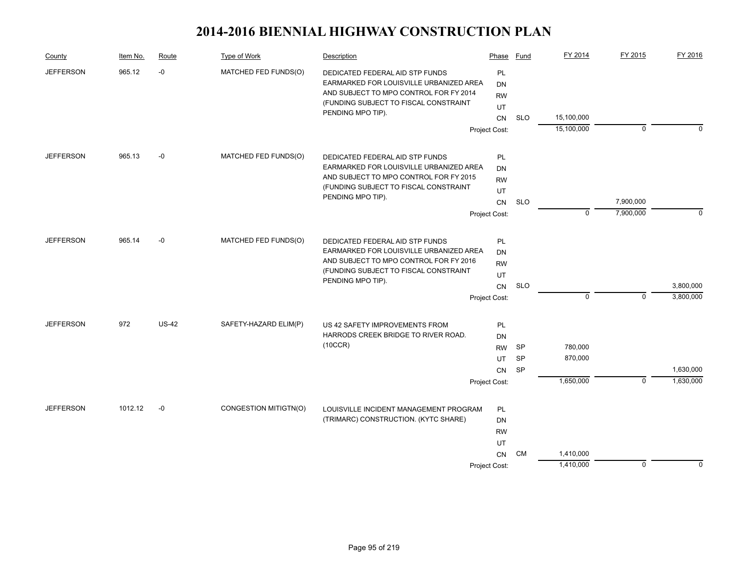# 2014-2016 BIENNIAL HIGHWAY CONSTRUCTION PLAN

| County | Item No. | Route | Type of Work | Description | Phase | Fund | FY 2014 | FY 2015 | FY 2016 |
|---|---|---|---|---|---|---|---|---|---|
| JEFFERSON | 965.12 | -0 | MATCHED FED FUNDS(O) | DEDICATED FEDERAL AID STP FUNDS EARMARKED FOR LOUISVILLE URBANIZED AREA AND SUBJECT TO MPO CONTROL FOR FY 2014 (FUNDING SUBJECT TO FISCAL CONSTRAINT PENDING MPO TIP). | PL | | | | |
| | | | | | DN | | | | |
| | | | | | RW | | | | |
| | | | | | UT | | | | |
| | | | | | CN | SLO | 15,100,000 | | |
| | | | | | Project Cost: | | 15,100,000 | 0 | 0 |
| JEFFERSON | 965.13 | -0 | MATCHED FED FUNDS(O) | DEDICATED FEDERAL AID STP FUNDS EARMARKED FOR LOUISVILLE URBANIZED AREA AND SUBJECT TO MPO CONTROL FOR FY 2015 (FUNDING SUBJECT TO FISCAL CONSTRAINT PENDING MPO TIP). | PL | | | | |
| | | | | | DN | | | | |
| | | | | | RW | | | | |
| | | | | | UT | | | | |
| | | | | | CN | SLO | | 7,900,000 | |
| | | | | | Project Cost: | | 0 | 7,900,000 | 0 |
| JEFFERSON | 965.14 | -0 | MATCHED FED FUNDS(O) | DEDICATED FEDERAL AID STP FUNDS EARMARKED FOR LOUISVILLE URBANIZED AREA AND SUBJECT TO MPO CONTROL FOR FY 2016 (FUNDING SUBJECT TO FISCAL CONSTRAINT PENDING MPO TIP). | PL | | | | |
| | | | | | DN | | | | |
| | | | | | RW | | | | |
| | | | | | UT | | | | |
| | | | | | CN | SLO | | | 3,800,000 |
| | | | | | Project Cost: | | 0 | 0 | 3,800,000 |
| JEFFERSON | 972 | US-42 | SAFETY-HAZARD ELIM(P) | US 42 SAFETY IMPROVEMENTS FROM HARRODS CREEK BRIDGE TO RIVER ROAD. (10CCR) | PL | | | | |
| | | | | | DN | | | | |
| | | | | | RW | SP | 780,000 | | |
| | | | | | UT | SP | 870,000 | | |
| | | | | | CN | SP | | | 1,630,000 |
| | | | | | Project Cost: | | 1,650,000 | 0 | 1,630,000 |
| JEFFERSON | 1012.12 | -0 | CONGESTION MITIGTN(O) | LOUISVILLE INCIDENT MANAGEMENT PROGRAM (TRIMARC) CONSTRUCTION. (KYTC SHARE) | PL | | | | |
| | | | | | DN | | | | |
| | | | | | RW | | | | |
| | | | | | UT | | | | |
| | | | | | CN | CM | 1,410,000 | | |
| | | | | | Project Cost: | | 1,410,000 | 0 | 0 |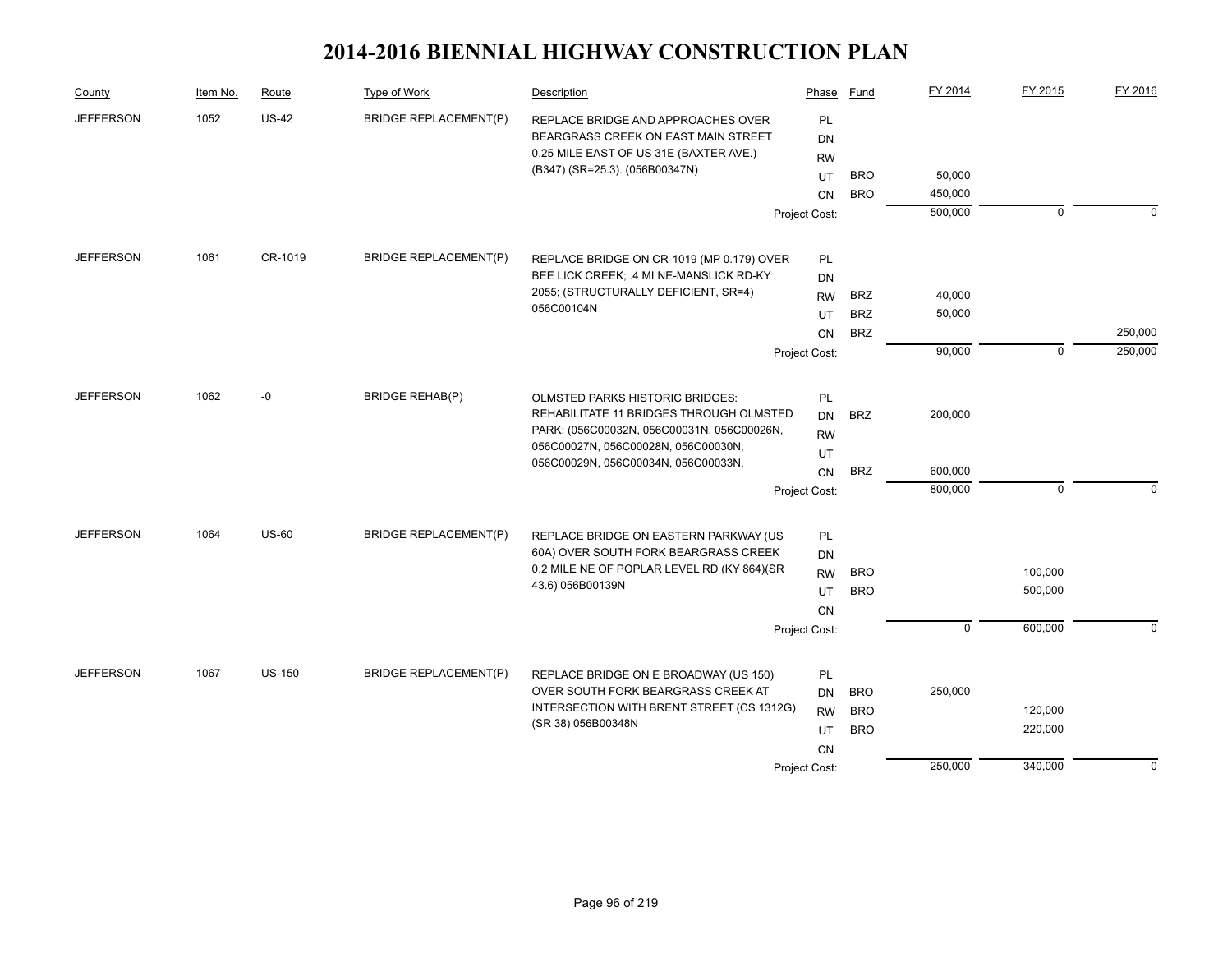# 2014-2016 BIENNIAL HIGHWAY CONSTRUCTION PLAN

| County | Item No. | Route | Type of Work | Description | Phase | Fund | FY 2014 | FY 2015 | FY 2016 |
|---|---|---|---|---|---|---|---|---|---|
| JEFFERSON | 1052 | US-42 | BRIDGE REPLACEMENT(P) | REPLACE BRIDGE AND APPROACHES OVER BEARGRASS CREEK ON EAST MAIN STREET 0.25 MILE EAST OF US 31E (BAXTER AVE.) (B347) (SR=25.3). (056B00347N) | PL | | | | |
| | | | | | DN | | | | |
| | | | | | RW | | | | |
| | | | | | UT | BRO | 50,000 | | |
| | | | | | CN | BRO | 450,000 | | |
| | | | | | Project Cost: | | 500,000 | 0 | 0 |
| JEFFERSON | 1061 | CR-1019 | BRIDGE REPLACEMENT(P) | REPLACE BRIDGE ON CR-1019 (MP 0.179) OVER BEE LICK CREEK; .4 MI NE-MANSLICK RD-KY 2055; (STRUCTURALLY DEFICIENT, SR=4) 056C00104N | PL | | | | |
| | | | | | DN | | | | |
| | | | | | RW | BRZ | 40,000 | | |
| | | | | | UT | BRZ | 50,000 | | |
| | | | | | CN | BRZ | | | 250,000 |
| | | | | | Project Cost: | | 90,000 | 0 | 250,000 |
| JEFFERSON | 1062 | -0 | BRIDGE REHAB(P) | OLMSTED PARKS HISTORIC BRIDGES: REHABILITATE 11 BRIDGES THROUGH OLMSTED PARK: (056C00032N, 056C00031N, 056C00026N, 056C00027N, 056C00028N, 056C00030N, 056C00029N, 056C00034N, 056C00033N, | PL | | | | |
| | | | | | DN | BRZ | 200,000 | | |
| | | | | | RW | | | | |
| | | | | | UT | | | | |
| | | | | | CN | BRZ | 600,000 | | |
| | | | | | Project Cost: | | 800,000 | 0 | 0 |
| JEFFERSON | 1064 | US-60 | BRIDGE REPLACEMENT(P) | REPLACE BRIDGE ON EASTERN PARKWAY (US 60A) OVER SOUTH FORK BEARGRASS CREEK 0.2 MILE NE OF POPLAR LEVEL RD (KY 864)(SR 43.6) 056B00139N | PL | | | | |
| | | | | | DN | | | | |
| | | | | | RW | BRO | | 100,000 | |
| | | | | | UT | BRO | | 500,000 | |
| | | | | | CN | | | | |
| | | | | | Project Cost: | | 0 | 600,000 | 0 |
| JEFFERSON | 1067 | US-150 | BRIDGE REPLACEMENT(P) | REPLACE BRIDGE ON E BROADWAY (US 150) OVER SOUTH FORK BEARGRASS CREEK AT INTERSECTION WITH BRENT STREET (CS 1312G) (SR 38) 056B00348N | PL | | | | |
| | | | | | DN | BRO | 250,000 | | |
| | | | | | RW | BRO | | 120,000 | |
| | | | | | UT | BRO | | 220,000 | |
| | | | | | CN | | | | |
| | | | | | Project Cost: | | 250,000 | 340,000 | 0 |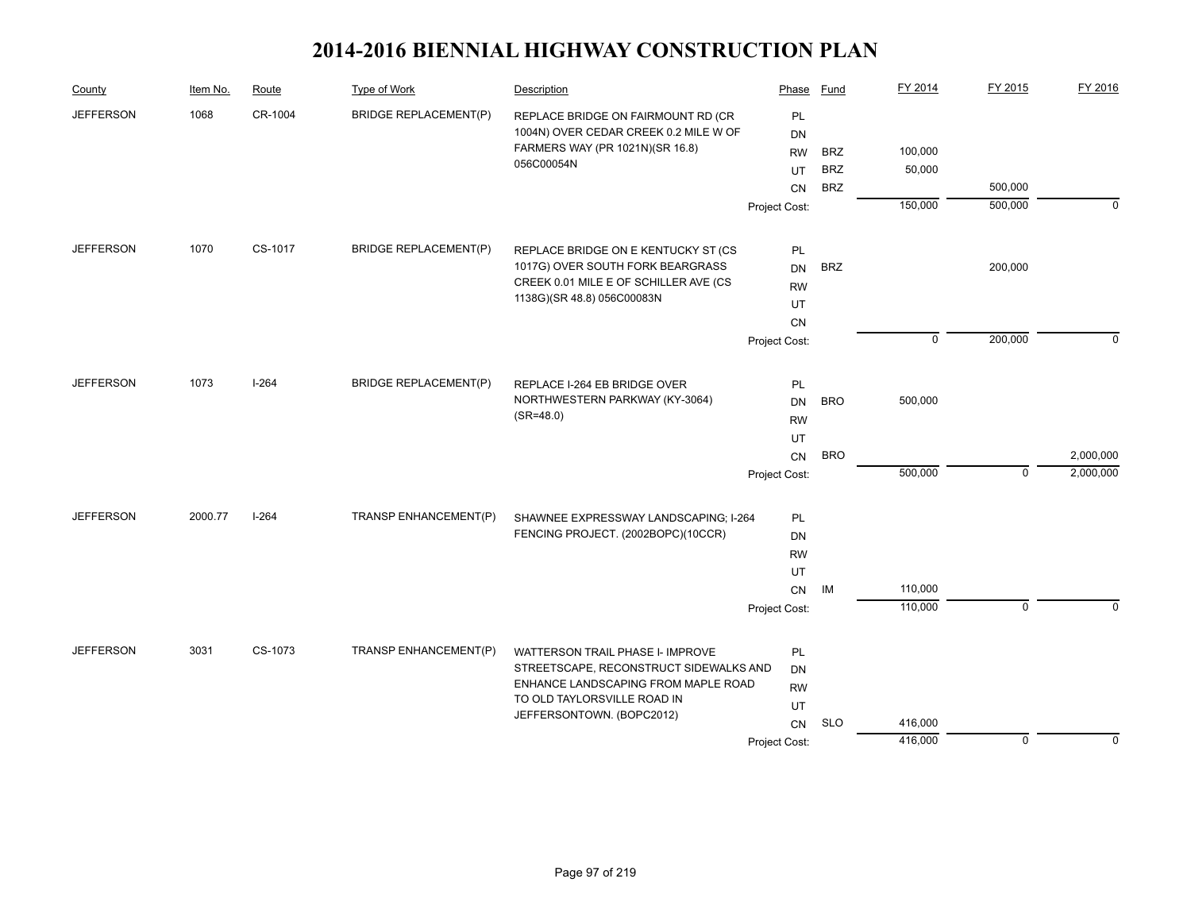# 2014-2016 BIENNIAL HIGHWAY CONSTRUCTION PLAN

| County | Item No. | Route | Type of Work | Description | Phase | Fund | FY 2014 | FY 2015 | FY 2016 |
|---|---|---|---|---|---|---|---|---|---|
| JEFFERSON | 1068 | CR-1004 | BRIDGE REPLACEMENT(P) | REPLACE BRIDGE ON FAIRMOUNT RD (CR 1004N) OVER CEDAR CREEK 0.2 MILE W OF FARMERS WAY (PR 1021N)(SR 16.8) 056C00054N | PL | | | | |
| | | | | | DN | | | | |
| | | | | | RW | BRZ | 100,000 | | |
| | | | | | UT | BRZ | 50,000 | | |
| | | | | | CN | BRZ | | 500,000 | |
| | | | | | Project Cost: | | 150,000 | 500,000 | 0 |
| JEFFERSON | 1070 | CS-1017 | BRIDGE REPLACEMENT(P) | REPLACE BRIDGE ON E KENTUCKY ST (CS 1017G) OVER SOUTH FORK BEARGRASS CREEK 0.01 MILE E OF SCHILLER AVE (CS 1138G)(SR 48.8) 056C00083N | PL | | | | |
| | | | | | DN | BRZ | | 200,000 | |
| | | | | | RW | | | | |
| | | | | | UT | | | | |
| | | | | | CN | | | | |
| | | | | | Project Cost: | | 0 | 200,000 | 0 |
| JEFFERSON | 1073 | I-264 | BRIDGE REPLACEMENT(P) | REPLACE I-264 EB BRIDGE OVER NORTHWESTERN PARKWAY (KY-3064) (SR=48.0) | PL | | | | |
| | | | | | DN | BRO | 500,000 | | |
| | | | | | RW | | | | |
| | | | | | UT | | | | |
| | | | | | CN | BRO | | | 2,000,000 |
| | | | | | Project Cost: | | 500,000 | 0 | 2,000,000 |
| JEFFERSON | 2000.77 | I-264 | TRANSP ENHANCEMENT(P) | SHAWNEE EXPRESSWAY LANDSCAPING; I-264 FENCING PROJECT. (2002BOPC)(10CCR) | PL | | | | |
| | | | | | DN | | | | |
| | | | | | RW | | | | |
| | | | | | UT | | | | |
| | | | | | CN | IM | 110,000 | | |
| | | | | | Project Cost: | | 110,000 | 0 | 0 |
| JEFFERSON | 3031 | CS-1073 | TRANSP ENHANCEMENT(P) | WATTERSON TRAIL PHASE I- IMPROVE STREETSCAPE, RECONSTRUCT SIDEWALKS AND ENHANCE LANDSCAPING FROM MAPLE ROAD TO OLD TAYLORSVILLE ROAD IN JEFFERSONTOWN. (BOPC2012) | PL | | | | |
| | | | | | DN | | | | |
| | | | | | RW | | | | |
| | | | | | UT | | | | |
| | | | | | CN | SLO | 416,000 | | |
| | | | | | Project Cost: | | 416,000 | 0 | 0 |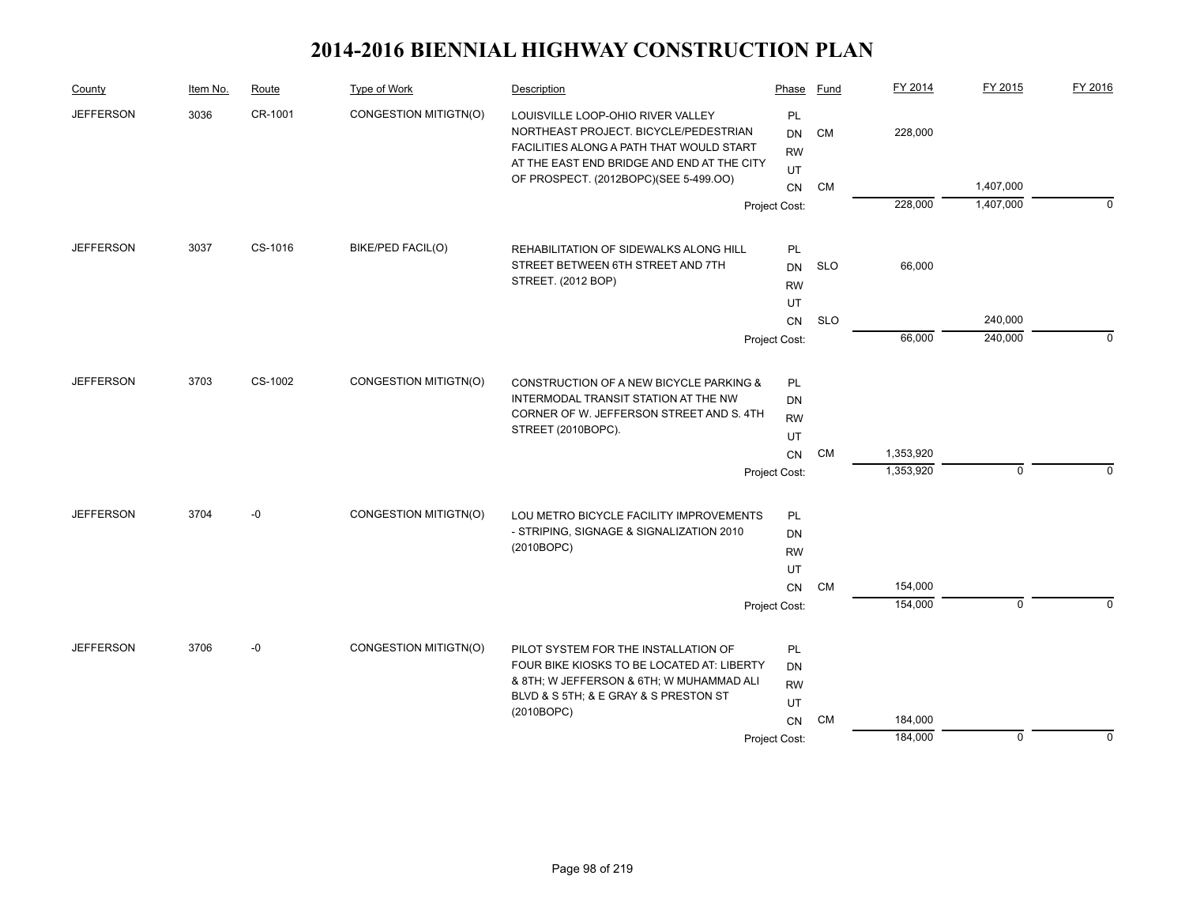# 2014-2016 BIENNIAL HIGHWAY CONSTRUCTION PLAN

| County | Item No. | Route | Type of Work | Description | Phase | Fund | FY 2014 | FY 2015 | FY 2016 |
|---|---|---|---|---|---|---|---|---|---|
| JEFFERSON | 3036 | CR-1001 | CONGESTION MITIGTN(O) | LOUISVILLE LOOP-OHIO RIVER VALLEY NORTHEAST PROJECT. BICYCLE/PEDESTRIAN FACILITIES ALONG A PATH THAT WOULD START AT THE EAST END BRIDGE AND END AT THE CITY OF PROSPECT. (2012BOPC)(SEE 5-499.OO) | PL | | | | |
| | | | | | DN | CM | 228,000 | | |
| | | | | | RW | | | | |
| | | | | | UT | | | | |
| | | | | | CN | CM | | 1,407,000 | |
| | | | | | Project Cost: | | 228,000 | 1,407,000 | 0 |
| JEFFERSON | 3037 | CS-1016 | BIKE/PED FACIL(O) | REHABILITATION OF SIDEWALKS ALONG HILL STREET BETWEEN 6TH STREET AND 7TH STREET. (2012 BOP) | PL | | | | |
| | | | | | DN | SLO | 66,000 | | |
| | | | | | RW | | | | |
| | | | | | UT | | | | |
| | | | | | CN | SLO | | 240,000 | |
| | | | | | Project Cost: | | 66,000 | 240,000 | 0 |
| JEFFERSON | 3703 | CS-1002 | CONGESTION MITIGTN(O) | CONSTRUCTION OF A NEW BICYCLE PARKING & INTERMODAL TRANSIT STATION AT THE NW CORNER OF W. JEFFERSON STREET AND S. 4TH STREET (2010BOPC). | PL | | | | |
| | | | | | DN | | | | |
| | | | | | RW | | | | |
| | | | | | UT | | | | |
| | | | | | CN | CM | 1,353,920 | | |
| | | | | | Project Cost: | | 1,353,920 | 0 | 0 |
| JEFFERSON | 3704 | -0 | CONGESTION MITIGTN(O) | LOU METRO BICYCLE FACILITY IMPROVEMENTS - STRIPING, SIGNAGE & SIGNALIZATION 2010 (2010BOPC) | PL | | | | |
| | | | | | DN | | | | |
| | | | | | RW | | | | |
| | | | | | UT | | | | |
| | | | | | CN | CM | 154,000 | | |
| | | | | | Project Cost: | | 154,000 | 0 | 0 |
| JEFFERSON | 3706 | -0 | CONGESTION MITIGTN(O) | PILOT SYSTEM FOR THE INSTALLATION OF FOUR BIKE KIOSKS TO BE LOCATED AT: LIBERTY & 8TH; W JEFFERSON & 6TH; W MUHAMMAD ALI BLVD & S 5TH; & E GRAY & S PRESTON ST (2010BOPC) | PL | | | | |
| | | | | | DN | | | | |
| | | | | | RW | | | | |
| | | | | | UT | | | | |
| | | | | | CN | CM | 184,000 | | |
| | | | | | Project Cost: | | 184,000 | 0 | 0 |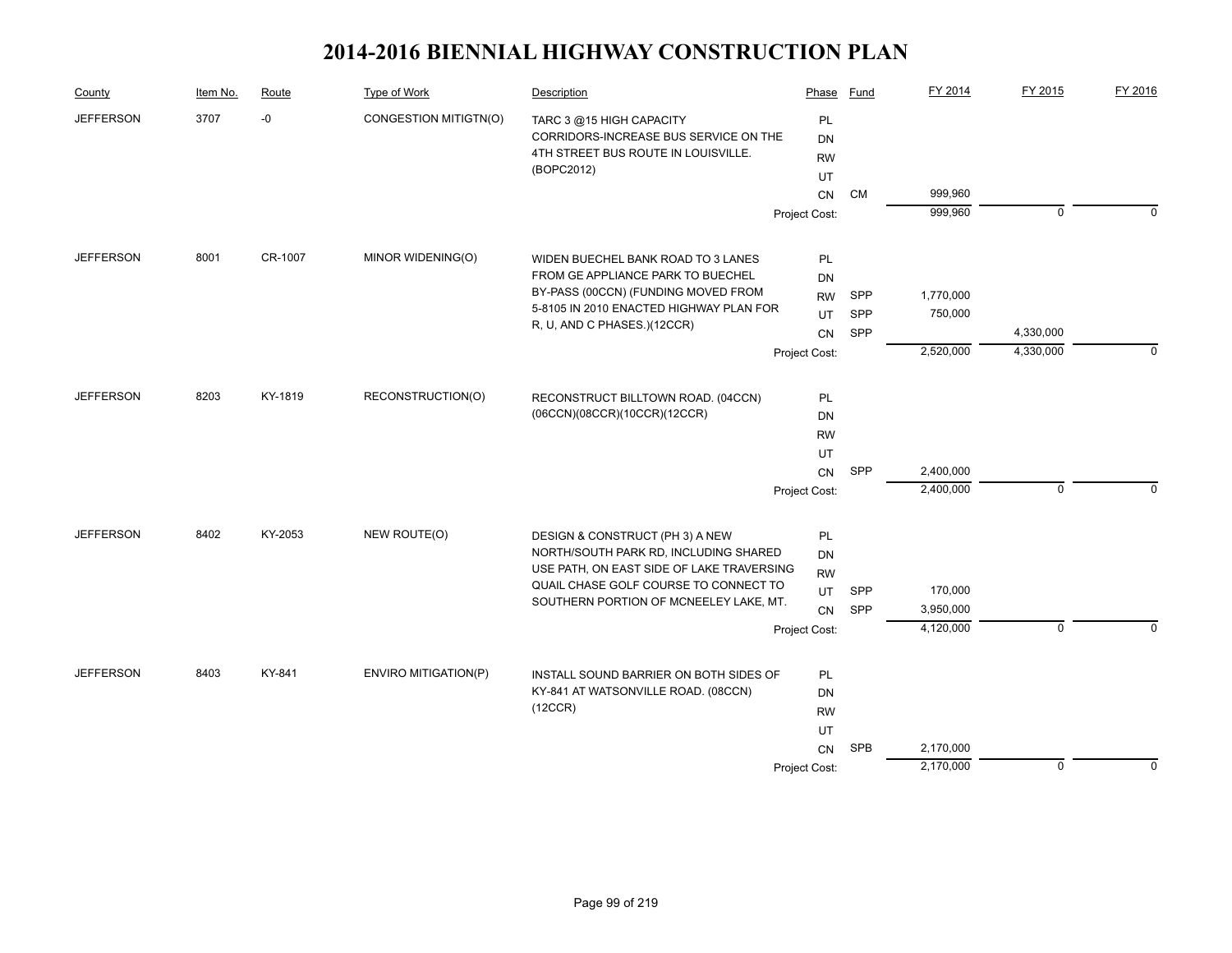# 2014-2016 BIENNIAL HIGHWAY CONSTRUCTION PLAN

| County | Item No. | Route | Type of Work | Description | Phase | Fund | FY 2014 | FY 2015 | FY 2016 |
|---|---|---|---|---|---|---|---|---|---|
| JEFFERSON | 3707 | -0 | CONGESTION MITIGTN(O) | TARC 3 @15 HIGH CAPACITY CORRIDORS-INCREASE BUS SERVICE ON THE 4TH STREET BUS ROUTE IN LOUISVILLE. (BOPC2012) | PL | | | | |
| | | | | | DN | | | | |
| | | | | | RW | | | | |
| | | | | | UT | | | | |
| | | | | | CN | CM | 999,960 | | |
| | | | | | Project Cost: | | 999,960 | 0 | 0 |
| JEFFERSON | 8001 | CR-1007 | MINOR WIDENING(O) | WIDEN BUECHEL BANK ROAD TO 3 LANES FROM GE APPLIANCE PARK TO BUECHEL BY-PASS (00CCN) (FUNDING MOVED FROM 5-8105 IN 2010 ENACTED HIGHWAY PLAN FOR R, U, AND C PHASES.)(12CCR) | PL | | | | |
| | | | | | DN | | | | |
| | | | | | RW | SPP | 1,770,000 | | |
| | | | | | UT | SPP | 750,000 | | |
| | | | | | CN | SPP | | 4,330,000 | |
| | | | | | Project Cost: | | 2,520,000 | 4,330,000 | 0 |
| JEFFERSON | 8203 | KY-1819 | RECONSTRUCTION(O) | RECONSTRUCT BILLTOWN ROAD. (04CCN) (06CCN)(08CCR)(10CCR)(12CCR) | PL | | | | |
| | | | | | DN | | | | |
| | | | | | RW | | | | |
| | | | | | UT | | | | |
| | | | | | CN | SPP | 2,400,000 | | |
| | | | | | Project Cost: | | 2,400,000 | 0 | 0 |
| JEFFERSON | 8402 | KY-2053 | NEW ROUTE(O) | DESIGN & CONSTRUCT (PH 3) A NEW NORTH/SOUTH PARK RD, INCLUDING SHARED USE PATH, ON EAST SIDE OF LAKE TRAVERSING QUAIL CHASE GOLF COURSE TO CONNECT TO SOUTHERN PORTION OF MCNEELEY LAKE, MT. | PL | | | | |
| | | | | | DN | | | | |
| | | | | | RW | | | | |
| | | | | | UT | SPP | 170,000 | | |
| | | | | | CN | SPP | 3,950,000 | | |
| | | | | | Project Cost: | | 4,120,000 | 0 | 0 |
| JEFFERSON | 8403 | KY-841 | ENVIRO MITIGATION(P) | INSTALL SOUND BARRIER ON BOTH SIDES OF KY-841 AT WATSONVILLE ROAD. (08CCN) (12CCR) | PL | | | | |
| | | | | | DN | | | | |
| | | | | | RW | | | | |
| | | | | | UT | | | | |
| | | | | | CN | SPB | 2,170,000 | | |
| | | | | | Project Cost: | | 2,170,000 | 0 | 0 |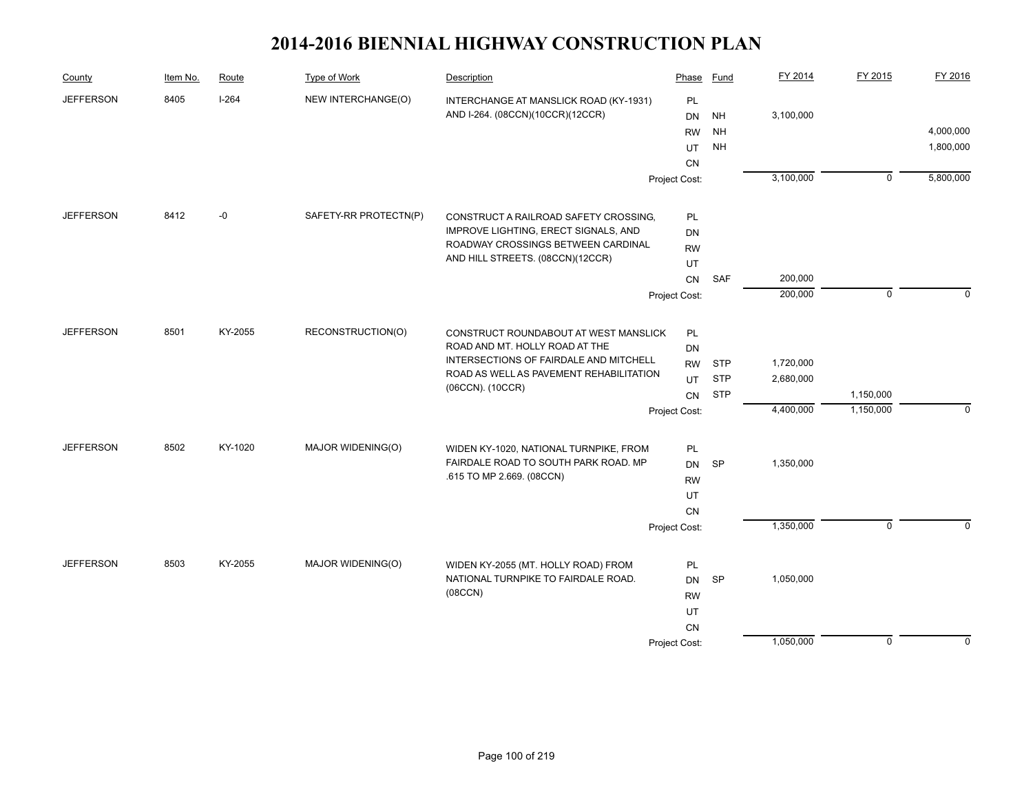# 2014-2016 BIENNIAL HIGHWAY CONSTRUCTION PLAN

| County | Item No. | Route | Type of Work | Description | Phase | Fund | FY 2014 | FY 2015 | FY 2016 |
|---|---|---|---|---|---|---|---|---|---|
| JEFFERSON | 8405 | I-264 | NEW INTERCHANGE(O) | INTERCHANGE AT MANSLICK ROAD (KY-1931) AND I-264. (08CCN)(10CCR)(12CCR) | PL | | | | |
| | | | | | DN | NH | 3,100,000 | | |
| | | | | | RW | NH | | | 4,000,000 |
| | | | | | UT | NH | | | 1,800,000 |
| | | | | | CN | | | | |
| | | | | | Project Cost: | | 3,100,000 | 0 | 5,800,000 |
| JEFFERSON | 8412 | -0 | SAFETY-RR PROTECTN(P) | CONSTRUCT A RAILROAD SAFETY CROSSING, IMPROVE LIGHTING, ERECT SIGNALS, AND ROADWAY CROSSINGS BETWEEN CARDINAL AND HILL STREETS. (08CCN)(12CCR) | PL | | | | |
| | | | | | DN | | | | |
| | | | | | RW | | | | |
| | | | | | UT | | | | |
| | | | | | CN | SAF | 200,000 | | |
| | | | | | Project Cost: | | 200,000 | 0 | 0 |
| JEFFERSON | 8501 | KY-2055 | RECONSTRUCTION(O) | CONSTRUCT ROUNDABOUT AT WEST MANSLICK ROAD AND MT. HOLLY ROAD AT THE INTERSECTIONS OF FAIRDALE AND MITCHELL ROAD AS WELL AS PAVEMENT REHABILITATION (06CCN). (10CCR) | PL | | | | |
| | | | | | DN | | | | |
| | | | | | RW | STP | 1,720,000 | | |
| | | | | | UT | STP | 2,680,000 | | |
| | | | | | CN | STP | | 1,150,000 | |
| | | | | | Project Cost: | | 4,400,000 | 1,150,000 | 0 |
| JEFFERSON | 8502 | KY-1020 | MAJOR WIDENING(O) | WIDEN KY-1020, NATIONAL TURNPIKE, FROM FAIRDALE ROAD TO SOUTH PARK ROAD. MP .615 TO MP 2.669. (08CCN) | PL | | | | |
| | | | | | DN | SP | 1,350,000 | | |
| | | | | | RW | | | | |
| | | | | | UT | | | | |
| | | | | | CN | | | | |
| | | | | | Project Cost: | | 1,350,000 | 0 | 0 |
| JEFFERSON | 8503 | KY-2055 | MAJOR WIDENING(O) | WIDEN KY-2055 (MT. HOLLY ROAD) FROM NATIONAL TURNPIKE TO FAIRDALE ROAD. (08CCN) | PL | | | | |
| | | | | | DN | SP | 1,050,000 | | |
| | | | | | RW | | | | |
| | | | | | UT | | | | |
| | | | | | CN | | | | |
| | | | | | Project Cost: | | 1,050,000 | 0 | 0 |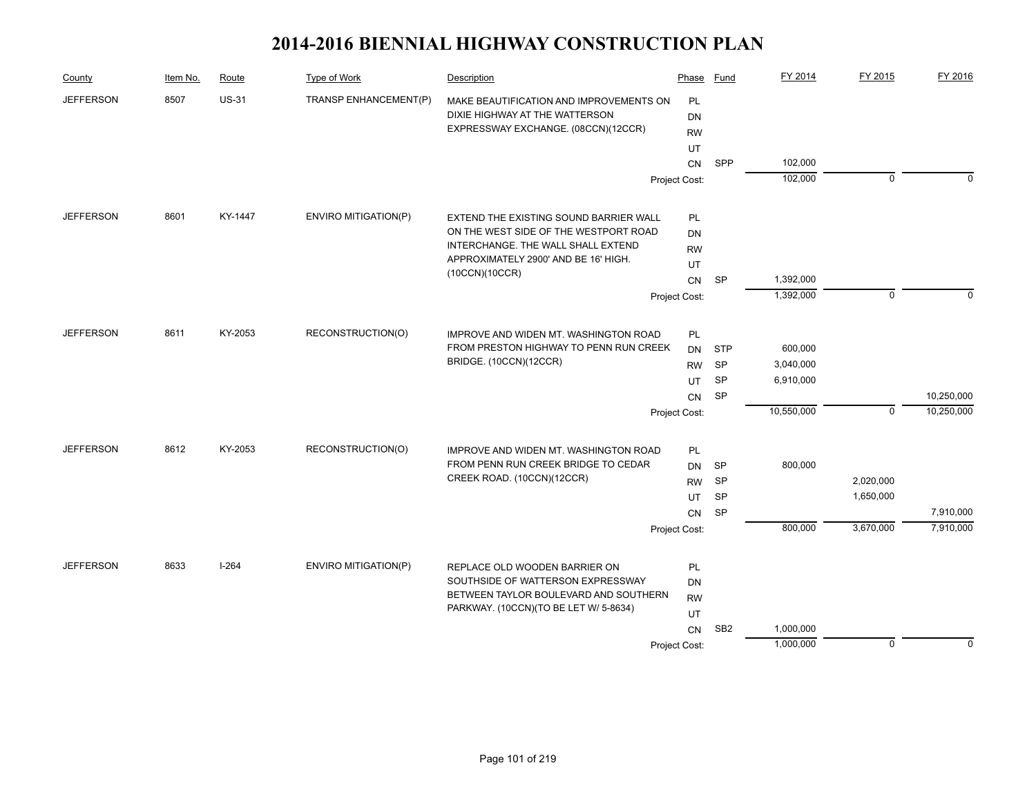# 2014-2016 BIENNIAL HIGHWAY CONSTRUCTION PLAN

| County | Item No. | Route | Type of Work | Description | Phase | Fund | FY 2014 | FY 2015 | FY 2016 |
|---|---|---|---|---|---|---|---|---|---|
| JEFFERSON | 8507 | US-31 | TRANSP ENHANCEMENT(P) | MAKE BEAUTIFICATION AND IMPROVEMENTS ON DIXIE HIGHWAY AT THE WATTERSON EXPRESSWAY EXCHANGE. (08CCN)(12CCR) | PL | | | | |
| | | | | | DN | | | | |
| | | | | | RW | | | | |
| | | | | | UT | | | | |
| | | | | | CN | SPP | 102,000 | | |
| | | | | | Project Cost: | | 102,000 | 0 | 0 |
| JEFFERSON | 8601 | KY-1447 | ENVIRO MITIGATION(P) | EXTEND THE EXISTING SOUND BARRIER WALL ON THE WEST SIDE OF THE WESTPORT ROAD INTERCHANGE. THE WALL SHALL EXTEND APPROXIMATELY 2900' AND BE 16' HIGH. (10CCN)(10CCR) | PL | | | | |
| | | | | | DN | | | | |
| | | | | | RW | | | | |
| | | | | | UT | | | | |
| | | | | | CN | SP | 1,392,000 | | |
| | | | | | Project Cost: | | 1,392,000 | 0 | 0 |
| JEFFERSON | 8611 | KY-2053 | RECONSTRUCTION(O) | IMPROVE AND WIDEN MT. WASHINGTON ROAD FROM PRESTON HIGHWAY TO PENN RUN CREEK BRIDGE. (10CCN)(12CCR) | PL | | | | |
| | | | | | DN | STP | 600,000 | | |
| | | | | | RW | SP | 3,040,000 | | |
| | | | | | UT | SP | 6,910,000 | | |
| | | | | | CN | SP | | | 10,250,000 |
| | | | | | Project Cost: | | 10,550,000 | 0 | 10,250,000 |
| JEFFERSON | 8612 | KY-2053 | RECONSTRUCTION(O) | IMPROVE AND WIDEN MT. WASHINGTON ROAD FROM PENN RUN CREEK BRIDGE TO CEDAR CREEK ROAD. (10CCN)(12CCR) | PL | | | | |
| | | | | | DN | SP | 800,000 | | |
| | | | | | RW | SP | | 2,020,000 | |
| | | | | | UT | SP | | 1,650,000 | |
| | | | | | CN | SP | | | 7,910,000 |
| | | | | | Project Cost: | | 800,000 | 3,670,000 | 7,910,000 |
| JEFFERSON | 8633 | I-264 | ENVIRO MITIGATION(P) | REPLACE OLD WOODEN BARRIER ON SOUTHSIDE OF WATTERSON EXPRESSWAY BETWEEN TAYLOR BOULEVARD AND SOUTHERN PARKWAY. (10CCN)(TO BE LET W/ 5-8634) | PL | | | | |
| | | | | | DN | | | | |
| | | | | | RW | | | | |
| | | | | | UT | | | | |
| | | | | | CN | SB2 | 1,000,000 | | |
| | | | | | Project Cost: | | 1,000,000 | 0 | 0 |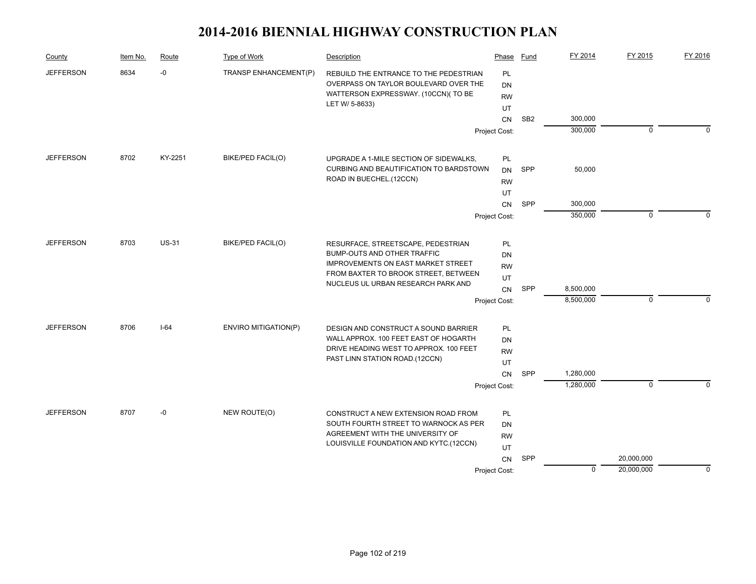# 2014-2016 BIENNIAL HIGHWAY CONSTRUCTION PLAN

| County | Item No. | Route | Type of Work | Description | Phase | Fund | FY 2014 | FY 2015 | FY 2016 |
|---|---|---|---|---|---|---|---|---|---|
| JEFFERSON | 8634 | -0 | TRANSP ENHANCEMENT(P) | REBUILD THE ENTRANCE TO THE PEDESTRIAN OVERPASS ON TAYLOR BOULEVARD OVER THE WATTERSON EXPRESSWAY. (10CCN)( TO BE LET W/ 5-8633) | PL | | | | |
| | | | | | DN | | | | |
| | | | | | RW | | | | |
| | | | | | UT | | | | |
| | | | | | CN | SB2 | 300,000 | | |
| | | | | | Project Cost: | | 300,000 | 0 | 0 |
| JEFFERSON | 8702 | KY-2251 | BIKE/PED FACIL(O) | UPGRADE A 1-MILE SECTION OF SIDEWALKS, CURBING AND BEAUTIFICATION TO BARDSTOWN ROAD IN BUECHEL.(12CCN) | PL | | | | |
| | | | | | DN | SPP | 50,000 | | |
| | | | | | RW | | | | |
| | | | | | UT | | | | |
| | | | | | CN | SPP | 300,000 | | |
| | | | | | Project Cost: | | 350,000 | 0 | 0 |
| JEFFERSON | 8703 | US-31 | BIKE/PED FACIL(O) | RESURFACE, STREETSCAPE, PEDESTRIAN BUMP-OUTS AND OTHER TRAFFIC IMPROVEMENTS ON EAST MARKET STREET FROM BAXTER TO BROOK STREET, BETWEEN NUCLEUS UL URBAN RESEARCH PARK AND | PL | | | | |
| | | | | | DN | | | | |
| | | | | | RW | | | | |
| | | | | | UT | | | | |
| | | | | | CN | SPP | 8,500,000 | | |
| | | | | | Project Cost: | | 8,500,000 | 0 | 0 |
| JEFFERSON | 8706 | I-64 | ENVIRO MITIGATION(P) | DESIGN AND CONSTRUCT A SOUND BARRIER WALL APPROX. 100 FEET EAST OF HOGARTH DRIVE HEADING WEST TO APPROX. 100 FEET PAST LINN STATION ROAD.(12CCN) | PL | | | | |
| | | | | | DN | | | | |
| | | | | | RW | | | | |
| | | | | | UT | | | | |
| | | | | | CN | SPP | 1,280,000 | | |
| | | | | | Project Cost: | | 1,280,000 | 0 | 0 |
| JEFFERSON | 8707 | -0 | NEW ROUTE(O) | CONSTRUCT A NEW EXTENSION ROAD FROM SOUTH FOURTH STREET TO WARNOCK AS PER AGREEMENT WITH THE UNIVERSITY OF LOUISVILLE FOUNDATION AND KYTC.(12CCN) | PL | | | | |
| | | | | | DN | | | | |
| | | | | | RW | | | | |
| | | | | | UT | | | | |
| | | | | | CN | SPP | | 20,000,000 | |
| | | | | | Project Cost: | | 0 | 20,000,000 | 0 |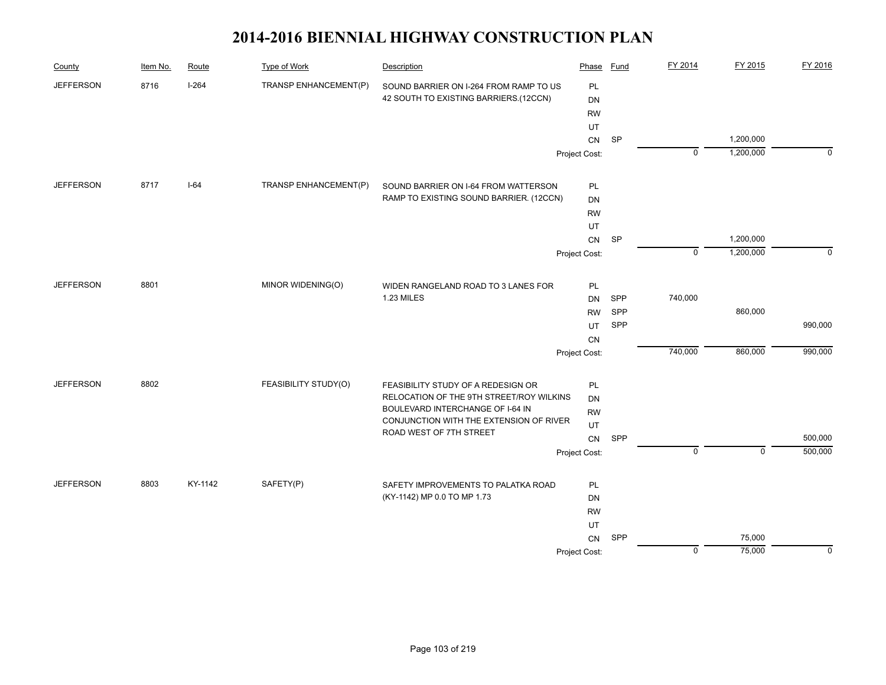# 2014-2016 BIENNIAL HIGHWAY CONSTRUCTION PLAN

| County | Item No. | Route | Type of Work | Description | Phase | Fund | FY 2014 | FY 2015 | FY 2016 |
|---|---|---|---|---|---|---|---|---|---|
| JEFFERSON | 8716 | I-264 | TRANSP ENHANCEMENT(P) | SOUND BARRIER ON I-264 FROM RAMP TO US 42 SOUTH TO EXISTING BARRIERS.(12CCN) | PL | | | | |
| | | | | | DN | | | | |
| | | | | | RW | | | | |
| | | | | | UT | | | | |
| | | | | | CN | SP | | 1,200,000 | |
| | | | | | Project Cost: | | 0 | 1,200,000 | 0 |
| JEFFERSON | 8717 | I-64 | TRANSP ENHANCEMENT(P) | SOUND BARRIER ON I-64 FROM WATTERSON RAMP TO EXISTING SOUND BARRIER. (12CCN) | PL | | | | |
| | | | | | DN | | | | |
| | | | | | RW | | | | |
| | | | | | UT | | | | |
| | | | | | CN | SP | | 1,200,000 | |
| | | | | | Project Cost: | | 0 | 1,200,000 | 0 |
| JEFFERSON | 8801 | | MINOR WIDENING(O) | WIDEN RANGELAND ROAD TO 3 LANES FOR 1.23 MILES | PL | | | | |
| | | | | | DN | SPP | 740,000 | | |
| | | | | | RW | SPP | | 860,000 | |
| | | | | | UT | SPP | | | 990,000 |
| | | | | | CN | | | | |
| | | | | | Project Cost: | | 740,000 | 860,000 | 990,000 |
| JEFFERSON | 8802 | | FEASIBILITY STUDY(O) | FEASIBILITY STUDY OF A REDESIGN OR RELOCATION OF THE 9TH STREET/ROY WILKINS BOULEVARD INTERCHANGE OF I-64 IN CONJUNCTION WITH THE EXTENSION OF RIVER ROAD WEST OF 7TH STREET | PL | | | | |
| | | | | | DN | | | | |
| | | | | | RW | | | | |
| | | | | | UT | | | | |
| | | | | | CN | SPP | | | 500,000 |
| | | | | | Project Cost: | | 0 | 0 | 500,000 |
| JEFFERSON | 8803 | KY-1142 | SAFETY(P) | SAFETY IMPROVEMENTS TO PALATKA ROAD (KY-1142) MP 0.0 TO MP 1.73 | PL | | | | |
| | | | | | DN | | | | |
| | | | | | RW | | | | |
| | | | | | UT | | | | |
| | | | | | CN | SPP | | 75,000 | |
| | | | | | Project Cost: | | 0 | 75,000 | 0 |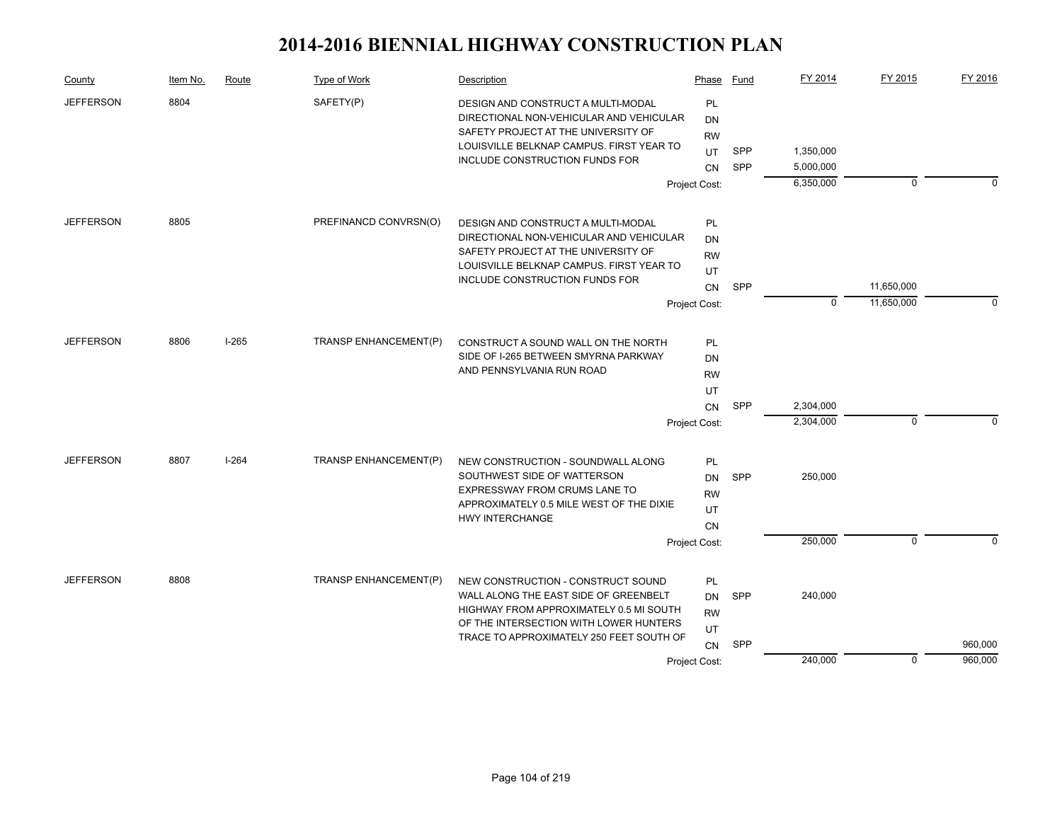# 2014-2016 BIENNIAL HIGHWAY CONSTRUCTION PLAN

| County | Item No. | Route | Type of Work | Description | Phase | Fund | FY 2014 | FY 2015 | FY 2016 |
|---|---|---|---|---|---|---|---|---|---|
| JEFFERSON | 8804 | | SAFETY(P) | DESIGN AND CONSTRUCT A MULTI-MODAL DIRECTIONAL NON-VEHICULAR AND VEHICULAR SAFETY PROJECT AT THE UNIVERSITY OF LOUISVILLE BELKNAP CAMPUS. FIRST YEAR TO INCLUDE CONSTRUCTION FUNDS FOR | PL | | | | |
| | | | | | DN | | | | |
| | | | | | RW | | | | |
| | | | | | UT | SPP | 1,350,000 | | |
| | | | | | CN | SPP | 5,000,000 | | |
| | | | | | Project Cost: | | 6,350,000 | 0 | 0 |
| JEFFERSON | 8805 | | PREFINANCD CONVRSN(O) | DESIGN AND CONSTRUCT A MULTI-MODAL DIRECTIONAL NON-VEHICULAR AND VEHICULAR SAFETY PROJECT AT THE UNIVERSITY OF LOUISVILLE BELKNAP CAMPUS. FIRST YEAR TO INCLUDE CONSTRUCTION FUNDS FOR | PL | | | | |
| | | | | | DN | | | | |
| | | | | | RW | | | | |
| | | | | | UT | | | | |
| | | | | | CN | SPP | | 11,650,000 | |
| | | | | | Project Cost: | | 0 | 11,650,000 | 0 |
| JEFFERSON | 8806 | I-265 | TRANSP ENHANCEMENT(P) | CONSTRUCT A SOUND WALL ON THE NORTH SIDE OF I-265 BETWEEN SMYRNA PARKWAY AND PENNSYLVANIA RUN ROAD | PL | | | | |
| | | | | | DN | | | | |
| | | | | | RW | | | | |
| | | | | | UT | | | | |
| | | | | | CN | SPP | 2,304,000 | | |
| | | | | | Project Cost: | | 2,304,000 | 0 | 0 |
| JEFFERSON | 8807 | I-264 | TRANSP ENHANCEMENT(P) | NEW CONSTRUCTION - SOUNDWALL ALONG SOUTHWEST SIDE OF WATTERSON EXPRESSWAY FROM CRUMS LANE TO APPROXIMATELY 0.5 MILE WEST OF THE DIXIE HWY INTERCHANGE | PL | | | | |
| | | | | | DN | SPP | 250,000 | | |
| | | | | | RW | | | | |
| | | | | | UT | | | | |
| | | | | | CN | | | | |
| | | | | | Project Cost: | | 250,000 | 0 | 0 |
| JEFFERSON | 8808 | | TRANSP ENHANCEMENT(P) | NEW CONSTRUCTION - CONSTRUCT SOUND WALL ALONG THE EAST SIDE OF GREENBELT HIGHWAY FROM APPROXIMATELY 0.5 MI SOUTH OF THE INTERSECTION WITH LOWER HUNTERS TRACE TO APPROXIMATELY 250 FEET SOUTH OF | PL | | | | |
| | | | | | DN | SPP | 240,000 | | |
| | | | | | RW | | | | |
| | | | | | UT | | | | |
| | | | | | CN | SPP | | | 960,000 |
| | | | | | Project Cost: | | 240,000 | 0 | 960,000 |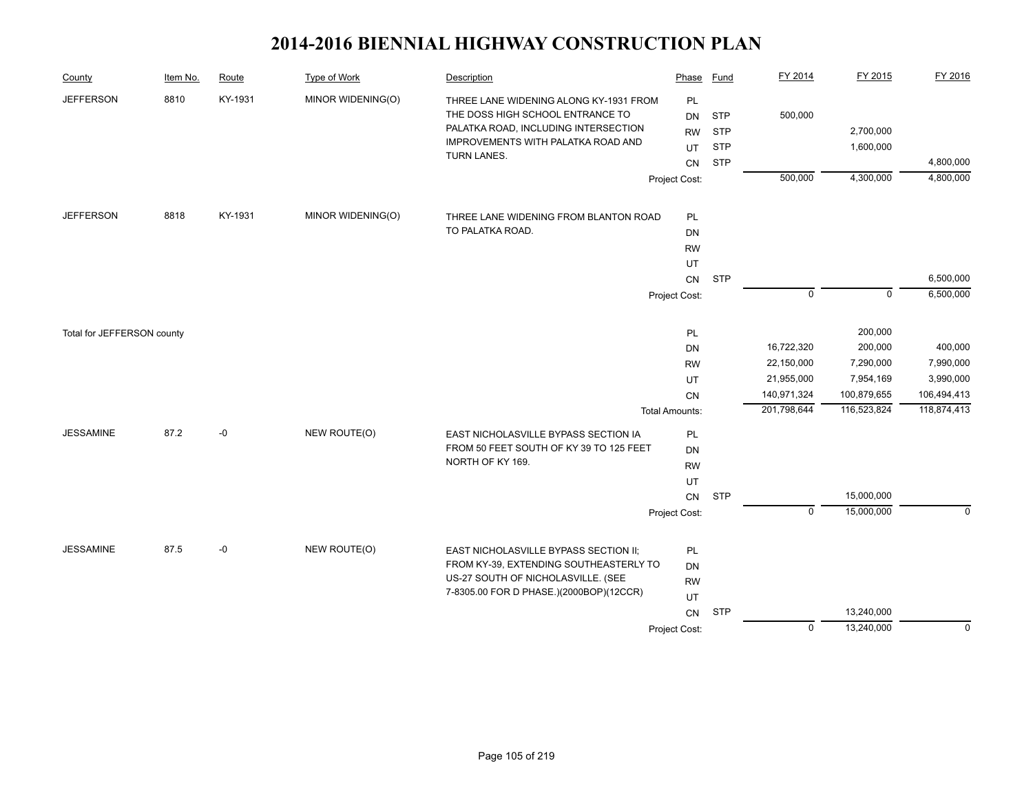# 2014-2016 BIENNIAL HIGHWAY CONSTRUCTION PLAN

| County | Item No. | Route | Type of Work | Description | Phase | Fund | FY 2014 | FY 2015 | FY 2016 |
|---|---|---|---|---|---|---|---|---|---|
| JEFFERSON | 8810 | KY-1931 | MINOR WIDENING(O) | THREE LANE WIDENING ALONG KY-1931 FROM THE DOSS HIGH SCHOOL ENTRANCE TO PALATKA ROAD, INCLUDING INTERSECTION IMPROVEMENTS WITH PALATKA ROAD AND TURN LANES. | PL | | | | |
| | | | | | DN | STP | 500,000 | | |
| | | | | | RW | STP | | 2,700,000 | |
| | | | | | UT | STP | | 1,600,000 | |
| | | | | | CN | STP | | | 4,800,000 |
| | | | | | Project Cost: | | 500,000 | 4,300,000 | 4,800,000 |
| JEFFERSON | 8818 | KY-1931 | MINOR WIDENING(O) | THREE LANE WIDENING FROM BLANTON ROAD TO PALATKA ROAD. | PL | | | | |
| | | | | | DN | | | | |
| | | | | | RW | | | | |
| | | | | | UT | | | | |
| | | | | | CN | STP | | | 6,500,000 |
| | | | | | Project Cost: | | 0 | 0 | 6,500,000 |
| Total for JEFFERSON county | | | | | PL | | | 200,000 | |
| | | | | | DN | | 16,722,320 | 200,000 | 400,000 |
| | | | | | RW | | 22,150,000 | 7,290,000 | 7,990,000 |
| | | | | | UT | | 21,955,000 | 7,954,169 | 3,990,000 |
| | | | | | CN | | 140,971,324 | 100,879,655 | 106,494,413 |
| | | | | | Total Amounts: | | 201,798,644 | 116,523,824 | 118,874,413 |
| JESSAMINE | 87.2 | -0 | NEW ROUTE(O) | EAST NICHOLASVILLE BYPASS SECTION IA FROM 50 FEET SOUTH OF KY 39 TO 125 FEET NORTH OF KY 169. | PL | | | | |
| | | | | | DN | | | | |
| | | | | | RW | | | | |
| | | | | | UT | | | | |
| | | | | | CN | STP | | 15,000,000 | |
| | | | | | Project Cost: | | 0 | 15,000,000 | 0 |
| JESSAMINE | 87.5 | -0 | NEW ROUTE(O) | EAST NICHOLASVILLE BYPASS SECTION II; FROM KY-39, EXTENDING SOUTHEASTERLY TO US-27 SOUTH OF NICHOLASVILLE. (SEE 7-8305.00 FOR D PHASE.)(2000BOP)(12CCR) | PL | | | | |
| | | | | | DN | | | | |
| | | | | | RW | | | | |
| | | | | | UT | | | | |
| | | | | | CN | STP | | 13,240,000 | |
| | | | | | Project Cost: | | 0 | 13,240,000 | 0 |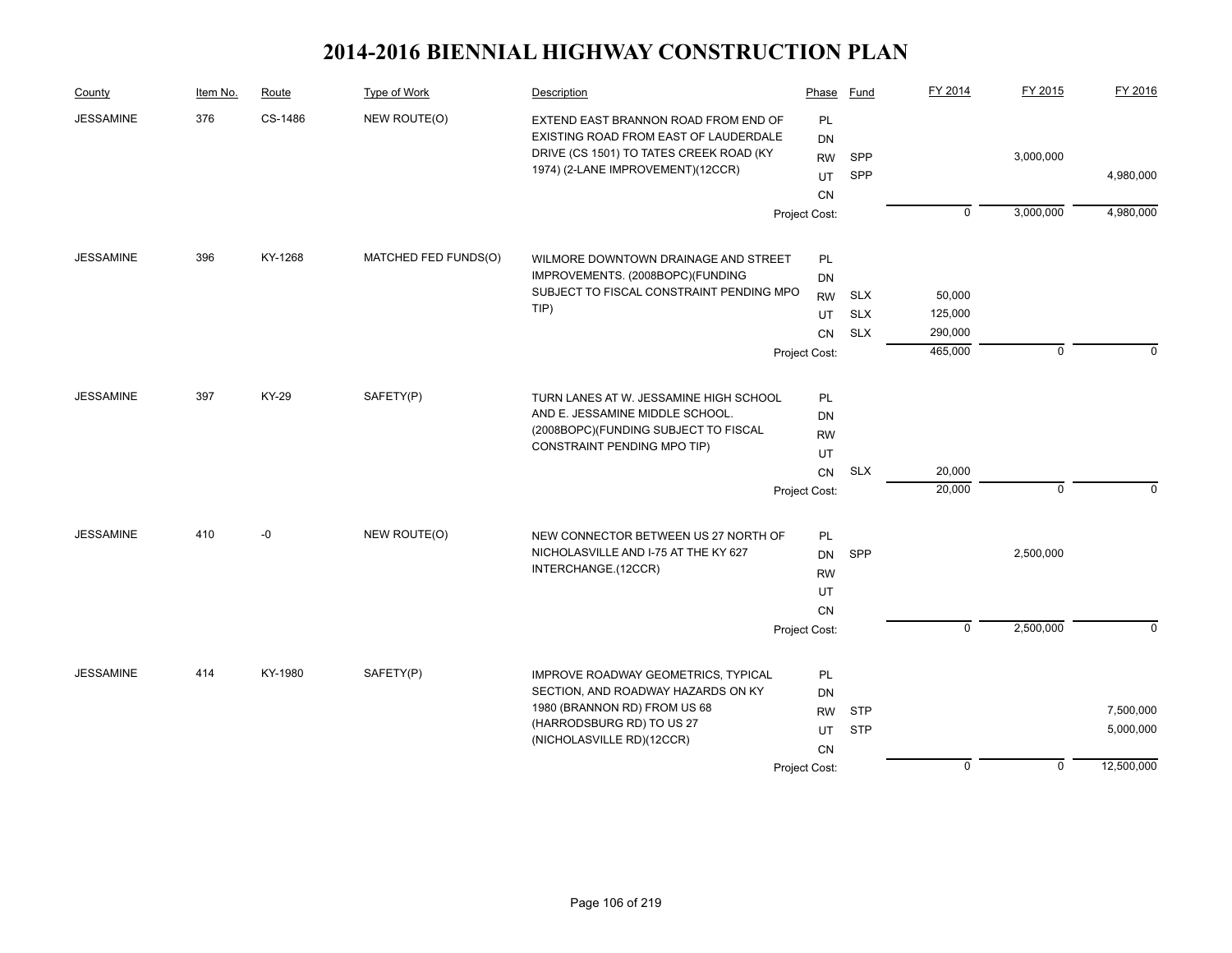# 2014-2016 BIENNIAL HIGHWAY CONSTRUCTION PLAN

| County | Item No. | Route | Type of Work | Description | Phase | Fund | FY 2014 | FY 2015 | FY 2016 |
|---|---|---|---|---|---|---|---|---|---|
| JESSAMINE | 376 | CS-1486 | NEW ROUTE(O) | EXTEND EAST BRANNON ROAD FROM END OF EXISTING ROAD FROM EAST OF LAUDERDALE DRIVE (CS 1501) TO TATES CREEK ROAD (KY 1974) (2-LANE IMPROVEMENT)(12CCR) | PL | | | | |
| | | | | | DN | | | | |
| | | | | | RW | SPP | | 3,000,000 | |
| | | | | | UT | SPP | | | 4,980,000 |
| | | | | | CN | | | | |
| | | | | | Project Cost: | | 0 | 3,000,000 | 4,980,000 |
| JESSAMINE | 396 | KY-1268 | MATCHED FED FUNDS(O) | WILMORE DOWNTOWN DRAINAGE AND STREET IMPROVEMENTS. (2008BOPC)(FUNDING SUBJECT TO FISCAL CONSTRAINT PENDING MPO TIP) | PL | | | | |
| | | | | | DN | | | | |
| | | | | | RW | SLX | 50,000 | | |
| | | | | | UT | SLX | 125,000 | | |
| | | | | | CN | SLX | 290,000 | | |
| | | | | | Project Cost: | | 465,000 | 0 | 0 |
| JESSAMINE | 397 | KY-29 | SAFETY(P) | TURN LANES AT W. JESSAMINE HIGH SCHOOL AND E. JESSAMINE MIDDLE SCHOOL. (2008BOPC)(FUNDING SUBJECT TO FISCAL CONSTRAINT PENDING MPO TIP) | PL | | | | |
| | | | | | DN | | | | |
| | | | | | RW | | | | |
| | | | | | UT | | | | |
| | | | | | CN | SLX | 20,000 | | |
| | | | | | Project Cost: | | 20,000 | 0 | 0 |
| JESSAMINE | 410 | -0 | NEW ROUTE(O) | NEW CONNECTOR BETWEEN US 27 NORTH OF NICHOLASVILLE AND I-75 AT THE KY 627 INTERCHANGE.(12CCR) | PL | | | | |
| | | | | | DN | SPP | | 2,500,000 | |
| | | | | | RW | | | | |
| | | | | | UT | | | | |
| | | | | | CN | | | | |
| | | | | | Project Cost: | | 0 | 2,500,000 | 0 |
| JESSAMINE | 414 | KY-1980 | SAFETY(P) | IMPROVE ROADWAY GEOMETRICS, TYPICAL SECTION, AND ROADWAY HAZARDS ON KY 1980 (BRANNON RD) FROM US 68 (HARRODSBURG RD) TO US 27 (NICHOLASVILLE RD)(12CCR) | PL | | | | |
| | | | | | DN | | | | |
| | | | | | RW | STP | | | 7,500,000 |
| | | | | | UT | STP | | | 5,000,000 |
| | | | | | CN | | | | |
| | | | | | Project Cost: | | 0 | 0 | 12,500,000 |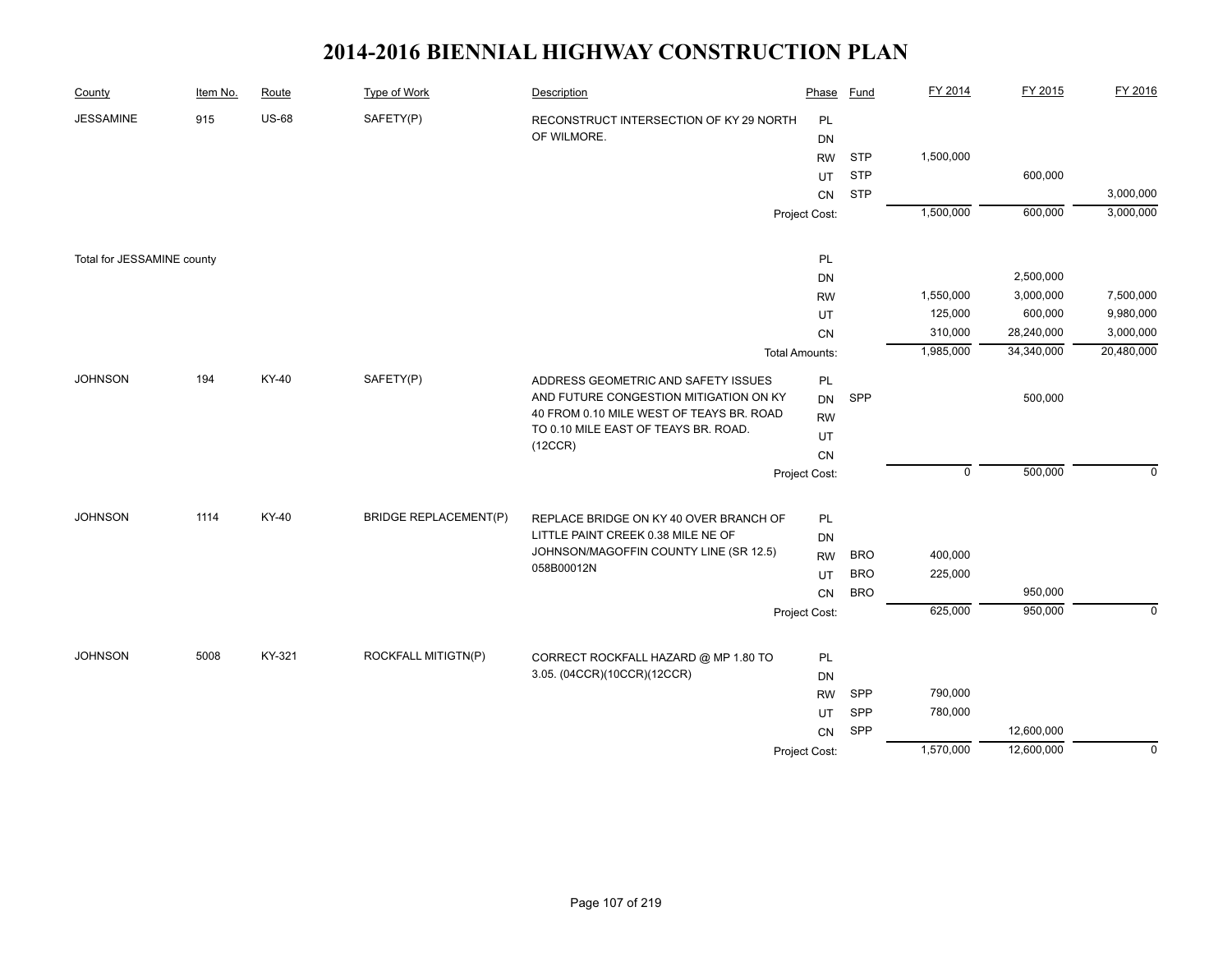# 2014-2016 BIENNIAL HIGHWAY CONSTRUCTION PLAN

| County | Item No. | Route | Type of Work | Description | Phase | Fund | FY 2014 | FY 2015 | FY 2016 |
|---|---|---|---|---|---|---|---|---|---|
| JESSAMINE | 915 | US-68 | SAFETY(P) | RECONSTRUCT INTERSECTION OF KY 29 NORTH OF WILMORE. | PL | | | | |
| | | | | | DN | | | | |
| | | | | | RW | STP | 1,500,000 | | |
| | | | | | UT | STP | | 600,000 | |
| | | | | | CN | STP | | | 3,000,000 |
| | | | | | Project Cost: | | 1,500,000 | 600,000 | 3,000,000 |
| Total for JESSAMINE county | | | | | PL | | | | |
| | | | | | DN | | | 2,500,000 | |
| | | | | | RW | | 1,550,000 | 3,000,000 | 7,500,000 |
| | | | | | UT | | 125,000 | 600,000 | 9,980,000 |
| | | | | | CN | | 310,000 | 28,240,000 | 3,000,000 |
| | | | | | Total Amounts: | | 1,985,000 | 34,340,000 | 20,480,000 |
| JOHNSON | 194 | KY-40 | SAFETY(P) | ADDRESS GEOMETRIC AND SAFETY ISSUES AND FUTURE CONGESTION MITIGATION ON KY 40 FROM 0.10 MILE WEST OF TEAYS BR. ROAD TO 0.10 MILE EAST OF TEAYS BR. ROAD. (12CCR) | PL | | | | |
| | | | | | DN | SPP | | 500,000 | |
| | | | | | RW | | | | |
| | | | | | UT | | | | |
| | | | | | CN | | | | |
| | | | | | Project Cost: | | 0 | 500,000 | 0 |
| JOHNSON | 1114 | KY-40 | BRIDGE REPLACEMENT(P) | REPLACE BRIDGE ON KY 40 OVER BRANCH OF LITTLE PAINT CREEK 0.38 MILE NE OF JOHNSON/MAGOFFIN COUNTY LINE (SR 12.5) 058B00012N | PL | | | | |
| | | | | | DN | | | | |
| | | | | | RW | BRO | 400,000 | | |
| | | | | | UT | BRO | 225,000 | | |
| | | | | | CN | BRO | | 950,000 | |
| | | | | | Project Cost: | | 625,000 | 950,000 | 0 |
| JOHNSON | 5008 | KY-321 | ROCKFALL MITIGTN(P) | CORRECT ROCKFALL HAZARD @ MP 1.80 TO 3.05. (04CCR)(10CCR)(12CCR) | PL | | | | |
| | | | | | DN | | | | |
| | | | | | RW | SPP | 790,000 | | |
| | | | | | UT | SPP | 780,000 | | |
| | | | | | CN | SPP | | 12,600,000 | |
| | | | | | Project Cost: | | 1,570,000 | 12,600,000 | 0 |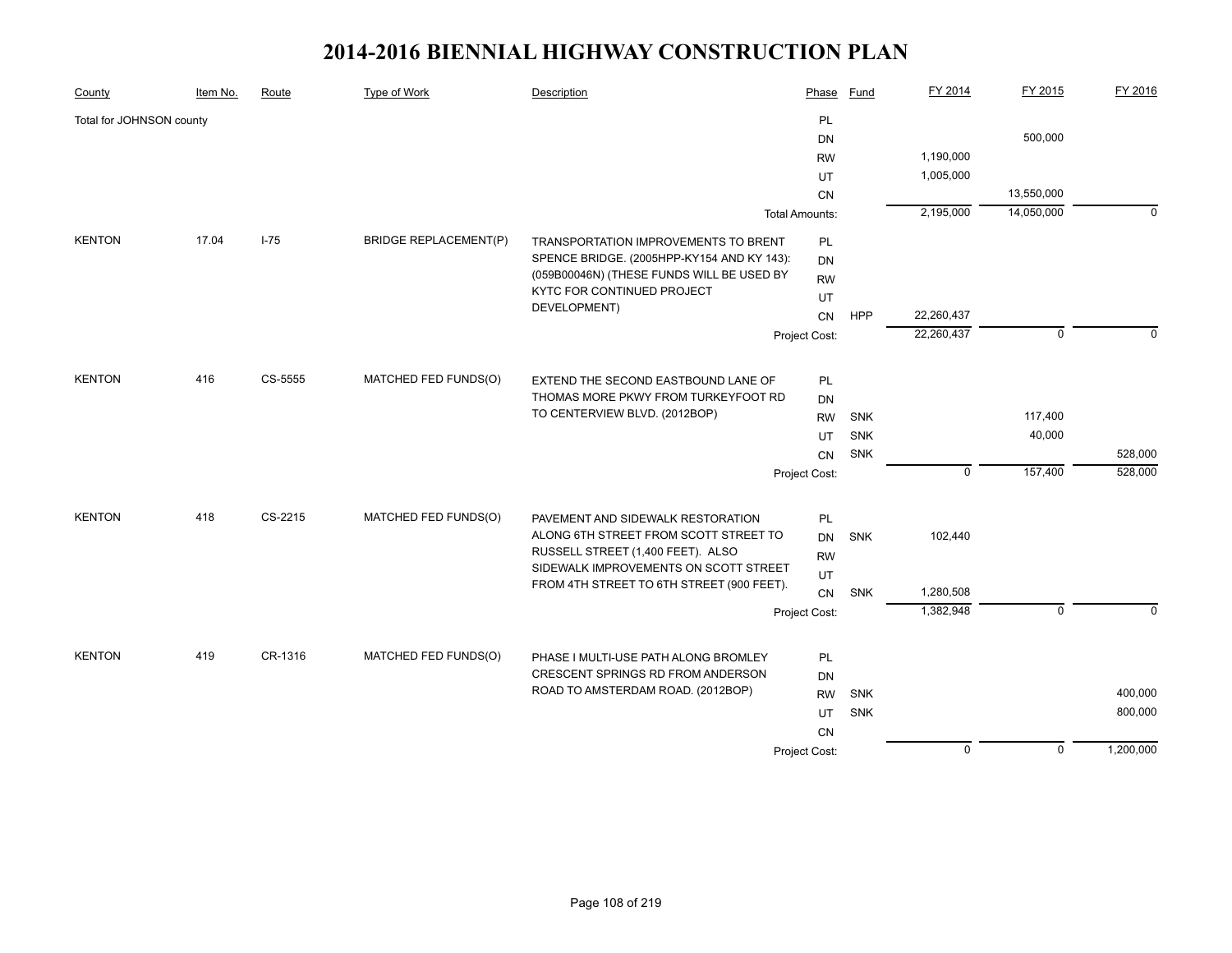# 2014-2016 BIENNIAL HIGHWAY CONSTRUCTION PLAN

| County | Item No. | Route | Type of Work | Description | Phase | Fund | FY 2014 | FY 2015 | FY 2016 |
|---|---|---|---|---|---|---|---|---|---|
| Total for JOHNSON county | | | | | PL | | | | |
| | | | | | DN | | | 500,000 | |
| | | | | | RW | | 1,190,000 | | |
| | | | | | UT | | 1,005,000 | | |
| | | | | | CN | | | 13,550,000 | |
| | | | | | Total Amounts: | | 2,195,000 | 14,050,000 | 0 |
| KENTON | 17.04 | I-75 | BRIDGE REPLACEMENT(P) | TRANSPORTATION IMPROVEMENTS TO BRENT SPENCE BRIDGE. (2005HPP-KY154 AND KY 143): (059B00046N) (THESE FUNDS WILL BE USED BY KYTC FOR CONTINUED PROJECT DEVELOPMENT) | PL | | | | |
| | | | | | DN | | | | |
| | | | | | RW | | | | |
| | | | | | UT | | | | |
| | | | | | CN | HPP | 22,260,437 | | |
| | | | | | Project Cost: | | 22,260,437 | 0 | 0 |
| KENTON | 416 | CS-5555 | MATCHED FED FUNDS(O) | EXTEND THE SECOND EASTBOUND LANE OF THOMAS MORE PKWY FROM TURKEYFOOT RD TO CENTERVIEW BLVD. (2012BOP) | PL | | | | |
| | | | | | DN | | | | |
| | | | | | RW | SNK | | 117,400 | |
| | | | | | UT | SNK | | 40,000 | |
| | | | | | CN | SNK | | | 528,000 |
| | | | | | Project Cost: | | 0 | 157,400 | 528,000 |
| KENTON | 418 | CS-2215 | MATCHED FED FUNDS(O) | PAVEMENT AND SIDEWALK RESTORATION ALONG 6TH STREET FROM SCOTT STREET TO RUSSELL STREET (1,400 FEET). ALSO SIDEWALK IMPROVEMENTS ON SCOTT STREET FROM 4TH STREET TO 6TH STREET (900 FEET). | PL | | | | |
| | | | | | DN | SNK | 102,440 | | |
| | | | | | RW | | | | |
| | | | | | UT | | | | |
| | | | | | CN | SNK | 1,280,508 | | |
| | | | | | Project Cost: | | 1,382,948 | 0 | 0 |
| KENTON | 419 | CR-1316 | MATCHED FED FUNDS(O) | PHASE I MULTI-USE PATH ALONG BROMLEY CRESCENT SPRINGS RD FROM ANDERSON ROAD TO AMSTERDAM ROAD. (2012BOP) | PL | | | | |
| | | | | | DN | | | | |
| | | | | | RW | SNK | | | 400,000 |
| | | | | | UT | SNK | | | 800,000 |
| | | | | | CN | | | | |
| | | | | | Project Cost: | | 0 | 0 | 1,200,000 |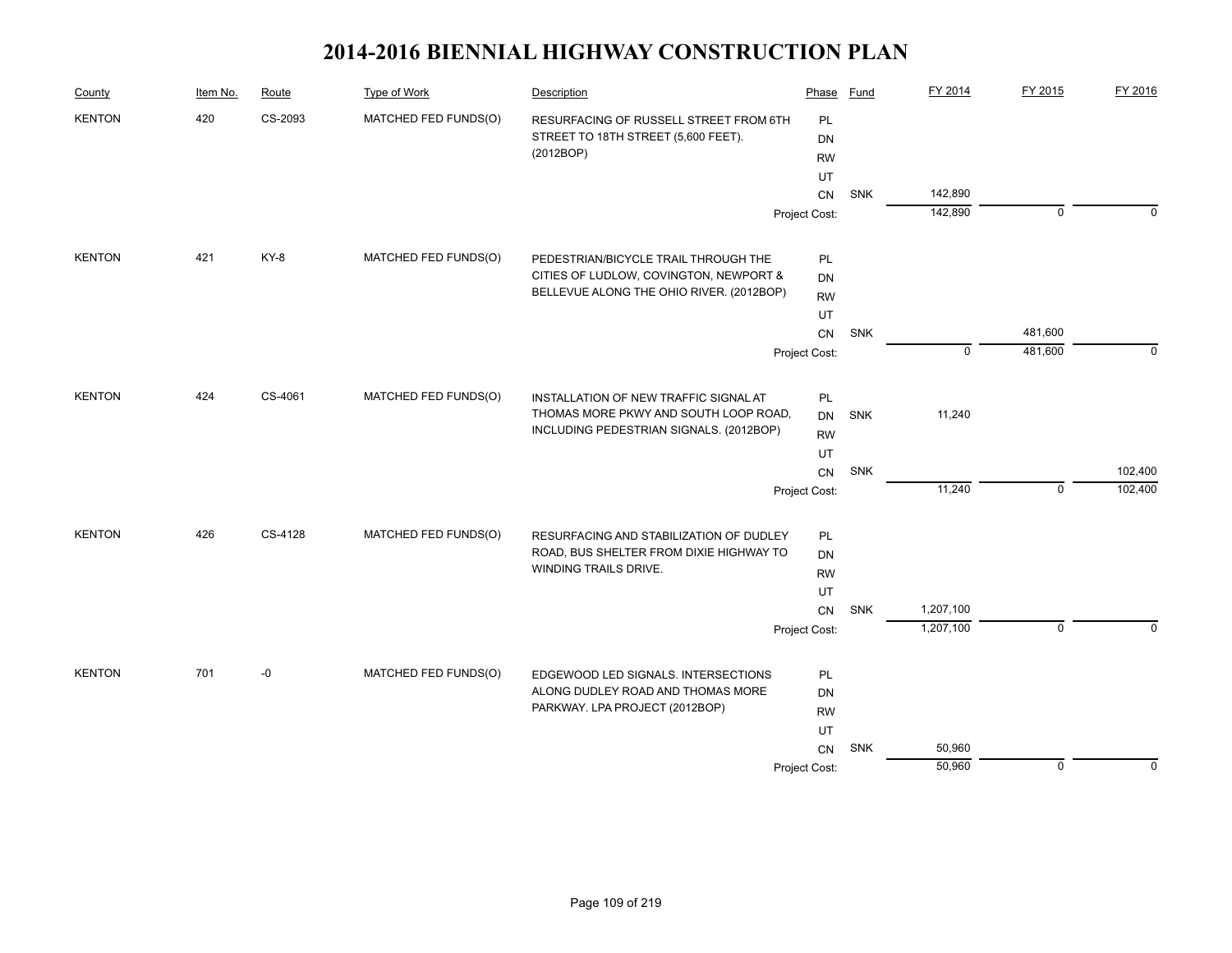# 2014-2016 BIENNIAL HIGHWAY CONSTRUCTION PLAN

| County | Item No. | Route | Type of Work | Description | Phase | Fund | FY 2014 | FY 2015 | FY 2016 |
|---|---|---|---|---|---|---|---|---|---|
| KENTON | 420 | CS-2093 | MATCHED FED FUNDS(O) | RESURFACING OF RUSSELL STREET FROM 6TH STREET TO 18TH STREET (5,600 FEET). (2012BOP) | PL | | | | |
| | | | | | DN | | | | |
| | | | | | RW | | | | |
| | | | | | UT | | | | |
| | | | | | CN | SNK | 142,890 | | |
| | | | | | Project Cost: | | 142,890 | 0 | 0 |
| KENTON | 421 | KY-8 | MATCHED FED FUNDS(O) | PEDESTRIAN/BICYCLE TRAIL THROUGH THE CITIES OF LUDLOW, COVINGTON, NEWPORT & BELLEVUE ALONG THE OHIO RIVER. (2012BOP) | PL | | | | |
| | | | | | DN | | | | |
| | | | | | RW | | | | |
| | | | | | UT | | | | |
| | | | | | CN | SNK | | 481,600 | |
| | | | | | Project Cost: | | 0 | 481,600 | 0 |
| KENTON | 424 | CS-4061 | MATCHED FED FUNDS(O) | INSTALLATION OF NEW TRAFFIC SIGNAL AT THOMAS MORE PKWY AND SOUTH LOOP ROAD, INCLUDING PEDESTRIAN SIGNALS. (2012BOP) | PL | | | | |
| | | | | | DN | SNK | 11,240 | | |
| | | | | | RW | | | | |
| | | | | | UT | | | | |
| | | | | | CN | SNK | | | 102,400 |
| | | | | | Project Cost: | | 11,240 | 0 | 102,400 |
| KENTON | 426 | CS-4128 | MATCHED FED FUNDS(O) | RESURFACING AND STABILIZATION OF DUDLEY ROAD, BUS SHELTER FROM DIXIE HIGHWAY TO WINDING TRAILS DRIVE. | PL | | | | |
| | | | | | DN | | | | |
| | | | | | RW | | | | |
| | | | | | UT | | | | |
| | | | | | CN | SNK | 1,207,100 | | |
| | | | | | Project Cost: | | 1,207,100 | 0 | 0 |
| KENTON | 701 | -0 | MATCHED FED FUNDS(O) | EDGEWOOD LED SIGNALS. INTERSECTIONS ALONG DUDLEY ROAD AND THOMAS MORE PARKWAY. LPA PROJECT (2012BOP) | PL | | | | |
| | | | | | DN | | | | |
| | | | | | RW | | | | |
| | | | | | UT | | | | |
| | | | | | CN | SNK | 50,960 | | |
| | | | | | Project Cost: | | 50,960 | 0 | 0 |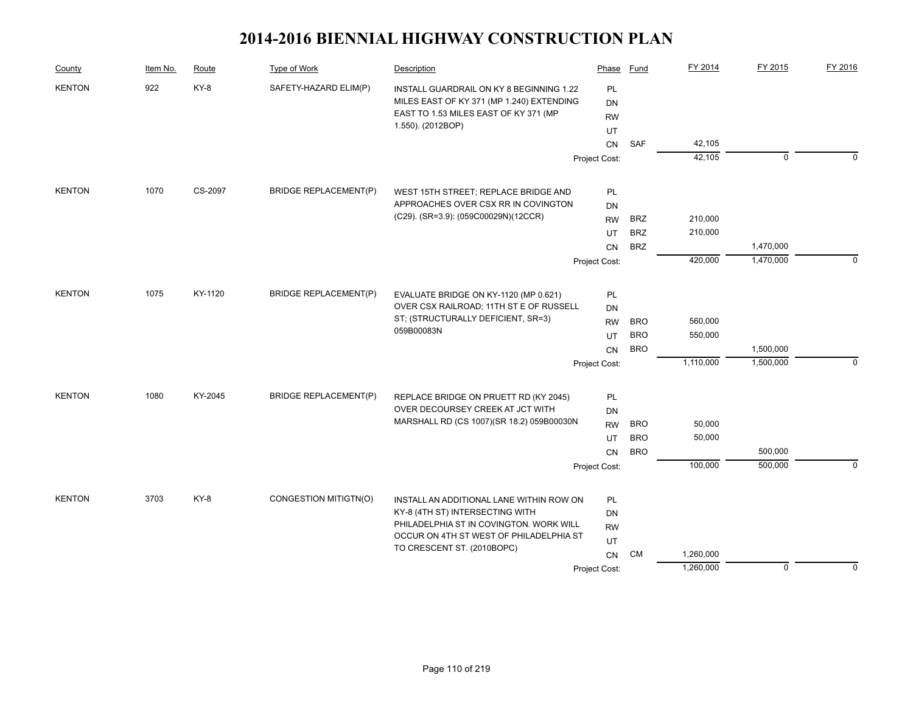# 2014-2016 BIENNIAL HIGHWAY CONSTRUCTION PLAN

| County | Item No. | Route | Type of Work | Description | Phase | Fund | FY 2014 | FY 2015 | FY 2016 |
|---|---|---|---|---|---|---|---|---|---|
| KENTON | 922 | KY-8 | SAFETY-HAZARD ELIM(P) | INSTALL GUARDRAIL ON KY 8 BEGINNING 1.22 MILES EAST OF KY 371 (MP 1.240) EXTENDING EAST TO 1.53 MILES EAST OF KY 371 (MP 1.550). (2012BOP) | PL | | | | |
| | | | | | DN | | | | |
| | | | | | RW | | | | |
| | | | | | UT | | | | |
| | | | | | CN | SAF | 42,105 | | |
| | | | | | Project Cost: | | 42,105 | 0 | 0 |
| KENTON | 1070 | CS-2097 | BRIDGE REPLACEMENT(P) | WEST 15TH STREET; REPLACE BRIDGE AND APPROACHES OVER CSX RR IN COVINGTON (C29). (SR=3.9): (059C00029N)(12CCR) | PL | | | | |
| | | | | | DN | | | | |
| | | | | | RW | BRZ | 210,000 | | |
| | | | | | UT | BRZ | 210,000 | | |
| | | | | | CN | BRZ | | 1,470,000 | |
| | | | | | Project Cost: | | 420,000 | 1,470,000 | 0 |
| KENTON | 1075 | KY-1120 | BRIDGE REPLACEMENT(P) | EVALUATE BRIDGE ON KY-1120 (MP 0.621) OVER CSX RAILROAD; 11TH ST E OF RUSSELL ST; (STRUCTURALLY DEFICIENT, SR=3) 059B00083N | PL | | | | |
| | | | | | DN | | | | |
| | | | | | RW | BRO | 560,000 | | |
| | | | | | UT | BRO | 550,000 | | |
| | | | | | CN | BRO | | 1,500,000 | |
| | | | | | Project Cost: | | 1,110,000 | 1,500,000 | 0 |
| KENTON | 1080 | KY-2045 | BRIDGE REPLACEMENT(P) | REPLACE BRIDGE ON PRUETT RD (KY 2045) OVER DECOURSEY CREEK AT JCT WITH MARSHALL RD (CS 1007)(SR 18.2) 059B00030N | PL | | | | |
| | | | | | DN | | | | |
| | | | | | RW | BRO | 50,000 | | |
| | | | | | UT | BRO | 50,000 | | |
| | | | | | CN | BRO | | 500,000 | |
| | | | | | Project Cost: | | 100,000 | 500,000 | 0 |
| KENTON | 3703 | KY-8 | CONGESTION MITIGTN(O) | INSTALL AN ADDITIONAL LANE WITHIN ROW ON KY-8 (4TH ST) INTERSECTING WITH PHILADELPHIA ST IN COVINGTON. WORK WILL OCCUR ON 4TH ST WEST OF PHILADELPHIA ST TO CRESCENT ST. (2010BOPC) | PL | | | | |
| | | | | | DN | | | | |
| | | | | | RW | | | | |
| | | | | | UT | | | | |
| | | | | | CN | CM | 1,260,000 | | |
| | | | | | Project Cost: | | 1,260,000 | 0 | 0 |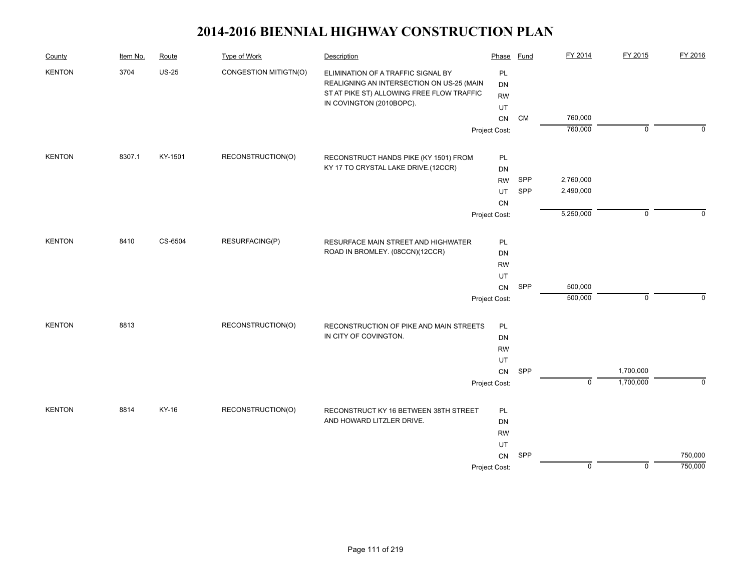# 2014-2016 BIENNIAL HIGHWAY CONSTRUCTION PLAN

| County | Item No. | Route | Type of Work | Description | Phase | Fund | FY 2014 | FY 2015 | FY 2016 |
|---|---|---|---|---|---|---|---|---|---|
| KENTON | 3704 | US-25 | CONGESTION MITIGTN(O) | ELIMINATION OF A TRAFFIC SIGNAL BY REALIGNING AN INTERSECTION ON US-25 (MAIN ST AT PIKE ST) ALLOWING FREE FLOW TRAFFIC IN COVINGTON (2010BOPC). | PL | | | | |
| | | | | | DN | | | | |
| | | | | | RW | | | | |
| | | | | | UT | | | | |
| | | | | | CN | CM | 760,000 | | |
| | | | | | Project Cost: | | 760,000 | 0 | 0 |
| KENTON | 8307.1 | KY-1501 | RECONSTRUCTION(O) | RECONSTRUCT HANDS PIKE (KY 1501) FROM KY 17 TO CRYSTAL LAKE DRIVE.(12CCR) | PL | | | | |
| | | | | | DN | | | | |
| | | | | | RW | SPP | 2,760,000 | | |
| | | | | | UT | SPP | 2,490,000 | | |
| | | | | | CN | | | | |
| | | | | | Project Cost: | | 5,250,000 | 0 | 0 |
| KENTON | 8410 | CS-6504 | RESURFACING(P) | RESURFACE MAIN STREET AND HIGHWATER ROAD IN BROMLEY. (08CCN)(12CCR) | PL | | | | |
| | | | | | DN | | | | |
| | | | | | RW | | | | |
| | | | | | UT | | | | |
| | | | | | CN | SPP | 500,000 | | |
| | | | | | Project Cost: | | 500,000 | 0 | 0 |
| KENTON | 8813 | | RECONSTRUCTION(O) | RECONSTRUCTION OF PIKE AND MAIN STREETS IN CITY OF COVINGTON. | PL | | | | |
| | | | | | DN | | | | |
| | | | | | RW | | | | |
| | | | | | UT | | | | |
| | | | | | CN | SPP | | 1,700,000 | |
| | | | | | Project Cost: | | 0 | 1,700,000 | 0 |
| KENTON | 8814 | KY-16 | RECONSTRUCTION(O) | RECONSTRUCT KY 16 BETWEEN 38TH STREET AND HOWARD LITZLER DRIVE. | PL | | | | |
| | | | | | DN | | | | |
| | | | | | RW | | | | |
| | | | | | UT | | | | |
| | | | | | CN | SPP | | | 750,000 |
| | | | | | Project Cost: | | 0 | 0 | 750,000 |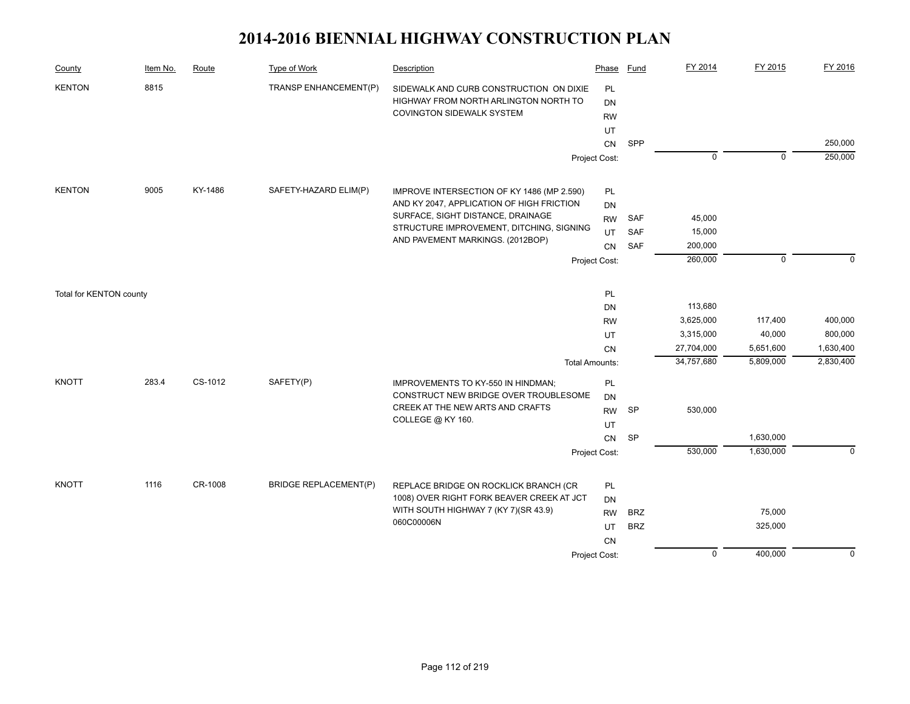# 2014-2016 BIENNIAL HIGHWAY CONSTRUCTION PLAN

| County | Item No. | Route | Type of Work | Description | Phase | Fund | FY 2014 | FY 2015 | FY 2016 |
|---|---|---|---|---|---|---|---|---|---|
| KENTON | 8815 | | TRANSP ENHANCEMENT(P) | SIDEWALK AND CURB CONSTRUCTION ON DIXIE HIGHWAY FROM NORTH ARLINGTON NORTH TO COVINGTON SIDEWALK SYSTEM | PL | | | | |
| | | | | | DN | | | | |
| | | | | | RW | | | | |
| | | | | | UT | | | | |
| | | | | | CN | SPP | | | 250,000 |
| | | | | | Project Cost: | | 0 | 0 | 250,000 |
| KENTON | 9005 | KY-1486 | SAFETY-HAZARD ELIM(P) | IMPROVE INTERSECTION OF KY 1486 (MP 2.590) AND KY 2047, APPLICATION OF HIGH FRICTION SURFACE, SIGHT DISTANCE, DRAINAGE STRUCTURE IMPROVEMENT, DITCHING, SIGNING AND PAVEMENT MARKINGS. (2012BOP) | PL | | | | |
| | | | | | DN | | | | |
| | | | | | RW | SAF | 45,000 | | |
| | | | | | UT | SAF | 15,000 | | |
| | | | | | CN | SAF | 200,000 | | |
| | | | | | Project Cost: | | 260,000 | 0 | 0 |
| Total for KENTON county | | | | | PL | | | | |
| | | | | | DN | | 113,680 | | |
| | | | | | RW | | 3,625,000 | 117,400 | 400,000 |
| | | | | | UT | | 3,315,000 | 40,000 | 800,000 |
| | | | | | CN | | 27,704,000 | 5,651,600 | 1,630,400 |
| | | | | | Total Amounts: | | 34,757,680 | 5,809,000 | 2,830,400 |
| KNOTT | 283.4 | CS-1012 | SAFETY(P) | IMPROVEMENTS TO KY-550 IN HINDMAN; CONSTRUCT NEW BRIDGE OVER TROUBLESOME CREEK AT THE NEW ARTS AND CRAFTS COLLEGE @ KY 160. | PL | | | | |
| | | | | | DN | | | | |
| | | | | | RW | SP | 530,000 | | |
| | | | | | UT | | | | |
| | | | | | CN | SP | | 1,630,000 | |
| | | | | | Project Cost: | | 530,000 | 1,630,000 | 0 |
| KNOTT | 1116 | CR-1008 | BRIDGE REPLACEMENT(P) | REPLACE BRIDGE ON ROCKLICK BRANCH (CR 1008) OVER RIGHT FORK BEAVER CREEK AT JCT WITH SOUTH HIGHWAY 7 (KY 7)(SR 43.9) 060C00006N | PL | | | | |
| | | | | | DN | | | | |
| | | | | | RW | BRZ | | 75,000 | |
| | | | | | UT | BRZ | | 325,000 | |
| | | | | | CN | | | | |
| | | | | | Project Cost: | | 0 | 400,000 | 0 |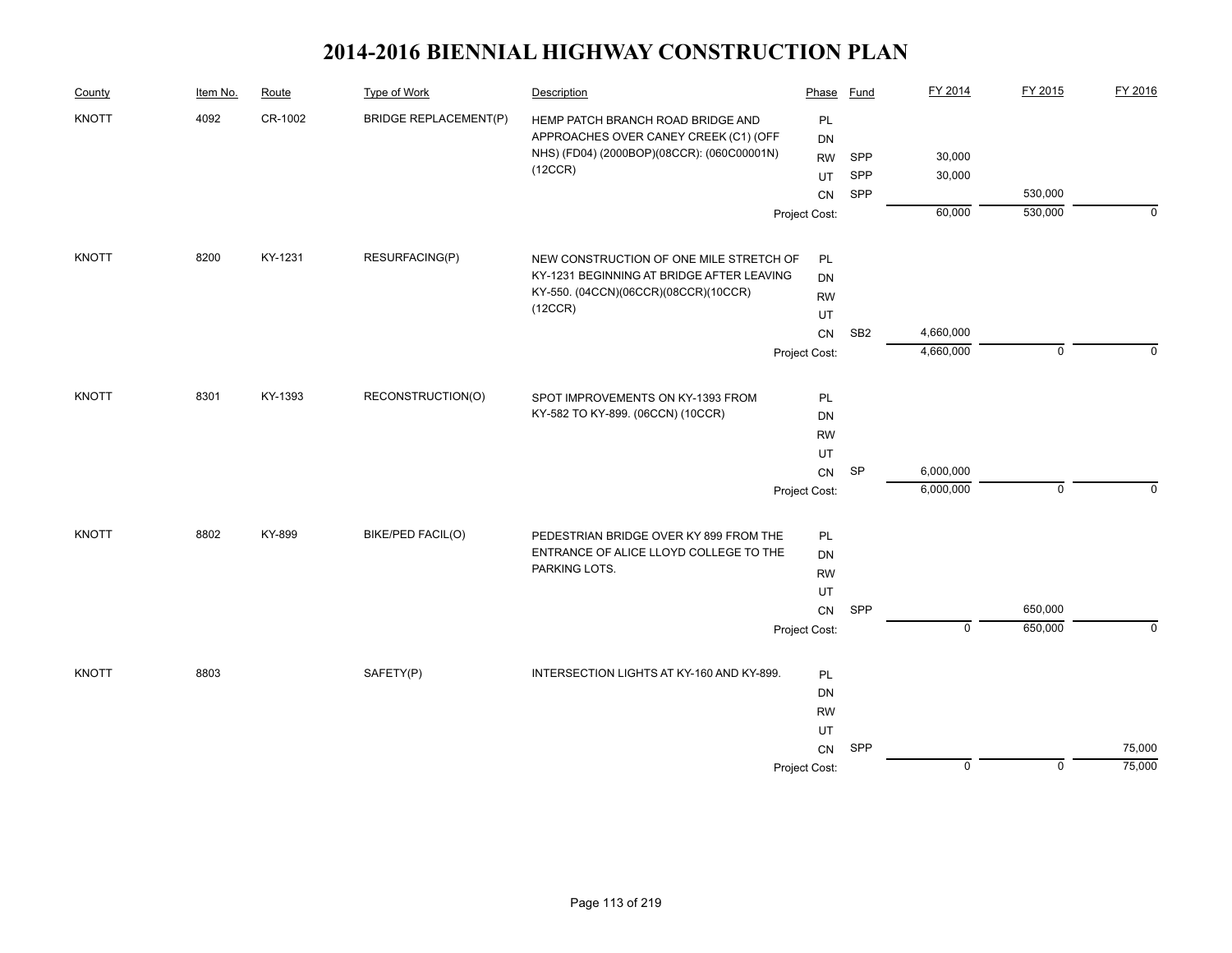# 2014-2016 BIENNIAL HIGHWAY CONSTRUCTION PLAN

| County | Item No. | Route | Type of Work | Description | Phase | Fund | FY 2014 | FY 2015 | FY 2016 |
|---|---|---|---|---|---|---|---|---|---|
| KNOTT | 4092 | CR-1002 | BRIDGE REPLACEMENT(P) | HEMP PATCH BRANCH ROAD BRIDGE AND APPROACHES OVER CANEY CREEK (C1) (OFF NHS) (FD04) (2000BOP)(08CCR): (060C00001N) (12CCR) | PL | | | | |
| | | | | | DN | | | | |
| | | | | | RW | SPP | 30,000 | | |
| | | | | | UT | SPP | 30,000 | | |
| | | | | | CN | SPP | | 530,000 | |
| | | | | | Project Cost: | | 60,000 | 530,000 | 0 |
| KNOTT | 8200 | KY-1231 | RESURFACING(P) | NEW CONSTRUCTION OF ONE MILE STRETCH OF KY-1231 BEGINNING AT BRIDGE AFTER LEAVING KY-550. (04CCN)(06CCR)(08CCR)(10CCR) (12CCR) | PL | | | | |
| | | | | | DN | | | | |
| | | | | | RW | | | | |
| | | | | | UT | | | | |
| | | | | | CN | SB2 | 4,660,000 | | |
| | | | | | Project Cost: | | 4,660,000 | 0 | 0 |
| KNOTT | 8301 | KY-1393 | RECONSTRUCTION(O) | SPOT IMPROVEMENTS ON KY-1393 FROM KY-582 TO KY-899. (06CCN) (10CCR) | PL | | | | |
| | | | | | DN | | | | |
| | | | | | RW | | | | |
| | | | | | UT | | | | |
| | | | | | CN | SP | 6,000,000 | | |
| | | | | | Project Cost: | | 6,000,000 | 0 | 0 |
| KNOTT | 8802 | KY-899 | BIKE/PED FACIL(O) | PEDESTRIAN BRIDGE OVER KY 899 FROM THE ENTRANCE OF ALICE LLOYD COLLEGE TO THE PARKING LOTS. | PL | | | | |
| | | | | | DN | | | | |
| | | | | | RW | | | | |
| | | | | | UT | | | | |
| | | | | | CN | SPP | | 650,000 | |
| | | | | | Project Cost: | | 0 | 650,000 | 0 |
| KNOTT | 8803 | | SAFETY(P) | INTERSECTION LIGHTS AT KY-160 AND KY-899. | PL | | | | |
| | | | | | DN | | | | |
| | | | | | RW | | | | |
| | | | | | UT | | | | |
| | | | | | CN | SPP | | | 75,000 |
| | | | | | Project Cost: | | 0 | 0 | 75,000 |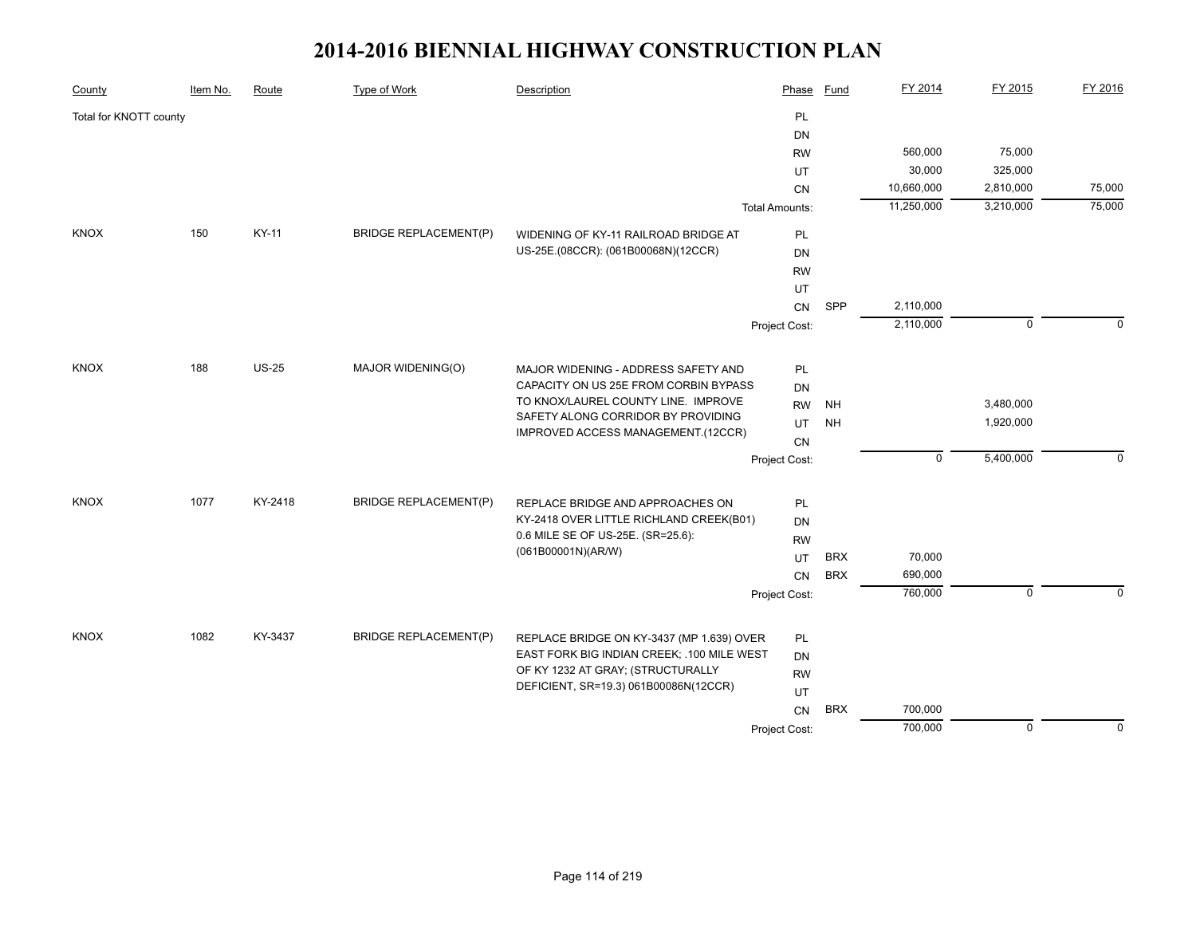# 2014-2016 BIENNIAL HIGHWAY CONSTRUCTION PLAN

| County | Item No. | Route | Type of Work | Description | Phase | Fund | FY 2014 | FY 2015 | FY 2016 |
|---|---|---|---|---|---|---|---|---|---|
| Total for KNOTT county | | | | | PL | | | | |
| | | | | | DN | | | | |
| | | | | | RW | | 560,000 | 75,000 | |
| | | | | | UT | | 30,000 | 325,000 | |
| | | | | | CN | | 10,660,000 | 2,810,000 | 75,000 |
| | | | | | Total Amounts: | | 11,250,000 | 3,210,000 | 75,000 |
| KNOX | 150 | KY-11 | BRIDGE REPLACEMENT(P) | WIDENING OF KY-11 RAILROAD BRIDGE AT US-25E.(08CCR): (061B00068N)(12CCR) | PL | | | | |
| | | | | | DN | | | | |
| | | | | | RW | | | | |
| | | | | | UT | | | | |
| | | | | | CN | SPP | 2,110,000 | | |
| | | | | | Project Cost: | | 2,110,000 | 0 | 0 |
| KNOX | 188 | US-25 | MAJOR WIDENING(O) | MAJOR WIDENING - ADDRESS SAFETY AND CAPACITY ON US 25E FROM CORBIN BYPASS TO KNOX/LAUREL COUNTY LINE. IMPROVE SAFETY ALONG CORRIDOR BY PROVIDING IMPROVED ACCESS MANAGEMENT.(12CCR) | PL | | | | |
| | | | | | DN | | | | |
| | | | | | RW | NH | | 3,480,000 | |
| | | | | | UT | NH | | 1,920,000 | |
| | | | | | CN | | | | |
| | | | | | Project Cost: | | 0 | 5,400,000 | 0 |
| KNOX | 1077 | KY-2418 | BRIDGE REPLACEMENT(P) | REPLACE BRIDGE AND APPROACHES ON KY-2418 OVER LITTLE RICHLAND CREEK(B01) 0.6 MILE SE OF US-25E. (SR=25.6): (061B00001N)(AR/W) | PL | | | | |
| | | | | | DN | | | | |
| | | | | | RW | | | | |
| | | | | | UT | BRX | 70,000 | | |
| | | | | | CN | BRX | 690,000 | | |
| | | | | | Project Cost: | | 760,000 | 0 | 0 |
| KNOX | 1082 | KY-3437 | BRIDGE REPLACEMENT(P) | REPLACE BRIDGE ON KY-3437 (MP 1.639) OVER EAST FORK BIG INDIAN CREEK; .100 MILE WEST OF KY 1232 AT GRAY; (STRUCTURALLY DEFICIENT, SR=19.3) 061B00086N(12CCR) | PL | | | | |
| | | | | | DN | | | | |
| | | | | | RW | | | | |
| | | | | | UT | | | | |
| | | | | | CN | BRX | 700,000 | | |
| | | | | | Project Cost: | | 700,000 | 0 | 0 |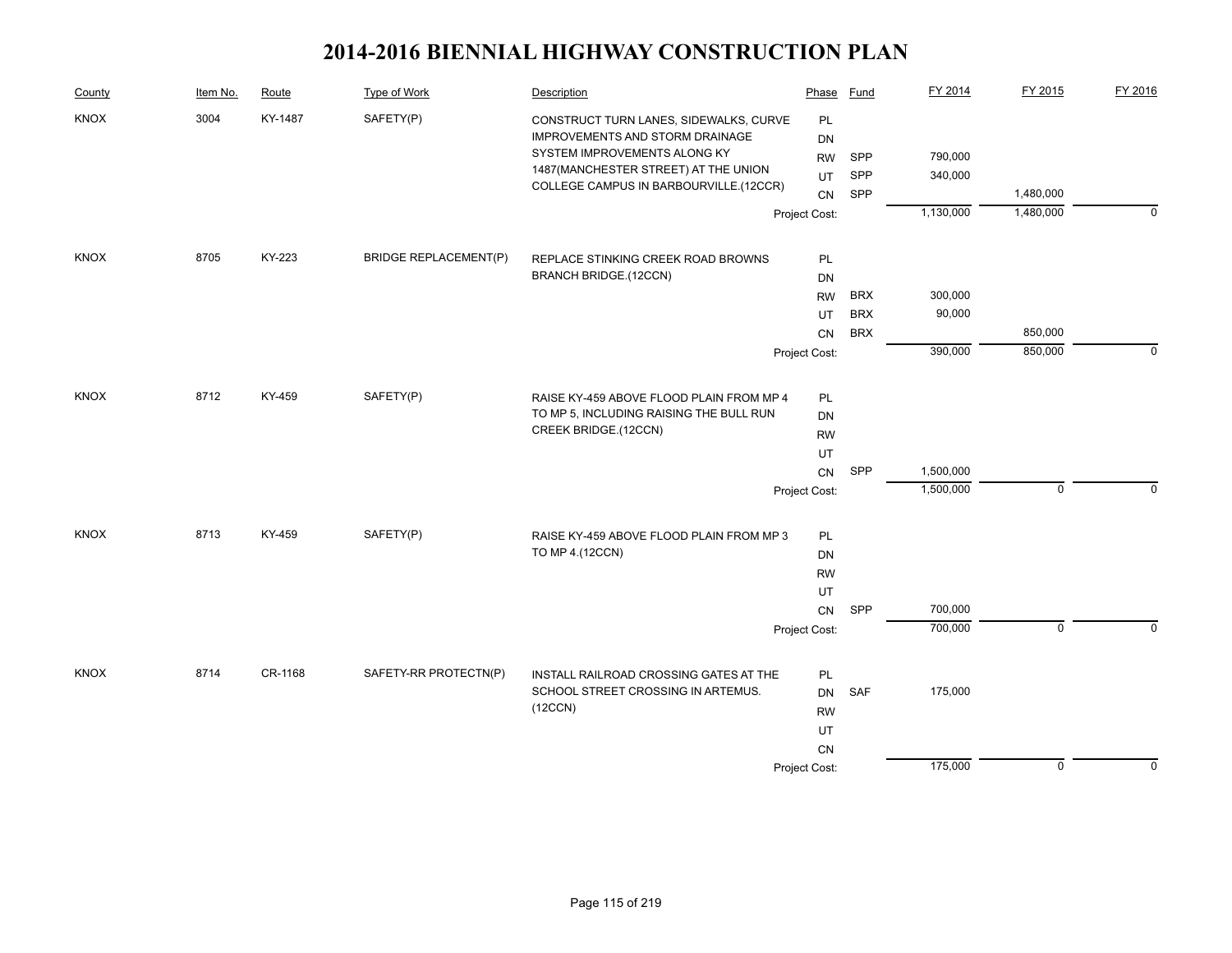# 2014-2016 BIENNIAL HIGHWAY CONSTRUCTION PLAN

| County | Item No. | Route | Type of Work | Description | Phase | Fund | FY 2014 | FY 2015 | FY 2016 |
|---|---|---|---|---|---|---|---|---|---|
| KNOX | 3004 | KY-1487 | SAFETY(P) | CONSTRUCT TURN LANES, SIDEWALKS, CURVE IMPROVEMENTS AND STORM DRAINAGE SYSTEM IMPROVEMENTS ALONG KY 1487(MANCHESTER STREET) AT THE UNION COLLEGE CAMPUS IN BARBOURVILLE.(12CCR) | PL | | | | |
| | | | | | DN | | | | |
| | | | | | RW | SPP | 790,000 | | |
| | | | | | UT | SPP | 340,000 | | |
| | | | | | CN | SPP | | 1,480,000 | |
| | | | | | Project Cost: | | 1,130,000 | 1,480,000 | 0 |
| KNOX | 8705 | KY-223 | BRIDGE REPLACEMENT(P) | REPLACE STINKING CREEK ROAD BROWNS BRANCH BRIDGE.(12CCN) | PL | | | | |
| | | | | | DN | | | | |
| | | | | | RW | BRX | 300,000 | | |
| | | | | | UT | BRX | 90,000 | | |
| | | | | | CN | BRX | | 850,000 | |
| | | | | | Project Cost: | | 390,000 | 850,000 | 0 |
| KNOX | 8712 | KY-459 | SAFETY(P) | RAISE KY-459 ABOVE FLOOD PLAIN FROM MP 4 TO MP 5, INCLUDING RAISING THE BULL RUN CREEK BRIDGE.(12CCN) | PL | | | | |
| | | | | | DN | | | | |
| | | | | | RW | | | | |
| | | | | | UT | | | | |
| | | | | | CN | SPP | 1,500,000 | | |
| | | | | | Project Cost: | | 1,500,000 | 0 | 0 |
| KNOX | 8713 | KY-459 | SAFETY(P) | RAISE KY-459 ABOVE FLOOD PLAIN FROM MP 3 TO MP 4.(12CCN) | PL | | | | |
| | | | | | DN | | | | |
| | | | | | RW | | | | |
| | | | | | UT | | | | |
| | | | | | CN | SPP | 700,000 | | |
| | | | | | Project Cost: | | 700,000 | 0 | 0 |
| KNOX | 8714 | CR-1168 | SAFETY-RR PROTECTN(P) | INSTALL RAILROAD CROSSING GATES AT THE SCHOOL STREET CROSSING IN ARTEMUS. (12CCN) | PL | | | | |
| | | | | | DN | SAF | 175,000 | | |
| | | | | | RW | | | | |
| | | | | | UT | | | | |
| | | | | | CN | | | | |
| | | | | | Project Cost: | | 175,000 | 0 | 0 |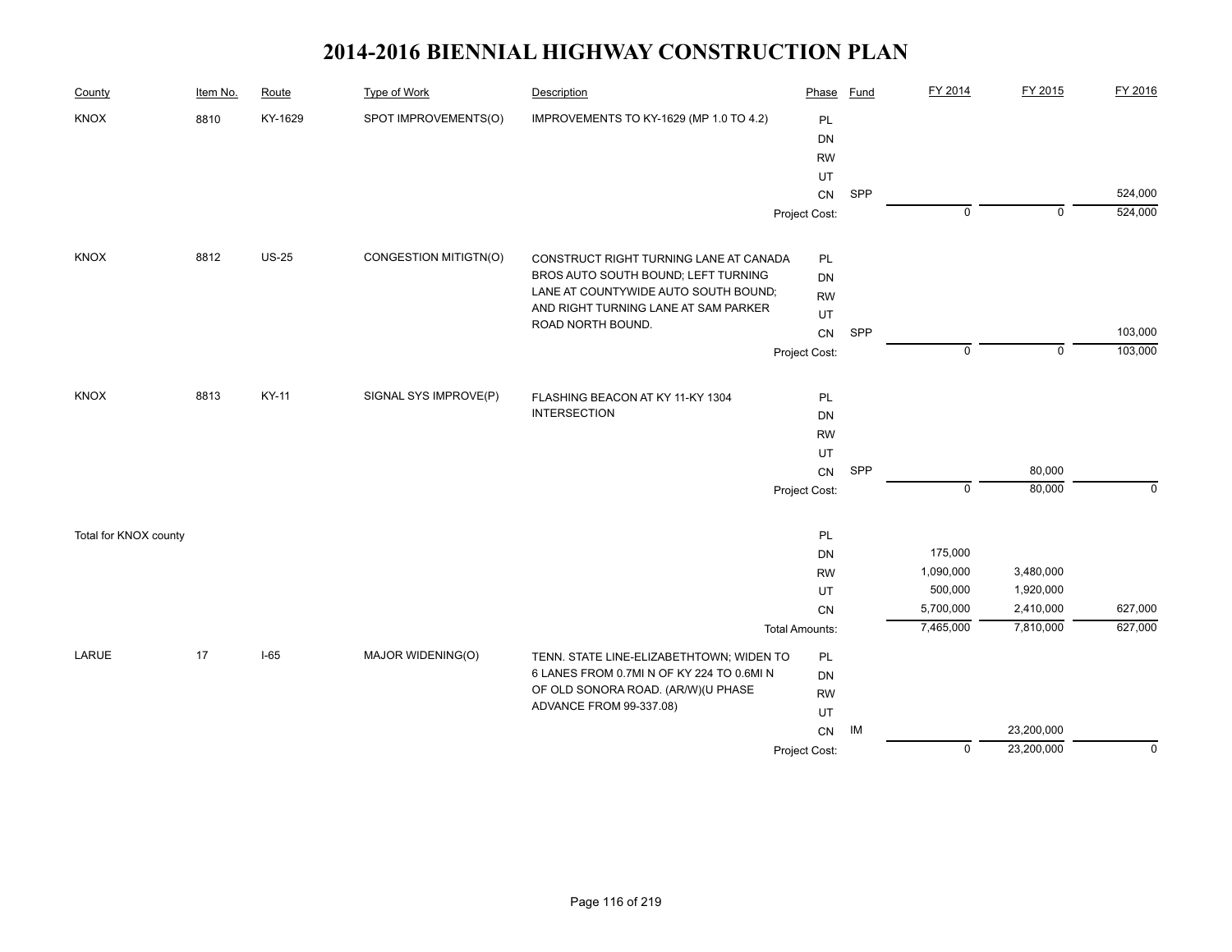# 2014-2016 BIENNIAL HIGHWAY CONSTRUCTION PLAN

| County | Item No. | Route | Type of Work | Description | Phase | Fund | FY 2014 | FY 2015 | FY 2016 |
|---|---|---|---|---|---|---|---|---|---|
| KNOX | 8810 | KY-1629 | SPOT IMPROVEMENTS(O) | IMPROVEMENTS TO KY-1629 (MP 1.0 TO 4.2) | PL | | | | |
| | | | | | DN | | | | |
| | | | | | RW | | | | |
| | | | | | UT | | | | |
| | | | | | CN | SPP | | | 524,000 |
| | | | | | Project Cost: | | 0 | 0 | 524,000 |
| KNOX | 8812 | US-25 | CONGESTION MITIGTN(O) | CONSTRUCT RIGHT TURNING LANE AT CANADA BROS AUTO SOUTH BOUND; LEFT TURNING LANE AT COUNTYWIDE AUTO SOUTH BOUND; AND RIGHT TURNING LANE AT SAM PARKER ROAD NORTH BOUND. | PL | | | | |
| | | | | | DN | | | | |
| | | | | | RW | | | | |
| | | | | | UT | | | | |
| | | | | | CN | SPP | | | 103,000 |
| | | | | | Project Cost: | | 0 | 0 | 103,000 |
| KNOX | 8813 | KY-11 | SIGNAL SYS IMPROVE(P) | FLASHING BEACON AT KY 11-KY 1304 INTERSECTION | PL | | | | |
| | | | | | DN | | | | |
| | | | | | RW | | | | |
| | | | | | UT | | | | |
| | | | | | CN | SPP | | 80,000 | |
| | | | | | Project Cost: | | 0 | 80,000 | 0 |
| Total for KNOX county | | | | | PL | | | | |
| | | | | | DN | | 175,000 | | |
| | | | | | RW | | 1,090,000 | 3,480,000 | |
| | | | | | UT | | 500,000 | 1,920,000 | |
| | | | | | CN | | 5,700,000 | 2,410,000 | 627,000 |
| | | | | | Total Amounts: | | 7,465,000 | 7,810,000 | 627,000 |
| LARUE | 17 | I-65 | MAJOR WIDENING(O) | TENN. STATE LINE-ELIZABETHTOWN; WIDEN TO 6 LANES FROM 0.7MI N OF KY 224 TO 0.6MI N OF OLD SONORA ROAD. (AR/W)(U PHASE ADVANCE FROM 99-337.08) | PL | | | | |
| | | | | | DN | | | | |
| | | | | | RW | | | | |
| | | | | | UT | | | | |
| | | | | | CN | IM | | 23,200,000 | |
| | | | | | Project Cost: | | 0 | 23,200,000 | 0 |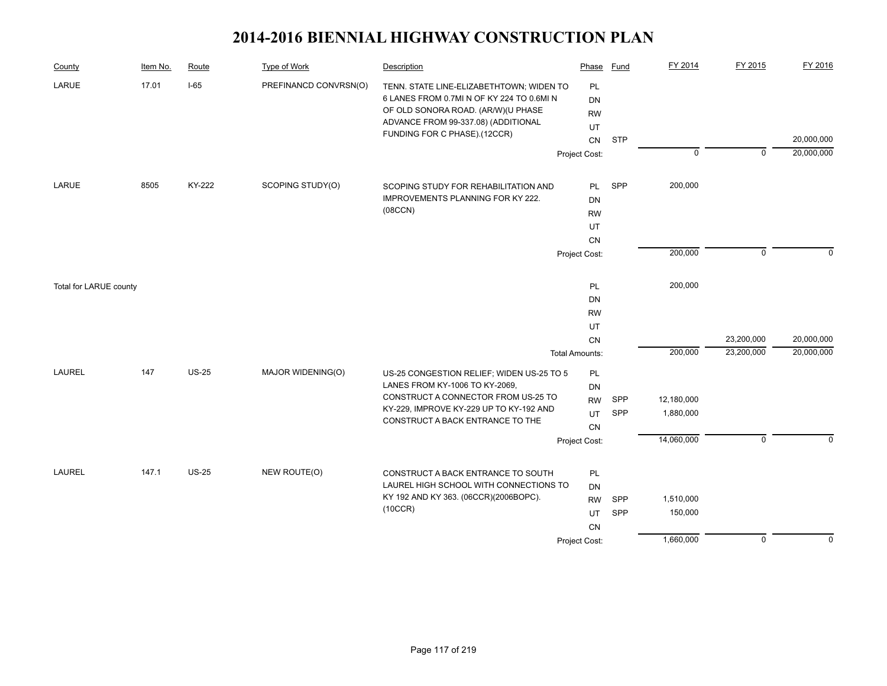# 2014-2016 BIENNIAL HIGHWAY CONSTRUCTION PLAN

| County | Item No. | Route | Type of Work | Description | Phase | Fund | FY 2014 | FY 2015 | FY 2016 |
|---|---|---|---|---|---|---|---|---|---|
| LARUE | 17.01 | I-65 | PREFINANCD CONVRSN(O) | TENN. STATE LINE-ELIZABETHTOWN; WIDEN TO 6 LANES FROM 0.7MI N OF KY 224 TO 0.6MI N OF OLD SONORA ROAD. (AR/W)(U PHASE ADVANCE FROM 99-337.08) (ADDITIONAL FUNDING FOR C PHASE).(12CCR) | PL | | | | |
| | | | | | DN | | | | |
| | | | | | RW | | | | |
| | | | | | UT | | | | |
| | | | | | CN | STP | | | 20,000,000 |
| | | | | | Project Cost: | | 0 | 0 | 20,000,000 |
| LARUE | 8505 | KY-222 | SCOPING STUDY(O) | SCOPING STUDY FOR REHABILITATION AND IMPROVEMENTS PLANNING FOR KY 222. (08CCN) | PL | SPP | 200,000 | | |
| | | | | | DN | | | | |
| | | | | | RW | | | | |
| | | | | | UT | | | | |
| | | | | | CN | | | | |
| | | | | | Project Cost: | | 200,000 | 0 | 0 |
| Total for LARUE county | | | | | PL | | 200,000 | | |
| | | | | | DN | | | | |
| | | | | | RW | | | | |
| | | | | | UT | | | | |
| | | | | | CN | | | 23,200,000 | 20,000,000 |
| | | | | | Total Amounts: | | 200,000 | 23,200,000 | 20,000,000 |
| LAUREL | 147 | US-25 | MAJOR WIDENING(O) | US-25 CONGESTION RELIEF; WIDEN US-25 TO 5 LANES FROM KY-1006 TO KY-2069, CONSTRUCT A CONNECTOR FROM US-25 TO KY-229, IMPROVE KY-229 UP TO KY-192 AND CONSTRUCT A BACK ENTRANCE TO THE | PL | | | | |
| | | | | | DN | | | | |
| | | | | | RW | SPP | 12,180,000 | | |
| | | | | | UT | SPP | 1,880,000 | | |
| | | | | | CN | | | | |
| | | | | | Project Cost: | | 14,060,000 | 0 | 0 |
| LAUREL | 147.1 | US-25 | NEW ROUTE(O) | CONSTRUCT A BACK ENTRANCE TO SOUTH LAUREL HIGH SCHOOL WITH CONNECTIONS TO KY 192 AND KY 363. (06CCR)(2006BOPC). (10CCR) | PL | | | | |
| | | | | | DN | | | | |
| | | | | | RW | SPP | 1,510,000 | | |
| | | | | | UT | SPP | 150,000 | | |
| | | | | | CN | | | | |
| | | | | | Project Cost: | | 1,660,000 | 0 | 0 |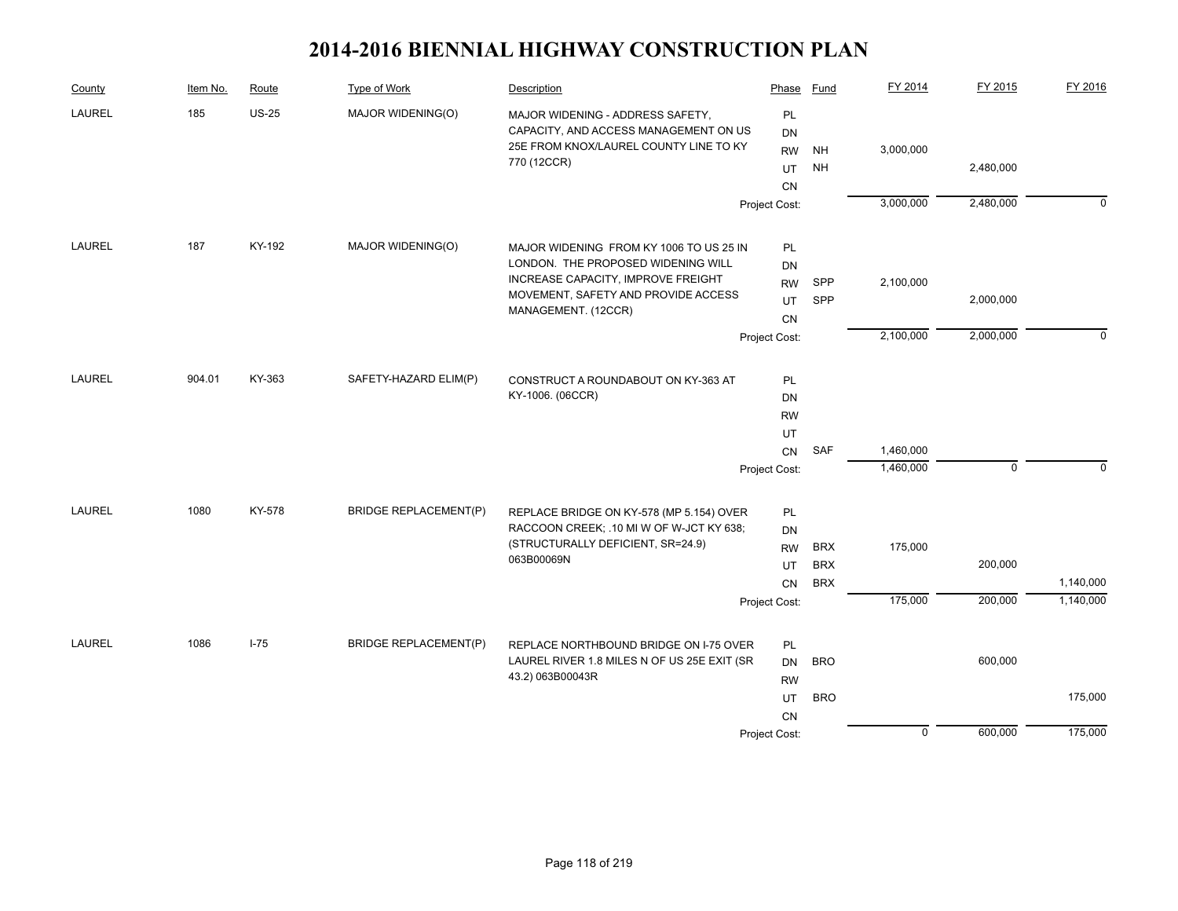# 2014-2016 BIENNIAL HIGHWAY CONSTRUCTION PLAN

| County | Item No. | Route | Type of Work | Description | Phase | Fund | FY 2014 | FY 2015 | FY 2016 |
|---|---|---|---|---|---|---|---|---|---|
| LAUREL | 185 | US-25 | MAJOR WIDENING(O) | MAJOR WIDENING - ADDRESS SAFETY, CAPACITY, AND ACCESS MANAGEMENT ON US 25E FROM KNOX/LAUREL COUNTY LINE TO KY 770 (12CCR) | PL | | | | |
| | | | | | DN | | | | |
| | | | | | RW | NH | 3,000,000 | | |
| | | | | | UT | NH | | 2,480,000 | |
| | | | | | CN | | | | |
| | | | | | Project Cost: | | 3,000,000 | 2,480,000 | 0 |
| LAUREL | 187 | KY-192 | MAJOR WIDENING(O) | MAJOR WIDENING FROM KY 1006 TO US 25 IN LONDON. THE PROPOSED WIDENING WILL INCREASE CAPACITY, IMPROVE FREIGHT MOVEMENT, SAFETY AND PROVIDE ACCESS MANAGEMENT. (12CCR) | PL | | | | |
| | | | | | DN | | | | |
| | | | | | RW | SPP | 2,100,000 | | |
| | | | | | UT | SPP | | 2,000,000 | |
| | | | | | CN | | | | |
| | | | | | Project Cost: | | 2,100,000 | 2,000,000 | 0 |
| LAUREL | 904.01 | KY-363 | SAFETY-HAZARD ELIM(P) | CONSTRUCT A ROUNDABOUT ON KY-363 AT KY-1006. (06CCR) | PL | | | | |
| | | | | | DN | | | | |
| | | | | | RW | | | | |
| | | | | | UT | | | | |
| | | | | | CN | SAF | 1,460,000 | | |
| | | | | | Project Cost: | | 1,460,000 | 0 | 0 |
| LAUREL | 1080 | KY-578 | BRIDGE REPLACEMENT(P) | REPLACE BRIDGE ON KY-578 (MP 5.154) OVER RACCOON CREEK; .10 MI W OF W-JCT KY 638; (STRUCTURALLY DEFICIENT, SR=24.9) 063B00069N | PL | | | | |
| | | | | | DN | | | | |
| | | | | | RW | BRX | 175,000 | | |
| | | | | | UT | BRX | | 200,000 | |
| | | | | | CN | BRX | | | 1,140,000 |
| | | | | | Project Cost: | | 175,000 | 200,000 | 1,140,000 |
| LAUREL | 1086 | I-75 | BRIDGE REPLACEMENT(P) | REPLACE NORTHBOUND BRIDGE ON I-75 OVER LAUREL RIVER 1.8 MILES N OF US 25E EXIT (SR 43.2) 063B00043R | PL | | | | |
| | | | | | DN | BRO | | 600,000 | |
| | | | | | RW | | | | |
| | | | | | UT | BRO | | | 175,000 |
| | | | | | CN | | | | |
| | | | | | Project Cost: | | 0 | 600,000 | 175,000 |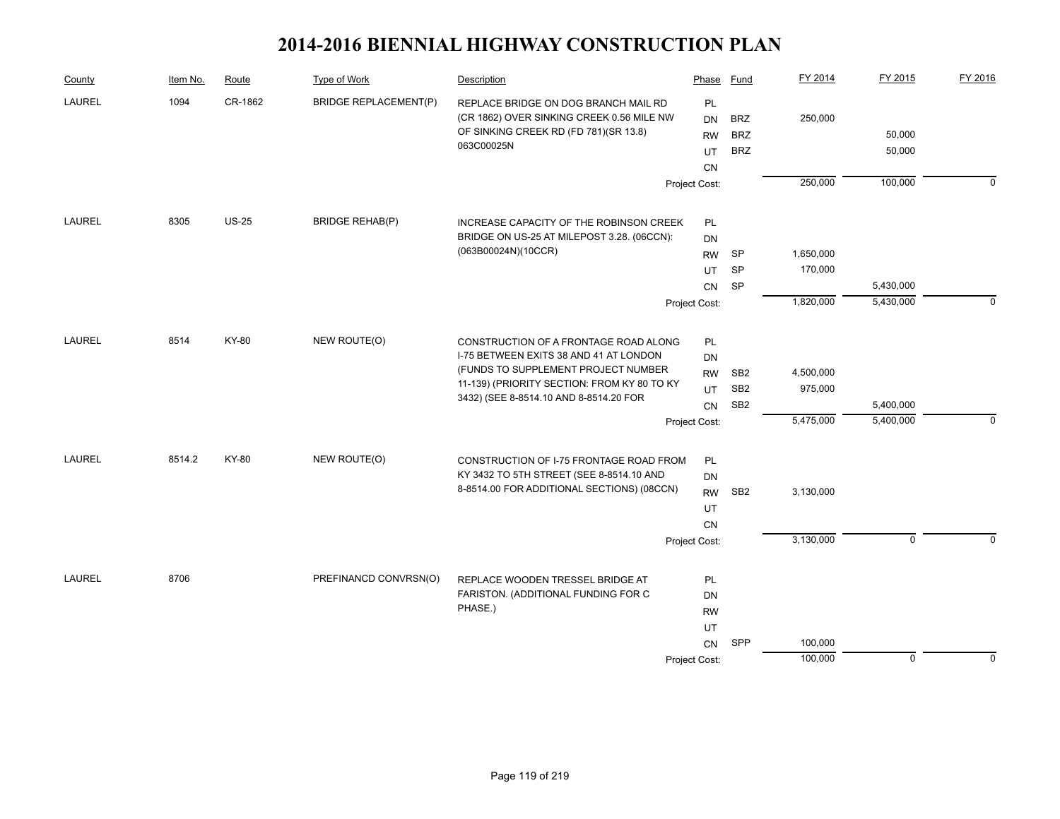# 2014-2016 BIENNIAL HIGHWAY CONSTRUCTION PLAN

| County | Item No. | Route | Type of Work | Description | Phase | Fund | FY 2014 | FY 2015 | FY 2016 |
|---|---|---|---|---|---|---|---|---|---|
| LAUREL | 1094 | CR-1862 | BRIDGE REPLACEMENT(P) | REPLACE BRIDGE ON DOG BRANCH MAIL RD (CR 1862) OVER SINKING CREEK 0.56 MILE NW OF SINKING CREEK RD (FD 781)(SR 13.8) 063C00025N | PL | | | | |
| | | | | | DN | BRZ | 250,000 | | |
| | | | | | RW | BRZ | | 50,000 | |
| | | | | | UT | BRZ | | 50,000 | |
| | | | | | CN | | | | |
| | | | | | Project Cost: | | 250,000 | 100,000 | 0 |
| LAUREL | 8305 | US-25 | BRIDGE REHAB(P) | INCREASE CAPACITY OF THE ROBINSON CREEK BRIDGE ON US-25 AT MILEPOST 3.28. (06CCN): (063B00024N)(10CCR) | PL | | | | |
| | | | | | DN | | | | |
| | | | | | RW | SP | 1,650,000 | | |
| | | | | | UT | SP | 170,000 | | |
| | | | | | CN | SP | | 5,430,000 | |
| | | | | | Project Cost: | | 1,820,000 | 5,430,000 | 0 |
| LAUREL | 8514 | KY-80 | NEW ROUTE(O) | CONSTRUCTION OF A FRONTAGE ROAD ALONG I-75 BETWEEN EXITS 38 AND 41 AT LONDON (FUNDS TO SUPPLEMENT PROJECT NUMBER 11-139) (PRIORITY SECTION: FROM KY 80 TO KY 3432) (SEE 8-8514.10 AND 8-8514.20 FOR | PL | | | | |
| | | | | | DN | | | | |
| | | | | | RW | SB2 | 4,500,000 | | |
| | | | | | UT | SB2 | 975,000 | | |
| | | | | | CN | SB2 | | 5,400,000 | |
| | | | | | Project Cost: | | 5,475,000 | 5,400,000 | 0 |
| LAUREL | 8514.2 | KY-80 | NEW ROUTE(O) | CONSTRUCTION OF I-75 FRONTAGE ROAD FROM KY 3432 TO 5TH STREET (SEE 8-8514.10 AND 8-8514.00 FOR ADDITIONAL SECTIONS) (08CCN) | PL | | | | |
| | | | | | DN | | | | |
| | | | | | RW | SB2 | 3,130,000 | | |
| | | | | | UT | | | | |
| | | | | | CN | | | | |
| | | | | | Project Cost: | | 3,130,000 | 0 | 0 |
| LAUREL | 8706 | | PREFINANCD CONVRSN(O) | REPLACE WOODEN TRESSEL BRIDGE AT FARISTON. (ADDITIONAL FUNDING FOR C PHASE.) | PL | | | | |
| | | | | | DN | | | | |
| | | | | | RW | | | | |
| | | | | | UT | | | | |
| | | | | | CN | SPP | 100,000 | | |
| | | | | | Project Cost: | | 100,000 | 0 | 0 |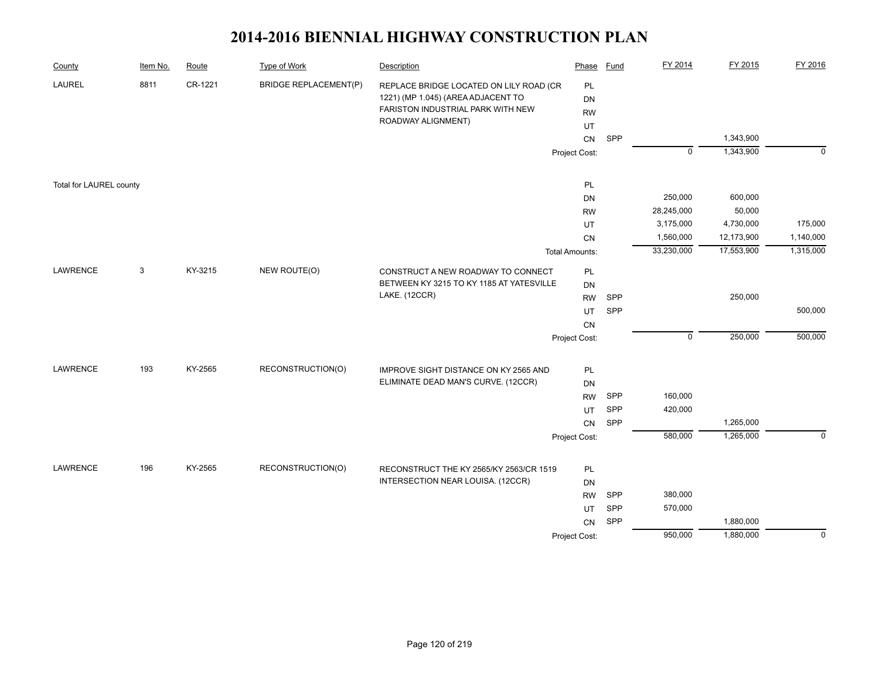# 2014-2016 BIENNIAL HIGHWAY CONSTRUCTION PLAN

| County | Item No. | Route | Type of Work | Description | Phase | Fund | FY 2014 | FY 2015 | FY 2016 |
|---|---|---|---|---|---|---|---|---|---|
| LAUREL | 8811 | CR-1221 | BRIDGE REPLACEMENT(P) | REPLACE BRIDGE LOCATED ON LILY ROAD (CR 1221) (MP 1.045) (AREA ADJACENT TO FARISTON INDUSTRIAL PARK WITH NEW ROADWAY ALIGNMENT) | PL | | | | |
| | | | | | DN | | | | |
| | | | | | RW | | | | |
| | | | | | UT | | | | |
| | | | | | CN | SPP | | 1,343,900 | |
| | | | | | Project Cost: | | 0 | 1,343,900 | 0 |
| Total for LAUREL county | | | | | PL | | | | |
| | | | | | DN | | 250,000 | 600,000 | |
| | | | | | RW | | 28,245,000 | 50,000 | |
| | | | | | UT | | 3,175,000 | 4,730,000 | 175,000 |
| | | | | | CN | | 1,560,000 | 12,173,900 | 1,140,000 |
| | | | | | Total Amounts: | | 33,230,000 | 17,553,900 | 1,315,000 |
| LAWRENCE | 3 | KY-3215 | NEW ROUTE(O) | CONSTRUCT A NEW ROADWAY TO CONNECT BETWEEN KY 3215 TO KY 1185 AT YATESVILLE LAKE. (12CCR) | PL | | | | |
| | | | | | DN | | | | |
| | | | | | RW | SPP | | 250,000 | |
| | | | | | UT | SPP | | | 500,000 |
| | | | | | CN | | | | |
| | | | | | Project Cost: | | 0 | 250,000 | 500,000 |
| LAWRENCE | 193 | KY-2565 | RECONSTRUCTION(O) | IMPROVE SIGHT DISTANCE ON KY 2565 AND ELIMINATE DEAD MAN'S CURVE. (12CCR) | PL | | | | |
| | | | | | DN | | | | |
| | | | | | RW | SPP | 160,000 | | |
| | | | | | UT | SPP | 420,000 | | |
| | | | | | CN | SPP | | 1,265,000 | |
| | | | | | Project Cost: | | 580,000 | 1,265,000 | 0 |
| LAWRENCE | 196 | KY-2565 | RECONSTRUCTION(O) | RECONSTRUCT THE KY 2565/KY 2563/CR 1519 INTERSECTION NEAR LOUISA. (12CCR) | PL | | | | |
| | | | | | DN | | | | |
| | | | | | RW | SPP | 380,000 | | |
| | | | | | UT | SPP | 570,000 | | |
| | | | | | CN | SPP | | 1,880,000 | |
| | | | | | Project Cost: | | 950,000 | 1,880,000 | 0 |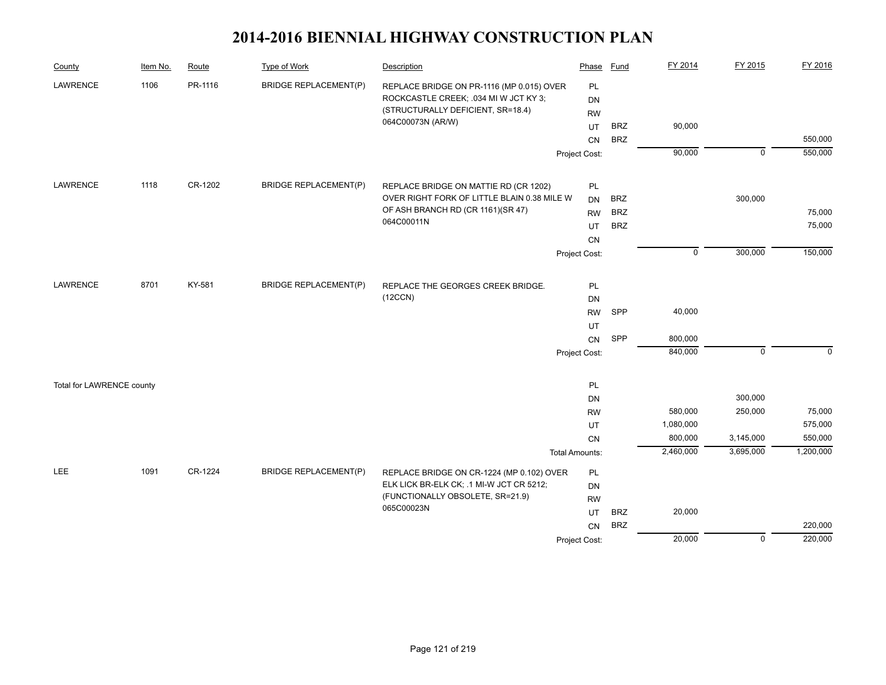# 2014-2016 BIENNIAL HIGHWAY CONSTRUCTION PLAN

| County | Item No. | Route | Type of Work | Description | Phase | Fund | FY 2014 | FY 2015 | FY 2016 |
|---|---|---|---|---|---|---|---|---|---|
| LAWRENCE | 1106 | PR-1116 | BRIDGE REPLACEMENT(P) | REPLACE BRIDGE ON PR-1116 (MP 0.015) OVER ROCKCASTLE CREEK; .034 MI W JCT KY 3; (STRUCTURALLY DEFICIENT, SR=18.4) 064C00073N (AR/W) | PL | | | | |
| | | | | | DN | | | | |
| | | | | | RW | | | | |
| | | | | | UT | BRZ | 90,000 | | |
| | | | | | CN | BRZ | | | 550,000 |
| | | | | | Project Cost: | | 90,000 | 0 | 550,000 |
| LAWRENCE | 1118 | CR-1202 | BRIDGE REPLACEMENT(P) | REPLACE BRIDGE ON MATTIE RD (CR 1202) OVER RIGHT FORK OF LITTLE BLAIN 0.38 MILE W OF ASH BRANCH RD (CR 1161)(SR 47) 064C00011N | PL | | | | |
| | | | | | DN | BRZ | | 300,000 | |
| | | | | | RW | BRZ | | | 75,000 |
| | | | | | UT | BRZ | | | 75,000 |
| | | | | | CN | | | | |
| | | | | | Project Cost: | | 0 | 300,000 | 150,000 |
| LAWRENCE | 8701 | KY-581 | BRIDGE REPLACEMENT(P) | REPLACE THE GEORGES CREEK BRIDGE. (12CCN) | PL | | | | |
| | | | | | DN | | | | |
| | | | | | RW | SPP | 40,000 | | |
| | | | | | UT | | | | |
| | | | | | CN | SPP | 800,000 | | |
| | | | | | Project Cost: | | 840,000 | 0 | 0 |
| Total for LAWRENCE county | | | | | PL | | | | |
| | | | | | DN | | | 300,000 | |
| | | | | | RW | | 580,000 | 250,000 | 75,000 |
| | | | | | UT | | 1,080,000 | | 575,000 |
| | | | | | CN | | 800,000 | 3,145,000 | 550,000 |
| | | | | | Total Amounts: | | 2,460,000 | 3,695,000 | 1,200,000 |
| LEE | 1091 | CR-1224 | BRIDGE REPLACEMENT(P) | REPLACE BRIDGE ON CR-1224 (MP 0.102) OVER ELK LICK BR-ELK CK; .1 MI-W JCT CR 5212; (FUNCTIONALLY OBSOLETE, SR=21.9) 065C00023N | PL | | | | |
| | | | | | DN | | | | |
| | | | | | RW | | | | |
| | | | | | UT | BRZ | 20,000 | | |
| | | | | | CN | BRZ | | | 220,000 |
| | | | | | Project Cost: | | 20,000 | 0 | 220,000 |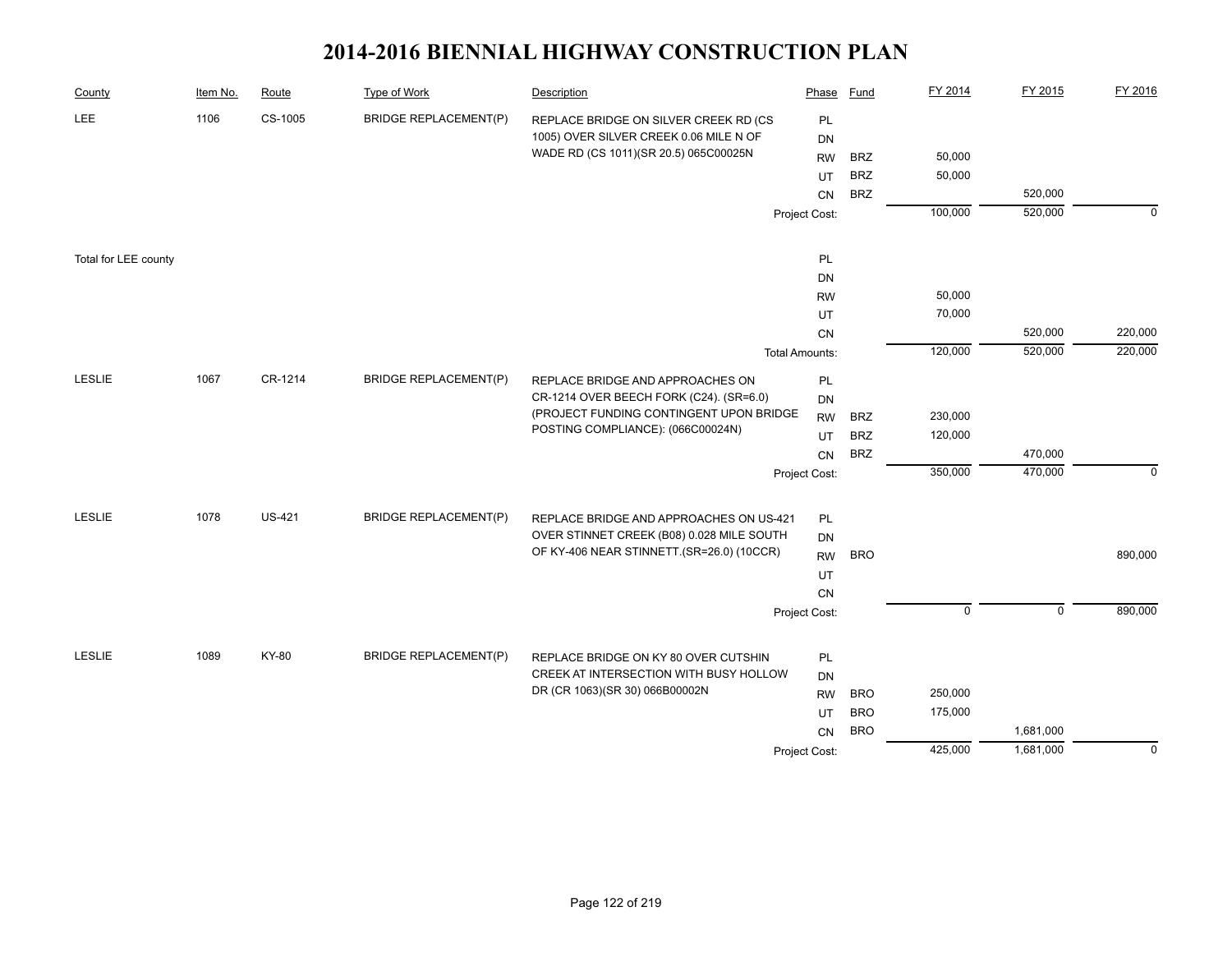# 2014-2016 BIENNIAL HIGHWAY CONSTRUCTION PLAN

| County | Item No. | Route | Type of Work | Description | Phase | Fund | FY 2014 | FY 2015 | FY 2016 |
|---|---|---|---|---|---|---|---|---|---|
| LEE | 1106 | CS-1005 | BRIDGE REPLACEMENT(P) | REPLACE BRIDGE ON SILVER CREEK RD (CS 1005) OVER SILVER CREEK 0.06 MILE N OF WADE RD (CS 1011)(SR 20.5) 065C00025N | PL | | | | |
| | | | | | DN | | | | |
| | | | | | RW | BRZ | 50,000 | | |
| | | | | | UT | BRZ | 50,000 | | |
| | | | | | CN | BRZ | | 520,000 | |
| | | | | | Project Cost: | | 100,000 | 520,000 | 0 |
| Total for LEE county | | | | | PL | | | | |
| | | | | | DN | | | | |
| | | | | | RW | | 50,000 | | |
| | | | | | UT | | 70,000 | | |
| | | | | | CN | | | 520,000 | 220,000 |
| | | | | | Total Amounts: | | 120,000 | 520,000 | 220,000 |
| LESLIE | 1067 | CR-1214 | BRIDGE REPLACEMENT(P) | REPLACE BRIDGE AND APPROACHES ON CR-1214 OVER BEECH FORK (C24). (SR=6.0) (PROJECT FUNDING CONTINGENT UPON BRIDGE POSTING COMPLIANCE): (066C00024N) | PL | | | | |
| | | | | | DN | | | | |
| | | | | | RW | BRZ | 230,000 | | |
| | | | | | UT | BRZ | 120,000 | | |
| | | | | | CN | BRZ | | 470,000 | |
| | | | | | Project Cost: | | 350,000 | 470,000 | 0 |
| LESLIE | 1078 | US-421 | BRIDGE REPLACEMENT(P) | REPLACE BRIDGE AND APPROACHES ON US-421 OVER STINNET CREEK (B08) 0.028 MILE SOUTH OF KY-406 NEAR STINNETT.(SR=26.0) (10CCR) | PL | | | | |
| | | | | | DN | | | | |
| | | | | | RW | BRO | | | 890,000 |
| | | | | | UT | | | | |
| | | | | | CN | | | | |
| | | | | | Project Cost: | | 0 | 0 | 890,000 |
| LESLIE | 1089 | KY-80 | BRIDGE REPLACEMENT(P) | REPLACE BRIDGE ON KY 80 OVER CUTSHIN CREEK AT INTERSECTION WITH BUSY HOLLOW DR (CR 1063)(SR 30) 066B00002N | PL | | | | |
| | | | | | DN | | | | |
| | | | | | RW | BRO | 250,000 | | |
| | | | | | UT | BRO | 175,000 | | |
| | | | | | CN | BRO | | 1,681,000 | |
| | | | | | Project Cost: | | 425,000 | 1,681,000 | 0 |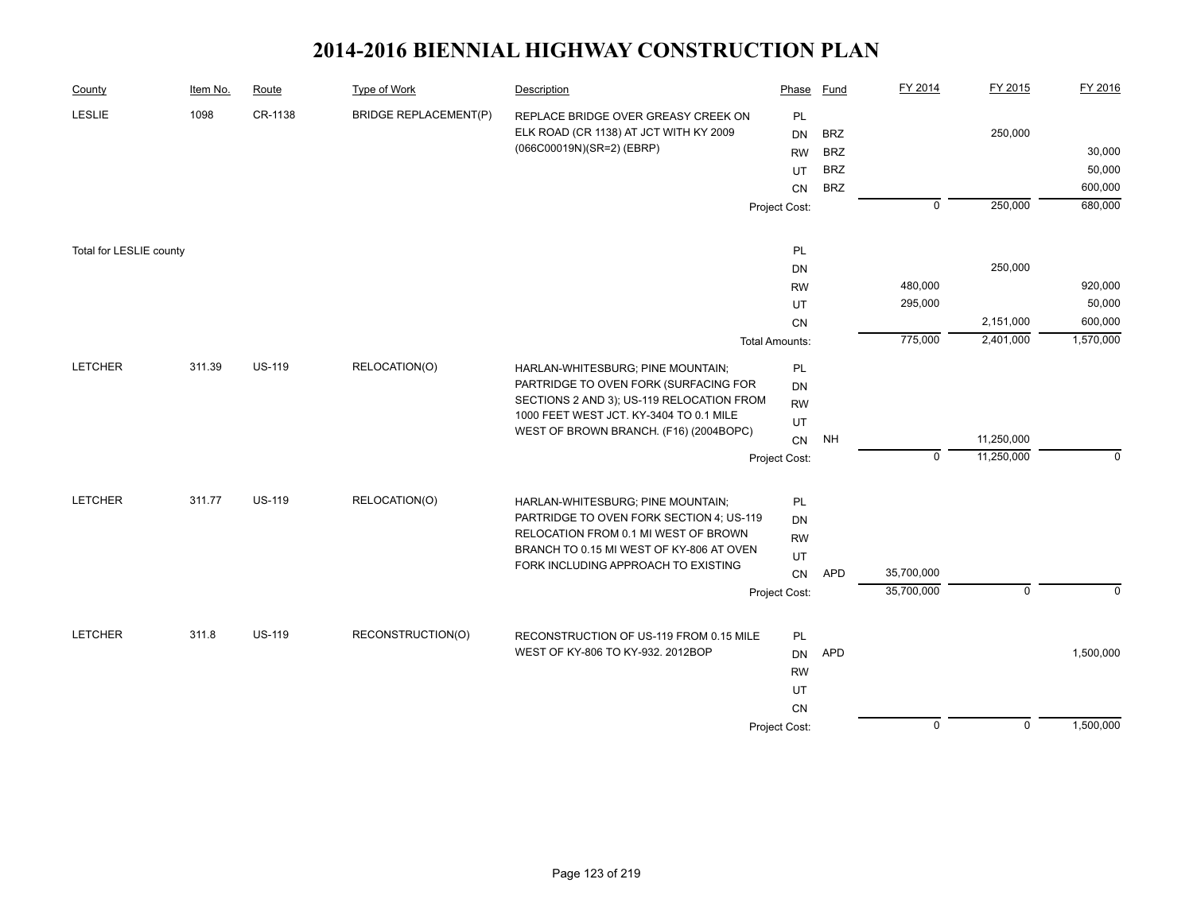# 2014-2016 BIENNIAL HIGHWAY CONSTRUCTION PLAN

| County | Item No. | Route | Type of Work | Description | Phase | Fund | FY 2014 | FY 2015 | FY 2016 |
|---|---|---|---|---|---|---|---|---|---|
| LESLIE | 1098 | CR-1138 | BRIDGE REPLACEMENT(P) | REPLACE BRIDGE OVER GREASY CREEK ON ELK ROAD (CR 1138) AT JCT WITH KY 2009 (066C00019N)(SR=2) (EBRP) | PL | | | | |
| | | | | | DN | BRZ | | 250,000 | |
| | | | | | RW | BRZ | | | 30,000 |
| | | | | | UT | BRZ | | | 50,000 |
| | | | | | CN | BRZ | | | 600,000 |
| | | | | | Project Cost: | | 0 | 250,000 | 680,000 |
| Total for LESLIE county | | | | | PL | | | | |
| | | | | | DN | | | 250,000 | |
| | | | | | RW | | 480,000 | | 920,000 |
| | | | | | UT | | 295,000 | | 50,000 |
| | | | | | CN | | | 2,151,000 | 600,000 |
| | | | | | Total Amounts: | | 775,000 | 2,401,000 | 1,570,000 |
| LETCHER | 311.39 | US-119 | RELOCATION(O) | HARLAN-WHITESBURG; PINE MOUNTAIN; PARTRIDGE TO OVEN FORK (SURFACING FOR SECTIONS 2 AND 3); US-119 RELOCATION FROM 1000 FEET WEST JCT. KY-3404 TO 0.1 MILE WEST OF BROWN BRANCH. (F16) (2004BOPC) | PL | | | | |
| | | | | | DN | | | | |
| | | | | | RW | | | | |
| | | | | | UT | | | | |
| | | | | | CN | NH | | 11,250,000 | |
| | | | | | Project Cost: | | 0 | 11,250,000 | 0 |
| LETCHER | 311.77 | US-119 | RELOCATION(O) | HARLAN-WHITESBURG; PINE MOUNTAIN; PARTRIDGE TO OVEN FORK SECTION 4; US-119 RELOCATION FROM 0.1 MI WEST OF BROWN BRANCH TO 0.15 MI WEST OF KY-806 AT OVEN FORK INCLUDING APPROACH TO EXISTING | PL | | | | |
| | | | | | DN | | | | |
| | | | | | RW | | | | |
| | | | | | UT | | | | |
| | | | | | CN | APD | 35,700,000 | | |
| | | | | | Project Cost: | | 35,700,000 | 0 | 0 |
| LETCHER | 311.8 | US-119 | RECONSTRUCTION(O) | RECONSTRUCTION OF US-119 FROM 0.15 MILE WEST OF KY-806 TO KY-932. 2012BOP | PL | | | | |
| | | | | | DN | APD | | | 1,500,000 |
| | | | | | RW | | | | |
| | | | | | UT | | | | |
| | | | | | CN | | | | |
| | | | | | Project Cost: | | 0 | 0 | 1,500,000 |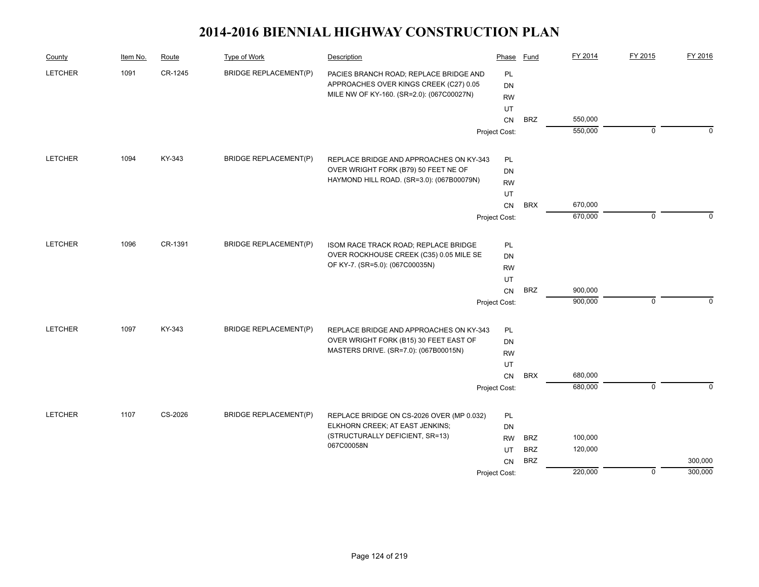# 2014-2016 BIENNIAL HIGHWAY CONSTRUCTION PLAN

| County | Item No. | Route | Type of Work | Description | Phase | Fund | FY 2014 | FY 2015 | FY 2016 |
|---|---|---|---|---|---|---|---|---|---|
| LETCHER | 1091 | CR-1245 | BRIDGE REPLACEMENT(P) | PACIES BRANCH ROAD; REPLACE BRIDGE AND APPROACHES OVER KINGS CREEK (C27) 0.05 MILE NW OF KY-160. (SR=2.0): (067C00027N) | PL | | | | |
| | | | | | DN | | | | |
| | | | | | RW | | | | |
| | | | | | UT | | | | |
| | | | | | CN | BRZ | 550,000 | | |
| | | | | | Project Cost: | | 550,000 | 0 | 0 |
| LETCHER | 1094 | KY-343 | BRIDGE REPLACEMENT(P) | REPLACE BRIDGE AND APPROACHES ON KY-343 OVER WRIGHT FORK (B79) 50 FEET NE OF HAYMOND HILL ROAD. (SR=3.0): (067B00079N) | PL | | | | |
| | | | | | DN | | | | |
| | | | | | RW | | | | |
| | | | | | UT | | | | |
| | | | | | CN | BRX | 670,000 | | |
| | | | | | Project Cost: | | 670,000 | 0 | 0 |
| LETCHER | 1096 | CR-1391 | BRIDGE REPLACEMENT(P) | ISOM RACE TRACK ROAD; REPLACE BRIDGE OVER ROCKHOUSE CREEK (C35) 0.05 MILE SE OF KY-7. (SR=5.0): (067C00035N) | PL | | | | |
| | | | | | DN | | | | |
| | | | | | RW | | | | |
| | | | | | UT | | | | |
| | | | | | CN | BRZ | 900,000 | | |
| | | | | | Project Cost: | | 900,000 | 0 | 0 |
| LETCHER | 1097 | KY-343 | BRIDGE REPLACEMENT(P) | REPLACE BRIDGE AND APPROACHES ON KY-343 OVER WRIGHT FORK (B15) 30 FEET EAST OF MASTERS DRIVE. (SR=7.0): (067B00015N) | PL | | | | |
| | | | | | DN | | | | |
| | | | | | RW | | | | |
| | | | | | UT | | | | |
| | | | | | CN | BRX | 680,000 | | |
| | | | | | Project Cost: | | 680,000 | 0 | 0 |
| LETCHER | 1107 | CS-2026 | BRIDGE REPLACEMENT(P) | REPLACE BRIDGE ON CS-2026 OVER (MP 0.032) ELKHORN CREEK; AT EAST JENKINS; (STRUCTURALLY DEFICIENT, SR=13) 067C00058N | PL | | | | |
| | | | | | DN | | | | |
| | | | | | RW | BRZ | 100,000 | | |
| | | | | | UT | BRZ | 120,000 | | |
| | | | | | CN | BRZ | | | 300,000 |
| | | | | | Project Cost: | | 220,000 | 0 | 300,000 |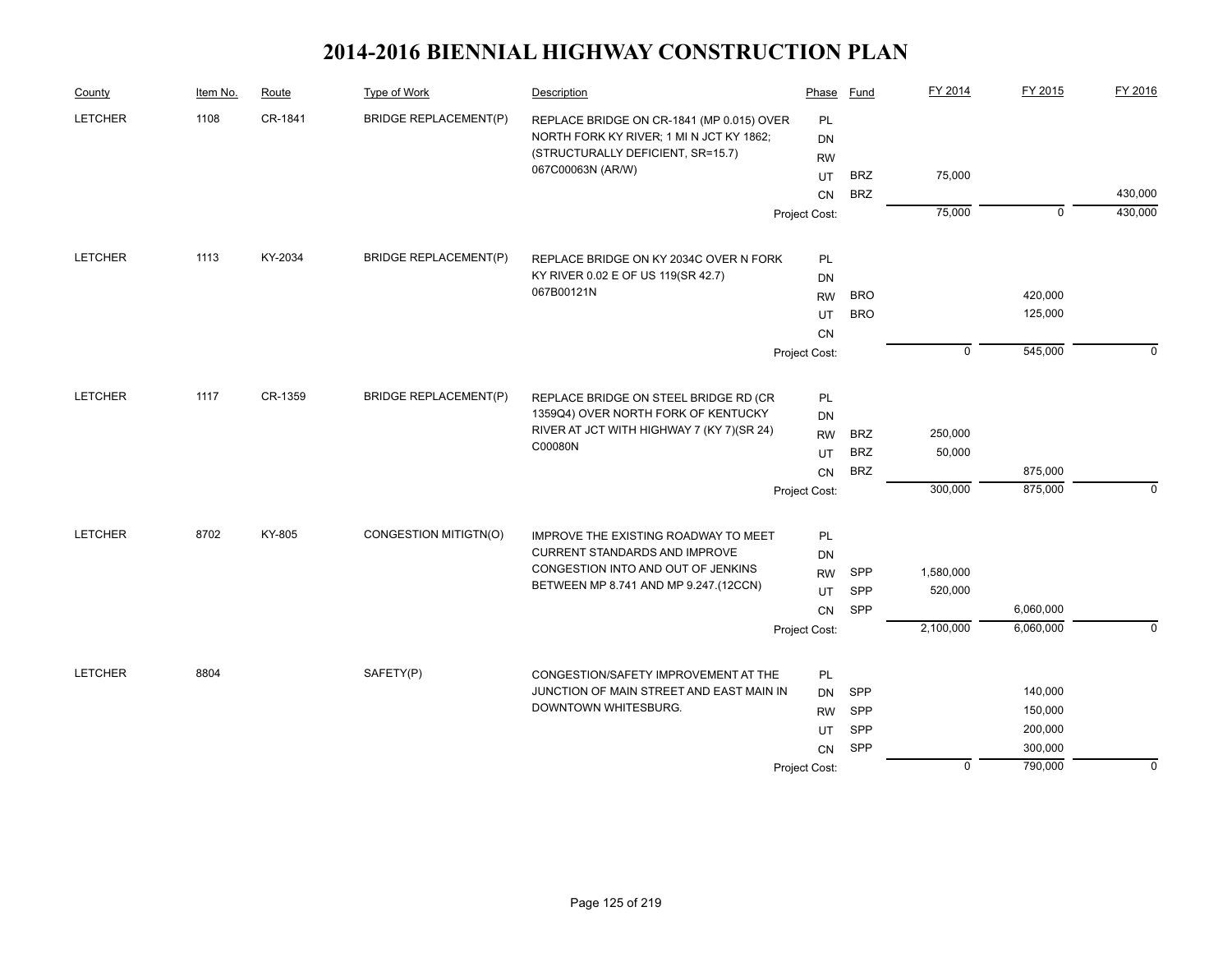# 2014-2016 BIENNIAL HIGHWAY CONSTRUCTION PLAN

| County | Item No. | Route | Type of Work | Description | Phase | Fund | FY 2014 | FY 2015 | FY 2016 |
|---|---|---|---|---|---|---|---|---|---|
| LETCHER | 1108 | CR-1841 | BRIDGE REPLACEMENT(P) | REPLACE BRIDGE ON CR-1841 (MP 0.015) OVER NORTH FORK KY RIVER; 1 MI N JCT KY 1862; (STRUCTURALLY DEFICIENT, SR=15.7) 067C00063N (AR/W) | PL | | | | |
| | | | | | DN | | | | |
| | | | | | RW | | | | |
| | | | | | UT | BRZ | 75,000 | | |
| | | | | | CN | BRZ | | | 430,000 |
| | | | | | Project Cost: | | 75,000 | 0 | 430,000 |
| LETCHER | 1113 | KY-2034 | BRIDGE REPLACEMENT(P) | REPLACE BRIDGE ON KY 2034C OVER N FORK KY RIVER 0.02 E OF US 119(SR 42.7) 067B00121N | PL | | | | |
| | | | | | DN | | | | |
| | | | | | RW | BRO | | 420,000 | |
| | | | | | UT | BRO | | 125,000 | |
| | | | | | CN | | | | |
| | | | | | Project Cost: | | 0 | 545,000 | 0 |
| LETCHER | 1117 | CR-1359 | BRIDGE REPLACEMENT(P) | REPLACE BRIDGE ON STEEL BRIDGE RD (CR 1359Q4) OVER NORTH FORK OF KENTUCKY RIVER AT JCT WITH HIGHWAY 7 (KY 7)(SR 24) C00080N | PL | | | | |
| | | | | | DN | | | | |
| | | | | | RW | BRZ | 250,000 | | |
| | | | | | UT | BRZ | 50,000 | | |
| | | | | | CN | BRZ | | 875,000 | |
| | | | | | Project Cost: | | 300,000 | 875,000 | 0 |
| LETCHER | 8702 | KY-805 | CONGESTION MITIGTN(O) | IMPROVE THE EXISTING ROADWAY TO MEET CURRENT STANDARDS AND IMPROVE CONGESTION INTO AND OUT OF JENKINS BETWEEN MP 8.741 AND MP 9.247.(12CCN) | PL | | | | |
| | | | | | DN | | | | |
| | | | | | RW | SPP | 1,580,000 | | |
| | | | | | UT | SPP | 520,000 | | |
| | | | | | CN | SPP | | 6,060,000 | |
| | | | | | Project Cost: | | 2,100,000 | 6,060,000 | 0 |
| LETCHER | 8804 | | SAFETY(P) | CONGESTION/SAFETY IMPROVEMENT AT THE JUNCTION OF MAIN STREET AND EAST MAIN IN DOWNTOWN WHITESBURG. | PL | | | | |
| | | | | | DN | SPP | | 140,000 | |
| | | | | | RW | SPP | | 150,000 | |
| | | | | | UT | SPP | | 200,000 | |
| | | | | | CN | SPP | | 300,000 | |
| | | | | | Project Cost: | | 0 | 790,000 | 0 |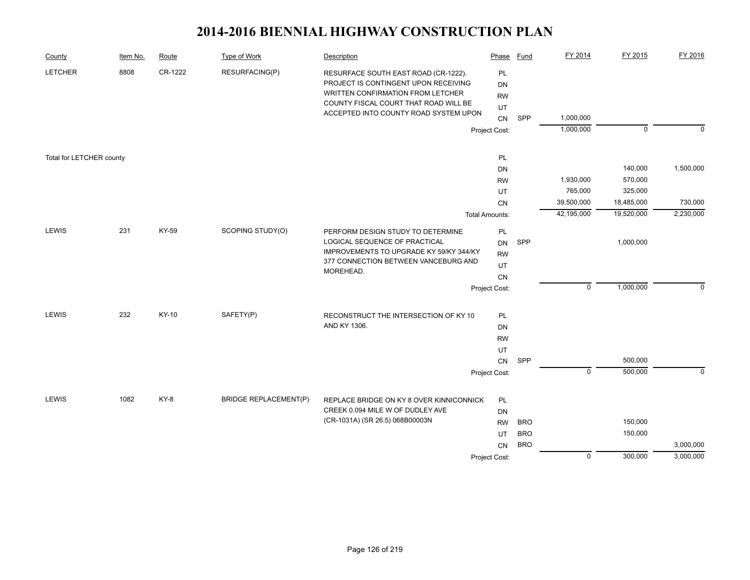# 2014-2016 BIENNIAL HIGHWAY CONSTRUCTION PLAN

| County | Item No. | Route | Type of Work | Description | Phase | Fund | FY 2014 | FY 2015 | FY 2016 |
|---|---|---|---|---|---|---|---|---|---|
| LETCHER | 8808 | CR-1222 | RESURFACING(P) | RESURFACE SOUTH EAST ROAD (CR-1222). PROJECT IS CONTINGENT UPON RECEIVING WRITTEN CONFIRMATION FROM LETCHER COUNTY FISCAL COURT THAT ROAD WILL BE ACCEPTED INTO COUNTY ROAD SYSTEM UPON | PL | | | | |
| | | | | | DN | | | | |
| | | | | | RW | | | | |
| | | | | | UT | | | | |
| | | | | | CN | SPP | 1,000,000 | | |
| | | | | | Project Cost: | | 1,000,000 | 0 | 0 |
| Total for LETCHER county | | | | | PL | | | | |
| | | | | | DN | | | 140,000 | 1,500,000 |
| | | | | | RW | | 1,930,000 | 570,000 | |
| | | | | | UT | | 765,000 | 325,000 | |
| | | | | | CN | | 39,500,000 | 18,485,000 | 730,000 |
| | | | | | Total Amounts: | | 42,195,000 | 19,520,000 | 2,230,000 |
| LEWIS | 231 | KY-59 | SCOPING STUDY(O) | PERFORM DESIGN STUDY TO DETERMINE LOGICAL SEQUENCE OF PRACTICAL IMPROVEMENTS TO UPGRADE KY 59/KY 344/KY 377 CONNECTION BETWEEN VANCEBURG AND MOREHEAD. | PL | | | | |
| | | | | | DN | SPP | | 1,000,000 | |
| | | | | | RW | | | | |
| | | | | | UT | | | | |
| | | | | | CN | | | | |
| | | | | | Project Cost: | | 0 | 1,000,000 | 0 |
| LEWIS | 232 | KY-10 | SAFETY(P) | RECONSTRUCT THE INTERSECTION OF KY 10 AND KY 1306. | PL | | | | |
| | | | | | DN | | | | |
| | | | | | RW | | | | |
| | | | | | UT | | | | |
| | | | | | CN | SPP | | 500,000 | |
| | | | | | Project Cost: | | 0 | 500,000 | 0 |
| LEWIS | 1082 | KY-8 | BRIDGE REPLACEMENT(P) | REPLACE BRIDGE ON KY 8 OVER KINNICONNICK CREEK 0.094 MILE W OF DUDLEY AVE (CR-1031A) (SR 26.5) 068B00003N | PL | | | | |
| | | | | | DN | | | | |
| | | | | | RW | BRO | | 150,000 | |
| | | | | | UT | BRO | | 150,000 | |
| | | | | | CN | BRO | | | 3,000,000 |
| | | | | | Project Cost: | | 0 | 300,000 | 3,000,000 |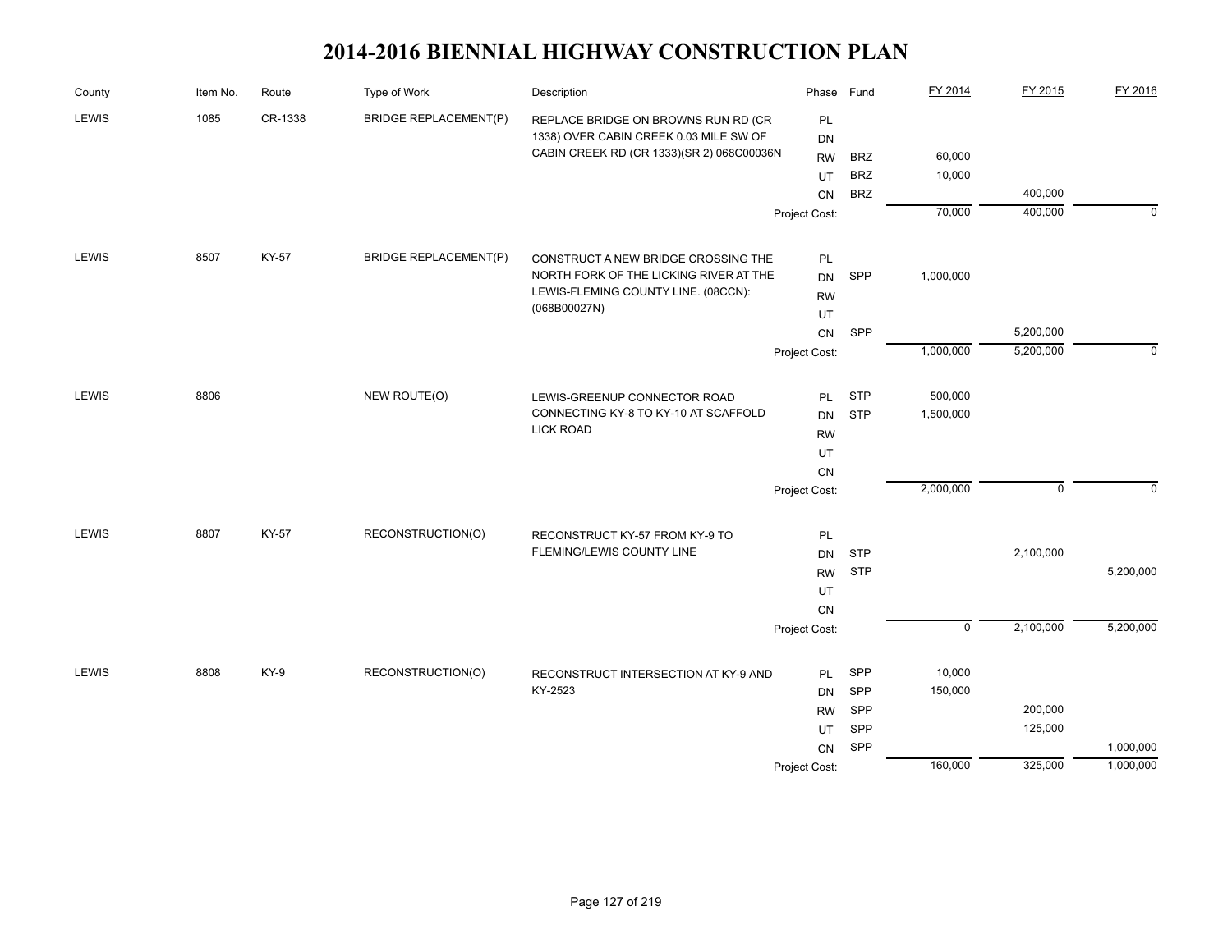# 2014-2016 BIENNIAL HIGHWAY CONSTRUCTION PLAN

| County | Item No. | Route | Type of Work | Description | Phase | Fund | FY 2014 | FY 2015 | FY 2016 |
|---|---|---|---|---|---|---|---|---|---|
| LEWIS | 1085 | CR-1338 | BRIDGE REPLACEMENT(P) | REPLACE BRIDGE ON BROWNS RUN RD (CR 1338) OVER CABIN CREEK 0.03 MILE SW OF CABIN CREEK RD (CR 1333)(SR 2) 068C00036N | PL | | | | |
| | | | | | DN | | | | |
| | | | | | RW | BRZ | 60,000 | | |
| | | | | | UT | BRZ | 10,000 | | |
| | | | | | CN | BRZ | | 400,000 | |
| | | | | | Project Cost: | | 70,000 | 400,000 | 0 |
| LEWIS | 8507 | KY-57 | BRIDGE REPLACEMENT(P) | CONSTRUCT A NEW BRIDGE CROSSING THE NORTH FORK OF THE LICKING RIVER AT THE LEWIS-FLEMING COUNTY LINE. (08CCN): (068B00027N) | PL | | | | |
| | | | | | DN | SPP | 1,000,000 | | |
| | | | | | RW | | | | |
| | | | | | UT | | | | |
| | | | | | CN | SPP | | 5,200,000 | |
| | | | | | Project Cost: | | 1,000,000 | 5,200,000 | 0 |
| LEWIS | 8806 | | NEW ROUTE(O) | LEWIS-GREENUP CONNECTOR ROAD CONNECTING KY-8 TO KY-10 AT SCAFFOLD LICK ROAD | PL | STP | 500,000 | | |
| | | | | | DN | STP | 1,500,000 | | |
| | | | | | RW | | | | |
| | | | | | UT | | | | |
| | | | | | CN | | | | |
| | | | | | Project Cost: | | 2,000,000 | 0 | 0 |
| LEWIS | 8807 | KY-57 | RECONSTRUCTION(O) | RECONSTRUCT KY-57 FROM KY-9 TO FLEMING/LEWIS COUNTY LINE | PL | | | | |
| | | | | | DN | STP | | 2,100,000 | |
| | | | | | RW | STP | | | 5,200,000 |
| | | | | | UT | | | | |
| | | | | | CN | | | | |
| | | | | | Project Cost: | | 0 | 2,100,000 | 5,200,000 |
| LEWIS | 8808 | KY-9 | RECONSTRUCTION(O) | RECONSTRUCT INTERSECTION AT KY-9 AND KY-2523 | PL | SPP | 10,000 | | |
| | | | | | DN | SPP | 150,000 | | |
| | | | | | RW | SPP | | 200,000 | |
| | | | | | UT | SPP | | 125,000 | |
| | | | | | CN | SPP | | | 1,000,000 |
| | | | | | Project Cost: | | 160,000 | 325,000 | 1,000,000 |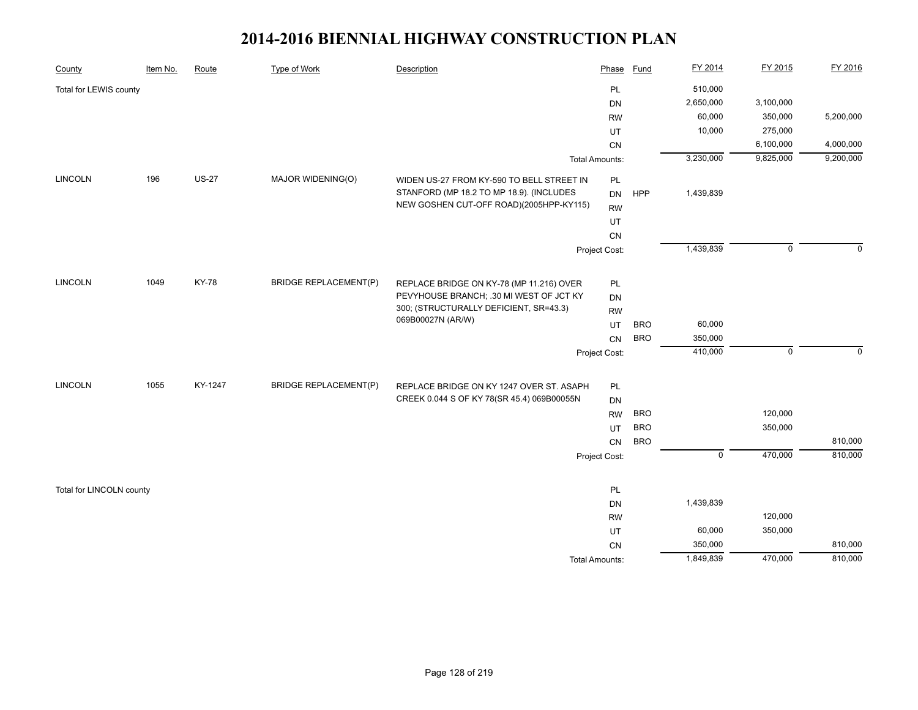# 2014-2016 BIENNIAL HIGHWAY CONSTRUCTION PLAN

| County | Item No. | Route | Type of Work | Description | Phase | Fund | FY 2014 | FY 2015 | FY 2016 |
|---|---|---|---|---|---|---|---|---|---|
| Total for LEWIS county | | | | | PL | | 510,000 | | |
| | | | | | DN | | 2,650,000 | 3,100,000 | |
| | | | | | RW | | 60,000 | 350,000 | 5,200,000 |
| | | | | | UT | | 10,000 | 275,000 | |
| | | | | | CN | | | 6,100,000 | 4,000,000 |
| | | | | | Total Amounts: | | 3,230,000 | 9,825,000 | 9,200,000 |
| LINCOLN | 196 | US-27 | MAJOR WIDENING(O) | WIDEN US-27 FROM KY-590 TO BELL STREET IN STANFORD (MP 18.2 TO MP 18.9). (INCLUDES NEW GOSHEN CUT-OFF ROAD)(2005HPP-KY115) | PL | | | | |
| | | | | | DN | HPP | 1,439,839 | | |
| | | | | | RW | | | | |
| | | | | | UT | | | | |
| | | | | | CN | | | | |
| | | | | | Project Cost: | | 1,439,839 | 0 | 0 |
| LINCOLN | 1049 | KY-78 | BRIDGE REPLACEMENT(P) | REPLACE BRIDGE ON KY-78 (MP 11.216) OVER PEVYHOUSE BRANCH; .30 MI WEST OF JCT KY 300; (STRUCTURALLY DEFICIENT, SR=43.3) 069B00027N (AR/W) | PL | | | | |
| | | | | | DN | | | | |
| | | | | | RW | | | | |
| | | | | | UT | BRO | 60,000 | | |
| | | | | | CN | BRO | 350,000 | | |
| | | | | | Project Cost: | | 410,000 | 0 | 0 |
| LINCOLN | 1055 | KY-1247 | BRIDGE REPLACEMENT(P) | REPLACE BRIDGE ON KY 1247 OVER ST. ASAPH CREEK 0.044 S OF KY 78(SR 45.4) 069B00055N | PL | | | | |
| | | | | | DN | | | | |
| | | | | | RW | BRO | | 120,000 | |
| | | | | | UT | BRO | | 350,000 | |
| | | | | | CN | BRO | | | 810,000 |
| | | | | | Project Cost: | | 0 | 470,000 | 810,000 |
| Total for LINCOLN county | | | | | PL | | | | |
| | | | | | DN | | 1,439,839 | | |
| | | | | | RW | | | 120,000 | |
| | | | | | UT | | 60,000 | 350,000 | |
| | | | | | CN | | 350,000 | | 810,000 |
| | | | | | Total Amounts: | | 1,849,839 | 470,000 | 810,000 |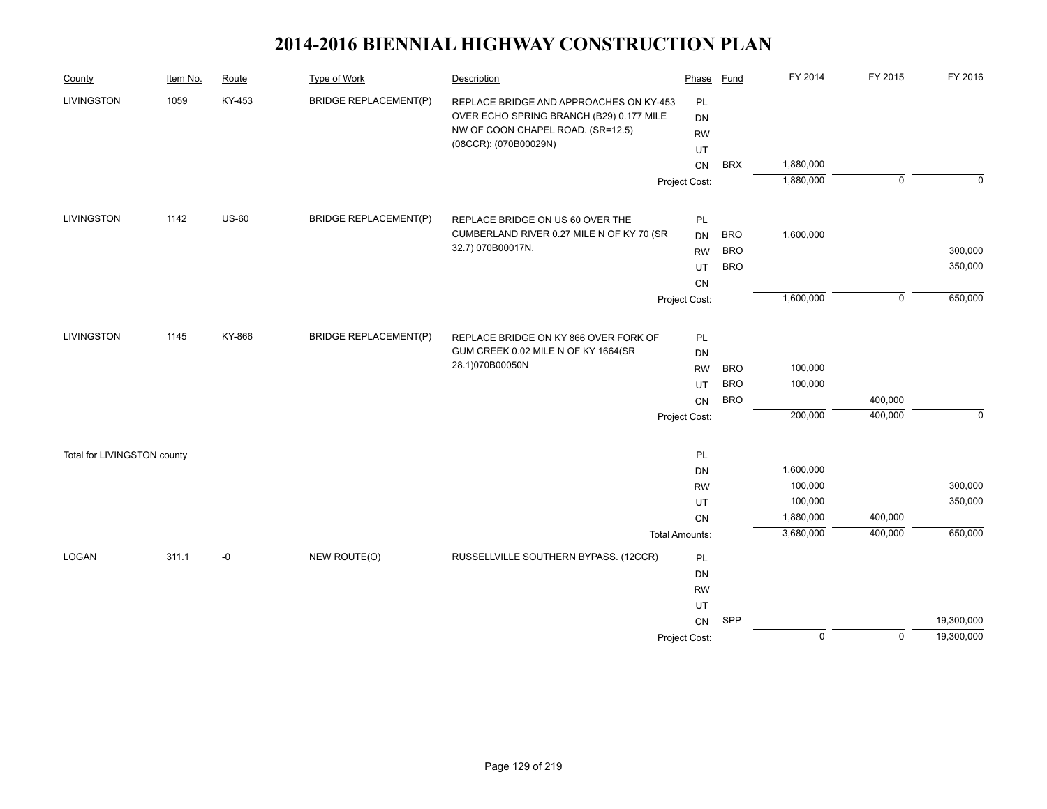# 2014-2016 BIENNIAL HIGHWAY CONSTRUCTION PLAN

| County | Item No. | Route | Type of Work | Description | Phase | Fund | FY 2014 | FY 2015 | FY 2016 |
|---|---|---|---|---|---|---|---|---|---|
| LIVINGSTON | 1059 | KY-453 | BRIDGE REPLACEMENT(P) | REPLACE BRIDGE AND APPROACHES ON KY-453 OVER ECHO SPRING BRANCH (B29) 0.177 MILE NW OF COON CHAPEL ROAD. (SR=12.5) (08CCR): (070B00029N) | PL | | | | |
| | | | | | DN | | | | |
| | | | | | RW | | | | |
| | | | | | UT | | | | |
| | | | | | CN | BRX | 1,880,000 | | |
| | | | | | Project Cost: | | 1,880,000 | 0 | 0 |
| LIVINGSTON | 1142 | US-60 | BRIDGE REPLACEMENT(P) | REPLACE BRIDGE ON US 60 OVER THE CUMBERLAND RIVER 0.27 MILE N OF KY 70 (SR 32.7) 070B00017N. | PL | | | | |
| | | | | | DN | BRO | 1,600,000 | | |
| | | | | | RW | BRO | | | 300,000 |
| | | | | | UT | BRO | | | 350,000 |
| | | | | | CN | | | | |
| | | | | | Project Cost: | | 1,600,000 | 0 | 650,000 |
| LIVINGSTON | 1145 | KY-866 | BRIDGE REPLACEMENT(P) | REPLACE BRIDGE ON KY 866 OVER FORK OF GUM CREEK 0.02 MILE N OF KY 1664(SR 28.1)070B00050N | PL | | | | |
| | | | | | DN | | | | |
| | | | | | RW | BRO | 100,000 | | |
| | | | | | UT | BRO | 100,000 | | |
| | | | | | CN | BRO | | 400,000 | |
| | | | | | Project Cost: | | 200,000 | 400,000 | 0 |
| Total for LIVINGSTON county | | | | | PL | | | | |
| | | | | | DN | | 1,600,000 | | |
| | | | | | RW | | 100,000 | | 300,000 |
| | | | | | UT | | 100,000 | | 350,000 |
| | | | | | CN | | 1,880,000 | 400,000 | |
| | | | | | Total Amounts: | | 3,680,000 | 400,000 | 650,000 |
| LOGAN | 311.1 | -0 | NEW ROUTE(O) | RUSSELLVILLE SOUTHERN BYPASS. (12CCR) | PL | | | | |
| | | | | | DN | | | | |
| | | | | | RW | | | | |
| | | | | | UT | | | | |
| | | | | | CN | SPP | | | 19,300,000 |
| | | | | | Project Cost: | | 0 | 0 | 19,300,000 |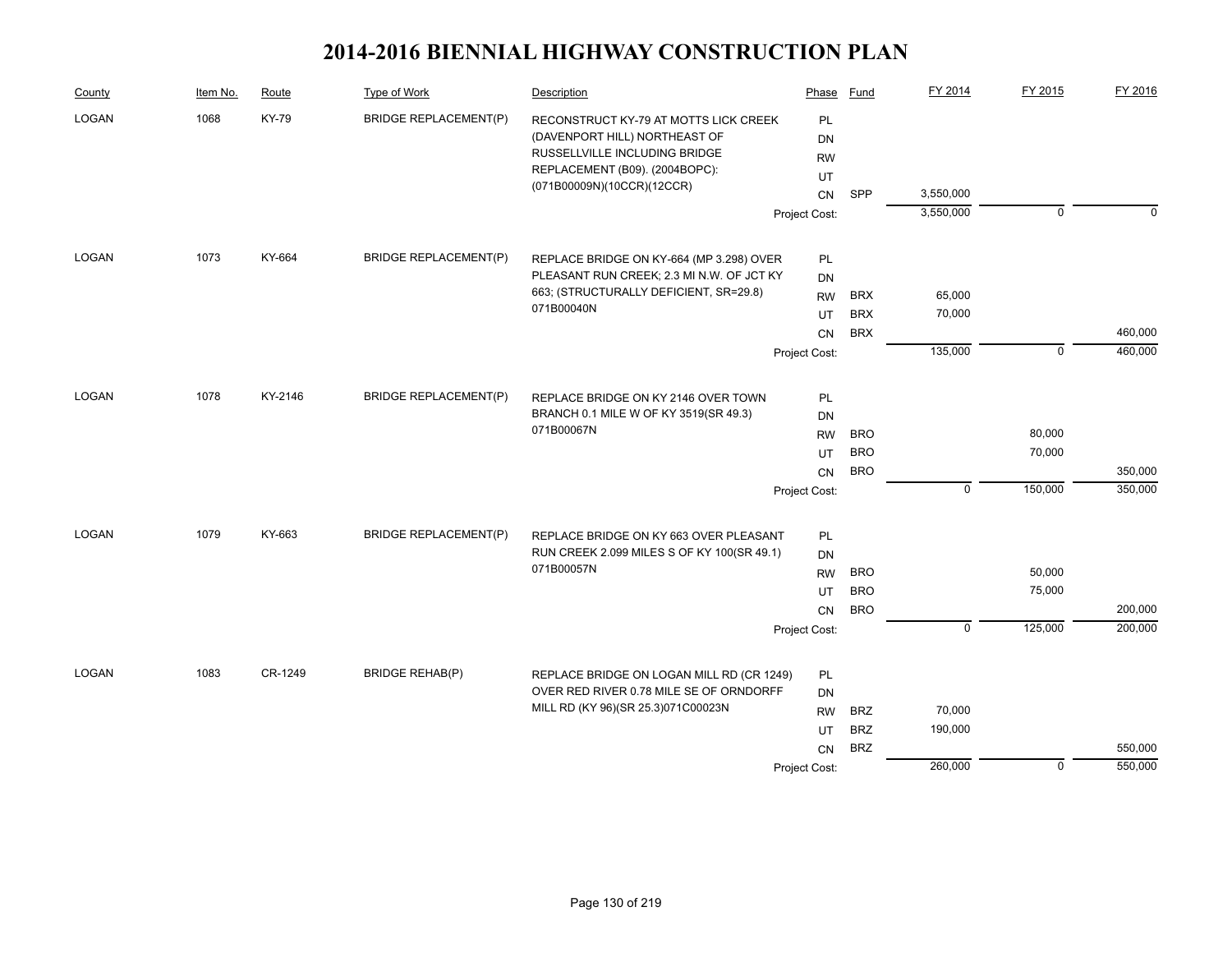# 2014-2016 BIENNIAL HIGHWAY CONSTRUCTION PLAN

| County | Item No. | Route | Type of Work | Description | Phase | Fund | FY 2014 | FY 2015 | FY 2016 |
|---|---|---|---|---|---|---|---|---|---|
| LOGAN | 1068 | KY-79 | BRIDGE REPLACEMENT(P) | RECONSTRUCT KY-79 AT MOTTS LICK CREEK (DAVENPORT HILL) NORTHEAST OF RUSSELLVILLE INCLUDING BRIDGE REPLACEMENT (B09). (2004BOPC): (071B00009N)(10CCR)(12CCR) | PL | | | | |
| | | | | | DN | | | | |
| | | | | | RW | | | | |
| | | | | | UT | | | | |
| | | | | | CN | SPP | 3,550,000 | | |
| | | | | | Project Cost: | | 3,550,000 | 0 | 0 |
| LOGAN | 1073 | KY-664 | BRIDGE REPLACEMENT(P) | REPLACE BRIDGE ON KY-664 (MP 3.298) OVER PLEASANT RUN CREEK; 2.3 MI N.W. OF JCT KY 663; (STRUCTURALLY DEFICIENT, SR=29.8) 071B00040N | PL | | | | |
| | | | | | DN | | | | |
| | | | | | RW | BRX | 65,000 | | |
| | | | | | UT | BRX | 70,000 | | |
| | | | | | CN | BRX | | | 460,000 |
| | | | | | Project Cost: | | 135,000 | 0 | 460,000 |
| LOGAN | 1078 | KY-2146 | BRIDGE REPLACEMENT(P) | REPLACE BRIDGE ON KY 2146 OVER TOWN BRANCH 0.1 MILE W OF KY 3519(SR 49.3) 071B00067N | PL | | | | |
| | | | | | DN | | | | |
| | | | | | RW | BRO | | 80,000 | |
| | | | | | UT | BRO | | 70,000 | |
| | | | | | CN | BRO | | | 350,000 |
| | | | | | Project Cost: | | 0 | 150,000 | 350,000 |
| LOGAN | 1079 | KY-663 | BRIDGE REPLACEMENT(P) | REPLACE BRIDGE ON KY 663 OVER PLEASANT RUN CREEK 2.099 MILES S OF KY 100(SR 49.1) 071B00057N | PL | | | | |
| | | | | | DN | | | | |
| | | | | | RW | BRO | | 50,000 | |
| | | | | | UT | BRO | | 75,000 | |
| | | | | | CN | BRO | | | 200,000 |
| | | | | | Project Cost: | | 0 | 125,000 | 200,000 |
| LOGAN | 1083 | CR-1249 | BRIDGE REHAB(P) | REPLACE BRIDGE ON LOGAN MILL RD (CR 1249) OVER RED RIVER 0.78 MILE SE OF ORNDORFF MILL RD (KY 96)(SR 25.3)071C00023N | PL | | | | |
| | | | | | DN | | | | |
| | | | | | RW | BRZ | 70,000 | | |
| | | | | | UT | BRZ | 190,000 | | |
| | | | | | CN | BRZ | | | 550,000 |
| | | | | | Project Cost: | | 260,000 | 0 | 550,000 |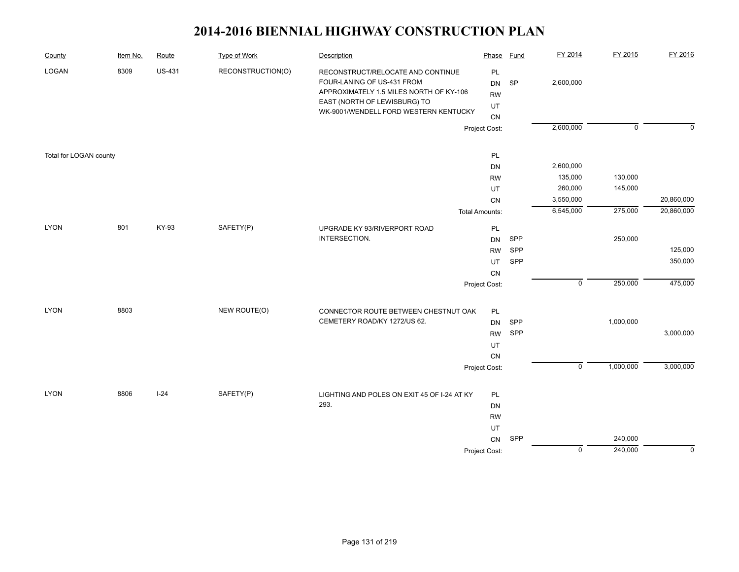# 2014-2016 BIENNIAL HIGHWAY CONSTRUCTION PLAN

| County | Item No. | Route | Type of Work | Description | Phase | Fund | FY 2014 | FY 2015 | FY 2016 |
|---|---|---|---|---|---|---|---|---|---|
| LOGAN | 8309 | US-431 | RECONSTRUCTION(O) | RECONSTRUCT/RELOCATE AND CONTINUE FOUR-LANING OF US-431 FROM APPROXIMATELY 1.5 MILES NORTH OF KY-106 EAST (NORTH OF LEWISBURG) TO WK-9001/WENDELL FORD WESTERN KENTUCKY | PL | | | | |
| | | | | | DN | SP | 2,600,000 | | |
| | | | | | RW | | | | |
| | | | | | UT | | | | |
| | | | | | CN | | | | |
| | | | | | Project Cost: | | 2,600,000 | 0 | 0 |
| Total for LOGAN county | | | | | PL | | | | |
| | | | | | DN | | 2,600,000 | | |
| | | | | | RW | | 135,000 | 130,000 | |
| | | | | | UT | | 260,000 | 145,000 | |
| | | | | | CN | | 3,550,000 | | 20,860,000 |
| | | | | | Total Amounts: | | 6,545,000 | 275,000 | 20,860,000 |
| LYON | 801 | KY-93 | SAFETY(P) | UPGRADE KY 93/RIVERPORT ROAD INTERSECTION. | PL | | | | |
| | | | | | DN | SPP | | 250,000 | |
| | | | | | RW | SPP | | | 125,000 |
| | | | | | UT | SPP | | | 350,000 |
| | | | | | CN | | | | |
| | | | | | Project Cost: | | 0 | 250,000 | 475,000 |
| LYON | 8803 | | NEW ROUTE(O) | CONNECTOR ROUTE BETWEEN CHESTNUT OAK CEMETERY ROAD/KY 1272/US 62. | PL | | | | |
| | | | | | DN | SPP | | 1,000,000 | |
| | | | | | RW | SPP | | | 3,000,000 |
| | | | | | UT | | | | |
| | | | | | CN | | | | |
| | | | | | Project Cost: | | 0 | 1,000,000 | 3,000,000 |
| LYON | 8806 | I-24 | SAFETY(P) | LIGHTING AND POLES ON EXIT 45 OF I-24 AT KY 293. | PL | | | | |
| | | | | | DN | | | | |
| | | | | | RW | | | | |
| | | | | | UT | | | | |
| | | | | | CN | SPP | | 240,000 | |
| | | | | | Project Cost: | | 0 | 240,000 | 0 |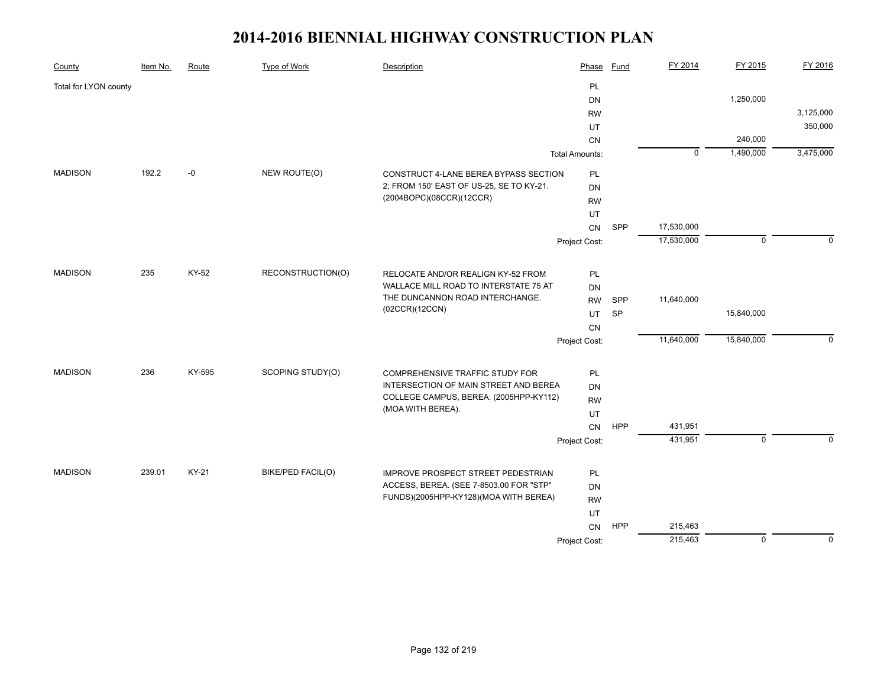# 2014-2016 BIENNIAL HIGHWAY CONSTRUCTION PLAN

| County | Item No. | Route | Type of Work | Description | Phase | Fund | FY 2014 | FY 2015 | FY 2016 |
|---|---|---|---|---|---|---|---|---|---|
| Total for LYON county | | | | | PL | | | | |
| | | | | | DN | | | 1,250,000 | |
| | | | | | RW | | | | 3,125,000 |
| | | | | | UT | | | | 350,000 |
| | | | | | CN | | | 240,000 | |
| | | | | | Total Amounts: | | 0 | 1,490,000 | 3,475,000 |
| MADISON | 192.2 | -0 | NEW ROUTE(O) | CONSTRUCT 4-LANE BEREA BYPASS SECTION 2; FROM 150' EAST OF US-25, SE TO KY-21. (2004BOPC)(08CCR)(12CCR) | PL | | | | |
| | | | | | DN | | | | |
| | | | | | RW | | | | |
| | | | | | UT | | | | |
| | | | | | CN | SPP | 17,530,000 | | |
| | | | | | Project Cost: | | 17,530,000 | 0 | 0 |
| MADISON | 235 | KY-52 | RECONSTRUCTION(O) | RELOCATE AND/OR REALIGN KY-52 FROM WALLACE MILL ROAD TO INTERSTATE 75 AT THE DUNCANNON ROAD INTERCHANGE. (02CCR)(12CCN) | PL | | | | |
| | | | | | DN | | | | |
| | | | | | RW | SPP | 11,640,000 | | |
| | | | | | UT | SP | | 15,840,000 | |
| | | | | | CN | | | | |
| | | | | | Project Cost: | | 11,640,000 | 15,840,000 | 0 |
| MADISON | 236 | KY-595 | SCOPING STUDY(O) | COMPREHENSIVE TRAFFIC STUDY FOR INTERSECTION OF MAIN STREET AND BEREA COLLEGE CAMPUS, BEREA. (2005HPP-KY112) (MOA WITH BEREA). | PL | | | | |
| | | | | | DN | | | | |
| | | | | | RW | | | | |
| | | | | | UT | | | | |
| | | | | | CN | HPP | 431,951 | | |
| | | | | | Project Cost: | | 431,951 | 0 | 0 |
| MADISON | 239.01 | KY-21 | BIKE/PED FACIL(O) | IMPROVE PROSPECT STREET PEDESTRIAN ACCESS, BEREA. (SEE 7-8503.00 FOR "STP" FUNDS)(2005HPP-KY128)(MOA WITH BEREA) | PL | | | | |
| | | | | | DN | | | | |
| | | | | | RW | | | | |
| | | | | | UT | | | | |
| | | | | | CN | HPP | 215,463 | | |
| | | | | | Project Cost: | | 215,463 | 0 | 0 |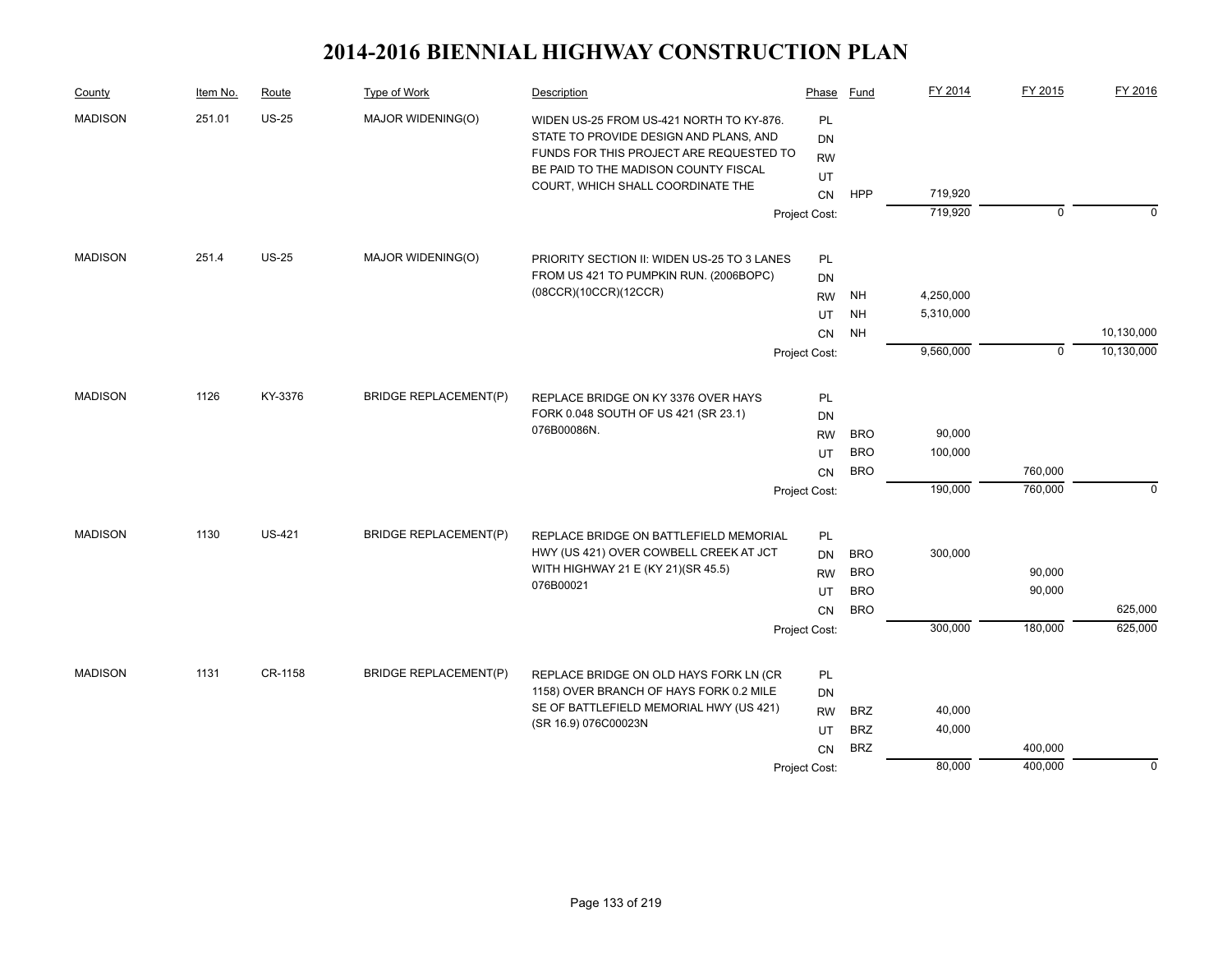# 2014-2016 BIENNIAL HIGHWAY CONSTRUCTION PLAN

| County | Item No. | Route | Type of Work | Description | Phase | Fund | FY 2014 | FY 2015 | FY 2016 |
|---|---|---|---|---|---|---|---|---|---|
| MADISON | 251.01 | US-25 | MAJOR WIDENING(O) | WIDEN US-25 FROM US-421 NORTH TO KY-876. STATE TO PROVIDE DESIGN AND PLANS, AND FUNDS FOR THIS PROJECT ARE REQUESTED TO BE PAID TO THE MADISON COUNTY FISCAL COURT, WHICH SHALL COORDINATE THE | PL | | | | |
| | | | | | DN | | | | |
| | | | | | RW | | | | |
| | | | | | UT | | | | |
| | | | | | CN | HPP | 719,920 | | |
| | | | | | Project Cost: | | 719,920 | 0 | 0 |
| MADISON | 251.4 | US-25 | MAJOR WIDENING(O) | PRIORITY SECTION II: WIDEN US-25 TO 3 LANES FROM US 421 TO PUMPKIN RUN. (2006BOPC)(08CCR)(10CCR)(12CCR) | PL | | | | |
| | | | | | DN | | | | |
| | | | | | RW | NH | 4,250,000 | | |
| | | | | | UT | NH | 5,310,000 | | |
| | | | | | CN | NH | | | 10,130,000 |
| | | | | | Project Cost: | | 9,560,000 | 0 | 10,130,000 |
| MADISON | 1126 | KY-3376 | BRIDGE REPLACEMENT(P) | REPLACE BRIDGE ON KY 3376 OVER HAYS FORK 0.048 SOUTH OF US 421 (SR 23.1) 076B00086N. | PL | | | | |
| | | | | | DN | | | | |
| | | | | | RW | BRO | 90,000 | | |
| | | | | | UT | BRO | 100,000 | | |
| | | | | | CN | BRO | | 760,000 | |
| | | | | | Project Cost: | | 190,000 | 760,000 | 0 |
| MADISON | 1130 | US-421 | BRIDGE REPLACEMENT(P) | REPLACE BRIDGE ON BATTLEFIELD MEMORIAL HWY (US 421) OVER COWBELL CREEK AT JCT WITH HIGHWAY 21 E (KY 21)(SR 45.5) 076B00021 | PL | | | | |
| | | | | | DN | BRO | 300,000 | | |
| | | | | | RW | BRO | | 90,000 | |
| | | | | | UT | BRO | | 90,000 | |
| | | | | | CN | BRO | | | 625,000 |
| | | | | | Project Cost: | | 300,000 | 180,000 | 625,000 |
| MADISON | 1131 | CR-1158 | BRIDGE REPLACEMENT(P) | REPLACE BRIDGE ON OLD HAYS FORK LN (CR 1158) OVER BRANCH OF HAYS FORK 0.2 MILE SE OF BATTLEFIELD MEMORIAL HWY (US 421) (SR 16.9) 076C00023N | PL | | | | |
| | | | | | DN | | | | |
| | | | | | RW | BRZ | 40,000 | | |
| | | | | | UT | BRZ | 40,000 | | |
| | | | | | CN | BRZ | | 400,000 | |
| | | | | | Project Cost: | | 80,000 | 400,000 | 0 |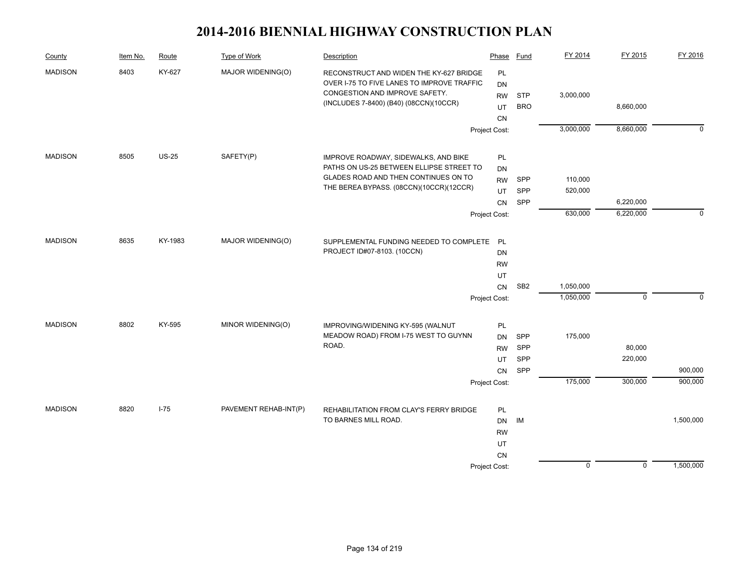// 2014-2016 BIENNIAL HIGHWAY CONSTRUCTION PLAN

| County | Item No. | Route | Type of Work | Description | Phase | Fund | FY 2014 | FY 2015 | FY 2016 |
|---|---|---|---|---|---|---|---|---|---|
| MADISON | 8403 | KY-627 | MAJOR WIDENING(O) | RECONSTRUCT AND WIDEN THE KY-627 BRIDGE OVER I-75 TO FIVE LANES TO IMPROVE TRAFFIC CONGESTION AND IMPROVE SAFETY. (INCLUDES 7-8400) (B40) (08CCN)(10CCR) | PL | | | | |
| | | | | | DN | | | | |
| | | | | | RW | STP | 3,000,000 | | |
| | | | | | UT | BRO | | 8,660,000 | |
| | | | | | CN | | | | |
| | | | | | Project Cost: | | 3,000,000 | 8,660,000 | 0 |
| MADISON | 8505 | US-25 | SAFETY(P) | IMPROVE ROADWAY, SIDEWALKS, AND BIKE PATHS ON US-25 BETWEEN ELLIPSE STREET TO GLADES ROAD AND THEN CONTINUES ON TO THE BEREA BYPASS. (08CCN)(10CCR)(12CCR) | PL | | | | |
| | | | | | DN | | | | |
| | | | | | RW | SPP | 110,000 | | |
| | | | | | UT | SPP | 520,000 | | |
| | | | | | CN | SPP | | 6,220,000 | |
| | | | | | Project Cost: | | 630,000 | 6,220,000 | 0 |
| MADISON | 8635 | KY-1983 | MAJOR WIDENING(O) | SUPPLEMENTAL FUNDING NEEDED TO COMPLETE PROJECT ID#07-8103. (10CCN) | PL | | | | |
| | | | | | DN | | | | |
| | | | | | RW | | | | |
| | | | | | UT | | | | |
| | | | | | CN | SB2 | 1,050,000 | | |
| | | | | | Project Cost: | | 1,050,000 | 0 | 0 |
| MADISON | 8802 | KY-595 | MINOR WIDENING(O) | IMPROVING/WIDENING KY-595 (WALNUT MEADOW ROAD) FROM I-75 WEST TO GUYNN ROAD. | PL | | | | |
| | | | | | DN | SPP | 175,000 | | |
| | | | | | RW | SPP | | 80,000 | |
| | | | | | UT | SPP | | 220,000 | |
| | | | | | CN | SPP | | | 900,000 |
| | | | | | Project Cost: | | 175,000 | 300,000 | 900,000 |
| MADISON | 8820 | I-75 | PAVEMENT REHAB-INT(P) | REHABILITATION FROM CLAY'S FERRY BRIDGE TO BARNES MILL ROAD. | PL | | | | |
| | | | | | DN | IM | | | 1,500,000 |
| | | | | | RW | | | | |
| | | | | | UT | | | | |
| | | | | | CN | | | | |
| | | | | | Project Cost: | | 0 | 0 | 1,500,000 |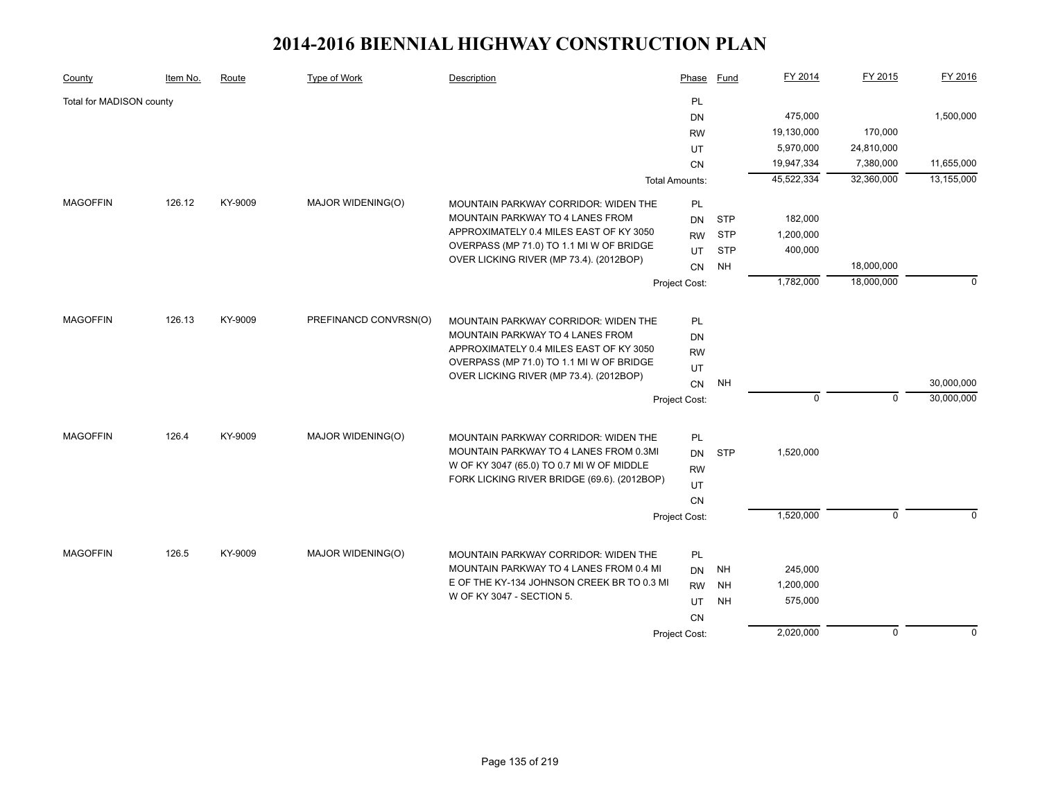# 2014-2016 BIENNIAL HIGHWAY CONSTRUCTION PLAN

| County | Item No. | Route | Type of Work | Description | Phase | Fund | FY 2014 | FY 2015 | FY 2016 |
|---|---|---|---|---|---|---|---|---|---|
| Total for MADISON county | | | | | PL | | | | |
| | | | | | DN | | 475,000 | | 1,500,000 |
| | | | | | RW | | 19,130,000 | 170,000 | |
| | | | | | UT | | 5,970,000 | 24,810,000 | |
| | | | | | CN | | 19,947,334 | 7,380,000 | 11,655,000 |
| | | | | Total Amounts: | | | 45,522,334 | 32,360,000 | 13,155,000 |
| MAGOFFIN | 126.12 | KY-9009 | MAJOR WIDENING(O) | MOUNTAIN PARKWAY CORRIDOR: WIDEN THE MOUNTAIN PARKWAY TO 4 LANES FROM APPROXIMATELY 0.4 MILES EAST OF KY 3050 OVERPASS (MP 71.0) TO 1.1 MI W OF BRIDGE OVER LICKING RIVER (MP 73.4). (2012BOP) | PL | | | | |
| | | | | | DN | STP | 182,000 | | |
| | | | | | RW | STP | 1,200,000 | | |
| | | | | | UT | STP | 400,000 | | |
| | | | | | CN | NH | | 18,000,000 | |
| | | | | Project Cost: | | | 1,782,000 | 18,000,000 | 0 |
| MAGOFFIN | 126.13 | KY-9009 | PREFINANCD CONVRSN(O) | MOUNTAIN PARKWAY CORRIDOR: WIDEN THE MOUNTAIN PARKWAY TO 4 LANES FROM APPROXIMATELY 0.4 MILES EAST OF KY 3050 OVERPASS (MP 71.0) TO 1.1 MI W OF BRIDGE OVER LICKING RIVER (MP 73.4). (2012BOP) | PL | | | | |
| | | | | | DN | | | | |
| | | | | | RW | | | | |
| | | | | | UT | | | | |
| | | | | | CN | NH | | | 30,000,000 |
| | | | | Project Cost: | | | 0 | 0 | 30,000,000 |
| MAGOFFIN | 126.4 | KY-9009 | MAJOR WIDENING(O) | MOUNTAIN PARKWAY CORRIDOR: WIDEN THE MOUNTAIN PARKWAY TO 4 LANES FROM 0.3MI W OF KY 3047 (65.0) TO 0.7 MI W OF MIDDLE FORK LICKING RIVER BRIDGE (69.6). (2012BOP) | PL | | | | |
| | | | | | DN | STP | 1,520,000 | | |
| | | | | | RW | | | | |
| | | | | | UT | | | | |
| | | | | | CN | | | | |
| | | | | Project Cost: | | | 1,520,000 | 0 | 0 |
| MAGOFFIN | 126.5 | KY-9009 | MAJOR WIDENING(O) | MOUNTAIN PARKWAY CORRIDOR: WIDEN THE MOUNTAIN PARKWAY TO 4 LANES FROM 0.4 MI E OF THE KY-134 JOHNSON CREEK BR TO 0.3 MI W OF KY 3047 - SECTION 5. | PL | | | | |
| | | | | | DN | NH | 245,000 | | |
| | | | | | RW | NH | 1,200,000 | | |
| | | | | | UT | NH | 575,000 | | |
| | | | | | CN | | | | |
| | | | | Project Cost: | | | 2,020,000 | 0 | 0 |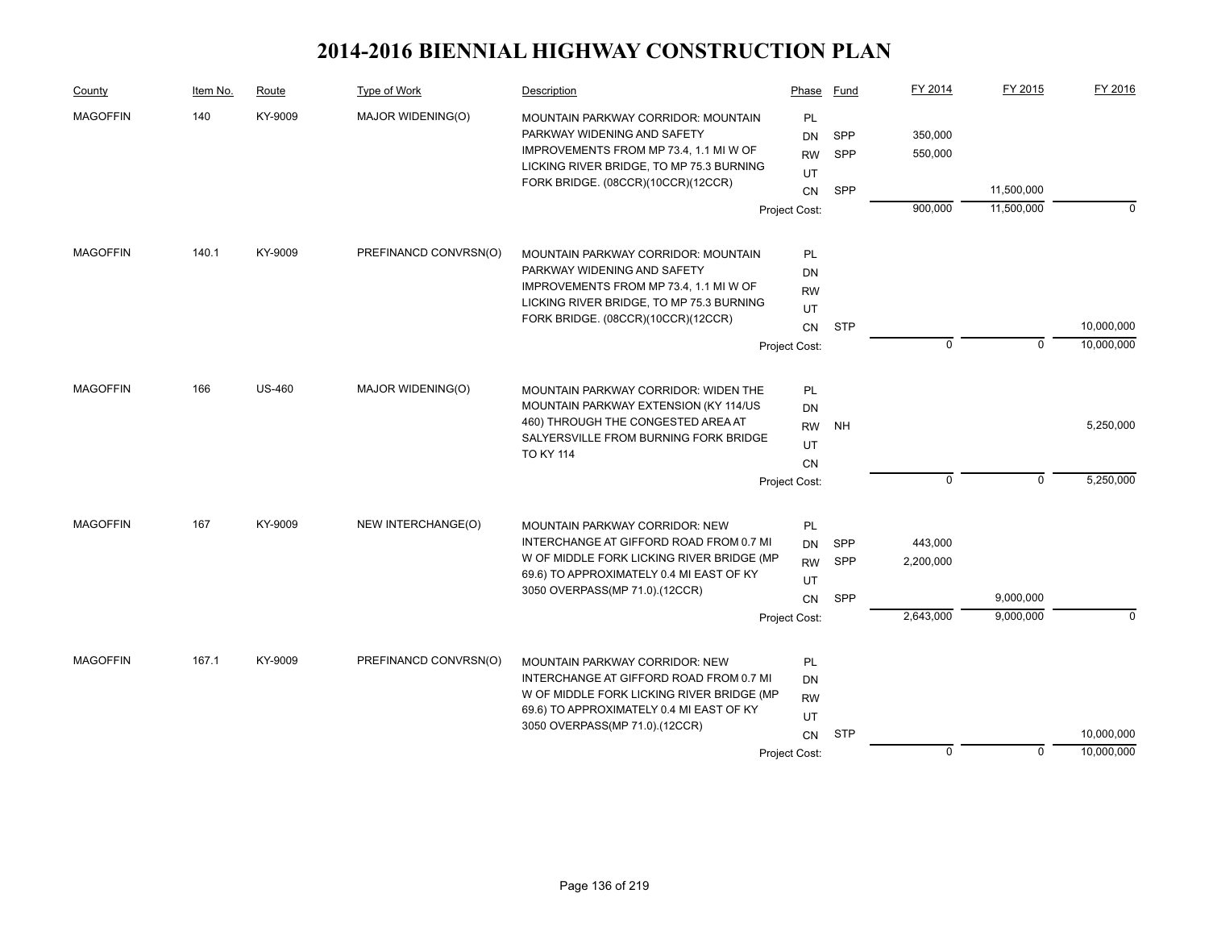# 2014-2016 BIENNIAL HIGHWAY CONSTRUCTION PLAN

| County | Item No. | Route | Type of Work | Description | Phase | Fund | FY 2014 | FY 2015 | FY 2016 |
|---|---|---|---|---|---|---|---|---|---|
| MAGOFFIN | 140 | KY-9009 | MAJOR WIDENING(O) | MOUNTAIN PARKWAY CORRIDOR: MOUNTAIN PARKWAY WIDENING AND SAFETY IMPROVEMENTS FROM MP 73.4, 1.1 MI W OF LICKING RIVER BRIDGE, TO MP 75.3 BURNING FORK BRIDGE. (08CCR)(10CCR)(12CCR) | PL | | | | |
| | | | | | DN | SPP | 350,000 | | |
| | | | | | RW | SPP | 550,000 | | |
| | | | | | UT | | | | |
| | | | | | CN | SPP | | 11,500,000 | |
| | | | | | Project Cost: | | 900,000 | 11,500,000 | 0 |
| MAGOFFIN | 140.1 | KY-9009 | PREFINANCD CONVRSN(O) | MOUNTAIN PARKWAY CORRIDOR: MOUNTAIN PARKWAY WIDENING AND SAFETY IMPROVEMENTS FROM MP 73.4, 1.1 MI W OF LICKING RIVER BRIDGE, TO MP 75.3 BURNING FORK BRIDGE. (08CCR)(10CCR)(12CCR) | PL | | | | |
| | | | | | DN | | | | |
| | | | | | RW | | | | |
| | | | | | UT | | | | |
| | | | | | CN | STP | | | 10,000,000 |
| | | | | | Project Cost: | | 0 | 0 | 10,000,000 |
| MAGOFFIN | 166 | US-460 | MAJOR WIDENING(O) | MOUNTAIN PARKWAY CORRIDOR: WIDEN THE MOUNTAIN PARKWAY EXTENSION (KY 114/US 460) THROUGH THE CONGESTED AREA AT SALYERSVILLE FROM BURNING FORK BRIDGE TO KY 114 | PL | | | | |
| | | | | | DN | | | | |
| | | | | | RW | NH | | | 5,250,000 |
| | | | | | UT | | | | |
| | | | | | CN | | | | |
| | | | | | Project Cost: | | 0 | 0 | 5,250,000 |
| MAGOFFIN | 167 | KY-9009 | NEW INTERCHANGE(O) | MOUNTAIN PARKWAY CORRIDOR: NEW INTERCHANGE AT GIFFORD ROAD FROM 0.7 MI W OF MIDDLE FORK LICKING RIVER BRIDGE (MP 69.6) TO APPROXIMATELY 0.4 MI EAST OF KY 3050 OVERPASS(MP 71.0).(12CCR) | PL | | | | |
| | | | | | DN | SPP | 443,000 | | |
| | | | | | RW | SPP | 2,200,000 | | |
| | | | | | UT | | | | |
| | | | | | CN | SPP | | 9,000,000 | |
| | | | | | Project Cost: | | 2,643,000 | 9,000,000 | 0 |
| MAGOFFIN | 167.1 | KY-9009 | PREFINANCD CONVRSN(O) | MOUNTAIN PARKWAY CORRIDOR: NEW INTERCHANGE AT GIFFORD ROAD FROM 0.7 MI W OF MIDDLE FORK LICKING RIVER BRIDGE (MP 69.6) TO APPROXIMATELY 0.4 MI EAST OF KY 3050 OVERPASS(MP 71.0).(12CCR) | PL | | | | |
| | | | | | DN | | | | |
| | | | | | RW | | | | |
| | | | | | UT | | | | |
| | | | | | CN | STP | | | 10,000,000 |
| | | | | | Project Cost: | | 0 | 0 | 10,000,000 |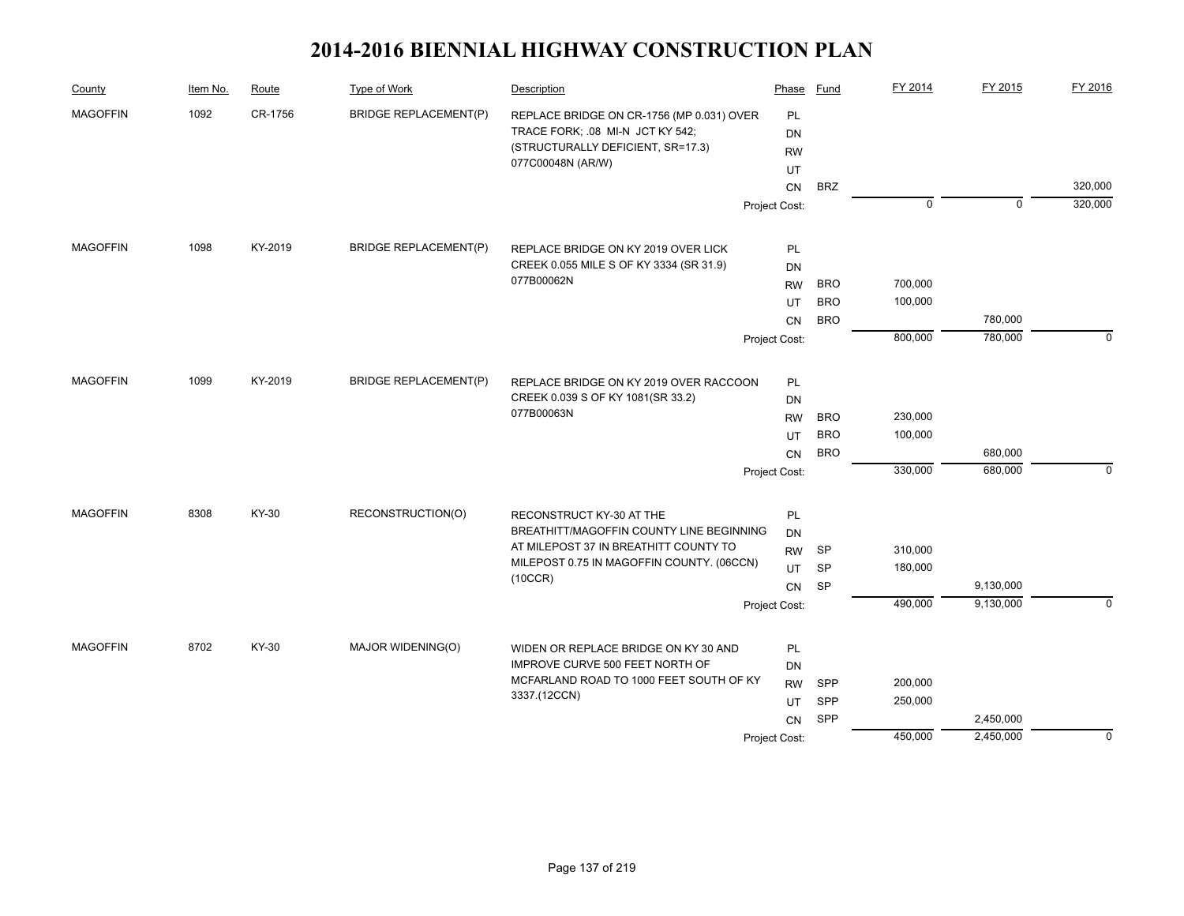# 2014-2016 BIENNIAL HIGHWAY CONSTRUCTION PLAN

| County | Item No. | Route | Type of Work | Description | Phase | Fund | FY 2014 | FY 2015 | FY 2016 |
|---|---|---|---|---|---|---|---|---|---|
| MAGOFFIN | 1092 | CR-1756 | BRIDGE REPLACEMENT(P) | REPLACE BRIDGE ON CR-1756 (MP 0.031) OVER TRACE FORK; .08 MI-N JCT KY 542; (STRUCTURALLY DEFICIENT, SR=17.3) 077C00048N (AR/W) | PL | | | | |
| | | | | | DN | | | | |
| | | | | | RW | | | | |
| | | | | | UT | | | | |
| | | | | | CN | BRZ | | | 320,000 |
| | | | | | Project Cost: | | 0 | 0 | 320,000 |
| MAGOFFIN | 1098 | KY-2019 | BRIDGE REPLACEMENT(P) | REPLACE BRIDGE ON KY 2019 OVER LICK CREEK 0.055 MILE S OF KY 3334 (SR 31.9) 077B00062N | PL | | | | |
| | | | | | DN | | | | |
| | | | | | RW | BRO | 700,000 | | |
| | | | | | UT | BRO | 100,000 | | |
| | | | | | CN | BRO | | 780,000 | |
| | | | | | Project Cost: | | 800,000 | 780,000 | 0 |
| MAGOFFIN | 1099 | KY-2019 | BRIDGE REPLACEMENT(P) | REPLACE BRIDGE ON KY 2019 OVER RACCOON CREEK 0.039 S OF KY 1081(SR 33.2) 077B00063N | PL | | | | |
| | | | | | DN | | | | |
| | | | | | RW | BRO | 230,000 | | |
| | | | | | UT | BRO | 100,000 | | |
| | | | | | CN | BRO | | 680,000 | |
| | | | | | Project Cost: | | 330,000 | 680,000 | 0 |
| MAGOFFIN | 8308 | KY-30 | RECONSTRUCTION(O) | RECONSTRUCT KY-30 AT THE BREATHITT/MAGOFFIN COUNTY LINE BEGINNING AT MILEPOST 37 IN BREATHITT COUNTY TO MILEPOST 0.75 IN MAGOFFIN COUNTY. (06CCN) (10CCR) | PL | | | | |
| | | | | | DN | | | | |
| | | | | | RW | SP | 310,000 | | |
| | | | | | UT | SP | 180,000 | | |
| | | | | | CN | SP | | 9,130,000 | |
| | | | | | Project Cost: | | 490,000 | 9,130,000 | 0 |
| MAGOFFIN | 8702 | KY-30 | MAJOR WIDENING(O) | WIDEN OR REPLACE BRIDGE ON KY 30 AND IMPROVE CURVE 500 FEET NORTH OF MCFARLAND ROAD TO 1000 FEET SOUTH OF KY 3337.(12CCN) | PL | | | | |
| | | | | | DN | | | | |
| | | | | | RW | SPP | 200,000 | | |
| | | | | | UT | SPP | 250,000 | | |
| | | | | | CN | SPP | | 2,450,000 | |
| | | | | | Project Cost: | | 450,000 | 2,450,000 | 0 |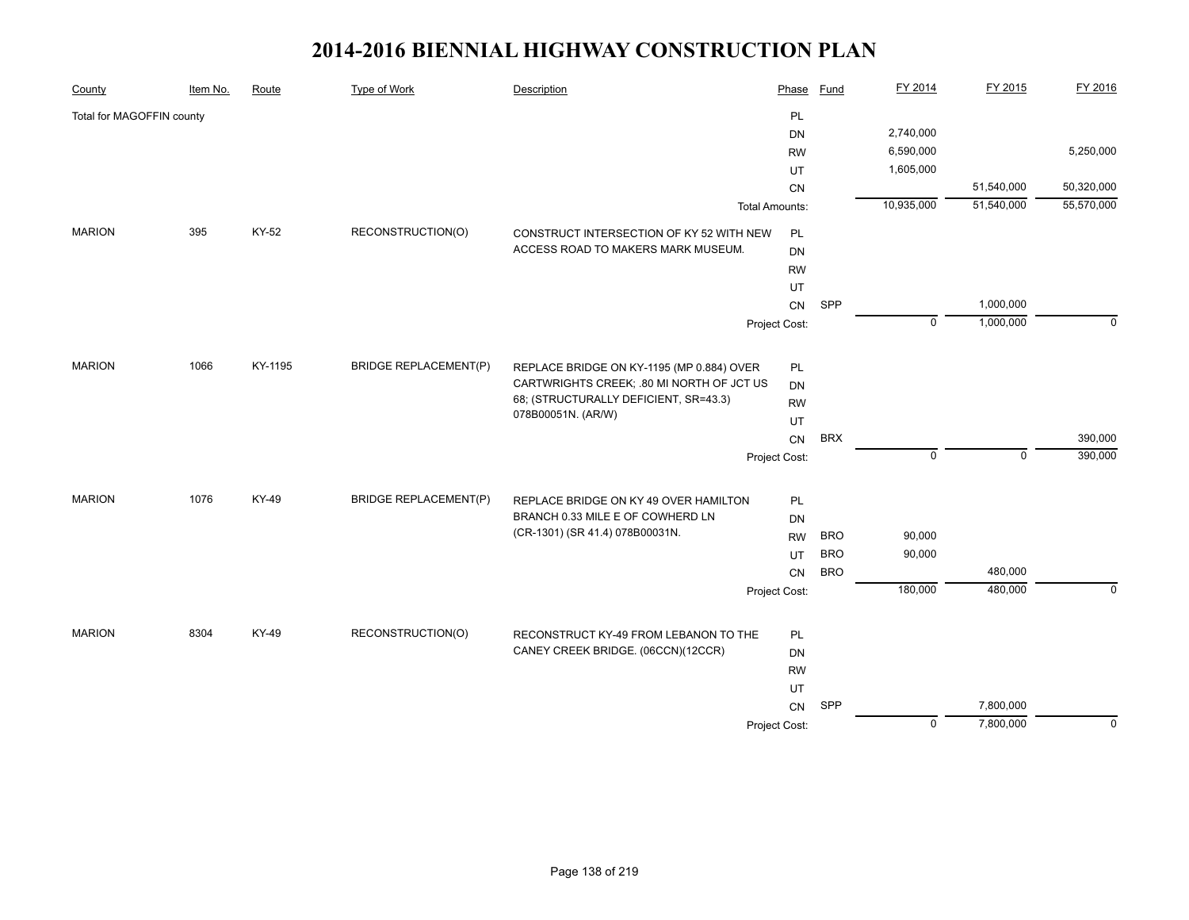# 2014-2016 BIENNIAL HIGHWAY CONSTRUCTION PLAN

| County | Item No. | Route | Type of Work | Description | Phase | Fund | FY 2014 | FY 2015 | FY 2016 |
|---|---|---|---|---|---|---|---|---|---|
| Total for MAGOFFIN county | | | | | PL | | | | |
| | | | | | DN | | 2,740,000 | | |
| | | | | | RW | | 6,590,000 | | 5,250,000 |
| | | | | | UT | | 1,605,000 | | |
| | | | | | CN | | | 51,540,000 | 50,320,000 |
| | | | | | Total Amounts: | | 10,935,000 | 51,540,000 | 55,570,000 |
| MARION | 395 | KY-52 | RECONSTRUCTION(O) | CONSTRUCT INTERSECTION OF KY 52 WITH NEW ACCESS ROAD TO MAKERS MARK MUSEUM. | PL | | | | |
| | | | | | DN | | | | |
| | | | | | RW | | | | |
| | | | | | UT | | | | |
| | | | | | CN | SPP | | 1,000,000 | |
| | | | | | Project Cost: | | 0 | 1,000,000 | 0 |
| MARION | 1066 | KY-1195 | BRIDGE REPLACEMENT(P) | REPLACE BRIDGE ON KY-1195 (MP 0.884) OVER CARTWRIGHTS CREEK; .80 MI NORTH OF JCT US 68; (STRUCTURALLY DEFICIENT, SR=43.3) 078B00051N. (AR/W) | PL | | | | |
| | | | | | DN | | | | |
| | | | | | RW | | | | |
| | | | | | UT | | | | |
| | | | | | CN | BRX | | | 390,000 |
| | | | | | Project Cost: | | 0 | 0 | 390,000 |
| MARION | 1076 | KY-49 | BRIDGE REPLACEMENT(P) | REPLACE BRIDGE ON KY 49 OVER HAMILTON BRANCH 0.33 MILE E OF COWHERD LN (CR-1301) (SR 41.4) 078B00031N. | PL | | | | |
| | | | | | DN | | | | |
| | | | | | RW | BRO | 90,000 | | |
| | | | | | UT | BRO | 90,000 | | |
| | | | | | CN | BRO | | 480,000 | |
| | | | | | Project Cost: | | 180,000 | 480,000 | 0 |
| MARION | 8304 | KY-49 | RECONSTRUCTION(O) | RECONSTRUCT KY-49 FROM LEBANON TO THE CANEY CREEK BRIDGE. (06CCN)(12CCR) | PL | | | | |
| | | | | | DN | | | | |
| | | | | | RW | | | | |
| | | | | | UT | | | | |
| | | | | | CN | SPP | | 7,800,000 | |
| | | | | | Project Cost: | | 0 | 7,800,000 | 0 |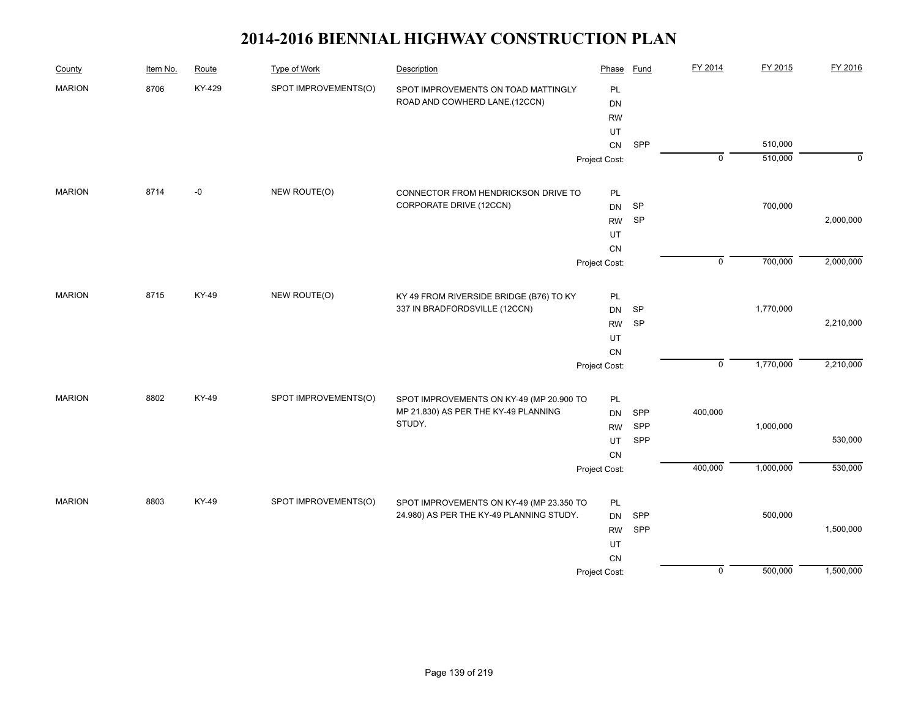# 2014-2016 BIENNIAL HIGHWAY CONSTRUCTION PLAN

| County | Item No. | Route | Type of Work | Description | Phase | Fund | FY 2014 | FY 2015 | FY 2016 |
|---|---|---|---|---|---|---|---|---|---|
| MARION | 8706 | KY-429 | SPOT IMPROVEMENTS(O) | SPOT IMPROVEMENTS ON TOAD MATTINGLY ROAD AND COWHERD LANE.(12CCN) | PL | | | | |
| | | | | | DN | | | | |
| | | | | | RW | | | | |
| | | | | | UT | | | | |
| | | | | | CN | SPP | | 510,000 | |
| | | | | | Project Cost: | | 0 | 510,000 | 0 |
| MARION | 8714 | -0 | NEW ROUTE(O) | CONNECTOR FROM HENDRICKSON DRIVE TO CORPORATE DRIVE (12CCN) | PL | | | | |
| | | | | | DN | SP | | 700,000 | |
| | | | | | RW | SP | | | 2,000,000 |
| | | | | | UT | | | | |
| | | | | | CN | | | | |
| | | | | | Project Cost: | | 0 | 700,000 | 2,000,000 |
| MARION | 8715 | KY-49 | NEW ROUTE(O) | KY 49 FROM RIVERSIDE BRIDGE (B76) TO KY 337 IN BRADFORDSVILLE (12CCN) | PL | | | | |
| | | | | | DN | SP | | 1,770,000 | |
| | | | | | RW | SP | | | 2,210,000 |
| | | | | | UT | | | | |
| | | | | | CN | | | | |
| | | | | | Project Cost: | | 0 | 1,770,000 | 2,210,000 |
| MARION | 8802 | KY-49 | SPOT IMPROVEMENTS(O) | SPOT IMPROVEMENTS ON KY-49 (MP 20.900 TO MP 21.830) AS PER THE KY-49 PLANNING STUDY. | PL | | | | |
| | | | | | DN | SPP | 400,000 | | |
| | | | | | RW | SPP | | 1,000,000 | |
| | | | | | UT | SPP | | | 530,000 |
| | | | | | CN | | | | |
| | | | | | Project Cost: | | 400,000 | 1,000,000 | 530,000 |
| MARION | 8803 | KY-49 | SPOT IMPROVEMENTS(O) | SPOT IMPROVEMENTS ON KY-49 (MP 23.350 TO 24.980) AS PER THE KY-49 PLANNING STUDY. | PL | | | | |
| | | | | | DN | SPP | | 500,000 | |
| | | | | | RW | SPP | | | 1,500,000 |
| | | | | | UT | | | | |
| | | | | | CN | | | | |
| | | | | | Project Cost: | | 0 | 500,000 | 1,500,000 |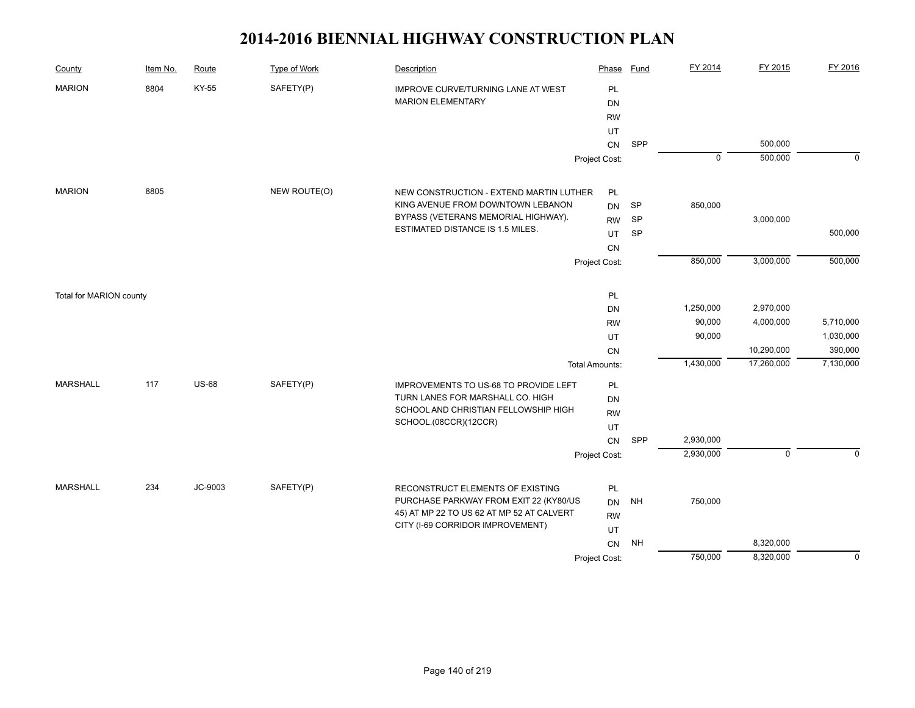# 2014-2016 BIENNIAL HIGHWAY CONSTRUCTION PLAN

| County | Item No. | Route | Type of Work | Description | Phase | Fund | FY 2014 | FY 2015 | FY 2016 |
|---|---|---|---|---|---|---|---|---|---|
| MARION | 8804 | KY-55 | SAFETY(P) | IMPROVE CURVE/TURNING LANE AT WEST MARION ELEMENTARY | PL | | | | |
| | | | | | DN | | | | |
| | | | | | RW | | | | |
| | | | | | UT | | | | |
| | | | | | CN | SPP | | 500,000 | |
| | | | | | Project Cost: | | 0 | 500,000 | 0 |
| MARION | 8805 | | NEW ROUTE(O) | NEW CONSTRUCTION - EXTEND MARTIN LUTHER KING AVENUE FROM DOWNTOWN LEBANON BYPASS (VETERANS MEMORIAL HIGHWAY). ESTIMATED DISTANCE IS 1.5 MILES. | PL | | | | |
| | | | | | DN | SP | 850,000 | | |
| | | | | | RW | SP | | 3,000,000 | |
| | | | | | UT | SP | | | 500,000 |
| | | | | | CN | | | | |
| | | | | | Project Cost: | | 850,000 | 3,000,000 | 500,000 |
| Total for MARION county | | | | | PL | | | | |
| | | | | | DN | | 1,250,000 | 2,970,000 | |
| | | | | | RW | | 90,000 | 4,000,000 | 5,710,000 |
| | | | | | UT | | 90,000 | | 1,030,000 |
| | | | | | CN | | | 10,290,000 | 390,000 |
| | | | | | Total Amounts: | | 1,430,000 | 17,260,000 | 7,130,000 |
| MARSHALL | 117 | US-68 | SAFETY(P) | IMPROVEMENTS TO US-68 TO PROVIDE LEFT TURN LANES FOR MARSHALL CO. HIGH SCHOOL AND CHRISTIAN FELLOWSHIP HIGH SCHOOL.(08CCR)(12CCR) | PL | | | | |
| | | | | | DN | | | | |
| | | | | | RW | | | | |
| | | | | | UT | | | | |
| | | | | | CN | SPP | 2,930,000 | | |
| | | | | | Project Cost: | | 2,930,000 | 0 | 0 |
| MARSHALL | 234 | JC-9003 | SAFETY(P) | RECONSTRUCT ELEMENTS OF EXISTING PURCHASE PARKWAY FROM EXIT 22 (KY80/US 45) AT MP 22 TO US 62 AT MP 52 AT CALVERT CITY (I-69 CORRIDOR IMPROVEMENT) | PL | | | | |
| | | | | | DN | NH | 750,000 | | |
| | | | | | RW | | | | |
| | | | | | UT | | | | |
| | | | | | CN | NH | | 8,320,000 | |
| | | | | | Project Cost: | | 750,000 | 8,320,000 | 0 |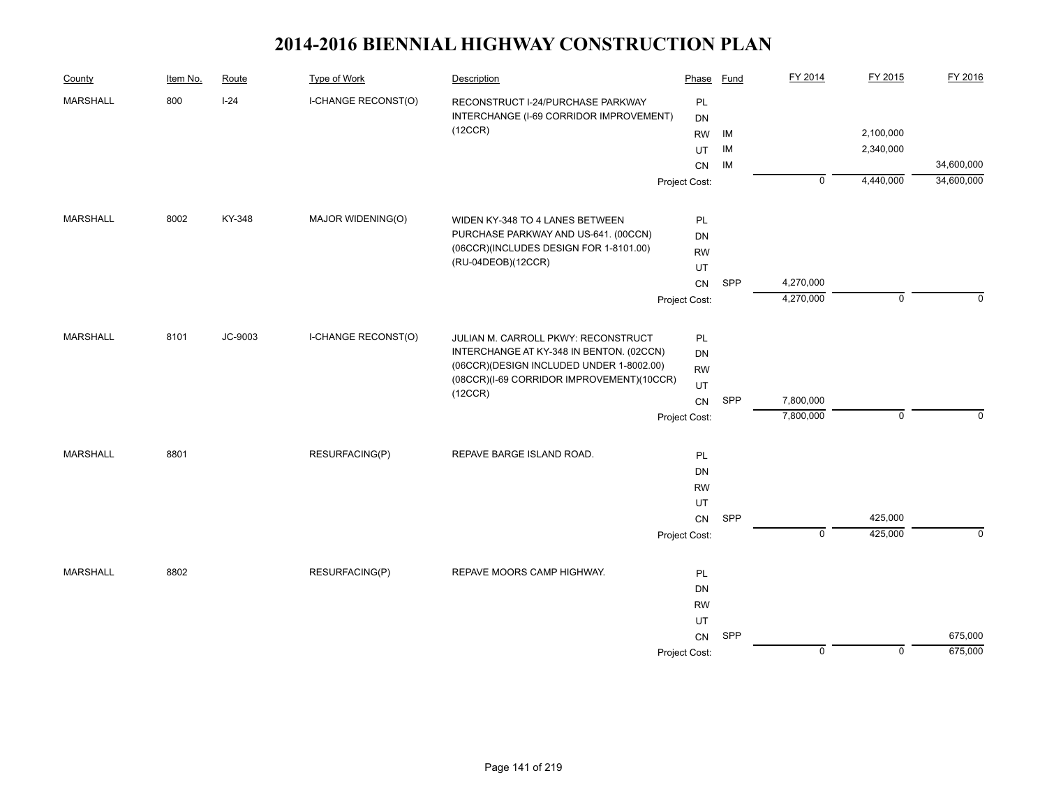# 2014-2016 BIENNIAL HIGHWAY CONSTRUCTION PLAN

| County | Item No. | Route | Type of Work | Description | Phase | Fund | FY 2014 | FY 2015 | FY 2016 |
|---|---|---|---|---|---|---|---|---|---|
| MARSHALL | 800 | I-24 | I-CHANGE RECONST(O) | RECONSTRUCT I-24/PURCHASE PARKWAY INTERCHANGE (I-69 CORRIDOR IMPROVEMENT) (12CCR) | PL | | | | |
| | | | | | DN | | | | |
| | | | | | RW | IM | | 2,100,000 | |
| | | | | | UT | IM | | 2,340,000 | |
| | | | | | CN | IM | | | 34,600,000 |
| | | | | | Project Cost: | | 0 | 4,440,000 | 34,600,000 |
| MARSHALL | 8002 | KY-348 | MAJOR WIDENING(O) | WIDEN KY-348 TO 4 LANES BETWEEN PURCHASE PARKWAY AND US-641. (00CCN) (06CCR)(INCLUDES DESIGN FOR 1-8101.00) (RU-04DEOB)(12CCR) | PL | | | | |
| | | | | | DN | | | | |
| | | | | | RW | | | | |
| | | | | | UT | | | | |
| | | | | | CN | SPP | 4,270,000 | | |
| | | | | | Project Cost: | | 4,270,000 | 0 | 0 |
| MARSHALL | 8101 | JC-9003 | I-CHANGE RECONST(O) | JULIAN M. CARROLL PKWY: RECONSTRUCT INTERCHANGE AT KY-348 IN BENTON. (02CCN) (06CCR)(DESIGN INCLUDED UNDER 1-8002.00) (08CCR)(I-69 CORRIDOR IMPROVEMENT)(10CCR) (12CCR) | PL | | | | |
| | | | | | DN | | | | |
| | | | | | RW | | | | |
| | | | | | UT | | | | |
| | | | | | CN | SPP | 7,800,000 | | |
| | | | | | Project Cost: | | 7,800,000 | 0 | 0 |
| MARSHALL | 8801 | | RESURFACING(P) | REPAVE BARGE ISLAND ROAD. | PL | | | | |
| | | | | | DN | | | | |
| | | | | | RW | | | | |
| | | | | | UT | | | | |
| | | | | | CN | SPP | | 425,000 | |
| | | | | | Project Cost: | | 0 | 425,000 | 0 |
| MARSHALL | 8802 | | RESURFACING(P) | REPAVE MOORS CAMP HIGHWAY. | PL | | | | |
| | | | | | DN | | | | |
| | | | | | RW | | | | |
| | | | | | UT | | | | |
| | | | | | CN | SPP | | | 675,000 |
| | | | | | Project Cost: | | 0 | 0 | 675,000 |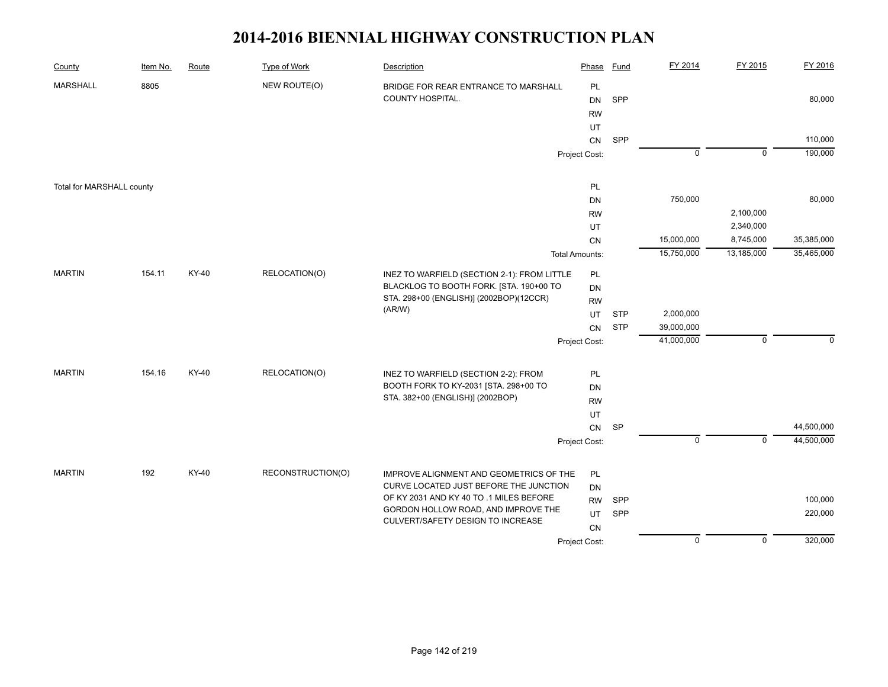# 2014-2016 BIENNIAL HIGHWAY CONSTRUCTION PLAN

| County | Item No. | Route | Type of Work | Description | Phase | Fund | FY 2014 | FY 2015 | FY 2016 |
|---|---|---|---|---|---|---|---|---|---|
| MARSHALL | 8805 | | NEW ROUTE(O) | BRIDGE FOR REAR ENTRANCE TO MARSHALL COUNTY HOSPITAL. | PL | | | | |
| | | | | | DN | SPP | | | 80,000 |
| | | | | | RW | | | | |
| | | | | | UT | | | | |
| | | | | | CN | SPP | | | 110,000 |
| | | | | | Project Cost: | | 0 | 0 | 190,000 |
| Total for MARSHALL county | | | | | PL | | | | |
| | | | | | DN | | 750,000 | | 80,000 |
| | | | | | RW | | | 2,100,000 | |
| | | | | | UT | | | 2,340,000 | |
| | | | | | CN | | 15,000,000 | 8,745,000 | 35,385,000 |
| | | | | | Total Amounts: | | 15,750,000 | 13,185,000 | 35,465,000 |
| MARTIN | 154.11 | KY-40 | RELOCATION(O) | INEZ TO WARFIELD (SECTION 2-1): FROM LITTLE BLACKLOG TO BOOTH FORK. [STA. 190+00 TO STA. 298+00 (ENGLISH)] (2002BOP)(12CCR)(AR/W) | PL | | | | |
| | | | | | DN | | | | |
| | | | | | RW | | | | |
| | | | | | UT | STP | 2,000,000 | | |
| | | | | | CN | STP | 39,000,000 | | |
| | | | | | Project Cost: | | 41,000,000 | 0 | 0 |
| MARTIN | 154.16 | KY-40 | RELOCATION(O) | INEZ TO WARFIELD (SECTION 2-2): FROM BOOTH FORK TO KY-2031 [STA. 298+00 TO STA. 382+00 (ENGLISH)] (2002BOP) | PL | | | | |
| | | | | | DN | | | | |
| | | | | | RW | | | | |
| | | | | | UT | | | | |
| | | | | | CN | SP | | | 44,500,000 |
| | | | | | Project Cost: | | 0 | 0 | 44,500,000 |
| MARTIN | 192 | KY-40 | RECONSTRUCTION(O) | IMPROVE ALIGNMENT AND GEOMETRICS OF THE CURVE LOCATED JUST BEFORE THE JUNCTION OF KY 2031 AND KY 40 TO .1 MILES BEFORE GORDON HOLLOW ROAD, AND IMPROVE THE CULVERT/SAFETY DESIGN TO INCREASE | PL | | | | |
| | | | | | DN | | | | |
| | | | | | RW | SPP | | | 100,000 |
| | | | | | UT | SPP | | | 220,000 |
| | | | | | CN | | | | |
| | | | | | Project Cost: | | 0 | 0 | 320,000 |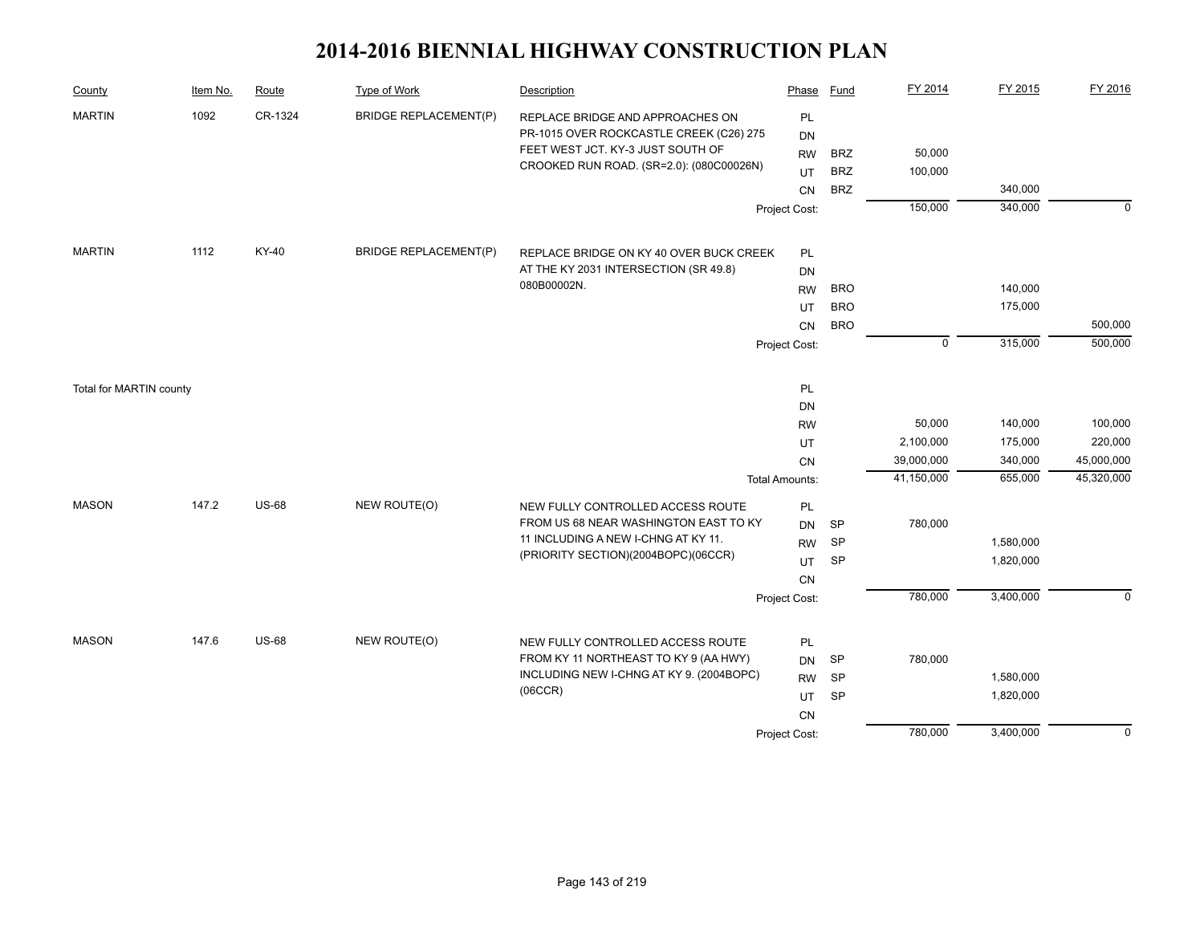# 2014-2016 BIENNIAL HIGHWAY CONSTRUCTION PLAN

| County | Item No. | Route | Type of Work | Description | Phase | Fund | FY 2014 | FY 2015 | FY 2016 |
|---|---|---|---|---|---|---|---|---|---|
| MARTIN | 1092 | CR-1324 | BRIDGE REPLACEMENT(P) | REPLACE BRIDGE AND APPROACHES ON PR-1015 OVER ROCKCASTLE CREEK (C26) 275 FEET WEST JCT. KY-3 JUST SOUTH OF CROOKED RUN ROAD. (SR=2.0): (080C00026N) | PL | | | | |
| | | | | | DN | | | | |
| | | | | | RW | BRZ | 50,000 | | |
| | | | | | UT | BRZ | 100,000 | | |
| | | | | | CN | BRZ | | 340,000 | |
| | | | | | Project Cost: | | 150,000 | 340,000 | 0 |
| MARTIN | 1112 | KY-40 | BRIDGE REPLACEMENT(P) | REPLACE BRIDGE ON KY 40 OVER BUCK CREEK AT THE KY 2031 INTERSECTION (SR 49.8) 080B00002N. | PL | | | | |
| | | | | | DN | | | | |
| | | | | | RW | BRO | | 140,000 | |
| | | | | | UT | BRO | | 175,000 | |
| | | | | | CN | BRO | | | 500,000 |
| | | | | | Project Cost: | | 0 | 315,000 | 500,000 |
| Total for MARTIN county | | | | | PL | | | | |
| | | | | | DN | | | | |
| | | | | | RW | | 50,000 | 140,000 | 100,000 |
| | | | | | UT | | 2,100,000 | 175,000 | 220,000 |
| | | | | | CN | | 39,000,000 | 340,000 | 45,000,000 |
| | | | | | Total Amounts: | | 41,150,000 | 655,000 | 45,320,000 |
| MASON | 147.2 | US-68 | NEW ROUTE(O) | NEW FULLY CONTROLLED ACCESS ROUTE FROM US 68 NEAR WASHINGTON EAST TO KY 11 INCLUDING A NEW I-CHNG AT KY 11. (PRIORITY SECTION)(2004BOPC)(06CCR) | PL | | | | |
| | | | | | DN | SP | 780,000 | | |
| | | | | | RW | SP | | 1,580,000 | |
| | | | | | UT | SP | | 1,820,000 | |
| | | | | | CN | | | | |
| | | | | | Project Cost: | | 780,000 | 3,400,000 | 0 |
| MASON | 147.6 | US-68 | NEW ROUTE(O) | NEW FULLY CONTROLLED ACCESS ROUTE FROM KY 11 NORTHEAST TO KY 9 (AA HWY) INCLUDING NEW I-CHNG AT KY 9. (2004BOPC)(06CCR) | PL | | | | |
| | | | | | DN | SP | 780,000 | | |
| | | | | | RW | SP | | 1,580,000 | |
| | | | | | UT | SP | | 1,820,000 | |
| | | | | | CN | | | | |
| | | | | | Project Cost: | | 780,000 | 3,400,000 | 0 |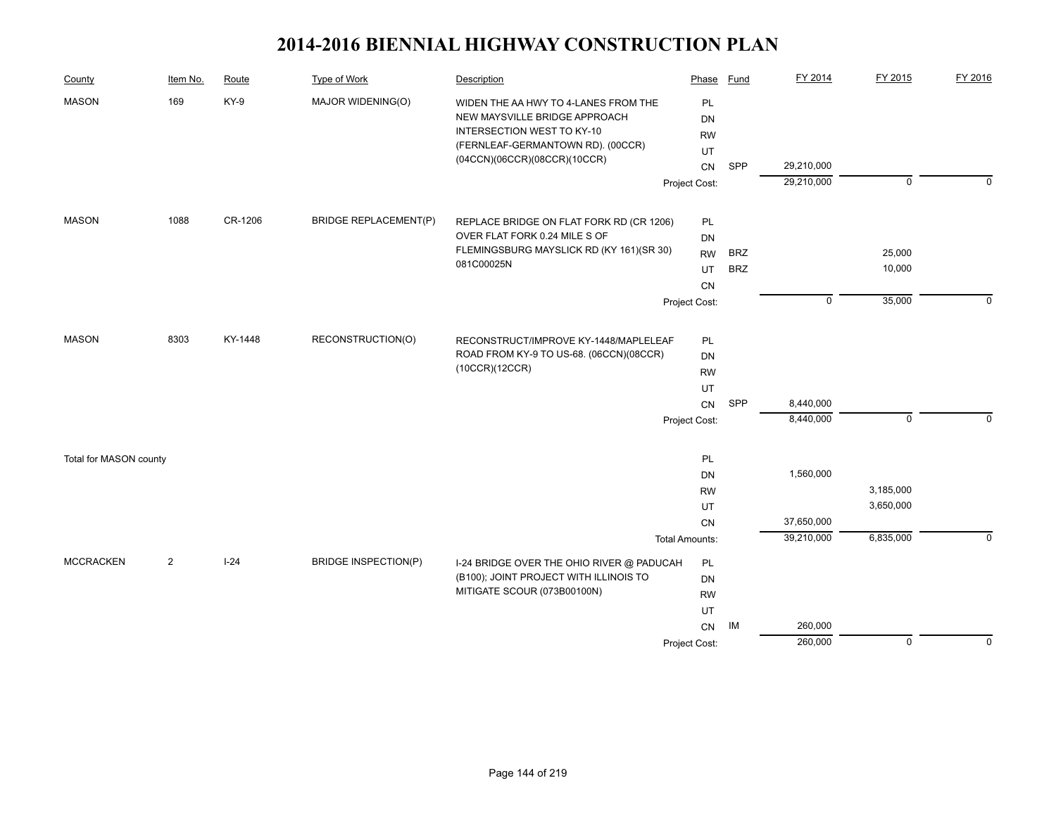# 2014-2016 BIENNIAL HIGHWAY CONSTRUCTION PLAN

| County | Item No. | Route | Type of Work | Description | Phase | Fund | FY 2014 | FY 2015 | FY 2016 |
|---|---|---|---|---|---|---|---|---|---|
| MASON | 169 | KY-9 | MAJOR WIDENING(O) | WIDEN THE AA HWY TO 4-LANES FROM THE NEW MAYSVILLE BRIDGE APPROACH INTERSECTION WEST TO KY-10 (FERNLEAF-GERMANTOWN RD). (00CCR)(04CCN)(06CCR)(08CCR)(10CCR) | PL | | | | |
| | | | | | DN | | | | |
| | | | | | RW | | | | |
| | | | | | UT | | | | |
| | | | | | CN | SPP | 29,210,000 | | |
| | | | | | Project Cost: | | 29,210,000 | 0 | 0 |
| MASON | 1088 | CR-1206 | BRIDGE REPLACEMENT(P) | REPLACE BRIDGE ON FLAT FORK RD (CR 1206) OVER FLAT FORK 0.24 MILE S OF FLEMINGSBURG MAYSLICK RD (KY 161)(SR 30) 081C00025N | PL | | | | |
| | | | | | DN | | | | |
| | | | | | RW | BRZ | | 25,000 | |
| | | | | | UT | BRZ | | 10,000 | |
| | | | | | CN | | | | |
| | | | | | Project Cost: | | 0 | 35,000 | 0 |
| MASON | 8303 | KY-1448 | RECONSTRUCTION(O) | RECONSTRUCT/IMPROVE KY-1448/MAPLELEAF ROAD FROM KY-9 TO US-68. (06CCN)(08CCR)(10CCR)(12CCR) | PL | | | | |
| | | | | | DN | | | | |
| | | | | | RW | | | | |
| | | | | | UT | | | | |
| | | | | | CN | SPP | 8,440,000 | | |
| | | | | | Project Cost: | | 8,440,000 | 0 | 0 |
| Total for MASON county | | | | | PL | | | | |
| | | | | | DN | | 1,560,000 | | |
| | | | | | RW | | | 3,185,000 | |
| | | | | | UT | | | 3,650,000 | |
| | | | | | CN | | 37,650,000 | | |
| | | | | | Total Amounts: | | 39,210,000 | 6,835,000 | 0 |
| MCCRACKEN | 2 | I-24 | BRIDGE INSPECTION(P) | I-24 BRIDGE OVER THE OHIO RIVER @ PADUCAH (B100); JOINT PROJECT WITH ILLINOIS TO MITIGATE SCOUR (073B00100N) | PL | | | | |
| | | | | | DN | | | | |
| | | | | | RW | | | | |
| | | | | | UT | | | | |
| | | | | | CN | IM | 260,000 | | |
| | | | | | Project Cost: | | 260,000 | 0 | 0 |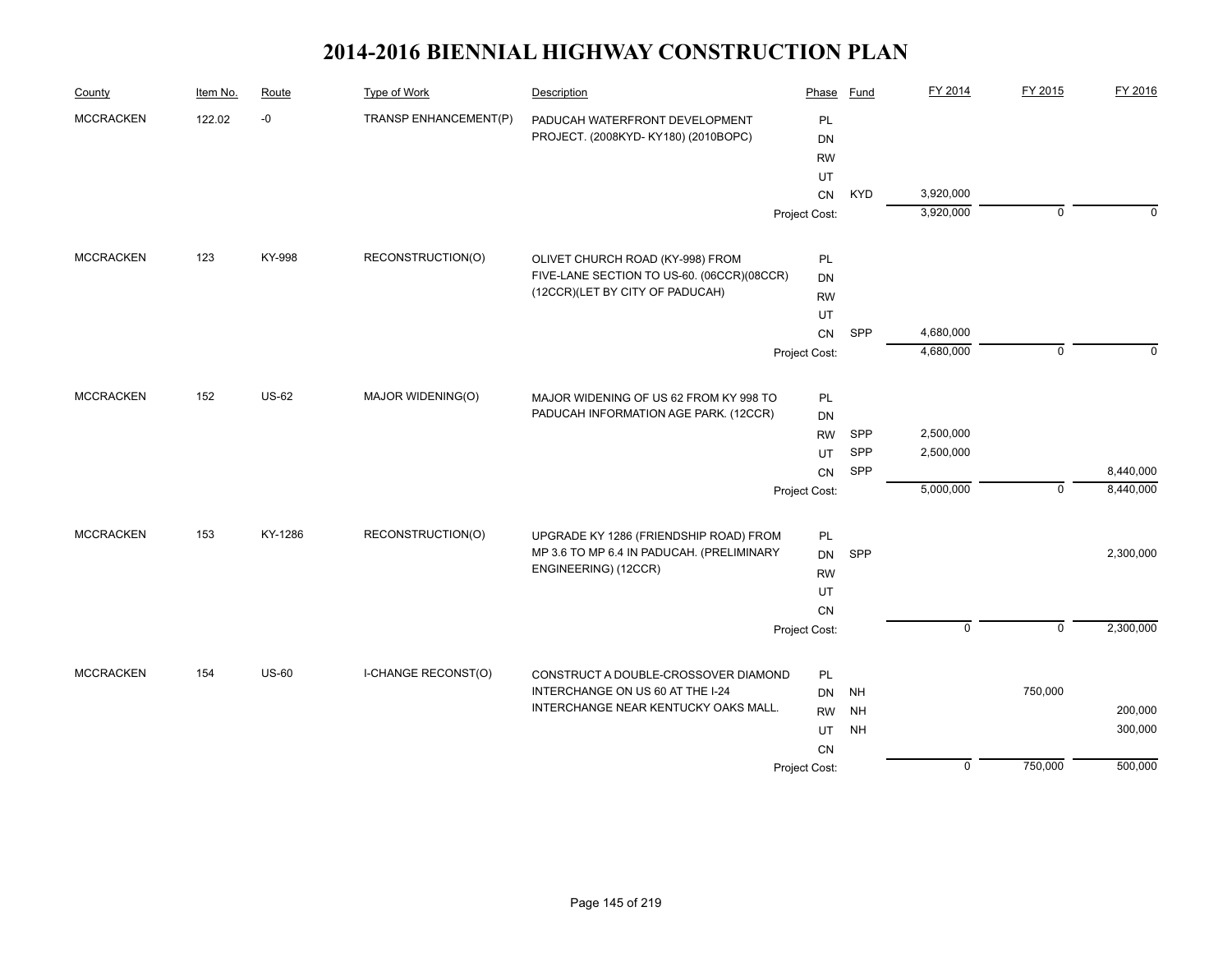# 2014-2016 BIENNIAL HIGHWAY CONSTRUCTION PLAN

| County | Item No. | Route | Type of Work | Description | Phase | Fund | FY 2014 | FY 2015 | FY 2016 |
|---|---|---|---|---|---|---|---|---|---|
| MCCRACKEN | 122.02 | -0 | TRANSP ENHANCEMENT(P) | PADUCAH WATERFRONT DEVELOPMENT PROJECT. (2008KYD- KY180) (2010BOPC) | PL | | | | |
| | | | | | DN | | | | |
| | | | | | RW | | | | |
| | | | | | UT | | | | |
| | | | | | CN | KYD | 3,920,000 | | |
| | | | | | Project Cost: | | 3,920,000 | 0 | 0 |
| MCCRACKEN | 123 | KY-998 | RECONSTRUCTION(O) | OLIVET CHURCH ROAD (KY-998) FROM FIVE-LANE SECTION TO US-60. (06CCR)(08CCR)(12CCR)(LET BY CITY OF PADUCAH) | PL | | | | |
| | | | | | DN | | | | |
| | | | | | RW | | | | |
| | | | | | UT | | | | |
| | | | | | CN | SPP | 4,680,000 | | |
| | | | | | Project Cost: | | 4,680,000 | 0 | 0 |
| MCCRACKEN | 152 | US-62 | MAJOR WIDENING(O) | MAJOR WIDENING OF US 62 FROM KY 998 TO PADUCAH INFORMATION AGE PARK. (12CCR) | PL | | | | |
| | | | | | DN | | | | |
| | | | | | RW | SPP | 2,500,000 | | |
| | | | | | UT | SPP | 2,500,000 | | |
| | | | | | CN | SPP | | | 8,440,000 |
| | | | | | Project Cost: | | 5,000,000 | 0 | 8,440,000 |
| MCCRACKEN | 153 | KY-1286 | RECONSTRUCTION(O) | UPGRADE KY 1286 (FRIENDSHIP ROAD) FROM MP 3.6 TO MP 6.4 IN PADUCAH. (PRELIMINARY ENGINEERING) (12CCR) | PL | | | | |
| | | | | | DN | SPP | | | 2,300,000 |
| | | | | | RW | | | | |
| | | | | | UT | | | | |
| | | | | | CN | | | | |
| | | | | | Project Cost: | | 0 | 0 | 2,300,000 |
| MCCRACKEN | 154 | US-60 | I-CHANGE RECONST(O) | CONSTRUCT A DOUBLE-CROSSOVER DIAMOND INTERCHANGE ON US 60 AT THE I-24 INTERCHANGE NEAR KENTUCKY OAKS MALL. | PL | | | | |
| | | | | | DN | NH | | 750,000 | |
| | | | | | RW | NH | | | 200,000 |
| | | | | | UT | NH | | | 300,000 |
| | | | | | CN | | | | |
| | | | | | Project Cost: | | 0 | 750,000 | 500,000 |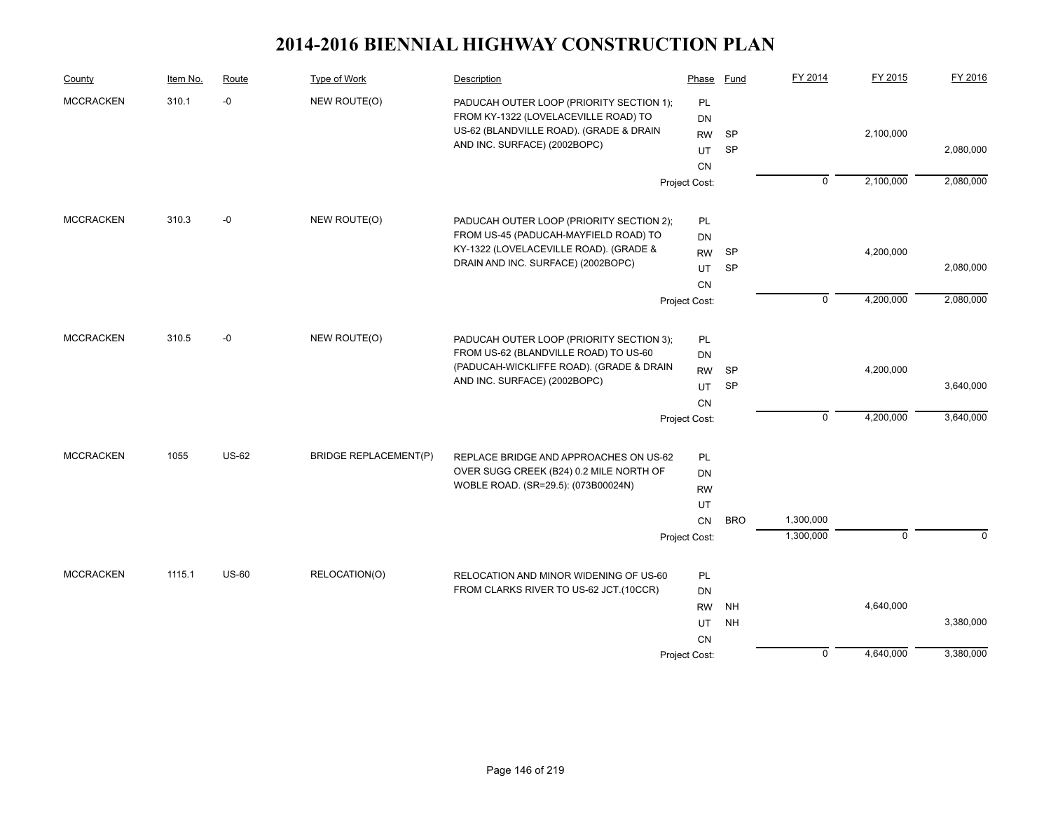# 2014-2016 BIENNIAL HIGHWAY CONSTRUCTION PLAN

| County | Item No. | Route | Type of Work | Description | Phase | Fund | FY 2014 | FY 2015 | FY 2016 |
|---|---|---|---|---|---|---|---|---|---|
| MCCRACKEN | 310.1 | -0 | NEW ROUTE(O) | PADUCAH OUTER LOOP (PRIORITY SECTION 1); FROM KY-1322 (LOVELACEVILLE ROAD) TO US-62 (BLANDVILLE ROAD). (GRADE & DRAIN AND INC. SURFACE) (2002BOPC) | PL | | | | |
| | | | | | DN | | | | |
| | | | | | RW | SP | | 2,100,000 | |
| | | | | | UT | SP | | | 2,080,000 |
| | | | | | CN | | | | |
| | | | | | Project Cost: | | 0 | 2,100,000 | 2,080,000 |
| MCCRACKEN | 310.3 | -0 | NEW ROUTE(O) | PADUCAH OUTER LOOP (PRIORITY SECTION 2); FROM US-45 (PADUCAH-MAYFIELD ROAD) TO KY-1322 (LOVELACEVILLE ROAD). (GRADE & DRAIN AND INC. SURFACE) (2002BOPC) | PL | | | | |
| | | | | | DN | | | | |
| | | | | | RW | SP | | 4,200,000 | |
| | | | | | UT | SP | | | 2,080,000 |
| | | | | | CN | | | | |
| | | | | | Project Cost: | | 0 | 4,200,000 | 2,080,000 |
| MCCRACKEN | 310.5 | -0 | NEW ROUTE(O) | PADUCAH OUTER LOOP (PRIORITY SECTION 3); FROM US-62 (BLANDVILLE ROAD) TO US-60 (PADUCAH-WICKLIFFE ROAD). (GRADE & DRAIN AND INC. SURFACE) (2002BOPC) | PL | | | | |
| | | | | | DN | | | | |
| | | | | | RW | SP | | 4,200,000 | |
| | | | | | UT | SP | | | 3,640,000 |
| | | | | | CN | | | | |
| | | | | | Project Cost: | | 0 | 4,200,000 | 3,640,000 |
| MCCRACKEN | 1055 | US-62 | BRIDGE REPLACEMENT(P) | REPLACE BRIDGE AND APPROACHES ON US-62 OVER SUGG CREEK (B24) 0.2 MILE NORTH OF WOBLE ROAD. (SR=29.5): (073B00024N) | PL | | | | |
| | | | | | DN | | | | |
| | | | | | RW | | | | |
| | | | | | UT | | | | |
| | | | | | CN | BRO | 1,300,000 | | |
| | | | | | Project Cost: | | 1,300,000 | 0 | 0 |
| MCCRACKEN | 1115.1 | US-60 | RELOCATION(O) | RELOCATION AND MINOR WIDENING OF US-60 FROM CLARKS RIVER TO US-62 JCT.(10CCR) | PL | | | | |
| | | | | | DN | | | | |
| | | | | | RW | NH | | 4,640,000 | |
| | | | | | UT | NH | | | 3,380,000 |
| | | | | | CN | | | | |
| | | | | | Project Cost: | | 0 | 4,640,000 | 3,380,000 |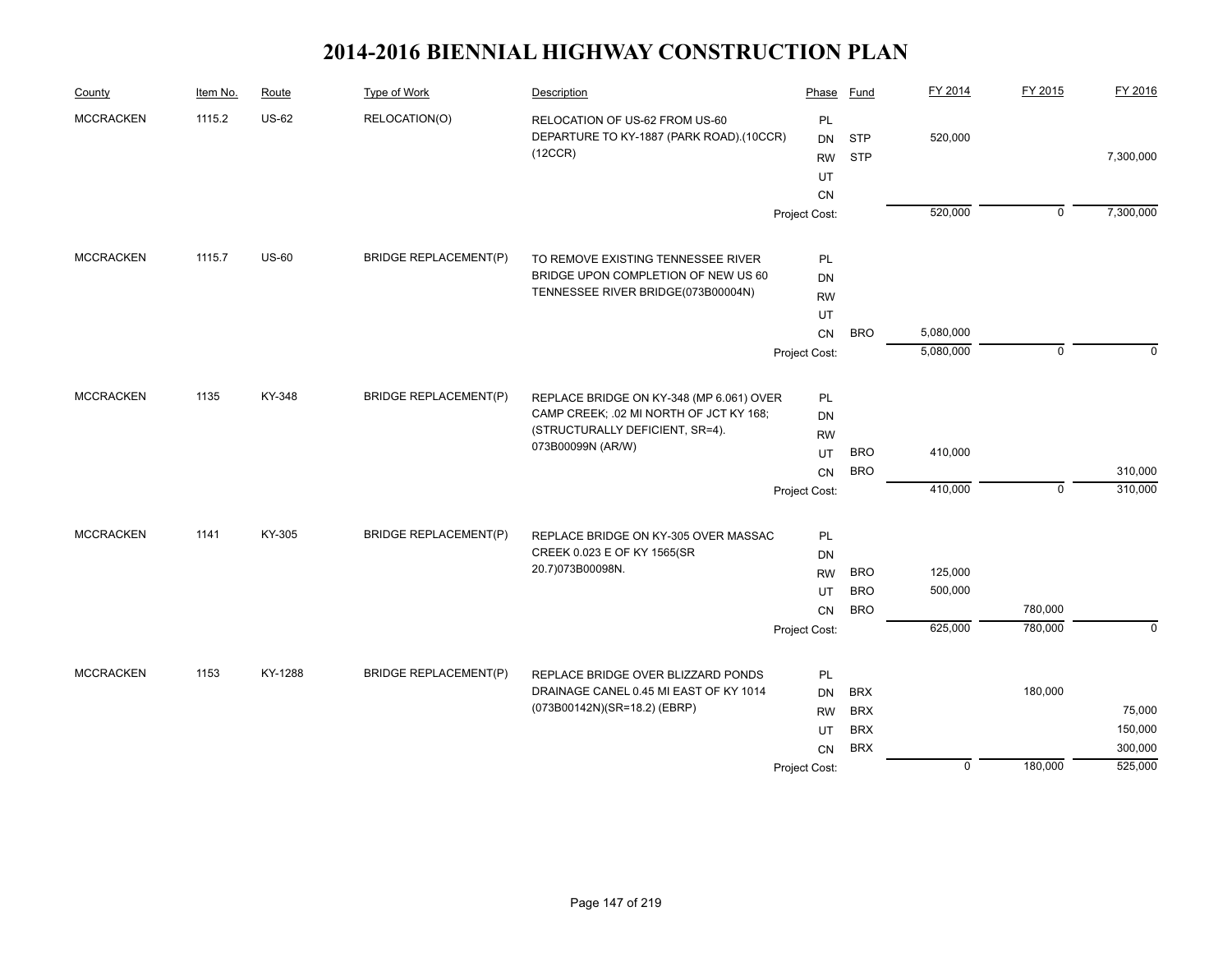# 2014-2016 BIENNIAL HIGHWAY CONSTRUCTION PLAN

| County | Item No. | Route | Type of Work | Description | Phase | Fund | FY 2014 | FY 2015 | FY 2016 |
|---|---|---|---|---|---|---|---|---|---|
| MCCRACKEN | 1115.2 | US-62 | RELOCATION(O) | RELOCATION OF US-62 FROM US-60 DEPARTURE TO KY-1887 (PARK ROAD).(10CCR)(12CCR) | PL | | | | |
| | | | | | DN | STP | 520,000 | | |
| | | | | | RW | STP | | | 7,300,000 |
| | | | | | UT | | | | |
| | | | | | CN | | | | |
| | | | | | Project Cost: | | 520,000 | 0 | 7,300,000 |
| MCCRACKEN | 1115.7 | US-60 | BRIDGE REPLACEMENT(P) | TO REMOVE EXISTING TENNESSEE RIVER BRIDGE UPON COMPLETION OF NEW US 60 TENNESSEE RIVER BRIDGE(073B00004N) | PL | | | | |
| | | | | | DN | | | | |
| | | | | | RW | | | | |
| | | | | | UT | | | | |
| | | | | | CN | BRO | 5,080,000 | | |
| | | | | | Project Cost: | | 5,080,000 | 0 | 0 |
| MCCRACKEN | 1135 | KY-348 | BRIDGE REPLACEMENT(P) | REPLACE BRIDGE ON KY-348 (MP 6.061) OVER CAMP CREEK; .02 MI NORTH OF JCT KY 168; (STRUCTURALLY DEFICIENT, SR=4). 073B00099N (AR/W) | PL | | | | |
| | | | | | DN | | | | |
| | | | | | RW | | | | |
| | | | | | UT | BRO | 410,000 | | |
| | | | | | CN | BRO | | | 310,000 |
| | | | | | Project Cost: | | 410,000 | 0 | 310,000 |
| MCCRACKEN | 1141 | KY-305 | BRIDGE REPLACEMENT(P) | REPLACE BRIDGE ON KY-305 OVER MASSAC CREEK 0.023 E OF KY 1565(SR 20.7)073B00098N. | PL | | | | |
| | | | | | DN | | | | |
| | | | | | RW | BRO | 125,000 | | |
| | | | | | UT | BRO | 500,000 | | |
| | | | | | CN | BRO | | 780,000 | |
| | | | | | Project Cost: | | 625,000 | 780,000 | 0 |
| MCCRACKEN | 1153 | KY-1288 | BRIDGE REPLACEMENT(P) | REPLACE BRIDGE OVER BLIZZARD PONDS DRAINAGE CANEL 0.45 MI EAST OF KY 1014 (073B00142N)(SR=18.2) (EBRP) | PL | | | | |
| | | | | | DN | BRX | | 180,000 | |
| | | | | | RW | BRX | | | 75,000 |
| | | | | | UT | BRX | | | 150,000 |
| | | | | | CN | BRX | | | 300,000 |
| | | | | | Project Cost: | | 0 | 180,000 | 525,000 |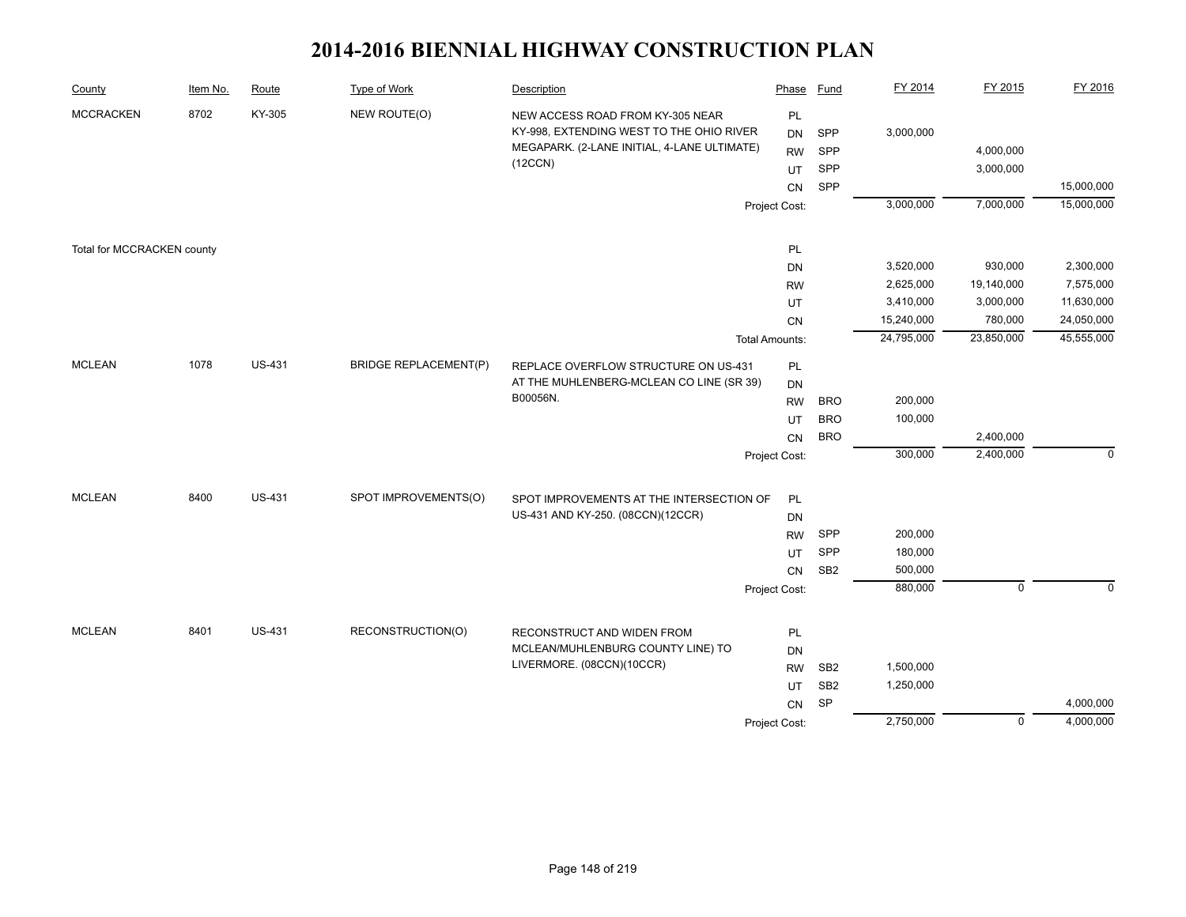# 2014-2016 BIENNIAL HIGHWAY CONSTRUCTION PLAN

| County | Item No. | Route | Type of Work | Description | Phase | Fund | FY 2014 | FY 2015 | FY 2016 |
|---|---|---|---|---|---|---|---|---|---|
| MCCRACKEN | 8702 | KY-305 | NEW ROUTE(O) | NEW ACCESS ROAD FROM KY-305 NEAR KY-998, EXTENDING WEST TO THE OHIO RIVER MEGAPARK. (2-LANE INITIAL, 4-LANE ULTIMATE) (12CCN) | PL | | | | |
| | | | | | DN | SPP | 3,000,000 | | |
| | | | | | RW | SPP | | 4,000,000 | |
| | | | | | UT | SPP | | 3,000,000 | |
| | | | | | CN | SPP | | | 15,000,000 |
| | | | | | Project Cost: | | 3,000,000 | 7,000,000 | 15,000,000 |
| Total for MCCRACKEN county | | | | | PL | | | | |
| | | | | | DN | | 3,520,000 | 930,000 | 2,300,000 |
| | | | | | RW | | 2,625,000 | 19,140,000 | 7,575,000 |
| | | | | | UT | | 3,410,000 | 3,000,000 | 11,630,000 |
| | | | | | CN | | 15,240,000 | 780,000 | 24,050,000 |
| | | | | | Total Amounts: | | 24,795,000 | 23,850,000 | 45,555,000 |
| MCLEAN | 1078 | US-431 | BRIDGE REPLACEMENT(P) | REPLACE OVERFLOW STRUCTURE ON US-431 AT THE MUHLENBERG-MCLEAN CO LINE (SR 39) B00056N. | PL | | | | |
| | | | | | DN | | | | |
| | | | | | RW | BRO | 200,000 | | |
| | | | | | UT | BRO | 100,000 | | |
| | | | | | CN | BRO | | 2,400,000 | |
| | | | | | Project Cost: | | 300,000 | 2,400,000 | 0 |
| MCLEAN | 8400 | US-431 | SPOT IMPROVEMENTS(O) | SPOT IMPROVEMENTS AT THE INTERSECTION OF US-431 AND KY-250. (08CCN)(12CCR) | PL | | | | |
| | | | | | DN | | | | |
| | | | | | RW | SPP | 200,000 | | |
| | | | | | UT | SPP | 180,000 | | |
| | | | | | CN | SB2 | 500,000 | | |
| | | | | | Project Cost: | | 880,000 | 0 | 0 |
| MCLEAN | 8401 | US-431 | RECONSTRUCTION(O) | RECONSTRUCT AND WIDEN FROM MCLEAN/MUHLENBURG COUNTY LINE) TO LIVERMORE. (08CCN)(10CCR) | PL | | | | |
| | | | | | DN | | | | |
| | | | | | RW | SB2 | 1,500,000 | | |
| | | | | | UT | SB2 | 1,250,000 | | |
| | | | | | CN | SP | | | 4,000,000 |
| | | | | | Project Cost: | | 2,750,000 | 0 | 4,000,000 |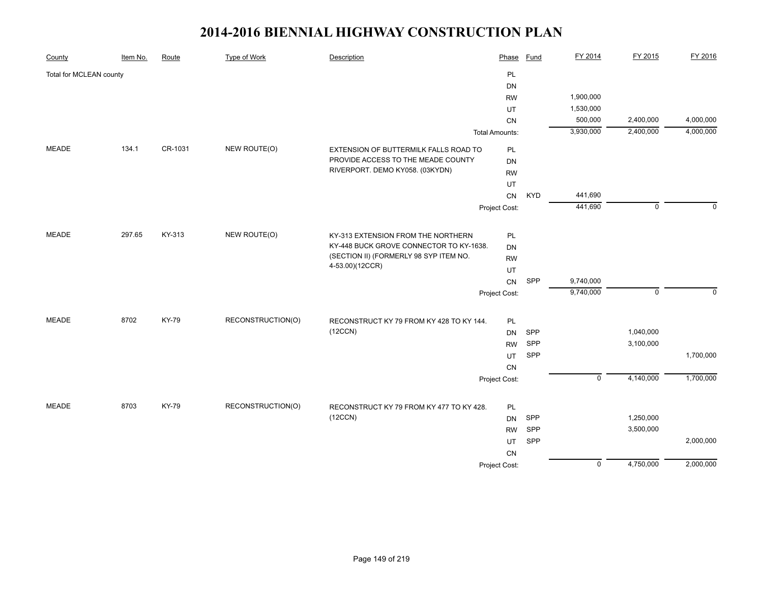# 2014-2016 BIENNIAL HIGHWAY CONSTRUCTION PLAN

| County | Item No. | Route | Type of Work | Description | Phase | Fund | FY 2014 | FY 2015 | FY 2016 |
|---|---|---|---|---|---|---|---|---|---|
| Total for MCLEAN county | | | | | PL | | | | |
| | | | | | DN | | | | |
| | | | | | RW | | 1,900,000 | | |
| | | | | | UT | | 1,530,000 | | |
| | | | | | CN | | 500,000 | 2,400,000 | 4,000,000 |
| | | | | | Total Amounts: | | 3,930,000 | 2,400,000 | 4,000,000 |
| MEADE | 134.1 | CR-1031 | NEW ROUTE(O) | EXTENSION OF BUTTERMILK FALLS ROAD TO PROVIDE ACCESS TO THE MEADE COUNTY RIVERPORT. DEMO KY058. (03KYDN) | PL | | | | |
| | | | | | DN | | | | |
| | | | | | RW | | | | |
| | | | | | UT | | | | |
| | | | | | CN | KYD | 441,690 | | |
| | | | | | Project Cost: | | 441,690 | 0 | 0 |
| MEADE | 297.65 | KY-313 | NEW ROUTE(O) | KY-313 EXTENSION FROM THE NORTHERN KY-448 BUCK GROVE CONNECTOR TO KY-1638. (SECTION II) (FORMERLY 98 SYP ITEM NO. 4-53.00)(12CCR) | PL | | | | |
| | | | | | DN | | | | |
| | | | | | RW | | | | |
| | | | | | UT | | | | |
| | | | | | CN | SPP | 9,740,000 | | |
| | | | | | Project Cost: | | 9,740,000 | 0 | 0 |
| MEADE | 8702 | KY-79 | RECONSTRUCTION(O) | RECONSTRUCT KY 79 FROM KY 428 TO KY 144. (12CCN) | PL | | | | |
| | | | | | DN | SPP | | 1,040,000 | |
| | | | | | RW | SPP | | 3,100,000 | |
| | | | | | UT | SPP | | | 1,700,000 |
| | | | | | CN | | | | |
| | | | | | Project Cost: | | 0 | 4,140,000 | 1,700,000 |
| MEADE | 8703 | KY-79 | RECONSTRUCTION(O) | RECONSTRUCT KY 79 FROM KY 477 TO KY 428. (12CCN) | PL | | | | |
| | | | | | DN | SPP | | 1,250,000 | |
| | | | | | RW | SPP | | 3,500,000 | |
| | | | | | UT | SPP | | | 2,000,000 |
| | | | | | CN | | | | |
| | | | | | Project Cost: | | 0 | 4,750,000 | 2,000,000 |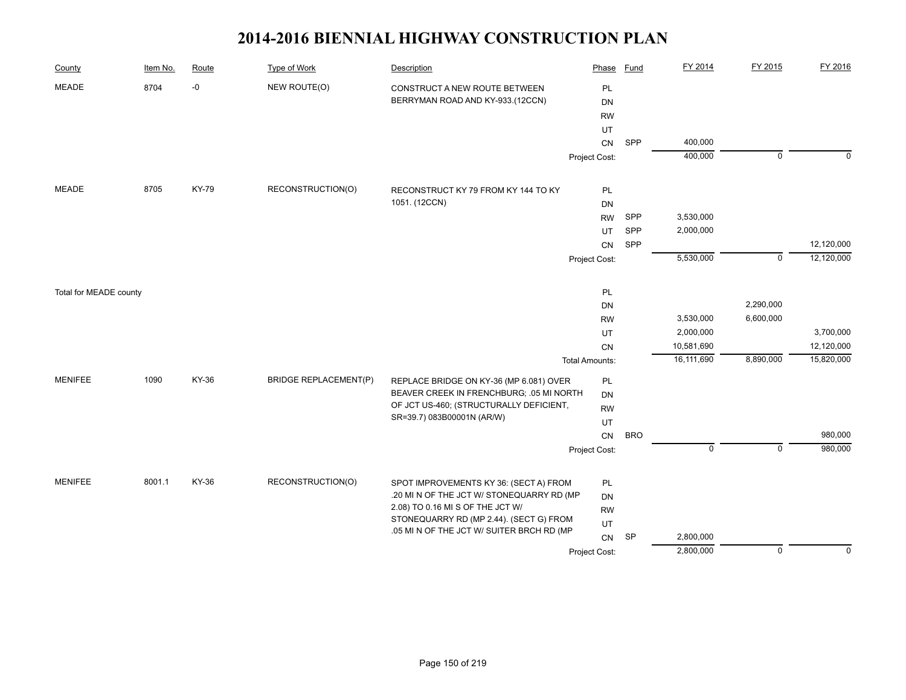# 2014-2016 BIENNIAL HIGHWAY CONSTRUCTION PLAN

| County | Item No. | Route | Type of Work | Description | Phase | Fund | FY 2014 | FY 2015 | FY 2016 |
|---|---|---|---|---|---|---|---|---|---|
| MEADE | 8704 | -0 | NEW ROUTE(O) | CONSTRUCT A NEW ROUTE BETWEEN BERRYMAN ROAD AND KY-933.(12CCN) | PL | | | | |
| | | | | | DN | | | | |
| | | | | | RW | | | | |
| | | | | | UT | | | | |
| | | | | | CN | SPP | 400,000 | | |
| | | | | | Project Cost: | | 400,000 | 0 | 0 |
| MEADE | 8705 | KY-79 | RECONSTRUCTION(O) | RECONSTRUCT KY 79 FROM KY 144 TO KY 1051. (12CCN) | PL | | | | |
| | | | | | DN | | | | |
| | | | | | RW | SPP | 3,530,000 | | |
| | | | | | UT | SPP | 2,000,000 | | |
| | | | | | CN | SPP | | | 12,120,000 |
| | | | | | Project Cost: | | 5,530,000 | 0 | 12,120,000 |
| Total for MEADE county | | | | | PL | | | | |
| | | | | | DN | | | 2,290,000 | |
| | | | | | RW | | 3,530,000 | 6,600,000 | |
| | | | | | UT | | 2,000,000 | | 3,700,000 |
| | | | | | CN | | 10,581,690 | | 12,120,000 |
| | | | | | Total Amounts: | | 16,111,690 | 8,890,000 | 15,820,000 |
| MENIFEE | 1090 | KY-36 | BRIDGE REPLACEMENT(P) | REPLACE BRIDGE ON KY-36 (MP 6.081) OVER BEAVER CREEK IN FRENCHBURG; .05 MI NORTH OF JCT US-460; (STRUCTURALLY DEFICIENT, SR=39.7) 083B00001N (AR/W) | PL | | | | |
| | | | | | DN | | | | |
| | | | | | RW | | | | |
| | | | | | UT | | | | |
| | | | | | CN | BRO | | | 980,000 |
| | | | | | Project Cost: | | 0 | 0 | 980,000 |
| MENIFEE | 8001.1 | KY-36 | RECONSTRUCTION(O) | SPOT IMPROVEMENTS KY 36: (SECT A) FROM .20 MI N OF THE JCT W/ STONEQUARRY RD (MP 2.08) TO 0.16 MI S OF THE JCT W/ STONEQUARRY RD (MP 2.44). (SECT G) FROM .05 MI N OF THE JCT W/ SUITER BRCH RD (MP | PL | | | | |
| | | | | | DN | | | | |
| | | | | | RW | | | | |
| | | | | | UT | | | | |
| | | | | | CN | SP | 2,800,000 | | |
| | | | | | Project Cost: | | 2,800,000 | 0 | 0 |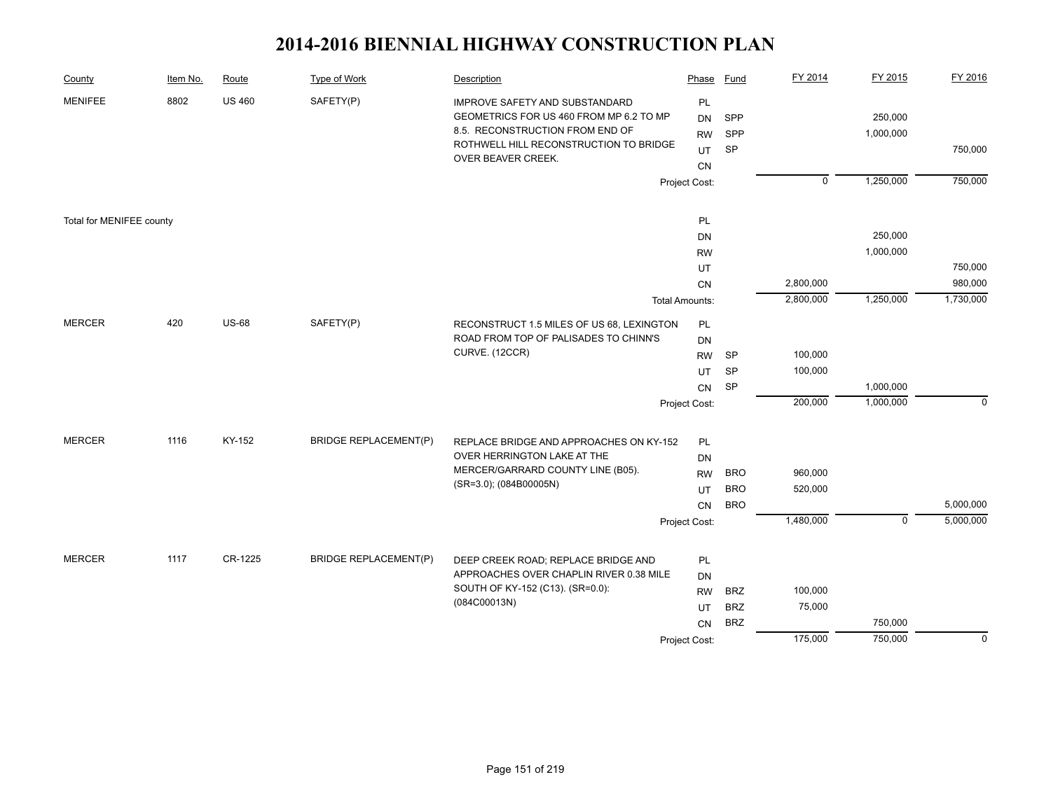# 2014-2016 BIENNIAL HIGHWAY CONSTRUCTION PLAN

| County | Item No. | Route | Type of Work | Description | Phase | Fund | FY 2014 | FY 2015 | FY 2016 |
|---|---|---|---|---|---|---|---|---|---|
| MENIFEE | 8802 | US 460 | SAFETY(P) | IMPROVE SAFETY AND SUBSTANDARD GEOMETRICS FOR US 460 FROM MP 6.2 TO MP 8.5. RECONSTRUCTION FROM END OF ROTHWELL HILL RECONSTRUCTION TO BRIDGE OVER BEAVER CREEK. | PL | | | | |
| | | | | | DN | SPP | | 250,000 | |
| | | | | | RW | SPP | | 1,000,000 | |
| | | | | | UT | SP | | | 750,000 |
| | | | | | CN | | | | |
| | | | | | Project Cost: | | 0 | 1,250,000 | 750,000 |
| Total for MENIFEE county | | | | | PL | | | | |
| | | | | | DN | | | 250,000 | |
| | | | | | RW | | | 1,000,000 | |
| | | | | | UT | | | | 750,000 |
| | | | | | CN | | 2,800,000 | | 980,000 |
| | | | | | Total Amounts: | | 2,800,000 | 1,250,000 | 1,730,000 |
| MERCER | 420 | US-68 | SAFETY(P) | RECONSTRUCT 1.5 MILES OF US 68, LEXINGTON ROAD FROM TOP OF PALISADES TO CHINN'S CURVE. (12CCR) | PL | | | | |
| | | | | | DN | | | | |
| | | | | | RW | SP | 100,000 | | |
| | | | | | UT | SP | 100,000 | | |
| | | | | | CN | SP | | 1,000,000 | |
| | | | | | Project Cost: | | 200,000 | 1,000,000 | 0 |
| MERCER | 1116 | KY-152 | BRIDGE REPLACEMENT(P) | REPLACE BRIDGE AND APPROACHES ON KY-152 OVER HERRINGTON LAKE AT THE MERCER/GARRARD COUNTY LINE (B05). (SR=3.0); (084B00005N) | PL | | | | |
| | | | | | DN | | | | |
| | | | | | RW | BRO | 960,000 | | |
| | | | | | UT | BRO | 520,000 | | |
| | | | | | CN | BRO | | | 5,000,000 |
| | | | | | Project Cost: | | 1,480,000 | 0 | 5,000,000 |
| MERCER | 1117 | CR-1225 | BRIDGE REPLACEMENT(P) | DEEP CREEK ROAD; REPLACE BRIDGE AND APPROACHES OVER CHAPLIN RIVER 0.38 MILE SOUTH OF KY-152 (C13). (SR=0.0): (084C00013N) | PL | | | | |
| | | | | | DN | | | | |
| | | | | | RW | BRZ | 100,000 | | |
| | | | | | UT | BRZ | 75,000 | | |
| | | | | | CN | BRZ | | 750,000 | |
| | | | | | Project Cost: | | 175,000 | 750,000 | 0 |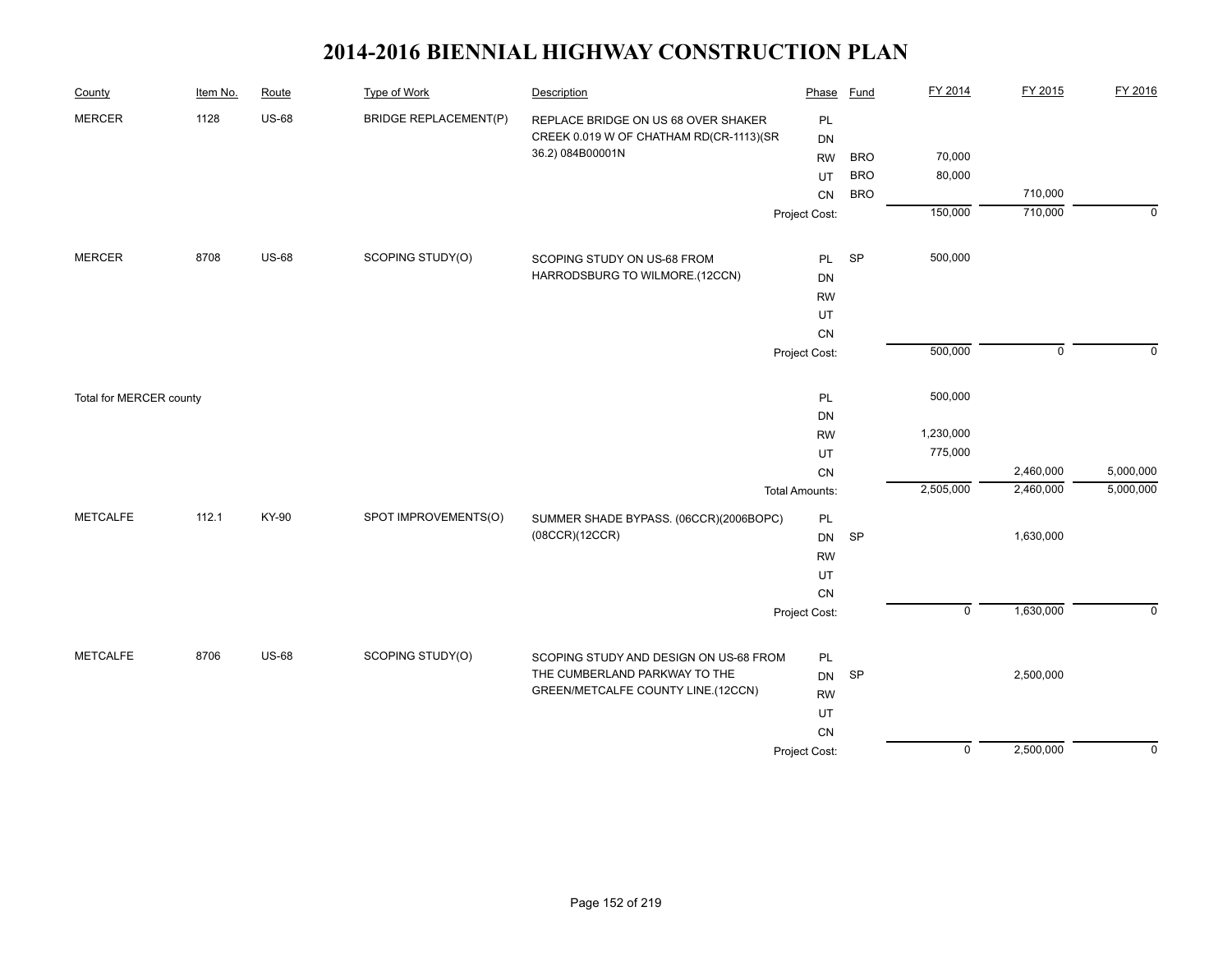# 2014-2016 BIENNIAL HIGHWAY CONSTRUCTION PLAN

| County | Item No. | Route | Type of Work | Description | Phase | Fund | FY 2014 | FY 2015 | FY 2016 |
|---|---|---|---|---|---|---|---|---|---|
| MERCER | 1128 | US-68 | BRIDGE REPLACEMENT(P) | REPLACE BRIDGE ON US 68 OVER SHAKER CREEK 0.019 W OF CHATHAM RD(CR-1113)(SR 36.2) 084B00001N | PL | | | | |
| | | | | | DN | | | | |
| | | | | | RW | BRO | 70,000 | | |
| | | | | | UT | BRO | 80,000 | | |
| | | | | | CN | BRO | | 710,000 | |
| | | | | | Project Cost: | | 150,000 | 710,000 | 0 |
| MERCER | 8708 | US-68 | SCOPING STUDY(O) | SCOPING STUDY ON US-68 FROM HARRODSBURG TO WILMORE.(12CCN) | PL | SP | 500,000 | | |
| | | | | | DN | | | | |
| | | | | | RW | | | | |
| | | | | | UT | | | | |
| | | | | | CN | | | | |
| | | | | | Project Cost: | | 500,000 | 0 | 0 |
| Total for MERCER county | | | | | PL | | 500,000 | | |
| | | | | | DN | | | | |
| | | | | | RW | | 1,230,000 | | |
| | | | | | UT | | 775,000 | | |
| | | | | | CN | | | 2,460,000 | 5,000,000 |
| | | | | | Total Amounts: | | 2,505,000 | 2,460,000 | 5,000,000 |
| METCALFE | 112.1 | KY-90 | SPOT IMPROVEMENTS(O) | SUMMER SHADE BYPASS. (06CCR)(2006BOPC)(08CCR)(12CCR) | PL | | | | |
| | | | | | DN | SP | | 1,630,000 | |
| | | | | | RW | | | | |
| | | | | | UT | | | | |
| | | | | | CN | | | | |
| | | | | | Project Cost: | | 0 | 1,630,000 | 0 |
| METCALFE | 8706 | US-68 | SCOPING STUDY(O) | SCOPING STUDY AND DESIGN ON US-68 FROM THE CUMBERLAND PARKWAY TO THE GREEN/METCALFE COUNTY LINE.(12CCN) | PL | | | | |
| | | | | | DN | SP | | 2,500,000 | |
| | | | | | RW | | | | |
| | | | | | UT | | | | |
| | | | | | CN | | | | |
| | | | | | Project Cost: | | 0 | 2,500,000 | 0 |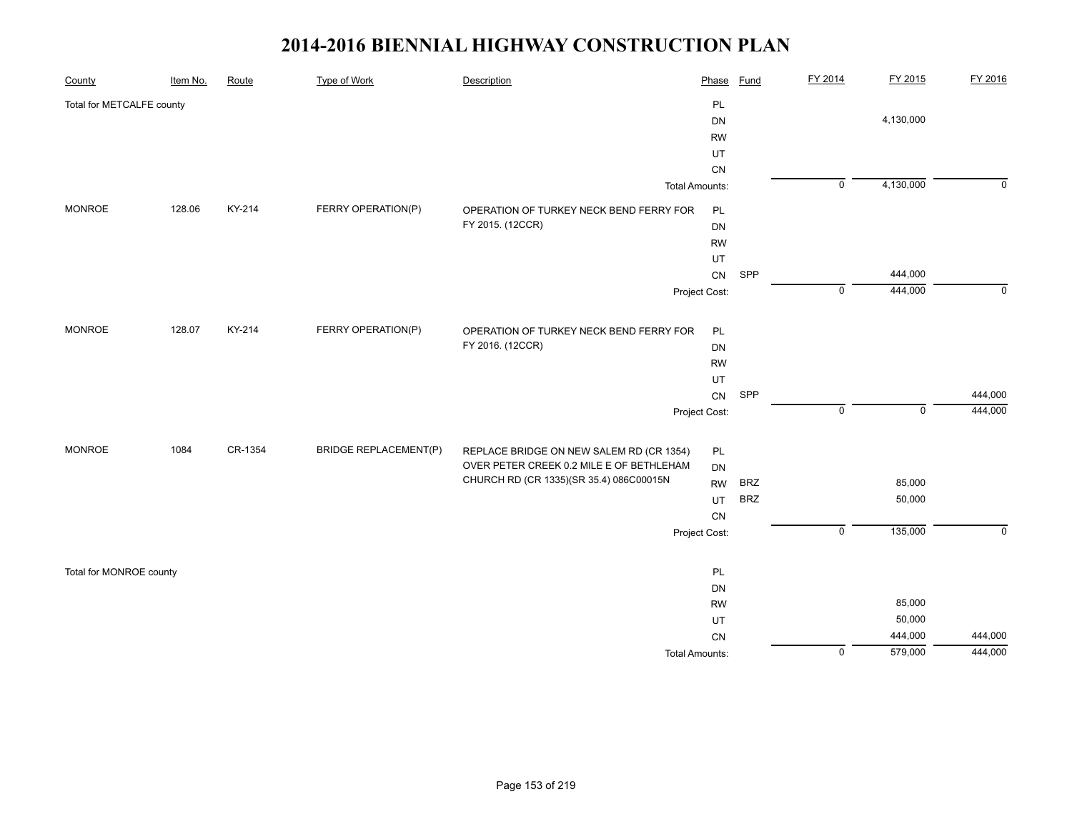# 2014-2016 BIENNIAL HIGHWAY CONSTRUCTION PLAN

| County | Item No. | Route | Type of Work | Description | Phase | Fund | FY 2014 | FY 2015 | FY 2016 |
|---|---|---|---|---|---|---|---|---|---|
| Total for METCALFE county | | | | | PL | | | | |
| | | | | | DN | | | 4,130,000 | |
| | | | | | RW | | | | |
| | | | | | UT | | | | |
| | | | | | CN | | | | |
| | | | | Total Amounts: | | | 0 | 4,130,000 | 0 |
| MONROE | 128.06 | KY-214 | FERRY OPERATION(P) | OPERATION OF TURKEY NECK BEND FERRY FOR FY 2015. (12CCR) | PL | | | | |
| | | | | | DN | | | | |
| | | | | | RW | | | | |
| | | | | | UT | | | | |
| | | | | | CN | SPP | | 444,000 | |
| | | | | Project Cost: | | | 0 | 444,000 | 0 |
| MONROE | 128.07 | KY-214 | FERRY OPERATION(P) | OPERATION OF TURKEY NECK BEND FERRY FOR FY 2016. (12CCR) | PL | | | | |
| | | | | | DN | | | | |
| | | | | | RW | | | | |
| | | | | | UT | | | | |
| | | | | | CN | SPP | | | 444,000 |
| | | | | Project Cost: | | | 0 | 0 | 444,000 |
| MONROE | 1084 | CR-1354 | BRIDGE REPLACEMENT(P) | REPLACE BRIDGE ON NEW SALEM RD (CR 1354) OVER PETER CREEK 0.2 MILE E OF BETHLEHAM CHURCH RD (CR 1335)(SR 35.4) 086C00015N | PL | | | | |
| | | | | | DN | | | | |
| | | | | | RW | BRZ | | 85,000 | |
| | | | | | UT | BRZ | | 50,000 | |
| | | | | | CN | | | | |
| | | | | Project Cost: | | | 0 | 135,000 | 0 |
| Total for MONROE county | | | | | PL | | | | |
| | | | | | DN | | | | |
| | | | | | RW | | | 85,000 | |
| | | | | | UT | | | 50,000 | |
| | | | | | CN | | | 444,000 | 444,000 |
| | | | | Total Amounts: | | | 0 | 579,000 | 444,000 |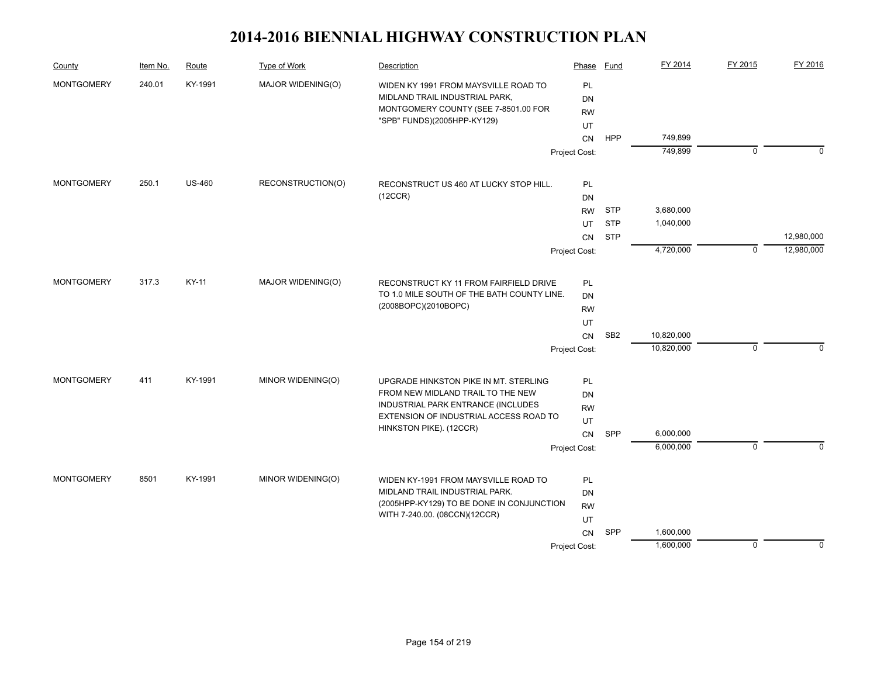# 2014-2016 BIENNIAL HIGHWAY CONSTRUCTION PLAN

| County | Item No. | Route | Type of Work | Description | Phase | Fund | FY 2014 | FY 2015 | FY 2016 |
|---|---|---|---|---|---|---|---|---|---|
| MONTGOMERY | 240.01 | KY-1991 | MAJOR WIDENING(O) | WIDEN KY 1991 FROM MAYSVILLE ROAD TO MIDLAND TRAIL INDUSTRIAL PARK, MONTGOMERY COUNTY (SEE 7-8501.00 FOR "SPB" FUNDS)(2005HPP-KY129) | PL | | | | |
| | | | | | DN | | | | |
| | | | | | RW | | | | |
| | | | | | UT | | | | |
| | | | | | CN | HPP | 749,899 | | |
| | | | | | Project Cost: | | 749,899 | 0 | 0 |
| MONTGOMERY | 250.1 | US-460 | RECONSTRUCTION(O) | RECONSTRUCT US 460 AT LUCKY STOP HILL. (12CCR) | PL | | | | |
| | | | | | DN | | | | |
| | | | | | RW | STP | 3,680,000 | | |
| | | | | | UT | STP | 1,040,000 | | |
| | | | | | CN | STP | | | 12,980,000 |
| | | | | | Project Cost: | | 4,720,000 | 0 | 12,980,000 |
| MONTGOMERY | 317.3 | KY-11 | MAJOR WIDENING(O) | RECONSTRUCT KY 11 FROM FAIRFIELD DRIVE TO 1.0 MILE SOUTH OF THE BATH COUNTY LINE. (2008BOPC)(2010BOPC) | PL | | | | |
| | | | | | DN | | | | |
| | | | | | RW | | | | |
| | | | | | UT | | | | |
| | | | | | CN | SB2 | 10,820,000 | | |
| | | | | | Project Cost: | | 10,820,000 | 0 | 0 |
| MONTGOMERY | 411 | KY-1991 | MINOR WIDENING(O) | UPGRADE HINKSTON PIKE IN MT. STERLING FROM NEW MIDLAND TRAIL TO THE NEW INDUSTRIAL PARK ENTRANCE (INCLUDES EXTENSION OF INDUSTRIAL ACCESS ROAD TO HINKSTON PIKE). (12CCR) | PL | | | | |
| | | | | | DN | | | | |
| | | | | | RW | | | | |
| | | | | | UT | | | | |
| | | | | | CN | SPP | 6,000,000 | | |
| | | | | | Project Cost: | | 6,000,000 | 0 | 0 |
| MONTGOMERY | 8501 | KY-1991 | MINOR WIDENING(O) | WIDEN KY-1991 FROM MAYSVILLE ROAD TO MIDLAND TRAIL INDUSTRIAL PARK. (2005HPP-KY129) TO BE DONE IN CONJUNCTION WITH 7-240.00. (08CCN)(12CCR) | PL | | | | |
| | | | | | DN | | | | |
| | | | | | RW | | | | |
| | | | | | UT | | | | |
| | | | | | CN | SPP | 1,600,000 | | |
| | | | | | Project Cost: | | 1,600,000 | 0 | 0 |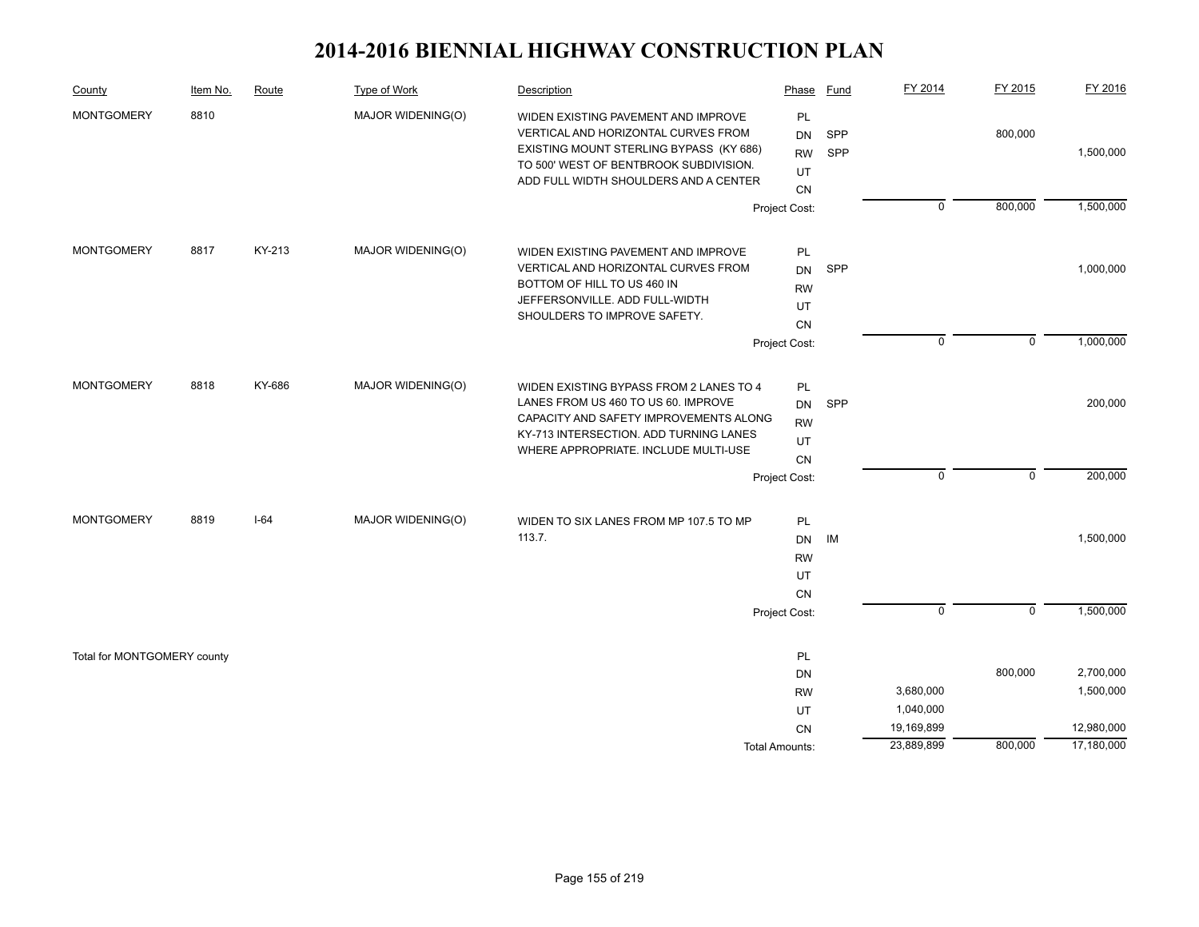# 2014-2016 BIENNIAL HIGHWAY CONSTRUCTION PLAN

| County | Item No. | Route | Type of Work | Description | Phase | Fund | FY 2014 | FY 2015 | FY 2016 |
|---|---|---|---|---|---|---|---|---|---|
| MONTGOMERY | 8810 | | MAJOR WIDENING(O) | WIDEN EXISTING PAVEMENT AND IMPROVE VERTICAL AND HORIZONTAL CURVES FROM EXISTING MOUNT STERLING BYPASS (KY 686) TO 500' WEST OF BENTBROOK SUBDIVISION. ADD FULL WIDTH SHOULDERS AND A CENTER | PL | | | | |
| | | | | | DN | SPP | | 800,000 | |
| | | | | | RW | SPP | | | 1,500,000 |
| | | | | | UT | | | | |
| | | | | | CN | | | | |
| | | | | | Project Cost: | | 0 | 800,000 | 1,500,000 |
| MONTGOMERY | 8817 | KY-213 | MAJOR WIDENING(O) | WIDEN EXISTING PAVEMENT AND IMPROVE VERTICAL AND HORIZONTAL CURVES FROM BOTTOM OF HILL TO US 460 IN JEFFERSONVILLE. ADD FULL-WIDTH SHOULDERS TO IMPROVE SAFETY. | PL | | | | |
| | | | | | DN | SPP | | | 1,000,000 |
| | | | | | RW | | | | |
| | | | | | UT | | | | |
| | | | | | CN | | | | |
| | | | | | Project Cost: | | 0 | 0 | 1,000,000 |
| MONTGOMERY | 8818 | KY-686 | MAJOR WIDENING(O) | WIDEN EXISTING BYPASS FROM 2 LANES TO 4 LANES FROM US 460 TO US 60. IMPROVE CAPACITY AND SAFETY IMPROVEMENTS ALONG KY-713 INTERSECTION. ADD TURNING LANES WHERE APPROPRIATE. INCLUDE MULTI-USE | PL | | | | |
| | | | | | DN | SPP | | | 200,000 |
| | | | | | RW | | | | |
| | | | | | UT | | | | |
| | | | | | CN | | | | |
| | | | | | Project Cost: | | 0 | 0 | 200,000 |
| MONTGOMERY | 8819 | I-64 | MAJOR WIDENING(O) | WIDEN TO SIX LANES FROM MP 107.5 TO MP 113.7. | PL | | | | |
| | | | | | DN | IM | | | 1,500,000 |
| | | | | | RW | | | | |
| | | | | | UT | | | | |
| | | | | | CN | | | | |
| | | | | | Project Cost: | | 0 | 0 | 1,500,000 |
| Total for MONTGOMERY county | | | | | PL | | | | |
| | | | | | DN | | | 800,000 | 2,700,000 |
| | | | | | RW | | 3,680,000 | | 1,500,000 |
| | | | | | UT | | 1,040,000 | | |
| | | | | | CN | | 19,169,899 | | 12,980,000 |
| | | | | | Total Amounts: | | 23,889,899 | 800,000 | 17,180,000 |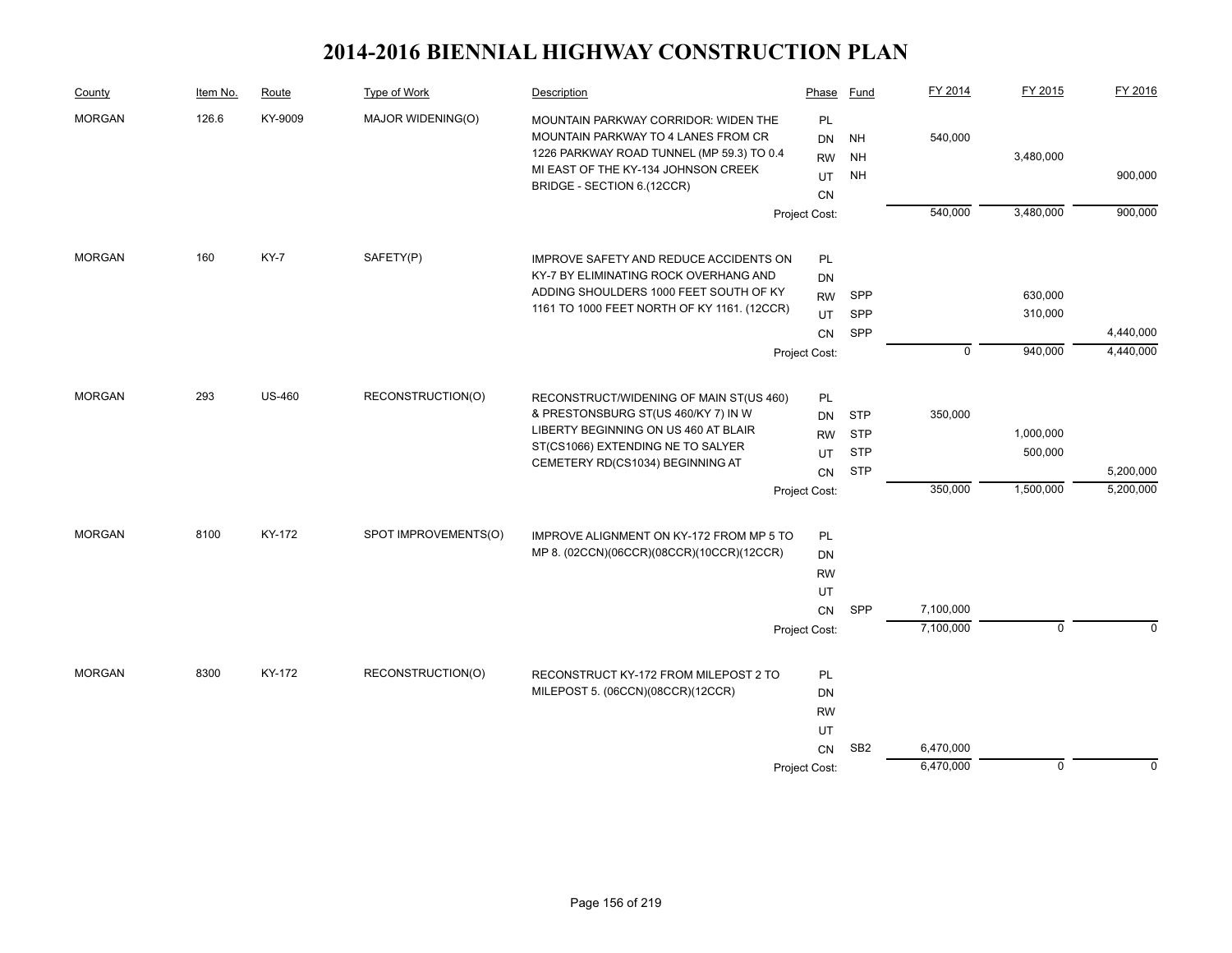# 2014-2016 BIENNIAL HIGHWAY CONSTRUCTION PLAN

| County | Item No. | Route | Type of Work | Description | Phase | Fund | FY 2014 | FY 2015 | FY 2016 |
|---|---|---|---|---|---|---|---|---|---|
| MORGAN | 126.6 | KY-9009 | MAJOR WIDENING(O) | MOUNTAIN PARKWAY CORRIDOR: WIDEN THE MOUNTAIN PARKWAY TO 4 LANES FROM CR 1226 PARKWAY ROAD TUNNEL (MP 59.3) TO 0.4 MI EAST OF THE KY-134 JOHNSON CREEK BRIDGE - SECTION 6.(12CCR) | PL | | | | |
| | | | | | DN | NH | 540,000 | | |
| | | | | | RW | NH | | 3,480,000 | |
| | | | | | UT | NH | | | 900,000 |
| | | | | | CN | | | | |
| | | | | | Project Cost: | | 540,000 | 3,480,000 | 900,000 |
| MORGAN | 160 | KY-7 | SAFETY(P) | IMPROVE SAFETY AND REDUCE ACCIDENTS ON KY-7 BY ELIMINATING ROCK OVERHANG AND ADDING SHOULDERS 1000 FEET SOUTH OF KY 1161 TO 1000 FEET NORTH OF KY 1161. (12CCR) | PL | | | | |
| | | | | | DN | | | | |
| | | | | | RW | SPP | | 630,000 | |
| | | | | | UT | SPP | | 310,000 | |
| | | | | | CN | SPP | | | 4,440,000 |
| | | | | | Project Cost: | | 0 | 940,000 | 4,440,000 |
| MORGAN | 293 | US-460 | RECONSTRUCTION(O) | RECONSTRUCT/WIDENING OF MAIN ST(US 460) & PRESTONSBURG ST(US 460/KY 7) IN W LIBERTY BEGINNING ON US 460 AT BLAIR ST(CS1066) EXTENDING NE TO SALYER CEMETERY RD(CS1034) BEGINNING AT | PL | | | | |
| | | | | | DN | STP | 350,000 | | |
| | | | | | RW | STP | | 1,000,000 | |
| | | | | | UT | STP | | 500,000 | |
| | | | | | CN | STP | | | 5,200,000 |
| | | | | | Project Cost: | | 350,000 | 1,500,000 | 5,200,000 |
| MORGAN | 8100 | KY-172 | SPOT IMPROVEMENTS(O) | IMPROVE ALIGNMENT ON KY-172 FROM MP 5 TO MP 8. (02CCN)(06CCR)(08CCR)(10CCR)(12CCR) | PL | | | | |
| | | | | | DN | | | | |
| | | | | | RW | | | | |
| | | | | | UT | | | | |
| | | | | | CN | SPP | 7,100,000 | | |
| | | | | | Project Cost: | | 7,100,000 | 0 | 0 |
| MORGAN | 8300 | KY-172 | RECONSTRUCTION(O) | RECONSTRUCT KY-172 FROM MILEPOST 2 TO MILEPOST 5. (06CCN)(08CCR)(12CCR) | PL | | | | |
| | | | | | DN | | | | |
| | | | | | RW | | | | |
| | | | | | UT | | | | |
| | | | | | CN | SB2 | 6,470,000 | | |
| | | | | | Project Cost: | | 6,470,000 | 0 | 0 |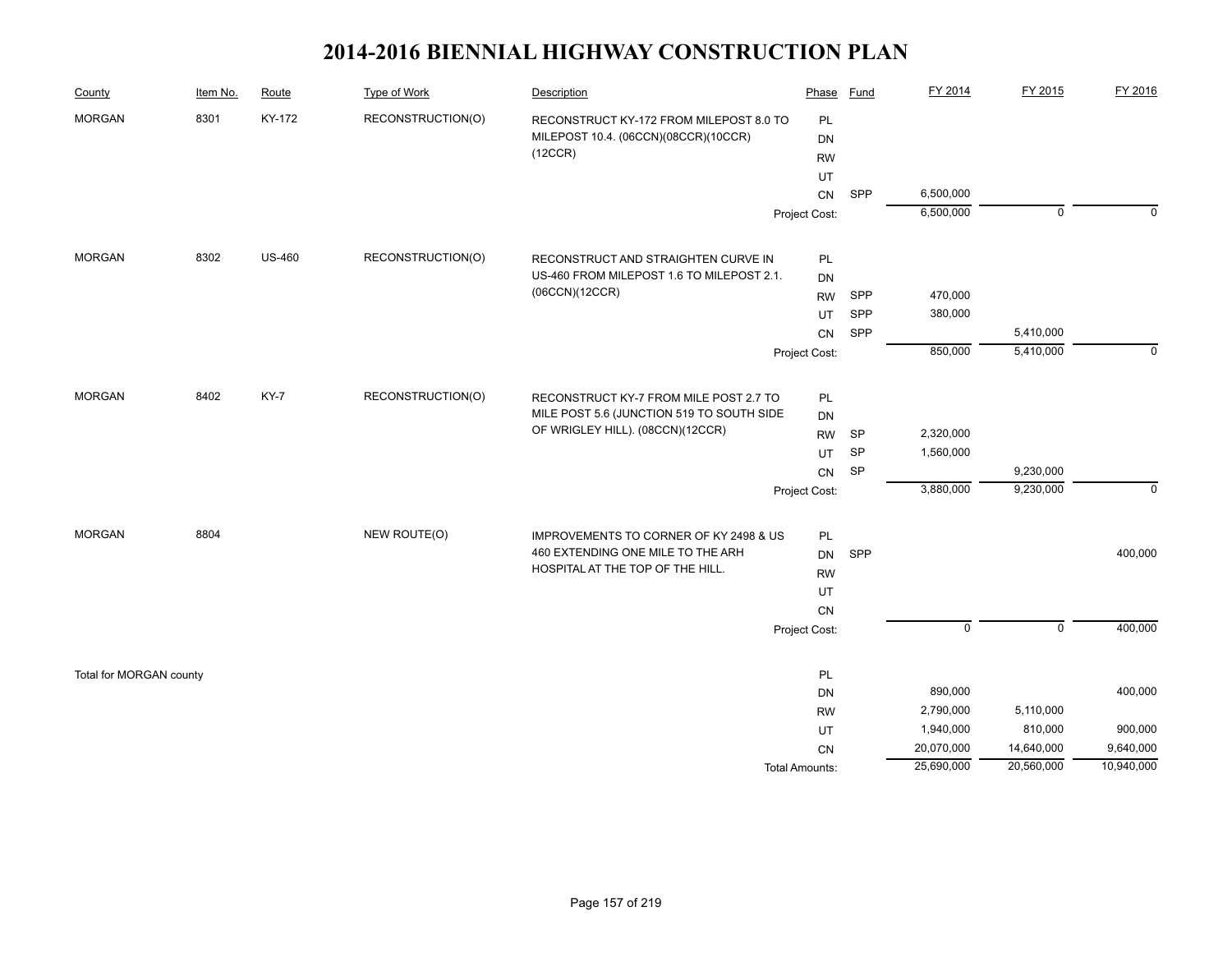# 2014-2016 BIENNIAL HIGHWAY CONSTRUCTION PLAN

| County | Item No. | Route | Type of Work | Description | Phase | Fund | FY 2014 | FY 2015 | FY 2016 |
|---|---|---|---|---|---|---|---|---|---|
| MORGAN | 8301 | KY-172 | RECONSTRUCTION(O) | RECONSTRUCT KY-172 FROM MILEPOST 8.0 TO MILEPOST 10.4. (06CCN)(08CCR)(10CCR)(12CCR) | PL | | | | |
| | | | | | DN | | | | |
| | | | | | RW | | | | |
| | | | | | UT | | | | |
| | | | | | CN | SPP | 6,500,000 | | |
| | | | | | Project Cost: | | 6,500,000 | 0 | 0 |
| MORGAN | 8302 | US-460 | RECONSTRUCTION(O) | RECONSTRUCT AND STRAIGHTEN CURVE IN US-460 FROM MILEPOST 1.6 TO MILEPOST 2.1. (06CCN)(12CCR) | PL | | | | |
| | | | | | DN | | | | |
| | | | | | RW | SPP | 470,000 | | |
| | | | | | UT | SPP | 380,000 | | |
| | | | | | CN | SPP | | 5,410,000 | |
| | | | | | Project Cost: | | 850,000 | 5,410,000 | 0 |
| MORGAN | 8402 | KY-7 | RECONSTRUCTION(O) | RECONSTRUCT KY-7 FROM MILE POST 2.7 TO MILE POST 5.6 (JUNCTION 519 TO SOUTH SIDE OF WRIGLEY HILL). (08CCN)(12CCR) | PL | | | | |
| | | | | | DN | | | | |
| | | | | | RW | SP | 2,320,000 | | |
| | | | | | UT | SP | 1,560,000 | | |
| | | | | | CN | SP | | 9,230,000 | |
| | | | | | Project Cost: | | 3,880,000 | 9,230,000 | 0 |
| MORGAN | 8804 | | NEW ROUTE(O) | IMPROVEMENTS TO CORNER OF KY 2498 & US 460 EXTENDING ONE MILE TO THE ARH HOSPITAL AT THE TOP OF THE HILL. | PL | | | | |
| | | | | | DN | SPP | | | 400,000 |
| | | | | | RW | | | | |
| | | | | | UT | | | | |
| | | | | | CN | | | | |
| | | | | | Project Cost: | | 0 | 0 | 400,000 |
| Total for MORGAN county | | | | | PL | | | | |
| | | | | | DN | | 890,000 | | 400,000 |
| | | | | | RW | | 2,790,000 | 5,110,000 | |
| | | | | | UT | | 1,940,000 | 810,000 | 900,000 |
| | | | | | CN | | 20,070,000 | 14,640,000 | 9,640,000 |
| | | | | | Total Amounts: | | 25,690,000 | 20,560,000 | 10,940,000 |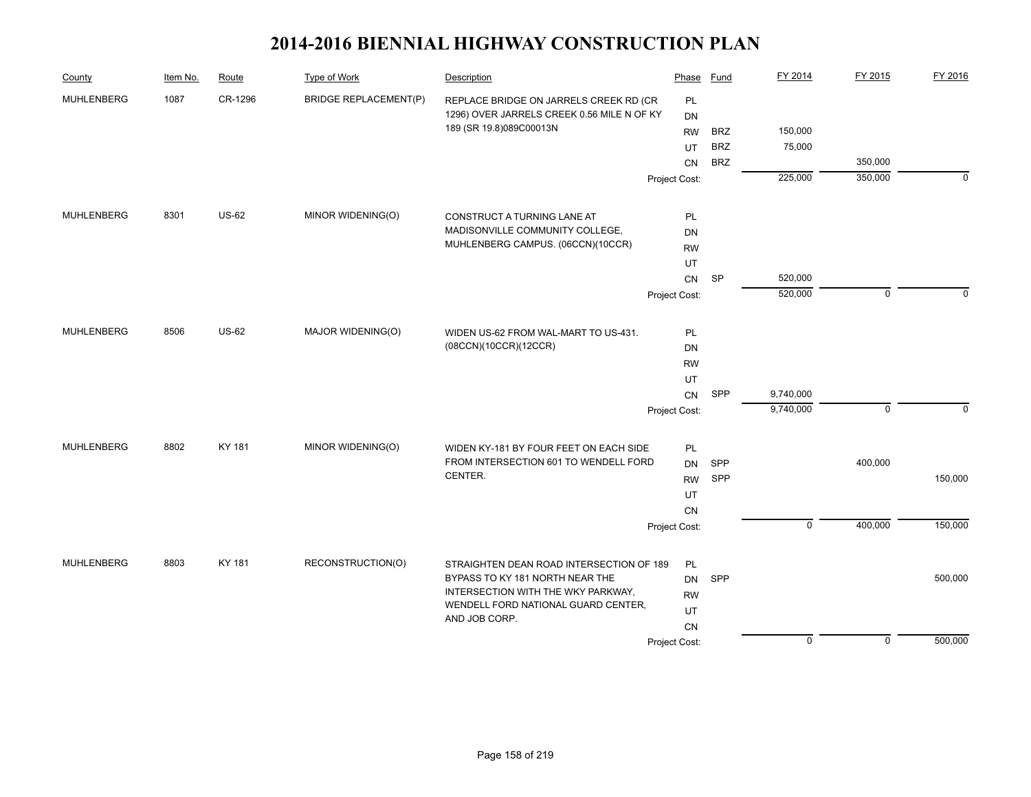# 2014-2016 BIENNIAL HIGHWAY CONSTRUCTION PLAN

| County | Item No. | Route | Type of Work | Description | Phase | Fund | FY 2014 | FY 2015 | FY 2016 |
|---|---|---|---|---|---|---|---|---|---|
| MUHLENBERG | 1087 | CR-1296 | BRIDGE REPLACEMENT(P) | REPLACE BRIDGE ON JARRELS CREEK RD (CR 1296) OVER JARRELS CREEK 0.56 MILE N OF KY 189 (SR 19.8)089C00013N | PL | | | | |
| | | | | | DN | | | | |
| | | | | | RW | BRZ | 150,000 | | |
| | | | | | UT | BRZ | 75,000 | | |
| | | | | | CN | BRZ | | 350,000 | |
| | | | | | Project Cost: | | 225,000 | 350,000 | 0 |
| MUHLENBERG | 8301 | US-62 | MINOR WIDENING(O) | CONSTRUCT A TURNING LANE AT MADISONVILLE COMMUNITY COLLEGE, MUHLENBERG CAMPUS. (06CCN)(10CCR) | PL | | | | |
| | | | | | DN | | | | |
| | | | | | RW | | | | |
| | | | | | UT | | | | |
| | | | | | CN | SP | 520,000 | | |
| | | | | | Project Cost: | | 520,000 | 0 | 0 |
| MUHLENBERG | 8506 | US-62 | MAJOR WIDENING(O) | WIDEN US-62 FROM WAL-MART TO US-431. (08CCN)(10CCR)(12CCR) | PL | | | | |
| | | | | | DN | | | | |
| | | | | | RW | | | | |
| | | | | | UT | | | | |
| | | | | | CN | SPP | 9,740,000 | | |
| | | | | | Project Cost: | | 9,740,000 | 0 | 0 |
| MUHLENBERG | 8802 | KY 181 | MINOR WIDENING(O) | WIDEN KY-181 BY FOUR FEET ON EACH SIDE FROM INTERSECTION 601 TO WENDELL FORD CENTER. | PL | | | | |
| | | | | | DN | SPP | | 400,000 | |
| | | | | | RW | SPP | | | 150,000 |
| | | | | | UT | | | | |
| | | | | | CN | | | | |
| | | | | | Project Cost: | | 0 | 400,000 | 150,000 |
| MUHLENBERG | 8803 | KY 181 | RECONSTRUCTION(O) | STRAIGHTEN DEAN ROAD INTERSECTION OF 189 BYPASS TO KY 181 NORTH NEAR THE INTERSECTION WITH THE WKY PARKWAY, WENDELL FORD NATIONAL GUARD CENTER, AND JOB CORP. | PL | | | | |
| | | | | | DN | SPP | | | 500,000 |
| | | | | | RW | | | | |
| | | | | | UT | | | | |
| | | | | | CN | | | | |
| | | | | | Project Cost: | | 0 | 0 | 500,000 |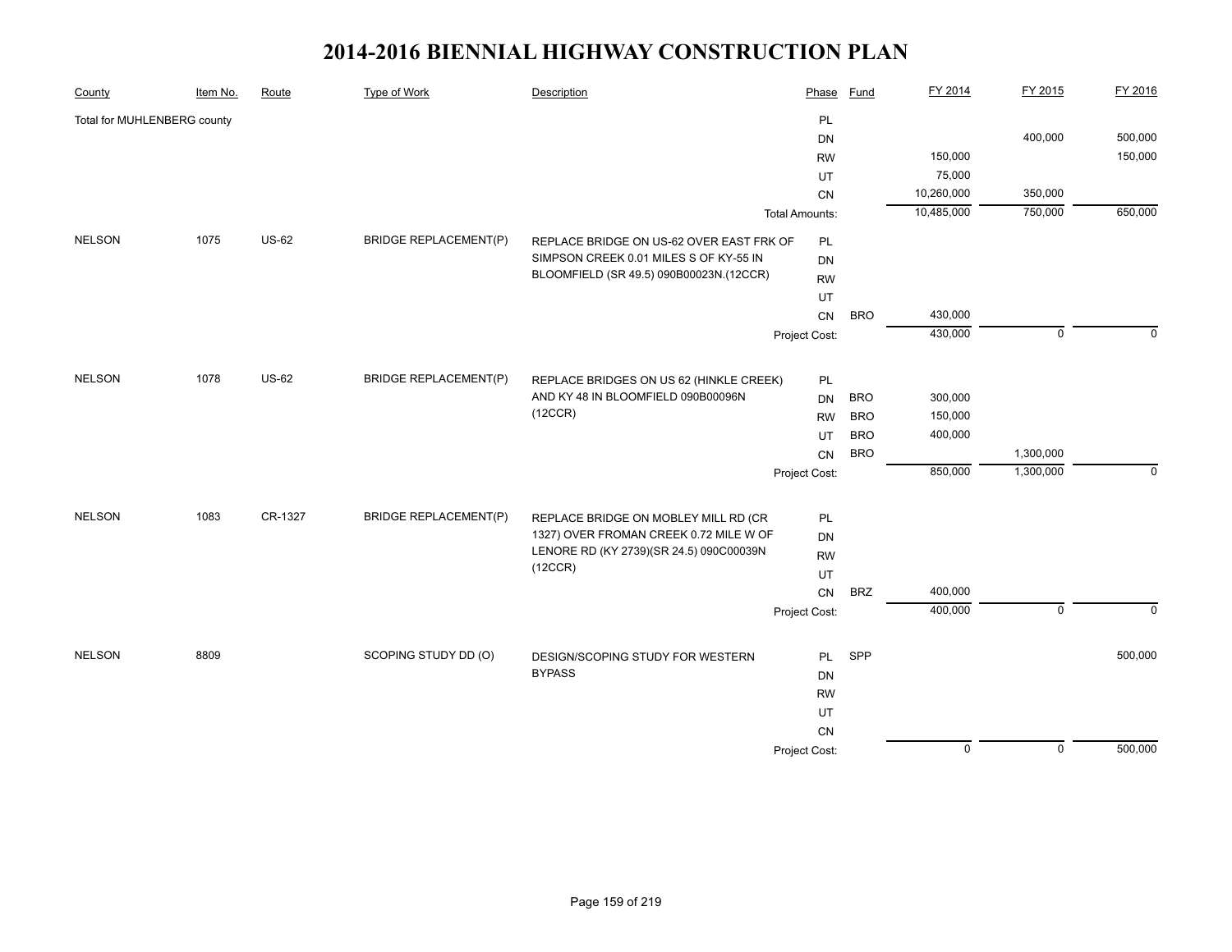# 2014-2016 BIENNIAL HIGHWAY CONSTRUCTION PLAN

| County | Item No. | Route | Type of Work | Description | Phase | Fund | FY 2014 | FY 2015 | FY 2016 |
|---|---|---|---|---|---|---|---|---|---|
| Total for MUHLENBERG county | | | | | PL | | | | |
| | | | | | DN | | | 400,000 | 500,000 |
| | | | | | RW | | 150,000 | | 150,000 |
| | | | | | UT | | 75,000 | | |
| | | | | | CN | | 10,260,000 | 350,000 | |
| | | | | | Total Amounts: | | 10,485,000 | 750,000 | 650,000 |
| NELSON | 1075 | US-62 | BRIDGE REPLACEMENT(P) | REPLACE BRIDGE ON US-62 OVER EAST FRK OF SIMPSON CREEK 0.01 MILES S OF KY-55 IN BLOOMFIELD (SR 49.5) 090B00023N.(12CCR) | PL | | | | |
| | | | | | DN | | | | |
| | | | | | RW | | | | |
| | | | | | UT | | | | |
| | | | | | CN | BRO | 430,000 | | |
| | | | | | Project Cost: | | 430,000 | 0 | 0 |
| NELSON | 1078 | US-62 | BRIDGE REPLACEMENT(P) | REPLACE BRIDGES ON US 62 (HINKLE CREEK) AND KY 48 IN BLOOMFIELD 090B00096N (12CCR) | PL | | | | |
| | | | | | DN | BRO | 300,000 | | |
| | | | | | RW | BRO | 150,000 | | |
| | | | | | UT | BRO | 400,000 | | |
| | | | | | CN | BRO | | 1,300,000 | |
| | | | | | Project Cost: | | 850,000 | 1,300,000 | 0 |
| NELSON | 1083 | CR-1327 | BRIDGE REPLACEMENT(P) | REPLACE BRIDGE ON MOBLEY MILL RD (CR 1327) OVER FROMAN CREEK 0.72 MILE W OF LENORE RD (KY 2739)(SR 24.5) 090C00039N (12CCR) | PL | | | | |
| | | | | | DN | | | | |
| | | | | | RW | | | | |
| | | | | | UT | | | | |
| | | | | | CN | BRZ | 400,000 | | |
| | | | | | Project Cost: | | 400,000 | 0 | 0 |
| NELSON | 8809 | | SCOPING STUDY DD (O) | DESIGN/SCOPING STUDY FOR WESTERN BYPASS | PL | SPP | | | 500,000 |
| | | | | | DN | | | | |
| | | | | | RW | | | | |
| | | | | | UT | | | | |
| | | | | | CN | | | | |
| | | | | | Project Cost: | | 0 | 0 | 500,000 |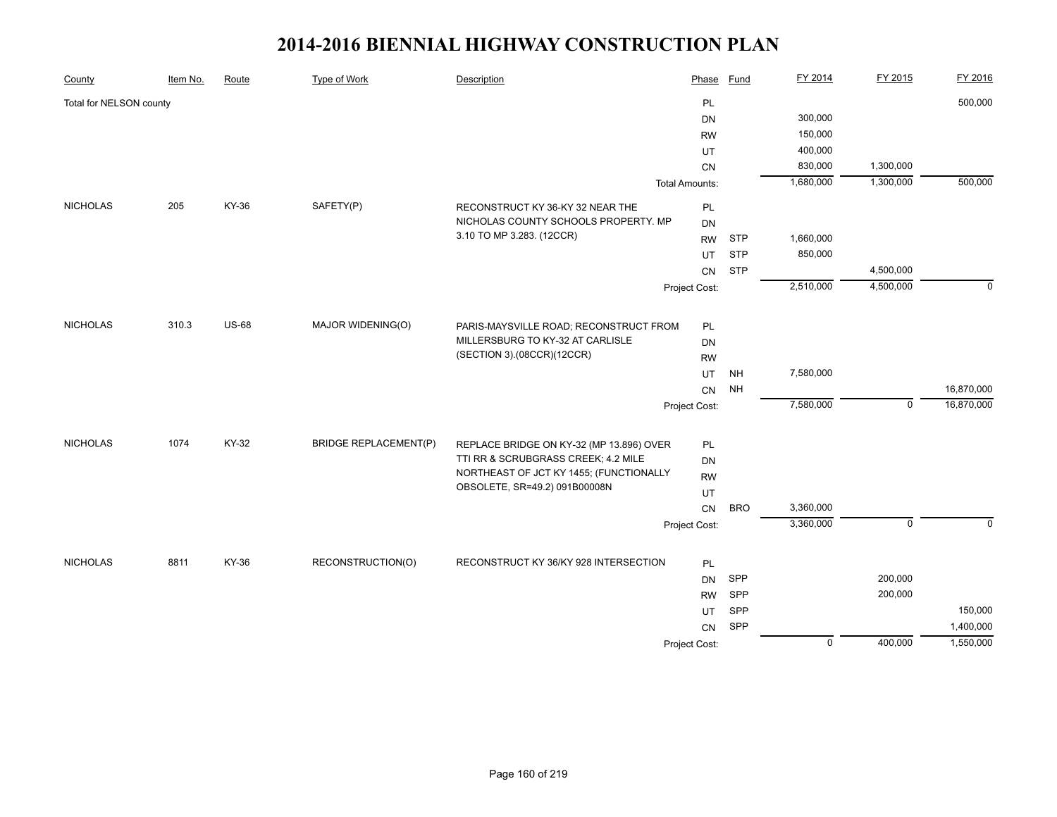# 2014-2016 BIENNIAL HIGHWAY CONSTRUCTION PLAN

| County | Item No. | Route | Type of Work | Description | Phase | Fund | FY 2014 | FY 2015 | FY 2016 |
|---|---|---|---|---|---|---|---|---|---|
| Total for NELSON county | | | | | PL | | | | 500,000 |
| | | | | | DN | | 300,000 | | |
| | | | | | RW | | 150,000 | | |
| | | | | | UT | | 400,000 | | |
| | | | | | CN | | 830,000 | 1,300,000 | |
| | | | | | Total Amounts: | | 1,680,000 | 1,300,000 | 500,000 |
| NICHOLAS | 205 | KY-36 | SAFETY(P) | RECONSTRUCT KY 36-KY 32 NEAR THE NICHOLAS COUNTY SCHOOLS PROPERTY. MP 3.10 TO MP 3.283. (12CCR) | PL | | | | |
| | | | | | DN | | | | |
| | | | | | RW | STP | 1,660,000 | | |
| | | | | | UT | STP | 850,000 | | |
| | | | | | CN | STP | | 4,500,000 | |
| | | | | | Project Cost: | | 2,510,000 | 4,500,000 | 0 |
| NICHOLAS | 310.3 | US-68 | MAJOR WIDENING(O) | PARIS-MAYSVILLE ROAD; RECONSTRUCT FROM MILLERSBURG TO KY-32 AT CARLISLE (SECTION 3).(08CCR)(12CCR) | PL | | | | |
| | | | | | DN | | | | |
| | | | | | RW | | | | |
| | | | | | UT | NH | 7,580,000 | | |
| | | | | | CN | NH | | | 16,870,000 |
| | | | | | Project Cost: | | 7,580,000 | 0 | 16,870,000 |
| NICHOLAS | 1074 | KY-32 | BRIDGE REPLACEMENT(P) | REPLACE BRIDGE ON KY-32 (MP 13.896) OVER TTI RR & SCRUBGRASS CREEK; 4.2 MILE NORTHEAST OF JCT KY 1455; (FUNCTIONALLY OBSOLETE, SR=49.2) 091B00008N | PL | | | | |
| | | | | | DN | | | | |
| | | | | | RW | | | | |
| | | | | | UT | | | | |
| | | | | | CN | BRO | 3,360,000 | | |
| | | | | | Project Cost: | | 3,360,000 | 0 | 0 |
| NICHOLAS | 8811 | KY-36 | RECONSTRUCTION(O) | RECONSTRUCT KY 36/KY 928 INTERSECTION | PL | | | | |
| | | | | | DN | SPP | | 200,000 | |
| | | | | | RW | SPP | | 200,000 | |
| | | | | | UT | SPP | | | 150,000 |
| | | | | | CN | SPP | | | 1,400,000 |
| | | | | | Project Cost: | | 0 | 400,000 | 1,550,000 |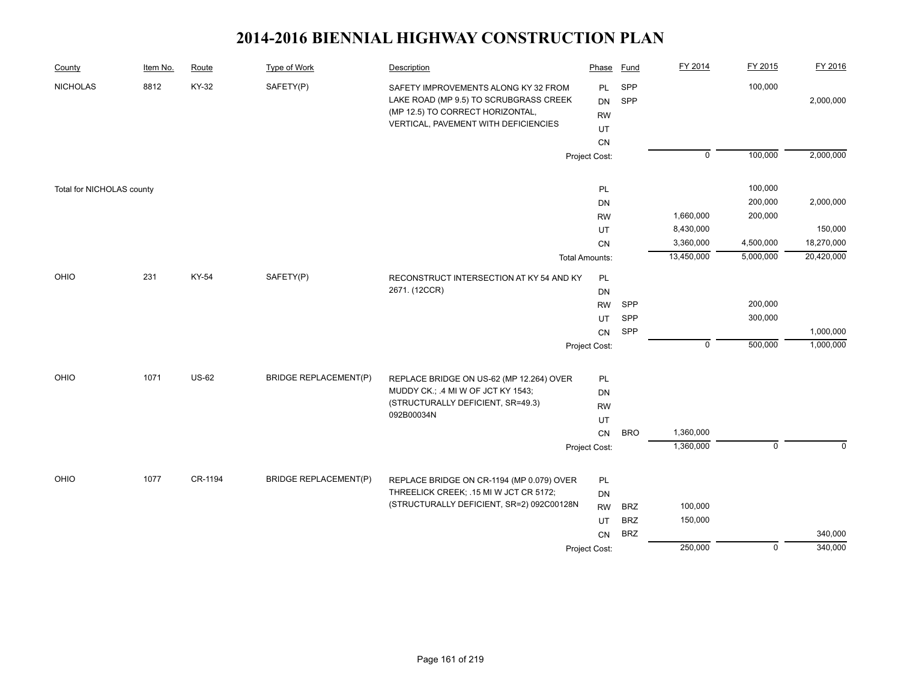# 2014-2016 BIENNIAL HIGHWAY CONSTRUCTION PLAN

| County | Item No. | Route | Type of Work | Description | Phase | Fund | FY 2014 | FY 2015 | FY 2016 |
|---|---|---|---|---|---|---|---|---|---|
| NICHOLAS | 8812 | KY-32 | SAFETY(P) | SAFETY IMPROVEMENTS ALONG KY 32 FROM LAKE ROAD (MP 9.5) TO SCRUBGRASS CREEK (MP 12.5) TO CORRECT HORIZONTAL, VERTICAL, PAVEMENT WITH DEFICIENCIES | PL | SPP | | 100,000 | |
| | | | | | DN | SPP | | | 2,000,000 |
| | | | | | RW | | | | |
| | | | | | UT | | | | |
| | | | | | CN | | | | |
| | | | | | Project Cost: | | 0 | 100,000 | 2,000,000 |
| Total for NICHOLAS county | | | | | PL | | | 100,000 | |
| | | | | | DN | | | 200,000 | 2,000,000 |
| | | | | | RW | | 1,660,000 | 200,000 | |
| | | | | | UT | | 8,430,000 | | 150,000 |
| | | | | | CN | | 3,360,000 | 4,500,000 | 18,270,000 |
| | | | | | Total Amounts: | | 13,450,000 | 5,000,000 | 20,420,000 |
| OHIO | 231 | KY-54 | SAFETY(P) | RECONSTRUCT INTERSECTION AT KY 54 AND KY 2671. (12CCR) | PL | | | | |
| | | | | | DN | | | | |
| | | | | | RW | SPP | | 200,000 | |
| | | | | | UT | SPP | | 300,000 | |
| | | | | | CN | SPP | | | 1,000,000 |
| | | | | | Project Cost: | | 0 | 500,000 | 1,000,000 |
| OHIO | 1071 | US-62 | BRIDGE REPLACEMENT(P) | REPLACE BRIDGE ON US-62 (MP 12.264) OVER MUDDY CK.; .4 MI W OF JCT KY 1543; (STRUCTURALLY DEFICIENT, SR=49.3) 092B00034N | PL | | | | |
| | | | | | DN | | | | |
| | | | | | RW | | | | |
| | | | | | UT | | | | |
| | | | | | CN | BRO | 1,360,000 | | |
| | | | | | Project Cost: | | 1,360,000 | 0 | 0 |
| OHIO | 1077 | CR-1194 | BRIDGE REPLACEMENT(P) | REPLACE BRIDGE ON CR-1194 (MP 0.079) OVER THREELICK CREEK; .15 MI W JCT CR 5172; (STRUCTURALLY DEFICIENT, SR=2) 092C00128N | PL | | | | |
| | | | | | DN | | | | |
| | | | | | RW | BRZ | 100,000 | | |
| | | | | | UT | BRZ | 150,000 | | |
| | | | | | CN | BRZ | | | 340,000 |
| | | | | | Project Cost: | | 250,000 | 0 | 340,000 |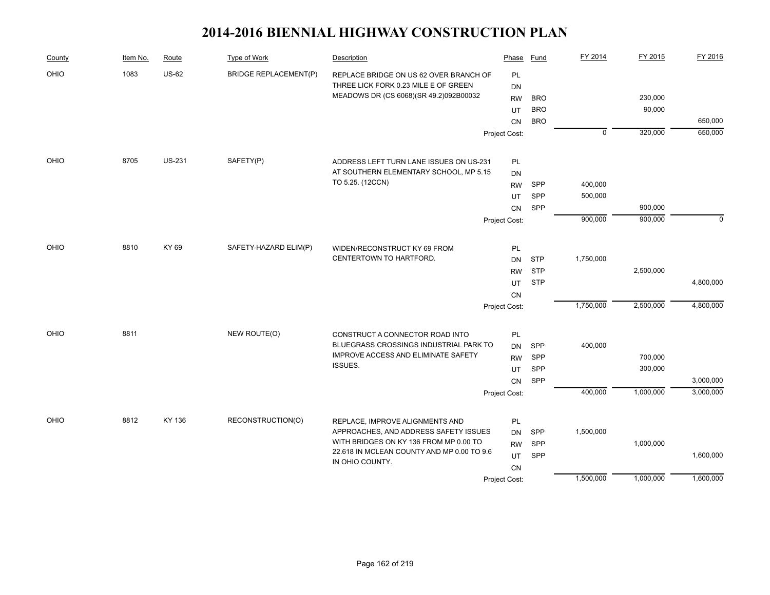# 2014-2016 BIENNIAL HIGHWAY CONSTRUCTION PLAN

| County | Item No. | Route | Type of Work | Description | Phase | Fund | FY 2014 | FY 2015 | FY 2016 |
|---|---|---|---|---|---|---|---|---|---|
| OHIO | 1083 | US-62 | BRIDGE REPLACEMENT(P) | REPLACE BRIDGE ON US 62 OVER BRANCH OF THREE LICK FORK 0.23 MILE E OF GREEN MEADOWS DR (CS 6068)(SR 49.2)092B00032 | PL | | | | |
| | | | | | DN | | | | |
| | | | | | RW | BRO | | 230,000 | |
| | | | | | UT | BRO | | 90,000 | |
| | | | | | CN | BRO | | | 650,000 |
| | | | | | Project Cost: | | 0 | 320,000 | 650,000 |
| OHIO | 8705 | US-231 | SAFETY(P) | ADDRESS LEFT TURN LANE ISSUES ON US-231 AT SOUTHERN ELEMENTARY SCHOOL, MP 5.15 TO 5.25. (12CCN) | PL | | | | |
| | | | | | DN | | | | |
| | | | | | RW | SPP | 400,000 | | |
| | | | | | UT | SPP | 500,000 | | |
| | | | | | CN | SPP | | 900,000 | |
| | | | | | Project Cost: | | 900,000 | 900,000 | 0 |
| OHIO | 8810 | KY 69 | SAFETY-HAZARD ELIM(P) | WIDEN/RECONSTRUCT KY 69 FROM CENTERTOWN TO HARTFORD. | PL | | | | |
| | | | | | DN | STP | 1,750,000 | | |
| | | | | | RW | STP | | 2,500,000 | |
| | | | | | UT | STP | | | 4,800,000 |
| | | | | | CN | | | | |
| | | | | | Project Cost: | | 1,750,000 | 2,500,000 | 4,800,000 |
| OHIO | 8811 | | NEW ROUTE(O) | CONSTRUCT A CONNECTOR ROAD INTO BLUEGRASS CROSSINGS INDUSTRIAL PARK TO IMPROVE ACCESS AND ELIMINATE SAFETY ISSUES. | PL | | | | |
| | | | | | DN | SPP | 400,000 | | |
| | | | | | RW | SPP | | 700,000 | |
| | | | | | UT | SPP | | 300,000 | |
| | | | | | CN | SPP | | | 3,000,000 |
| | | | | | Project Cost: | | 400,000 | 1,000,000 | 3,000,000 |
| OHIO | 8812 | KY 136 | RECONSTRUCTION(O) | REPLACE, IMPROVE ALIGNMENTS AND APPROACHES, AND ADDRESS SAFETY ISSUES WITH BRIDGES ON KY 136 FROM MP 0.00 TO 22.618 IN MCLEAN COUNTY AND MP 0.00 TO 9.6 IN OHIO COUNTY. | PL | | | | |
| | | | | | DN | SPP | 1,500,000 | | |
| | | | | | RW | SPP | | 1,000,000 | |
| | | | | | UT | SPP | | | 1,600,000 |
| | | | | | CN | | | | |
| | | | | | Project Cost: | | 1,500,000 | 1,000,000 | 1,600,000 |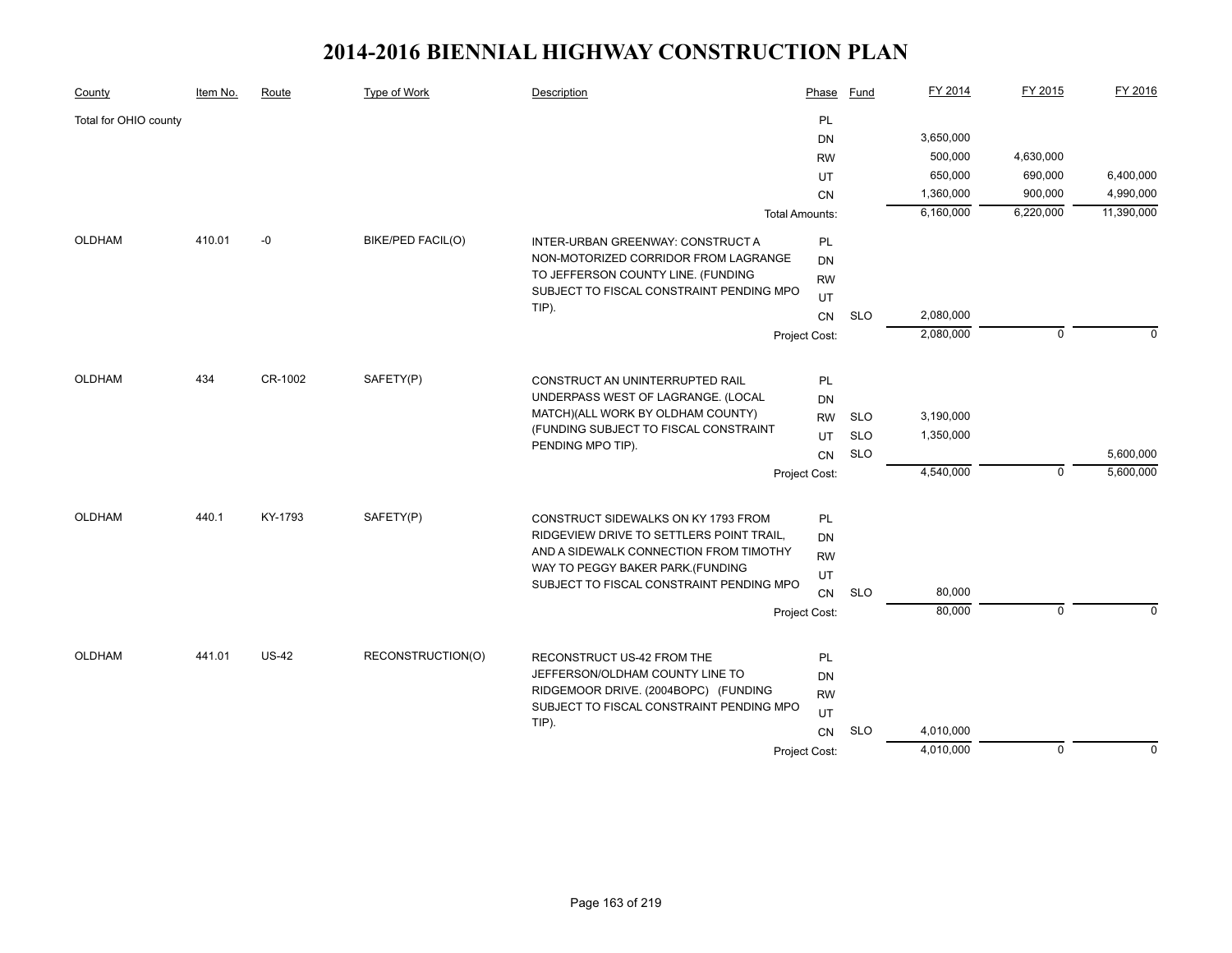# 2014-2016 BIENNIAL HIGHWAY CONSTRUCTION PLAN

| County | Item No. | Route | Type of Work | Description | Phase | Fund | FY 2014 | FY 2015 | FY 2016 |
|---|---|---|---|---|---|---|---|---|---|
| Total for OHIO county | | | | | PL | | | | |
| | | | | | DN | | 3,650,000 | | |
| | | | | | RW | | 500,000 | 4,630,000 | |
| | | | | | UT | | 650,000 | 690,000 | 6,400,000 |
| | | | | | CN | | 1,360,000 | 900,000 | 4,990,000 |
| | | | | | Total Amounts: | | 6,160,000 | 6,220,000 | 11,390,000 |
| OLDHAM | 410.01 | -0 | BIKE/PED FACIL(O) | INTER-URBAN GREENWAY: CONSTRUCT A NON-MOTORIZED CORRIDOR FROM LAGRANGE TO JEFFERSON COUNTY LINE. (FUNDING SUBJECT TO FISCAL CONSTRAINT PENDING MPO TIP). | PL | | | | |
| | | | | | DN | | | | |
| | | | | | RW | | | | |
| | | | | | UT | | | | |
| | | | | | CN | SLO | 2,080,000 | | |
| | | | | | Project Cost: | | 2,080,000 | 0 | 0 |
| OLDHAM | 434 | CR-1002 | SAFETY(P) | CONSTRUCT AN UNINTERRUPTED RAIL UNDERPASS WEST OF LAGRANGE. (LOCAL MATCH)(ALL WORK BY OLDHAM COUNTY) (FUNDING SUBJECT TO FISCAL CONSTRAINT PENDING MPO TIP). | PL | | | | |
| | | | | | DN | | | | |
| | | | | | RW | SLO | 3,190,000 | | |
| | | | | | UT | SLO | 1,350,000 | | |
| | | | | | CN | SLO | | | 5,600,000 |
| | | | | | Project Cost: | | 4,540,000 | 0 | 5,600,000 |
| OLDHAM | 440.1 | KY-1793 | SAFETY(P) | CONSTRUCT SIDEWALKS ON KY 1793 FROM RIDGEVIEW DRIVE TO SETTLERS POINT TRAIL, AND A SIDEWALK CONNECTION FROM TIMOTHY WAY TO PEGGY BAKER PARK.(FUNDING SUBJECT TO FISCAL CONSTRAINT PENDING MPO | PL | | | | |
| | | | | | DN | | | | |
| | | | | | RW | | | | |
| | | | | | UT | | | | |
| | | | | | CN | SLO | 80,000 | | |
| | | | | | Project Cost: | | 80,000 | 0 | 0 |
| OLDHAM | 441.01 | US-42 | RECONSTRUCTION(O) | RECONSTRUCT US-42 FROM THE JEFFERSON/OLDHAM COUNTY LINE TO RIDGEMOOR DRIVE. (2004BOPC) (FUNDING SUBJECT TO FISCAL CONSTRAINT PENDING MPO TIP). | PL | | | | |
| | | | | | DN | | | | |
| | | | | | RW | | | | |
| | | | | | UT | | | | |
| | | | | | CN | SLO | 4,010,000 | | |
| | | | | | Project Cost: | | 4,010,000 | 0 | 0 |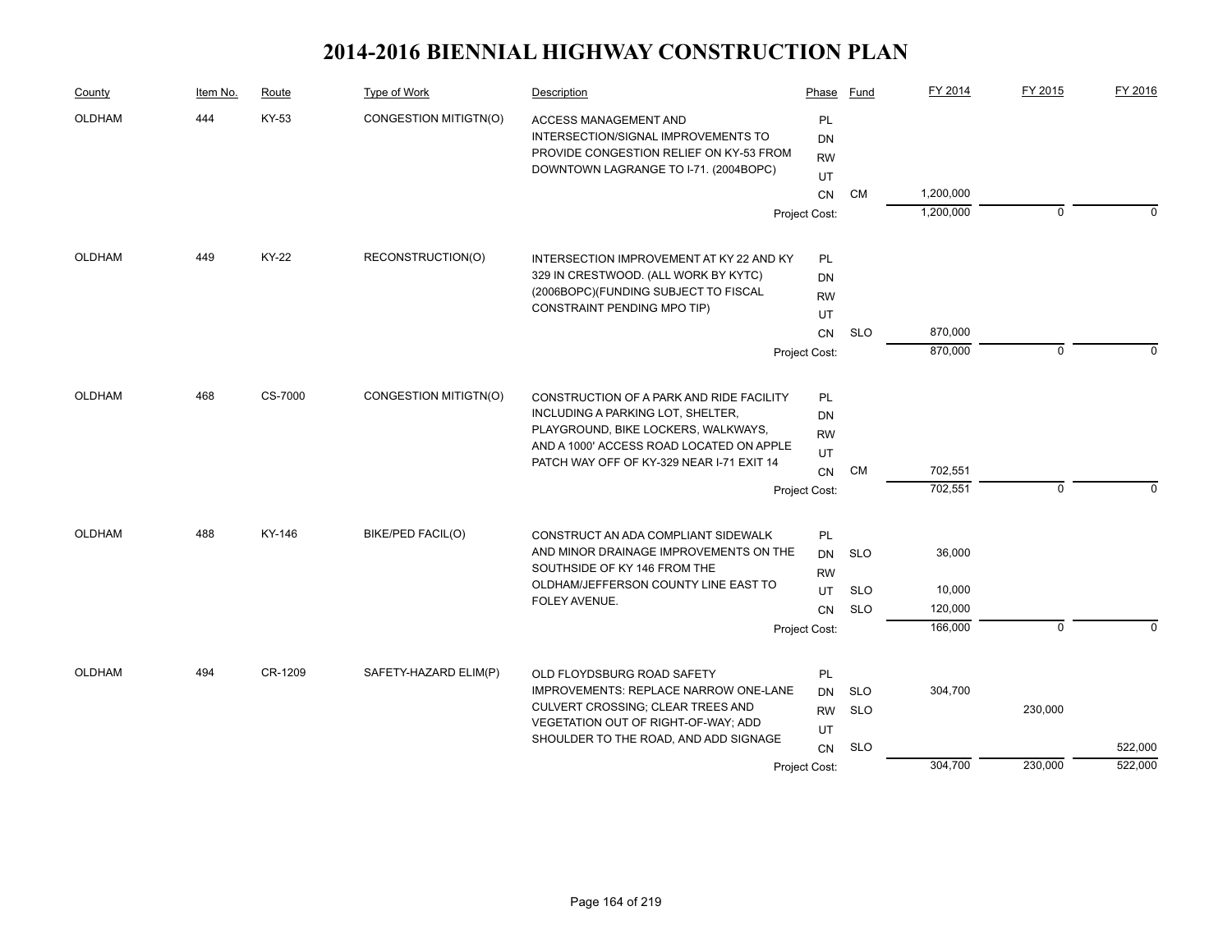# 2014-2016 BIENNIAL HIGHWAY CONSTRUCTION PLAN

| County | Item No. | Route | Type of Work | Description | Phase | Fund | FY 2014 | FY 2015 | FY 2016 |
|---|---|---|---|---|---|---|---|---|---|
| OLDHAM | 444 | KY-53 | CONGESTION MITIGTN(O) | ACCESS MANAGEMENT AND INTERSECTION/SIGNAL IMPROVEMENTS TO PROVIDE CONGESTION RELIEF ON KY-53 FROM DOWNTOWN LAGRANGE TO I-71. (2004BOPC) | PL | | | | |
| | | | | | DN | | | | |
| | | | | | RW | | | | |
| | | | | | UT | | | | |
| | | | | | CN | CM | 1,200,000 | | |
| | | | | | Project Cost: | | 1,200,000 | 0 | 0 |
| OLDHAM | 449 | KY-22 | RECONSTRUCTION(O) | INTERSECTION IMPROVEMENT AT KY 22 AND KY 329 IN CRESTWOOD. (ALL WORK BY KYTC) (2006BOPC)(FUNDING SUBJECT TO FISCAL CONSTRAINT PENDING MPO TIP) | PL | | | | |
| | | | | | DN | | | | |
| | | | | | RW | | | | |
| | | | | | UT | | | | |
| | | | | | CN | SLO | 870,000 | | |
| | | | | | Project Cost: | | 870,000 | 0 | 0 |
| OLDHAM | 468 | CS-7000 | CONGESTION MITIGTN(O) | CONSTRUCTION OF A PARK AND RIDE FACILITY INCLUDING A PARKING LOT, SHELTER, PLAYGROUND, BIKE LOCKERS, WALKWAYS, AND A 1000' ACCESS ROAD LOCATED ON APPLE PATCH WAY OFF OF KY-329 NEAR I-71 EXIT 14 | PL | | | | |
| | | | | | DN | | | | |
| | | | | | RW | | | | |
| | | | | | UT | | | | |
| | | | | | CN | CM | 702,551 | | |
| | | | | | Project Cost: | | 702,551 | 0 | 0 |
| OLDHAM | 488 | KY-146 | BIKE/PED FACIL(O) | CONSTRUCT AN ADA COMPLIANT SIDEWALK AND MINOR DRAINAGE IMPROVEMENTS ON THE SOUTHSIDE OF KY 146 FROM THE OLDHAM/JEFFERSON COUNTY LINE EAST TO FOLEY AVENUE. | PL | | | | |
| | | | | | DN | SLO | 36,000 | | |
| | | | | | RW | | | | |
| | | | | | UT | SLO | 10,000 | | |
| | | | | | CN | SLO | 120,000 | | |
| | | | | | Project Cost: | | 166,000 | 0 | 0 |
| OLDHAM | 494 | CR-1209 | SAFETY-HAZARD ELIM(P) | OLD FLOYDSBURG ROAD SAFETY IMPROVEMENTS: REPLACE NARROW ONE-LANE CULVERT CROSSING; CLEAR TREES AND VEGETATION OUT OF RIGHT-OF-WAY; ADD SHOULDER TO THE ROAD, AND ADD SIGNAGE | PL | | | | |
| | | | | | DN | SLO | 304,700 | | |
| | | | | | RW | SLO | | 230,000 | |
| | | | | | UT | | | | |
| | | | | | CN | SLO | | | 522,000 |
| | | | | | Project Cost: | | 304,700 | 230,000 | 522,000 |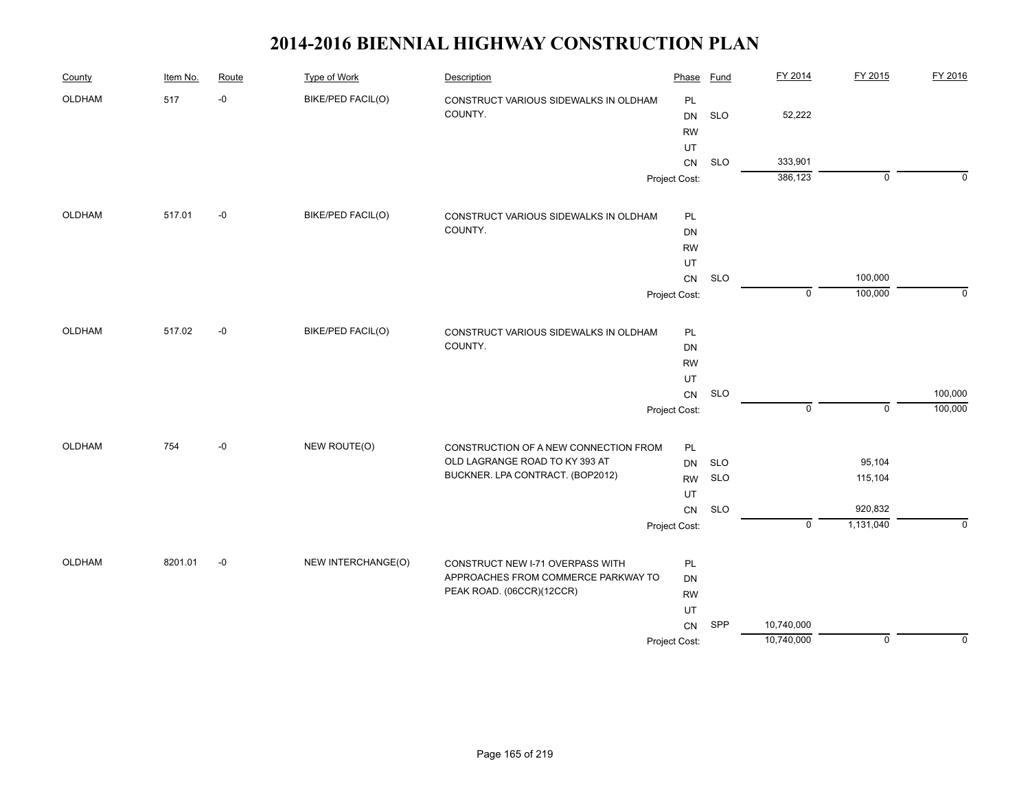# 2014-2016 BIENNIAL HIGHWAY CONSTRUCTION PLAN

| County | Item No. | Route | Type of Work | Description | Phase | Fund | FY 2014 | FY 2015 | FY 2016 |
|---|---|---|---|---|---|---|---|---|---|
| OLDHAM | 517 | -0 | BIKE/PED FACIL(O) | CONSTRUCT VARIOUS SIDEWALKS IN OLDHAM COUNTY. | PL | | | | |
| | | | | | DN | SLO | 52,222 | | |
| | | | | | RW | | | | |
| | | | | | UT | | | | |
| | | | | | CN | SLO | 333,901 | | |
| | | | | | Project Cost: | | 386,123 | 0 | 0 |
| OLDHAM | 517.01 | -0 | BIKE/PED FACIL(O) | CONSTRUCT VARIOUS SIDEWALKS IN OLDHAM COUNTY. | PL | | | | |
| | | | | | DN | | | | |
| | | | | | RW | | | | |
| | | | | | UT | | | | |
| | | | | | CN | SLO | | 100,000 | |
| | | | | | Project Cost: | | 0 | 100,000 | 0 |
| OLDHAM | 517.02 | -0 | BIKE/PED FACIL(O) | CONSTRUCT VARIOUS SIDEWALKS IN OLDHAM COUNTY. | PL | | | | |
| | | | | | DN | | | | |
| | | | | | RW | | | | |
| | | | | | UT | | | | |
| | | | | | CN | SLO | | | 100,000 |
| | | | | | Project Cost: | | 0 | 0 | 100,000 |
| OLDHAM | 754 | -0 | NEW ROUTE(O) | CONSTRUCTION OF A NEW CONNECTION FROM OLD LAGRANGE ROAD TO KY 393 AT BUCKNER. LPA CONTRACT. (BOP2012) | PL | | | | |
| | | | | | DN | SLO | | 95,104 | |
| | | | | | RW | SLO | | 115,104 | |
| | | | | | UT | | | | |
| | | | | | CN | SLO | | 920,832 | |
| | | | | | Project Cost: | | 0 | 1,131,040 | 0 |
| OLDHAM | 8201.01 | -0 | NEW INTERCHANGE(O) | CONSTRUCT NEW I-71 OVERPASS WITH APPROACHES FROM COMMERCE PARKWAY TO PEAK ROAD. (06CCR)(12CCR) | PL | | | | |
| | | | | | DN | | | | |
| | | | | | RW | | | | |
| | | | | | UT | | | | |
| | | | | | CN | SPP | 10,740,000 | | |
| | | | | | Project Cost: | | 10,740,000 | 0 | 0 |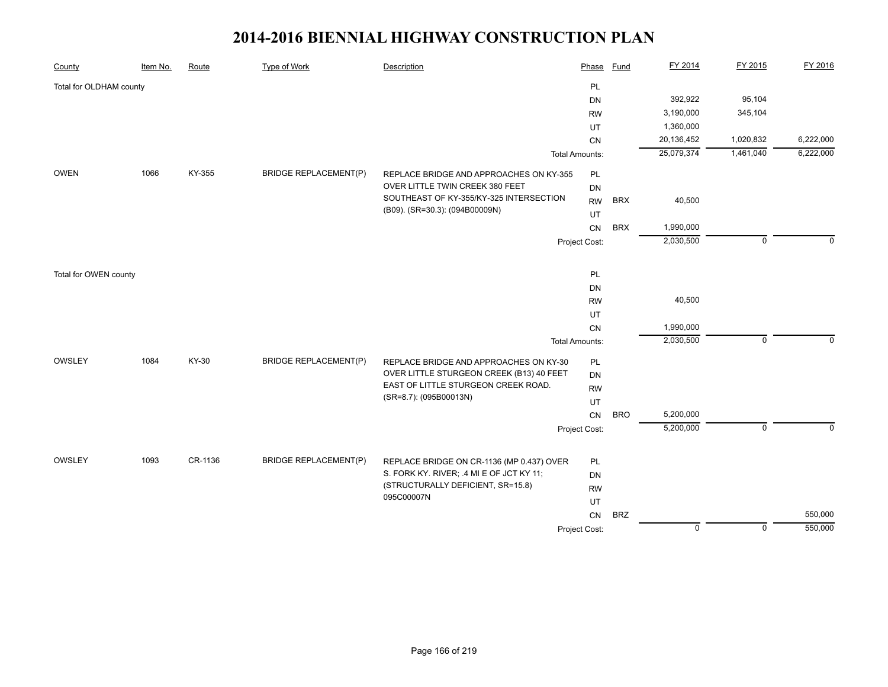# 2014-2016 BIENNIAL HIGHWAY CONSTRUCTION PLAN

| County | Item No. | Route | Type of Work | Description | Phase | Fund | FY 2014 | FY 2015 | FY 2016 |
|---|---|---|---|---|---|---|---|---|---|
| Total for OLDHAM county | | | | | PL | | | | |
| | | | | | DN | | 392,922 | 95,104 | |
| | | | | | RW | | 3,190,000 | 345,104 | |
| | | | | | UT | | 1,360,000 | | |
| | | | | | CN | | 20,136,452 | 1,020,832 | 6,222,000 |
| | | | | | Total Amounts: | | 25,079,374 | 1,461,040 | 6,222,000 |
| OWEN | 1066 | KY-355 | BRIDGE REPLACEMENT(P) | REPLACE BRIDGE AND APPROACHES ON KY-355 OVER LITTLE TWIN CREEK 380 FEET SOUTHEAST OF KY-355/KY-325 INTERSECTION (B09). (SR=30.3): (094B00009N) | PL | | | | |
| | | | | | DN | | | | |
| | | | | | RW | BRX | 40,500 | | |
| | | | | | UT | | | | |
| | | | | | CN | BRX | 1,990,000 | | |
| | | | | | Project Cost: | | 2,030,500 | 0 | 0 |
| Total for OWEN county | | | | | PL | | | | |
| | | | | | DN | | | | |
| | | | | | RW | | 40,500 | | |
| | | | | | UT | | | | |
| | | | | | CN | | 1,990,000 | | |
| | | | | | Total Amounts: | | 2,030,500 | 0 | 0 |
| OWSLEY | 1084 | KY-30 | BRIDGE REPLACEMENT(P) | REPLACE BRIDGE AND APPROACHES ON KY-30 OVER LITTLE STURGEON CREEK (B13) 40 FEET EAST OF LITTLE STURGEON CREEK ROAD. (SR=8.7): (095B00013N) | PL | | | | |
| | | | | | DN | | | | |
| | | | | | RW | | | | |
| | | | | | UT | | | | |
| | | | | | CN | BRO | 5,200,000 | | |
| | | | | | Project Cost: | | 5,200,000 | 0 | 0 |
| OWSLEY | 1093 | CR-1136 | BRIDGE REPLACEMENT(P) | REPLACE BRIDGE ON CR-1136 (MP 0.437) OVER S. FORK KY. RIVER; .4 MI E OF JCT KY 11; (STRUCTURALLY DEFICIENT, SR=15.8) 095C00007N | PL | | | | |
| | | | | | DN | | | | |
| | | | | | RW | | | | |
| | | | | | UT | | | | |
| | | | | | CN | BRZ | | | 550,000 |
| | | | | | Project Cost: | | 0 | 0 | 550,000 |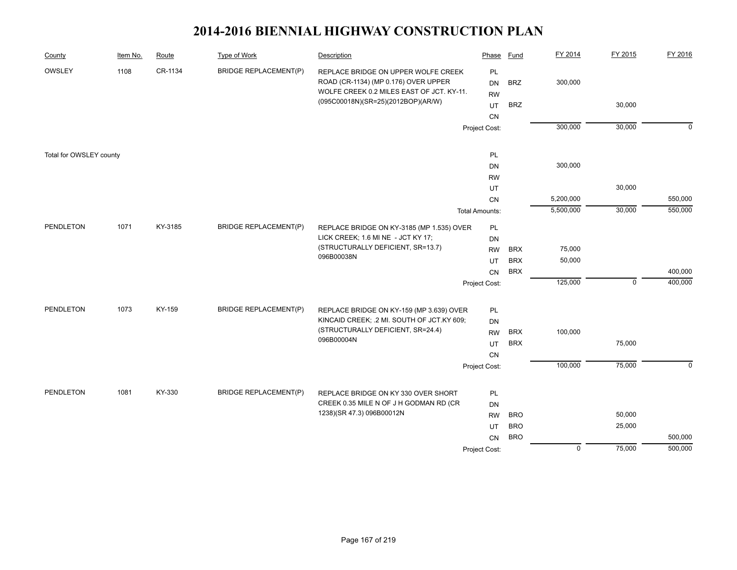# 2014-2016 BIENNIAL HIGHWAY CONSTRUCTION PLAN

| County | Item No. | Route | Type of Work | Description | Phase | Fund | FY 2014 | FY 2015 | FY 2016 |
|---|---|---|---|---|---|---|---|---|---|
| OWSLEY | 1108 | CR-1134 | BRIDGE REPLACEMENT(P) | REPLACE BRIDGE ON UPPER WOLFE CREEK ROAD (CR-1134) (MP 0.176) OVER UPPER WOLFE CREEK 0.2 MILES EAST OF JCT. KY-11. (095C00018N)(SR=25)(2012BOP)(AR/W) | PL | | | | |
| | | | | | DN | BRZ | 300,000 | | |
| | | | | | RW | | | | |
| | | | | | UT | BRZ | | 30,000 | |
| | | | | | CN | | | | |
| | | | | | Project Cost: | | 300,000 | 30,000 | 0 |
| Total for OWSLEY county | | | | | PL | | | | |
| | | | | | DN | | 300,000 | | |
| | | | | | RW | | | | |
| | | | | | UT | | | 30,000 | |
| | | | | | CN | | 5,200,000 | | 550,000 |
| | | | | | Total Amounts: | | 5,500,000 | 30,000 | 550,000 |
| PENDLETON | 1071 | KY-3185 | BRIDGE REPLACEMENT(P) | REPLACE BRIDGE ON KY-3185 (MP 1.535) OVER LICK CREEK; 1.6 MI NE - JCT KY 17; (STRUCTURALLY DEFICIENT, SR=13.7) 096B00038N | PL | | | | |
| | | | | | DN | | | | |
| | | | | | RW | BRX | 75,000 | | |
| | | | | | UT | BRX | 50,000 | | |
| | | | | | CN | BRX | | | 400,000 |
| | | | | | Project Cost: | | 125,000 | 0 | 400,000 |
| PENDLETON | 1073 | KY-159 | BRIDGE REPLACEMENT(P) | REPLACE BRIDGE ON KY-159 (MP 3.639) OVER KINCAID CREEK; .2 MI. SOUTH OF JCT.KY 609; (STRUCTURALLY DEFICIENT, SR=24.4) 096B00004N | PL | | | | |
| | | | | | DN | | | | |
| | | | | | RW | BRX | 100,000 | | |
| | | | | | UT | BRX | | 75,000 | |
| | | | | | CN | | | | |
| | | | | | Project Cost: | | 100,000 | 75,000 | 0 |
| PENDLETON | 1081 | KY-330 | BRIDGE REPLACEMENT(P) | REPLACE BRIDGE ON KY 330 OVER SHORT CREEK 0.35 MILE N OF J H GODMAN RD (CR 1238)(SR 47.3) 096B00012N | PL | | | | |
| | | | | | DN | | | | |
| | | | | | RW | BRO | | 50,000 | |
| | | | | | UT | BRO | | 25,000 | |
| | | | | | CN | BRO | | | 500,000 |
| | | | | | Project Cost: | | 0 | 75,000 | 500,000 |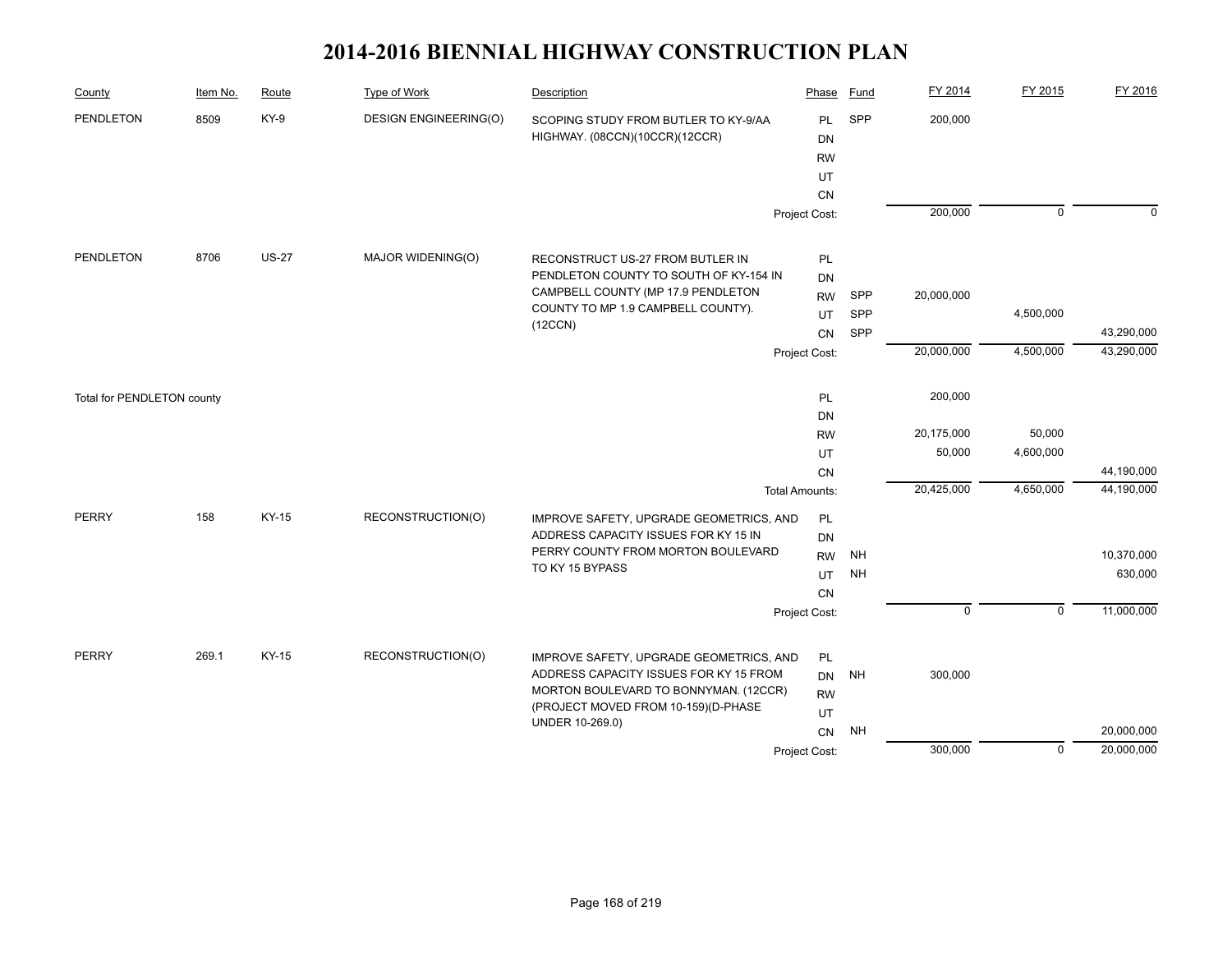# 2014-2016 BIENNIAL HIGHWAY CONSTRUCTION PLAN

| County | Item No. | Route | Type of Work | Description | Phase | Fund | FY 2014 | FY 2015 | FY 2016 |
|---|---|---|---|---|---|---|---|---|---|
| PENDLETON | 8509 | KY-9 | DESIGN ENGINEERING(O) | SCOPING STUDY FROM BUTLER TO KY-9/AA HIGHWAY. (08CCN)(10CCR)(12CCR) | PL | SPP | 200,000 | | |
| | | | | | DN | | | | |
| | | | | | RW | | | | |
| | | | | | UT | | | | |
| | | | | | CN | | | | |
| | | | | | Project Cost: | | 200,000 | 0 | 0 |
| PENDLETON | 8706 | US-27 | MAJOR WIDENING(O) | RECONSTRUCT US-27 FROM BUTLER IN PENDLETON COUNTY TO SOUTH OF KY-154 IN CAMPBELL COUNTY (MP 17.9 PENDLETON COUNTY TO MP 1.9 CAMPBELL COUNTY). (12CCN) | PL | | | | |
| | | | | | DN | | | | |
| | | | | | RW | SPP | 20,000,000 | | |
| | | | | | UT | SPP | | 4,500,000 | |
| | | | | | CN | SPP | | | 43,290,000 |
| | | | | | Project Cost: | | 20,000,000 | 4,500,000 | 43,290,000 |
| Total for PENDLETON county | | | | | PL | | 200,000 | | |
| | | | | | DN | | | | |
| | | | | | RW | | 20,175,000 | 50,000 | |
| | | | | | UT | | 50,000 | 4,600,000 | |
| | | | | | CN | | | | 44,190,000 |
| | | | | | Total Amounts: | | 20,425,000 | 4,650,000 | 44,190,000 |
| PERRY | 158 | KY-15 | RECONSTRUCTION(O) | IMPROVE SAFETY, UPGRADE GEOMETRICS, AND ADDRESS CAPACITY ISSUES FOR KY 15 IN PERRY COUNTY FROM MORTON BOULEVARD TO KY 15 BYPASS | PL | | | | |
| | | | | | DN | | | | |
| | | | | | RW | NH | | | 10,370,000 |
| | | | | | UT | NH | | | 630,000 |
| | | | | | CN | | | | |
| | | | | | Project Cost: | | 0 | 0 | 11,000,000 |
| PERRY | 269.1 | KY-15 | RECONSTRUCTION(O) | IMPROVE SAFETY, UPGRADE GEOMETRICS, AND ADDRESS CAPACITY ISSUES FOR KY 15 FROM MORTON BOULEVARD TO BONNYMAN. (12CCR) (PROJECT MOVED FROM 10-159)(D-PHASE UNDER 10-269.0) | PL | | | | |
| | | | | | DN | NH | 300,000 | | |
| | | | | | RW | | | | |
| | | | | | UT | | | | |
| | | | | | CN | NH | | | 20,000,000 |
| | | | | | Project Cost: | | 300,000 | 0 | 20,000,000 |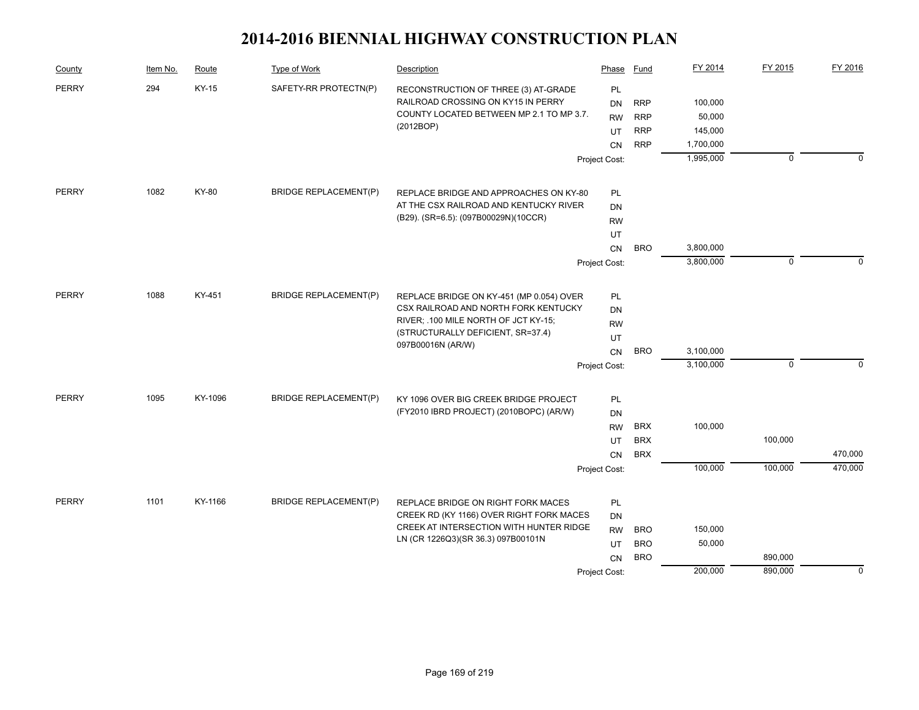# 2014-2016 BIENNIAL HIGHWAY CONSTRUCTION PLAN

| County | Item No. | Route | Type of Work | Description | Phase | Fund | FY 2014 | FY 2015 | FY 2016 |
|---|---|---|---|---|---|---|---|---|---|
| PERRY | 294 | KY-15 | SAFETY-RR PROTECTN(P) | RECONSTRUCTION OF THREE (3) AT-GRADE RAILROAD CROSSING ON KY15 IN PERRY COUNTY LOCATED BETWEEN MP 2.1 TO MP 3.7. (2012BOP) | PL | | | | |
| | | | | | DN | RRP | 100,000 | | |
| | | | | | RW | RRP | 50,000 | | |
| | | | | | UT | RRP | 145,000 | | |
| | | | | | CN | RRP | 1,700,000 | | |
| | | | | | Project Cost: | | 1,995,000 | 0 | 0 |
| PERRY | 1082 | KY-80 | BRIDGE REPLACEMENT(P) | REPLACE BRIDGE AND APPROACHES ON KY-80 AT THE CSX RAILROAD AND KENTUCKY RIVER (B29). (SR=6.5): (097B00029N)(10CCR) | PL | | | | |
| | | | | | DN | | | | |
| | | | | | RW | | | | |
| | | | | | UT | | | | |
| | | | | | CN | BRO | 3,800,000 | | |
| | | | | | Project Cost: | | 3,800,000 | 0 | 0 |
| PERRY | 1088 | KY-451 | BRIDGE REPLACEMENT(P) | REPLACE BRIDGE ON KY-451 (MP 0.054) OVER CSX RAILROAD AND NORTH FORK KENTUCKY RIVER; .100 MILE NORTH OF JCT KY-15; (STRUCTURALLY DEFICIENT, SR=37.4) 097B00016N (AR/W) | PL | | | | |
| | | | | | DN | | | | |
| | | | | | RW | | | | |
| | | | | | UT | | | | |
| | | | | | CN | BRO | 3,100,000 | | |
| | | | | | Project Cost: | | 3,100,000 | 0 | 0 |
| PERRY | 1095 | KY-1096 | BRIDGE REPLACEMENT(P) | KY 1096 OVER BIG CREEK BRIDGE PROJECT (FY2010 IBRD PROJECT) (2010BOPC) (AR/W) | PL | | | | |
| | | | | | DN | | | | |
| | | | | | RW | BRX | 100,000 | | |
| | | | | | UT | BRX | | 100,000 | |
| | | | | | CN | BRX | | | 470,000 |
| | | | | | Project Cost: | | 100,000 | 100,000 | 470,000 |
| PERRY | 1101 | KY-1166 | BRIDGE REPLACEMENT(P) | REPLACE BRIDGE ON RIGHT FORK MACES CREEK RD (KY 1166) OVER RIGHT FORK MACES CREEK AT INTERSECTION WITH HUNTER RIDGE LN (CR 1226Q3)(SR 36.3) 097B00101N | PL | | | | |
| | | | | | DN | | | | |
| | | | | | RW | BRO | 150,000 | | |
| | | | | | UT | BRO | 50,000 | | |
| | | | | | CN | BRO | | 890,000 | |
| | | | | | Project Cost: | | 200,000 | 890,000 | 0 |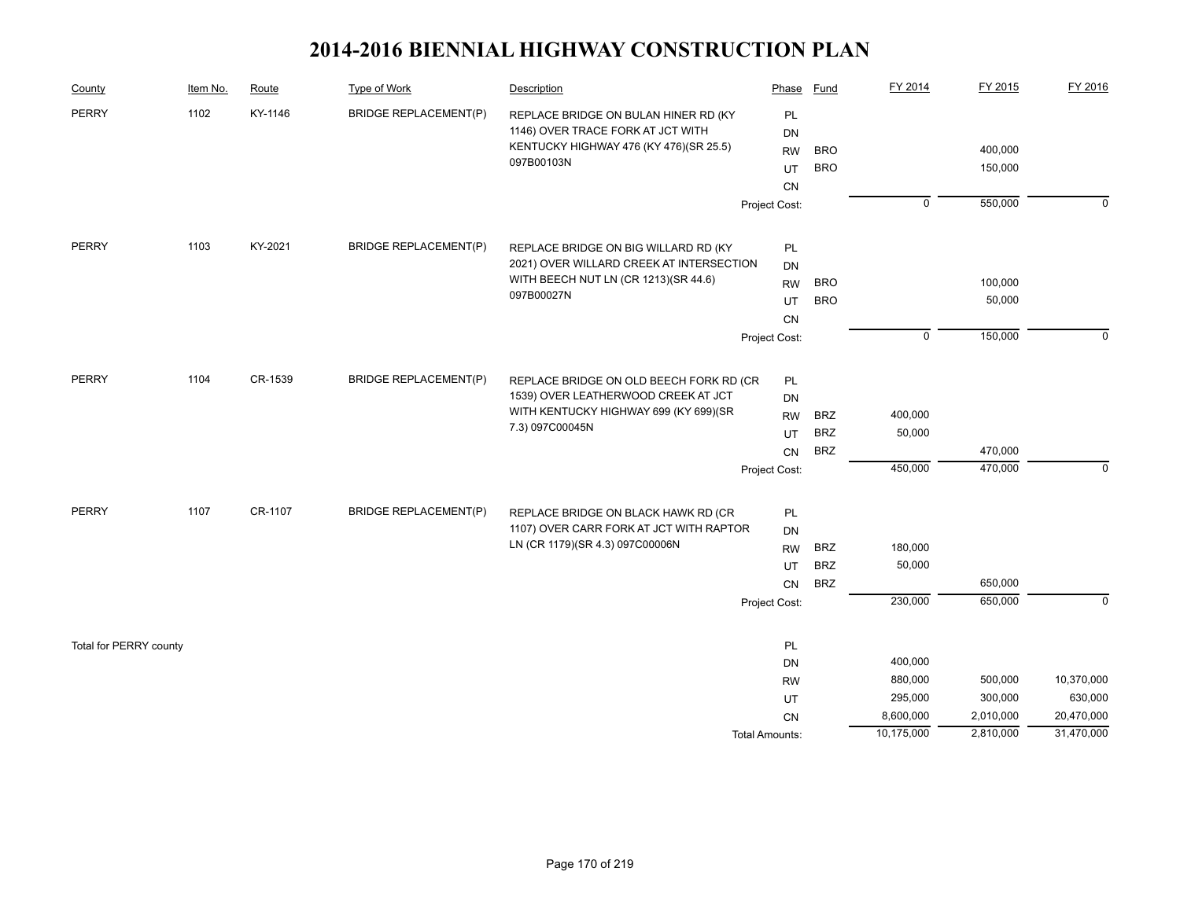# 2014-2016 BIENNIAL HIGHWAY CONSTRUCTION PLAN

| County | Item No. | Route | Type of Work | Description | Phase | Fund | FY 2014 | FY 2015 | FY 2016 |
|---|---|---|---|---|---|---|---|---|---|
| PERRY | 1102 | KY-1146 | BRIDGE REPLACEMENT(P) | REPLACE BRIDGE ON BULAN HINER RD (KY 1146) OVER TRACE FORK AT JCT WITH KENTUCKY HIGHWAY 476 (KY 476)(SR 25.5) 097B00103N | PL | | | | |
| | | | | | DN | | | | |
| | | | | | RW | BRO | | 400,000 | |
| | | | | | UT | BRO | | 150,000 | |
| | | | | | CN | | | | |
| | | | | | Project Cost: | | 0 | 550,000 | 0 |
| PERRY | 1103 | KY-2021 | BRIDGE REPLACEMENT(P) | REPLACE BRIDGE ON BIG WILLARD RD (KY 2021) OVER WILLARD CREEK AT INTERSECTION WITH BEECH NUT LN (CR 1213)(SR 44.6) 097B00027N | PL | | | | |
| | | | | | DN | | | | |
| | | | | | RW | BRO | | 100,000 | |
| | | | | | UT | BRO | | 50,000 | |
| | | | | | CN | | | | |
| | | | | | Project Cost: | | 0 | 150,000 | 0 |
| PERRY | 1104 | CR-1539 | BRIDGE REPLACEMENT(P) | REPLACE BRIDGE ON OLD BEECH FORK RD (CR 1539) OVER LEATHERWOOD CREEK AT JCT WITH KENTUCKY HIGHWAY 699 (KY 699)(SR 7.3) 097C00045N | PL | | | | |
| | | | | | DN | | | | |
| | | | | | RW | BRZ | 400,000 | | |
| | | | | | UT | BRZ | 50,000 | | |
| | | | | | CN | BRZ | | 470,000 | |
| | | | | | Project Cost: | | 450,000 | 470,000 | 0 |
| PERRY | 1107 | CR-1107 | BRIDGE REPLACEMENT(P) | REPLACE BRIDGE ON BLACK HAWK RD (CR 1107) OVER CARR FORK AT JCT WITH RAPTOR LN (CR 1179)(SR 4.3) 097C00006N | PL | | | | |
| | | | | | DN | | | | |
| | | | | | RW | BRZ | 180,000 | | |
| | | | | | UT | BRZ | 50,000 | | |
| | | | | | CN | BRZ | | 650,000 | |
| | | | | | Project Cost: | | 230,000 | 650,000 | 0 |
| Total for PERRY county | | | | | PL | | | | |
| | | | | | DN | | 400,000 | | |
| | | | | | RW | | 880,000 | 500,000 | 10,370,000 |
| | | | | | UT | | 295,000 | 300,000 | 630,000 |
| | | | | | CN | | 8,600,000 | 2,010,000 | 20,470,000 |
| | | | | | Total Amounts: | | 10,175,000 | 2,810,000 | 31,470,000 |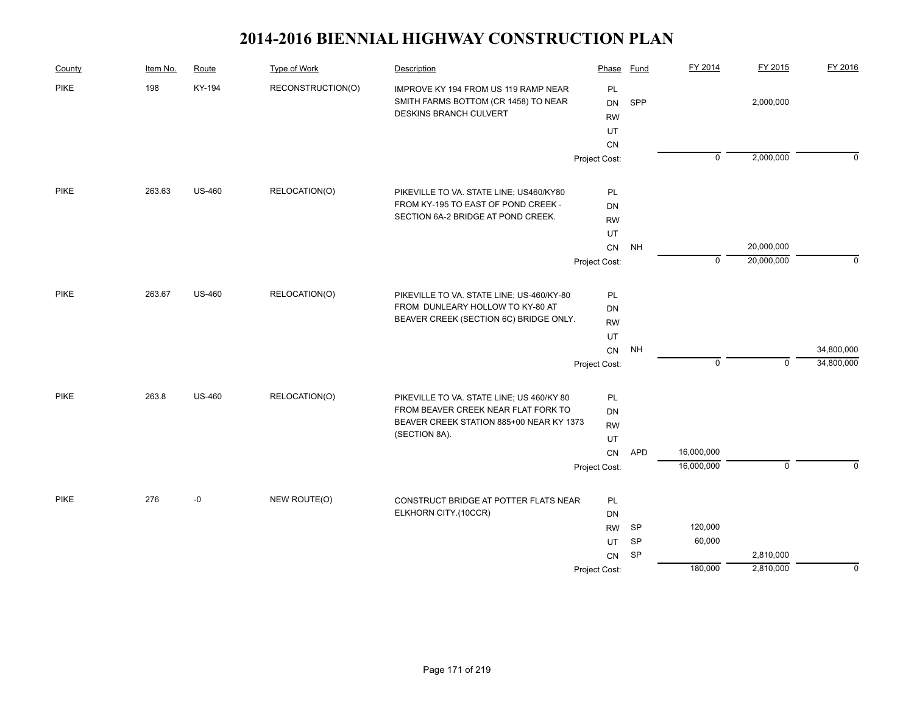# 2014-2016 BIENNIAL HIGHWAY CONSTRUCTION PLAN

| County | Item No. | Route | Type of Work | Description | Phase | Fund | FY 2014 | FY 2015 | FY 2016 |
|---|---|---|---|---|---|---|---|---|---|
| PIKE | 198 | KY-194 | RECONSTRUCTION(O) | IMPROVE KY 194 FROM US 119 RAMP NEAR SMITH FARMS BOTTOM (CR 1458) TO NEAR DESKINS BRANCH CULVERT | PL | | | | |
| | | | | | DN | SPP | | 2,000,000 | |
| | | | | | RW | | | | |
| | | | | | UT | | | | |
| | | | | | CN | | | | |
| | | | | | Project Cost: | | 0 | 2,000,000 | 0 |
| PIKE | 263.63 | US-460 | RELOCATION(O) | PIKEVILLE TO VA. STATE LINE; US460/KY80 FROM KY-195 TO EAST OF POND CREEK - SECTION 6A-2 BRIDGE AT POND CREEK. | PL | | | | |
| | | | | | DN | | | | |
| | | | | | RW | | | | |
| | | | | | UT | | | | |
| | | | | | CN | NH | | 20,000,000 | |
| | | | | | Project Cost: | | 0 | 20,000,000 | 0 |
| PIKE | 263.67 | US-460 | RELOCATION(O) | PIKEVILLE TO VA. STATE LINE; US-460/KY-80 FROM DUNLEARY HOLLOW TO KY-80 AT BEAVER CREEK (SECTION 6C) BRIDGE ONLY. | PL | | | | |
| | | | | | DN | | | | |
| | | | | | RW | | | | |
| | | | | | UT | | | | |
| | | | | | CN | NH | | | 34,800,000 |
| | | | | | Project Cost: | | 0 | 0 | 34,800,000 |
| PIKE | 263.8 | US-460 | RELOCATION(O) | PIKEVILLE TO VA. STATE LINE; US 460/KY 80 FROM BEAVER CREEK NEAR FLAT FORK TO BEAVER CREEK STATION 885+00 NEAR KY 1373 (SECTION 8A). | PL | | | | |
| | | | | | DN | | | | |
| | | | | | RW | | | | |
| | | | | | UT | | | | |
| | | | | | CN | APD | 16,000,000 | | |
| | | | | | Project Cost: | | 16,000,000 | 0 | 0 |
| PIKE | 276 | -0 | NEW ROUTE(O) | CONSTRUCT BRIDGE AT POTTER FLATS NEAR ELKHORN CITY.(10CCR) | PL | | | | |
| | | | | | DN | | | | |
| | | | | | RW | SP | 120,000 | | |
| | | | | | UT | SP | 60,000 | | |
| | | | | | CN | SP | | 2,810,000 | |
| | | | | | Project Cost: | | 180,000 | 2,810,000 | 0 |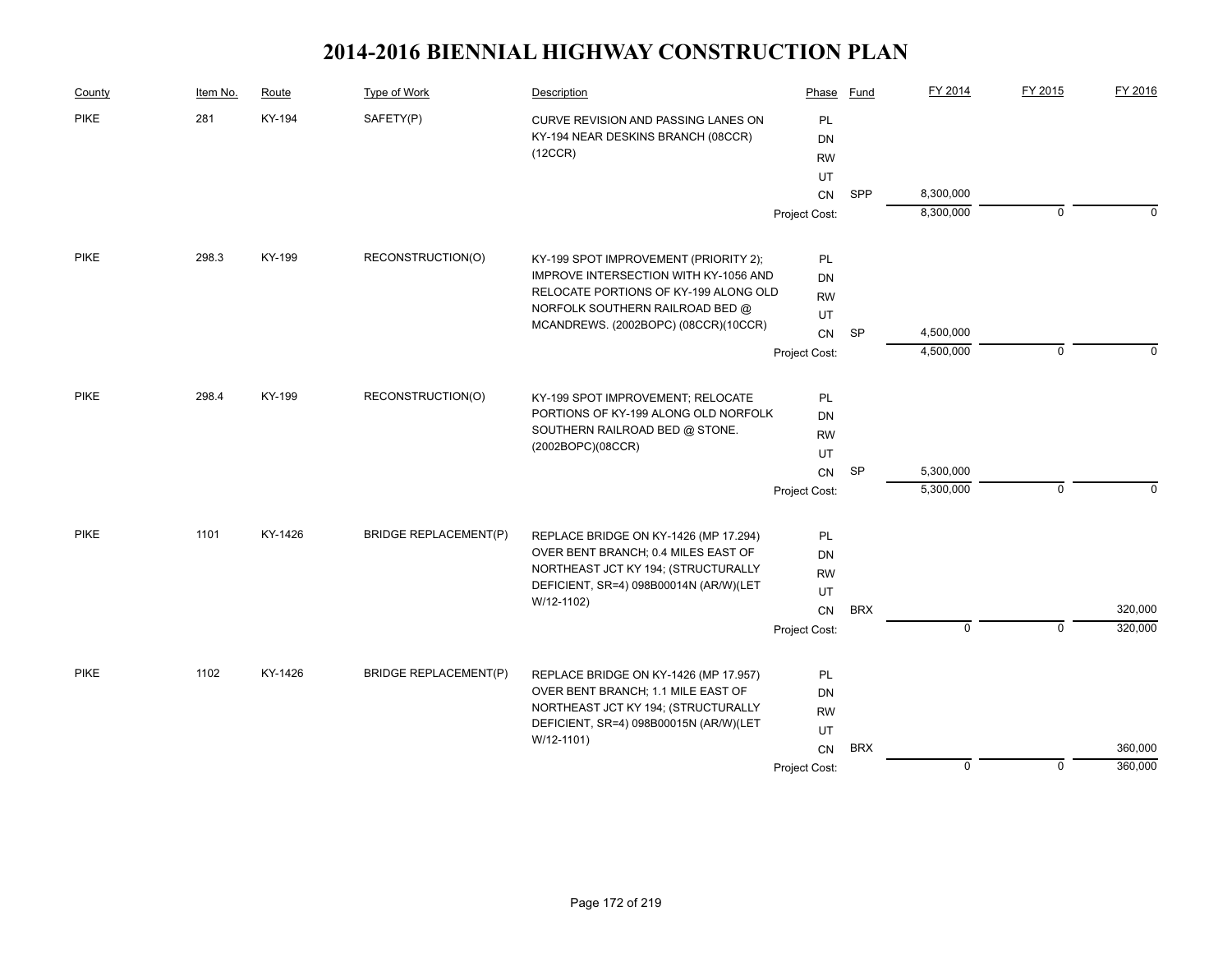# 2014-2016 BIENNIAL HIGHWAY CONSTRUCTION PLAN

| County | Item No. | Route | Type of Work | Description | Phase | Fund | FY 2014 | FY 2015 | FY 2016 |
|---|---|---|---|---|---|---|---|---|---|
| PIKE | 281 | KY-194 | SAFETY(P) | CURVE REVISION AND PASSING LANES ON KY-194 NEAR DESKINS BRANCH (08CCR) (12CCR) | PL | | | | |
| | | | | | DN | | | | |
| | | | | | RW | | | | |
| | | | | | UT | | | | |
| | | | | | CN | SPP | 8,300,000 | | |
| | | | | | Project Cost: | | 8,300,000 | 0 | 0 |
| PIKE | 298.3 | KY-199 | RECONSTRUCTION(O) | KY-199 SPOT IMPROVEMENT (PRIORITY 2); IMPROVE INTERSECTION WITH KY-1056 AND RELOCATE PORTIONS OF KY-199 ALONG OLD NORFOLK SOUTHERN RAILROAD BED @ MCANDREWS. (2002BOPC) (08CCR)(10CCR) | PL | | | | |
| | | | | | DN | | | | |
| | | | | | RW | | | | |
| | | | | | UT | | | | |
| | | | | | CN | SP | 4,500,000 | | |
| | | | | | Project Cost: | | 4,500,000 | 0 | 0 |
| PIKE | 298.4 | KY-199 | RECONSTRUCTION(O) | KY-199 SPOT IMPROVEMENT; RELOCATE PORTIONS OF KY-199 ALONG OLD NORFOLK SOUTHERN RAILROAD BED @ STONE. (2002BOPC)(08CCR) | PL | | | | |
| | | | | | DN | | | | |
| | | | | | RW | | | | |
| | | | | | UT | | | | |
| | | | | | CN | SP | 5,300,000 | | |
| | | | | | Project Cost: | | 5,300,000 | 0 | 0 |
| PIKE | 1101 | KY-1426 | BRIDGE REPLACEMENT(P) | REPLACE BRIDGE ON KY-1426 (MP 17.294) OVER BENT BRANCH; 0.4 MILES EAST OF NORTHEAST JCT KY 194; (STRUCTURALLY DEFICIENT, SR=4) 098B00014N (AR/W)(LET W/12-1102) | PL | | | | |
| | | | | | DN | | | | |
| | | | | | RW | | | | |
| | | | | | UT | | | | |
| | | | | | CN | BRX | | | 320,000 |
| | | | | | Project Cost: | | 0 | 0 | 320,000 |
| PIKE | 1102 | KY-1426 | BRIDGE REPLACEMENT(P) | REPLACE BRIDGE ON KY-1426 (MP 17.957) OVER BENT BRANCH; 1.1 MILE EAST OF NORTHEAST JCT KY 194; (STRUCTURALLY DEFICIENT, SR=4) 098B00015N (AR/W)(LET W/12-1101) | PL | | | | |
| | | | | | DN | | | | |
| | | | | | RW | | | | |
| | | | | | UT | | | | |
| | | | | | CN | BRX | | | 360,000 |
| | | | | | Project Cost: | | 0 | 0 | 360,000 |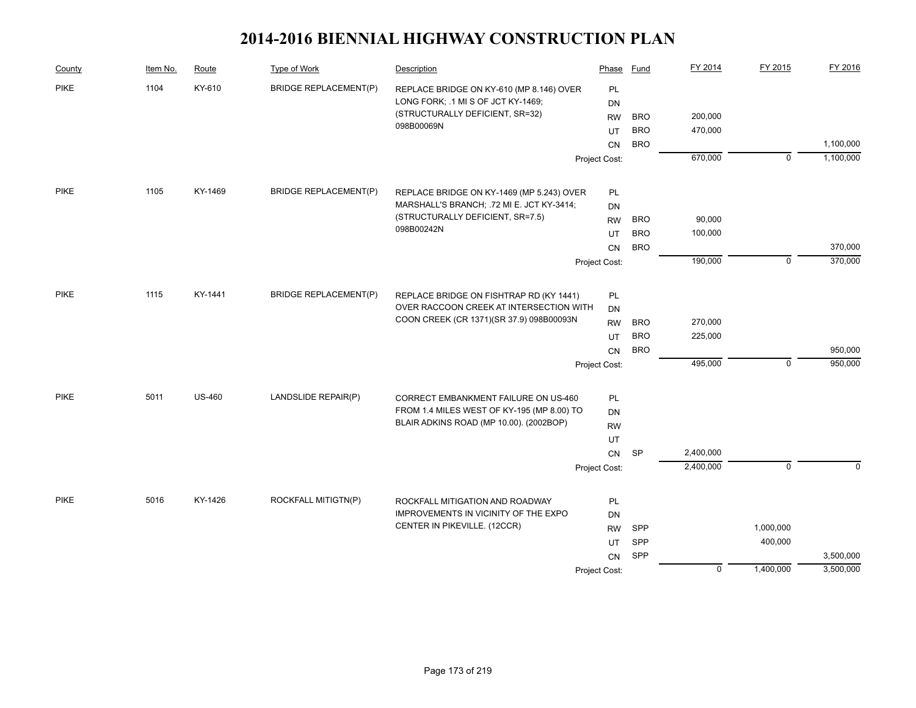# 2014-2016 BIENNIAL HIGHWAY CONSTRUCTION PLAN

| County | Item No. | Route | Type of Work | Description | Phase | Fund | FY 2014 | FY 2015 | FY 2016 |
|---|---|---|---|---|---|---|---|---|---|
| PIKE | 1104 | KY-610 | BRIDGE REPLACEMENT(P) | REPLACE BRIDGE ON KY-610 (MP 8.146) OVER LONG FORK; .1 MI S OF JCT KY-1469; (STRUCTURALLY DEFICIENT, SR=32) 098B00069N | PL | | | | |
| | | | | | DN | | | | |
| | | | | | RW | BRO | 200,000 | | |
| | | | | | UT | BRO | 470,000 | | |
| | | | | | CN | BRO | | | 1,100,000 |
| | | | | | Project Cost: | | 670,000 | 0 | 1,100,000 |
| PIKE | 1105 | KY-1469 | BRIDGE REPLACEMENT(P) | REPLACE BRIDGE ON KY-1469 (MP 5.243) OVER MARSHALL'S BRANCH; .72 MI E. JCT KY-3414; (STRUCTURALLY DEFICIENT, SR=7.5) 098B00242N | PL | | | | |
| | | | | | DN | | | | |
| | | | | | RW | BRO | 90,000 | | |
| | | | | | UT | BRO | 100,000 | | |
| | | | | | CN | BRO | | | 370,000 |
| | | | | | Project Cost: | | 190,000 | 0 | 370,000 |
| PIKE | 1115 | KY-1441 | BRIDGE REPLACEMENT(P) | REPLACE BRIDGE ON FISHTRAP RD (KY 1441) OVER RACCOON CREEK AT INTERSECTION WITH COON CREEK (CR 1371)(SR 37.9) 098B00093N | PL | | | | |
| | | | | | DN | | | | |
| | | | | | RW | BRO | 270,000 | | |
| | | | | | UT | BRO | 225,000 | | |
| | | | | | CN | BRO | | | 950,000 |
| | | | | | Project Cost: | | 495,000 | 0 | 950,000 |
| PIKE | 5011 | US-460 | LANDSLIDE REPAIR(P) | CORRECT EMBANKMENT FAILURE ON US-460 FROM 1.4 MILES WEST OF KY-195 (MP 8.00) TO BLAIR ADKINS ROAD (MP 10.00). (2002BOP) | PL | | | | |
| | | | | | DN | | | | |
| | | | | | RW | | | | |
| | | | | | UT | | | | |
| | | | | | CN | SP | 2,400,000 | | |
| | | | | | Project Cost: | | 2,400,000 | 0 | 0 |
| PIKE | 5016 | KY-1426 | ROCKFALL MITIGTN(P) | ROCKFALL MITIGATION AND ROADWAY IMPROVEMENTS IN VICINITY OF THE EXPO CENTER IN PIKEVILLE. (12CCR) | PL | | | | |
| | | | | | DN | | | | |
| | | | | | RW | SPP | | 1,000,000 | |
| | | | | | UT | SPP | | 400,000 | |
| | | | | | CN | SPP | | | 3,500,000 |
| | | | | | Project Cost: | | 0 | 1,400,000 | 3,500,000 |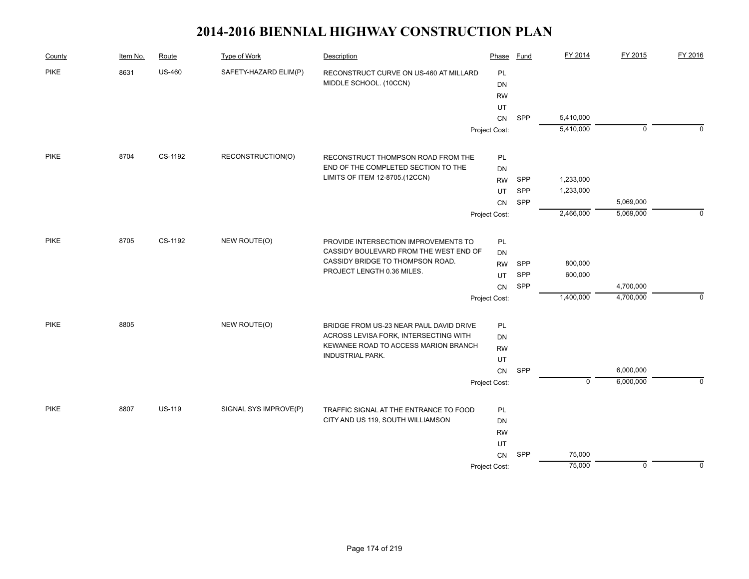# 2014-2016 BIENNIAL HIGHWAY CONSTRUCTION PLAN

| County | Item No. | Route | Type of Work | Description | Phase | Fund | FY 2014 | FY 2015 | FY 2016 |
|---|---|---|---|---|---|---|---|---|---|
| PIKE | 8631 | US-460 | SAFETY-HAZARD ELIM(P) | RECONSTRUCT CURVE ON US-460 AT MILLARD MIDDLE SCHOOL. (10CCN) | PL | | | | |
| | | | | | DN | | | | |
| | | | | | RW | | | | |
| | | | | | UT | | | | |
| | | | | | CN | SPP | 5,410,000 | | |
| | | | | | Project Cost: | | 5,410,000 | 0 | 0 |
| PIKE | 8704 | CS-1192 | RECONSTRUCTION(O) | RECONSTRUCT THOMPSON ROAD FROM THE END OF THE COMPLETED SECTION TO THE LIMITS OF ITEM 12-8705.(12CCN) | PL | | | | |
| | | | | | DN | | | | |
| | | | | | RW | SPP | 1,233,000 | | |
| | | | | | UT | SPP | 1,233,000 | | |
| | | | | | CN | SPP | | 5,069,000 | |
| | | | | | Project Cost: | | 2,466,000 | 5,069,000 | 0 |
| PIKE | 8705 | CS-1192 | NEW ROUTE(O) | PROVIDE INTERSECTION IMPROVEMENTS TO CASSIDY BOULEVARD FROM THE WEST END OF CASSIDY BRIDGE TO THOMPSON ROAD. PROJECT LENGTH 0.36 MILES. | PL | | | | |
| | | | | | DN | | | | |
| | | | | | RW | SPP | 800,000 | | |
| | | | | | UT | SPP | 600,000 | | |
| | | | | | CN | SPP | | 4,700,000 | |
| | | | | | Project Cost: | | 1,400,000 | 4,700,000 | 0 |
| PIKE | 8805 | | NEW ROUTE(O) | BRIDGE FROM US-23 NEAR PAUL DAVID DRIVE ACROSS LEVISA FORK, INTERSECTING WITH KEWANEE ROAD TO ACCESS MARION BRANCH INDUSTRIAL PARK. | PL | | | | |
| | | | | | DN | | | | |
| | | | | | RW | | | | |
| | | | | | UT | | | | |
| | | | | | CN | SPP | | 6,000,000 | |
| | | | | | Project Cost: | | 0 | 6,000,000 | 0 |
| PIKE | 8807 | US-119 | SIGNAL SYS IMPROVE(P) | TRAFFIC SIGNAL AT THE ENTRANCE TO FOOD CITY AND US 119, SOUTH WILLIAMSON | PL | | | | |
| | | | | | DN | | | | |
| | | | | | RW | | | | |
| | | | | | UT | | | | |
| | | | | | CN | SPP | 75,000 | | |
| | | | | | Project Cost: | | 75,000 | 0 | 0 |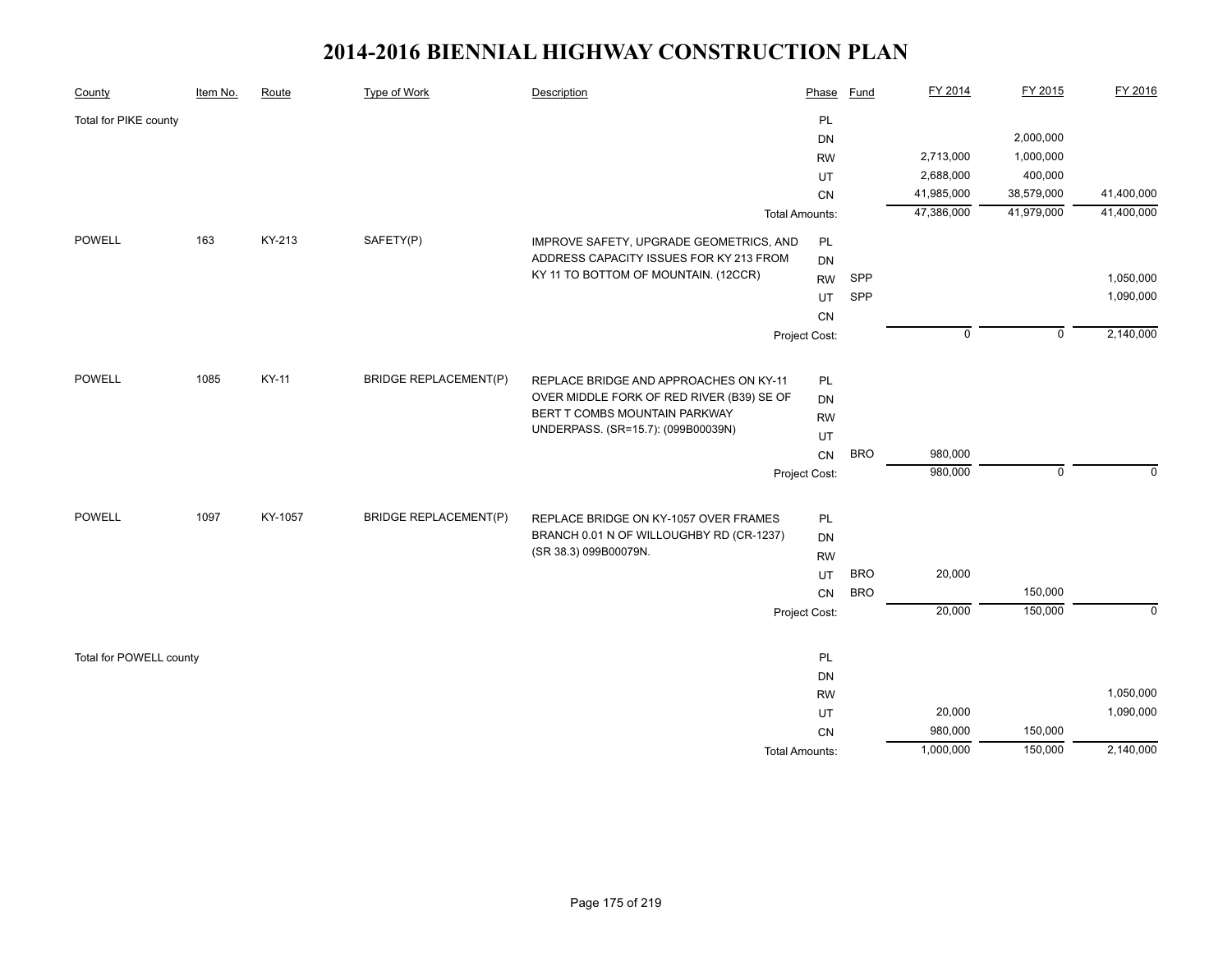# 2014-2016 BIENNIAL HIGHWAY CONSTRUCTION PLAN

| County | Item No. | Route | Type of Work | Description | Phase | Fund | FY 2014 | FY 2015 | FY 2016 |
|---|---|---|---|---|---|---|---|---|---|
| Total for PIKE county | | | | | PL | | | | |
| | | | | | DN | | | 2,000,000 | |
| | | | | | RW | | 2,713,000 | 1,000,000 | |
| | | | | | UT | | 2,688,000 | 400,000 | |
| | | | | | CN | | 41,985,000 | 38,579,000 | 41,400,000 |
| | | | | | Total Amounts: | | 47,386,000 | 41,979,000 | 41,400,000 |
| POWELL | 163 | KY-213 | SAFETY(P) | IMPROVE SAFETY, UPGRADE GEOMETRICS, AND ADDRESS CAPACITY ISSUES FOR KY 213 FROM KY 11 TO BOTTOM OF MOUNTAIN. (12CCR) | PL | | | | |
| | | | | | DN | | | | |
| | | | | | RW | SPP | | | 1,050,000 |
| | | | | | UT | SPP | | | 1,090,000 |
| | | | | | CN | | | | |
| | | | | | Project Cost: | | 0 | 0 | 2,140,000 |
| POWELL | 1085 | KY-11 | BRIDGE REPLACEMENT(P) | REPLACE BRIDGE AND APPROACHES ON KY-11 OVER MIDDLE FORK OF RED RIVER (B39) SE OF BERT T COMBS MOUNTAIN PARKWAY UNDERPASS. (SR=15.7): (099B00039N) | PL | | | | |
| | | | | | DN | | | | |
| | | | | | RW | | | | |
| | | | | | UT | | | | |
| | | | | | CN | BRO | 980,000 | | |
| | | | | | Project Cost: | | 980,000 | 0 | 0 |
| POWELL | 1097 | KY-1057 | BRIDGE REPLACEMENT(P) | REPLACE BRIDGE ON KY-1057 OVER FRAMES BRANCH 0.01 N OF WILLOUGHBY RD (CR-1237) (SR 38.3) 099B00079N. | PL | | | | |
| | | | | | DN | | | | |
| | | | | | RW | | | | |
| | | | | | UT | BRO | 20,000 | | |
| | | | | | CN | BRO | | 150,000 | |
| | | | | | Project Cost: | | 20,000 | 150,000 | 0 |
| Total for POWELL county | | | | | PL | | | | |
| | | | | | DN | | | | |
| | | | | | RW | | | | 1,050,000 |
| | | | | | UT | | 20,000 | | 1,090,000 |
| | | | | | CN | | 980,000 | 150,000 | |
| | | | | | Total Amounts: | | 1,000,000 | 150,000 | 2,140,000 |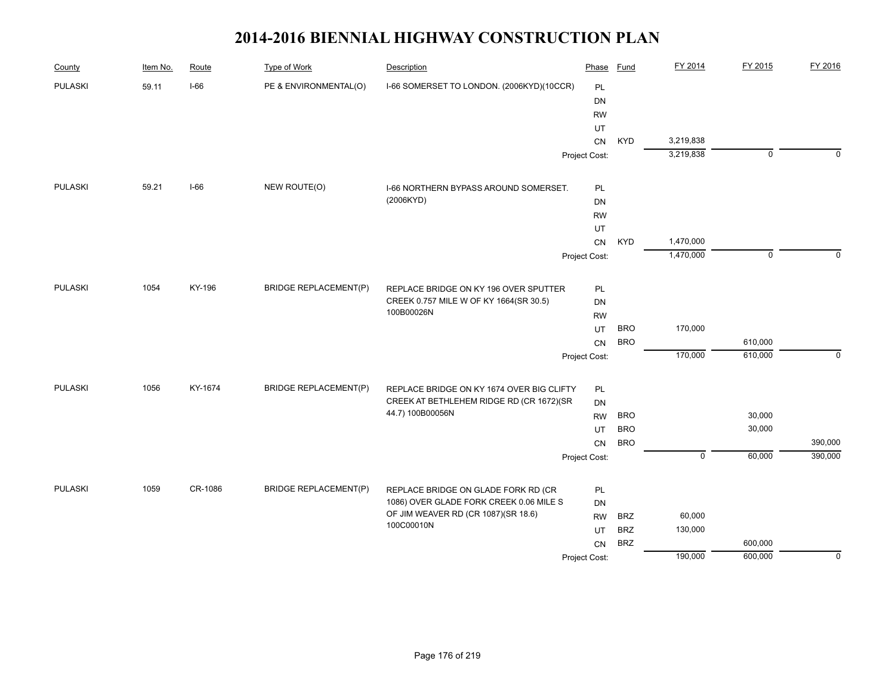# 2014-2016 BIENNIAL HIGHWAY CONSTRUCTION PLAN

| County | Item No. | Route | Type of Work | Description | Phase | Fund | FY 2014 | FY 2015 | FY 2016 |
|---|---|---|---|---|---|---|---|---|---|
| PULASKI | 59.11 | I-66 | PE & ENVIRONMENTAL(O) | I-66 SOMERSET TO LONDON. (2006KYD)(10CCR) | PL | | | | |
| | | | | | DN | | | | |
| | | | | | RW | | | | |
| | | | | | UT | | | | |
| | | | | | CN | KYD | 3,219,838 | | |
| | | | | | Project Cost: | | 3,219,838 | 0 | 0 |
| PULASKI | 59.21 | I-66 | NEW ROUTE(O) | I-66 NORTHERN BYPASS AROUND SOMERSET. (2006KYD) | PL | | | | |
| | | | | | DN | | | | |
| | | | | | RW | | | | |
| | | | | | UT | | | | |
| | | | | | CN | KYD | 1,470,000 | | |
| | | | | | Project Cost: | | 1,470,000 | 0 | 0 |
| PULASKI | 1054 | KY-196 | BRIDGE REPLACEMENT(P) | REPLACE BRIDGE ON KY 196 OVER SPUTTER CREEK 0.757 MILE W OF KY 1664(SR 30.5) 100B00026N | PL | | | | |
| | | | | | DN | | | | |
| | | | | | RW | | | | |
| | | | | | UT | BRO | 170,000 | | |
| | | | | | CN | BRO | | 610,000 | |
| | | | | | Project Cost: | | 170,000 | 610,000 | 0 |
| PULASKI | 1056 | KY-1674 | BRIDGE REPLACEMENT(P) | REPLACE BRIDGE ON KY 1674 OVER BIG CLIFTY CREEK AT BETHLEHEM RIDGE RD (CR 1672)(SR 44.7) 100B00056N | PL | | | | |
| | | | | | DN | | | | |
| | | | | | RW | BRO | | 30,000 | |
| | | | | | UT | BRO | | 30,000 | |
| | | | | | CN | BRO | | | 390,000 |
| | | | | | Project Cost: | | 0 | 60,000 | 390,000 |
| PULASKI | 1059 | CR-1086 | BRIDGE REPLACEMENT(P) | REPLACE BRIDGE ON GLADE FORK RD (CR 1086) OVER GLADE FORK CREEK 0.06 MILE S OF JIM WEAVER RD (CR 1087)(SR 18.6) 100C00010N | PL | | | | |
| | | | | | DN | | | | |
| | | | | | RW | BRZ | 60,000 | | |
| | | | | | UT | BRZ | 130,000 | | |
| | | | | | CN | BRZ | | 600,000 | |
| | | | | | Project Cost: | | 190,000 | 600,000 | 0 |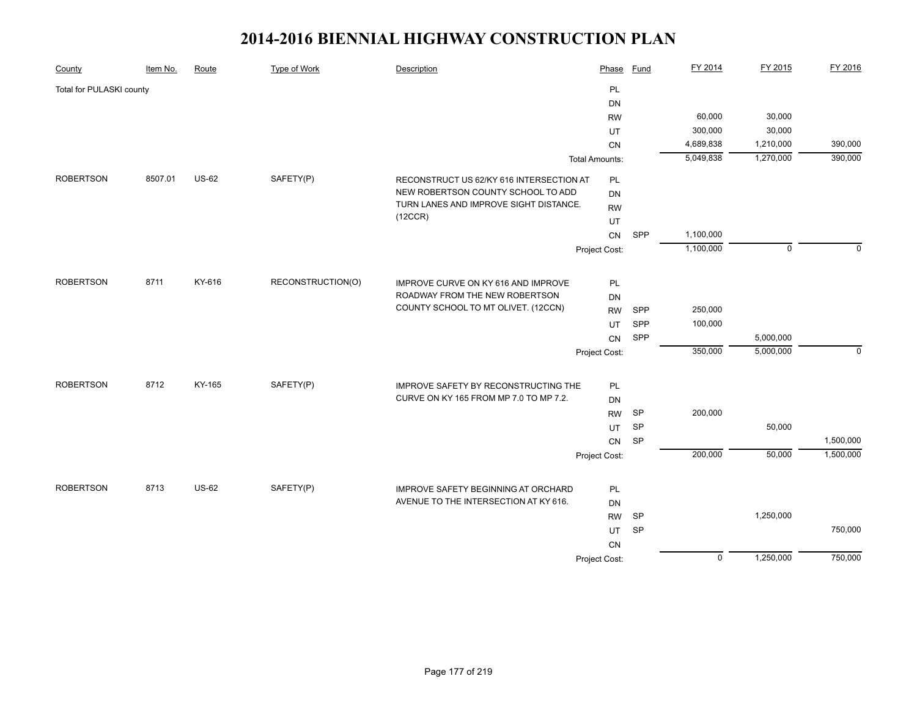# 2014-2016 BIENNIAL HIGHWAY CONSTRUCTION PLAN

| County | Item No. | Route | Type of Work | Description | Phase | Fund | FY 2014 | FY 2015 | FY 2016 |
|---|---|---|---|---|---|---|---|---|---|
| Total for PULASKI county | | | | | PL | | | | |
| | | | | | DN | | | | |
| | | | | | RW | | 60,000 | 30,000 | |
| | | | | | UT | | 300,000 | 30,000 | |
| | | | | | CN | | 4,689,838 | 1,210,000 | 390,000 |
| | | | | | Total Amounts: | | 5,049,838 | 1,270,000 | 390,000 |
| ROBERTSON | 8507.01 | US-62 | SAFETY(P) | RECONSTRUCT US 62/KY 616 INTERSECTION AT NEW ROBERTSON COUNTY SCHOOL TO ADD TURN LANES AND IMPROVE SIGHT DISTANCE. (12CCR) | PL | | | | |
| | | | | | DN | | | | |
| | | | | | RW | | | | |
| | | | | | UT | | | | |
| | | | | | CN | SPP | 1,100,000 | | |
| | | | | | Project Cost: | | 1,100,000 | 0 | 0 |
| ROBERTSON | 8711 | KY-616 | RECONSTRUCTION(O) | IMPROVE CURVE ON KY 616 AND IMPROVE ROADWAY FROM THE NEW ROBERTSON COUNTY SCHOOL TO MT OLIVET. (12CCN) | PL | | | | |
| | | | | | DN | | | | |
| | | | | | RW | SPP | 250,000 | | |
| | | | | | UT | SPP | 100,000 | | |
| | | | | | CN | SPP | | 5,000,000 | |
| | | | | | Project Cost: | | 350,000 | 5,000,000 | 0 |
| ROBERTSON | 8712 | KY-165 | SAFETY(P) | IMPROVE SAFETY BY RECONSTRUCTING THE CURVE ON KY 165 FROM MP 7.0 TO MP 7.2. | PL | | | | |
| | | | | | DN | | | | |
| | | | | | RW | SP | 200,000 | | |
| | | | | | UT | SP | | 50,000 | |
| | | | | | CN | SP | | | 1,500,000 |
| | | | | | Project Cost: | | 200,000 | 50,000 | 1,500,000 |
| ROBERTSON | 8713 | US-62 | SAFETY(P) | IMPROVE SAFETY BEGINNING AT ORCHARD AVENUE TO THE INTERSECTION AT KY 616. | PL | | | | |
| | | | | | DN | | | | |
| | | | | | RW | SP | | 1,250,000 | |
| | | | | | UT | SP | | | 750,000 |
| | | | | | CN | | | | |
| | | | | | Project Cost: | | 0 | 1,250,000 | 750,000 |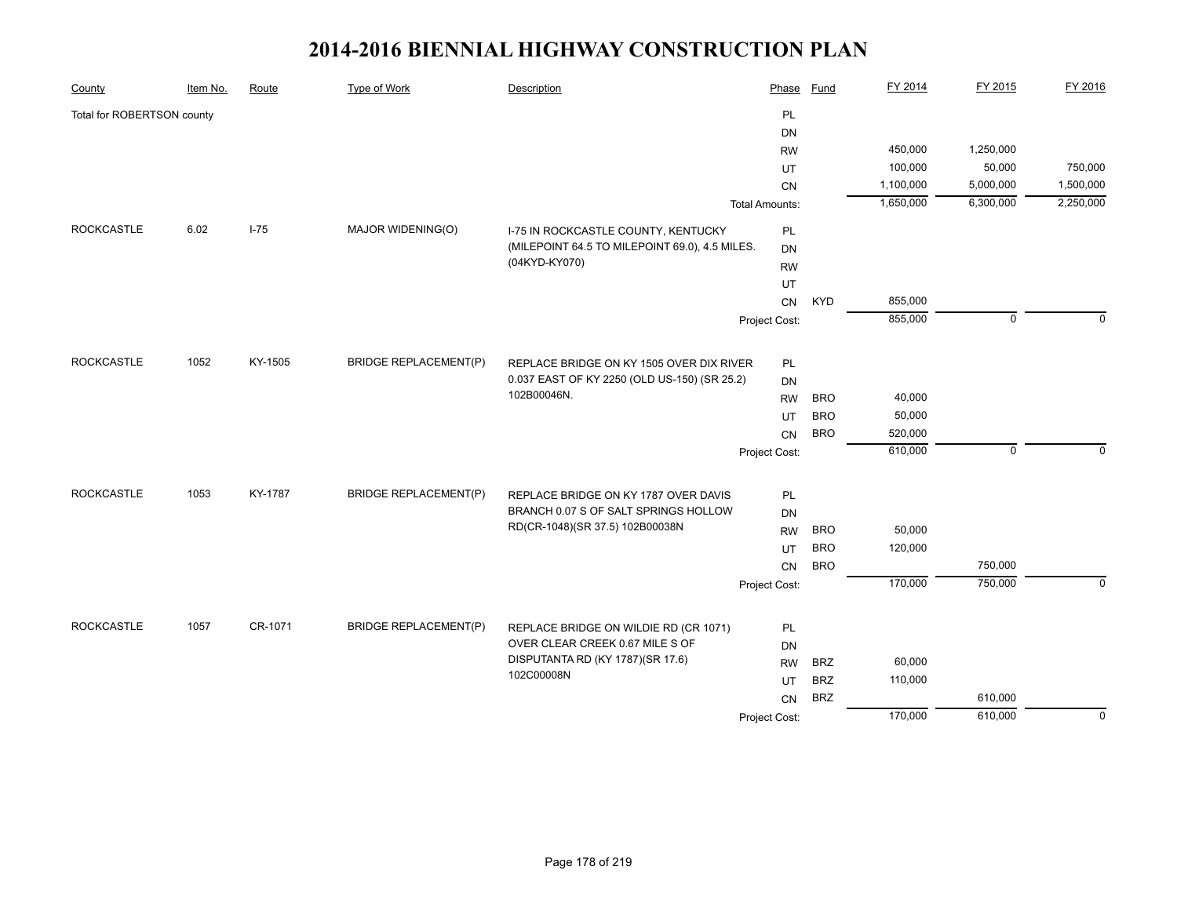# 2014-2016 BIENNIAL HIGHWAY CONSTRUCTION PLAN

| County | Item No. | Route | Type of Work | Description | Phase | Fund | FY 2014 | FY 2015 | FY 2016 |
|---|---|---|---|---|---|---|---|---|---|
| Total for ROBERTSON county | | | | | PL | | | | |
| | | | | | DN | | | | |
| | | | | | RW | | 450,000 | 1,250,000 | |
| | | | | | UT | | 100,000 | 50,000 | 750,000 |
| | | | | | CN | | 1,100,000 | 5,000,000 | 1,500,000 |
| | | | | | Total Amounts: | | 1,650,000 | 6,300,000 | 2,250,000 |
| ROCKCASTLE | 6.02 | I-75 | MAJOR WIDENING(O) | I-75 IN ROCKCASTLE COUNTY, KENTUCKY (MILEPOINT 64.5 TO MILEPOINT 69.0), 4.5 MILES. (04KYD-KY070) | PL | | | | |
| | | | | | DN | | | | |
| | | | | | RW | | | | |
| | | | | | UT | | | | |
| | | | | | CN | KYD | 855,000 | | |
| | | | | | Project Cost: | | 855,000 | 0 | 0 |
| ROCKCASTLE | 1052 | KY-1505 | BRIDGE REPLACEMENT(P) | REPLACE BRIDGE ON KY 1505 OVER DIX RIVER 0.037 EAST OF KY 2250 (OLD US-150) (SR 25.2) 102B00046N. | PL | | | | |
| | | | | | DN | | | | |
| | | | | | RW | BRO | 40,000 | | |
| | | | | | UT | BRO | 50,000 | | |
| | | | | | CN | BRO | 520,000 | | |
| | | | | | Project Cost: | | 610,000 | 0 | 0 |
| ROCKCASTLE | 1053 | KY-1787 | BRIDGE REPLACEMENT(P) | REPLACE BRIDGE ON KY 1787 OVER DAVIS BRANCH 0.07 S OF SALT SPRINGS HOLLOW RD(CR-1048)(SR 37.5) 102B00038N | PL | | | | |
| | | | | | DN | | | | |
| | | | | | RW | BRO | 50,000 | | |
| | | | | | UT | BRO | 120,000 | | |
| | | | | | CN | BRO | | 750,000 | |
| | | | | | Project Cost: | | 170,000 | 750,000 | 0 |
| ROCKCASTLE | 1057 | CR-1071 | BRIDGE REPLACEMENT(P) | REPLACE BRIDGE ON WILDIE RD (CR 1071) OVER CLEAR CREEK 0.67 MILE S OF DISPUTANTA RD (KY 1787)(SR 17.6) 102C00008N | PL | | | | |
| | | | | | DN | | | | |
| | | | | | RW | BRZ | 60,000 | | |
| | | | | | UT | BRZ | 110,000 | | |
| | | | | | CN | BRZ | | 610,000 | |
| | | | | | Project Cost: | | 170,000 | 610,000 | 0 |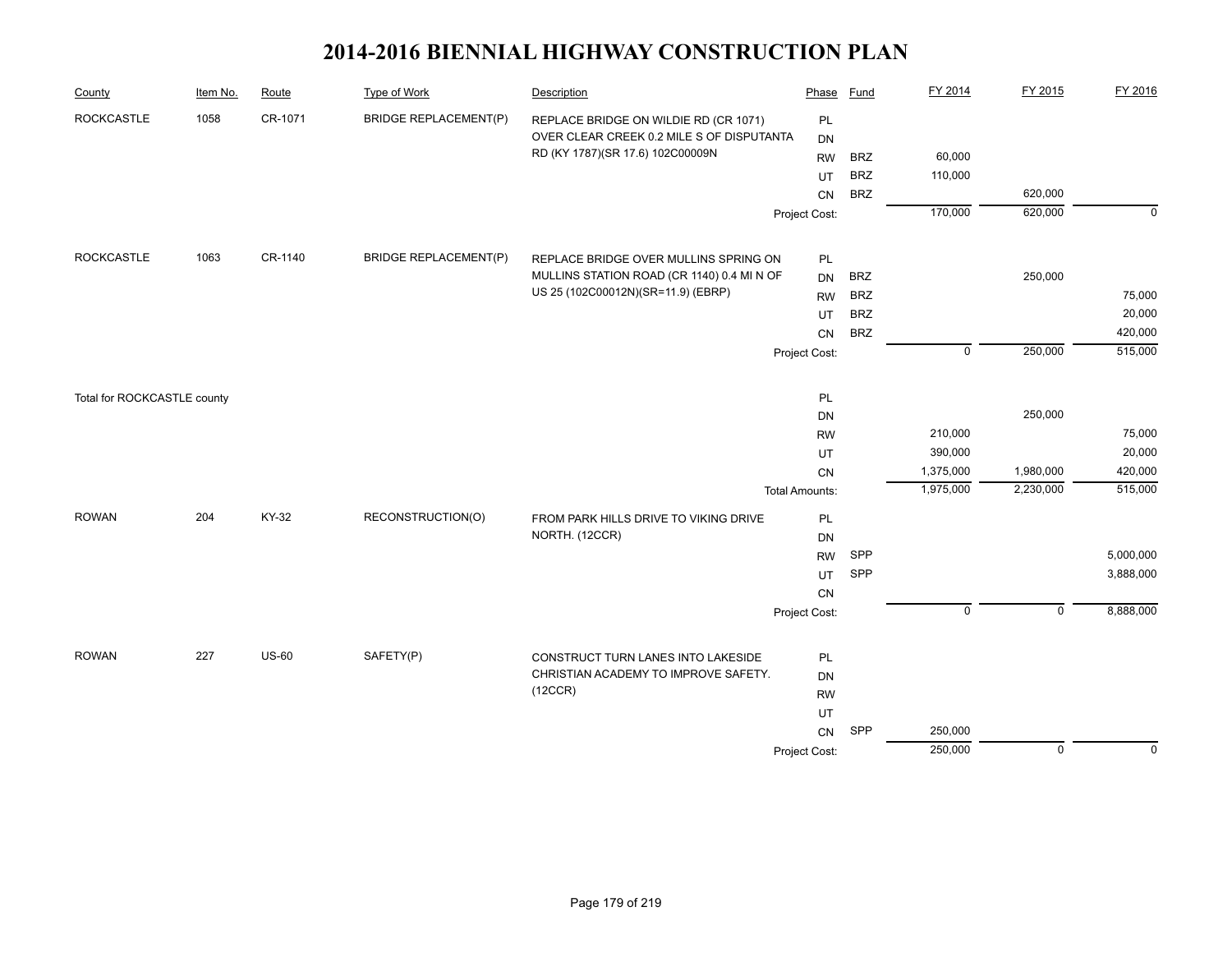# 2014-2016 BIENNIAL HIGHWAY CONSTRUCTION PLAN

| County | Item No. | Route | Type of Work | Description | Phase | Fund | FY 2014 | FY 2015 | FY 2016 |
|---|---|---|---|---|---|---|---|---|---|
| ROCKCASTLE | 1058 | CR-1071 | BRIDGE REPLACEMENT(P) | REPLACE BRIDGE ON WILDIE RD (CR 1071) OVER CLEAR CREEK 0.2 MILE S OF DISPUTANTA RD (KY 1787)(SR 17.6) 102C00009N | PL | | | | |
| | | | | | DN | | | | |
| | | | | | RW | BRZ | 60,000 | | |
| | | | | | UT | BRZ | 110,000 | | |
| | | | | | CN | BRZ | | 620,000 | |
| | | | | | Project Cost: | | 170,000 | 620,000 | 0 |
| ROCKCASTLE | 1063 | CR-1140 | BRIDGE REPLACEMENT(P) | REPLACE BRIDGE OVER MULLINS SPRING ON MULLINS STATION ROAD (CR 1140) 0.4 MI N OF US 25 (102C00012N)(SR=11.9) (EBRP) | PL | | | | |
| | | | | | DN | BRZ | | 250,000 | |
| | | | | | RW | BRZ | | | 75,000 |
| | | | | | UT | BRZ | | | 20,000 |
| | | | | | CN | BRZ | | | 420,000 |
| | | | | | Project Cost: | | 0 | 250,000 | 515,000 |
| Total for ROCKCASTLE county | | | | | PL | | | | |
| | | | | | DN | | | 250,000 | |
| | | | | | RW | | 210,000 | | 75,000 |
| | | | | | UT | | 390,000 | | 20,000 |
| | | | | | CN | | 1,375,000 | 1,980,000 | 420,000 |
| | | | | | Total Amounts: | | 1,975,000 | 2,230,000 | 515,000 |
| ROWAN | 204 | KY-32 | RECONSTRUCTION(O) | FROM PARK HILLS DRIVE TO VIKING DRIVE NORTH. (12CCR) | PL | | | | |
| | | | | | DN | | | | |
| | | | | | RW | SPP | | | 5,000,000 |
| | | | | | UT | SPP | | | 3,888,000 |
| | | | | | CN | | | | |
| | | | | | Project Cost: | | 0 | 0 | 8,888,000 |
| ROWAN | 227 | US-60 | SAFETY(P) | CONSTRUCT TURN LANES INTO LAKESIDE CHRISTIAN ACADEMY TO IMPROVE SAFETY. (12CCR) | PL | | | | |
| | | | | | DN | | | | |
| | | | | | RW | | | | |
| | | | | | UT | | | | |
| | | | | | CN | SPP | 250,000 | | |
| | | | | | Project Cost: | | 250,000 | 0 | 0 |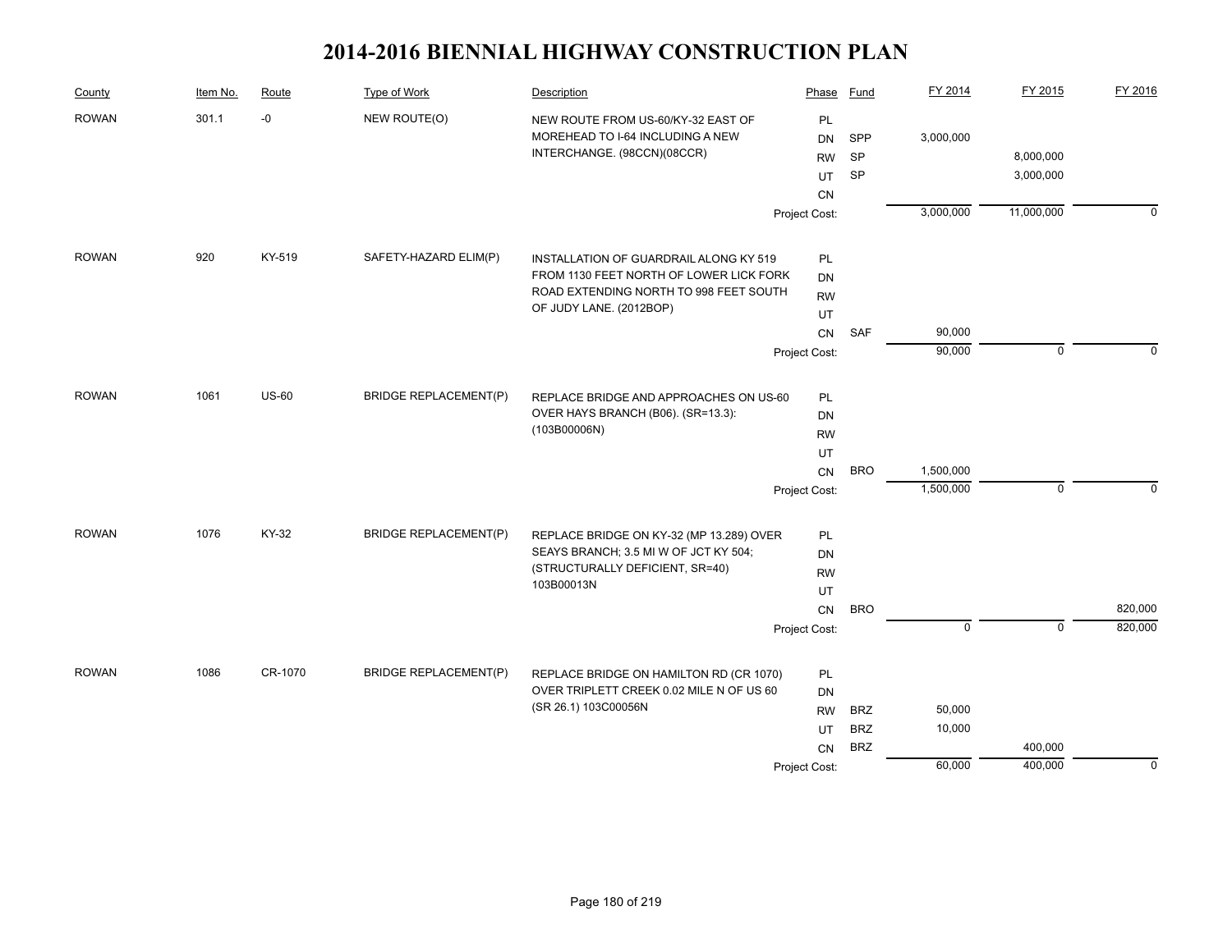# 2014-2016 BIENNIAL HIGHWAY CONSTRUCTION PLAN

| County | Item No. | Route | Type of Work | Description | Phase | Fund | FY 2014 | FY 2015 | FY 2016 |
|---|---|---|---|---|---|---|---|---|---|
| ROWAN | 301.1 | -0 | NEW ROUTE(O) | NEW ROUTE FROM US-60/KY-32 EAST OF MOREHEAD TO I-64 INCLUDING A NEW INTERCHANGE. (98CCN)(08CCR) | PL | | | | |
| | | | | | DN | SPP | 3,000,000 | | |
| | | | | | RW | SP | | 8,000,000 | |
| | | | | | UT | SP | | 3,000,000 | |
| | | | | | CN | | | | |
| | | | | | Project Cost: | | 3,000,000 | 11,000,000 | 0 |
| ROWAN | 920 | KY-519 | SAFETY-HAZARD ELIM(P) | INSTALLATION OF GUARDRAIL ALONG KY 519 FROM 1130 FEET NORTH OF LOWER LICK FORK ROAD EXTENDING NORTH TO 998 FEET SOUTH OF JUDY LANE. (2012BOP) | PL | | | | |
| | | | | | DN | | | | |
| | | | | | RW | | | | |
| | | | | | UT | | | | |
| | | | | | CN | SAF | 90,000 | | |
| | | | | | Project Cost: | | 90,000 | 0 | 0 |
| ROWAN | 1061 | US-60 | BRIDGE REPLACEMENT(P) | REPLACE BRIDGE AND APPROACHES ON US-60 OVER HAYS BRANCH (B06). (SR=13.3): (103B00006N) | PL | | | | |
| | | | | | DN | | | | |
| | | | | | RW | | | | |
| | | | | | UT | | | | |
| | | | | | CN | BRO | 1,500,000 | | |
| | | | | | Project Cost: | | 1,500,000 | 0 | 0 |
| ROWAN | 1076 | KY-32 | BRIDGE REPLACEMENT(P) | REPLACE BRIDGE ON KY-32 (MP 13.289) OVER SEAYS BRANCH; 3.5 MI W OF JCT KY 504; (STRUCTURALLY DEFICIENT, SR=40) 103B00013N | PL | | | | |
| | | | | | DN | | | | |
| | | | | | RW | | | | |
| | | | | | UT | | | | |
| | | | | | CN | BRO | | | 820,000 |
| | | | | | Project Cost: | | 0 | 0 | 820,000 |
| ROWAN | 1086 | CR-1070 | BRIDGE REPLACEMENT(P) | REPLACE BRIDGE ON HAMILTON RD (CR 1070) OVER TRIPLETT CREEK 0.02 MILE N OF US 60 (SR 26.1) 103C00056N | PL | | | | |
| | | | | | DN | | | | |
| | | | | | RW | BRZ | 50,000 | | |
| | | | | | UT | BRZ | 10,000 | | |
| | | | | | CN | BRZ | | 400,000 | |
| | | | | | Project Cost: | | 60,000 | 400,000 | 0 |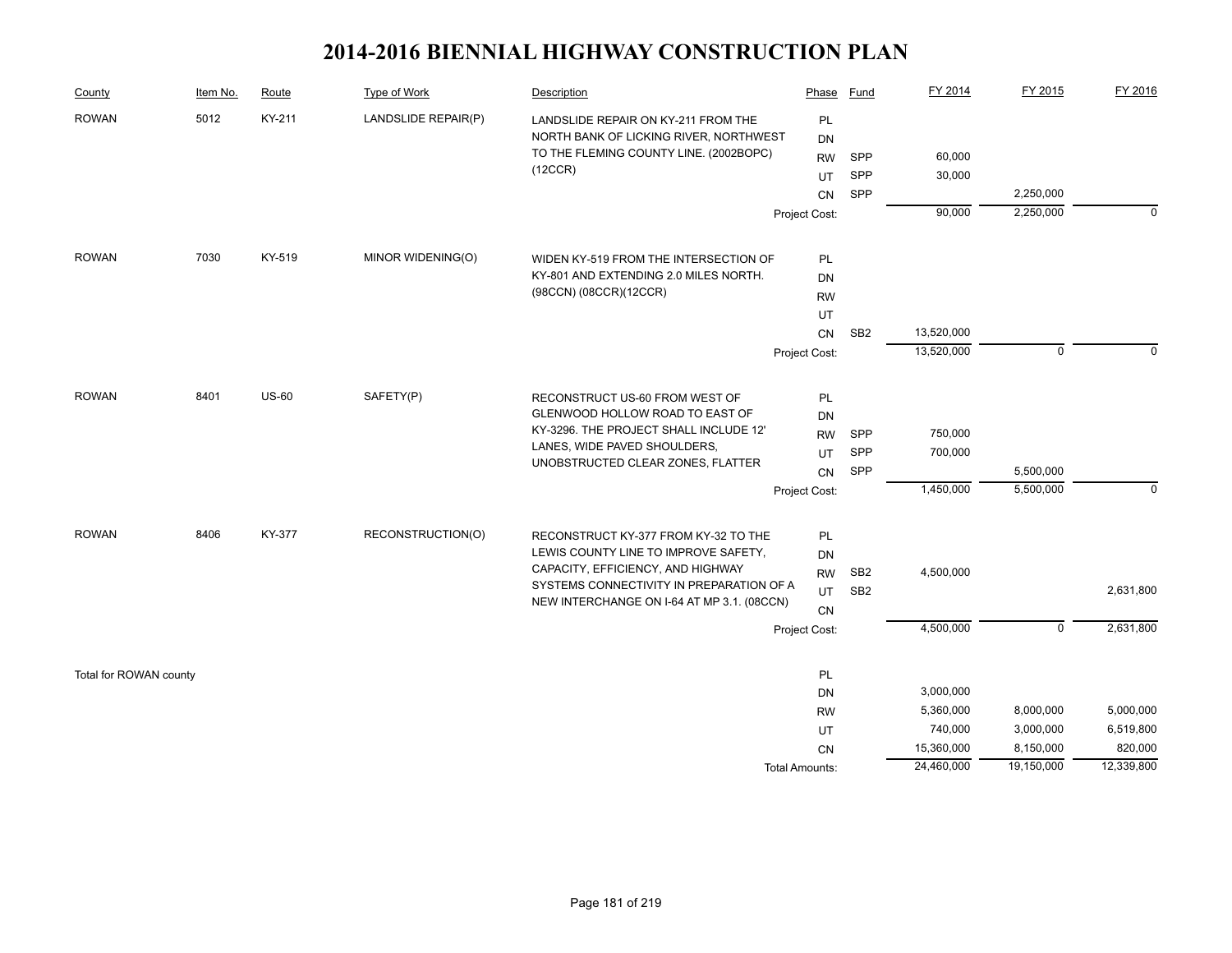# 2014-2016 BIENNIAL HIGHWAY CONSTRUCTION PLAN

| County | Item No. | Route | Type of Work | Description | Phase | Fund | FY 2014 | FY 2015 | FY 2016 |
|---|---|---|---|---|---|---|---|---|---|
| ROWAN | 5012 | KY-211 | LANDSLIDE REPAIR(P) | LANDSLIDE REPAIR ON KY-211 FROM THE NORTH BANK OF LICKING RIVER, NORTHWEST TO THE FLEMING COUNTY LINE. (2002BOPC) (12CCR) | PL | | | | |
| | | | | | DN | | | | |
| | | | | | RW | SPP | 60,000 | | |
| | | | | | UT | SPP | 30,000 | | |
| | | | | | CN | SPP | | 2,250,000 | |
| | | | | | Project Cost: | | 90,000 | 2,250,000 | 0 |
| ROWAN | 7030 | KY-519 | MINOR WIDENING(O) | WIDEN KY-519 FROM THE INTERSECTION OF KY-801 AND EXTENDING 2.0 MILES NORTH. (98CCN) (08CCR)(12CCR) | PL | | | | |
| | | | | | DN | | | | |
| | | | | | RW | | | | |
| | | | | | UT | | | | |
| | | | | | CN | SB2 | 13,520,000 | | |
| | | | | | Project Cost: | | 13,520,000 | 0 | 0 |
| ROWAN | 8401 | US-60 | SAFETY(P) | RECONSTRUCT US-60 FROM WEST OF GLENWOOD HOLLOW ROAD TO EAST OF KY-3296. THE PROJECT SHALL INCLUDE 12' LANES, WIDE PAVED SHOULDERS, UNOBSTRUCTED CLEAR ZONES, FLATTER | PL | | | | |
| | | | | | DN | | | | |
| | | | | | RW | SPP | 750,000 | | |
| | | | | | UT | SPP | 700,000 | | |
| | | | | | CN | SPP | | 5,500,000 | |
| | | | | | Project Cost: | | 1,450,000 | 5,500,000 | 0 |
| ROWAN | 8406 | KY-377 | RECONSTRUCTION(O) | RECONSTRUCT KY-377 FROM KY-32 TO THE LEWIS COUNTY LINE TO IMPROVE SAFETY, CAPACITY, EFFICIENCY, AND HIGHWAY SYSTEMS CONNECTIVITY IN PREPARATION OF A NEW INTERCHANGE ON I-64 AT MP 3.1. (08CCN) | PL | | | | |
| | | | | | DN | | | | |
| | | | | | RW | SB2 | 4,500,000 | | |
| | | | | | UT | SB2 | | | 2,631,800 |
| | | | | | CN | | | | |
| | | | | | Project Cost: | | 4,500,000 | 0 | 2,631,800 |
| Total for ROWAN county | | | | | PL | | | | |
| | | | | | DN | | 3,000,000 | | |
| | | | | | RW | | 5,360,000 | 8,000,000 | 5,000,000 |
| | | | | | UT | | 740,000 | 3,000,000 | 6,519,800 |
| | | | | | CN | | 15,360,000 | 8,150,000 | 820,000 |
| | | | | | Total Amounts: | | 24,460,000 | 19,150,000 | 12,339,800 |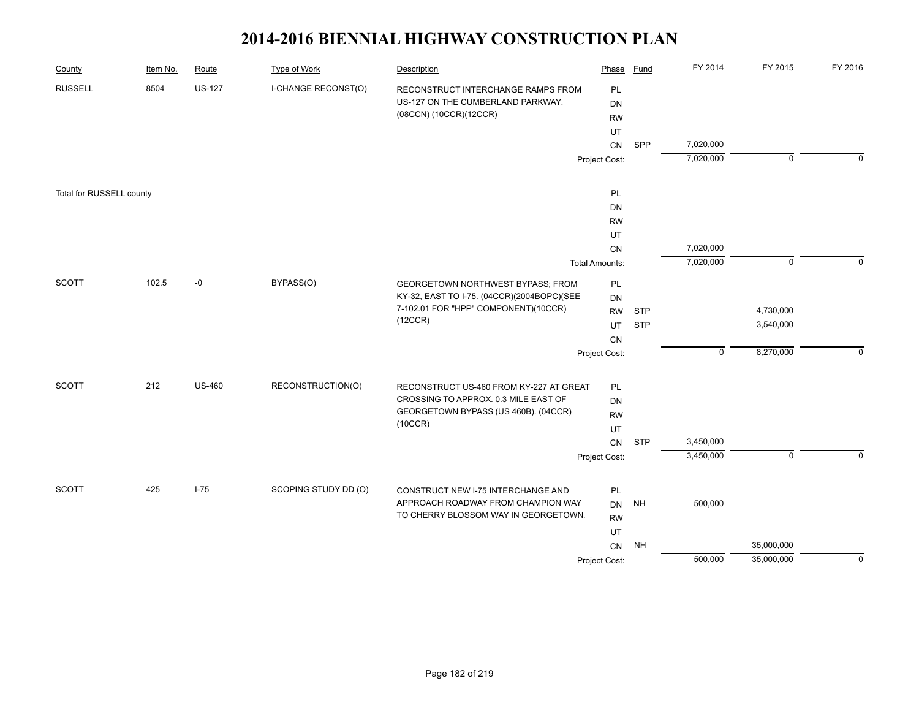# 2014-2016 BIENNIAL HIGHWAY CONSTRUCTION PLAN

| County | Item No. | Route | Type of Work | Description | Phase | Fund | FY 2014 | FY 2015 | FY 2016 |
|---|---|---|---|---|---|---|---|---|---|
| RUSSELL | 8504 | US-127 | I-CHANGE RECONST(O) | RECONSTRUCT INTERCHANGE RAMPS FROM US-127 ON THE CUMBERLAND PARKWAY. (08CCN) (10CCR)(12CCR) | PL | | | | |
| | | | | | DN | | | | |
| | | | | | RW | | | | |
| | | | | | UT | | | | |
| | | | | | CN | SPP | 7,020,000 | | |
| | | | | | Project Cost: | | 7,020,000 | 0 | 0 |
| Total for RUSSELL county | | | | | PL | | | | |
| | | | | | DN | | | | |
| | | | | | RW | | | | |
| | | | | | UT | | | | |
| | | | | | CN | | 7,020,000 | | |
| | | | | | Total Amounts: | | 7,020,000 | 0 | 0 |
| SCOTT | 102.5 | -0 | BYPASS(O) | GEORGETOWN NORTHWEST BYPASS; FROM KY-32, EAST TO I-75. (04CCR)(2004BOPC)(SEE 7-102.01 FOR "HPP" COMPONENT)(10CCR)(12CCR) | PL | | | | |
| | | | | | DN | | | | |
| | | | | | RW | STP | | 4,730,000 | |
| | | | | | UT | STP | | 3,540,000 | |
| | | | | | CN | | | | |
| | | | | | Project Cost: | | 0 | 8,270,000 | 0 |
| SCOTT | 212 | US-460 | RECONSTRUCTION(O) | RECONSTRUCT US-460 FROM KY-227 AT GREAT CROSSING TO APPROX. 0.3 MILE EAST OF GEORGETOWN BYPASS (US 460B). (04CCR)(10CCR) | PL | | | | |
| | | | | | DN | | | | |
| | | | | | RW | | | | |
| | | | | | UT | | | | |
| | | | | | CN | STP | 3,450,000 | | |
| | | | | | Project Cost: | | 3,450,000 | 0 | 0 |
| SCOTT | 425 | I-75 | SCOPING STUDY DD (O) | CONSTRUCT NEW I-75 INTERCHANGE AND APPROACH ROADWAY FROM CHAMPION WAY TO CHERRY BLOSSOM WAY IN GEORGETOWN. | PL | | | | |
| | | | | | DN | NH | 500,000 | | |
| | | | | | RW | | | | |
| | | | | | UT | | | | |
| | | | | | CN | NH | | 35,000,000 | |
| | | | | | Project Cost: | | 500,000 | 35,000,000 | 0 |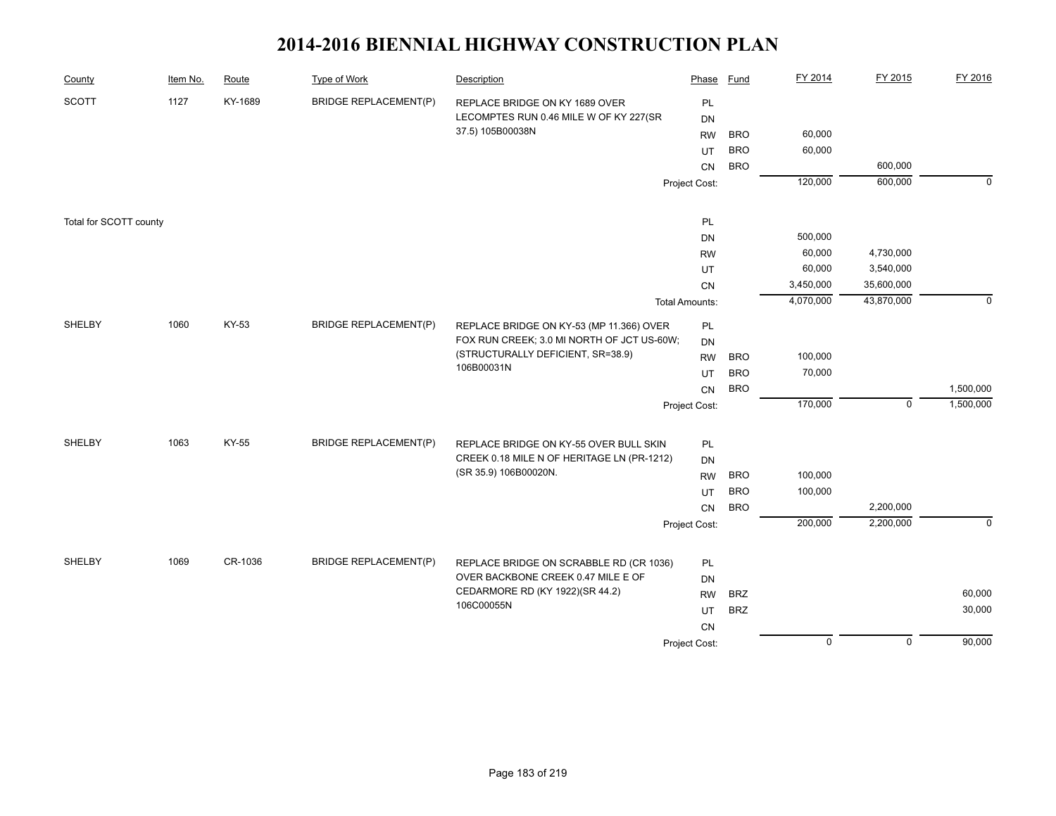# 2014-2016 BIENNIAL HIGHWAY CONSTRUCTION PLAN

| County | Item No. | Route | Type of Work | Description | Phase | Fund | FY 2014 | FY 2015 | FY 2016 |
|---|---|---|---|---|---|---|---|---|---|
| SCOTT | 1127 | KY-1689 | BRIDGE REPLACEMENT(P) | REPLACE BRIDGE ON KY 1689 OVER LECOMPTES RUN 0.46 MILE W OF KY 227(SR 37.5) 105B00038N | PL | | | | |
| | | | | | DN | | | | |
| | | | | | RW | BRO | 60,000 | | |
| | | | | | UT | BRO | 60,000 | | |
| | | | | | CN | BRO | | 600,000 | |
| | | | | | Project Cost: | | 120,000 | 600,000 | 0 |
| Total for SCOTT county | | | | | PL | | | | |
| | | | | | DN | | 500,000 | | |
| | | | | | RW | | 60,000 | 4,730,000 | |
| | | | | | UT | | 60,000 | 3,540,000 | |
| | | | | | CN | | 3,450,000 | 35,600,000 | |
| | | | | | Total Amounts: | | 4,070,000 | 43,870,000 | 0 |
| SHELBY | 1060 | KY-53 | BRIDGE REPLACEMENT(P) | REPLACE BRIDGE ON KY-53 (MP 11.366) OVER FOX RUN CREEK; 3.0 MI NORTH OF JCT US-60W; (STRUCTURALLY DEFICIENT, SR=38.9) 106B00031N | PL | | | | |
| | | | | | DN | | | | |
| | | | | | RW | BRO | 100,000 | | |
| | | | | | UT | BRO | 70,000 | | |
| | | | | | CN | BRO | | | 1,500,000 |
| | | | | | Project Cost: | | 170,000 | 0 | 1,500,000 |
| SHELBY | 1063 | KY-55 | BRIDGE REPLACEMENT(P) | REPLACE BRIDGE ON KY-55 OVER BULL SKIN CREEK 0.18 MILE N OF HERITAGE LN (PR-1212) (SR 35.9) 106B00020N. | PL | | | | |
| | | | | | DN | | | | |
| | | | | | RW | BRO | 100,000 | | |
| | | | | | UT | BRO | 100,000 | | |
| | | | | | CN | BRO | | 2,200,000 | |
| | | | | | Project Cost: | | 200,000 | 2,200,000 | 0 |
| SHELBY | 1069 | CR-1036 | BRIDGE REPLACEMENT(P) | REPLACE BRIDGE ON SCRABBLE RD (CR 1036) OVER BACKBONE CREEK 0.47 MILE E OF CEDARMORE RD (KY 1922)(SR 44.2) 106C00055N | PL | | | | |
| | | | | | DN | | | | |
| | | | | | RW | BRZ | | | 60,000 |
| | | | | | UT | BRZ | | | 30,000 |
| | | | | | CN | | | | |
| | | | | | Project Cost: | | 0 | 0 | 90,000 |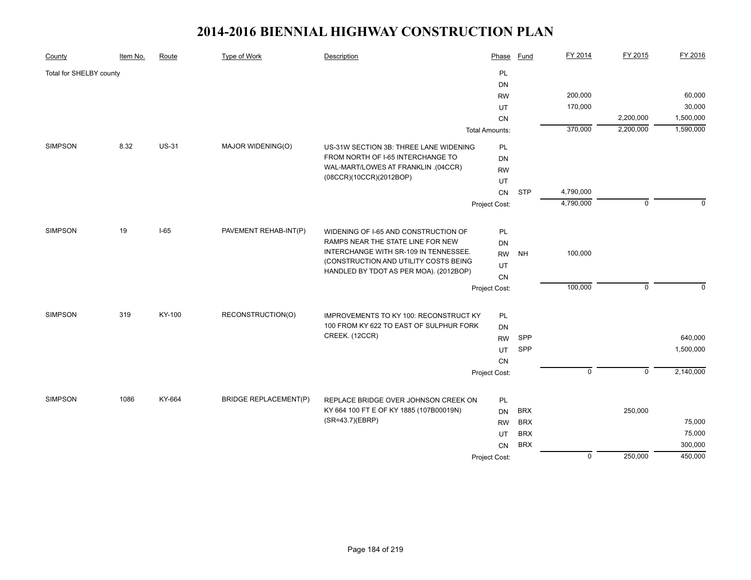# 2014-2016 BIENNIAL HIGHWAY CONSTRUCTION PLAN

| County | Item No. | Route | Type of Work | Description | Phase | Fund | FY 2014 | FY 2015 | FY 2016 |
|---|---|---|---|---|---|---|---|---|---|
| Total for SHELBY county | | | | | PL | | | | |
| | | | | | DN | | | | |
| | | | | | RW | | 200,000 | | 60,000 |
| | | | | | UT | | 170,000 | | 30,000 |
| | | | | | CN | | | 2,200,000 | 1,500,000 |
| | | | | | Total Amounts: | | 370,000 | 2,200,000 | 1,590,000 |
| SIMPSON | 8.32 | US-31 | MAJOR WIDENING(O) | US-31W SECTION 3B: THREE LANE WIDENING FROM NORTH OF I-65 INTERCHANGE TO WAL-MART/LOWES AT FRANKLIN .(04CCR)(08CCR)(10CCR)(2012BOP) | PL | | | | |
| | | | | | DN | | | | |
| | | | | | RW | | | | |
| | | | | | UT | | | | |
| | | | | | CN | STP | 4,790,000 | | |
| | | | | | Project Cost: | | 4,790,000 | 0 | 0 |
| SIMPSON | 19 | I-65 | PAVEMENT REHAB-INT(P) | WIDENING OF I-65 AND CONSTRUCTION OF RAMPS NEAR THE STATE LINE FOR NEW INTERCHANGE WITH SR-109 IN TENNESSEE. (CONSTRUCTION AND UTILITY COSTS BEING HANDLED BY TDOT AS PER MOA). (2012BOP) | PL | | | | |
| | | | | | DN | | | | |
| | | | | | RW | NH | 100,000 | | |
| | | | | | UT | | | | |
| | | | | | CN | | | | |
| | | | | | Project Cost: | | 100,000 | 0 | 0 |
| SIMPSON | 319 | KY-100 | RECONSTRUCTION(O) | IMPROVEMENTS TO KY 100: RECONSTRUCT KY 100 FROM KY 622 TO EAST OF SULPHUR FORK CREEK. (12CCR) | PL | | | | |
| | | | | | DN | | | | |
| | | | | | RW | SPP | | | 640,000 |
| | | | | | UT | SPP | | | 1,500,000 |
| | | | | | CN | | | | |
| | | | | | Project Cost: | | 0 | 0 | 2,140,000 |
| SIMPSON | 1086 | KY-664 | BRIDGE REPLACEMENT(P) | REPLACE BRIDGE OVER JOHNSON CREEK ON KY 664 100 FT E OF KY 1885 (107B00019N)(SR=43.7)(EBRP) | PL | | | | |
| | | | | | DN | BRX | | 250,000 | |
| | | | | | RW | BRX | | | 75,000 |
| | | | | | UT | BRX | | | 75,000 |
| | | | | | CN | BRX | | | 300,000 |
| | | | | | Project Cost: | | 0 | 250,000 | 450,000 |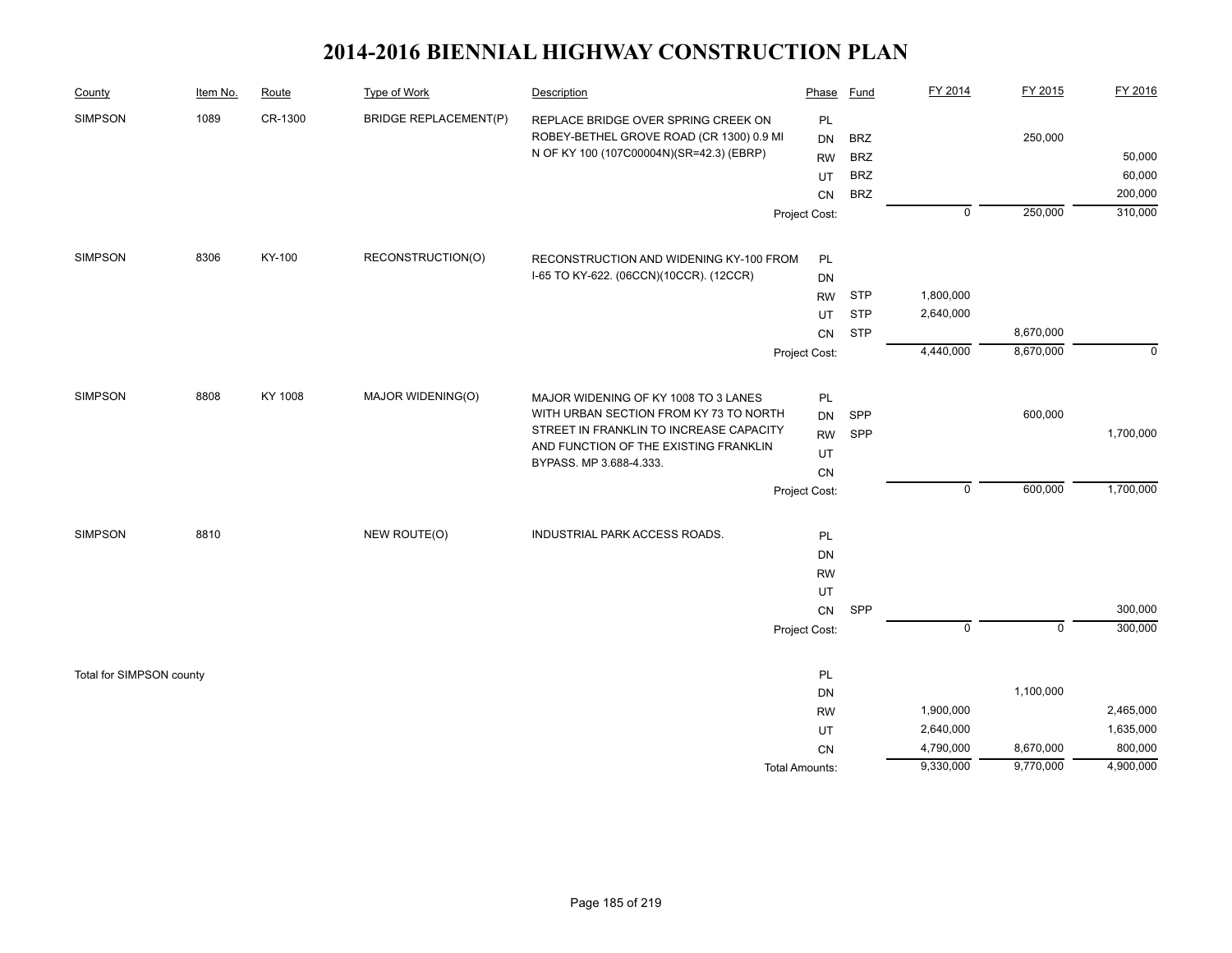# 2014-2016 BIENNIAL HIGHWAY CONSTRUCTION PLAN

| County | Item No. | Route | Type of Work | Description | Phase | Fund | FY 2014 | FY 2015 | FY 2016 |
|---|---|---|---|---|---|---|---|---|---|
| SIMPSON | 1089 | CR-1300 | BRIDGE REPLACEMENT(P) | REPLACE BRIDGE OVER SPRING CREEK ON ROBEY-BETHEL GROVE ROAD (CR 1300) 0.9 MI N OF KY 100 (107C00004N)(SR=42.3) (EBRP) | PL | | | | |
| | | | | | DN | BRZ | | 250,000 | |
| | | | | | RW | BRZ | | | 50,000 |
| | | | | | UT | BRZ | | | 60,000 |
| | | | | | CN | BRZ | | | 200,000 |
| | | | | | Project Cost: | | 0 | 250,000 | 310,000 |
| SIMPSON | 8306 | KY-100 | RECONSTRUCTION(O) | RECONSTRUCTION AND WIDENING KY-100 FROM I-65 TO KY-622. (06CCN)(10CCR). (12CCR) | PL | | | | |
| | | | | | DN | | | | |
| | | | | | RW | STP | 1,800,000 | | |
| | | | | | UT | STP | 2,640,000 | | |
| | | | | | CN | STP | | 8,670,000 | |
| | | | | | Project Cost: | | 4,440,000 | 8,670,000 | 0 |
| SIMPSON | 8808 | KY 1008 | MAJOR WIDENING(O) | MAJOR WIDENING OF KY 1008 TO 3 LANES WITH URBAN SECTION FROM KY 73 TO NORTH STREET IN FRANKLIN TO INCREASE CAPACITY AND FUNCTION OF THE EXISTING FRANKLIN BYPASS. MP 3.688-4.333. | PL | | | | |
| | | | | | DN | SPP | | 600,000 | |
| | | | | | RW | SPP | | | 1,700,000 |
| | | | | | UT | | | | |
| | | | | | CN | | | | |
| | | | | | Project Cost: | | 0 | 600,000 | 1,700,000 |
| SIMPSON | 8810 | | NEW ROUTE(O) | INDUSTRIAL PARK ACCESS ROADS. | PL | | | | |
| | | | | | DN | | | | |
| | | | | | RW | | | | |
| | | | | | UT | | | | |
| | | | | | CN | SPP | | | 300,000 |
| | | | | | Project Cost: | | 0 | 0 | 300,000 |
| Total for SIMPSON county | | | | | PL | | | | |
| | | | | | DN | | | 1,100,000 | |
| | | | | | RW | | 1,900,000 | | 2,465,000 |
| | | | | | UT | | 2,640,000 | | 1,635,000 |
| | | | | | CN | | 4,790,000 | 8,670,000 | 800,000 |
| | | | | | Total Amounts: | | 9,330,000 | 9,770,000 | 4,900,000 |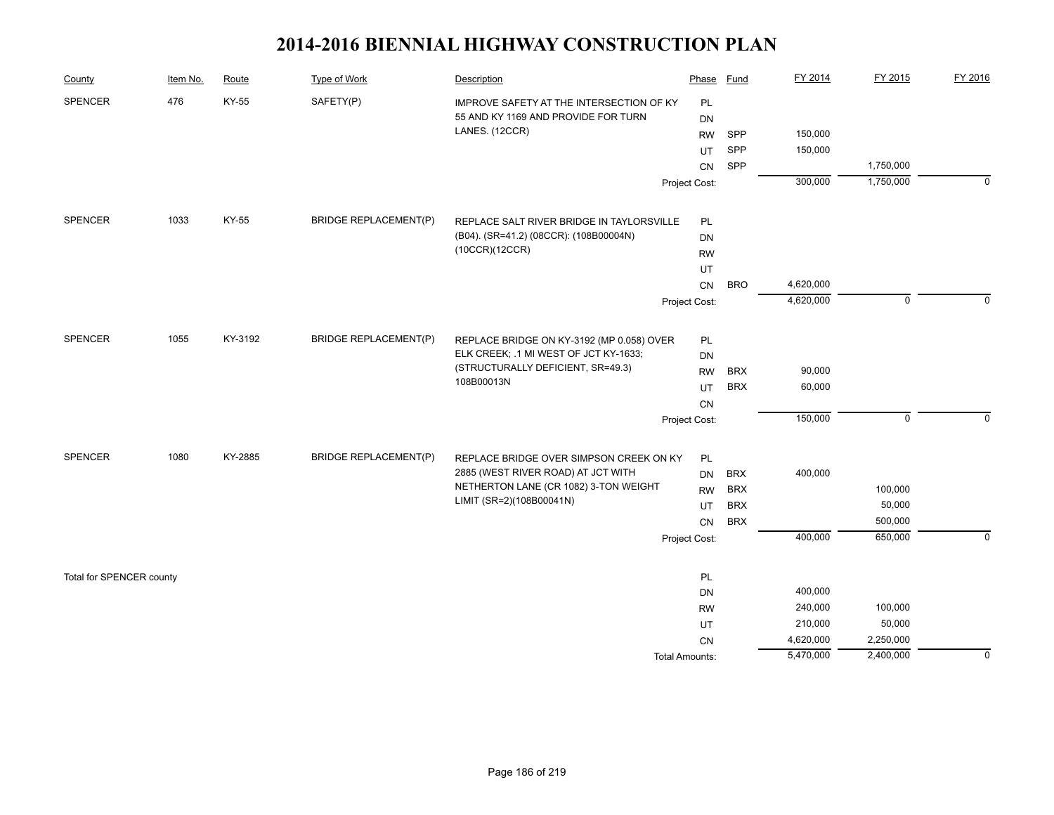# 2014-2016 BIENNIAL HIGHWAY CONSTRUCTION PLAN

| County | Item No. | Route | Type of Work | Description | Phase | Fund | FY 2014 | FY 2015 | FY 2016 |
|---|---|---|---|---|---|---|---|---|---|
| SPENCER | 476 | KY-55 | SAFETY(P) | IMPROVE SAFETY AT THE INTERSECTION OF KY 55 AND KY 1169 AND PROVIDE FOR TURN LANES. (12CCR) | PL | | | | |
| | | | | | DN | | | | |
| | | | | | RW | SPP | 150,000 | | |
| | | | | | UT | SPP | 150,000 | | |
| | | | | | CN | SPP | | 1,750,000 | |
| | | | | | Project Cost: | | 300,000 | 1,750,000 | 0 |
| SPENCER | 1033 | KY-55 | BRIDGE REPLACEMENT(P) | REPLACE SALT RIVER BRIDGE IN TAYLORSVILLE (B04). (SR=41.2) (08CCR): (108B00004N) (10CCR)(12CCR) | PL | | | | |
| | | | | | DN | | | | |
| | | | | | RW | | | | |
| | | | | | UT | | | | |
| | | | | | CN | BRO | 4,620,000 | | |
| | | | | | Project Cost: | | 4,620,000 | 0 | 0 |
| SPENCER | 1055 | KY-3192 | BRIDGE REPLACEMENT(P) | REPLACE BRIDGE ON KY-3192 (MP 0.058) OVER ELK CREEK; .1 MI WEST OF JCT KY-1633; (STRUCTURALLY DEFICIENT, SR=49.3) 108B00013N | PL | | | | |
| | | | | | DN | | | | |
| | | | | | RW | BRX | 90,000 | | |
| | | | | | UT | BRX | 60,000 | | |
| | | | | | CN | | | | |
| | | | | | Project Cost: | | 150,000 | 0 | 0 |
| SPENCER | 1080 | KY-2885 | BRIDGE REPLACEMENT(P) | REPLACE BRIDGE OVER SIMPSON CREEK ON KY 2885 (WEST RIVER ROAD) AT JCT WITH NETHERTON LANE (CR 1082) 3-TON WEIGHT LIMIT (SR=2)(108B00041N) | PL | | | | |
| | | | | | DN | BRX | 400,000 | | |
| | | | | | RW | BRX | | 100,000 | |
| | | | | | UT | BRX | | 50,000 | |
| | | | | | CN | BRX | | 500,000 | |
| | | | | | Project Cost: | | 400,000 | 650,000 | 0 |
| Total for SPENCER county | | | | | PL | | | | |
| | | | | | DN | | 400,000 | | |
| | | | | | RW | | 240,000 | 100,000 | |
| | | | | | UT | | 210,000 | 50,000 | |
| | | | | | CN | | 4,620,000 | 2,250,000 | |
| | | | | | Total Amounts: | | 5,470,000 | 2,400,000 | 0 |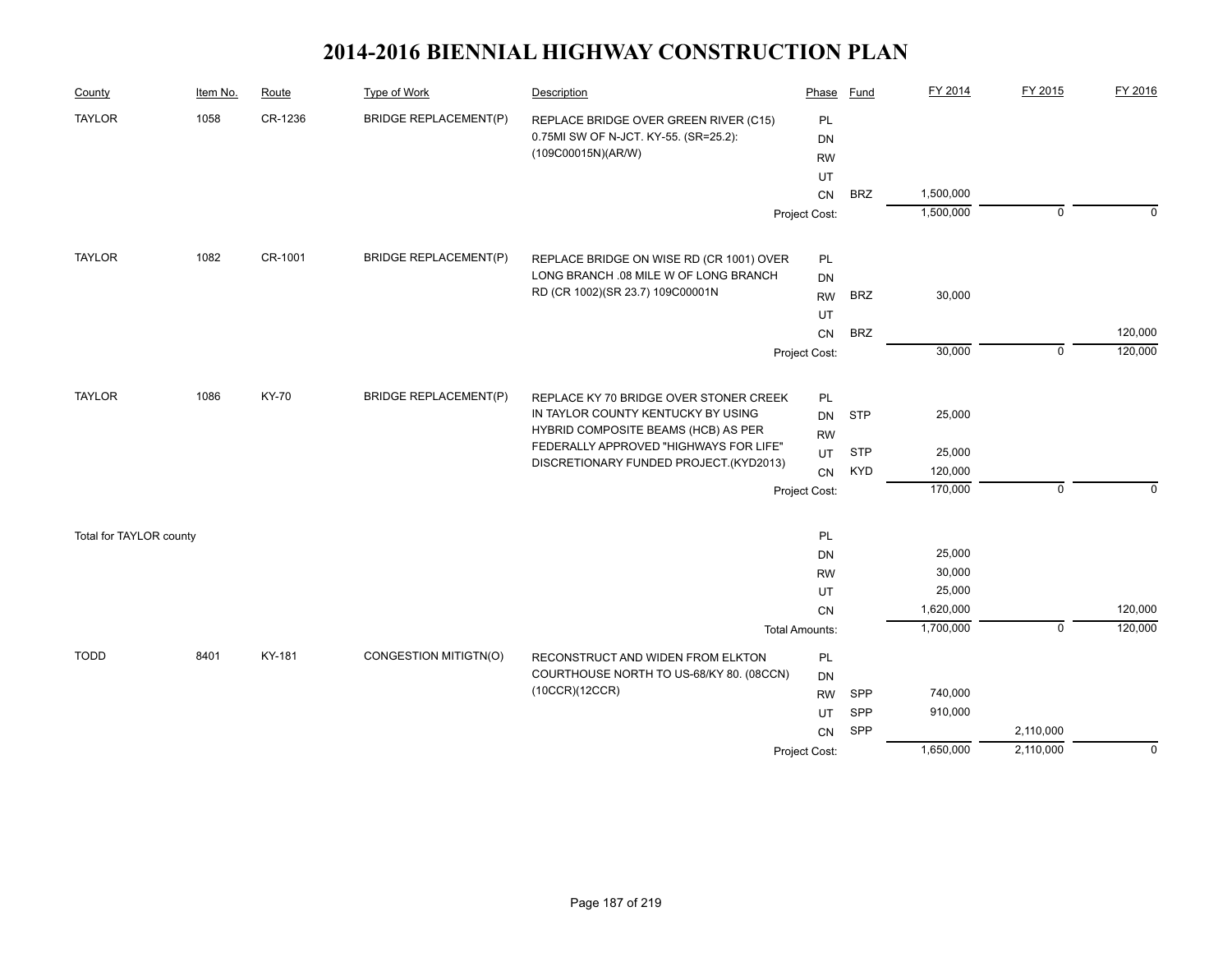# 2014-2016 BIENNIAL HIGHWAY CONSTRUCTION PLAN

| County | Item No. | Route | Type of Work | Description | Phase | Fund | FY 2014 | FY 2015 | FY 2016 |
|---|---|---|---|---|---|---|---|---|---|
| TAYLOR | 1058 | CR-1236 | BRIDGE REPLACEMENT(P) | REPLACE BRIDGE OVER GREEN RIVER (C15) 0.75MI SW OF N-JCT. KY-55. (SR=25.2): (109C00015N)(AR/W) | PL | | | | |
| | | | | | DN | | | | |
| | | | | | RW | | | | |
| | | | | | UT | | | | |
| | | | | | CN | BRZ | 1,500,000 | | |
| | | | | | Project Cost: | | 1,500,000 | 0 | 0 |
| TAYLOR | 1082 | CR-1001 | BRIDGE REPLACEMENT(P) | REPLACE BRIDGE ON WISE RD (CR 1001) OVER LONG BRANCH .08 MILE W OF LONG BRANCH RD (CR 1002)(SR 23.7) 109C00001N | PL | | | | |
| | | | | | DN | | | | |
| | | | | | RW | BRZ | 30,000 | | |
| | | | | | UT | | | | |
| | | | | | CN | BRZ | | | 120,000 |
| | | | | | Project Cost: | | 30,000 | 0 | 120,000 |
| TAYLOR | 1086 | KY-70 | BRIDGE REPLACEMENT(P) | REPLACE KY 70 BRIDGE OVER STONER CREEK IN TAYLOR COUNTY KENTUCKY BY USING HYBRID COMPOSITE BEAMS (HCB) AS PER FEDERALLY APPROVED "HIGHWAYS FOR LIFE" DISCRETIONARY FUNDED PROJECT.(KYD2013) | PL | | | | |
| | | | | | DN | STP | 25,000 | | |
| | | | | | RW | | | | |
| | | | | | UT | STP | 25,000 | | |
| | | | | | CN | KYD | 120,000 | | |
| | | | | | Project Cost: | | 170,000 | 0 | 0 |
| Total for TAYLOR county | | | | | PL | | | | |
| | | | | | DN | | 25,000 | | |
| | | | | | RW | | 30,000 | | |
| | | | | | UT | | 25,000 | | |
| | | | | | CN | | 1,620,000 | | 120,000 |
| | | | | | Total Amounts: | | 1,700,000 | 0 | 120,000 |
| TODD | 8401 | KY-181 | CONGESTION MITIGTN(O) | RECONSTRUCT AND WIDEN FROM ELKTON COURTHOUSE NORTH TO US-68/KY 80. (08CCN)(10CCR)(12CCR) | PL | | | | |
| | | | | | DN | | | | |
| | | | | | RW | SPP | 740,000 | | |
| | | | | | UT | SPP | 910,000 | | |
| | | | | | CN | SPP | | 2,110,000 | |
| | | | | | Project Cost: | | 1,650,000 | 2,110,000 | 0 |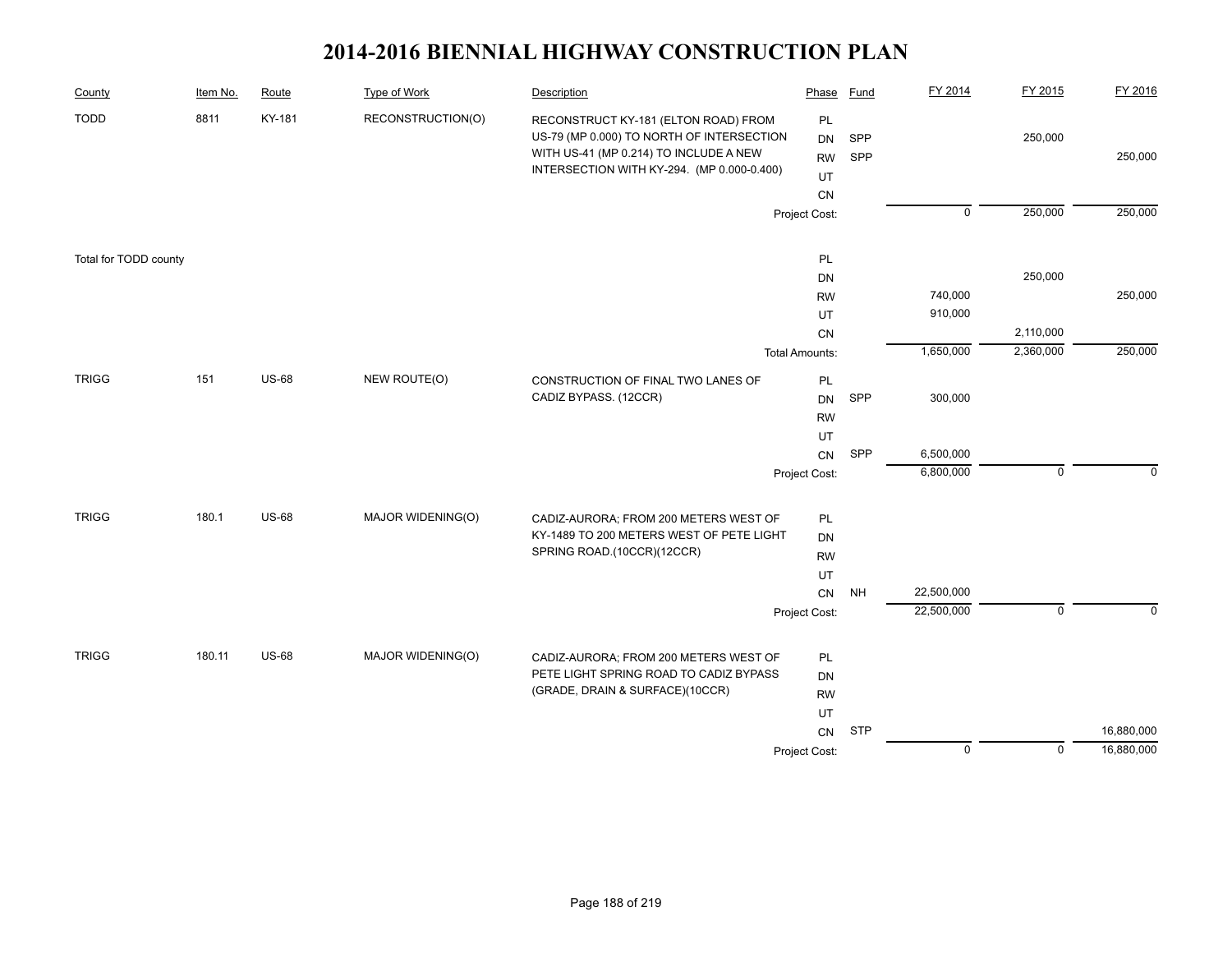# 2014-2016 BIENNIAL HIGHWAY CONSTRUCTION PLAN

| County | Item No. | Route | Type of Work | Description | Phase | Fund | FY 2014 | FY 2015 | FY 2016 |
|---|---|---|---|---|---|---|---|---|---|
| TODD | 8811 | KY-181 | RECONSTRUCTION(O) | RECONSTRUCT KY-181 (ELTON ROAD) FROM US-79 (MP 0.000) TO NORTH OF INTERSECTION WITH US-41 (MP 0.214) TO INCLUDE A NEW INTERSECTION WITH KY-294. (MP 0.000-0.400) | PL | | | | |
| | | | | | DN | SPP | | 250,000 | |
| | | | | | RW | SPP | | | 250,000 |
| | | | | | UT | | | | |
| | | | | | CN | | | | |
| | | | | | Project Cost: | | 0 | 250,000 | 250,000 |
| Total for TODD county | | | | | PL | | | | |
| | | | | | DN | | | 250,000 | |
| | | | | | RW | | 740,000 | | 250,000 |
| | | | | | UT | | 910,000 | | |
| | | | | | CN | | | 2,110,000 | |
| | | | | | Total Amounts: | | 1,650,000 | 2,360,000 | 250,000 |
| TRIGG | 151 | US-68 | NEW ROUTE(O) | CONSTRUCTION OF FINAL TWO LANES OF CADIZ BYPASS. (12CCR) | PL | | | | |
| | | | | | DN | SPP | 300,000 | | |
| | | | | | RW | | | | |
| | | | | | UT | | | | |
| | | | | | CN | SPP | 6,500,000 | | |
| | | | | | Project Cost: | | 6,800,000 | 0 | 0 |
| TRIGG | 180.1 | US-68 | MAJOR WIDENING(O) | CADIZ-AURORA; FROM 200 METERS WEST OF KY-1489 TO 200 METERS WEST OF PETE LIGHT SPRING ROAD.(10CCR)(12CCR) | PL | | | | |
| | | | | | DN | | | | |
| | | | | | RW | | | | |
| | | | | | UT | | | | |
| | | | | | CN | NH | 22,500,000 | | |
| | | | | | Project Cost: | | 22,500,000 | 0 | 0 |
| TRIGG | 180.11 | US-68 | MAJOR WIDENING(O) | CADIZ-AURORA; FROM 200 METERS WEST OF PETE LIGHT SPRING ROAD TO CADIZ BYPASS (GRADE, DRAIN & SURFACE)(10CCR) | PL | | | | |
| | | | | | DN | | | | |
| | | | | | RW | | | | |
| | | | | | UT | | | | |
| | | | | | CN | STP | | | 16,880,000 |
| | | | | | Project Cost: | | 0 | 0 | 16,880,000 |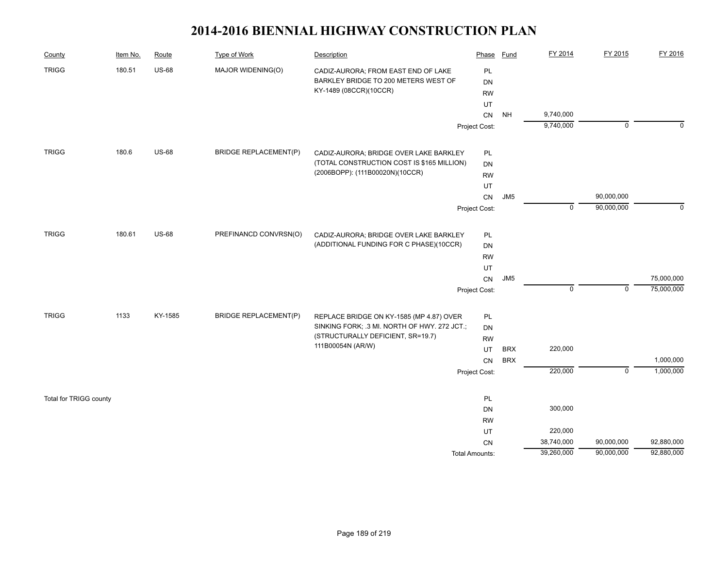# 2014-2016 BIENNIAL HIGHWAY CONSTRUCTION PLAN

| County | Item No. | Route | Type of Work | Description | Phase | Fund | FY 2014 | FY 2015 | FY 2016 |
|---|---|---|---|---|---|---|---|---|---|
| TRIGG | 180.51 | US-68 | MAJOR WIDENING(O) | CADIZ-AURORA; FROM EAST END OF LAKE BARKLEY BRIDGE TO 200 METERS WEST OF KY-1489 (08CCR)(10CCR) | PL | | | | |
| | | | | | DN | | | | |
| | | | | | RW | | | | |
| | | | | | UT | | | | |
| | | | | | CN | NH | 9,740,000 | | |
| | | | | | Project Cost: | | 9,740,000 | 0 | 0 |
| TRIGG | 180.6 | US-68 | BRIDGE REPLACEMENT(P) | CADIZ-AURORA; BRIDGE OVER LAKE BARKLEY (TOTAL CONSTRUCTION COST IS $165 MILLION) (2006BOPP): (111B00020N)(10CCR) | PL | | | | |
| | | | | | DN | | | | |
| | | | | | RW | | | | |
| | | | | | UT | | | | |
| | | | | | CN | JM5 | | 90,000,000 | |
| | | | | | Project Cost: | | 0 | 90,000,000 | 0 |
| TRIGG | 180.61 | US-68 | PREFINANCD CONVRSN(O) | CADIZ-AURORA; BRIDGE OVER LAKE BARKLEY (ADDITIONAL FUNDING FOR C PHASE)(10CCR) | PL | | | | |
| | | | | | DN | | | | |
| | | | | | RW | | | | |
| | | | | | UT | | | | |
| | | | | | CN | JM5 | | | 75,000,000 |
| | | | | | Project Cost: | | 0 | 0 | 75,000,000 |
| TRIGG | 1133 | KY-1585 | BRIDGE REPLACEMENT(P) | REPLACE BRIDGE ON KY-1585 (MP 4.87) OVER SINKING FORK; .3 MI. NORTH OF HWY. 272 JCT.; (STRUCTURALLY DEFICIENT, SR=19.7) 111B00054N (AR/W) | PL | | | | |
| | | | | | DN | | | | |
| | | | | | RW | | | | |
| | | | | | UT | BRX | 220,000 | | |
| | | | | | CN | BRX | | | 1,000,000 |
| | | | | | Project Cost: | | 220,000 | 0 | 1,000,000 |
| Total for TRIGG county | | | | | PL | | | | |
| | | | | | DN | | 300,000 | | |
| | | | | | RW | | | | |
| | | | | | UT | | 220,000 | | |
| | | | | | CN | | 38,740,000 | 90,000,000 | 92,880,000 |
| | | | | | Total Amounts: | | 39,260,000 | 90,000,000 | 92,880,000 |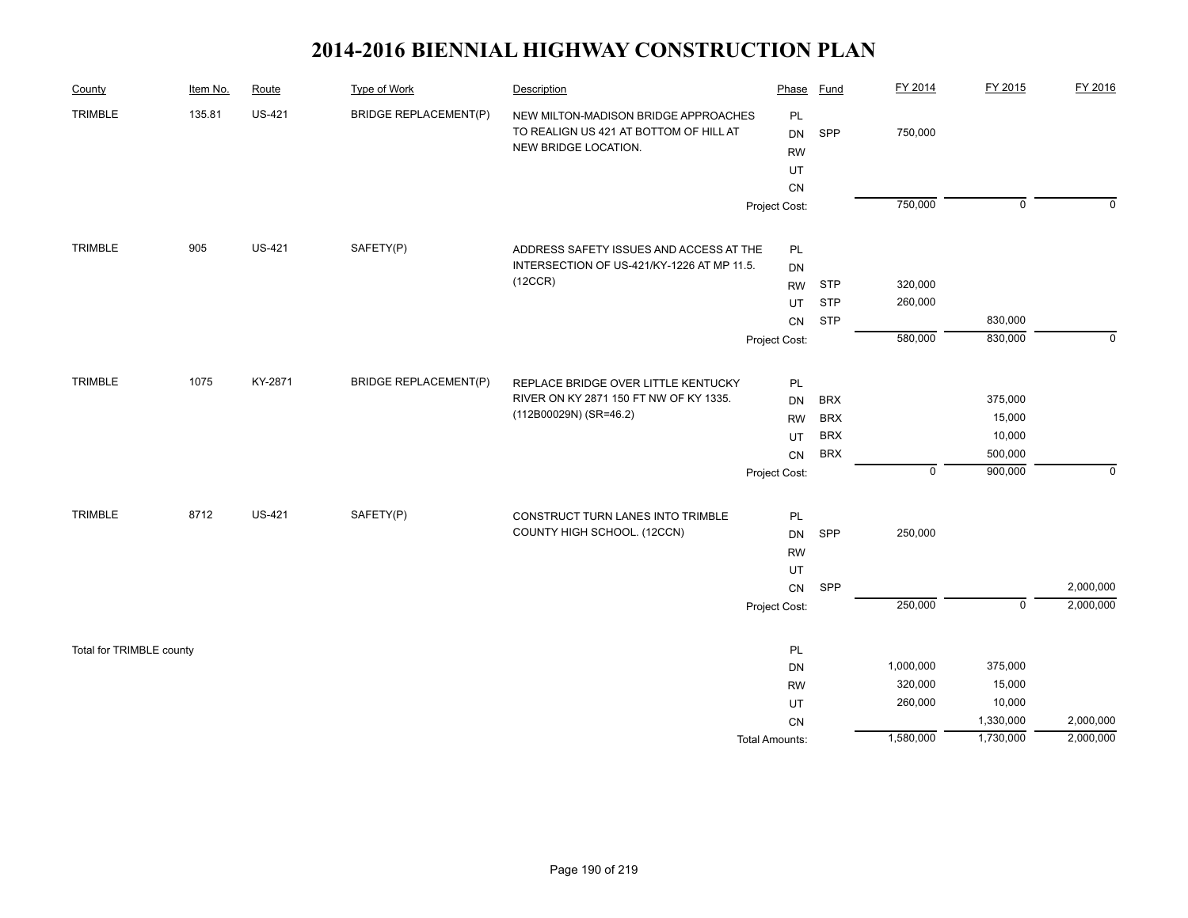# 2014-2016 BIENNIAL HIGHWAY CONSTRUCTION PLAN

| County | Item No. | Route | Type of Work | Description | Phase | Fund | FY 2014 | FY 2015 | FY 2016 |
|---|---|---|---|---|---|---|---|---|---|
| TRIMBLE | 135.81 | US-421 | BRIDGE REPLACEMENT(P) | NEW MILTON-MADISON BRIDGE APPROACHES TO REALIGN US 421 AT BOTTOM OF HILL AT NEW BRIDGE LOCATION. | PL | | | | |
| | | | | | DN | SPP | 750,000 | | |
| | | | | | RW | | | | |
| | | | | | UT | | | | |
| | | | | | CN | | | | |
| | | | | | Project Cost: | | 750,000 | 0 | 0 |
| TRIMBLE | 905 | US-421 | SAFETY(P) | ADDRESS SAFETY ISSUES AND ACCESS AT THE INTERSECTION OF US-421/KY-1226 AT MP 11.5. (12CCR) | PL | | | | |
| | | | | | DN | | | | |
| | | | | | RW | STP | 320,000 | | |
| | | | | | UT | STP | 260,000 | | |
| | | | | | CN | STP | | 830,000 | |
| | | | | | Project Cost: | | 580,000 | 830,000 | 0 |
| TRIMBLE | 1075 | KY-2871 | BRIDGE REPLACEMENT(P) | REPLACE BRIDGE OVER LITTLE KENTUCKY RIVER ON KY 2871 150 FT NW OF KY 1335. (112B00029N) (SR=46.2) | PL | | | | |
| | | | | | DN | BRX | | 375,000 | |
| | | | | | RW | BRX | | 15,000 | |
| | | | | | UT | BRX | | 10,000 | |
| | | | | | CN | BRX | | 500,000 | |
| | | | | | Project Cost: | | 0 | 900,000 | 0 |
| TRIMBLE | 8712 | US-421 | SAFETY(P) | CONSTRUCT TURN LANES INTO TRIMBLE COUNTY HIGH SCHOOL. (12CCN) | PL | | | | |
| | | | | | DN | SPP | 250,000 | | |
| | | | | | RW | | | | |
| | | | | | UT | | | | |
| | | | | | CN | SPP | | | 2,000,000 |
| | | | | | Project Cost: | | 250,000 | 0 | 2,000,000 |
| Total for TRIMBLE county | | | | | PL | | | | |
| | | | | | DN | | 1,000,000 | 375,000 | |
| | | | | | RW | | 320,000 | 15,000 | |
| | | | | | UT | | 260,000 | 10,000 | |
| | | | | | CN | | | 1,330,000 | 2,000,000 |
| | | | | | Total Amounts: | | 1,580,000 | 1,730,000 | 2,000,000 |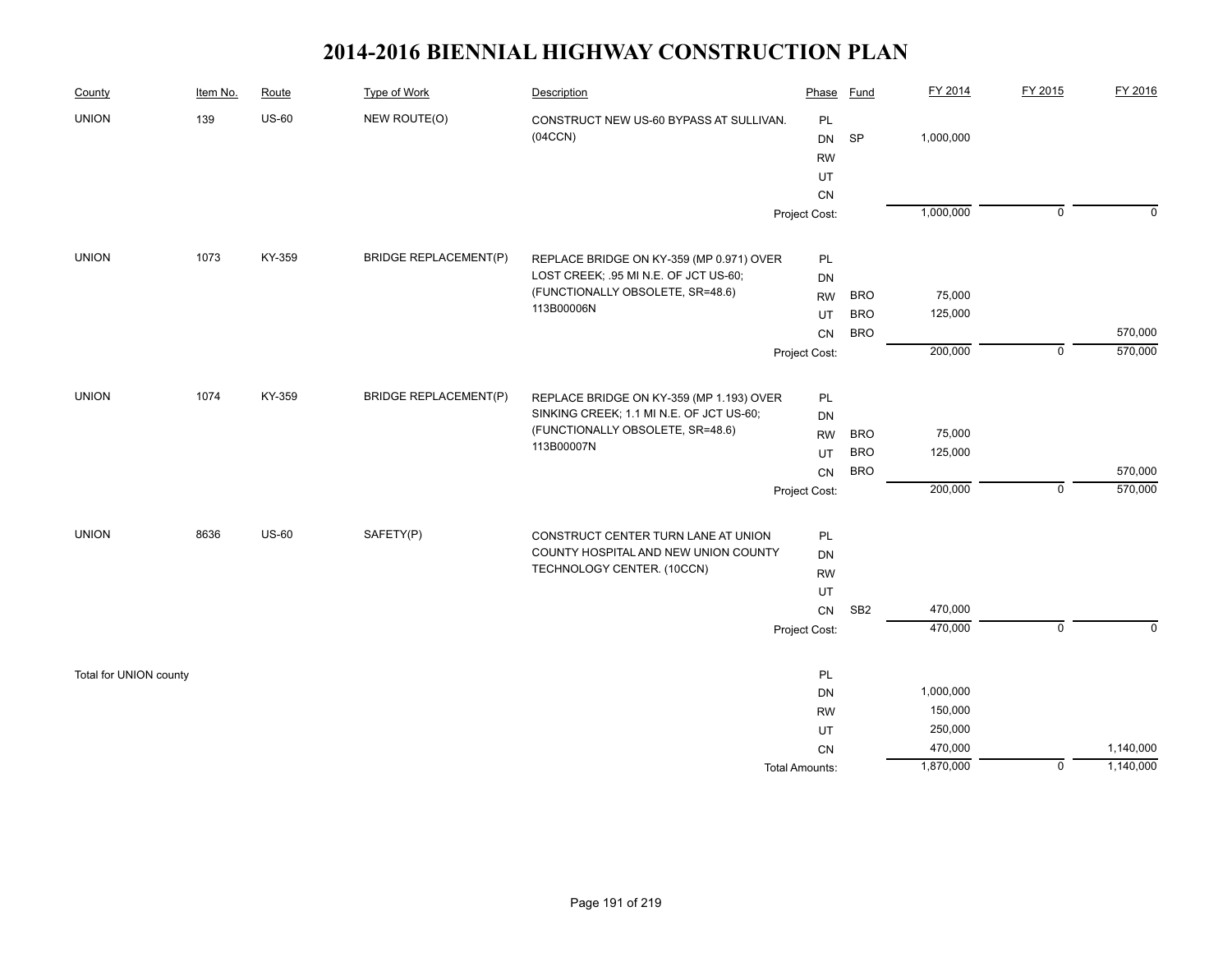# 2014-2016 BIENNIAL HIGHWAY CONSTRUCTION PLAN

| County | Item No. | Route | Type of Work | Description | Phase | Fund | FY 2014 | FY 2015 | FY 2016 |
|---|---|---|---|---|---|---|---|---|---|
| UNION | 139 | US-60 | NEW ROUTE(O) | CONSTRUCT NEW US-60 BYPASS AT SULLIVAN. (04CCN) | PL | | | | |
| | | | | | DN | SP | 1,000,000 | | |
| | | | | | RW | | | | |
| | | | | | UT | | | | |
| | | | | | CN | | | | |
| | | | | | Project Cost: | | 1,000,000 | 0 | 0 |
| UNION | 1073 | KY-359 | BRIDGE REPLACEMENT(P) | REPLACE BRIDGE ON KY-359 (MP 0.971) OVER LOST CREEK; .95 MI N.E. OF JCT US-60; (FUNCTIONALLY OBSOLETE, SR=48.6) 113B00006N | PL | | | | |
| | | | | | DN | | | | |
| | | | | | RW | BRO | 75,000 | | |
| | | | | | UT | BRO | 125,000 | | |
| | | | | | CN | BRO | | | 570,000 |
| | | | | | Project Cost: | | 200,000 | 0 | 570,000 |
| UNION | 1074 | KY-359 | BRIDGE REPLACEMENT(P) | REPLACE BRIDGE ON KY-359 (MP 1.193) OVER SINKING CREEK; 1.1 MI N.E. OF JCT US-60; (FUNCTIONALLY OBSOLETE, SR=48.6) 113B00007N | PL | | | | |
| | | | | | DN | | | | |
| | | | | | RW | BRO | 75,000 | | |
| | | | | | UT | BRO | 125,000 | | |
| | | | | | CN | BRO | | | 570,000 |
| | | | | | Project Cost: | | 200,000 | 0 | 570,000 |
| UNION | 8636 | US-60 | SAFETY(P) | CONSTRUCT CENTER TURN LANE AT UNION COUNTY HOSPITAL AND NEW UNION COUNTY TECHNOLOGY CENTER. (10CCN) | PL | | | | |
| | | | | | DN | | | | |
| | | | | | RW | | | | |
| | | | | | UT | | | | |
| | | | | | CN | SB2 | 470,000 | | |
| | | | | | Project Cost: | | 470,000 | 0 | 0 |
| Total for UNION county | | | | | PL | | | | |
| | | | | | DN | | 1,000,000 | | |
| | | | | | RW | | 150,000 | | |
| | | | | | UT | | 250,000 | | |
| | | | | | CN | | 470,000 | | 1,140,000 |
| | | | | | Total Amounts: | | 1,870,000 | 0 | 1,140,000 |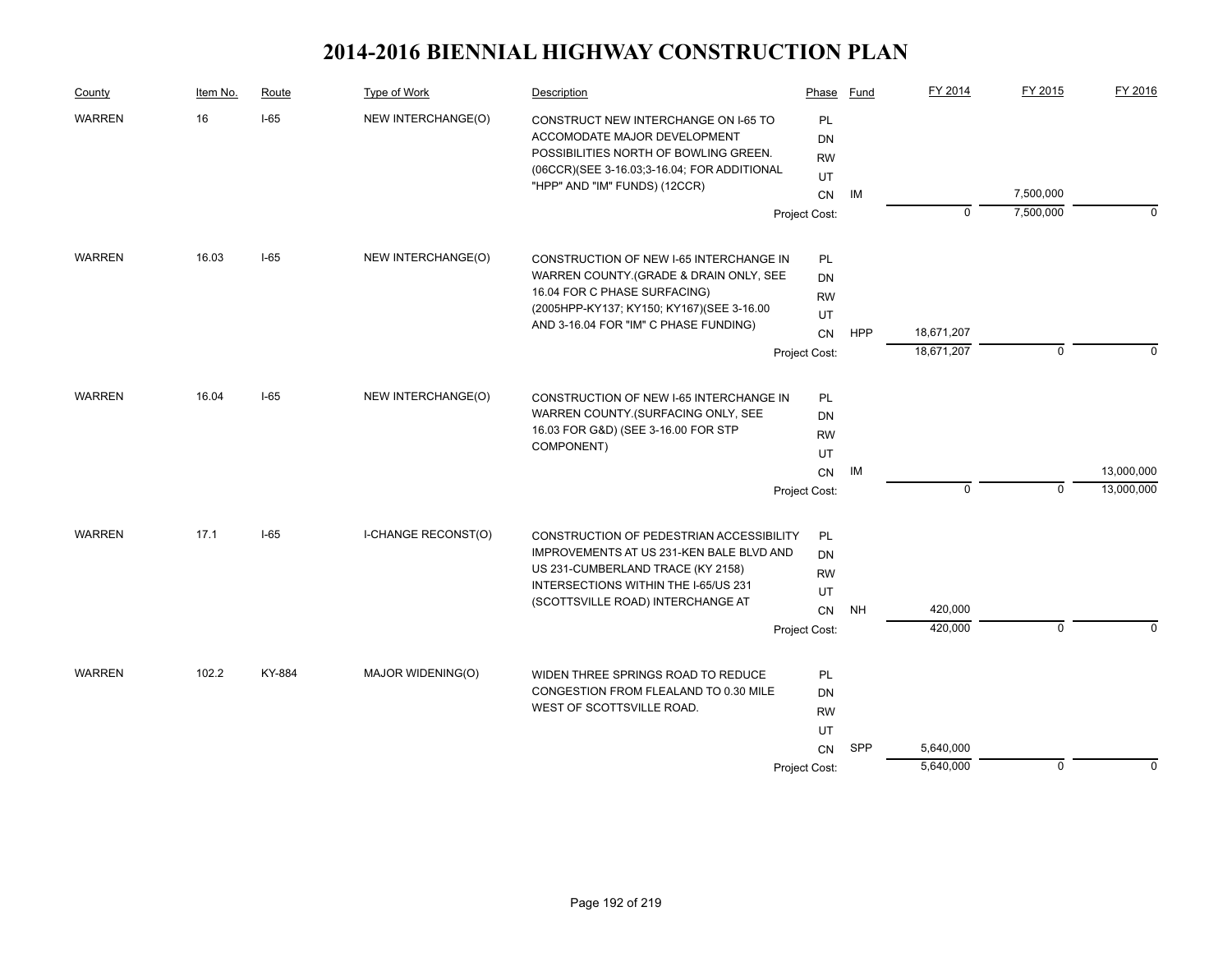# 2014-2016 BIENNIAL HIGHWAY CONSTRUCTION PLAN

| County | Item No. | Route | Type of Work | Description | Phase | Fund | FY 2014 | FY 2015 | FY 2016 |
|---|---|---|---|---|---|---|---|---|---|
| WARREN | 16 | I-65 | NEW INTERCHANGE(O) | CONSTRUCT NEW INTERCHANGE ON I-65 TO ACCOMODATE MAJOR DEVELOPMENT POSSIBILITIES NORTH OF BOWLING GREEN. (06CCR)(SEE 3-16.03;3-16.04; FOR ADDITIONAL "HPP" AND "IM" FUNDS) (12CCR) | PL | | | | |
| | | | | | DN | | | | |
| | | | | | RW | | | | |
| | | | | | UT | | | | |
| | | | | | CN | IM | | 7,500,000 | |
| | | | | | Project Cost: | | 0 | 7,500,000 | 0 |
| WARREN | 16.03 | I-65 | NEW INTERCHANGE(O) | CONSTRUCTION OF NEW I-65 INTERCHANGE IN WARREN COUNTY.(GRADE & DRAIN ONLY, SEE 16.04 FOR C PHASE SURFACING) (2005HPP-KY137; KY150; KY167)(SEE 3-16.00 AND 3-16.04 FOR "IM" C PHASE FUNDING) | PL | | | | |
| | | | | | DN | | | | |
| | | | | | RW | | | | |
| | | | | | UT | | | | |
| | | | | | CN | HPP | 18,671,207 | | |
| | | | | | Project Cost: | | 18,671,207 | 0 | 0 |
| WARREN | 16.04 | I-65 | NEW INTERCHANGE(O) | CONSTRUCTION OF NEW I-65 INTERCHANGE IN WARREN COUNTY.(SURFACING ONLY, SEE 16.03 FOR G&D) (SEE 3-16.00 FOR STP COMPONENT) | PL | | | | |
| | | | | | DN | | | | |
| | | | | | RW | | | | |
| | | | | | UT | | | | |
| | | | | | CN | IM | | | 13,000,000 |
| | | | | | Project Cost: | | 0 | 0 | 13,000,000 |
| WARREN | 17.1 | I-65 | I-CHANGE RECONST(O) | CONSTRUCTION OF PEDESTRIAN ACCESSIBILITY IMPROVEMENTS AT US 231-KEN BALE BLVD AND US 231-CUMBERLAND TRACE (KY 2158) INTERSECTIONS WITHIN THE I-65/US 231 (SCOTTSVILLE ROAD) INTERCHANGE AT | PL | | | | |
| | | | | | DN | | | | |
| | | | | | RW | | | | |
| | | | | | UT | | | | |
| | | | | | CN | NH | 420,000 | | |
| | | | | | Project Cost: | | 420,000 | 0 | 0 |
| WARREN | 102.2 | KY-884 | MAJOR WIDENING(O) | WIDEN THREE SPRINGS ROAD TO REDUCE CONGESTION FROM FLEALAND TO 0.30 MILE WEST OF SCOTTSVILLE ROAD. | PL | | | | |
| | | | | | DN | | | | |
| | | | | | RW | | | | |
| | | | | | UT | | | | |
| | | | | | CN | SPP | 5,640,000 | | |
| | | | | | Project Cost: | | 5,640,000 | 0 | 0 |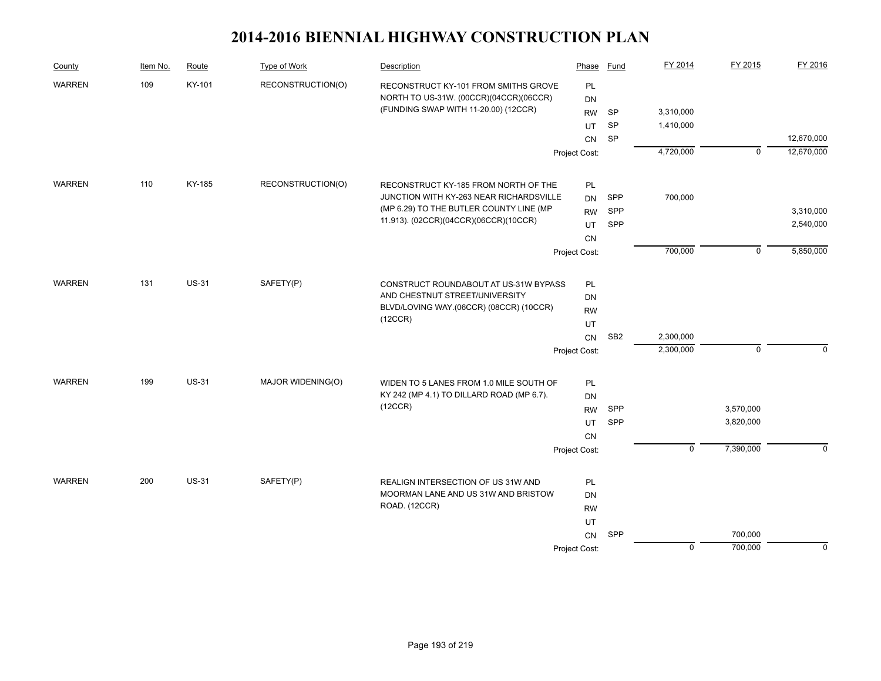# 2014-2016 BIENNIAL HIGHWAY CONSTRUCTION PLAN

| County | Item No. | Route | Type of Work | Description | Phase | Fund | FY 2014 | FY 2015 | FY 2016 |
|---|---|---|---|---|---|---|---|---|---|
| WARREN | 109 | KY-101 | RECONSTRUCTION(O) | RECONSTRUCT KY-101 FROM SMITHS GROVE NORTH TO US-31W. (00CCR)(04CCR)(06CCR) (FUNDING SWAP WITH 11-20.00) (12CCR) | PL | | | | |
| | | | | | DN | | | | |
| | | | | | RW | SP | 3,310,000 | | |
| | | | | | UT | SP | 1,410,000 | | |
| | | | | | CN | SP | | | 12,670,000 |
| | | | | | Project Cost: | | 4,720,000 | 0 | 12,670,000 |
| WARREN | 110 | KY-185 | RECONSTRUCTION(O) | RECONSTRUCT KY-185 FROM NORTH OF THE JUNCTION WITH KY-263 NEAR RICHARDSVILLE (MP 6.29) TO THE BUTLER COUNTY LINE (MP 11.913). (02CCR)(04CCR)(06CCR)(10CCR) | PL | | | | |
| | | | | | DN | SPP | 700,000 | | |
| | | | | | RW | SPP | | | 3,310,000 |
| | | | | | UT | SPP | | | 2,540,000 |
| | | | | | CN | | | | |
| | | | | | Project Cost: | | 700,000 | 0 | 5,850,000 |
| WARREN | 131 | US-31 | SAFETY(P) | CONSTRUCT ROUNDABOUT AT US-31W BYPASS AND CHESTNUT STREET/UNIVERSITY BLVD/LOVING WAY.(06CCR) (08CCR) (10CCR) (12CCR) | PL | | | | |
| | | | | | DN | | | | |
| | | | | | RW | | | | |
| | | | | | UT | | | | |
| | | | | | CN | SB2 | 2,300,000 | | |
| | | | | | Project Cost: | | 2,300,000 | 0 | 0 |
| WARREN | 199 | US-31 | MAJOR WIDENING(O) | WIDEN TO 5 LANES FROM 1.0 MILE SOUTH OF KY 242 (MP 4.1) TO DILLARD ROAD (MP 6.7). (12CCR) | PL | | | | |
| | | | | | DN | | | | |
| | | | | | RW | SPP | | 3,570,000 | |
| | | | | | UT | SPP | | 3,820,000 | |
| | | | | | CN | | | | |
| | | | | | Project Cost: | | 0 | 7,390,000 | 0 |
| WARREN | 200 | US-31 | SAFETY(P) | REALIGN INTERSECTION OF US 31W AND MOORMAN LANE AND US 31W AND BRISTOW ROAD. (12CCR) | PL | | | | |
| | | | | | DN | | | | |
| | | | | | RW | | | | |
| | | | | | UT | | | | |
| | | | | | CN | SPP | | 700,000 | |
| | | | | | Project Cost: | | 0 | 700,000 | 0 |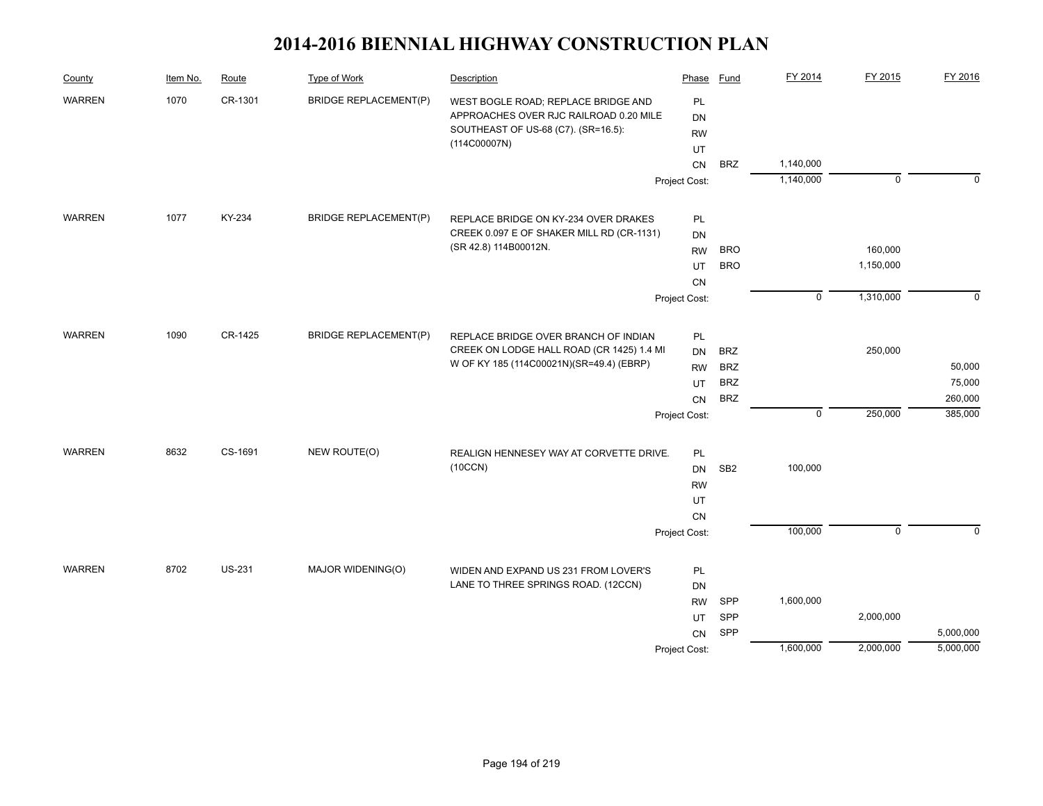# 2014-2016 BIENNIAL HIGHWAY CONSTRUCTION PLAN

| County | Item No. | Route | Type of Work | Description | Phase | Fund | FY 2014 | FY 2015 | FY 2016 |
|---|---|---|---|---|---|---|---|---|---|
| WARREN | 1070 | CR-1301 | BRIDGE REPLACEMENT(P) | WEST BOGLE ROAD; REPLACE BRIDGE AND APPROACHES OVER RJC RAILROAD 0.20 MILE SOUTHEAST OF US-68 (C7). (SR=16.5): (114C00007N) | PL | | | | |
| | | | | | DN | | | | |
| | | | | | RW | | | | |
| | | | | | UT | | | | |
| | | | | | CN | BRZ | 1,140,000 | | |
| | | | | | Project Cost: | | 1,140,000 | 0 | 0 |
| WARREN | 1077 | KY-234 | BRIDGE REPLACEMENT(P) | REPLACE BRIDGE ON KY-234 OVER DRAKES CREEK 0.097 E OF SHAKER MILL RD (CR-1131) (SR 42.8) 114B00012N. | PL | | | | |
| | | | | | DN | | | | |
| | | | | | RW | BRO | | 160,000 | |
| | | | | | UT | BRO | | 1,150,000 | |
| | | | | | CN | | | | |
| | | | | | Project Cost: | | 0 | 1,310,000 | 0 |
| WARREN | 1090 | CR-1425 | BRIDGE REPLACEMENT(P) | REPLACE BRIDGE OVER BRANCH OF INDIAN CREEK ON LODGE HALL ROAD (CR 1425) 1.4 MI W OF KY 185 (114C00021N)(SR=49.4) (EBRP) | PL | | | | |
| | | | | | DN | BRZ | | 250,000 | |
| | | | | | RW | BRZ | | | 50,000 |
| | | | | | UT | BRZ | | | 75,000 |
| | | | | | CN | BRZ | | | 260,000 |
| | | | | | Project Cost: | | 0 | 250,000 | 385,000 |
| WARREN | 8632 | CS-1691 | NEW ROUTE(O) | REALIGN HENNESEY WAY AT CORVETTE DRIVE. (10CCN) | PL | | | | |
| | | | | | DN | SB2 | 100,000 | | |
| | | | | | RW | | | | |
| | | | | | UT | | | | |
| | | | | | CN | | | | |
| | | | | | Project Cost: | | 100,000 | 0 | 0 |
| WARREN | 8702 | US-231 | MAJOR WIDENING(O) | WIDEN AND EXPAND US 231 FROM LOVER'S LANE TO THREE SPRINGS ROAD. (12CCN) | PL | | | | |
| | | | | | DN | | | | |
| | | | | | RW | SPP | 1,600,000 | | |
| | | | | | UT | SPP | | 2,000,000 | |
| | | | | | CN | SPP | | | 5,000,000 |
| | | | | | Project Cost: | | 1,600,000 | 2,000,000 | 5,000,000 |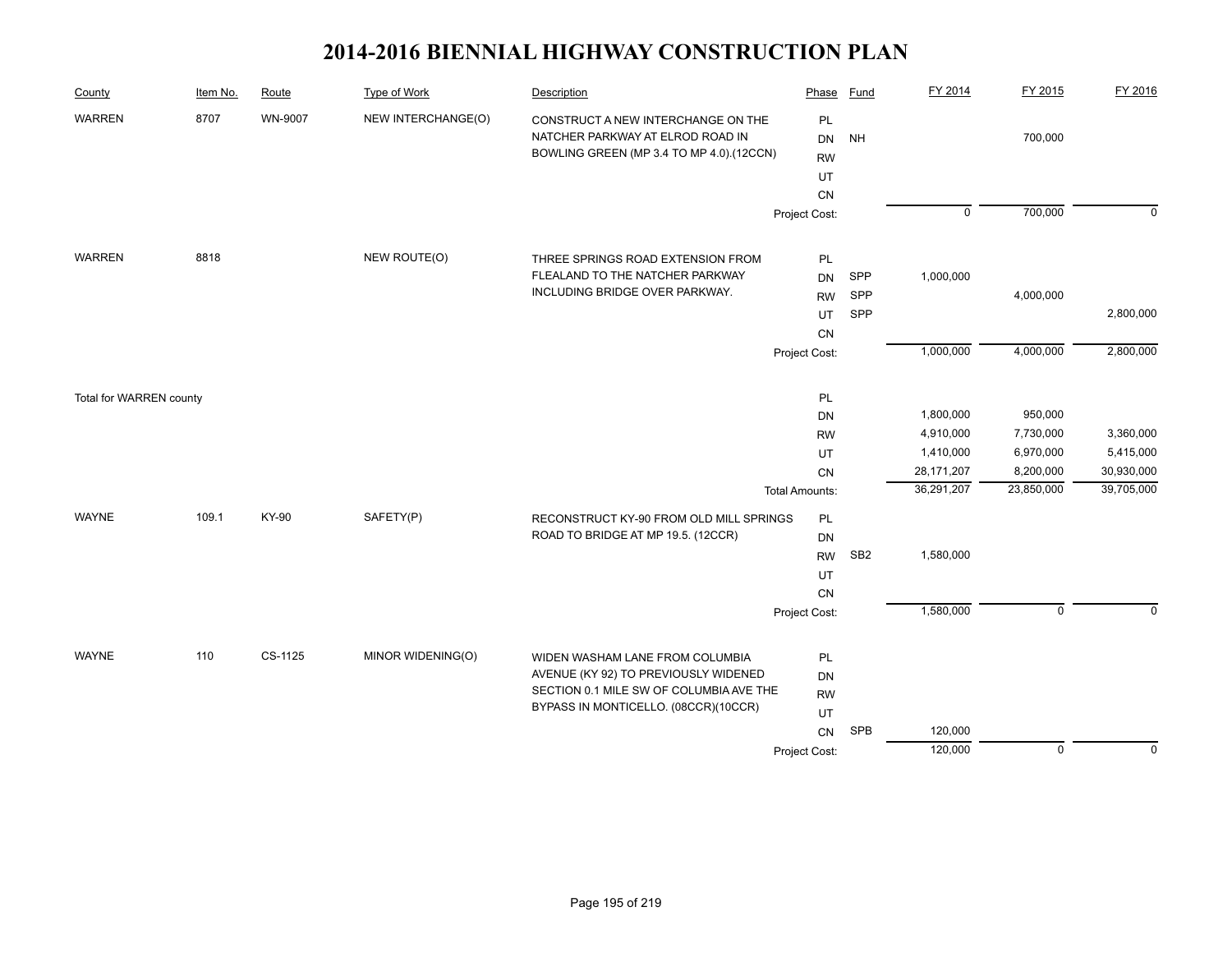# 2014-2016 BIENNIAL HIGHWAY CONSTRUCTION PLAN

| County | Item No. | Route | Type of Work | Description | Phase | Fund | FY 2014 | FY 2015 | FY 2016 |
|---|---|---|---|---|---|---|---|---|---|
| WARREN | 8707 | WN-9007 | NEW INTERCHANGE(O) | CONSTRUCT A NEW INTERCHANGE ON THE NATCHER PARKWAY AT ELROD ROAD IN BOWLING GREEN (MP 3.4 TO MP 4.0).(12CCN) | PL | | | | |
| | | | | | DN | NH | | 700,000 | |
| | | | | | RW | | | | |
| | | | | | UT | | | | |
| | | | | | CN | | | | |
| | | | | | Project Cost: | | 0 | 700,000 | 0 |
| WARREN | 8818 | | NEW ROUTE(O) | THREE SPRINGS ROAD EXTENSION FROM FLEALAND TO THE NATCHER PARKWAY INCLUDING BRIDGE OVER PARKWAY. | PL | | | | |
| | | | | | DN | SPP | 1,000,000 | | |
| | | | | | RW | SPP | | 4,000,000 | |
| | | | | | UT | SPP | | | 2,800,000 |
| | | | | | CN | | | | |
| | | | | | Project Cost: | | 1,000,000 | 4,000,000 | 2,800,000 |
| Total for WARREN county | | | | | PL | | | | |
| | | | | | DN | | 1,800,000 | 950,000 | |
| | | | | | RW | | 4,910,000 | 7,730,000 | 3,360,000 |
| | | | | | UT | | 1,410,000 | 6,970,000 | 5,415,000 |
| | | | | | CN | | 28,171,207 | 8,200,000 | 30,930,000 |
| | | | | | Total Amounts: | | 36,291,207 | 23,850,000 | 39,705,000 |
| WAYNE | 109.1 | KY-90 | SAFETY(P) | RECONSTRUCT KY-90 FROM OLD MILL SPRINGS ROAD TO BRIDGE AT MP 19.5. (12CCR) | PL | | | | |
| | | | | | DN | | | | |
| | | | | | RW | SB2 | 1,580,000 | | |
| | | | | | UT | | | | |
| | | | | | CN | | | | |
| | | | | | Project Cost: | | 1,580,000 | 0 | 0 |
| WAYNE | 110 | CS-1125 | MINOR WIDENING(O) | WIDEN WASHAM LANE FROM COLUMBIA AVENUE (KY 92) TO PREVIOUSLY WIDENED SECTION 0.1 MILE SW OF COLUMBIA AVE THE BYPASS IN MONTICELLO. (08CCR)(10CCR) | PL | | | | |
| | | | | | DN | | | | |
| | | | | | RW | | | | |
| | | | | | UT | | | | |
| | | | | | CN | SPB | 120,000 | | |
| | | | | | Project Cost: | | 120,000 | 0 | 0 |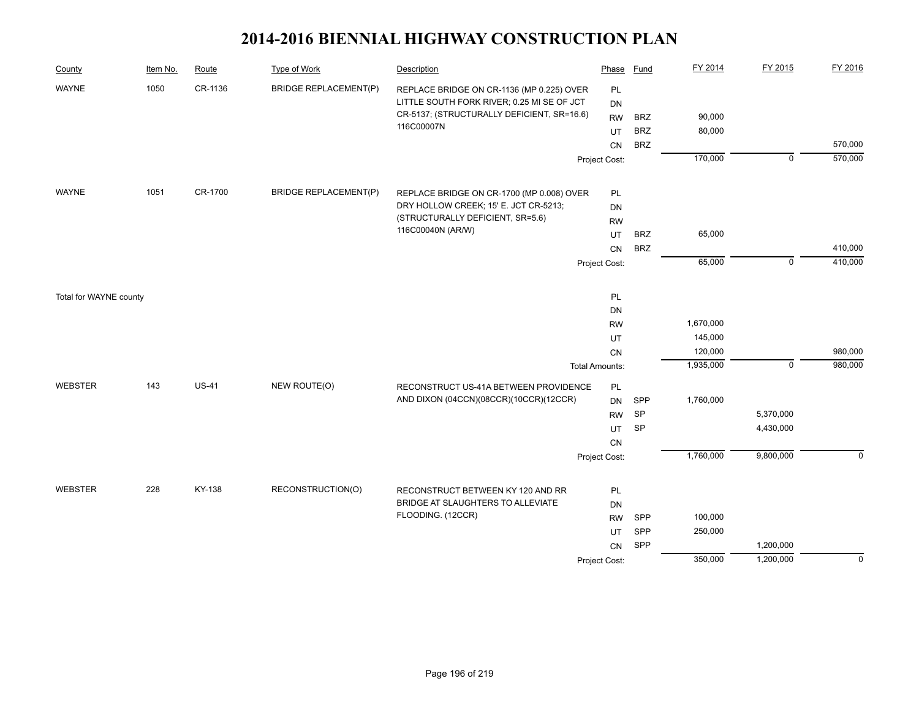# 2014-2016 BIENNIAL HIGHWAY CONSTRUCTION PLAN

| County | Item No. | Route | Type of Work | Description | Phase | Fund | FY 2014 | FY 2015 | FY 2016 |
|---|---|---|---|---|---|---|---|---|---|
| WAYNE | 1050 | CR-1136 | BRIDGE REPLACEMENT(P) | REPLACE BRIDGE ON CR-1136 (MP 0.225) OVER LITTLE SOUTH FORK RIVER; 0.25 MI SE OF JCT CR-5137; (STRUCTURALLY DEFICIENT, SR=16.6) 116C00007N | PL | | | | |
| | | | | | DN | | | | |
| | | | | | RW | BRZ | 90,000 | | |
| | | | | | UT | BRZ | 80,000 | | |
| | | | | | CN | BRZ | | | 570,000 |
| | | | | | Project Cost: | | 170,000 | 0 | 570,000 |
| WAYNE | 1051 | CR-1700 | BRIDGE REPLACEMENT(P) | REPLACE BRIDGE ON CR-1700 (MP 0.008) OVER DRY HOLLOW CREEK; 15' E. JCT CR-5213; (STRUCTURALLY DEFICIENT, SR=5.6) 116C00040N (AR/W) | PL | | | | |
| | | | | | DN | | | | |
| | | | | | RW | | | | |
| | | | | | UT | BRZ | 65,000 | | |
| | | | | | CN | BRZ | | | 410,000 |
| | | | | | Project Cost: | | 65,000 | 0 | 410,000 |
| Total for WAYNE county | | | | | PL | | | | |
| | | | | | DN | | | | |
| | | | | | RW | | 1,670,000 | | |
| | | | | | UT | | 145,000 | | |
| | | | | | CN | | 120,000 | | 980,000 |
| | | | | | Total Amounts: | | 1,935,000 | 0 | 980,000 |
| WEBSTER | 143 | US-41 | NEW ROUTE(O) | RECONSTRUCT US-41A BETWEEN PROVIDENCE AND DIXON (04CCN)(08CCR)(10CCR)(12CCR) | PL | | | | |
| | | | | | DN | SPP | 1,760,000 | | |
| | | | | | RW | SP | | 5,370,000 | |
| | | | | | UT | SP | | 4,430,000 | |
| | | | | | CN | | | | |
| | | | | | Project Cost: | | 1,760,000 | 9,800,000 | 0 |
| WEBSTER | 228 | KY-138 | RECONSTRUCTION(O) | RECONSTRUCT BETWEEN KY 120 AND RR BRIDGE AT SLAUGHTERS TO ALLEVIATE FLOODING. (12CCR) | PL | | | | |
| | | | | | DN | | | | |
| | | | | | RW | SPP | 100,000 | | |
| | | | | | UT | SPP | 250,000 | | |
| | | | | | CN | SPP | | 1,200,000 | |
| | | | | | Project Cost: | | 350,000 | 1,200,000 | 0 |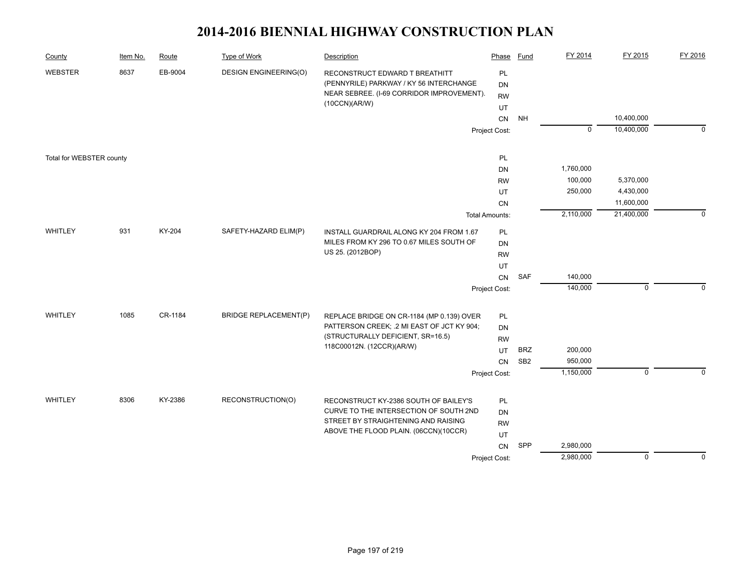# 2014-2016 BIENNIAL HIGHWAY CONSTRUCTION PLAN

| County | Item No. | Route | Type of Work | Description | Phase | Fund | FY 2014 | FY 2015 | FY 2016 |
|---|---|---|---|---|---|---|---|---|---|
| WEBSTER | 8637 | EB-9004 | DESIGN ENGINEERING(O) | RECONSTRUCT EDWARD T BREATHITT (PENNYRILE) PARKWAY / KY 56 INTERCHANGE NEAR SEBREE. (I-69 CORRIDOR IMPROVEMENT). (10CCN)(AR/W) | PL | | | | |
| | | | | | DN | | | | |
| | | | | | RW | | | | |
| | | | | | UT | | | | |
| | | | | | CN | NH | | 10,400,000 | |
| | | | | | Project Cost: | | 0 | 10,400,000 | 0 |
| Total for WEBSTER county | | | | | PL | | | | |
| | | | | | DN | | 1,760,000 | | |
| | | | | | RW | | 100,000 | 5,370,000 | |
| | | | | | UT | | 250,000 | 4,430,000 | |
| | | | | | CN | | | 11,600,000 | |
| | | | | | Total Amounts: | | 2,110,000 | 21,400,000 | 0 |
| WHITLEY | 931 | KY-204 | SAFETY-HAZARD ELIM(P) | INSTALL GUARDRAIL ALONG KY 204 FROM 1.67 MILES FROM KY 296 TO 0.67 MILES SOUTH OF US 25. (2012BOP) | PL | | | | |
| | | | | | DN | | | | |
| | | | | | RW | | | | |
| | | | | | UT | | | | |
| | | | | | CN | SAF | 140,000 | | |
| | | | | | Project Cost: | | 140,000 | 0 | 0 |
| WHITLEY | 1085 | CR-1184 | BRIDGE REPLACEMENT(P) | REPLACE BRIDGE ON CR-1184 (MP 0.139) OVER PATTERSON CREEK; .2 MI EAST OF JCT KY 904; (STRUCTURALLY DEFICIENT, SR=16.5) 118C00012N. (12CCR)(AR/W) | PL | | | | |
| | | | | | DN | | | | |
| | | | | | RW | | | | |
| | | | | | UT | BRZ | 200,000 | | |
| | | | | | CN | SB2 | 950,000 | | |
| | | | | | Project Cost: | | 1,150,000 | 0 | 0 |
| WHITLEY | 8306 | KY-2386 | RECONSTRUCTION(O) | RECONSTRUCT KY-2386 SOUTH OF BAILEY'S CURVE TO THE INTERSECTION OF SOUTH 2ND STREET BY STRAIGHTENING AND RAISING ABOVE THE FLOOD PLAIN. (06CCN)(10CCR) | PL | | | | |
| | | | | | DN | | | | |
| | | | | | RW | | | | |
| | | | | | UT | | | | |
| | | | | | CN | SPP | 2,980,000 | | |
| | | | | | Project Cost: | | 2,980,000 | 0 | 0 |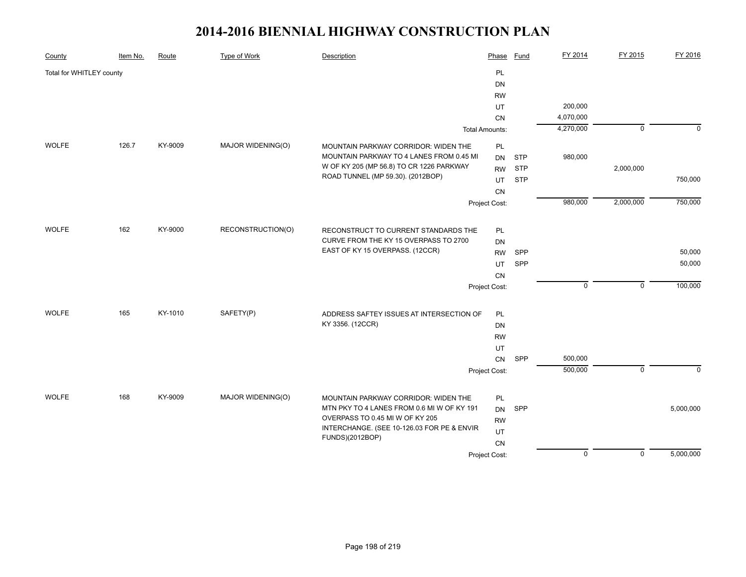# 2014-2016 BIENNIAL HIGHWAY CONSTRUCTION PLAN

| County | Item No. | Route | Type of Work | Description | Phase | Fund | FY 2014 | FY 2015 | FY 2016 |
|---|---|---|---|---|---|---|---|---|---|
| Total for WHITLEY county | | | | | PL | | | | |
| | | | | | DN | | | | |
| | | | | | RW | | | | |
| | | | | | UT | | 200,000 | | |
| | | | | | CN | | 4,070,000 | | |
| | | | | | Total Amounts: | | 4,270,000 | 0 | 0 |
| WOLFE | 126.7 | KY-9009 | MAJOR WIDENING(O) | MOUNTAIN PARKWAY CORRIDOR: WIDEN THE MOUNTAIN PARKWAY TO 4 LANES FROM 0.45 MI W OF KY 205 (MP 56.8) TO CR 1226 PARKWAY ROAD TUNNEL (MP 59.30). (2012BOP) | PL | | | | |
| | | | | | DN | STP | 980,000 | | |
| | | | | | RW | STP | | 2,000,000 | |
| | | | | | UT | STP | | | 750,000 |
| | | | | | CN | | | | |
| | | | | | Project Cost: | | 980,000 | 2,000,000 | 750,000 |
| WOLFE | 162 | KY-9000 | RECONSTRUCTION(O) | RECONSTRUCT TO CURRENT STANDARDS THE CURVE FROM THE KY 15 OVERPASS TO 2700 EAST OF KY 15 OVERPASS. (12CCR) | PL | | | | |
| | | | | | DN | | | | |
| | | | | | RW | SPP | | | 50,000 |
| | | | | | UT | SPP | | | 50,000 |
| | | | | | CN | | | | |
| | | | | | Project Cost: | | 0 | 0 | 100,000 |
| WOLFE | 165 | KY-1010 | SAFETY(P) | ADDRESS SAFTEY ISSUES AT INTERSECTION OF KY 3356. (12CCR) | PL | | | | |
| | | | | | DN | | | | |
| | | | | | RW | | | | |
| | | | | | UT | | | | |
| | | | | | CN | SPP | 500,000 | | |
| | | | | | Project Cost: | | 500,000 | 0 | 0 |
| WOLFE | 168 | KY-9009 | MAJOR WIDENING(O) | MOUNTAIN PARKWAY CORRIDOR: WIDEN THE MTN PKY TO 4 LANES FROM 0.6 MI W OF KY 191 OVERPASS TO 0.45 MI W OF KY 205 INTERCHANGE. (SEE 10-126.03 FOR PE & ENVIR FUNDS)(2012BOP) | PL | | | | |
| | | | | | DN | SPP | | | 5,000,000 |
| | | | | | RW | | | | |
| | | | | | UT | | | | |
| | | | | | CN | | | | |
| | | | | | Project Cost: | | 0 | 0 | 5,000,000 |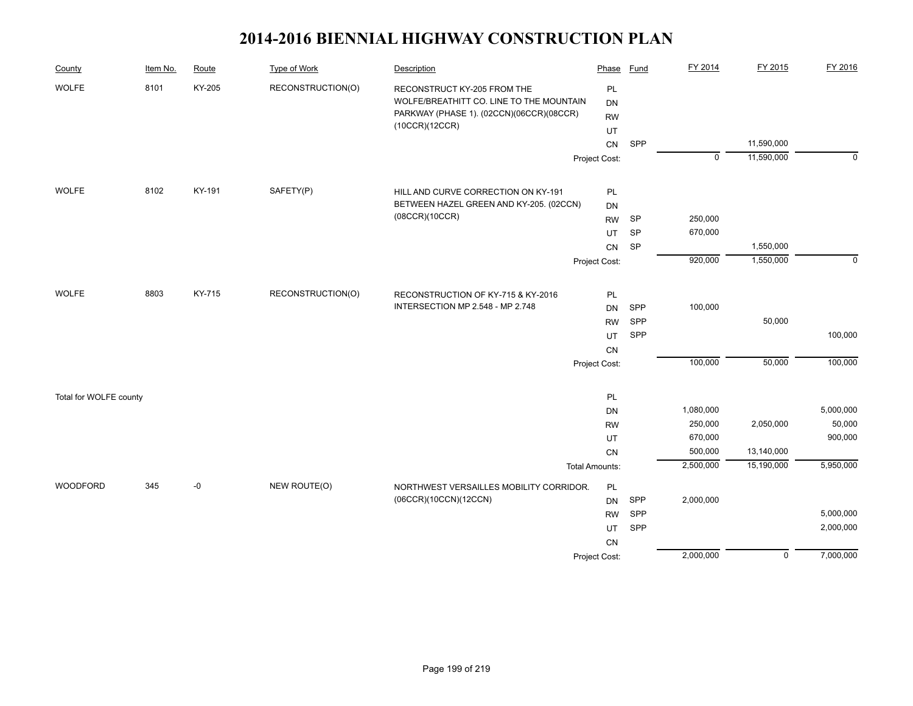# 2014-2016 BIENNIAL HIGHWAY CONSTRUCTION PLAN

| County | Item No. | Route | Type of Work | Description | Phase | Fund | FY 2014 | FY 2015 | FY 2016 |
|---|---|---|---|---|---|---|---|---|---|
| WOLFE | 8101 | KY-205 | RECONSTRUCTION(O) | RECONSTRUCT KY-205 FROM THE WOLFE/BREATHITT CO. LINE TO THE MOUNTAIN PARKWAY (PHASE 1). (02CCN)(06CCR)(08CCR)(10CCR)(12CCR) | PL | | | | |
| | | | | | DN | | | | |
| | | | | | RW | | | | |
| | | | | | UT | | | | |
| | | | | | CN | SPP | | 11,590,000 | |
| | | | | | Project Cost: | | 0 | 11,590,000 | 0 |
| WOLFE | 8102 | KY-191 | SAFETY(P) | HILL AND CURVE CORRECTION ON KY-191 BETWEEN HAZEL GREEN AND KY-205. (02CCN)(08CCR)(10CCR) | PL | | | | |
| | | | | | DN | | | | |
| | | | | | RW | SP | 250,000 | | |
| | | | | | UT | SP | 670,000 | | |
| | | | | | CN | SP | | 1,550,000 | |
| | | | | | Project Cost: | | 920,000 | 1,550,000 | 0 |
| WOLFE | 8803 | KY-715 | RECONSTRUCTION(O) | RECONSTRUCTION OF KY-715 & KY-2016 INTERSECTION MP 2.548 - MP 2.748 | PL | | | | |
| | | | | | DN | SPP | 100,000 | | |
| | | | | | RW | SPP | | 50,000 | |
| | | | | | UT | SPP | | | 100,000 |
| | | | | | CN | | | | |
| | | | | | Project Cost: | | 100,000 | 50,000 | 100,000 |
| Total for WOLFE county | | | | | PL | | | | |
| | | | | | DN | | 1,080,000 | | 5,000,000 |
| | | | | | RW | | 250,000 | 2,050,000 | 50,000 |
| | | | | | UT | | 670,000 | | 900,000 |
| | | | | | CN | | 500,000 | 13,140,000 | |
| | | | | | Total Amounts: | | 2,500,000 | 15,190,000 | 5,950,000 |
| WOODFORD | 345 | -0 | NEW ROUTE(O) | NORTHWEST VERSAILLES MOBILITY CORRIDOR. (06CCR)(10CCN)(12CCN) | PL | | | | |
| | | | | | DN | SPP | 2,000,000 | | |
| | | | | | RW | SPP | | | 5,000,000 |
| | | | | | UT | SPP | | | 2,000,000 |
| | | | | | CN | | | | |
| | | | | | Project Cost: | | 2,000,000 | 0 | 7,000,000 |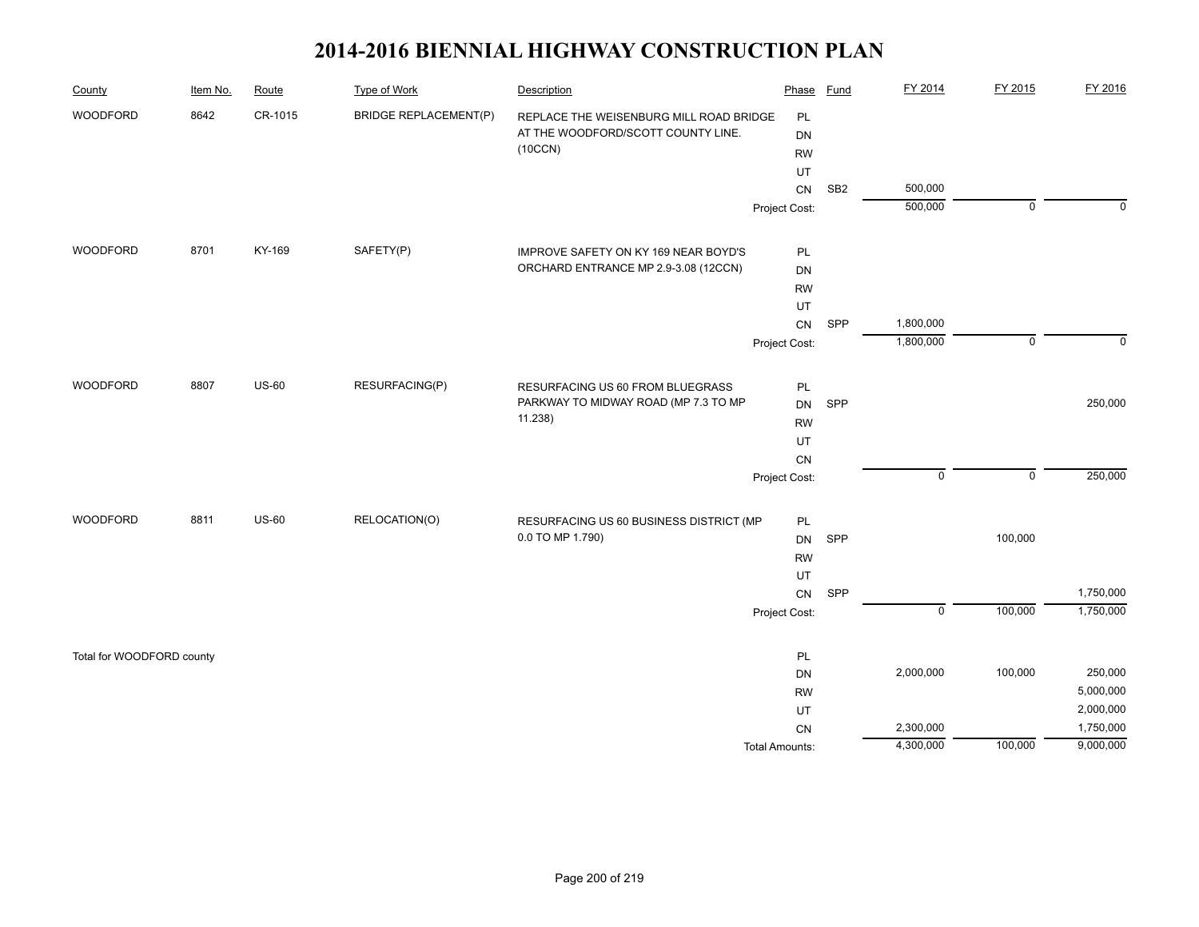# 2014-2016 BIENNIAL HIGHWAY CONSTRUCTION PLAN

| County | Item No. | Route | Type of Work | Description | Phase | Fund | FY 2014 | FY 2015 | FY 2016 |
|---|---|---|---|---|---|---|---|---|---|
| WOODFORD | 8642 | CR-1015 | BRIDGE REPLACEMENT(P) | REPLACE THE WEISENBURG MILL ROAD BRIDGE AT THE WOODFORD/SCOTT COUNTY LINE. (10CCN) | PL | | | | |
| | | | | | DN | | | | |
| | | | | | RW | | | | |
| | | | | | UT | | | | |
| | | | | | CN | SB2 | 500,000 | | |
| | | | | | Project Cost: | | 500,000 | 0 | 0 |
| WOODFORD | 8701 | KY-169 | SAFETY(P) | IMPROVE SAFETY ON KY 169 NEAR BOYD'S ORCHARD ENTRANCE MP 2.9-3.08 (12CCN) | PL | | | | |
| | | | | | DN | | | | |
| | | | | | RW | | | | |
| | | | | | UT | | | | |
| | | | | | CN | SPP | 1,800,000 | | |
| | | | | | Project Cost: | | 1,800,000 | 0 | 0 |
| WOODFORD | 8807 | US-60 | RESURFACING(P) | RESURFACING US 60 FROM BLUEGRASS PARKWAY TO MIDWAY ROAD (MP 7.3 TO MP 11.238) | PL | | | | |
| | | | | | DN | SPP | | | 250,000 |
| | | | | | RW | | | | |
| | | | | | UT | | | | |
| | | | | | CN | | | | |
| | | | | | Project Cost: | | 0 | 0 | 250,000 |
| WOODFORD | 8811 | US-60 | RELOCATION(O) | RESURFACING US 60 BUSINESS DISTRICT (MP 0.0 TO MP 1.790) | PL | | | | |
| | | | | | DN | SPP | | 100,000 | |
| | | | | | RW | | | | |
| | | | | | UT | | | | |
| | | | | | CN | SPP | | | 1,750,000 |
| | | | | | Project Cost: | | 0 | 100,000 | 1,750,000 |
| Total for WOODFORD county | | | | | PL | | | | |
| | | | | | DN | | 2,000,000 | 100,000 | 250,000 |
| | | | | | RW | | | | 5,000,000 |
| | | | | | UT | | | | 2,000,000 |
| | | | | | CN | | 2,300,000 | | 1,750,000 |
| | | | | | Total Amounts: | | 4,300,000 | 100,000 | 9,000,000 |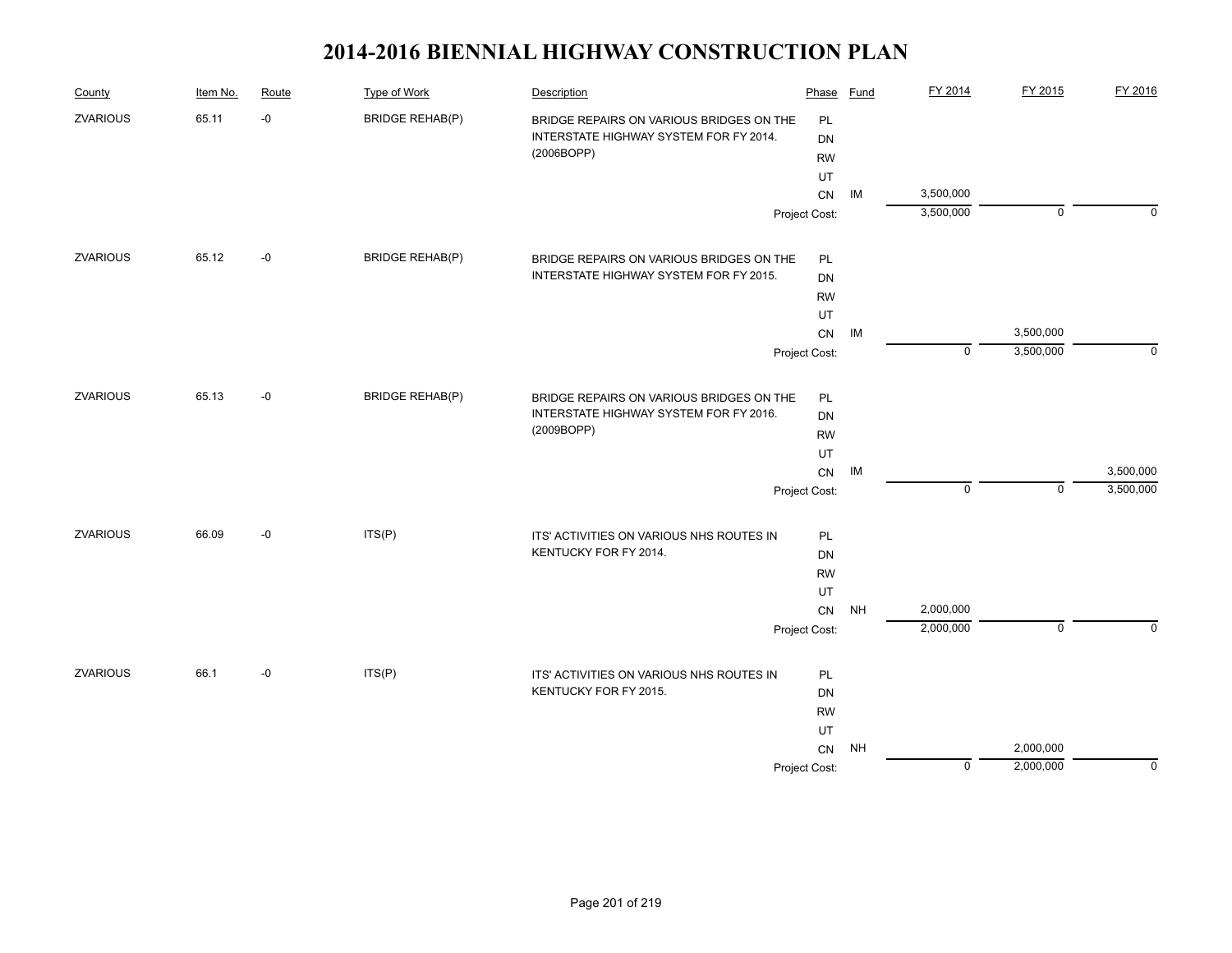# 2014-2016 BIENNIAL HIGHWAY CONSTRUCTION PLAN

| County | Item No. | Route | Type of Work | Description | Phase | Fund | FY 2014 | FY 2015 | FY 2016 |
|---|---|---|---|---|---|---|---|---|---|
| ZVARIOUS | 65.11 | -0 | BRIDGE REHAB(P) | BRIDGE REPAIRS ON VARIOUS BRIDGES ON THE INTERSTATE HIGHWAY SYSTEM FOR FY 2014. (2006BOPP) | PL | | | | |
| | | | | | DN | | | | |
| | | | | | RW | | | | |
| | | | | | UT | | | | |
| | | | | | CN | IM | 3,500,000 | | |
| | | | | | Project Cost: | | 3,500,000 | 0 | 0 |
| ZVARIOUS | 65.12 | -0 | BRIDGE REHAB(P) | BRIDGE REPAIRS ON VARIOUS BRIDGES ON THE INTERSTATE HIGHWAY SYSTEM FOR FY 2015. | PL | | | | |
| | | | | | DN | | | | |
| | | | | | RW | | | | |
| | | | | | UT | | | | |
| | | | | | CN | IM | | 3,500,000 | |
| | | | | | Project Cost: | | 0 | 3,500,000 | 0 |
| ZVARIOUS | 65.13 | -0 | BRIDGE REHAB(P) | BRIDGE REPAIRS ON VARIOUS BRIDGES ON THE INTERSTATE HIGHWAY SYSTEM FOR FY 2016. (2009BOPP) | PL | | | | |
| | | | | | DN | | | | |
| | | | | | RW | | | | |
| | | | | | UT | | | | |
| | | | | | CN | IM | | | 3,500,000 |
| | | | | | Project Cost: | | 0 | 0 | 3,500,000 |
| ZVARIOUS | 66.09 | -0 | ITS(P) | ITS' ACTIVITIES ON VARIOUS NHS ROUTES IN KENTUCKY FOR FY 2014. | PL | | | | |
| | | | | | DN | | | | |
| | | | | | RW | | | | |
| | | | | | UT | | | | |
| | | | | | CN | NH | 2,000,000 | | |
| | | | | | Project Cost: | | 2,000,000 | 0 | 0 |
| ZVARIOUS | 66.1 | -0 | ITS(P) | ITS' ACTIVITIES ON VARIOUS NHS ROUTES IN KENTUCKY FOR FY 2015. | PL | | | | |
| | | | | | DN | | | | |
| | | | | | RW | | | | |
| | | | | | UT | | | | |
| | | | | | CN | NH | | 2,000,000 | |
| | | | | | Project Cost: | | 0 | 2,000,000 | 0 |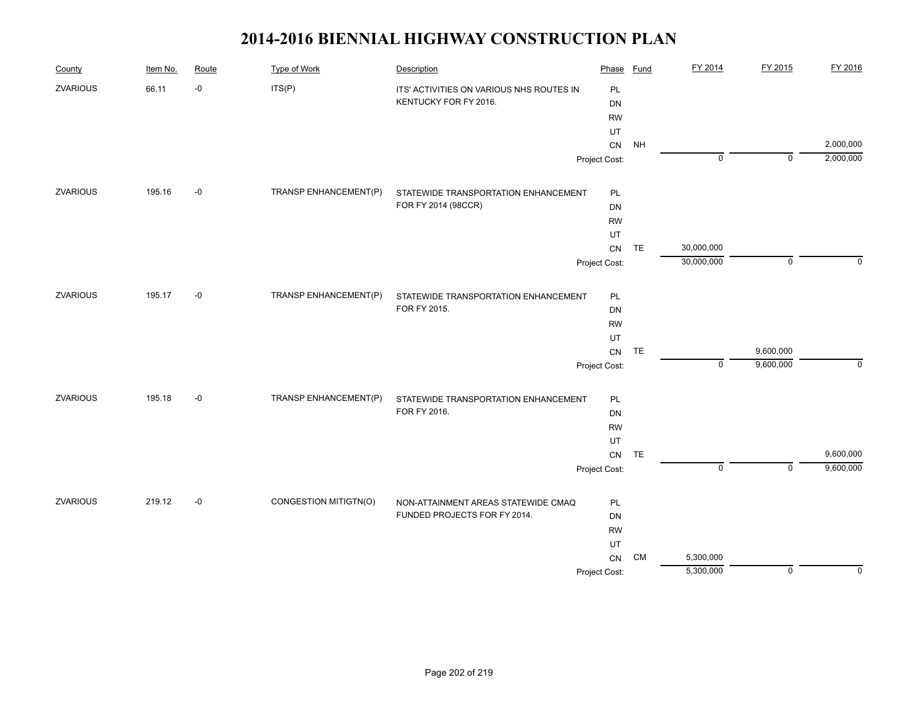# 2014-2016 BIENNIAL HIGHWAY CONSTRUCTION PLAN

| County | Item No. | Route | Type of Work | Description | Phase | Fund | FY 2014 | FY 2015 | FY 2016 |
|---|---|---|---|---|---|---|---|---|---|
| ZVARIOUS | 66.11 | -0 | ITS(P) | ITS' ACTIVITIES ON VARIOUS NHS ROUTES IN KENTUCKY FOR FY 2016. | PL | | | | |
| | | | | | DN | | | | |
| | | | | | RW | | | | |
| | | | | | UT | | | | |
| | | | | | CN | NH | | | 2,000,000 |
| | | | | | Project Cost: | | 0 | 0 | 2,000,000 |
| ZVARIOUS | 195.16 | -0 | TRANSP ENHANCEMENT(P) | STATEWIDE TRANSPORTATION ENHANCEMENT FOR FY 2014 (98CCR) | PL | | | | |
| | | | | | DN | | | | |
| | | | | | RW | | | | |
| | | | | | UT | | | | |
| | | | | | CN | TE | 30,000,000 | | |
| | | | | | Project Cost: | | 30,000,000 | 0 | 0 |
| ZVARIOUS | 195.17 | -0 | TRANSP ENHANCEMENT(P) | STATEWIDE TRANSPORTATION ENHANCEMENT FOR FY 2015. | PL | | | | |
| | | | | | DN | | | | |
| | | | | | RW | | | | |
| | | | | | UT | | | | |
| | | | | | CN | TE | | 9,600,000 | |
| | | | | | Project Cost: | | 0 | 9,600,000 | 0 |
| ZVARIOUS | 195.18 | -0 | TRANSP ENHANCEMENT(P) | STATEWIDE TRANSPORTATION ENHANCEMENT FOR FY 2016. | PL | | | | |
| | | | | | DN | | | | |
| | | | | | RW | | | | |
| | | | | | UT | | | | |
| | | | | | CN | TE | | | 9,600,000 |
| | | | | | Project Cost: | | 0 | 0 | 9,600,000 |
| ZVARIOUS | 219.12 | -0 | CONGESTION MITIGTN(O) | NON-ATTAINMENT AREAS STATEWIDE CMAQ FUNDED PROJECTS FOR FY 2014. | PL | | | | |
| | | | | | DN | | | | |
| | | | | | RW | | | | |
| | | | | | UT | | | | |
| | | | | | CN | CM | 5,300,000 | | |
| | | | | | Project Cost: | | 5,300,000 | 0 | 0 |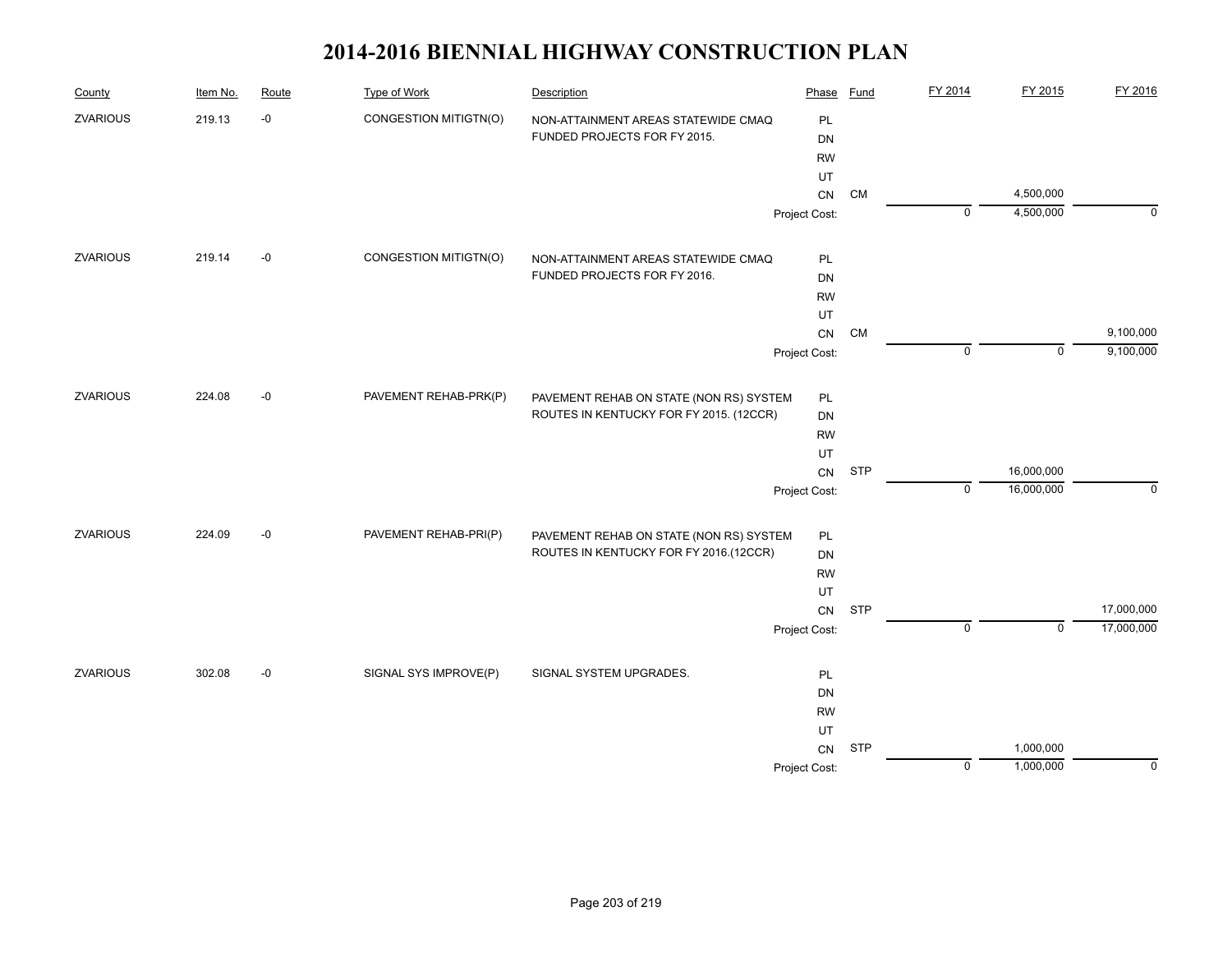# 2014-2016 BIENNIAL HIGHWAY CONSTRUCTION PLAN

| County | Item No. | Route | Type of Work | Description | Phase | Fund | FY 2014 | FY 2015 | FY 2016 |
|---|---|---|---|---|---|---|---|---|---|
| ZVARIOUS | 219.13 | -0 | CONGESTION MITIGTN(O) | NON-ATTAINMENT AREAS STATEWIDE CMAQ FUNDED PROJECTS FOR FY 2015. | PL | | | | |
| | | | | | DN | | | | |
| | | | | | RW | | | | |
| | | | | | UT | | | | |
| | | | | | CN | CM | | 4,500,000 | |
| | | | | | Project Cost: | | 0 | 4,500,000 | 0 |
| ZVARIOUS | 219.14 | -0 | CONGESTION MITIGTN(O) | NON-ATTAINMENT AREAS STATEWIDE CMAQ FUNDED PROJECTS FOR FY 2016. | PL | | | | |
| | | | | | DN | | | | |
| | | | | | RW | | | | |
| | | | | | UT | | | | |
| | | | | | CN | CM | | | 9,100,000 |
| | | | | | Project Cost: | | 0 | 0 | 9,100,000 |
| ZVARIOUS | 224.08 | -0 | PAVEMENT REHAB-PRK(P) | PAVEMENT REHAB ON STATE (NON RS) SYSTEM ROUTES IN KENTUCKY FOR FY 2015. (12CCR) | PL | | | | |
| | | | | | DN | | | | |
| | | | | | RW | | | | |
| | | | | | UT | | | | |
| | | | | | CN | STP | | 16,000,000 | |
| | | | | | Project Cost: | | 0 | 16,000,000 | 0 |
| ZVARIOUS | 224.09 | -0 | PAVEMENT REHAB-PRI(P) | PAVEMENT REHAB ON STATE (NON RS) SYSTEM ROUTES IN KENTUCKY FOR FY 2016.(12CCR) | PL | | | | |
| | | | | | DN | | | | |
| | | | | | RW | | | | |
| | | | | | UT | | | | |
| | | | | | CN | STP | | | 17,000,000 |
| | | | | | Project Cost: | | 0 | 0 | 17,000,000 |
| ZVARIOUS | 302.08 | -0 | SIGNAL SYS IMPROVE(P) | SIGNAL SYSTEM UPGRADES. | PL | | | | |
| | | | | | DN | | | | |
| | | | | | RW | | | | |
| | | | | | UT | | | | |
| | | | | | CN | STP | | 1,000,000 | |
| | | | | | Project Cost: | | 0 | 1,000,000 | 0 |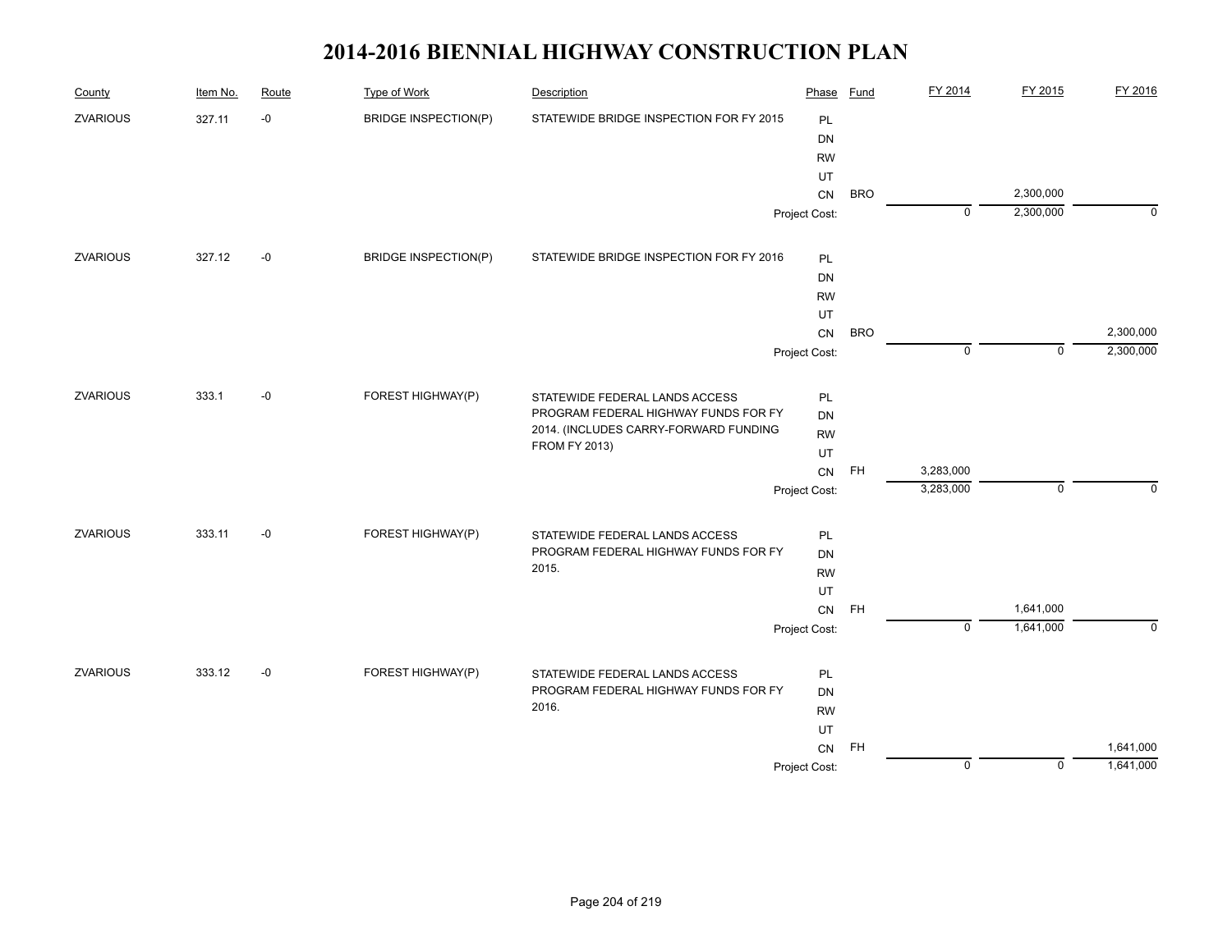# 2014-2016 BIENNIAL HIGHWAY CONSTRUCTION PLAN

| County | Item No. | Route | Type of Work | Description | Phase | Fund | FY 2014 | FY 2015 | FY 2016 |
|---|---|---|---|---|---|---|---|---|---|
| ZVARIOUS | 327.11 | -0 | BRIDGE INSPECTION(P) | STATEWIDE BRIDGE INSPECTION FOR FY 2015 | PL | | | | |
| | | | | | DN | | | | |
| | | | | | RW | | | | |
| | | | | | UT | | | | |
| | | | | | CN | BRO | | 2,300,000 | |
| | | | | | Project Cost: | | 0 | 2,300,000 | 0 |
| ZVARIOUS | 327.12 | -0 | BRIDGE INSPECTION(P) | STATEWIDE BRIDGE INSPECTION FOR FY 2016 | PL | | | | |
| | | | | | DN | | | | |
| | | | | | RW | | | | |
| | | | | | UT | | | | |
| | | | | | CN | BRO | | | 2,300,000 |
| | | | | | Project Cost: | | 0 | 0 | 2,300,000 |
| ZVARIOUS | 333.1 | -0 | FOREST HIGHWAY(P) | STATEWIDE FEDERAL LANDS ACCESS PROGRAM FEDERAL HIGHWAY FUNDS FOR FY 2014. (INCLUDES CARRY-FORWARD FUNDING FROM FY 2013) | PL | | | | |
| | | | | | DN | | | | |
| | | | | | RW | | | | |
| | | | | | UT | | | | |
| | | | | | CN | FH | 3,283,000 | | |
| | | | | | Project Cost: | | 3,283,000 | 0 | 0 |
| ZVARIOUS | 333.11 | -0 | FOREST HIGHWAY(P) | STATEWIDE FEDERAL LANDS ACCESS PROGRAM FEDERAL HIGHWAY FUNDS FOR FY 2015. | PL | | | | |
| | | | | | DN | | | | |
| | | | | | RW | | | | |
| | | | | | UT | | | | |
| | | | | | CN | FH | | 1,641,000 | |
| | | | | | Project Cost: | | 0 | 1,641,000 | 0 |
| ZVARIOUS | 333.12 | -0 | FOREST HIGHWAY(P) | STATEWIDE FEDERAL LANDS ACCESS PROGRAM FEDERAL HIGHWAY FUNDS FOR FY 2016. | PL | | | | |
| | | | | | DN | | | | |
| | | | | | RW | | | | |
| | | | | | UT | | | | |
| | | | | | CN | FH | | | 1,641,000 |
| | | | | | Project Cost: | | 0 | 0 | 1,641,000 |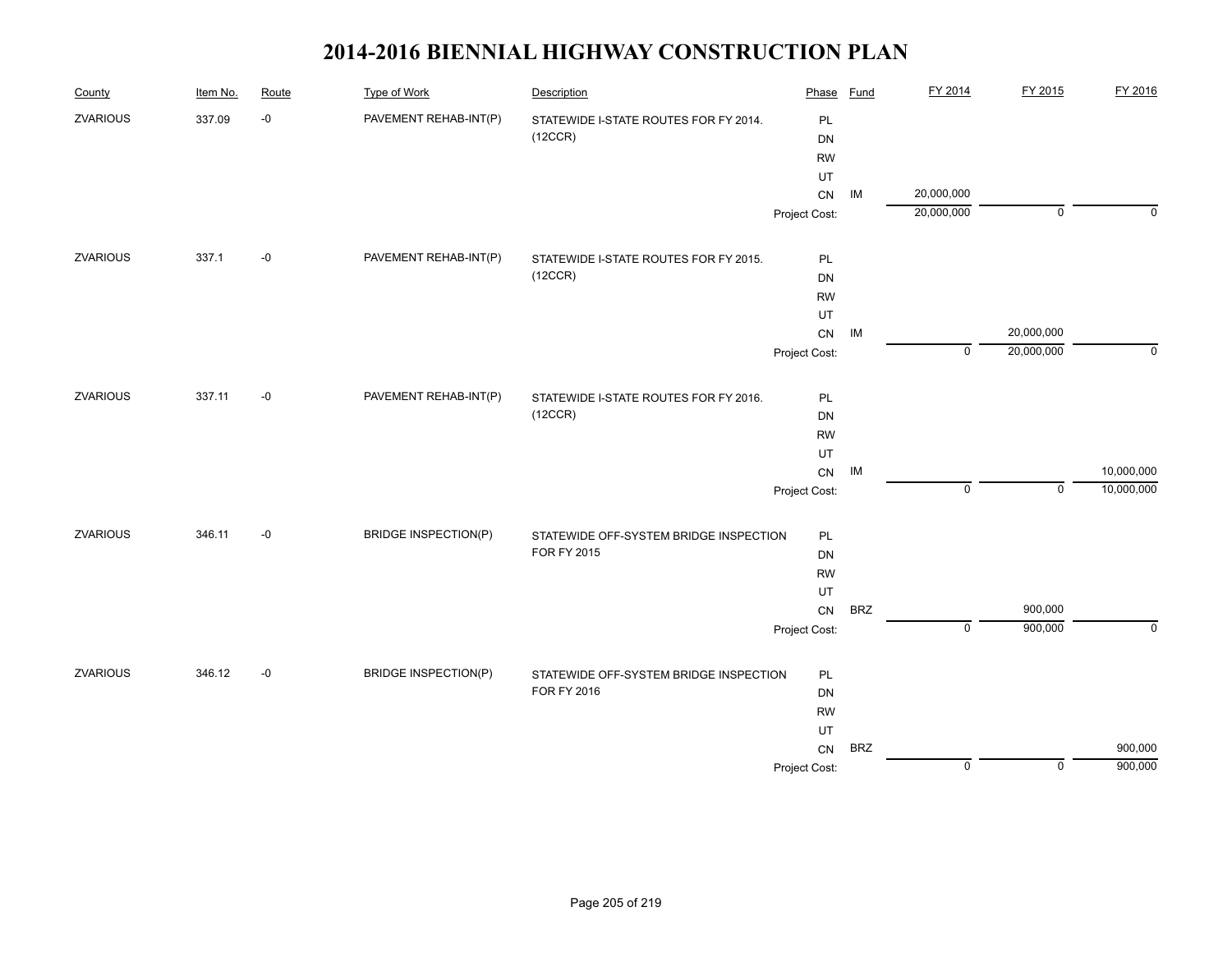# 2014-2016 BIENNIAL HIGHWAY CONSTRUCTION PLAN

| County | Item No. | Route | Type of Work | Description | Phase | Fund | FY 2014 | FY 2015 | FY 2016 |
|---|---|---|---|---|---|---|---|---|---|
| ZVARIOUS | 337.09 | -0 | PAVEMENT REHAB-INT(P) | STATEWIDE I-STATE ROUTES FOR FY 2014. (12CCR) | PL | | | | |
| | | | | | DN | | | | |
| | | | | | RW | | | | |
| | | | | | UT | | | | |
| | | | | | CN | IM | 20,000,000 | | |
| | | | | | Project Cost: | | 20,000,000 | 0 | 0 |
| ZVARIOUS | 337.1 | -0 | PAVEMENT REHAB-INT(P) | STATEWIDE I-STATE ROUTES FOR FY 2015. (12CCR) | PL | | | | |
| | | | | | DN | | | | |
| | | | | | RW | | | | |
| | | | | | UT | | | | |
| | | | | | CN | IM | | 20,000,000 | |
| | | | | | Project Cost: | | 0 | 20,000,000 | 0 |
| ZVARIOUS | 337.11 | -0 | PAVEMENT REHAB-INT(P) | STATEWIDE I-STATE ROUTES FOR FY 2016. (12CCR) | PL | | | | |
| | | | | | DN | | | | |
| | | | | | RW | | | | |
| | | | | | UT | | | | |
| | | | | | CN | IM | | | 10,000,000 |
| | | | | | Project Cost: | | 0 | 0 | 10,000,000 |
| ZVARIOUS | 346.11 | -0 | BRIDGE INSPECTION(P) | STATEWIDE OFF-SYSTEM BRIDGE INSPECTION FOR FY 2015 | PL | | | | |
| | | | | | DN | | | | |
| | | | | | RW | | | | |
| | | | | | UT | | | | |
| | | | | | CN | BRZ | | 900,000 | |
| | | | | | Project Cost: | | 0 | 900,000 | 0 |
| ZVARIOUS | 346.12 | -0 | BRIDGE INSPECTION(P) | STATEWIDE OFF-SYSTEM BRIDGE INSPECTION FOR FY 2016 | PL | | | | |
| | | | | | DN | | | | |
| | | | | | RW | | | | |
| | | | | | UT | | | | |
| | | | | | CN | BRZ | | | 900,000 |
| | | | | | Project Cost: | | 0 | 0 | 900,000 |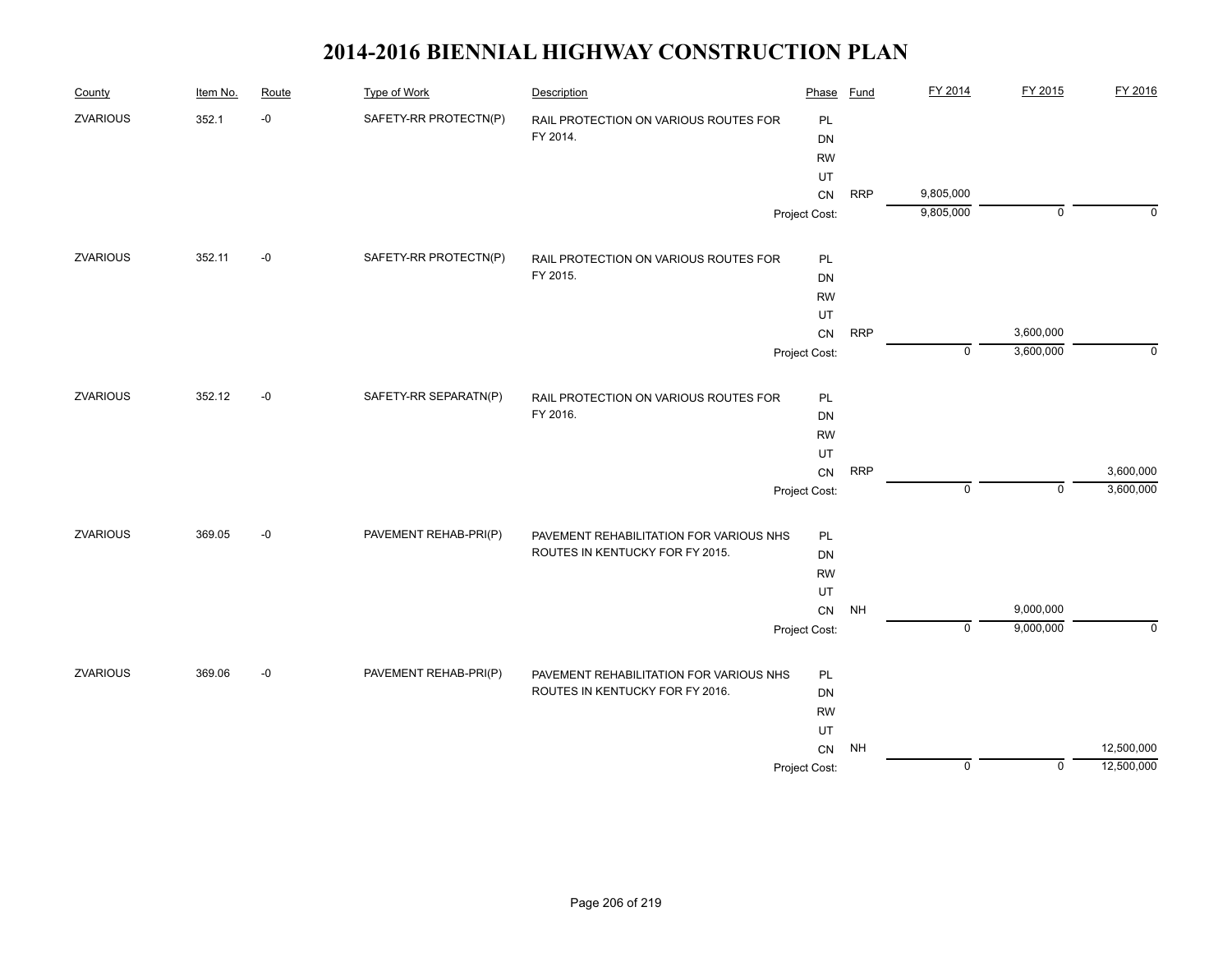# 2014-2016 BIENNIAL HIGHWAY CONSTRUCTION PLAN

| County | Item No. | Route | Type of Work | Description | Phase | Fund | FY 2014 | FY 2015 | FY 2016 |
|---|---|---|---|---|---|---|---|---|---|
| ZVARIOUS | 352.1 | -0 | SAFETY-RR PROTECTN(P) | RAIL PROTECTION ON VARIOUS ROUTES FOR FY 2014. | PL | | | | |
| | | | | | DN | | | | |
| | | | | | RW | | | | |
| | | | | | UT | | | | |
| | | | | | CN | RRP | 9,805,000 | | |
| | | | | | Project Cost: | | 9,805,000 | 0 | 0 |
| ZVARIOUS | 352.11 | -0 | SAFETY-RR PROTECTN(P) | RAIL PROTECTION ON VARIOUS ROUTES FOR FY 2015. | PL | | | | |
| | | | | | DN | | | | |
| | | | | | RW | | | | |
| | | | | | UT | | | | |
| | | | | | CN | RRP | | 3,600,000 | |
| | | | | | Project Cost: | | 0 | 3,600,000 | 0 |
| ZVARIOUS | 352.12 | -0 | SAFETY-RR SEPARATN(P) | RAIL PROTECTION ON VARIOUS ROUTES FOR FY 2016. | PL | | | | |
| | | | | | DN | | | | |
| | | | | | RW | | | | |
| | | | | | UT | | | | |
| | | | | | CN | RRP | | | 3,600,000 |
| | | | | | Project Cost: | | 0 | 0 | 3,600,000 |
| ZVARIOUS | 369.05 | -0 | PAVEMENT REHAB-PRI(P) | PAVEMENT REHABILITATION FOR VARIOUS NHS ROUTES IN KENTUCKY FOR FY 2015. | PL | | | | |
| | | | | | DN | | | | |
| | | | | | RW | | | | |
| | | | | | UT | | | | |
| | | | | | CN | NH | | 9,000,000 | |
| | | | | | Project Cost: | | 0 | 9,000,000 | 0 |
| ZVARIOUS | 369.06 | -0 | PAVEMENT REHAB-PRI(P) | PAVEMENT REHABILITATION FOR VARIOUS NHS ROUTES IN KENTUCKY FOR FY 2016. | PL | | | | |
| | | | | | DN | | | | |
| | | | | | RW | | | | |
| | | | | | UT | | | | |
| | | | | | CN | NH | | | 12,500,000 |
| | | | | | Project Cost: | | 0 | 0 | 12,500,000 |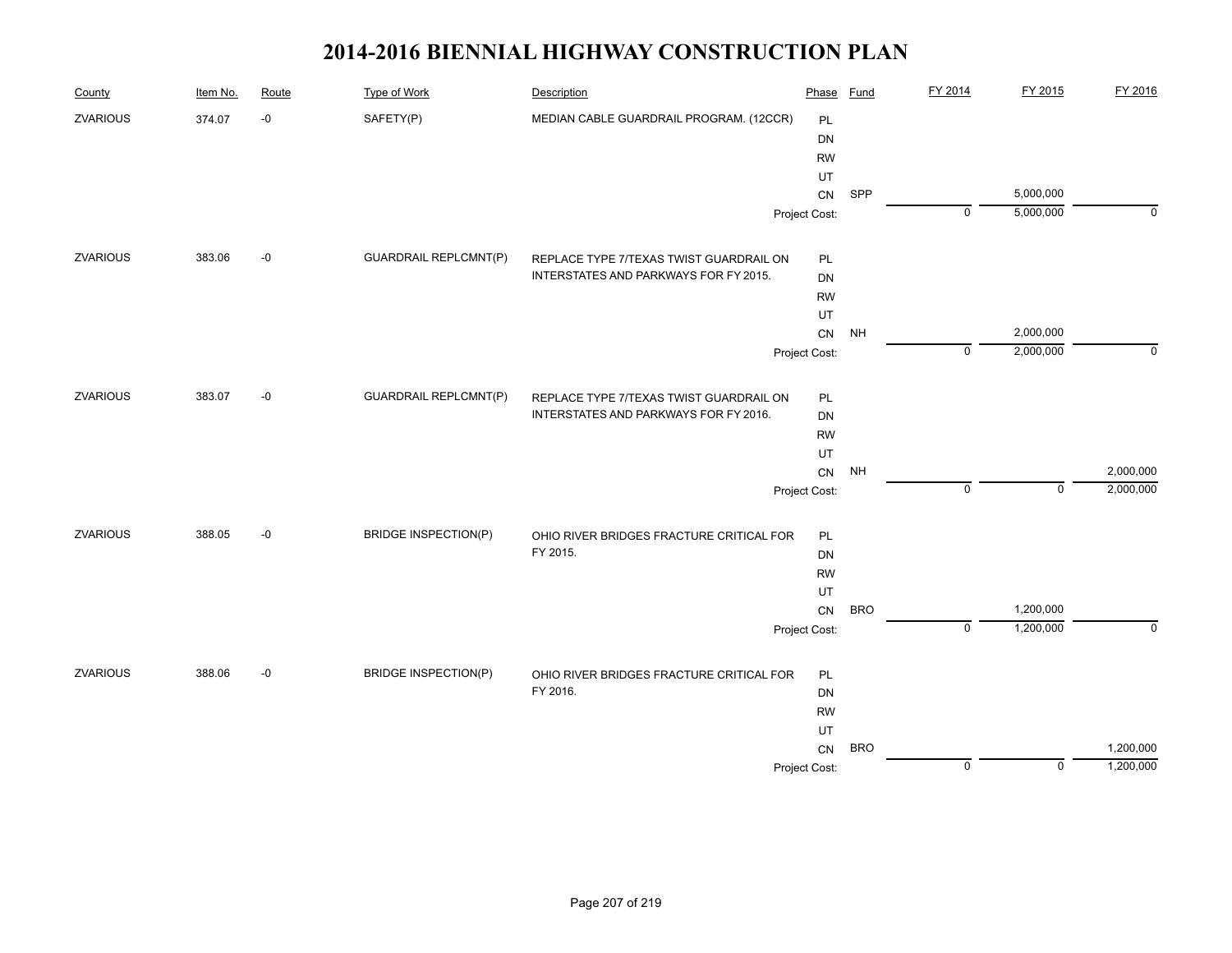# 2014-2016 BIENNIAL HIGHWAY CONSTRUCTION PLAN

| County | Item No. | Route | Type of Work | Description | Phase | Fund | FY 2014 | FY 2015 | FY 2016 |
|---|---|---|---|---|---|---|---|---|---|
| ZVARIOUS | 374.07 | -0 | SAFETY(P) | MEDIAN CABLE GUARDRAIL PROGRAM. (12CCR) | PL | | | | |
| | | | | | DN | | | | |
| | | | | | RW | | | | |
| | | | | | UT | | | | |
| | | | | | CN | SPP | | 5,000,000 | |
| | | | | | Project Cost: | | 0 | 5,000,000 | 0 |
| ZVARIOUS | 383.06 | -0 | GUARDRAIL REPLCMNT(P) | REPLACE TYPE 7/TEXAS TWIST GUARDRAIL ON INTERSTATES AND PARKWAYS FOR FY 2015. | PL | | | | |
| | | | | | DN | | | | |
| | | | | | RW | | | | |
| | | | | | UT | | | | |
| | | | | | CN | NH | | 2,000,000 | |
| | | | | | Project Cost: | | 0 | 2,000,000 | 0 |
| ZVARIOUS | 383.07 | -0 | GUARDRAIL REPLCMNT(P) | REPLACE TYPE 7/TEXAS TWIST GUARDRAIL ON INTERSTATES AND PARKWAYS FOR FY 2016. | PL | | | | |
| | | | | | DN | | | | |
| | | | | | RW | | | | |
| | | | | | UT | | | | |
| | | | | | CN | NH | | | 2,000,000 |
| | | | | | Project Cost: | | 0 | 0 | 2,000,000 |
| ZVARIOUS | 388.05 | -0 | BRIDGE INSPECTION(P) | OHIO RIVER BRIDGES FRACTURE CRITICAL FOR FY 2015. | PL | | | | |
| | | | | | DN | | | | |
| | | | | | RW | | | | |
| | | | | | UT | | | | |
| | | | | | CN | BRO | | 1,200,000 | |
| | | | | | Project Cost: | | 0 | 1,200,000 | 0 |
| ZVARIOUS | 388.06 | -0 | BRIDGE INSPECTION(P) | OHIO RIVER BRIDGES FRACTURE CRITICAL FOR FY 2016. | PL | | | | |
| | | | | | DN | | | | |
| | | | | | RW | | | | |
| | | | | | UT | | | | |
| | | | | | CN | BRO | | | 1,200,000 |
| | | | | | Project Cost: | | 0 | 0 | 1,200,000 |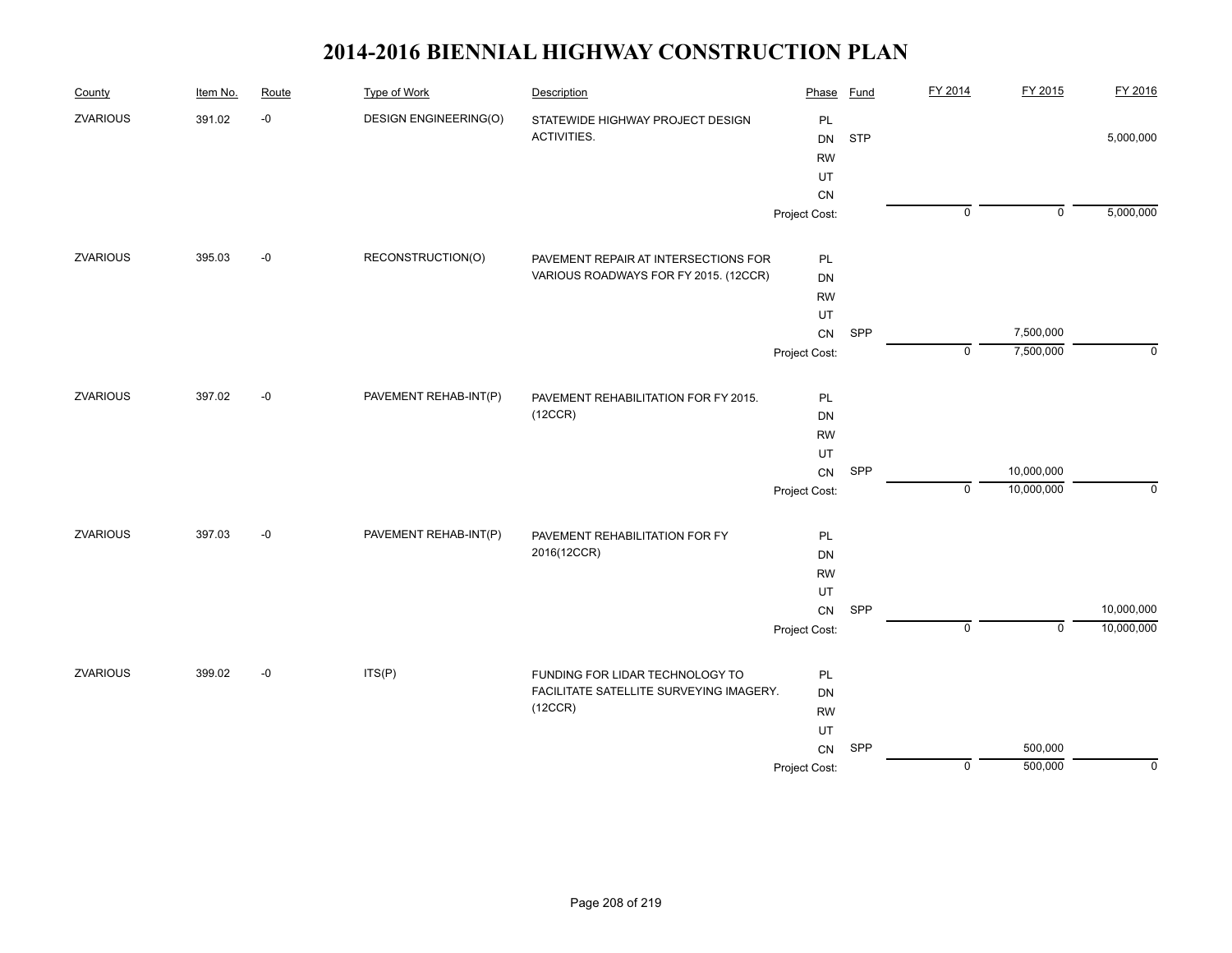# 2014-2016 BIENNIAL HIGHWAY CONSTRUCTION PLAN

| County | Item No. | Route | Type of Work | Description | Phase | Fund | FY 2014 | FY 2015 | FY 2016 |
|---|---|---|---|---|---|---|---|---|---|
| ZVARIOUS | 391.02 | -0 | DESIGN ENGINEERING(O) | STATEWIDE HIGHWAY PROJECT DESIGN ACTIVITIES. | PL | | | | |
| | | | | | DN | STP | | | 5,000,000 |
| | | | | | RW | | | | |
| | | | | | UT | | | | |
| | | | | | CN | | | | |
| | | | | | Project Cost: | | 0 | 0 | 5,000,000 |
| ZVARIOUS | 395.03 | -0 | RECONSTRUCTION(O) | PAVEMENT REPAIR AT INTERSECTIONS FOR VARIOUS ROADWAYS FOR FY 2015. (12CCR) | PL | | | | |
| | | | | | DN | | | | |
| | | | | | RW | | | | |
| | | | | | UT | | | | |
| | | | | | CN | SPP | | 7,500,000 | |
| | | | | | Project Cost: | | 0 | 7,500,000 | 0 |
| ZVARIOUS | 397.02 | -0 | PAVEMENT REHAB-INT(P) | PAVEMENT REHABILITATION FOR FY 2015. (12CCR) | PL | | | | |
| | | | | | DN | | | | |
| | | | | | RW | | | | |
| | | | | | UT | | | | |
| | | | | | CN | SPP | | 10,000,000 | |
| | | | | | Project Cost: | | 0 | 10,000,000 | 0 |
| ZVARIOUS | 397.03 | -0 | PAVEMENT REHAB-INT(P) | PAVEMENT REHABILITATION FOR FY 2016(12CCR) | PL | | | | |
| | | | | | DN | | | | |
| | | | | | RW | | | | |
| | | | | | UT | | | | |
| | | | | | CN | SPP | | | 10,000,000 |
| | | | | | Project Cost: | | 0 | 0 | 10,000,000 |
| ZVARIOUS | 399.02 | -0 | ITS(P) | FUNDING FOR LIDAR TECHNOLOGY TO FACILITATE SATELLITE SURVEYING IMAGERY. (12CCR) | PL | | | | |
| | | | | | DN | | | | |
| | | | | | RW | | | | |
| | | | | | UT | | | | |
| | | | | | CN | SPP | | 500,000 | |
| | | | | | Project Cost: | | 0 | 500,000 | 0 |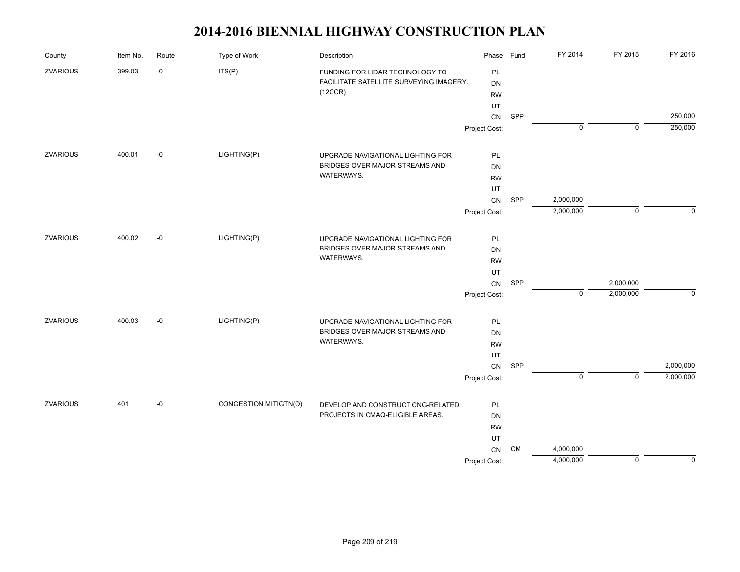# 2014-2016 BIENNIAL HIGHWAY CONSTRUCTION PLAN

| County | Item No. | Route | Type of Work | Description | Phase | Fund | FY 2014 | FY 2015 | FY 2016 |
|---|---|---|---|---|---|---|---|---|---|
| ZVARIOUS | 399.03 | -0 | ITS(P) | FUNDING FOR LIDAR TECHNOLOGY TO FACILITATE SATELLITE SURVEYING IMAGERY. (12CCR) | PL | | | | |
| | | | | | DN | | | | |
| | | | | | RW | | | | |
| | | | | | UT | | | | |
| | | | | | CN | SPP | | | 250,000 |
| | | | | | Project Cost: | | 0 | 0 | 250,000 |
| ZVARIOUS | 400.01 | -0 | LIGHTING(P) | UPGRADE NAVIGATIONAL LIGHTING FOR BRIDGES OVER MAJOR STREAMS AND WATERWAYS. | PL | | | | |
| | | | | | DN | | | | |
| | | | | | RW | | | | |
| | | | | | UT | | | | |
| | | | | | CN | SPP | 2,000,000 | | |
| | | | | | Project Cost: | | 2,000,000 | 0 | 0 |
| ZVARIOUS | 400.02 | -0 | LIGHTING(P) | UPGRADE NAVIGATIONAL LIGHTING FOR BRIDGES OVER MAJOR STREAMS AND WATERWAYS. | PL | | | | |
| | | | | | DN | | | | |
| | | | | | RW | | | | |
| | | | | | UT | | | | |
| | | | | | CN | SPP | | 2,000,000 | |
| | | | | | Project Cost: | | 0 | 2,000,000 | 0 |
| ZVARIOUS | 400.03 | -0 | LIGHTING(P) | UPGRADE NAVIGATIONAL LIGHTING FOR BRIDGES OVER MAJOR STREAMS AND WATERWAYS. | PL | | | | |
| | | | | | DN | | | | |
| | | | | | RW | | | | |
| | | | | | UT | | | | |
| | | | | | CN | SPP | | | 2,000,000 |
| | | | | | Project Cost: | | 0 | 0 | 2,000,000 |
| ZVARIOUS | 401 | -0 | CONGESTION MITIGTN(O) | DEVELOP AND CONSTRUCT CNG-RELATED PROJECTS IN CMAQ-ELIGIBLE AREAS. | PL | | | | |
| | | | | | DN | | | | |
| | | | | | RW | | | | |
| | | | | | UT | | | | |
| | | | | | CN | CM | 4,000,000 | | |
| | | | | | Project Cost: | | 4,000,000 | 0 | 0 |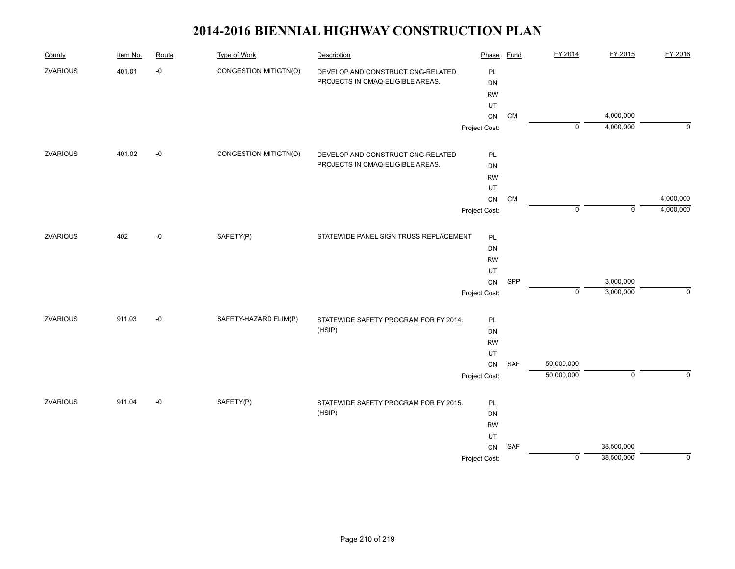# 2014-2016 BIENNIAL HIGHWAY CONSTRUCTION PLAN

| County | Item No. | Route | Type of Work | Description | Phase | Fund | FY 2014 | FY 2015 | FY 2016 |
|---|---|---|---|---|---|---|---|---|---|
| ZVARIOUS | 401.01 | -0 | CONGESTION MITIGTN(O) | DEVELOP AND CONSTRUCT CNG-RELATED PROJECTS IN CMAQ-ELIGIBLE AREAS. | PL | | | | |
| | | | | | DN | | | | |
| | | | | | RW | | | | |
| | | | | | UT | | | | |
| | | | | | CN | CM | | 4,000,000 | |
| | | | | | Project Cost: | | 0 | 4,000,000 | 0 |
| ZVARIOUS | 401.02 | -0 | CONGESTION MITIGTN(O) | DEVELOP AND CONSTRUCT CNG-RELATED PROJECTS IN CMAQ-ELIGIBLE AREAS. | PL | | | | |
| | | | | | DN | | | | |
| | | | | | RW | | | | |
| | | | | | UT | | | | |
| | | | | | CN | CM | | | 4,000,000 |
| | | | | | Project Cost: | | 0 | 0 | 4,000,000 |
| ZVARIOUS | 402 | -0 | SAFETY(P) | STATEWIDE PANEL SIGN TRUSS REPLACEMENT | PL | | | | |
| | | | | | DN | | | | |
| | | | | | RW | | | | |
| | | | | | UT | | | | |
| | | | | | CN | SPP | | 3,000,000 | |
| | | | | | Project Cost: | | 0 | 3,000,000 | 0 |
| ZVARIOUS | 911.03 | -0 | SAFETY-HAZARD ELIM(P) | STATEWIDE SAFETY PROGRAM FOR FY 2014. (HSIP) | PL | | | | |
| | | | | | DN | | | | |
| | | | | | RW | | | | |
| | | | | | UT | | | | |
| | | | | | CN | SAF | 50,000,000 | | |
| | | | | | Project Cost: | | 50,000,000 | 0 | 0 |
| ZVARIOUS | 911.04 | -0 | SAFETY(P) | STATEWIDE SAFETY PROGRAM FOR FY 2015. (HSIP) | PL | | | | |
| | | | | | DN | | | | |
| | | | | | RW | | | | |
| | | | | | UT | | | | |
| | | | | | CN | SAF | | 38,500,000 | |
| | | | | | Project Cost: | | 0 | 38,500,000 | 0 |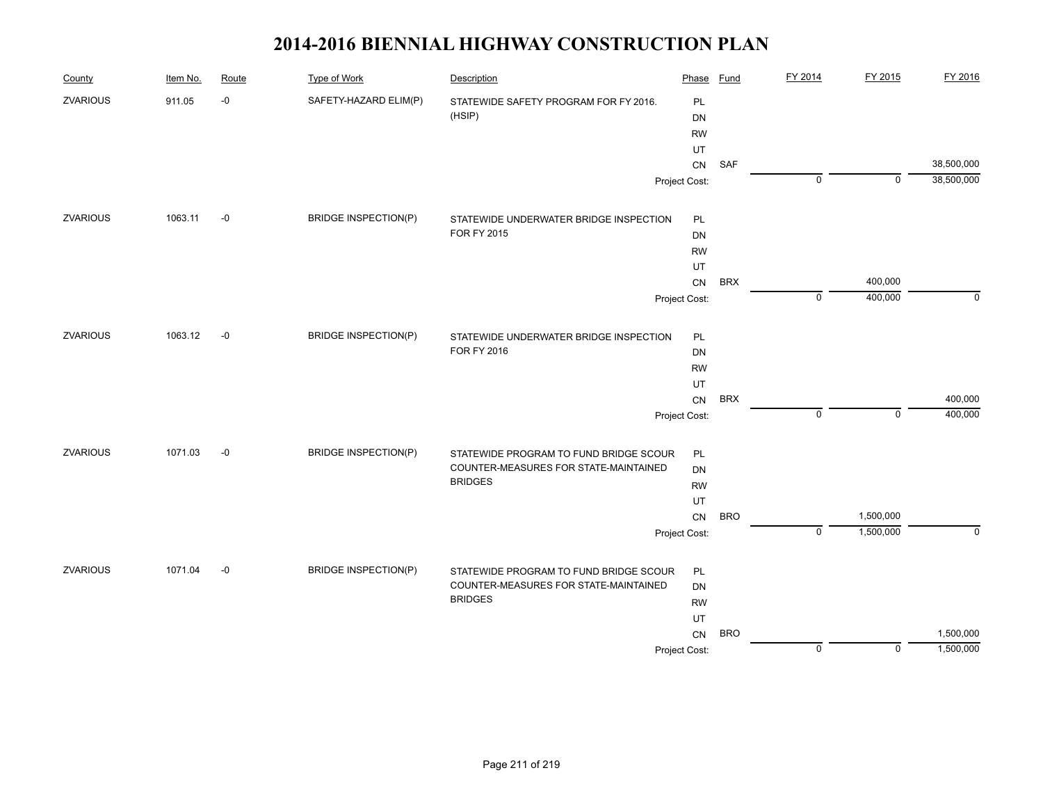# 2014-2016 BIENNIAL HIGHWAY CONSTRUCTION PLAN

| County | Item No. | Route | Type of Work | Description | Phase | Fund | FY 2014 | FY 2015 | FY 2016 |
|---|---|---|---|---|---|---|---|---|---|
| ZVARIOUS | 911.05 | -0 | SAFETY-HAZARD ELIM(P) | STATEWIDE SAFETY PROGRAM FOR FY 2016. (HSIP) | PL | | | | |
| | | | | | DN | | | | |
| | | | | | RW | | | | |
| | | | | | UT | | | | |
| | | | | | CN | SAF | | | 38,500,000 |
| | | | | | Project Cost: | | 0 | 0 | 38,500,000 |
| ZVARIOUS | 1063.11 | -0 | BRIDGE INSPECTION(P) | STATEWIDE UNDERWATER BRIDGE INSPECTION FOR FY 2015 | PL | | | | |
| | | | | | DN | | | | |
| | | | | | RW | | | | |
| | | | | | UT | | | | |
| | | | | | CN | BRX | | 400,000 | |
| | | | | | Project Cost: | | 0 | 400,000 | 0 |
| ZVARIOUS | 1063.12 | -0 | BRIDGE INSPECTION(P) | STATEWIDE UNDERWATER BRIDGE INSPECTION FOR FY 2016 | PL | | | | |
| | | | | | DN | | | | |
| | | | | | RW | | | | |
| | | | | | UT | | | | |
| | | | | | CN | BRX | | | 400,000 |
| | | | | | Project Cost: | | 0 | 0 | 400,000 |
| ZVARIOUS | 1071.03 | -0 | BRIDGE INSPECTION(P) | STATEWIDE PROGRAM TO FUND BRIDGE SCOUR COUNTER-MEASURES FOR STATE-MAINTAINED BRIDGES | PL | | | | |
| | | | | | DN | | | | |
| | | | | | RW | | | | |
| | | | | | UT | | | | |
| | | | | | CN | BRO | | 1,500,000 | |
| | | | | | Project Cost: | | 0 | 1,500,000 | 0 |
| ZVARIOUS | 1071.04 | -0 | BRIDGE INSPECTION(P) | STATEWIDE PROGRAM TO FUND BRIDGE SCOUR COUNTER-MEASURES FOR STATE-MAINTAINED BRIDGES | PL | | | | |
| | | | | | DN | | | | |
| | | | | | RW | | | | |
| | | | | | UT | | | | |
| | | | | | CN | BRO | | | 1,500,000 |
| | | | | | Project Cost: | | 0 | 0 | 1,500,000 |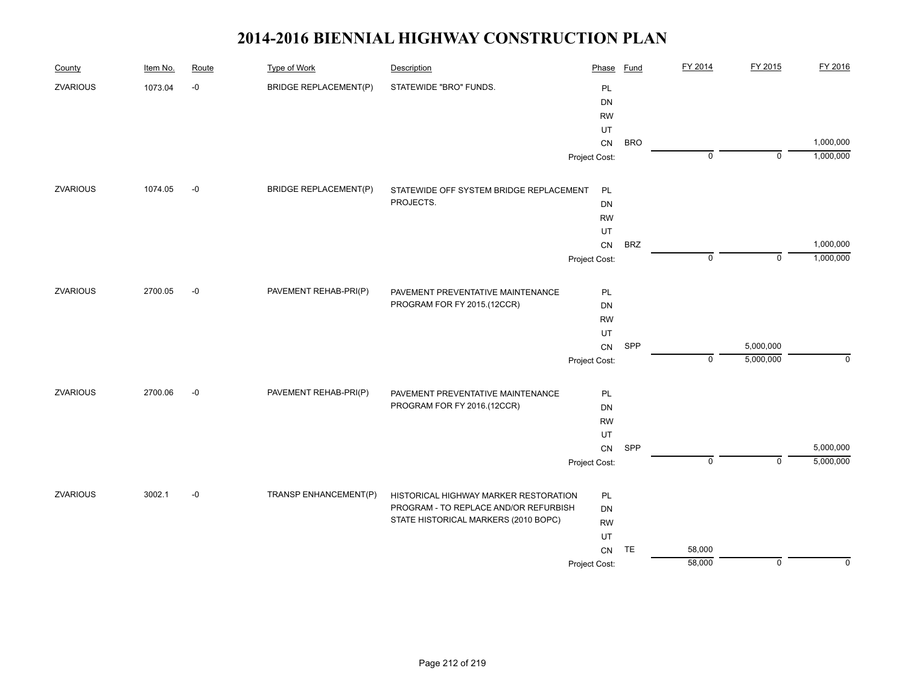# 2014-2016 BIENNIAL HIGHWAY CONSTRUCTION PLAN

| County | Item No. | Route | Type of Work | Description | Phase | Fund | FY 2014 | FY 2015 | FY 2016 |
|---|---|---|---|---|---|---|---|---|---|
| ZVARIOUS | 1073.04 | -0 | BRIDGE REPLACEMENT(P) | STATEWIDE "BRO" FUNDS. | PL | | | | |
| | | | | | DN | | | | |
| | | | | | RW | | | | |
| | | | | | UT | | | | |
| | | | | | CN | BRO | | | 1,000,000 |
| | | | | | Project Cost: | | 0 | 0 | 1,000,000 |
| ZVARIOUS | 1074.05 | -0 | BRIDGE REPLACEMENT(P) | STATEWIDE OFF SYSTEM BRIDGE REPLACEMENT PROJECTS. | PL | | | | |
| | | | | | DN | | | | |
| | | | | | RW | | | | |
| | | | | | UT | | | | |
| | | | | | CN | BRZ | | | 1,000,000 |
| | | | | | Project Cost: | | 0 | 0 | 1,000,000 |
| ZVARIOUS | 2700.05 | -0 | PAVEMENT REHAB-PRI(P) | PAVEMENT PREVENTATIVE MAINTENANCE PROGRAM FOR FY 2015.(12CCR) | PL | | | | |
| | | | | | DN | | | | |
| | | | | | RW | | | | |
| | | | | | UT | | | | |
| | | | | | CN | SPP | | 5,000,000 | |
| | | | | | Project Cost: | | 0 | 5,000,000 | 0 |
| ZVARIOUS | 2700.06 | -0 | PAVEMENT REHAB-PRI(P) | PAVEMENT PREVENTATIVE MAINTENANCE PROGRAM FOR FY 2016.(12CCR) | PL | | | | |
| | | | | | DN | | | | |
| | | | | | RW | | | | |
| | | | | | UT | | | | |
| | | | | | CN | SPP | | | 5,000,000 |
| | | | | | Project Cost: | | 0 | 0 | 5,000,000 |
| ZVARIOUS | 3002.1 | -0 | TRANSP ENHANCEMENT(P) | HISTORICAL HIGHWAY MARKER RESTORATION PROGRAM - TO REPLACE AND/OR REFURBISH STATE HISTORICAL MARKERS (2010 BOPC) | PL | | | | |
| | | | | | DN | | | | |
| | | | | | RW | | | | |
| | | | | | UT | | | | |
| | | | | | CN | TE | 58,000 | | |
| | | | | | Project Cost: | | 58,000 | 0 | 0 |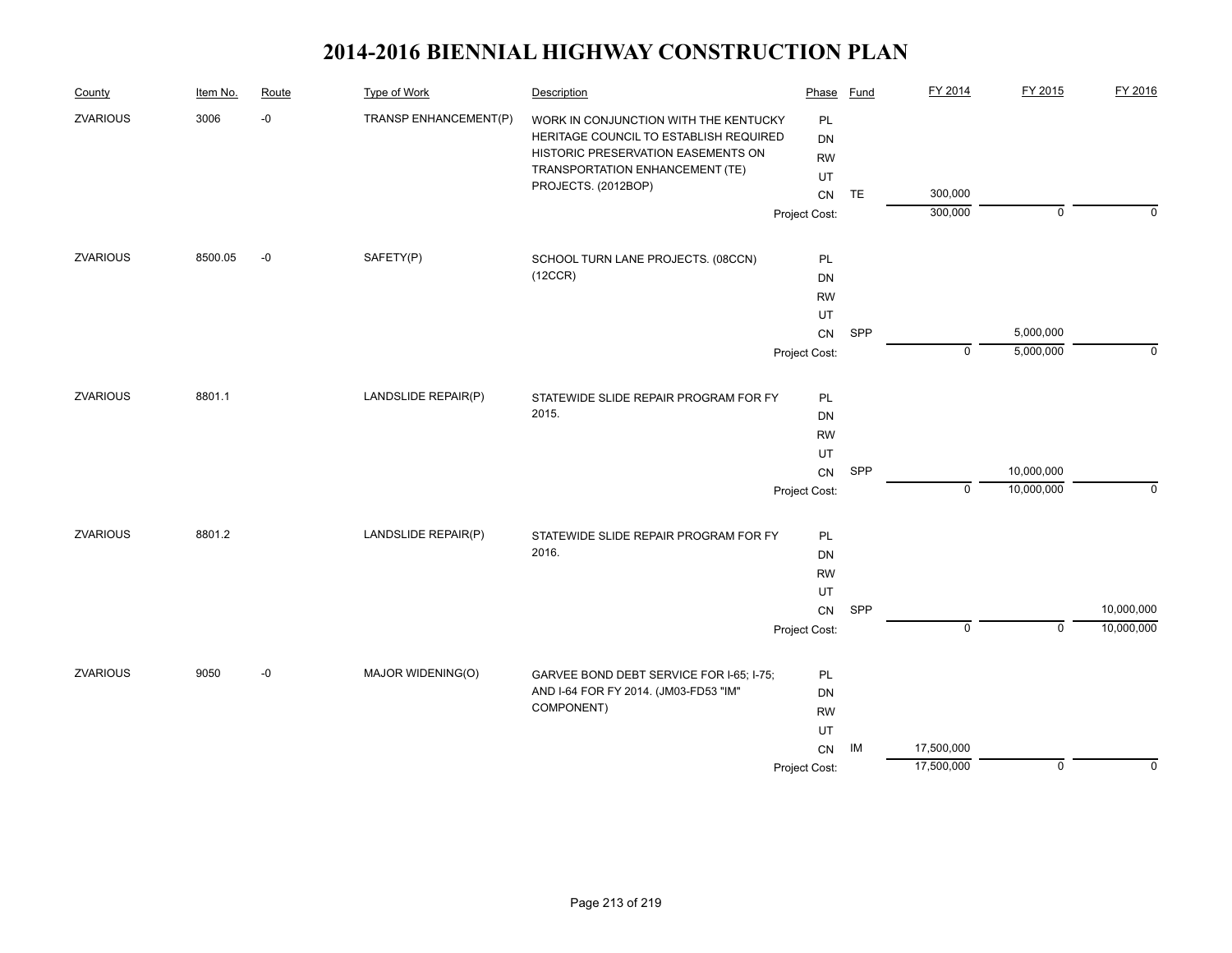# 2014-2016 BIENNIAL HIGHWAY CONSTRUCTION PLAN

| County | Item No. | Route | Type of Work | Description | Phase | Fund | FY 2014 | FY 2015 | FY 2016 |
|---|---|---|---|---|---|---|---|---|---|
| ZVARIOUS | 3006 | -0 | TRANSP ENHANCEMENT(P) | WORK IN CONJUNCTION WITH THE KENTUCKY HERITAGE COUNCIL TO ESTABLISH REQUIRED HISTORIC PRESERVATION EASEMENTS ON TRANSPORTATION ENHANCEMENT (TE) PROJECTS. (2012BOP) | PL | | | | |
| | | | | | DN | | | | |
| | | | | | RW | | | | |
| | | | | | UT | | | | |
| | | | | | CN | TE | 300,000 | | |
| | | | | | Project Cost: | | 300,000 | 0 | 0 |
| ZVARIOUS | 8500.05 | -0 | SAFETY(P) | SCHOOL TURN LANE PROJECTS. (08CCN) (12CCR) | PL | | | | |
| | | | | | DN | | | | |
| | | | | | RW | | | | |
| | | | | | UT | | | | |
| | | | | | CN | SPP | | 5,000,000 | |
| | | | | | Project Cost: | | 0 | 5,000,000 | 0 |
| ZVARIOUS | 8801.1 | | LANDSLIDE REPAIR(P) | STATEWIDE SLIDE REPAIR PROGRAM FOR FY 2015. | PL | | | | |
| | | | | | DN | | | | |
| | | | | | RW | | | | |
| | | | | | UT | | | | |
| | | | | | CN | SPP | | 10,000,000 | |
| | | | | | Project Cost: | | 0 | 10,000,000 | 0 |
| ZVARIOUS | 8801.2 | | LANDSLIDE REPAIR(P) | STATEWIDE SLIDE REPAIR PROGRAM FOR FY 2016. | PL | | | | |
| | | | | | DN | | | | |
| | | | | | RW | | | | |
| | | | | | UT | | | | |
| | | | | | CN | SPP | | | 10,000,000 |
| | | | | | Project Cost: | | 0 | 0 | 10,000,000 |
| ZVARIOUS | 9050 | -0 | MAJOR WIDENING(O) | GARVEE BOND DEBT SERVICE FOR I-65; I-75; AND I-64 FOR FY 2014. (JM03-FD53 "IM" COMPONENT) | PL | | | | |
| | | | | | DN | | | | |
| | | | | | RW | | | | |
| | | | | | UT | | | | |
| | | | | | CN | IM | 17,500,000 | | |
| | | | | | Project Cost: | | 17,500,000 | 0 | 0 |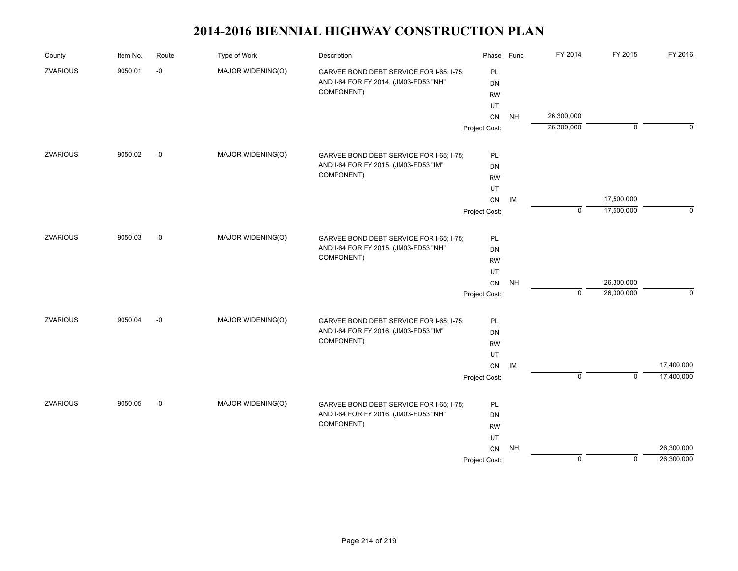# 2014-2016 BIENNIAL HIGHWAY CONSTRUCTION PLAN

| County | Item No. | Route | Type of Work | Description | Phase | Fund | FY 2014 | FY 2015 | FY 2016 |
|---|---|---|---|---|---|---|---|---|---|
| ZVARIOUS | 9050.01 | -0 | MAJOR WIDENING(O) | GARVEE BOND DEBT SERVICE FOR I-65; I-75; AND I-64 FOR FY 2014. (JM03-FD53 "NH" COMPONENT) | PL | | | | |
| | | | | | DN | | | | |
| | | | | | RW | | | | |
| | | | | | UT | | | | |
| | | | | | CN | NH | 26,300,000 | | |
| | | | | | Project Cost: | | 26,300,000 | 0 | 0 |
| ZVARIOUS | 9050.02 | -0 | MAJOR WIDENING(O) | GARVEE BOND DEBT SERVICE FOR I-65; I-75; AND I-64 FOR FY 2015. (JM03-FD53 "IM" COMPONENT) | PL | | | | |
| | | | | | DN | | | | |
| | | | | | RW | | | | |
| | | | | | UT | | | | |
| | | | | | CN | IM | | 17,500,000 | |
| | | | | | Project Cost: | | 0 | 17,500,000 | 0 |
| ZVARIOUS | 9050.03 | -0 | MAJOR WIDENING(O) | GARVEE BOND DEBT SERVICE FOR I-65; I-75; AND I-64 FOR FY 2015. (JM03-FD53 "NH" COMPONENT) | PL | | | | |
| | | | | | DN | | | | |
| | | | | | RW | | | | |
| | | | | | UT | | | | |
| | | | | | CN | NH | | 26,300,000 | |
| | | | | | Project Cost: | | 0 | 26,300,000 | 0 |
| ZVARIOUS | 9050.04 | -0 | MAJOR WIDENING(O) | GARVEE BOND DEBT SERVICE FOR I-65; I-75; AND I-64 FOR FY 2016. (JM03-FD53 "IM" COMPONENT) | PL | | | | |
| | | | | | DN | | | | |
| | | | | | RW | | | | |
| | | | | | UT | | | | |
| | | | | | CN | IM | | | 17,400,000 |
| | | | | | Project Cost: | | 0 | 0 | 17,400,000 |
| ZVARIOUS | 9050.05 | -0 | MAJOR WIDENING(O) | GARVEE BOND DEBT SERVICE FOR I-65; I-75; AND I-64 FOR FY 2016. (JM03-FD53 "NH" COMPONENT) | PL | | | | |
| | | | | | DN | | | | |
| | | | | | RW | | | | |
| | | | | | UT | | | | |
| | | | | | CN | NH | | | 26,300,000 |
| | | | | | Project Cost: | | 0 | 0 | 26,300,000 |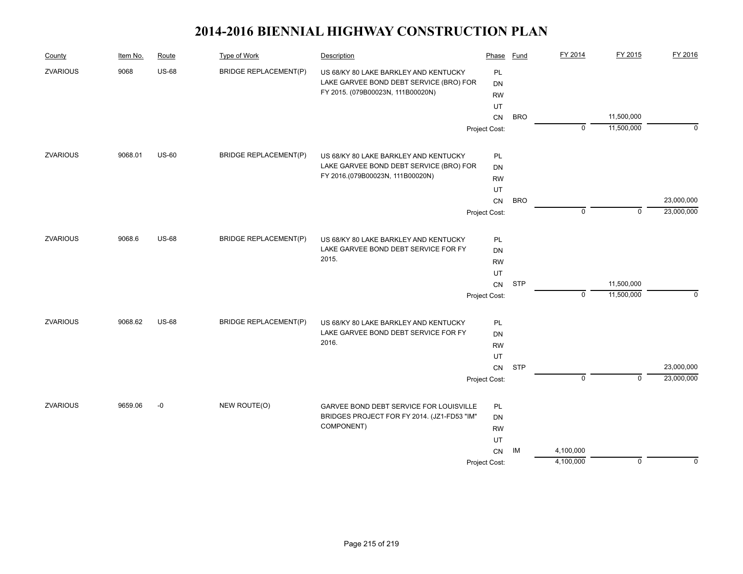# 2014-2016 BIENNIAL HIGHWAY CONSTRUCTION PLAN

| County | Item No. | Route | Type of Work | Description | Phase | Fund | FY 2014 | FY 2015 | FY 2016 |
|---|---|---|---|---|---|---|---|---|---|
| ZVARIOUS | 9068 | US-68 | BRIDGE REPLACEMENT(P) | US 68/KY 80 LAKE BARKLEY AND KENTUCKY LAKE GARVEE BOND DEBT SERVICE (BRO) FOR FY 2015. (079B00023N, 111B00020N) | PL | | | | |
| | | | | | DN | | | | |
| | | | | | RW | | | | |
| | | | | | UT | | | | |
| | | | | | CN | BRO | | 11,500,000 | |
| | | | | | Project Cost: | | 0 | 11,500,000 | 0 |
| ZVARIOUS | 9068.01 | US-60 | BRIDGE REPLACEMENT(P) | US 68/KY 80 LAKE BARKLEY AND KENTUCKY LAKE GARVEE BOND DEBT SERVICE (BRO) FOR FY 2016.(079B00023N, 111B00020N) | PL | | | | |
| | | | | | DN | | | | |
| | | | | | RW | | | | |
| | | | | | UT | | | | |
| | | | | | CN | BRO | | | 23,000,000 |
| | | | | | Project Cost: | | 0 | 0 | 23,000,000 |
| ZVARIOUS | 9068.6 | US-68 | BRIDGE REPLACEMENT(P) | US 68/KY 80 LAKE BARKLEY AND KENTUCKY LAKE GARVEE BOND DEBT SERVICE FOR FY 2015. | PL | | | | |
| | | | | | DN | | | | |
| | | | | | RW | | | | |
| | | | | | UT | | | | |
| | | | | | CN | STP | | 11,500,000 | |
| | | | | | Project Cost: | | 0 | 11,500,000 | 0 |
| ZVARIOUS | 9068.62 | US-68 | BRIDGE REPLACEMENT(P) | US 68/KY 80 LAKE BARKLEY AND KENTUCKY LAKE GARVEE BOND DEBT SERVICE FOR FY 2016. | PL | | | | |
| | | | | | DN | | | | |
| | | | | | RW | | | | |
| | | | | | UT | | | | |
| | | | | | CN | STP | | | 23,000,000 |
| | | | | | Project Cost: | | 0 | 0 | 23,000,000 |
| ZVARIOUS | 9659.06 | -0 | NEW ROUTE(O) | GARVEE BOND DEBT SERVICE FOR LOUISVILLE BRIDGES PROJECT FOR FY 2014. (JZ1-FD53 "IM" COMPONENT) | PL | | | | |
| | | | | | DN | | | | |
| | | | | | RW | | | | |
| | | | | | UT | | | | |
| | | | | | CN | IM | 4,100,000 | | |
| | | | | | Project Cost: | | 4,100,000 | 0 | 0 |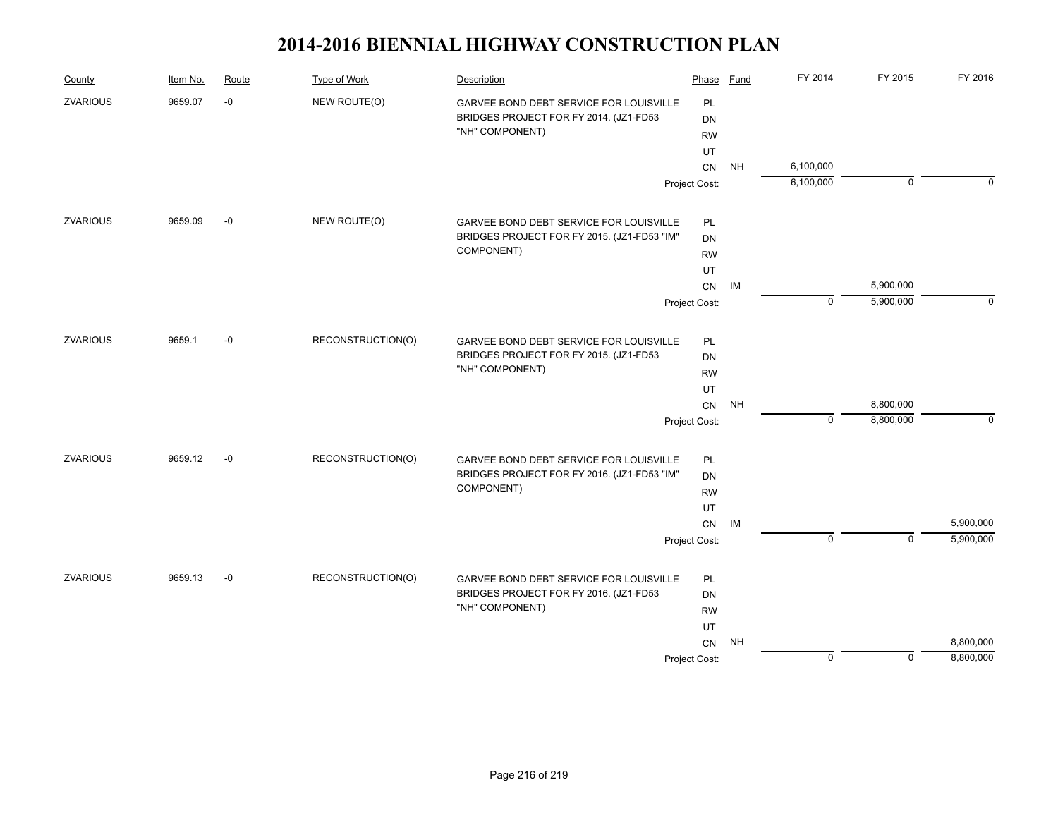# 2014-2016 BIENNIAL HIGHWAY CONSTRUCTION PLAN

| County | Item No. | Route | Type of Work | Description | Phase | Fund | FY 2014 | FY 2015 | FY 2016 |
|---|---|---|---|---|---|---|---|---|---|
| ZVARIOUS | 9659.07 | -0 | NEW ROUTE(O) | GARVEE BOND DEBT SERVICE FOR LOUISVILLE BRIDGES PROJECT FOR FY 2014. (JZ1-FD53 "NH" COMPONENT) | PL | | | | |
| | | | | | DN | | | | |
| | | | | | RW | | | | |
| | | | | | UT | | | | |
| | | | | | CN | NH | 6,100,000 | | |
| | | | | | Project Cost: | | 6,100,000 | 0 | 0 |
| ZVARIOUS | 9659.09 | -0 | NEW ROUTE(O) | GARVEE BOND DEBT SERVICE FOR LOUISVILLE BRIDGES PROJECT FOR FY 2015. (JZ1-FD53 "IM" COMPONENT) | PL | | | | |
| | | | | | DN | | | | |
| | | | | | RW | | | | |
| | | | | | UT | | | | |
| | | | | | CN | IM | | 5,900,000 | |
| | | | | | Project Cost: | | 0 | 5,900,000 | 0 |
| ZVARIOUS | 9659.1 | -0 | RECONSTRUCTION(O) | GARVEE BOND DEBT SERVICE FOR LOUISVILLE BRIDGES PROJECT FOR FY 2015. (JZ1-FD53 "NH" COMPONENT) | PL | | | | |
| | | | | | DN | | | | |
| | | | | | RW | | | | |
| | | | | | UT | | | | |
| | | | | | CN | NH | | 8,800,000 | |
| | | | | | Project Cost: | | 0 | 8,800,000 | 0 |
| ZVARIOUS | 9659.12 | -0 | RECONSTRUCTION(O) | GARVEE BOND DEBT SERVICE FOR LOUISVILLE BRIDGES PROJECT FOR FY 2016. (JZ1-FD53 "IM" COMPONENT) | PL | | | | |
| | | | | | DN | | | | |
| | | | | | RW | | | | |
| | | | | | UT | | | | |
| | | | | | CN | IM | | | 5,900,000 |
| | | | | | Project Cost: | | 0 | 0 | 5,900,000 |
| ZVARIOUS | 9659.13 | -0 | RECONSTRUCTION(O) | GARVEE BOND DEBT SERVICE FOR LOUISVILLE BRIDGES PROJECT FOR FY 2016. (JZ1-FD53 "NH" COMPONENT) | PL | | | | |
| | | | | | DN | | | | |
| | | | | | RW | | | | |
| | | | | | UT | | | | |
| | | | | | CN | NH | | | 8,800,000 |
| | | | | | Project Cost: | | 0 | 0 | 8,800,000 |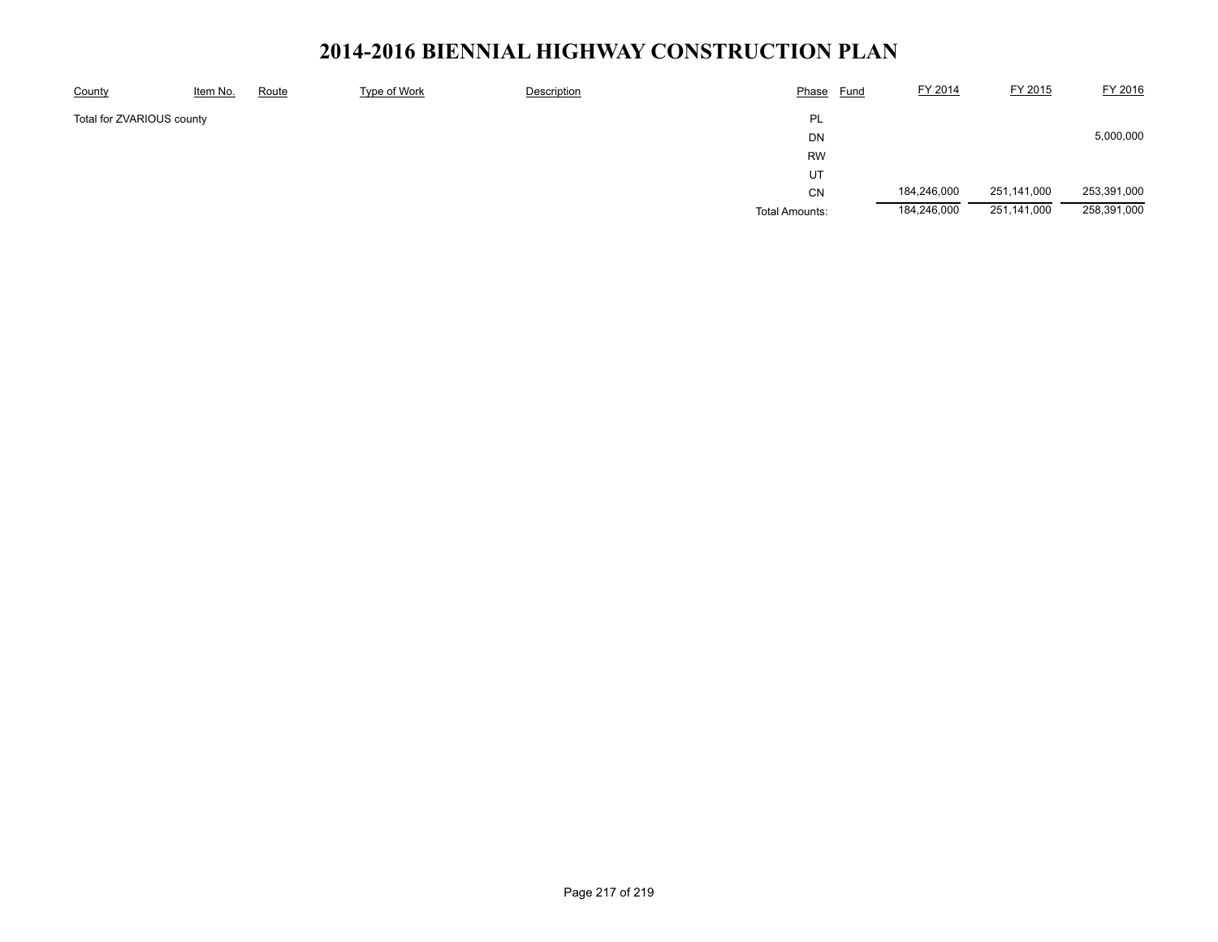# 2014-2016 BIENNIAL HIGHWAY CONSTRUCTION PLAN

| County | Item No. | Route | Type of Work | Description | Phase | Fund | FY 2014 | FY 2015 | FY 2016 |
|---|---|---|---|---|---|---|---|---|---|
| Total for ZVARIOUS county | | | | | PL | | | | |
| | | | | | DN | | | | 5,000,000 |
| | | | | | RW | | | | |
| | | | | | UT | | | | |
| | | | | | CN | | 184,246,000 | 251,141,000 | 253,391,000 |
| | | | | | Total Amounts: | | 184,246,000 | 251,141,000 | 258,391,000 |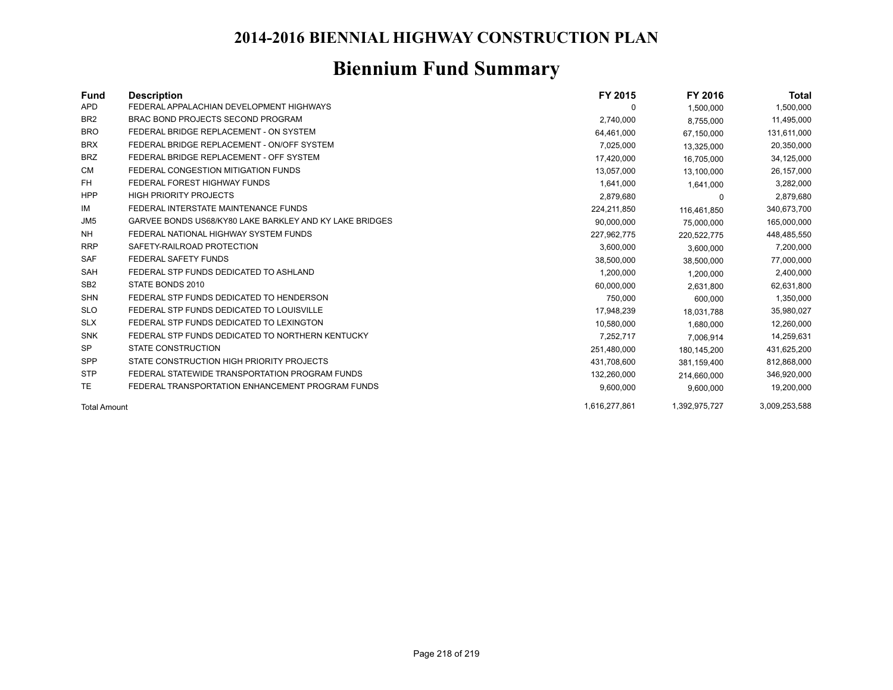# 2014-2016 BIENNIAL HIGHWAY CONSTRUCTION PLAN

## Biennium Fund Summary

| Fund | Description | FY 2015 | FY 2016 | Total |
|---|---|---|---|---|
| APD | FEDERAL APPALACHIAN DEVELOPMENT HIGHWAYS | 0 | 1,500,000 | 1,500,000 |
| BR2 | BRAC BOND PROJECTS SECOND PROGRAM | 2,740,000 | 8,755,000 | 11,495,000 |
| BRO | FEDERAL BRIDGE REPLACEMENT - ON SYSTEM | 64,461,000 | 67,150,000 | 131,611,000 |
| BRX | FEDERAL BRIDGE REPLACEMENT - ON/OFF SYSTEM | 7,025,000 | 13,325,000 | 20,350,000 |
| BRZ | FEDERAL BRIDGE REPLACEMENT - OFF SYSTEM | 17,420,000 | 16,705,000 | 34,125,000 |
| CM | FEDERAL CONGESTION MITIGATION FUNDS | 13,057,000 | 13,100,000 | 26,157,000 |
| FH | FEDERAL FOREST HIGHWAY FUNDS | 1,641,000 | 1,641,000 | 3,282,000 |
| HPP | HIGH PRIORITY PROJECTS | 2,879,680 | 0 | 2,879,680 |
| IM | FEDERAL INTERSTATE MAINTENANCE FUNDS | 224,211,850 | 116,461,850 | 340,673,700 |
| JM5 | GARVEE BONDS US68/KY80 LAKE BARKLEY AND KY LAKE BRIDGES | 90,000,000 | 75,000,000 | 165,000,000 |
| NH | FEDERAL NATIONAL HIGHWAY SYSTEM FUNDS | 227,962,775 | 220,522,775 | 448,485,550 |
| RRP | SAFETY-RAILROAD PROTECTION | 3,600,000 | 3,600,000 | 7,200,000 |
| SAF | FEDERAL SAFETY FUNDS | 38,500,000 | 38,500,000 | 77,000,000 |
| SAH | FEDERAL STP FUNDS DEDICATED TO ASHLAND | 1,200,000 | 1,200,000 | 2,400,000 |
| SB2 | STATE BONDS 2010 | 60,000,000 | 2,631,800 | 62,631,800 |
| SHN | FEDERAL STP FUNDS DEDICATED TO HENDERSON | 750,000 | 600,000 | 1,350,000 |
| SLO | FEDERAL STP FUNDS DEDICATED TO LOUISVILLE | 17,948,239 | 18,031,788 | 35,980,027 |
| SLX | FEDERAL STP FUNDS DEDICATED TO LEXINGTON | 10,580,000 | 1,680,000 | 12,260,000 |
| SNK | FEDERAL STP FUNDS DEDICATED TO NORTHERN KENTUCKY | 7,252,717 | 7,006,914 | 14,259,631 |
| SP | STATE CONSTRUCTION | 251,480,000 | 180,145,200 | 431,625,200 |
| SPP | STATE CONSTRUCTION HIGH PRIORITY PROJECTS | 431,708,600 | 381,159,400 | 812,868,000 |
| STP | FEDERAL STATEWIDE TRANSPORTATION PROGRAM FUNDS | 132,260,000 | 214,660,000 | 346,920,000 |
| TE | FEDERAL TRANSPORTATION ENHANCEMENT PROGRAM FUNDS | 9,600,000 | 9,600,000 | 19,200,000 |
| Total Amount | | 1,616,277,861 | 1,392,975,727 | 3,009,253,588 |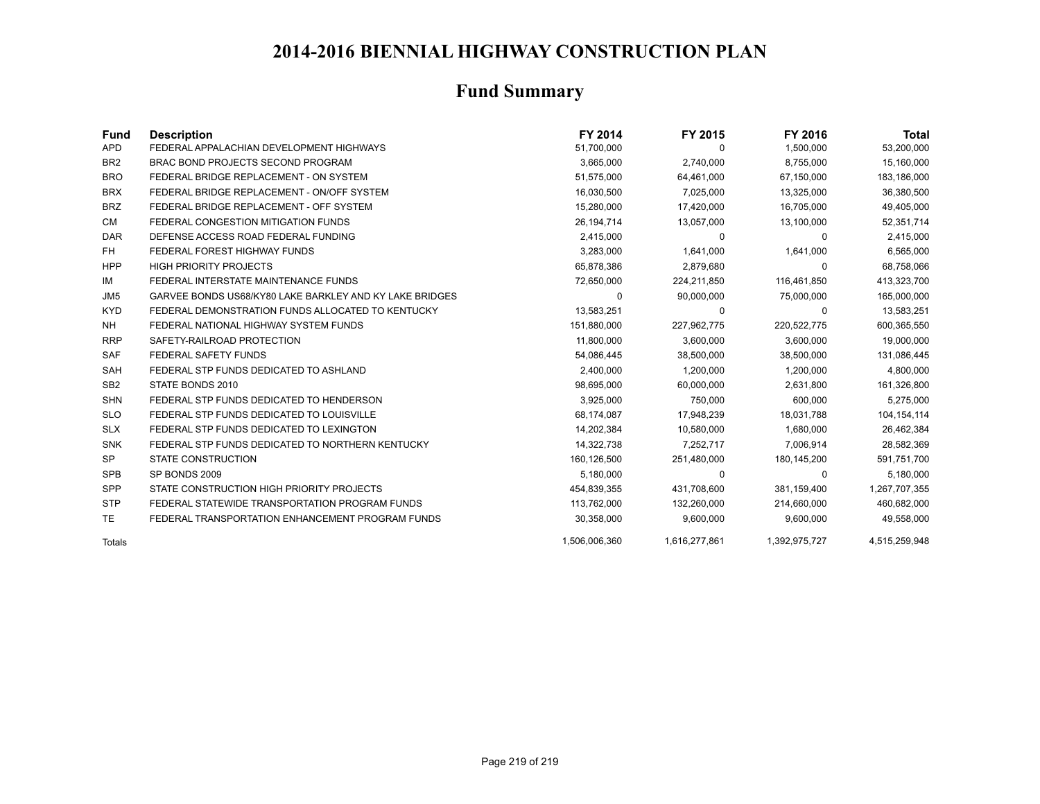# 2014-2016 BIENNIAL HIGHWAY CONSTRUCTION PLAN

## Fund Summary

| Fund | Description | FY 2014 | FY 2015 | FY 2016 | Total |
|---|---|---|---|---|---|
| APD | FEDERAL APPALACHIAN DEVELOPMENT HIGHWAYS | 51,700,000 | 0 | 1,500,000 | 53,200,000 |
| BR2 | BRAC BOND PROJECTS SECOND PROGRAM | 3,665,000 | 2,740,000 | 8,755,000 | 15,160,000 |
| BRO | FEDERAL BRIDGE REPLACEMENT - ON SYSTEM | 51,575,000 | 64,461,000 | 67,150,000 | 183,186,000 |
| BRX | FEDERAL BRIDGE REPLACEMENT - ON/OFF SYSTEM | 16,030,500 | 7,025,000 | 13,325,000 | 36,380,500 |
| BRZ | FEDERAL BRIDGE REPLACEMENT - OFF SYSTEM | 15,280,000 | 17,420,000 | 16,705,000 | 49,405,000 |
| CM | FEDERAL CONGESTION MITIGATION FUNDS | 26,194,714 | 13,057,000 | 13,100,000 | 52,351,714 |
| DAR | DEFENSE ACCESS ROAD FEDERAL FUNDING | 2,415,000 | 0 | 0 | 2,415,000 |
| FH | FEDERAL FOREST HIGHWAY FUNDS | 3,283,000 | 1,641,000 | 1,641,000 | 6,565,000 |
| HPP | HIGH PRIORITY PROJECTS | 65,878,386 | 2,879,680 | 0 | 68,758,066 |
| IM | FEDERAL INTERSTATE MAINTENANCE FUNDS | 72,650,000 | 224,211,850 | 116,461,850 | 413,323,700 |
| JM5 | GARVEE BONDS US68/KY80 LAKE BARKLEY AND KY LAKE BRIDGES | 0 | 90,000,000 | 75,000,000 | 165,000,000 |
| KYD | FEDERAL DEMONSTRATION FUNDS ALLOCATED TO KENTUCKY | 13,583,251 | 0 | 0 | 13,583,251 |
| NH | FEDERAL NATIONAL HIGHWAY SYSTEM FUNDS | 151,880,000 | 227,962,775 | 220,522,775 | 600,365,550 |
| RRP | SAFETY-RAILROAD PROTECTION | 11,800,000 | 3,600,000 | 3,600,000 | 19,000,000 |
| SAF | FEDERAL SAFETY FUNDS | 54,086,445 | 38,500,000 | 38,500,000 | 131,086,445 |
| SAH | FEDERAL STP FUNDS DEDICATED TO ASHLAND | 2,400,000 | 1,200,000 | 1,200,000 | 4,800,000 |
| SB2 | STATE BONDS 2010 | 98,695,000 | 60,000,000 | 2,631,800 | 161,326,800 |
| SHN | FEDERAL STP FUNDS DEDICATED TO HENDERSON | 3,925,000 | 750,000 | 600,000 | 5,275,000 |
| SLO | FEDERAL STP FUNDS DEDICATED TO LOUISVILLE | 68,174,087 | 17,948,239 | 18,031,788 | 104,154,114 |
| SLX | FEDERAL STP FUNDS DEDICATED TO LEXINGTON | 14,202,384 | 10,580,000 | 1,680,000 | 26,462,384 |
| SNK | FEDERAL STP FUNDS DEDICATED TO NORTHERN KENTUCKY | 14,322,738 | 7,252,717 | 7,006,914 | 28,582,369 |
| SP | STATE CONSTRUCTION | 160,126,500 | 251,480,000 | 180,145,200 | 591,751,700 |
| SPB | SP BONDS 2009 | 5,180,000 | 0 | 0 | 5,180,000 |
| SPP | STATE CONSTRUCTION HIGH PRIORITY PROJECTS | 454,839,355 | 431,708,600 | 381,159,400 | 1,267,707,355 |
| STP | FEDERAL STATEWIDE TRANSPORTATION PROGRAM FUNDS | 113,762,000 | 132,260,000 | 214,660,000 | 460,682,000 |
| TE | FEDERAL TRANSPORTATION ENHANCEMENT PROGRAM FUNDS | 30,358,000 | 9,600,000 | 9,600,000 | 49,558,000 |
| Totals | | 1,506,006,360 | 1,616,277,861 | 1,392,975,727 | 4,515,259,948 |